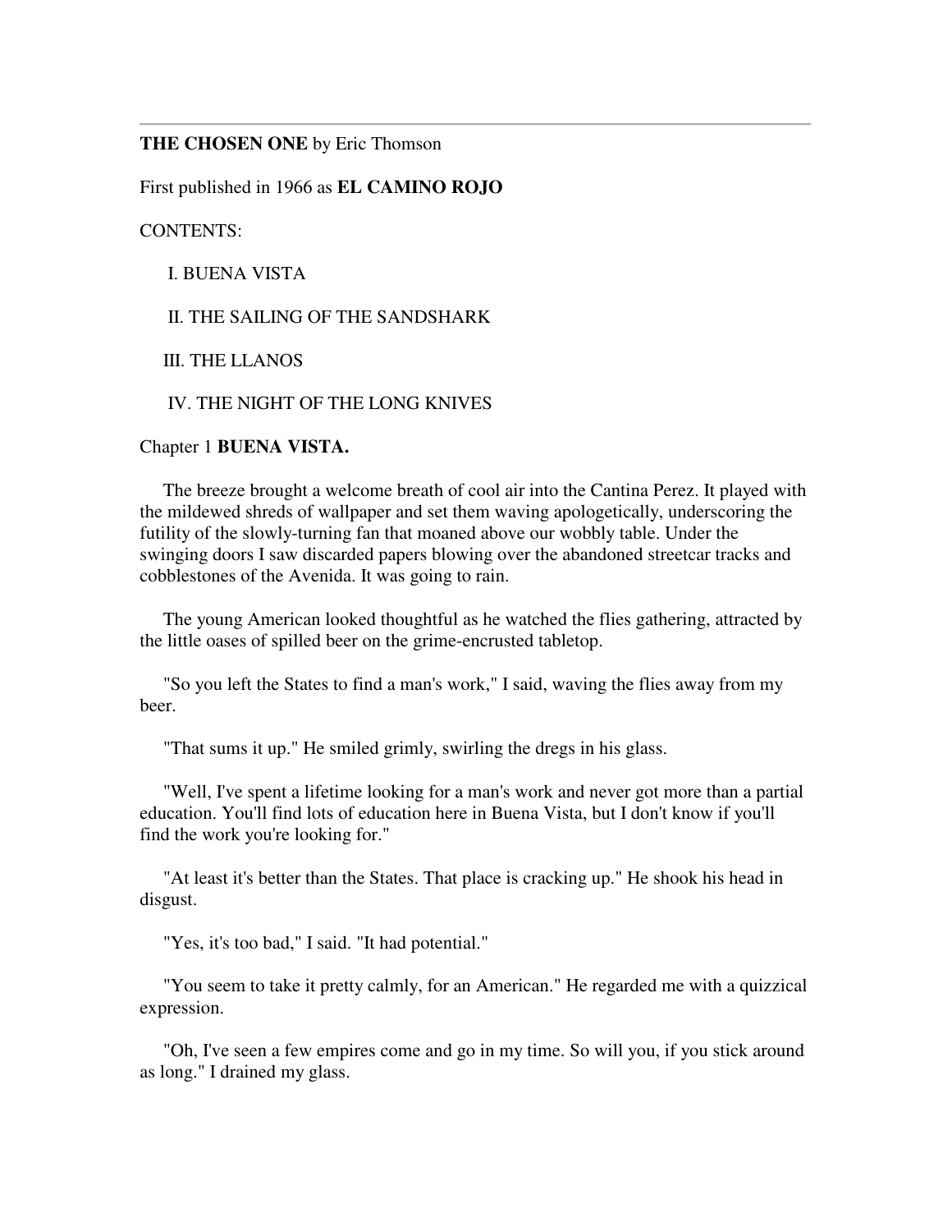**THE CHOSEN ONE** by Eric Thomson

First published in 1966 as **EL CAMINO ROJO**

CONTENTS:

I. BUENA VISTA

II. THE SAILING OF THE SANDSHARK

III. THE LLANOS

IV. THE NIGHT OF THE LONG KNIVES

## Chapter 1 **BUENA VISTA.**

The breeze brought a welcome breath of cool air into the Cantina Perez. It played with the mildewed shreds of wallpaper and set them waving apologetically, underscoring the futility of the slowly-turning fan that moaned above our wobbly table. Under the swinging doors I saw discarded papers blowing over the abandoned streetcar tracks and cobblestones of the Avenida. It was going to rain.

The young American looked thoughtful as he watched the flies gathering, attracted by the little oases of spilled beer on the grime-encrusted tabletop.

"So you left the States to find a man's work," I said, waving the flies away from my beer.

"That sums it up." He smiled grimly, swirling the dregs in his glass.

"Well, I've spent a lifetime looking for a man's work and never got more than a partial education. You'll find lots of education here in Buena Vista, but I don't know if you'll find the work you're looking for."

"At least it's better than the States. That place is cracking up." He shook his head in disgust.

"Yes, it's too bad," I said. "It had potential."

"You seem to take it pretty calmly, for an American." He regarded me with a quizzical expression.

"Oh, I've seen a few empires come and go in my time. So will you, if you stick around as long." I drained my glass.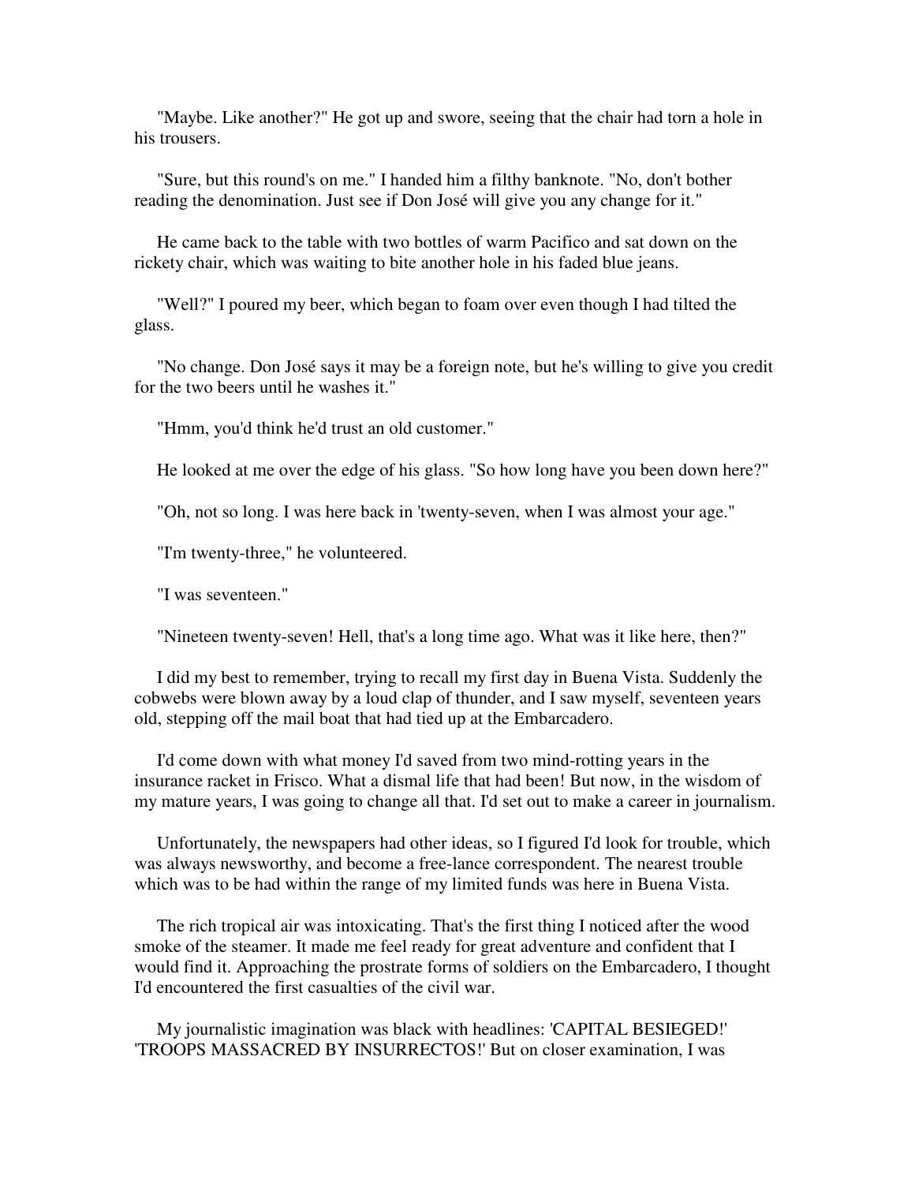"Maybe. Like another?" He got up and swore, seeing that the chair had torn a hole in his trousers.

"Sure, but this round's on me." I handed him a filthy banknote. "No, don't bother reading the denomination. Just see if Don José will give you any change for it."

He came back to the table with two bottles of warm Pacifico and sat down on the rickety chair, which was waiting to bite another hole in his faded blue jeans.

"Well?" I poured my beer, which began to foam over even though I had tilted the glass.

"No change. Don José says it may be a foreign note, but he's willing to give you credit for the two beers until he washes it."

"Hmm, you'd think he'd trust an old customer."

He looked at me over the edge of his glass. "So how long have you been down here?"

"Oh, not so long. I was here back in 'twenty-seven, when I was almost your age."

"I'm twenty-three," he volunteered.

"I was seventeen."

"Nineteen twenty-seven! Hell, that's a long time ago. What was it like here, then?"

I did my best to remember, trying to recall my first day in Buena Vista. Suddenly the cobwebs were blown away by a loud clap of thunder, and I saw myself, seventeen years old, stepping off the mail boat that had tied up at the Embarcadero.

I'd come down with what money I'd saved from two mind-rotting years in the insurance racket in Frisco. What a dismal life that had been! But now, in the wisdom of my mature years, I was going to change all that. I'd set out to make a career in journalism.

Unfortunately, the newspapers had other ideas, so I figured I'd look for trouble, which was always newsworthy, and become a free-lance correspondent. The nearest trouble which was to be had within the range of my limited funds was here in Buena Vista.

The rich tropical air was intoxicating. That's the first thing I noticed after the wood smoke of the steamer. It made me feel ready for great adventure and confident that I would find it. Approaching the prostrate forms of soldiers on the Embarcadero, I thought I'd encountered the first casualties of the civil war.

My journalistic imagination was black with headlines: 'CAPITAL BESIEGED!' 'TROOPS MASSACRED BY INSURRECTOS!' But on closer examination, I was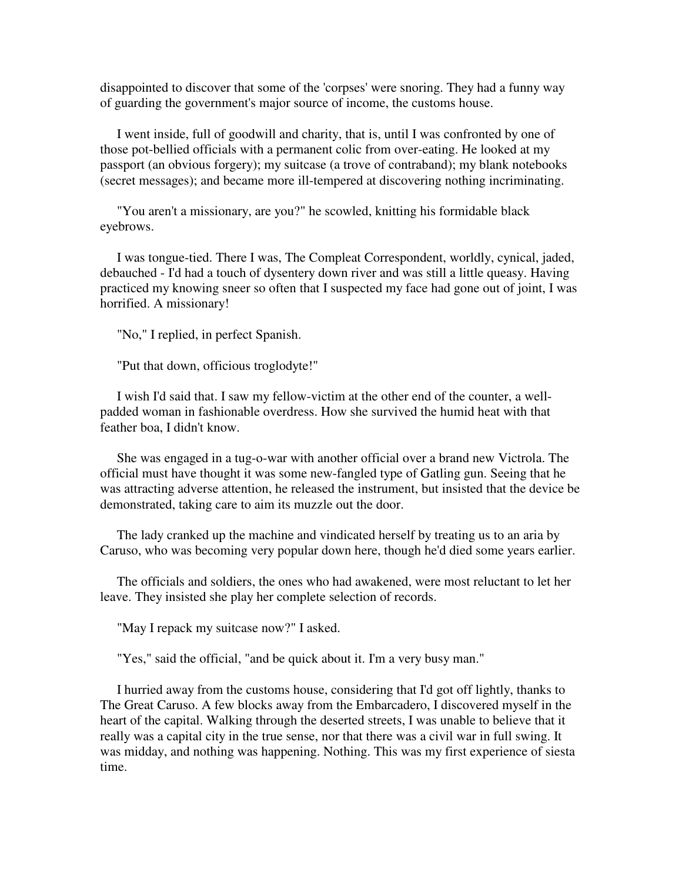disappointed to discover that some of the 'corpses' were snoring. They had a funny way of guarding the government's major source of income, the customs house.

I went inside, full of goodwill and charity, that is, until I was confronted by one of those pot-bellied officials with a permanent colic from over-eating. He looked at my passport (an obvious forgery); my suitcase (a trove of contraband); my blank notebooks (secret messages); and became more ill-tempered at discovering nothing incriminating.

"You aren't a missionary, are you?" he scowled, knitting his formidable black eyebrows.

I was tongue-tied. There I was, The Compleat Correspondent, worldly, cynical, jaded, debauched - I'd had a touch of dysentery down river and was still a little queasy. Having practiced my knowing sneer so often that I suspected my face had gone out of joint, I was horrified. A missionary!

"No," I replied, in perfect Spanish.

"Put that down, officious troglodyte!"

I wish I'd said that. I saw my fellow-victim at the other end of the counter, a well-padded woman in fashionable overdress. How she survived the humid heat with that feather boa, I didn't know.

She was engaged in a tug-o-war with another official over a brand new Victrola. The official must have thought it was some new-fangled type of Gatling gun. Seeing that he was attracting adverse attention, he released the instrument, but insisted that the device be demonstrated, taking care to aim its muzzle out the door.

The lady cranked up the machine and vindicated herself by treating us to an aria by Caruso, who was becoming very popular down here, though he'd died some years earlier.

The officials and soldiers, the ones who had awakened, were most reluctant to let her leave. They insisted she play her complete selection of records.

"May I repack my suitcase now?" I asked.

"Yes," said the official, "and be quick about it. I'm a very busy man."

I hurried away from the customs house, considering that I'd got off lightly, thanks to The Great Caruso. A few blocks away from the Embarcadero, I discovered myself in the heart of the capital. Walking through the deserted streets, I was unable to believe that it really was a capital city in the true sense, nor that there was a civil war in full swing. It was midday, and nothing was happening. Nothing. This was my first experience of siesta time.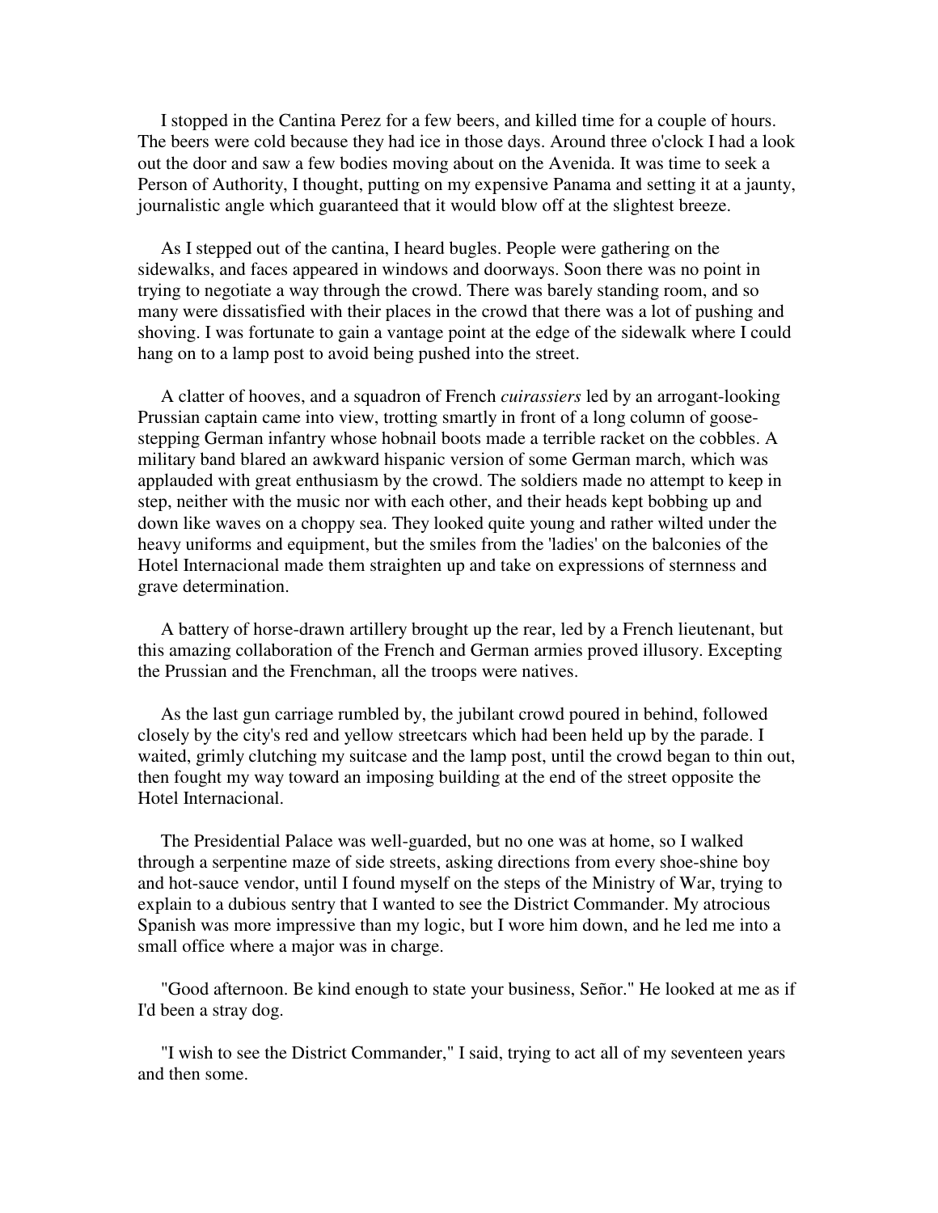I stopped in the Cantina Perez for a few beers, and killed time for a couple of hours. The beers were cold because they had ice in those days. Around three o'clock I had a look out the door and saw a few bodies moving about on the Avenida. It was time to seek a Person of Authority, I thought, putting on my expensive Panama and setting it at a jaunty, journalistic angle which guaranteed that it would blow off at the slightest breeze.

As I stepped out of the cantina, I heard bugles. People were gathering on the sidewalks, and faces appeared in windows and doorways. Soon there was no point in trying to negotiate a way through the crowd. There was barely standing room, and so many were dissatisfied with their places in the crowd that there was a lot of pushing and shoving. I was fortunate to gain a vantage point at the edge of the sidewalk where I could hang on to a lamp post to avoid being pushed into the street.

A clatter of hooves, and a squadron of French *cuirassiers* led by an arrogant-looking Prussian captain came into view, trotting smartly in front of a long column of goose-stepping German infantry whose hobnail boots made a terrible racket on the cobbles. A military band blared an awkward hispanic version of some German march, which was applauded with great enthusiasm by the crowd. The soldiers made no attempt to keep in step, neither with the music nor with each other, and their heads kept bobbing up and down like waves on a choppy sea. They looked quite young and rather wilted under the heavy uniforms and equipment, but the smiles from the 'ladies' on the balconies of the Hotel Internacional made them straighten up and take on expressions of sternness and grave determination.

A battery of horse-drawn artillery brought up the rear, led by a French lieutenant, but this amazing collaboration of the French and German armies proved illusory. Excepting the Prussian and the Frenchman, all the troops were natives.

As the last gun carriage rumbled by, the jubilant crowd poured in behind, followed closely by the city's red and yellow streetcars which had been held up by the parade. I waited, grimly clutching my suitcase and the lamp post, until the crowd began to thin out, then fought my way toward an imposing building at the end of the street opposite the Hotel Internacional.

The Presidential Palace was well-guarded, but no one was at home, so I walked through a serpentine maze of side streets, asking directions from every shoe-shine boy and hot-sauce vendor, until I found myself on the steps of the Ministry of War, trying to explain to a dubious sentry that I wanted to see the District Commander. My atrocious Spanish was more impressive than my logic, but I wore him down, and he led me into a small office where a major was in charge.

"Good afternoon. Be kind enough to state your business, Señor." He looked at me as if I'd been a stray dog.

"I wish to see the District Commander," I said, trying to act all of my seventeen years and then some.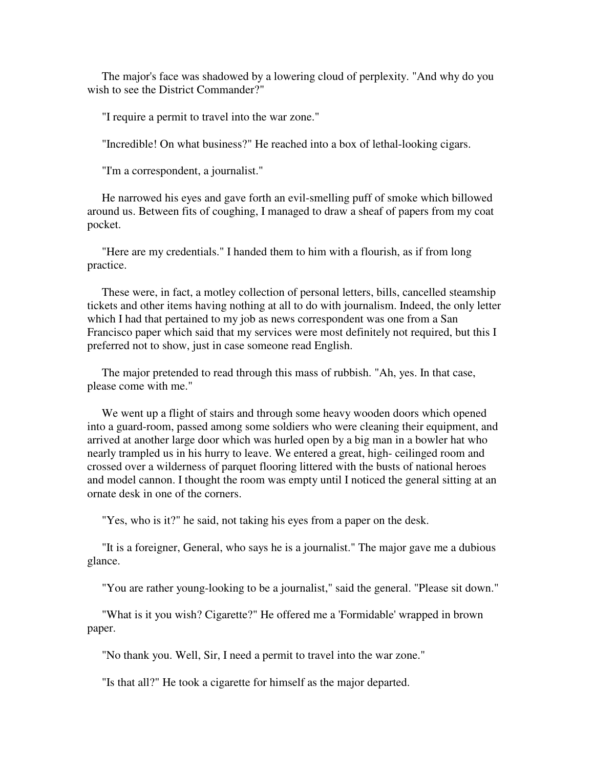The major's face was shadowed by a lowering cloud of perplexity. "And why do you wish to see the District Commander?"

"I require a permit to travel into the war zone."

"Incredible! On what business?" He reached into a box of lethal-looking cigars.

"I'm a correspondent, a journalist."

He narrowed his eyes and gave forth an evil-smelling puff of smoke which billowed around us. Between fits of coughing, I managed to draw a sheaf of papers from my coat pocket.

"Here are my credentials." I handed them to him with a flourish, as if from long practice.

These were, in fact, a motley collection of personal letters, bills, cancelled steamship tickets and other items having nothing at all to do with journalism. Indeed, the only letter which I had that pertained to my job as news correspondent was one from a San Francisco paper which said that my services were most definitely not required, but this I preferred not to show, just in case someone read English.

The major pretended to read through this mass of rubbish. "Ah, yes. In that case, please come with me."

We went up a flight of stairs and through some heavy wooden doors which opened into a guard-room, passed among some soldiers who were cleaning their equipment, and arrived at another large door which was hurled open by a big man in a bowler hat who nearly trampled us in his hurry to leave. We entered a great, high- ceilinged room and crossed over a wilderness of parquet flooring littered with the busts of national heroes and model cannon. I thought the room was empty until I noticed the general sitting at an ornate desk in one of the corners.

"Yes, who is it?" he said, not taking his eyes from a paper on the desk.

"It is a foreigner, General, who says he is a journalist." The major gave me a dubious glance.

"You are rather young-looking to be a journalist," said the general. "Please sit down."

"What is it you wish? Cigarette?" He offered me a 'Formidable' wrapped in brown paper.

"No thank you. Well, Sir, I need a permit to travel into the war zone."

"Is that all?" He took a cigarette for himself as the major departed.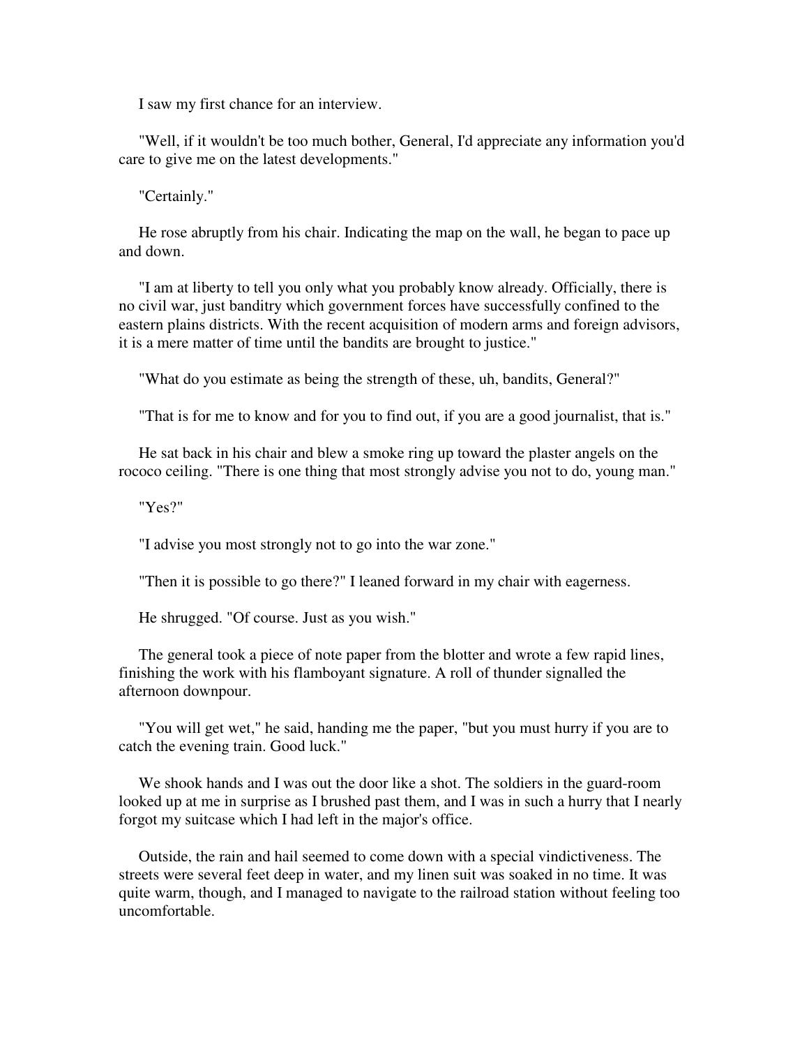I saw my first chance for an interview.

"Well, if it wouldn't be too much bother, General, I'd appreciate any information you'd care to give me on the latest developments."

"Certainly."

He rose abruptly from his chair. Indicating the map on the wall, he began to pace up and down.

"I am at liberty to tell you only what you probably know already. Officially, there is no civil war, just banditry which government forces have successfully confined to the eastern plains districts. With the recent acquisition of modern arms and foreign advisors, it is a mere matter of time until the bandits are brought to justice."

"What do you estimate as being the strength of these, uh, bandits, General?"

"That is for me to know and for you to find out, if you are a good journalist, that is."

He sat back in his chair and blew a smoke ring up toward the plaster angels on the rococo ceiling. "There is one thing that most strongly advise you not to do, young man."

"Yes?"

"I advise you most strongly not to go into the war zone."

"Then it is possible to go there?" I leaned forward in my chair with eagerness.

He shrugged. "Of course. Just as you wish."

The general took a piece of note paper from the blotter and wrote a few rapid lines, finishing the work with his flamboyant signature. A roll of thunder signalled the afternoon downpour.

"You will get wet," he said, handing me the paper, "but you must hurry if you are to catch the evening train. Good luck."

We shook hands and I was out the door like a shot. The soldiers in the guard-room looked up at me in surprise as I brushed past them, and I was in such a hurry that I nearly forgot my suitcase which I had left in the major's office.

Outside, the rain and hail seemed to come down with a special vindictiveness. The streets were several feet deep in water, and my linen suit was soaked in no time. It was quite warm, though, and I managed to navigate to the railroad station without feeling too uncomfortable.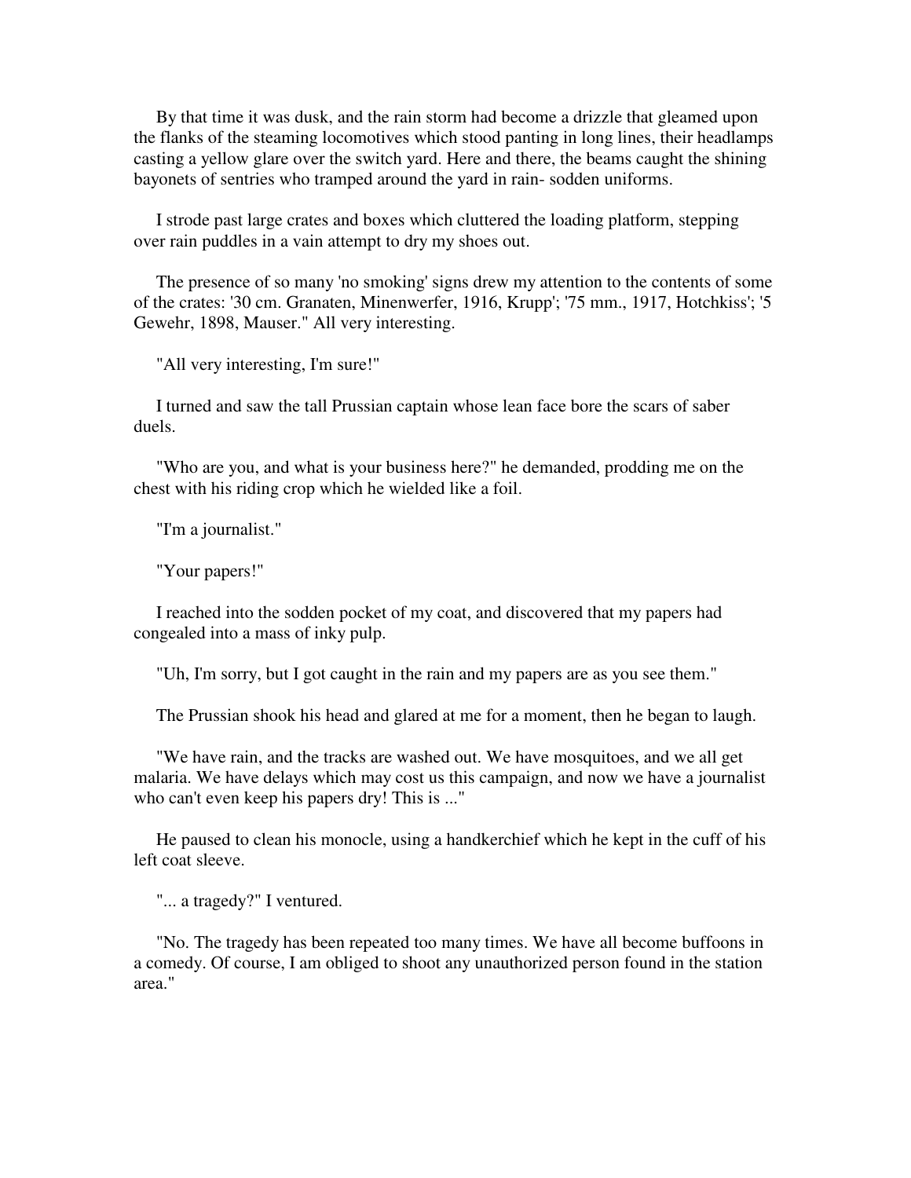By that time it was dusk, and the rain storm had become a drizzle that gleamed upon the flanks of the steaming locomotives which stood panting in long lines, their headlamps casting a yellow glare over the switch yard. Here and there, the beams caught the shining bayonets of sentries who tramped around the yard in rain- sodden uniforms.

I strode past large crates and boxes which cluttered the loading platform, stepping over rain puddles in a vain attempt to dry my shoes out.

The presence of so many 'no smoking' signs drew my attention to the contents of some of the crates: '30 cm. Granaten, Minenwerfer, 1916, Krupp'; '75 mm., 1917, Hotchkiss'; '5 Gewehr, 1898, Mauser." All very interesting.

"All very interesting, I'm sure!"

I turned and saw the tall Prussian captain whose lean face bore the scars of saber duels.

"Who are you, and what is your business here?" he demanded, prodding me on the chest with his riding crop which he wielded like a foil.

"I'm a journalist."

"Your papers!"

I reached into the sodden pocket of my coat, and discovered that my papers had congealed into a mass of inky pulp.

"Uh, I'm sorry, but I got caught in the rain and my papers are as you see them."

The Prussian shook his head and glared at me for a moment, then he began to laugh.

"We have rain, and the tracks are washed out. We have mosquitoes, and we all get malaria. We have delays which may cost us this campaign, and now we have a journalist who can't even keep his papers dry! This is ..."

He paused to clean his monocle, using a handkerchief which he kept in the cuff of his left coat sleeve.

"... a tragedy?" I ventured.

"No. The tragedy has been repeated too many times. We have all become buffoons in a comedy. Of course, I am obliged to shoot any unauthorized person found in the station area."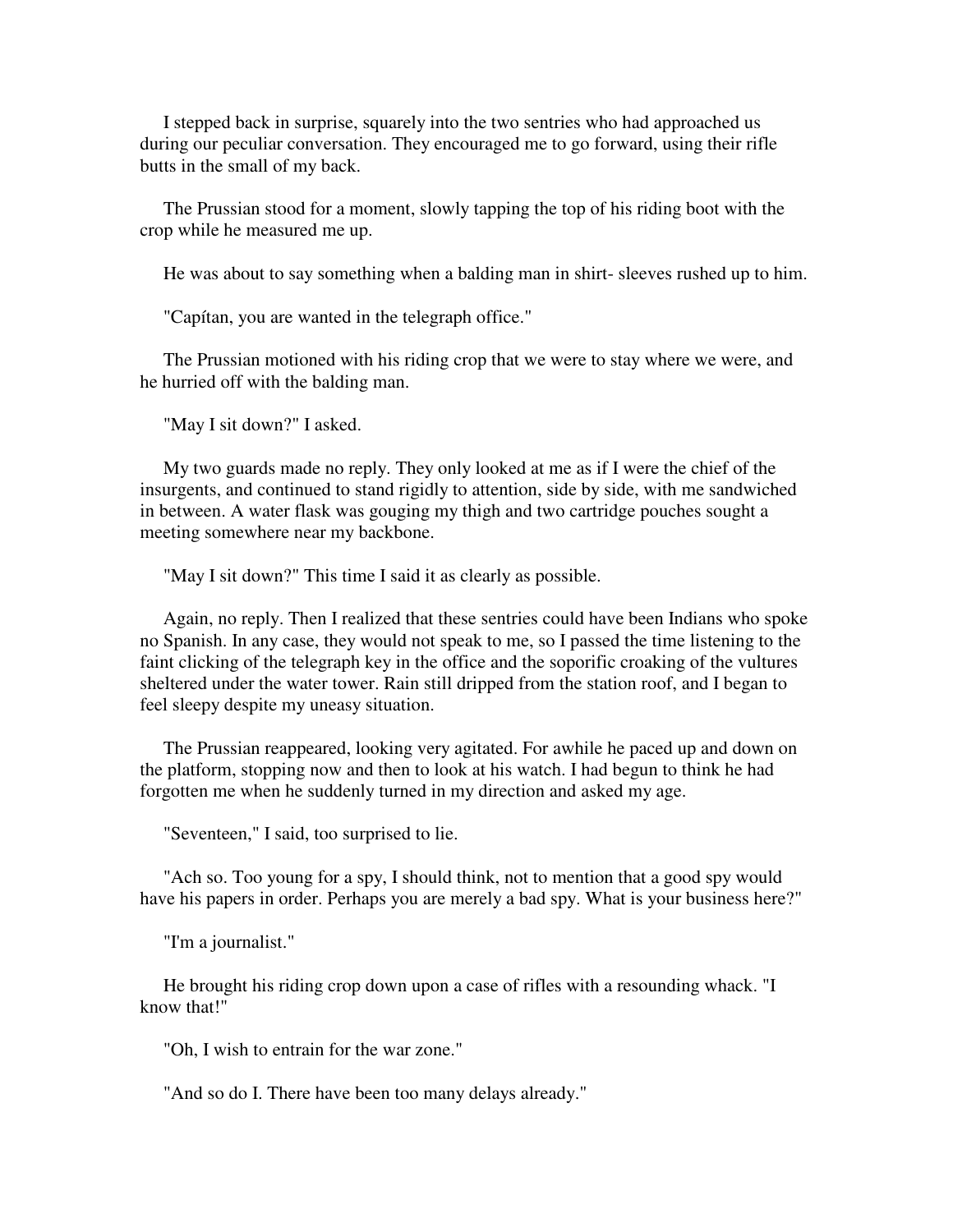I stepped back in surprise, squarely into the two sentries who had approached us during our peculiar conversation. They encouraged me to go forward, using their rifle butts in the small of my back.

The Prussian stood for a moment, slowly tapping the top of his riding boot with the crop while he measured me up.

He was about to say something when a balding man in shirt- sleeves rushed up to him.

"Capítan, you are wanted in the telegraph office."

The Prussian motioned with his riding crop that we were to stay where we were, and he hurried off with the balding man.

"May I sit down?" I asked.

My two guards made no reply. They only looked at me as if I were the chief of the insurgents, and continued to stand rigidly to attention, side by side, with me sandwiched in between. A water flask was gouging my thigh and two cartridge pouches sought a meeting somewhere near my backbone.

"May I sit down?" This time I said it as clearly as possible.

Again, no reply. Then I realized that these sentries could have been Indians who spoke no Spanish. In any case, they would not speak to me, so I passed the time listening to the faint clicking of the telegraph key in the office and the soporific croaking of the vultures sheltered under the water tower. Rain still dripped from the station roof, and I began to feel sleepy despite my uneasy situation.

The Prussian reappeared, looking very agitated. For awhile he paced up and down on the platform, stopping now and then to look at his watch. I had begun to think he had forgotten me when he suddenly turned in my direction and asked my age.

"Seventeen," I said, too surprised to lie.

"Ach so. Too young for a spy, I should think, not to mention that a good spy would have his papers in order. Perhaps you are merely a bad spy. What is your business here?"

"I'm a journalist."

He brought his riding crop down upon a case of rifles with a resounding whack. "I know that!"

"Oh, I wish to entrain for the war zone."

"And so do I. There have been too many delays already."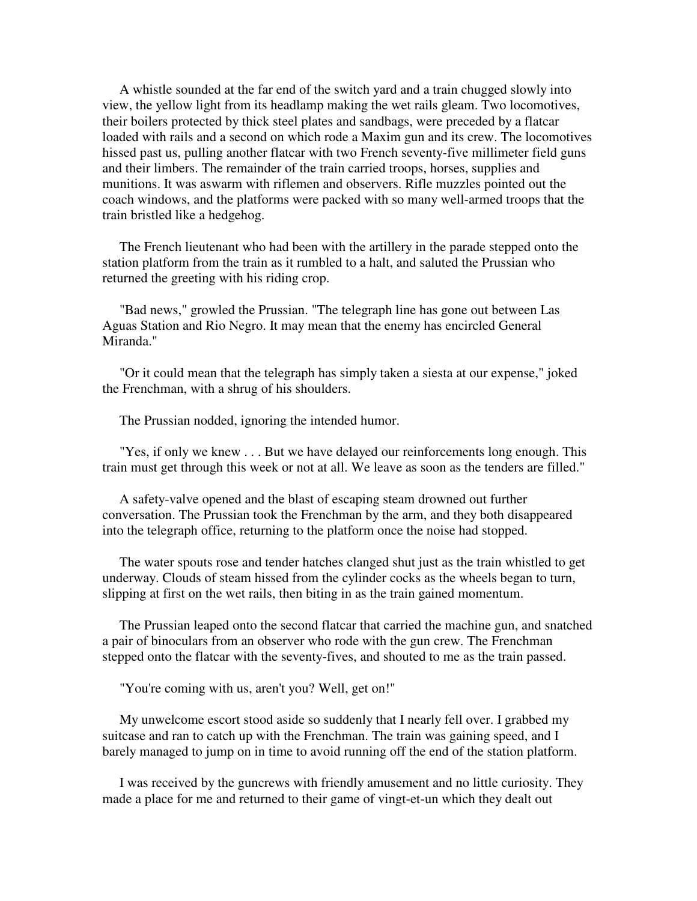A whistle sounded at the far end of the switch yard and a train chugged slowly into view, the yellow light from its headlamp making the wet rails gleam. Two locomotives, their boilers protected by thick steel plates and sandbags, were preceded by a flatcar loaded with rails and a second on which rode a Maxim gun and its crew. The locomotives hissed past us, pulling another flatcar with two French seventy-five millimeter field guns and their limbers. The remainder of the train carried troops, horses, supplies and munitions. It was aswarm with riflemen and observers. Rifle muzzles pointed out the coach windows, and the platforms were packed with so many well-armed troops that the train bristled like a hedgehog.

The French lieutenant who had been with the artillery in the parade stepped onto the station platform from the train as it rumbled to a halt, and saluted the Prussian who returned the greeting with his riding crop.

"Bad news," growled the Prussian. "The telegraph line has gone out between Las Aguas Station and Rio Negro. It may mean that the enemy has encircled General Miranda."

"Or it could mean that the telegraph has simply taken a siesta at our expense," joked the Frenchman, with a shrug of his shoulders.

The Prussian nodded, ignoring the intended humor.

"Yes, if only we knew . . . But we have delayed our reinforcements long enough. This train must get through this week or not at all. We leave as soon as the tenders are filled."

A safety-valve opened and the blast of escaping steam drowned out further conversation. The Prussian took the Frenchman by the arm, and they both disappeared into the telegraph office, returning to the platform once the noise had stopped.

The water spouts rose and tender hatches clanged shut just as the train whistled to get underway. Clouds of steam hissed from the cylinder cocks as the wheels began to turn, slipping at first on the wet rails, then biting in as the train gained momentum.

The Prussian leaped onto the second flatcar that carried the machine gun, and snatched a pair of binoculars from an observer who rode with the gun crew. The Frenchman stepped onto the flatcar with the seventy-fives, and shouted to me as the train passed.

"You're coming with us, aren't you? Well, get on!"

My unwelcome escort stood aside so suddenly that I nearly fell over. I grabbed my suitcase and ran to catch up with the Frenchman. The train was gaining speed, and I barely managed to jump on in time to avoid running off the end of the station platform.

I was received by the guncrews with friendly amusement and no little curiosity. They made a place for me and returned to their game of vingt-et-un which they dealt out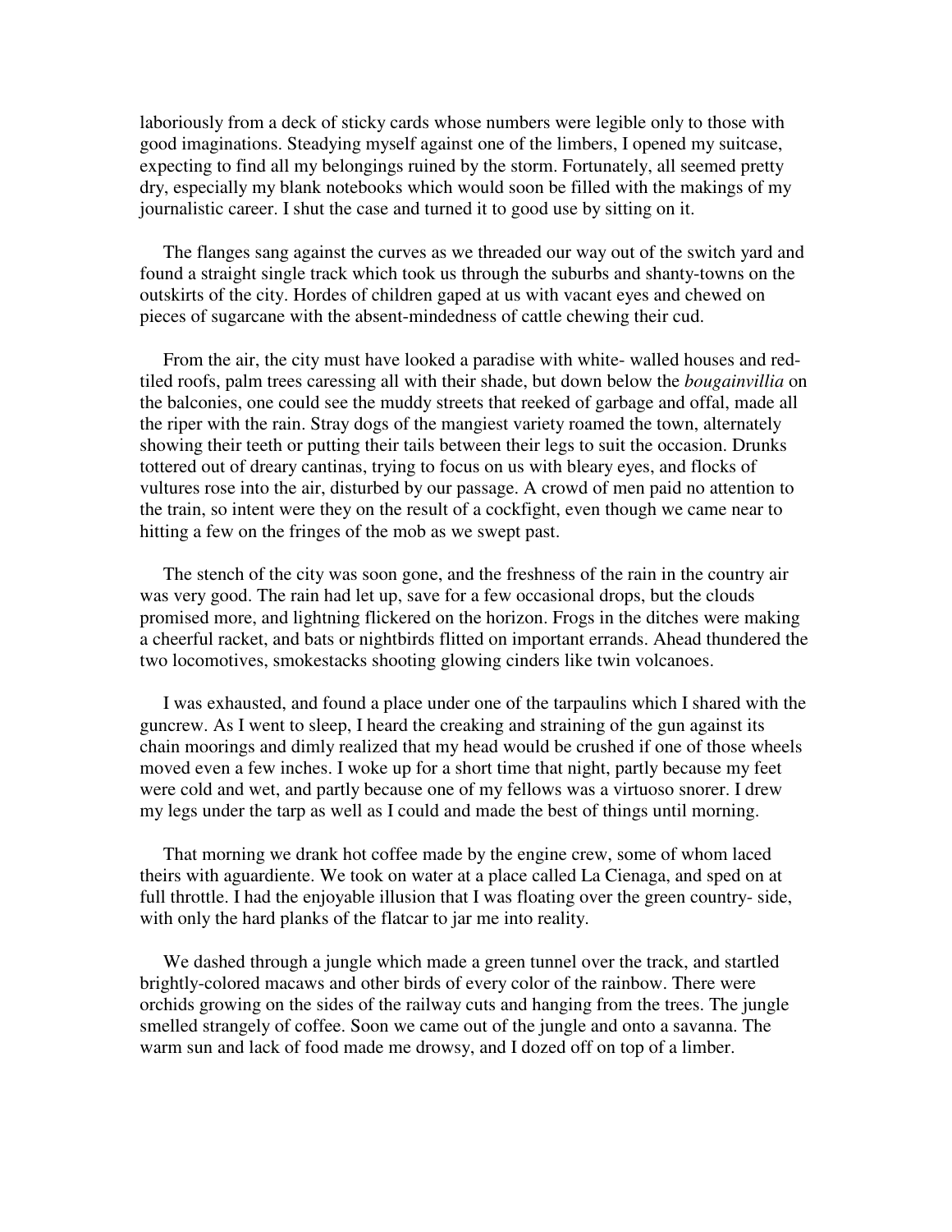laboriously from a deck of sticky cards whose numbers were legible only to those with good imaginations. Steadying myself against one of the limbers, I opened my suitcase, expecting to find all my belongings ruined by the storm. Fortunately, all seemed pretty dry, especially my blank notebooks which would soon be filled with the makings of my journalistic career. I shut the case and turned it to good use by sitting on it.

The flanges sang against the curves as we threaded our way out of the switch yard and found a straight single track which took us through the suburbs and shanty-towns on the outskirts of the city. Hordes of children gaped at us with vacant eyes and chewed on pieces of sugarcane with the absent-mindedness of cattle chewing their cud.

From the air, the city must have looked a paradise with white- walled houses and red-tiled roofs, palm trees caressing all with their shade, but down below the *bougainvillia* on the balconies, one could see the muddy streets that reeked of garbage and offal, made all the riper with the rain. Stray dogs of the mangiest variety roamed the town, alternately showing their teeth or putting their tails between their legs to suit the occasion. Drunks tottered out of dreary cantinas, trying to focus on us with bleary eyes, and flocks of vultures rose into the air, disturbed by our passage. A crowd of men paid no attention to the train, so intent were they on the result of a cockfight, even though we came near to hitting a few on the fringes of the mob as we swept past.

The stench of the city was soon gone, and the freshness of the rain in the country air was very good. The rain had let up, save for a few occasional drops, but the clouds promised more, and lightning flickered on the horizon. Frogs in the ditches were making a cheerful racket, and bats or nightbirds flitted on important errands. Ahead thundered the two locomotives, smokestacks shooting glowing cinders like twin volcanoes.

I was exhausted, and found a place under one of the tarpaulins which I shared with the guncrew. As I went to sleep, I heard the creaking and straining of the gun against its chain moorings and dimly realized that my head would be crushed if one of those wheels moved even a few inches. I woke up for a short time that night, partly because my feet were cold and wet, and partly because one of my fellows was a virtuoso snorer. I drew my legs under the tarp as well as I could and made the best of things until morning.

That morning we drank hot coffee made by the engine crew, some of whom laced theirs with aguardiente. We took on water at a place called La Cienaga, and sped on at full throttle. I had the enjoyable illusion that I was floating over the green country- side, with only the hard planks of the flatcar to jar me into reality.

We dashed through a jungle which made a green tunnel over the track, and startled brightly-colored macaws and other birds of every color of the rainbow. There were orchids growing on the sides of the railway cuts and hanging from the trees. The jungle smelled strangely of coffee. Soon we came out of the jungle and onto a savanna. The warm sun and lack of food made me drowsy, and I dozed off on top of a limber.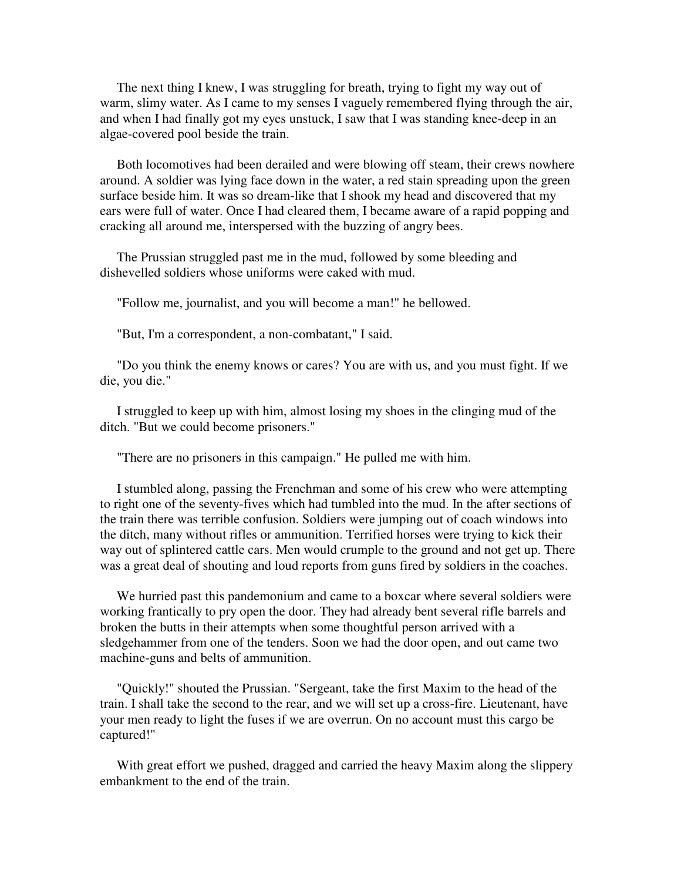The next thing I knew, I was struggling for breath, trying to fight my way out of warm, slimy water. As I came to my senses I vaguely remembered flying through the air, and when I had finally got my eyes unstuck, I saw that I was standing knee-deep in an algae-covered pool beside the train.

Both locomotives had been derailed and were blowing off steam, their crews nowhere around. A soldier was lying face down in the water, a red stain spreading upon the green surface beside him. It was so dream-like that I shook my head and discovered that my ears were full of water. Once I had cleared them, I became aware of a rapid popping and cracking all around me, interspersed with the buzzing of angry bees.

The Prussian struggled past me in the mud, followed by some bleeding and dishevelled soldiers whose uniforms were caked with mud.

"Follow me, journalist, and you will become a man!" he bellowed.

"But, I'm a correspondent, a non-combatant," I said.

"Do you think the enemy knows or cares? You are with us, and you must fight. If we die, you die."

I struggled to keep up with him, almost losing my shoes in the clinging mud of the ditch. "But we could become prisoners."

"There are no prisoners in this campaign." He pulled me with him.

I stumbled along, passing the Frenchman and some of his crew who were attempting to right one of the seventy-fives which had tumbled into the mud. In the after sections of the train there was terrible confusion. Soldiers were jumping out of coach windows into the ditch, many without rifles or ammunition. Terrified horses were trying to kick their way out of splintered cattle cars. Men would crumple to the ground and not get up. There was a great deal of shouting and loud reports from guns fired by soldiers in the coaches.

We hurried past this pandemonium and came to a boxcar where several soldiers were working frantically to pry open the door. They had already bent several rifle barrels and broken the butts in their attempts when some thoughtful person arrived with a sledgehammer from one of the tenders. Soon we had the door open, and out came two machine-guns and belts of ammunition.

"Quickly!" shouted the Prussian. "Sergeant, take the first Maxim to the head of the train. I shall take the second to the rear, and we will set up a cross-fire. Lieutenant, have your men ready to light the fuses if we are overrun. On no account must this cargo be captured!"

With great effort we pushed, dragged and carried the heavy Maxim along the slippery embankment to the end of the train.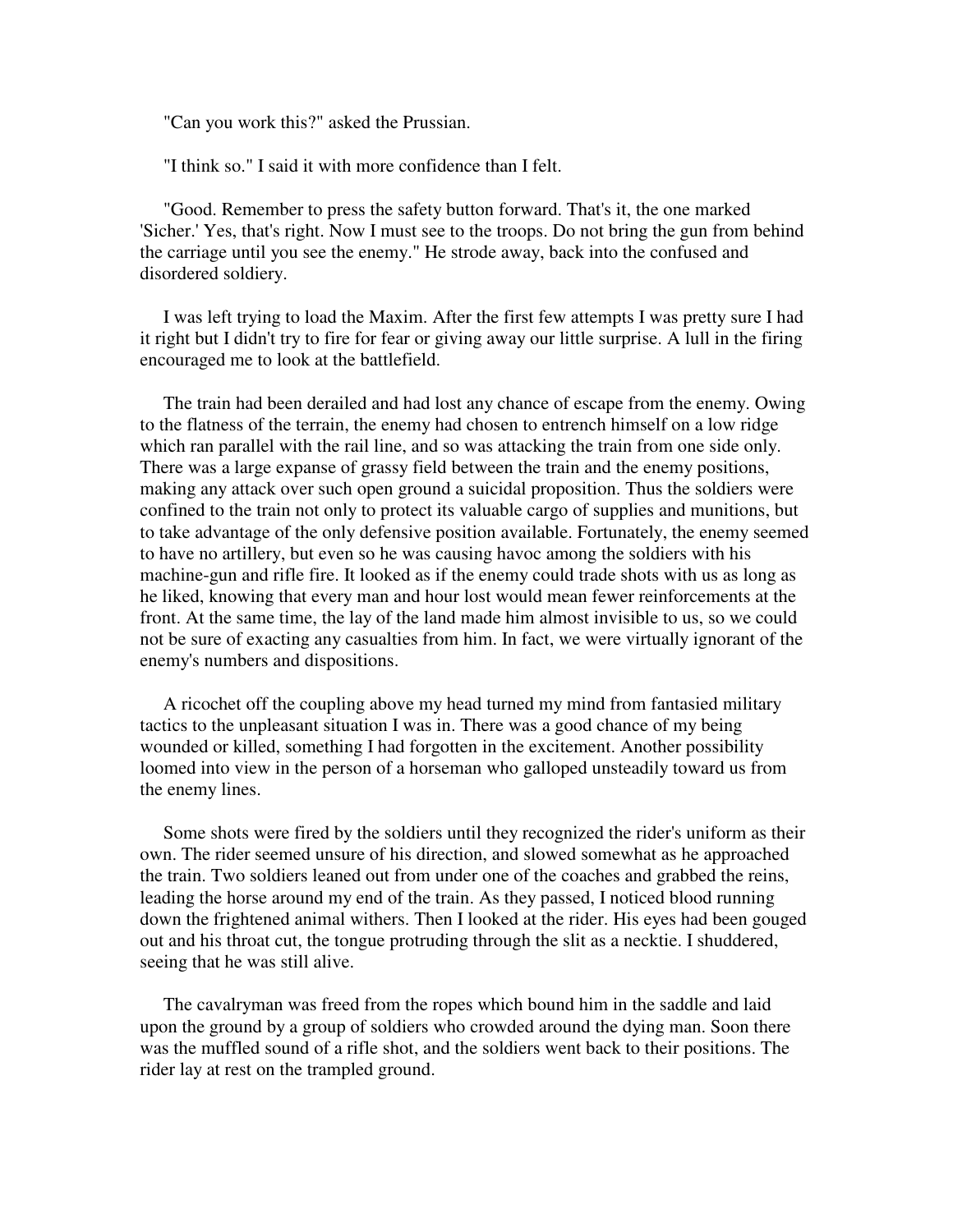"Can you work this?" asked the Prussian.

"I think so." I said it with more confidence than I felt.

"Good. Remember to press the safety button forward. That's it, the one marked 'Sicher.' Yes, that's right. Now I must see to the troops. Do not bring the gun from behind the carriage until you see the enemy." He strode away, back into the confused and disordered soldiery.

I was left trying to load the Maxim. After the first few attempts I was pretty sure I had it right but I didn't try to fire for fear or giving away our little surprise. A lull in the firing encouraged me to look at the battlefield.

The train had been derailed and had lost any chance of escape from the enemy. Owing to the flatness of the terrain, the enemy had chosen to entrench himself on a low ridge which ran parallel with the rail line, and so was attacking the train from one side only. There was a large expanse of grassy field between the train and the enemy positions, making any attack over such open ground a suicidal proposition. Thus the soldiers were confined to the train not only to protect its valuable cargo of supplies and munitions, but to take advantage of the only defensive position available. Fortunately, the enemy seemed to have no artillery, but even so he was causing havoc among the soldiers with his machine-gun and rifle fire. It looked as if the enemy could trade shots with us as long as he liked, knowing that every man and hour lost would mean fewer reinforcements at the front. At the same time, the lay of the land made him almost invisible to us, so we could not be sure of exacting any casualties from him. In fact, we were virtually ignorant of the enemy's numbers and dispositions.

A ricochet off the coupling above my head turned my mind from fantasied military tactics to the unpleasant situation I was in. There was a good chance of my being wounded or killed, something I had forgotten in the excitement. Another possibility loomed into view in the person of a horseman who galloped unsteadily toward us from the enemy lines.

Some shots were fired by the soldiers until they recognized the rider's uniform as their own. The rider seemed unsure of his direction, and slowed somewhat as he approached the train. Two soldiers leaned out from under one of the coaches and grabbed the reins, leading the horse around my end of the train. As they passed, I noticed blood running down the frightened animal withers. Then I looked at the rider. His eyes had been gouged out and his throat cut, the tongue protruding through the slit as a necktie. I shuddered, seeing that he was still alive.

The cavalryman was freed from the ropes which bound him in the saddle and laid upon the ground by a group of soldiers who crowded around the dying man. Soon there was the muffled sound of a rifle shot, and the soldiers went back to their positions. The rider lay at rest on the trampled ground.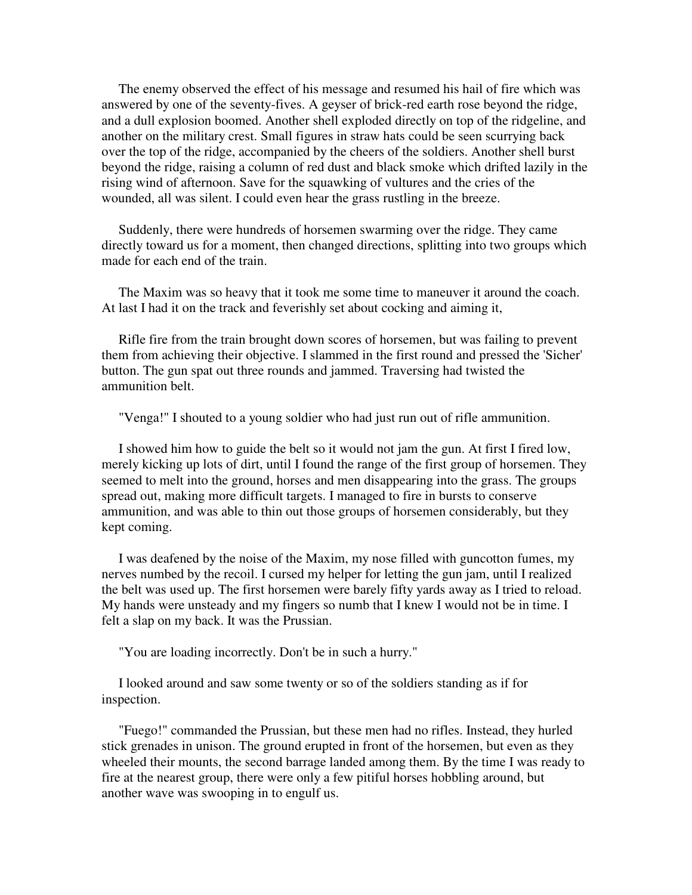The enemy observed the effect of his message and resumed his hail of fire which was answered by one of the seventy-fives. A geyser of brick-red earth rose beyond the ridge, and a dull explosion boomed. Another shell exploded directly on top of the ridgeline, and another on the military crest. Small figures in straw hats could be seen scurrying back over the top of the ridge, accompanied by the cheers of the soldiers. Another shell burst beyond the ridge, raising a column of red dust and black smoke which drifted lazily in the rising wind of afternoon. Save for the squawking of vultures and the cries of the wounded, all was silent. I could even hear the grass rustling in the breeze.

Suddenly, there were hundreds of horsemen swarming over the ridge. They came directly toward us for a moment, then changed directions, splitting into two groups which made for each end of the train.

The Maxim was so heavy that it took me some time to maneuver it around the coach. At last I had it on the track and feverishly set about cocking and aiming it,

Rifle fire from the train brought down scores of horsemen, but was failing to prevent them from achieving their objective. I slammed in the first round and pressed the 'Sicher' button. The gun spat out three rounds and jammed. Traversing had twisted the ammunition belt.

"Venga!" I shouted to a young soldier who had just run out of rifle ammunition.

I showed him how to guide the belt so it would not jam the gun. At first I fired low, merely kicking up lots of dirt, until I found the range of the first group of horsemen. They seemed to melt into the ground, horses and men disappearing into the grass. The groups spread out, making more difficult targets. I managed to fire in bursts to conserve ammunition, and was able to thin out those groups of horsemen considerably, but they kept coming.

I was deafened by the noise of the Maxim, my nose filled with guncotton fumes, my nerves numbed by the recoil. I cursed my helper for letting the gun jam, until I realized the belt was used up. The first horsemen were barely fifty yards away as I tried to reload. My hands were unsteady and my fingers so numb that I knew I would not be in time. I felt a slap on my back. It was the Prussian.

"You are loading incorrectly. Don't be in such a hurry."

I looked around and saw some twenty or so of the soldiers standing as if for inspection.

"Fuego!" commanded the Prussian, but these men had no rifles. Instead, they hurled stick grenades in unison. The ground erupted in front of the horsemen, but even as they wheeled their mounts, the second barrage landed among them. By the time I was ready to fire at the nearest group, there were only a few pitiful horses hobbling around, but another wave was swooping in to engulf us.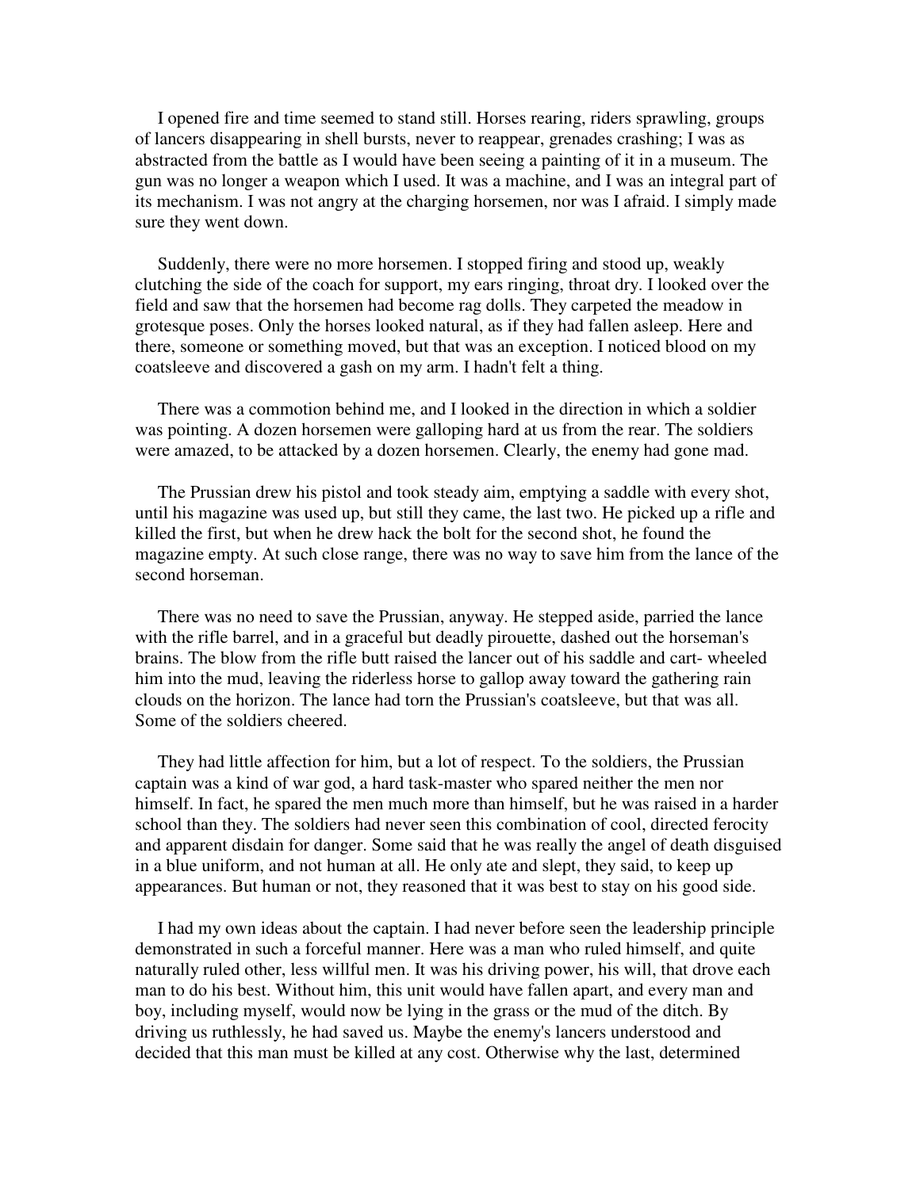I opened fire and time seemed to stand still. Horses rearing, riders sprawling, groups of lancers disappearing in shell bursts, never to reappear, grenades crashing; I was as abstracted from the battle as I would have been seeing a painting of it in a museum. The gun was no longer a weapon which I used. It was a machine, and I was an integral part of its mechanism. I was not angry at the charging horsemen, nor was I afraid. I simply made sure they went down.

Suddenly, there were no more horsemen. I stopped firing and stood up, weakly clutching the side of the coach for support, my ears ringing, throat dry. I looked over the field and saw that the horsemen had become rag dolls. They carpeted the meadow in grotesque poses. Only the horses looked natural, as if they had fallen asleep. Here and there, someone or something moved, but that was an exception. I noticed blood on my coatsleeve and discovered a gash on my arm. I hadn't felt a thing.

There was a commotion behind me, and I looked in the direction in which a soldier was pointing. A dozen horsemen were galloping hard at us from the rear. The soldiers were amazed, to be attacked by a dozen horsemen. Clearly, the enemy had gone mad.

The Prussian drew his pistol and took steady aim, emptying a saddle with every shot, until his magazine was used up, but still they came, the last two. He picked up a rifle and killed the first, but when he drew hack the bolt for the second shot, he found the magazine empty. At such close range, there was no way to save him from the lance of the second horseman.

There was no need to save the Prussian, anyway. He stepped aside, parried the lance with the rifle barrel, and in a graceful but deadly pirouette, dashed out the horseman's brains. The blow from the rifle butt raised the lancer out of his saddle and cart- wheeled him into the mud, leaving the riderless horse to gallop away toward the gathering rain clouds on the horizon. The lance had torn the Prussian's coatsleeve, but that was all. Some of the soldiers cheered.

They had little affection for him, but a lot of respect. To the soldiers, the Prussian captain was a kind of war god, a hard task-master who spared neither the men nor himself. In fact, he spared the men much more than himself, but he was raised in a harder school than they. The soldiers had never seen this combination of cool, directed ferocity and apparent disdain for danger. Some said that he was really the angel of death disguised in a blue uniform, and not human at all. He only ate and slept, they said, to keep up appearances. But human or not, they reasoned that it was best to stay on his good side.

I had my own ideas about the captain. I had never before seen the leadership principle demonstrated in such a forceful manner. Here was a man who ruled himself, and quite naturally ruled other, less willful men. It was his driving power, his will, that drove each man to do his best. Without him, this unit would have fallen apart, and every man and boy, including myself, would now be lying in the grass or the mud of the ditch. By driving us ruthlessly, he had saved us. Maybe the enemy's lancers understood and decided that this man must be killed at any cost. Otherwise why the last, determined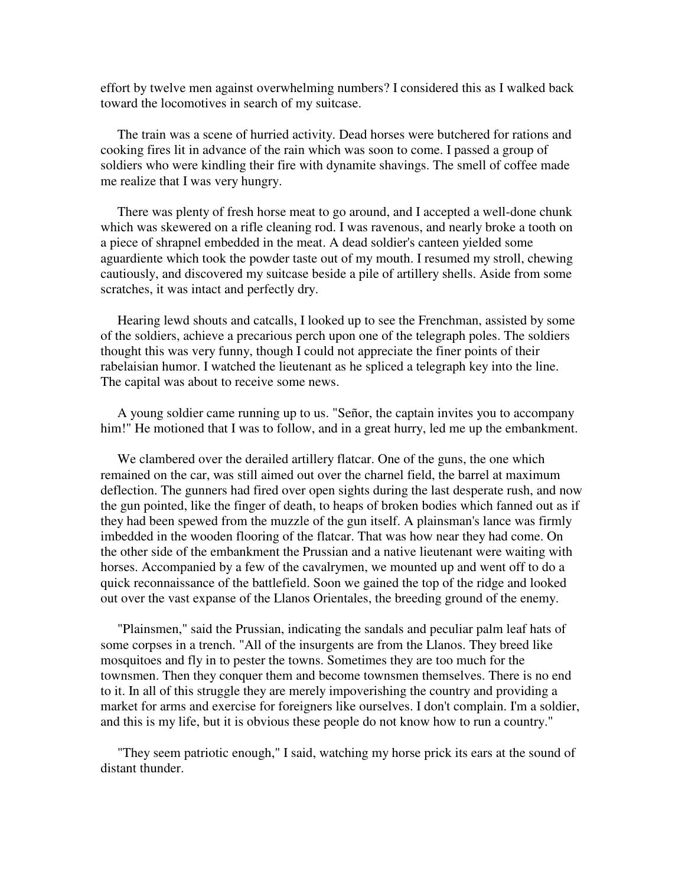effort by twelve men against overwhelming numbers? I considered this as I walked back toward the locomotives in search of my suitcase.

The train was a scene of hurried activity. Dead horses were butchered for rations and cooking fires lit in advance of the rain which was soon to come. I passed a group of soldiers who were kindling their fire with dynamite shavings. The smell of coffee made me realize that I was very hungry.

There was plenty of fresh horse meat to go around, and I accepted a well-done chunk which was skewered on a rifle cleaning rod. I was ravenous, and nearly broke a tooth on a piece of shrapnel embedded in the meat. A dead soldier's canteen yielded some aguardiente which took the powder taste out of my mouth. I resumed my stroll, chewing cautiously, and discovered my suitcase beside a pile of artillery shells. Aside from some scratches, it was intact and perfectly dry.

Hearing lewd shouts and catcalls, I looked up to see the Frenchman, assisted by some of the soldiers, achieve a precarious perch upon one of the telegraph poles. The soldiers thought this was very funny, though I could not appreciate the finer points of their rabelaisian humor. I watched the lieutenant as he spliced a telegraph key into the line. The capital was about to receive some news.

A young soldier came running up to us. "Señor, the captain invites you to accompany him!" He motioned that I was to follow, and in a great hurry, led me up the embankment.

We clambered over the derailed artillery flatcar. One of the guns, the one which remained on the car, was still aimed out over the charnel field, the barrel at maximum deflection. The gunners had fired over open sights during the last desperate rush, and now the gun pointed, like the finger of death, to heaps of broken bodies which fanned out as if they had been spewed from the muzzle of the gun itself. A plainsman's lance was firmly imbedded in the wooden flooring of the flatcar. That was how near they had come. On the other side of the embankment the Prussian and a native lieutenant were waiting with horses. Accompanied by a few of the cavalrymen, we mounted up and went off to do a quick reconnaissance of the battlefield. Soon we gained the top of the ridge and looked out over the vast expanse of the Llanos Orientales, the breeding ground of the enemy.

"Plainsmen," said the Prussian, indicating the sandals and peculiar palm leaf hats of some corpses in a trench. "All of the insurgents are from the Llanos. They breed like mosquitoes and fly in to pester the towns. Sometimes they are too much for the townsmen. Then they conquer them and become townsmen themselves. There is no end to it. In all of this struggle they are merely impoverishing the country and providing a market for arms and exercise for foreigners like ourselves. I don't complain. I'm a soldier, and this is my life, but it is obvious these people do not know how to run a country."

"They seem patriotic enough," I said, watching my horse prick its ears at the sound of distant thunder.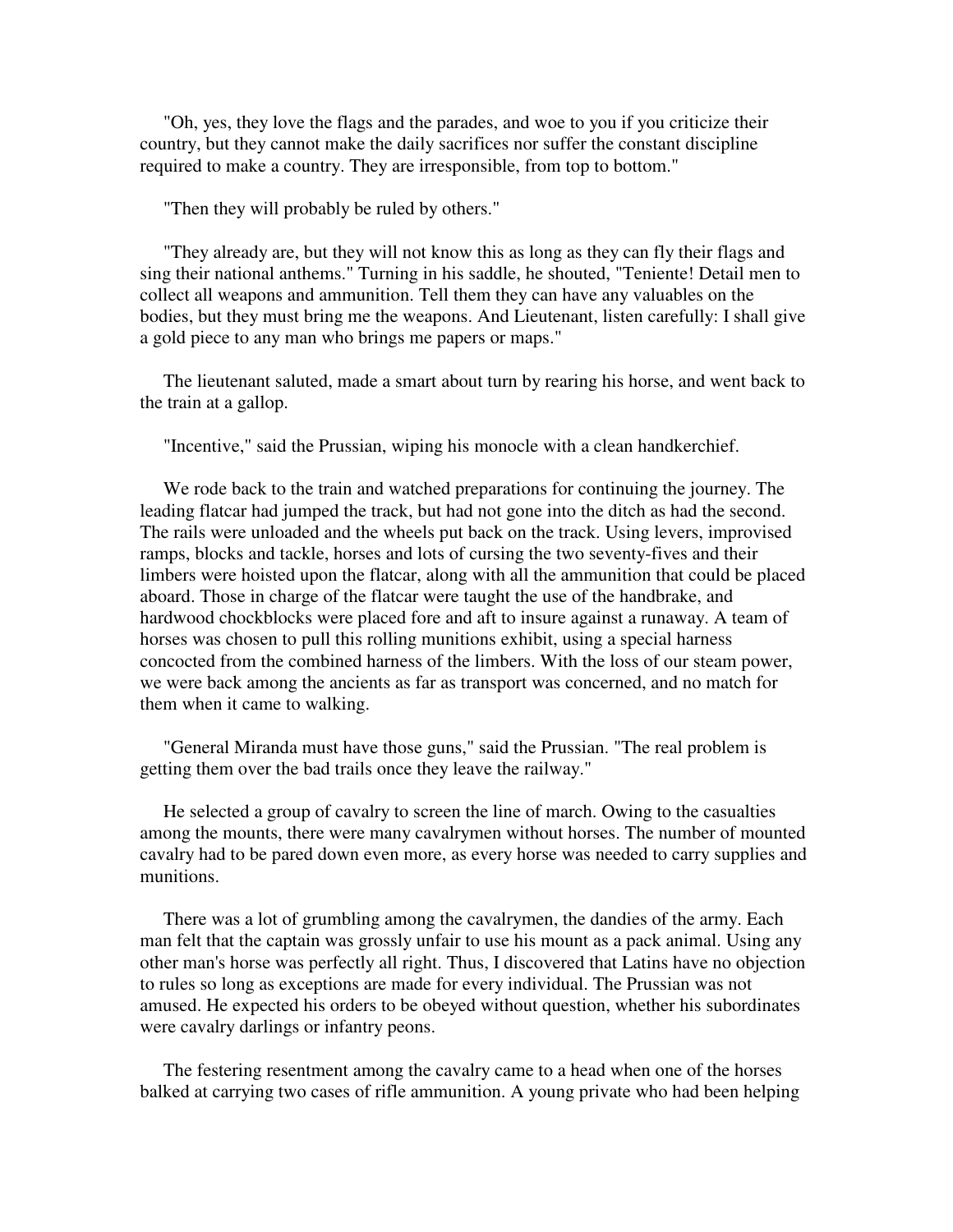"Oh, yes, they love the flags and the parades, and woe to you if you criticize their country, but they cannot make the daily sacrifices nor suffer the constant discipline required to make a country. They are irresponsible, from top to bottom."

"Then they will probably be ruled by others."

"They already are, but they will not know this as long as they can fly their flags and sing their national anthems." Turning in his saddle, he shouted, "Teniente! Detail men to collect all weapons and ammunition. Tell them they can have any valuables on the bodies, but they must bring me the weapons. And Lieutenant, listen carefully: I shall give a gold piece to any man who brings me papers or maps."

The lieutenant saluted, made a smart about turn by rearing his horse, and went back to the train at a gallop.

"Incentive," said the Prussian, wiping his monocle with a clean handkerchief.

We rode back to the train and watched preparations for continuing the journey. The leading flatcar had jumped the track, but had not gone into the ditch as had the second. The rails were unloaded and the wheels put back on the track. Using levers, improvised ramps, blocks and tackle, horses and lots of cursing the two seventy-fives and their limbers were hoisted upon the flatcar, along with all the ammunition that could be placed aboard. Those in charge of the flatcar were taught the use of the handbrake, and hardwood chockblocks were placed fore and aft to insure against a runaway. A team of horses was chosen to pull this rolling munitions exhibit, using a special harness concocted from the combined harness of the limbers. With the loss of our steam power, we were back among the ancients as far as transport was concerned, and no match for them when it came to walking.

"General Miranda must have those guns," said the Prussian. "The real problem is getting them over the bad trails once they leave the railway."

He selected a group of cavalry to screen the line of march. Owing to the casualties among the mounts, there were many cavalrymen without horses. The number of mounted cavalry had to be pared down even more, as every horse was needed to carry supplies and munitions.

There was a lot of grumbling among the cavalrymen, the dandies of the army. Each man felt that the captain was grossly unfair to use his mount as a pack animal. Using any other man's horse was perfectly all right. Thus, I discovered that Latins have no objection to rules so long as exceptions are made for every individual. The Prussian was not amused. He expected his orders to be obeyed without question, whether his subordinates were cavalry darlings or infantry peons.

The festering resentment among the cavalry came to a head when one of the horses balked at carrying two cases of rifle ammunition. A young private who had been helping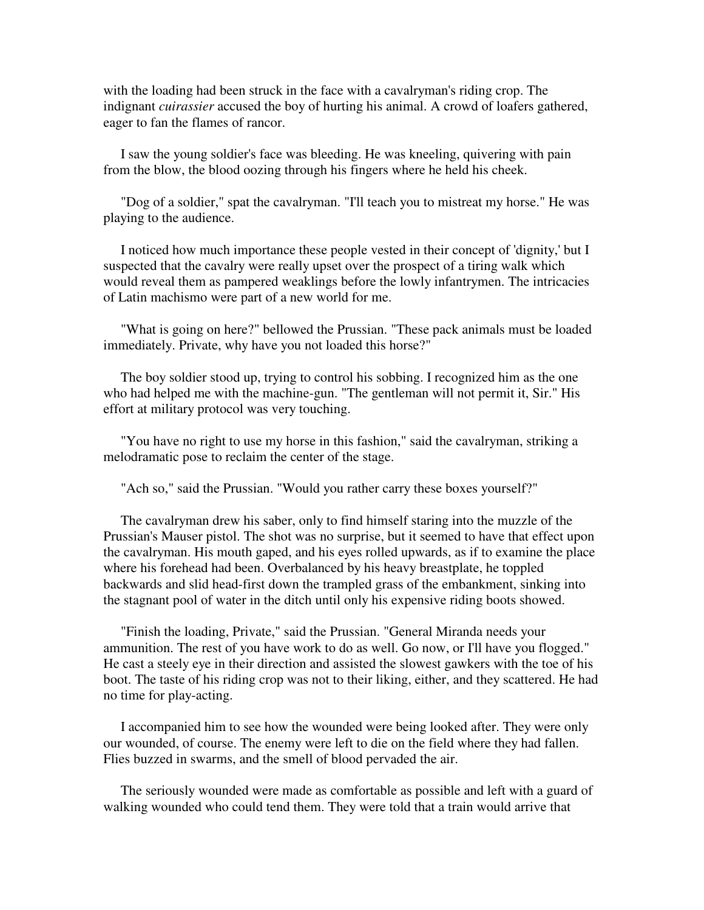with the loading had been struck in the face with a cavalryman's riding crop. The indignant *cuirassier* accused the boy of hurting his animal. A crowd of loafers gathered, eager to fan the flames of rancor.

I saw the young soldier's face was bleeding. He was kneeling, quivering with pain from the blow, the blood oozing through his fingers where he held his cheek.

"Dog of a soldier," spat the cavalryman. "I'll teach you to mistreat my horse." He was playing to the audience.

I noticed how much importance these people vested in their concept of 'dignity,' but I suspected that the cavalry were really upset over the prospect of a tiring walk which would reveal them as pampered weaklings before the lowly infantrymen. The intricacies of Latin machismo were part of a new world for me.

"What is going on here?" bellowed the Prussian. "These pack animals must be loaded immediately. Private, why have you not loaded this horse?"

The boy soldier stood up, trying to control his sobbing. I recognized him as the one who had helped me with the machine-gun. "The gentleman will not permit it, Sir." His effort at military protocol was very touching.

"You have no right to use my horse in this fashion," said the cavalryman, striking a melodramatic pose to reclaim the center of the stage.

"Ach so," said the Prussian. "Would you rather carry these boxes yourself?"

The cavalryman drew his saber, only to find himself staring into the muzzle of the Prussian's Mauser pistol. The shot was no surprise, but it seemed to have that effect upon the cavalryman. His mouth gaped, and his eyes rolled upwards, as if to examine the place where his forehead had been. Overbalanced by his heavy breastplate, he toppled backwards and slid head-first down the trampled grass of the embankment, sinking into the stagnant pool of water in the ditch until only his expensive riding boots showed.

"Finish the loading, Private," said the Prussian. "General Miranda needs your ammunition. The rest of you have work to do as well. Go now, or I'll have you flogged." He cast a steely eye in their direction and assisted the slowest gawkers with the toe of his boot. The taste of his riding crop was not to their liking, either, and they scattered. He had no time for play-acting.

I accompanied him to see how the wounded were being looked after. They were only our wounded, of course. The enemy were left to die on the field where they had fallen. Flies buzzed in swarms, and the smell of blood pervaded the air.

The seriously wounded were made as comfortable as possible and left with a guard of walking wounded who could tend them. They were told that a train would arrive that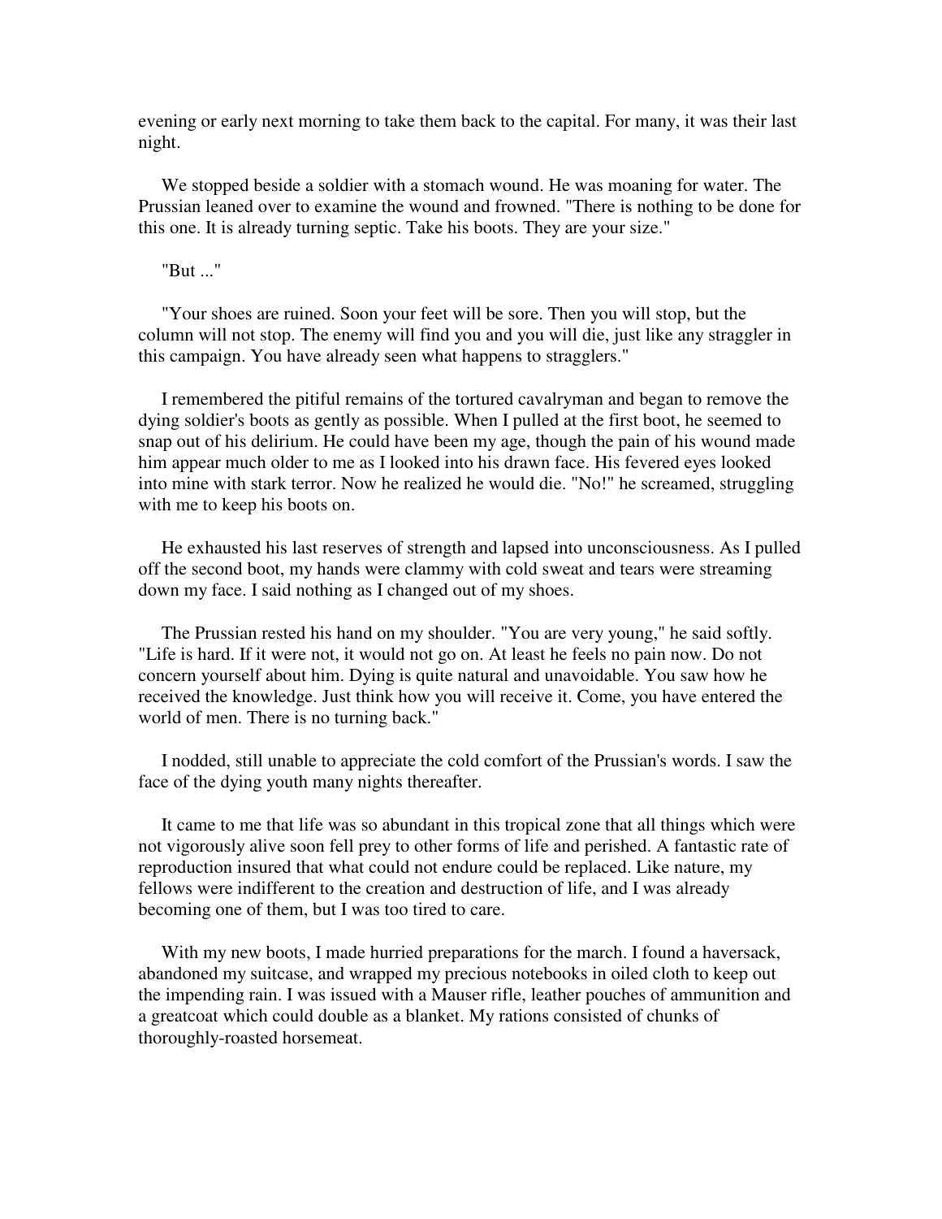evening or early next morning to take them back to the capital. For many, it was their last night.

We stopped beside a soldier with a stomach wound. He was moaning for water. The Prussian leaned over to examine the wound and frowned. "There is nothing to be done for this one. It is already turning septic. Take his boots. They are your size."

"But ..."

"Your shoes are ruined. Soon your feet will be sore. Then you will stop, but the column will not stop. The enemy will find you and you will die, just like any straggler in this campaign. You have already seen what happens to stragglers."

I remembered the pitiful remains of the tortured cavalryman and began to remove the dying soldier's boots as gently as possible. When I pulled at the first boot, he seemed to snap out of his delirium. He could have been my age, though the pain of his wound made him appear much older to me as I looked into his drawn face. His fevered eyes looked into mine with stark terror. Now he realized he would die. "No!" he screamed, struggling with me to keep his boots on.

He exhausted his last reserves of strength and lapsed into unconsciousness. As I pulled off the second boot, my hands were clammy with cold sweat and tears were streaming down my face. I said nothing as I changed out of my shoes.

The Prussian rested his hand on my shoulder. "You are very young," he said softly. "Life is hard. If it were not, it would not go on. At least he feels no pain now. Do not concern yourself about him. Dying is quite natural and unavoidable. You saw how he received the knowledge. Just think how you will receive it. Come, you have entered the world of men. There is no turning back."

I nodded, still unable to appreciate the cold comfort of the Prussian's words. I saw the face of the dying youth many nights thereafter.

It came to me that life was so abundant in this tropical zone that all things which were not vigorously alive soon fell prey to other forms of life and perished. A fantastic rate of reproduction insured that what could not endure could be replaced. Like nature, my fellows were indifferent to the creation and destruction of life, and I was already becoming one of them, but I was too tired to care.

With my new boots, I made hurried preparations for the march. I found a haversack, abandoned my suitcase, and wrapped my precious notebooks in oiled cloth to keep out the impending rain. I was issued with a Mauser rifle, leather pouches of ammunition and a greatcoat which could double as a blanket. My rations consisted of chunks of thoroughly-roasted horsemeat.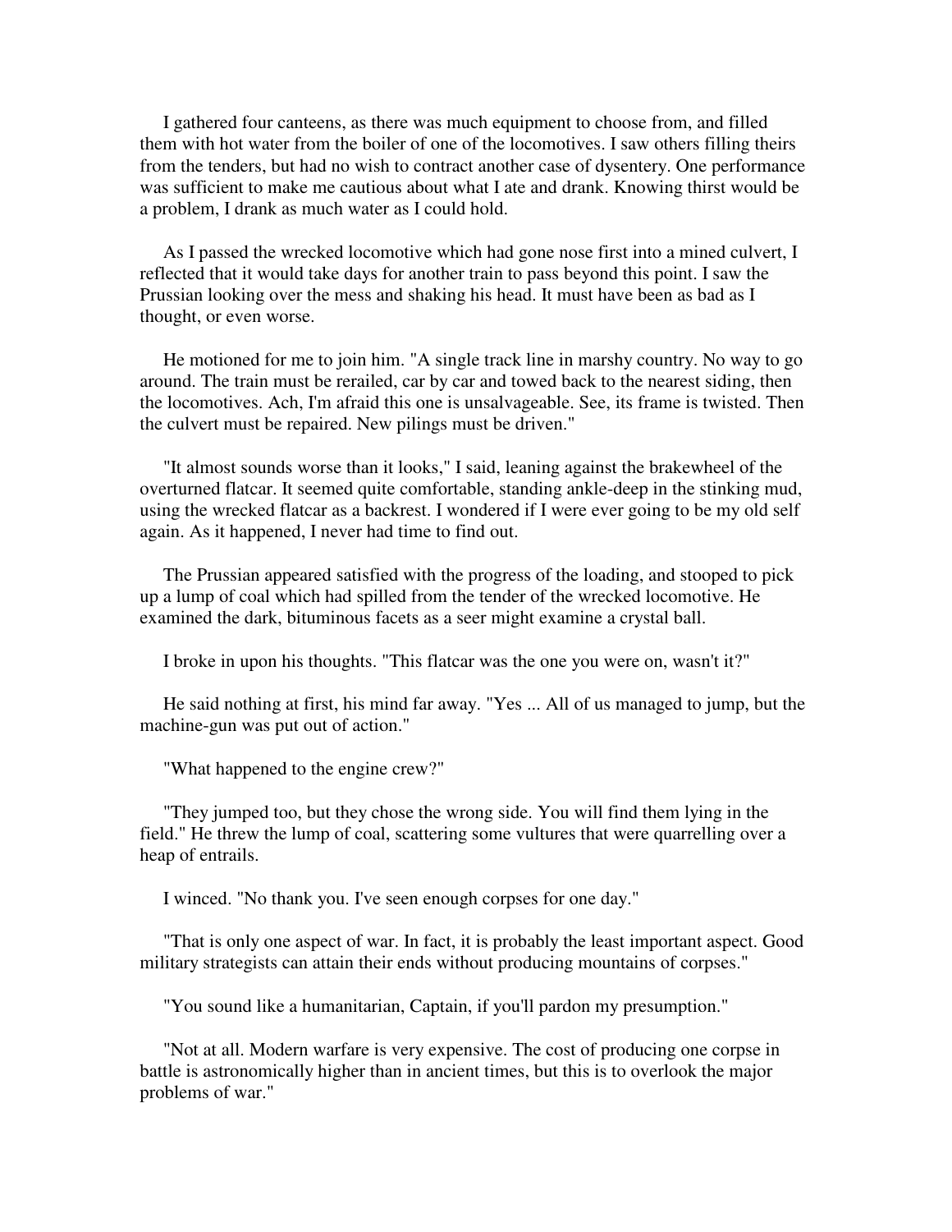I gathered four canteens, as there was much equipment to choose from, and filled them with hot water from the boiler of one of the locomotives. I saw others filling theirs from the tenders, but had no wish to contract another case of dysentery. One performance was sufficient to make me cautious about what I ate and drank. Knowing thirst would be a problem, I drank as much water as I could hold.

As I passed the wrecked locomotive which had gone nose first into a mined culvert, I reflected that it would take days for another train to pass beyond this point. I saw the Prussian looking over the mess and shaking his head. It must have been as bad as I thought, or even worse.

He motioned for me to join him. "A single track line in marshy country. No way to go around. The train must be rerailed, car by car and towed back to the nearest siding, then the locomotives. Ach, I'm afraid this one is unsalvageable. See, its frame is twisted. Then the culvert must be repaired. New pilings must be driven."

"It almost sounds worse than it looks," I said, leaning against the brakewheel of the overturned flatcar. It seemed quite comfortable, standing ankle-deep in the stinking mud, using the wrecked flatcar as a backrest. I wondered if I were ever going to be my old self again. As it happened, I never had time to find out.

The Prussian appeared satisfied with the progress of the loading, and stooped to pick up a lump of coal which had spilled from the tender of the wrecked locomotive. He examined the dark, bituminous facets as a seer might examine a crystal ball.

I broke in upon his thoughts. "This flatcar was the one you were on, wasn't it?"

He said nothing at first, his mind far away. "Yes ... All of us managed to jump, but the machine-gun was put out of action."

"What happened to the engine crew?"

"They jumped too, but they chose the wrong side. You will find them lying in the field." He threw the lump of coal, scattering some vultures that were quarrelling over a heap of entrails.

I winced. "No thank you. I've seen enough corpses for one day."

"That is only one aspect of war. In fact, it is probably the least important aspect. Good military strategists can attain their ends without producing mountains of corpses."

"You sound like a humanitarian, Captain, if you'll pardon my presumption."

"Not at all. Modern warfare is very expensive. The cost of producing one corpse in battle is astronomically higher than in ancient times, but this is to overlook the major problems of war."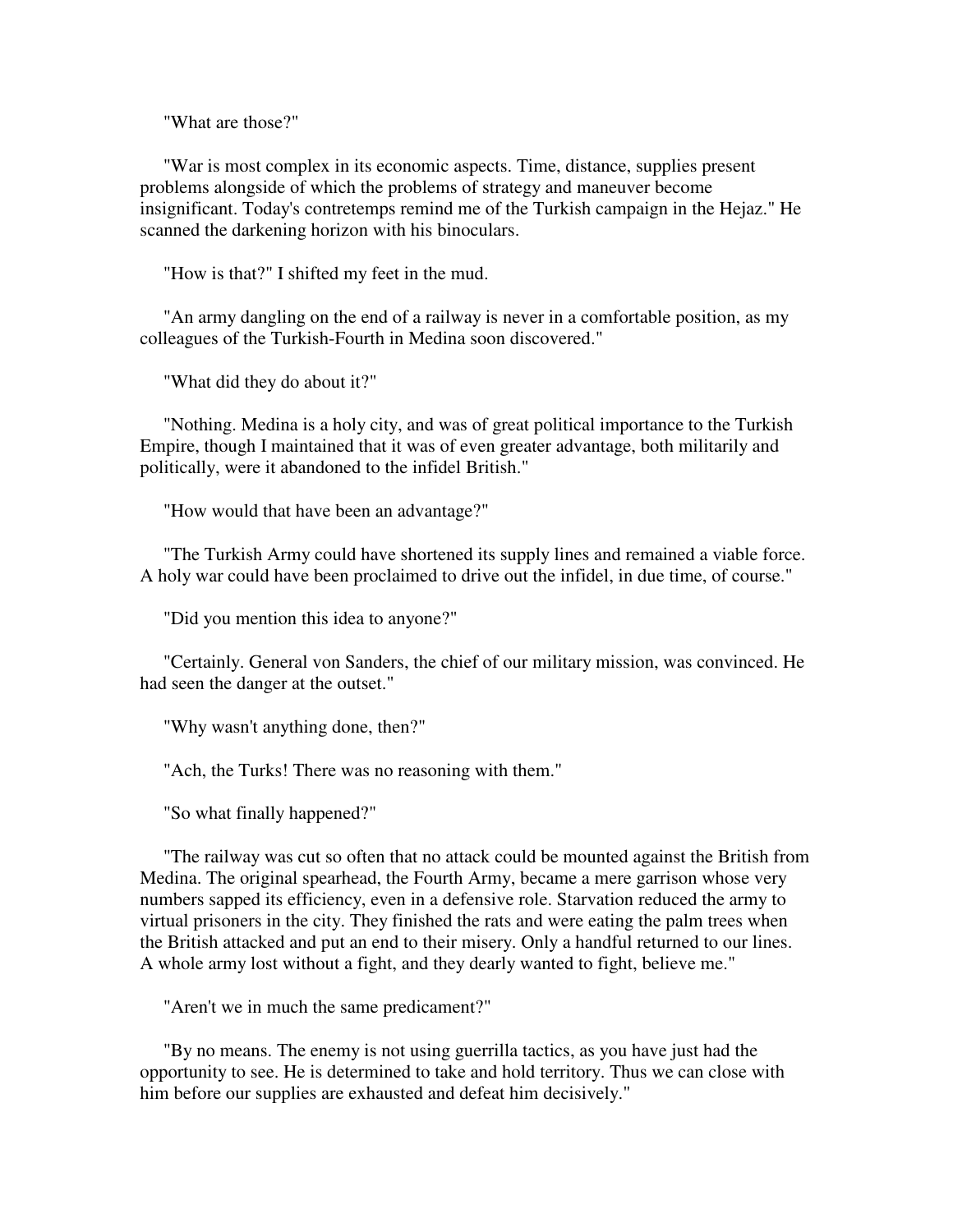"What are those?"

"War is most complex in its economic aspects. Time, distance, supplies present problems alongside of which the problems of strategy and maneuver become insignificant. Today's contretemps remind me of the Turkish campaign in the Hejaz." He scanned the darkening horizon with his binoculars.

"How is that?" I shifted my feet in the mud.

"An army dangling on the end of a railway is never in a comfortable position, as my colleagues of the Turkish-Fourth in Medina soon discovered."

"What did they do about it?"

"Nothing. Medina is a holy city, and was of great political importance to the Turkish Empire, though I maintained that it was of even greater advantage, both militarily and politically, were it abandoned to the infidel British."

"How would that have been an advantage?"

"The Turkish Army could have shortened its supply lines and remained a viable force. A holy war could have been proclaimed to drive out the infidel, in due time, of course."

"Did you mention this idea to anyone?"

"Certainly. General von Sanders, the chief of our military mission, was convinced. He had seen the danger at the outset."

"Why wasn't anything done, then?"

"Ach, the Turks! There was no reasoning with them."

"So what finally happened?"

"The railway was cut so often that no attack could be mounted against the British from Medina. The original spearhead, the Fourth Army, became a mere garrison whose very numbers sapped its efficiency, even in a defensive role. Starvation reduced the army to virtual prisoners in the city. They finished the rats and were eating the palm trees when the British attacked and put an end to their misery. Only a handful returned to our lines. A whole army lost without a fight, and they dearly wanted to fight, believe me."

"Aren't we in much the same predicament?"

"By no means. The enemy is not using guerrilla tactics, as you have just had the opportunity to see. He is determined to take and hold territory. Thus we can close with him before our supplies are exhausted and defeat him decisively."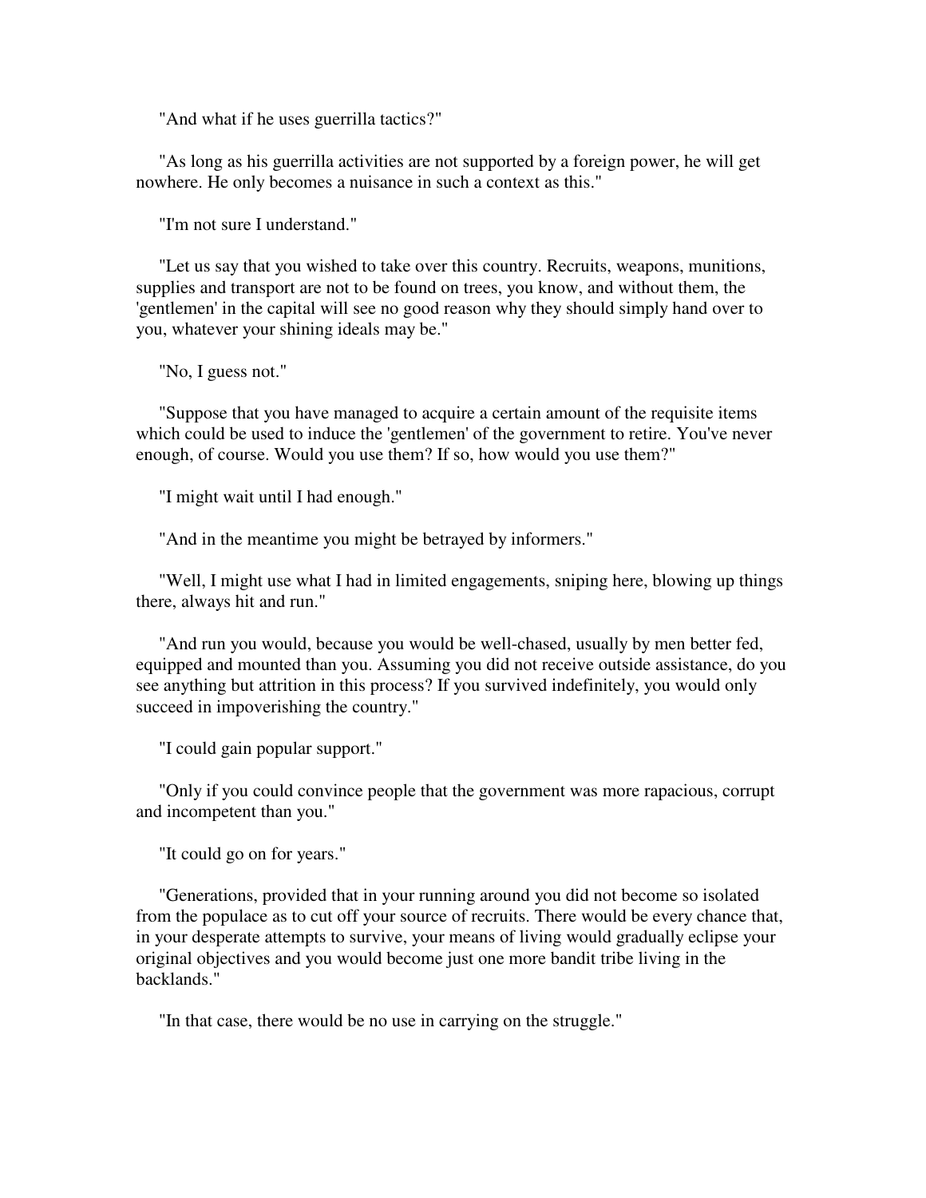"And what if he uses guerrilla tactics?"

"As long as his guerrilla activities are not supported by a foreign power, he will get nowhere. He only becomes a nuisance in such a context as this."

"I'm not sure I understand."

"Let us say that you wished to take over this country. Recruits, weapons, munitions, supplies and transport are not to be found on trees, you know, and without them, the 'gentlemen' in the capital will see no good reason why they should simply hand over to you, whatever your shining ideals may be."

"No, I guess not."

"Suppose that you have managed to acquire a certain amount of the requisite items which could be used to induce the 'gentlemen' of the government to retire. You've never enough, of course. Would you use them? If so, how would you use them?"

"I might wait until I had enough."

"And in the meantime you might be betrayed by informers."

"Well, I might use what I had in limited engagements, sniping here, blowing up things there, always hit and run."

"And run you would, because you would be well-chased, usually by men better fed, equipped and mounted than you. Assuming you did not receive outside assistance, do you see anything but attrition in this process? If you survived indefinitely, you would only succeed in impoverishing the country."

"I could gain popular support."

"Only if you could convince people that the government was more rapacious, corrupt and incompetent than you."

"It could go on for years."

"Generations, provided that in your running around you did not become so isolated from the populace as to cut off your source of recruits. There would be every chance that, in your desperate attempts to survive, your means of living would gradually eclipse your original objectives and you would become just one more bandit tribe living in the backlands."

"In that case, there would be no use in carrying on the struggle."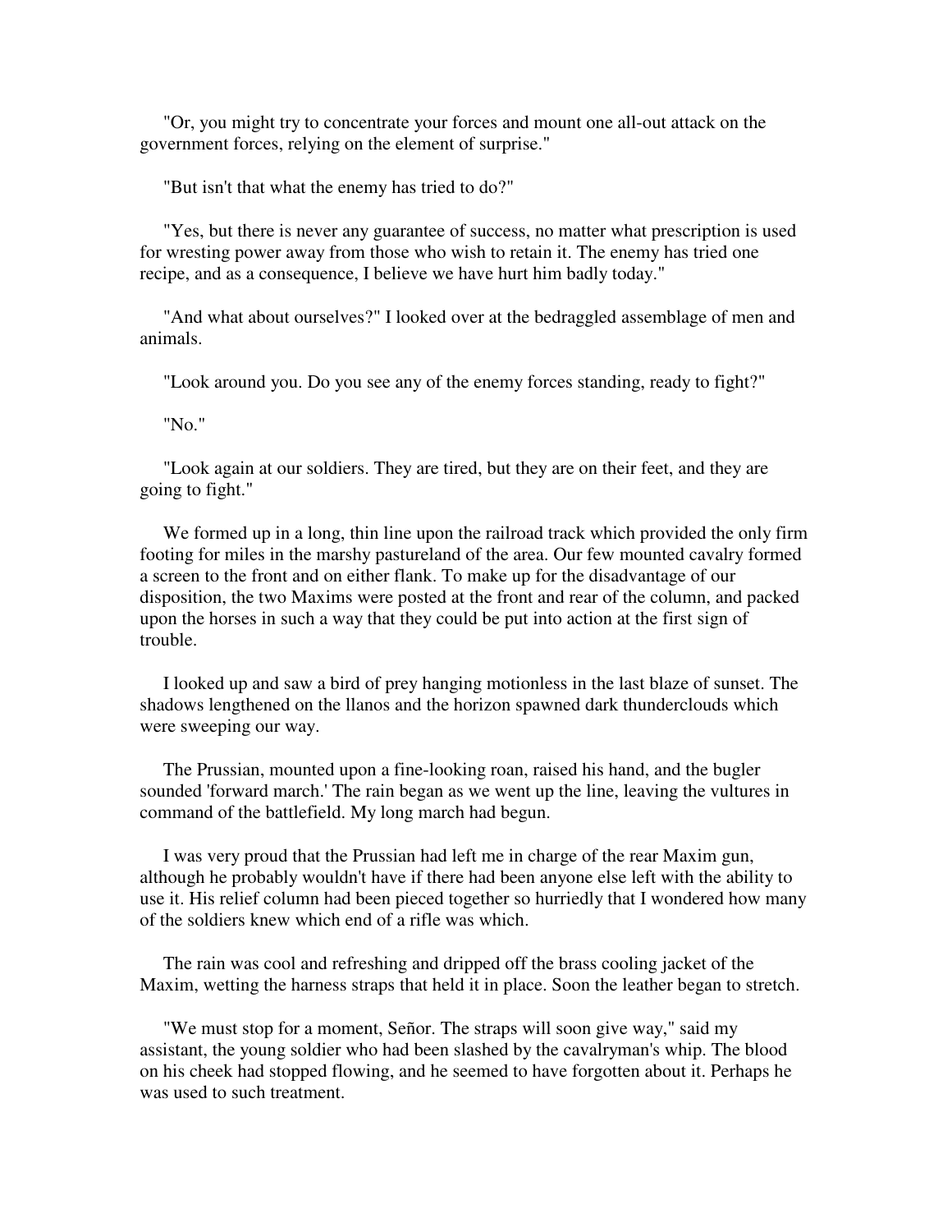"Or, you might try to concentrate your forces and mount one all-out attack on the government forces, relying on the element of surprise."

"But isn't that what the enemy has tried to do?"

"Yes, but there is never any guarantee of success, no matter what prescription is used for wresting power away from those who wish to retain it. The enemy has tried one recipe, and as a consequence, I believe we have hurt him badly today."

"And what about ourselves?" I looked over at the bedraggled assemblage of men and animals.

"Look around you. Do you see any of the enemy forces standing, ready to fight?"

"No."

"Look again at our soldiers. They are tired, but they are on their feet, and they are going to fight."

We formed up in a long, thin line upon the railroad track which provided the only firm footing for miles in the marshy pastureland of the area. Our few mounted cavalry formed a screen to the front and on either flank. To make up for the disadvantage of our disposition, the two Maxims were posted at the front and rear of the column, and packed upon the horses in such a way that they could be put into action at the first sign of trouble.

I looked up and saw a bird of prey hanging motionless in the last blaze of sunset. The shadows lengthened on the llanos and the horizon spawned dark thunderclouds which were sweeping our way.

The Prussian, mounted upon a fine-looking roan, raised his hand, and the bugler sounded 'forward march.' The rain began as we went up the line, leaving the vultures in command of the battlefield. My long march had begun.

I was very proud that the Prussian had left me in charge of the rear Maxim gun, although he probably wouldn't have if there had been anyone else left with the ability to use it. His relief column had been pieced together so hurriedly that I wondered how many of the soldiers knew which end of a rifle was which.

The rain was cool and refreshing and dripped off the brass cooling jacket of the Maxim, wetting the harness straps that held it in place. Soon the leather began to stretch.

"We must stop for a moment, Señor. The straps will soon give way," said my assistant, the young soldier who had been slashed by the cavalryman's whip. The blood on his cheek had stopped flowing, and he seemed to have forgotten about it. Perhaps he was used to such treatment.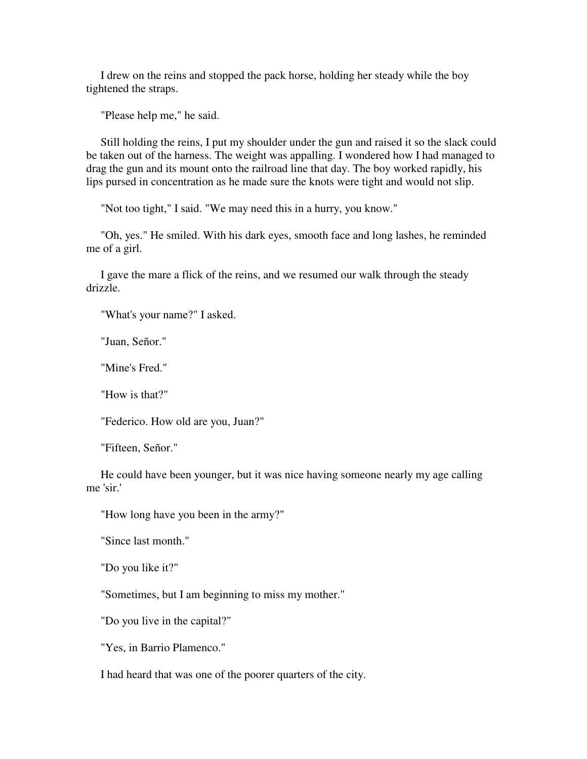I drew on the reins and stopped the pack horse, holding her steady while the boy tightened the straps.

"Please help me," he said.

Still holding the reins, I put my shoulder under the gun and raised it so the slack could be taken out of the harness. The weight was appalling. I wondered how I had managed to drag the gun and its mount onto the railroad line that day. The boy worked rapidly, his lips pursed in concentration as he made sure the knots were tight and would not slip.

"Not too tight," I said. "We may need this in a hurry, you know."

"Oh, yes." He smiled. With his dark eyes, smooth face and long lashes, he reminded me of a girl.

I gave the mare a flick of the reins, and we resumed our walk through the steady drizzle.

"What's your name?" I asked.

"Juan, Señor."

"Mine's Fred."

"How is that?"

"Federico. How old are you, Juan?"

"Fifteen, Señor."

He could have been younger, but it was nice having someone nearly my age calling me 'sir.'

"How long have you been in the army?"

"Since last month."

"Do you like it?"

"Sometimes, but I am beginning to miss my mother."

"Do you live in the capital?"

"Yes, in Barrio Plamenco."

I had heard that was one of the poorer quarters of the city.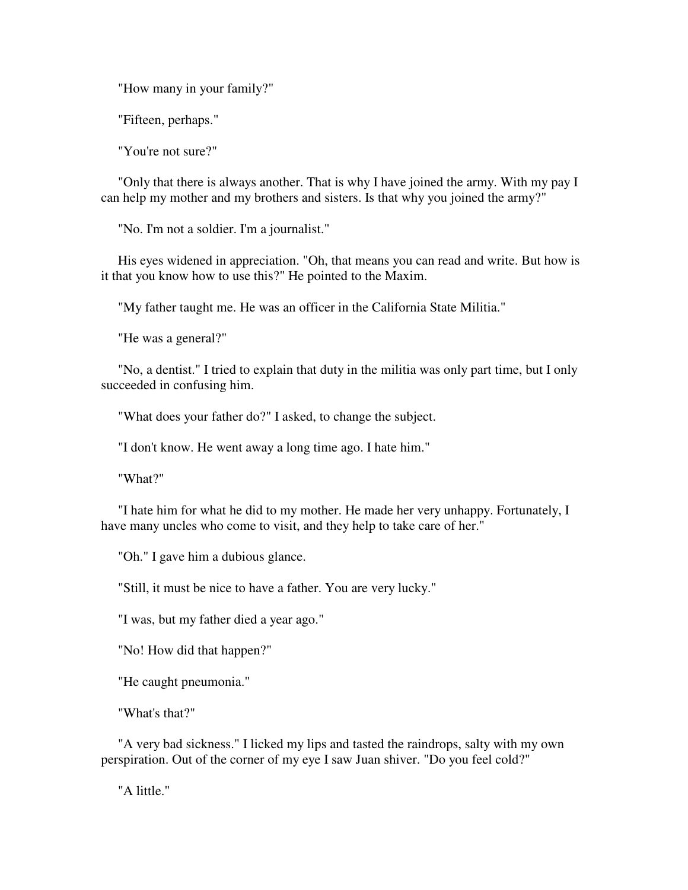"How many in your family?"

"Fifteen, perhaps."

"You're not sure?"

"Only that there is always another. That is why I have joined the army. With my pay I can help my mother and my brothers and sisters. Is that why you joined the army?"

"No. I'm not a soldier. I'm a journalist."

His eyes widened in appreciation. "Oh, that means you can read and write. But how is it that you know how to use this?" He pointed to the Maxim.

"My father taught me. He was an officer in the California State Militia."

"He was a general?"

"No, a dentist." I tried to explain that duty in the militia was only part time, but I only succeeded in confusing him.

"What does your father do?" I asked, to change the subject.

"I don't know. He went away a long time ago. I hate him."

"What?"

"I hate him for what he did to my mother. He made her very unhappy. Fortunately, I have many uncles who come to visit, and they help to take care of her."

"Oh." I gave him a dubious glance.

"Still, it must be nice to have a father. You are very lucky."

"I was, but my father died a year ago."

"No! How did that happen?"

"He caught pneumonia."

"What's that?"

"A very bad sickness." I licked my lips and tasted the raindrops, salty with my own perspiration. Out of the corner of my eye I saw Juan shiver. "Do you feel cold?"

"A little."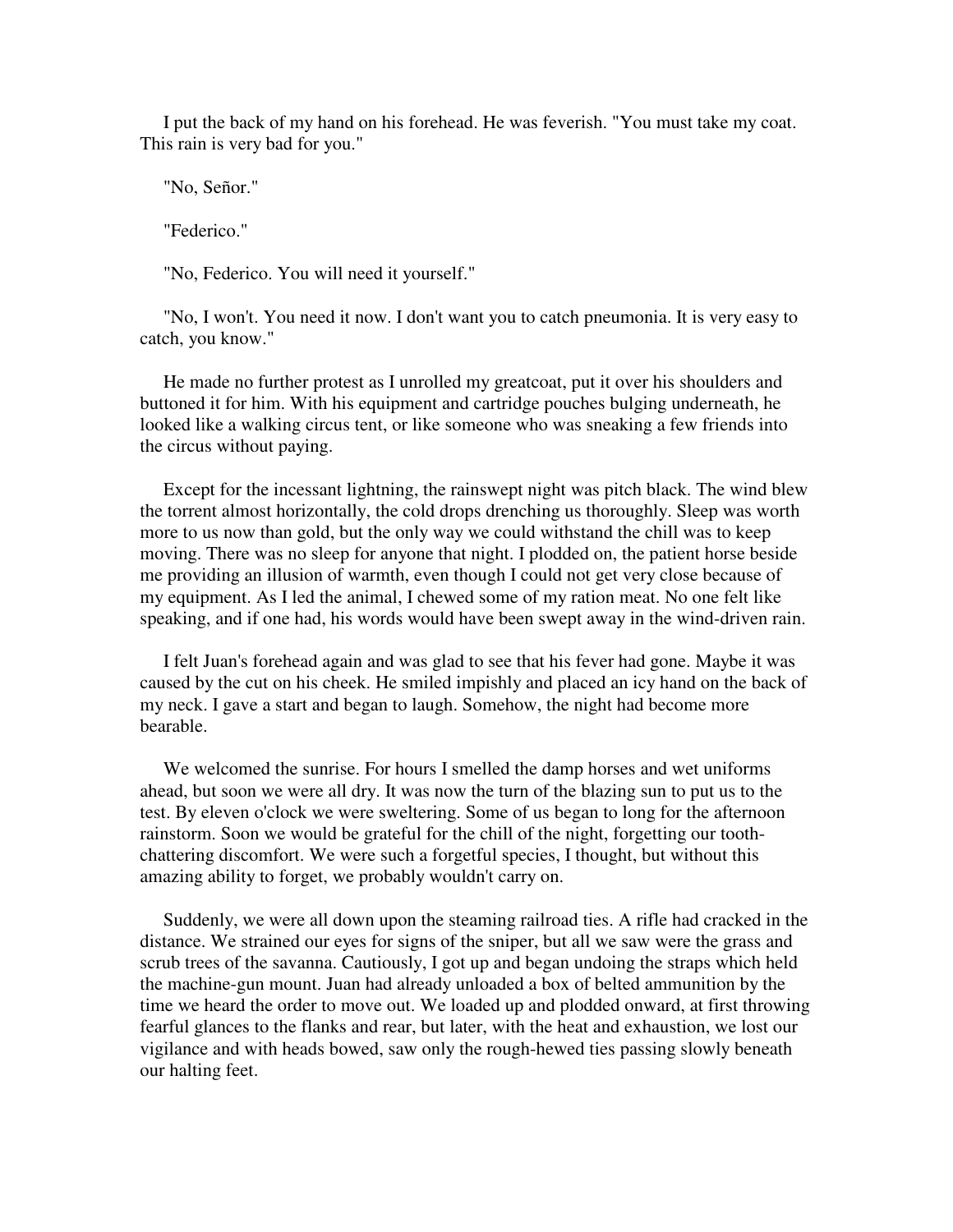I put the back of my hand on his forehead. He was feverish. "You must take my coat. This rain is very bad for you."

"No, Señor."

"Federico."

"No, Federico. You will need it yourself."

"No, I won't. You need it now. I don't want you to catch pneumonia. It is very easy to catch, you know."

He made no further protest as I unrolled my greatcoat, put it over his shoulders and buttoned it for him. With his equipment and cartridge pouches bulging underneath, he looked like a walking circus tent, or like someone who was sneaking a few friends into the circus without paying.

Except for the incessant lightning, the rainswept night was pitch black. The wind blew the torrent almost horizontally, the cold drops drenching us thoroughly. Sleep was worth more to us now than gold, but the only way we could withstand the chill was to keep moving. There was no sleep for anyone that night. I plodded on, the patient horse beside me providing an illusion of warmth, even though I could not get very close because of my equipment. As I led the animal, I chewed some of my ration meat. No one felt like speaking, and if one had, his words would have been swept away in the wind-driven rain.

I felt Juan's forehead again and was glad to see that his fever had gone. Maybe it was caused by the cut on his cheek. He smiled impishly and placed an icy hand on the back of my neck. I gave a start and began to laugh. Somehow, the night had become more bearable.

We welcomed the sunrise. For hours I smelled the damp horses and wet uniforms ahead, but soon we were all dry. It was now the turn of the blazing sun to put us to the test. By eleven o'clock we were sweltering. Some of us began to long for the afternoon rainstorm. Soon we would be grateful for the chill of the night, forgetting our tooth-chattering discomfort. We were such a forgetful species, I thought, but without this amazing ability to forget, we probably wouldn't carry on.

Suddenly, we were all down upon the steaming railroad ties. A rifle had cracked in the distance. We strained our eyes for signs of the sniper, but all we saw were the grass and scrub trees of the savanna. Cautiously, I got up and began undoing the straps which held the machine-gun mount. Juan had already unloaded a box of belted ammunition by the time we heard the order to move out. We loaded up and plodded onward, at first throwing fearful glances to the flanks and rear, but later, with the heat and exhaustion, we lost our vigilance and with heads bowed, saw only the rough-hewed ties passing slowly beneath our halting feet.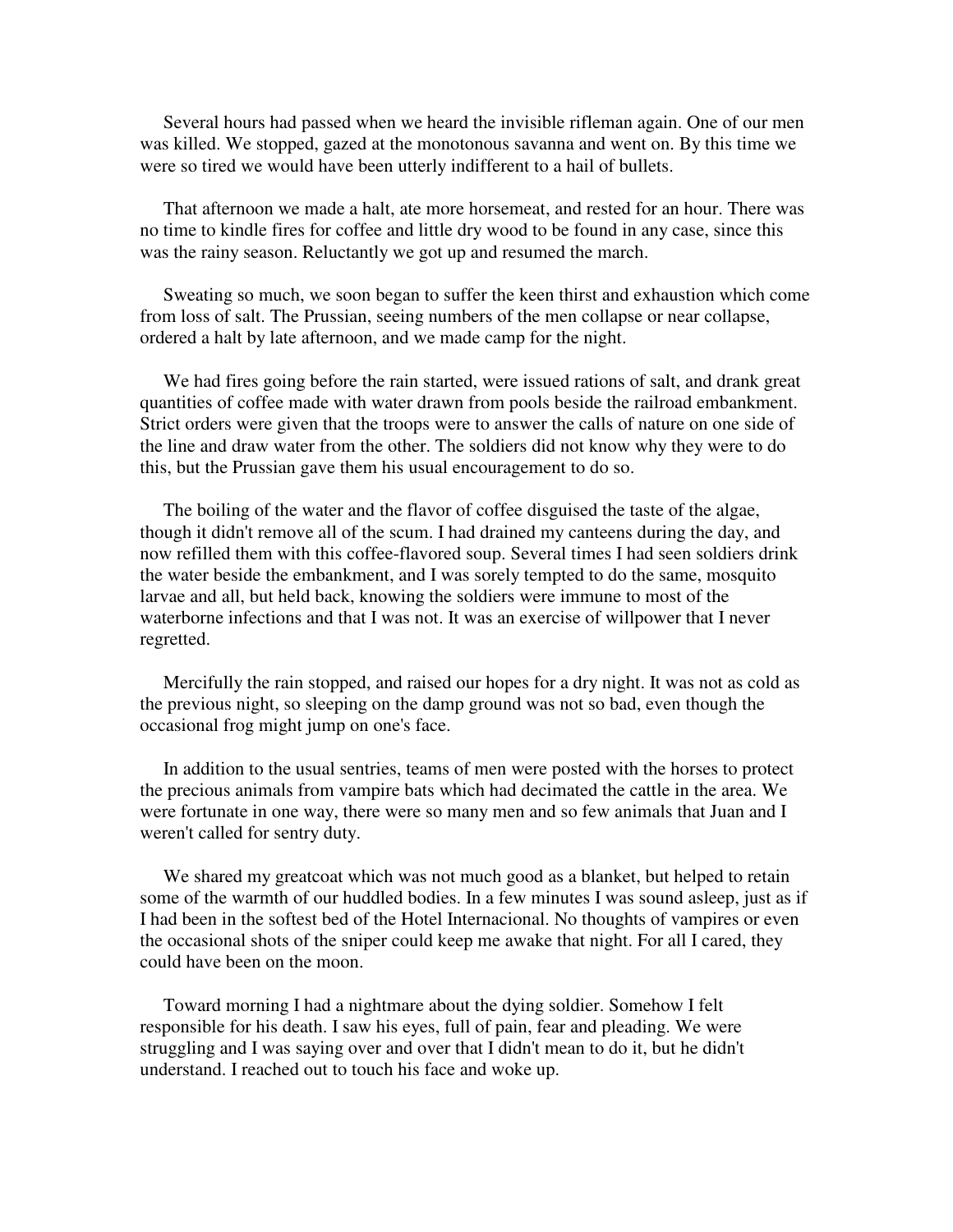Several hours had passed when we heard the invisible rifleman again. One of our men was killed. We stopped, gazed at the monotonous savanna and went on. By this time we were so tired we would have been utterly indifferent to a hail of bullets.

That afternoon we made a halt, ate more horsemeat, and rested for an hour. There was no time to kindle fires for coffee and little dry wood to be found in any case, since this was the rainy season. Reluctantly we got up and resumed the march.

Sweating so much, we soon began to suffer the keen thirst and exhaustion which come from loss of salt. The Prussian, seeing numbers of the men collapse or near collapse, ordered a halt by late afternoon, and we made camp for the night.

We had fires going before the rain started, were issued rations of salt, and drank great quantities of coffee made with water drawn from pools beside the railroad embankment. Strict orders were given that the troops were to answer the calls of nature on one side of the line and draw water from the other. The soldiers did not know why they were to do this, but the Prussian gave them his usual encouragement to do so.

The boiling of the water and the flavor of coffee disguised the taste of the algae, though it didn't remove all of the scum. I had drained my canteens during the day, and now refilled them with this coffee-flavored soup. Several times I had seen soldiers drink the water beside the embankment, and I was sorely tempted to do the same, mosquito larvae and all, but held back, knowing the soldiers were immune to most of the waterborne infections and that I was not. It was an exercise of willpower that I never regretted.

Mercifully the rain stopped, and raised our hopes for a dry night. It was not as cold as the previous night, so sleeping on the damp ground was not so bad, even though the occasional frog might jump on one's face.

In addition to the usual sentries, teams of men were posted with the horses to protect the precious animals from vampire bats which had decimated the cattle in the area. We were fortunate in one way, there were so many men and so few animals that Juan and I weren't called for sentry duty.

We shared my greatcoat which was not much good as a blanket, but helped to retain some of the warmth of our huddled bodies. In a few minutes I was sound asleep, just as if I had been in the softest bed of the Hotel Internacional. No thoughts of vampires or even the occasional shots of the sniper could keep me awake that night. For all I cared, they could have been on the moon.

Toward morning I had a nightmare about the dying soldier. Somehow I felt responsible for his death. I saw his eyes, full of pain, fear and pleading. We were struggling and I was saying over and over that I didn't mean to do it, but he didn't understand. I reached out to touch his face and woke up.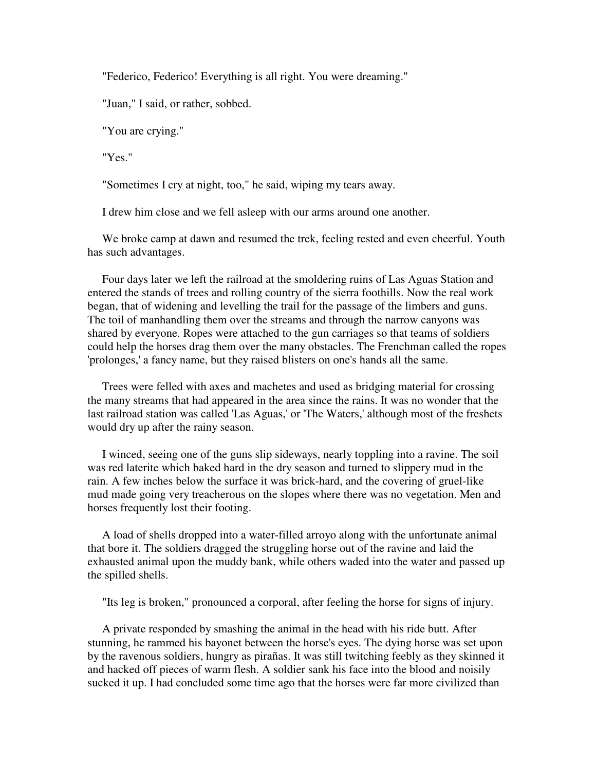"Federico, Federico! Everything is all right. You were dreaming."

"Juan," I said, or rather, sobbed.

"You are crying."

"Yes."

"Sometimes I cry at night, too," he said, wiping my tears away.

I drew him close and we fell asleep with our arms around one another.

We broke camp at dawn and resumed the trek, feeling rested and even cheerful. Youth has such advantages.

Four days later we left the railroad at the smoldering ruins of Las Aguas Station and entered the stands of trees and rolling country of the sierra foothills. Now the real work began, that of widening and levelling the trail for the passage of the limbers and guns. The toil of manhandling them over the streams and through the narrow canyons was shared by everyone. Ropes were attached to the gun carriages so that teams of soldiers could help the horses drag them over the many obstacles. The Frenchman called the ropes 'prolonges,' a fancy name, but they raised blisters on one's hands all the same.

Trees were felled with axes and machetes and used as bridging material for crossing the many streams that had appeared in the area since the rains. It was no wonder that the last railroad station was called 'Las Aguas,' or 'The Waters,' although most of the freshets would dry up after the rainy season.

I winced, seeing one of the guns slip sideways, nearly toppling into a ravine. The soil was red laterite which baked hard in the dry season and turned to slippery mud in the rain. A few inches below the surface it was brick-hard, and the covering of gruel-like mud made going very treacherous on the slopes where there was no vegetation. Men and horses frequently lost their footing.

A load of shells dropped into a water-filled arroyo along with the unfortunate animal that bore it. The soldiers dragged the struggling horse out of the ravine and laid the exhausted animal upon the muddy bank, while others waded into the water and passed up the spilled shells.

"Its leg is broken," pronounced a corporal, after feeling the horse for signs of injury.

A private responded by smashing the animal in the head with his ride butt. After stunning, he rammed his bayonet between the horse's eyes. The dying horse was set upon by the ravenous soldiers, hungry as pirañas. It was still twitching feebly as they skinned it and hacked off pieces of warm flesh. A soldier sank his face into the blood and noisily sucked it up. I had concluded some time ago that the horses were far more civilized than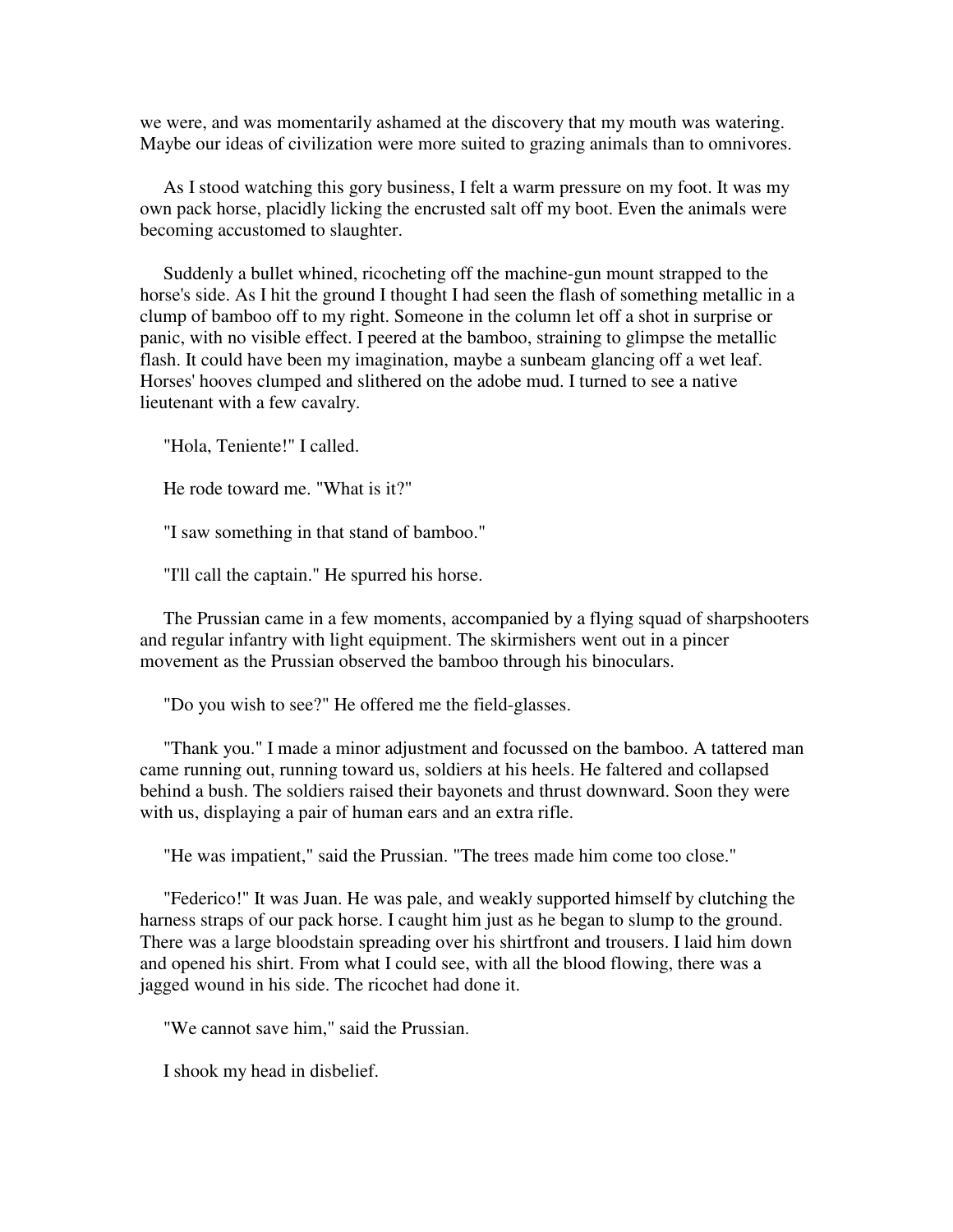we were, and was momentarily ashamed at the discovery that my mouth was watering. Maybe our ideas of civilization were more suited to grazing animals than to omnivores.

As I stood watching this gory business, I felt a warm pressure on my foot. It was my own pack horse, placidly licking the encrusted salt off my boot. Even the animals were becoming accustomed to slaughter.

Suddenly a bullet whined, ricocheting off the machine-gun mount strapped to the horse's side. As I hit the ground I thought I had seen the flash of something metallic in a clump of bamboo off to my right. Someone in the column let off a shot in surprise or panic, with no visible effect. I peered at the bamboo, straining to glimpse the metallic flash. It could have been my imagination, maybe a sunbeam glancing off a wet leaf. Horses' hooves clumped and slithered on the adobe mud. I turned to see a native lieutenant with a few cavalry.

"Hola, Teniente!" I called.

He rode toward me. "What is it?"

"I saw something in that stand of bamboo."

"I'll call the captain." He spurred his horse.

The Prussian came in a few moments, accompanied by a flying squad of sharpshooters and regular infantry with light equipment. The skirmishers went out in a pincer movement as the Prussian observed the bamboo through his binoculars.

"Do you wish to see?" He offered me the field-glasses.

"Thank you." I made a minor adjustment and focussed on the bamboo. A tattered man came running out, running toward us, soldiers at his heels. He faltered and collapsed behind a bush. The soldiers raised their bayonets and thrust downward. Soon they were with us, displaying a pair of human ears and an extra rifle.

"He was impatient," said the Prussian. "The trees made him come too close."

"Federico!" It was Juan. He was pale, and weakly supported himself by clutching the harness straps of our pack horse. I caught him just as he began to slump to the ground. There was a large bloodstain spreading over his shirtfront and trousers. I laid him down and opened his shirt. From what I could see, with all the blood flowing, there was a jagged wound in his side. The ricochet had done it.

"We cannot save him," said the Prussian.

I shook my head in disbelief.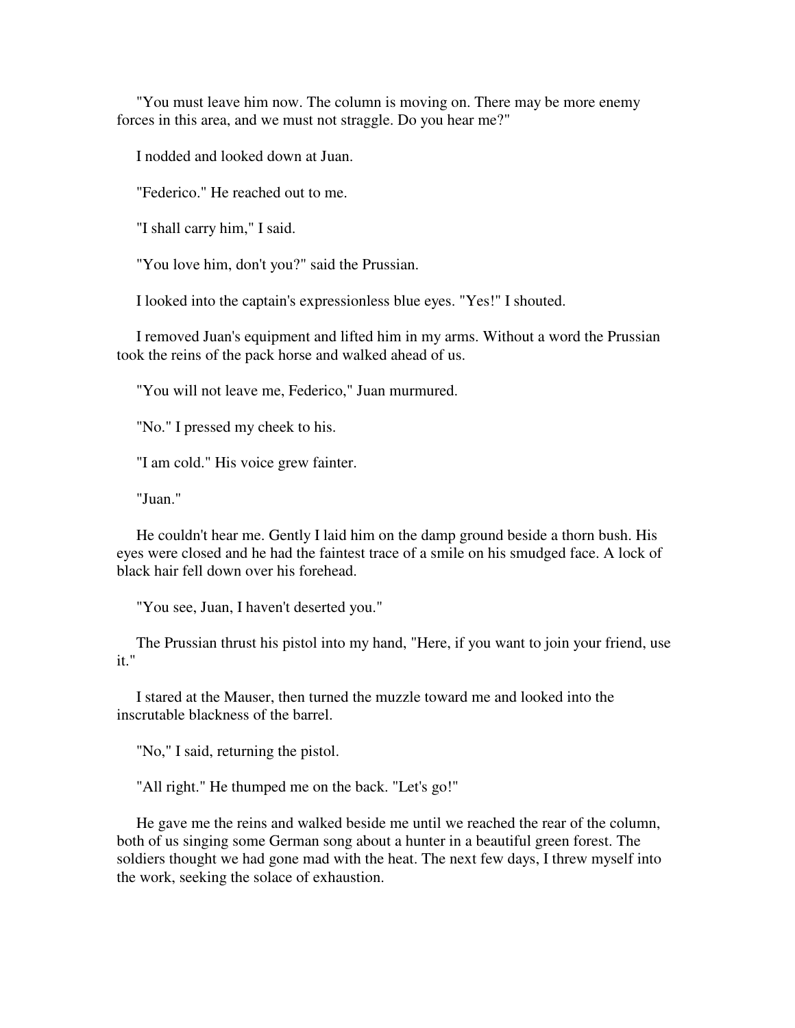"You must leave him now. The column is moving on. There may be more enemy forces in this area, and we must not straggle. Do you hear me?"

I nodded and looked down at Juan.

"Federico." He reached out to me.

"I shall carry him," I said.

"You love him, don't you?" said the Prussian.

I looked into the captain's expressionless blue eyes. "Yes!" I shouted.

I removed Juan's equipment and lifted him in my arms. Without a word the Prussian took the reins of the pack horse and walked ahead of us.

"You will not leave me, Federico," Juan murmured.

"No." I pressed my cheek to his.

"I am cold." His voice grew fainter.

"Juan."

He couldn't hear me. Gently I laid him on the damp ground beside a thorn bush. His eyes were closed and he had the faintest trace of a smile on his smudged face. A lock of black hair fell down over his forehead.

"You see, Juan, I haven't deserted you."

The Prussian thrust his pistol into my hand, "Here, if you want to join your friend, use it."

I stared at the Mauser, then turned the muzzle toward me and looked into the inscrutable blackness of the barrel.

"No," I said, returning the pistol.

"All right." He thumped me on the back. "Let's go!"

He gave me the reins and walked beside me until we reached the rear of the column, both of us singing some German song about a hunter in a beautiful green forest. The soldiers thought we had gone mad with the heat. The next few days, I threw myself into the work, seeking the solace of exhaustion.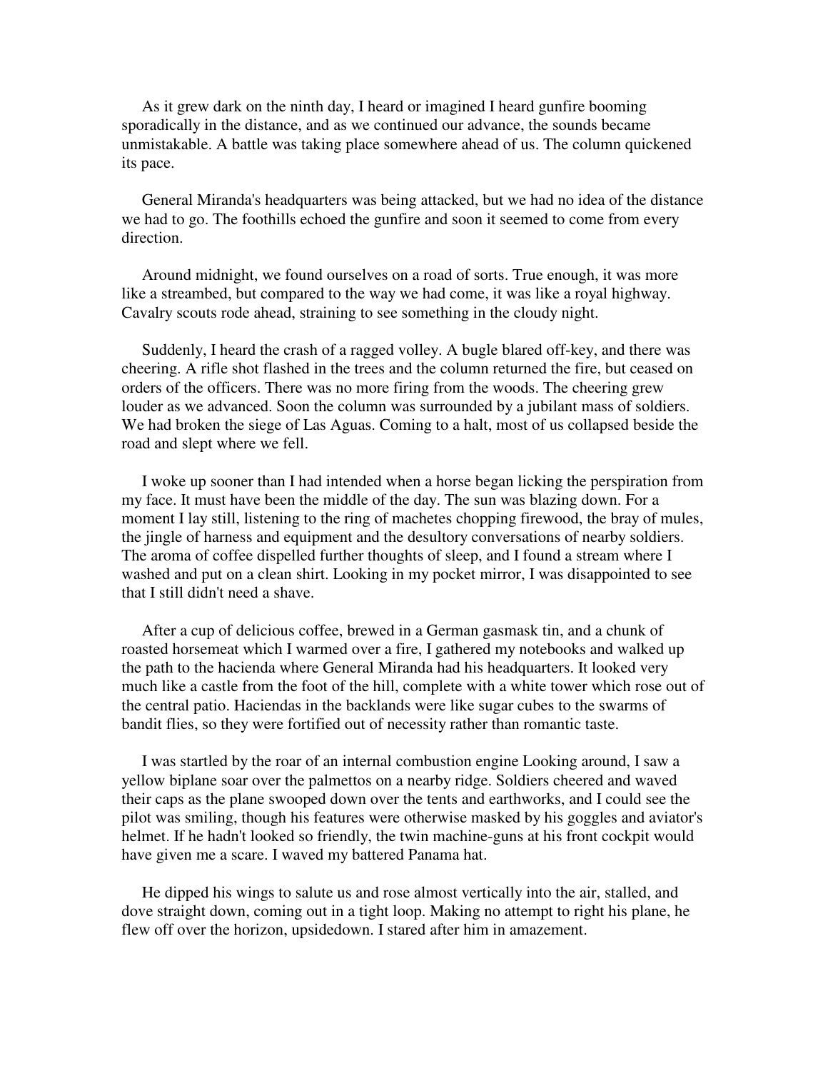As it grew dark on the ninth day, I heard or imagined I heard gunfire booming sporadically in the distance, and as we continued our advance, the sounds became unmistakable. A battle was taking place somewhere ahead of us. The column quickened its pace.

General Miranda's headquarters was being attacked, but we had no idea of the distance we had to go. The foothills echoed the gunfire and soon it seemed to come from every direction.

Around midnight, we found ourselves on a road of sorts. True enough, it was more like a streambed, but compared to the way we had come, it was like a royal highway. Cavalry scouts rode ahead, straining to see something in the cloudy night.

Suddenly, I heard the crash of a ragged volley. A bugle blared off-key, and there was cheering. A rifle shot flashed in the trees and the column returned the fire, but ceased on orders of the officers. There was no more firing from the woods. The cheering grew louder as we advanced. Soon the column was surrounded by a jubilant mass of soldiers. We had broken the siege of Las Aguas. Coming to a halt, most of us collapsed beside the road and slept where we fell.

I woke up sooner than I had intended when a horse began licking the perspiration from my face. It must have been the middle of the day. The sun was blazing down. For a moment I lay still, listening to the ring of machetes chopping firewood, the bray of mules, the jingle of harness and equipment and the desultory conversations of nearby soldiers. The aroma of coffee dispelled further thoughts of sleep, and I found a stream where I washed and put on a clean shirt. Looking in my pocket mirror, I was disappointed to see that I still didn't need a shave.

After a cup of delicious coffee, brewed in a German gasmask tin, and a chunk of roasted horsemeat which I warmed over a fire, I gathered my notebooks and walked up the path to the hacienda where General Miranda had his headquarters. It looked very much like a castle from the foot of the hill, complete with a white tower which rose out of the central patio. Haciendas in the backlands were like sugar cubes to the swarms of bandit flies, so they were fortified out of necessity rather than romantic taste.

I was startled by the roar of an internal combustion engine Looking around, I saw a yellow biplane soar over the palmettos on a nearby ridge. Soldiers cheered and waved their caps as the plane swooped down over the tents and earthworks, and I could see the pilot was smiling, though his features were otherwise masked by his goggles and aviator's helmet. If he hadn't looked so friendly, the twin machine-guns at his front cockpit would have given me a scare. I waved my battered Panama hat.

He dipped his wings to salute us and rose almost vertically into the air, stalled, and dove straight down, coming out in a tight loop. Making no attempt to right his plane, he flew off over the horizon, upsidedown. I stared after him in amazement.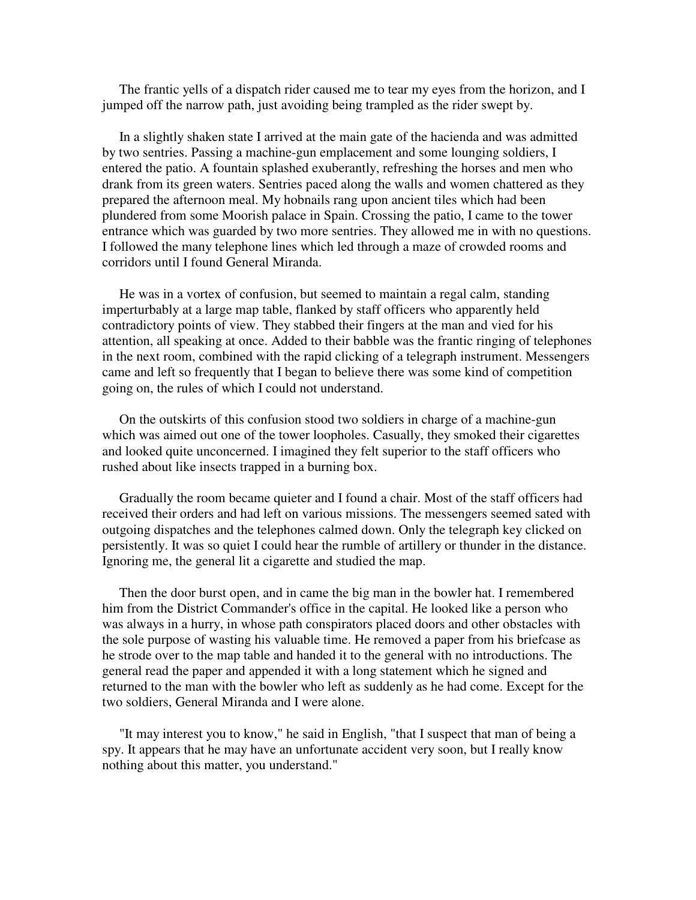The frantic yells of a dispatch rider caused me to tear my eyes from the horizon, and I jumped off the narrow path, just avoiding being trampled as the rider swept by.

In a slightly shaken state I arrived at the main gate of the hacienda and was admitted by two sentries. Passing a machine-gun emplacement and some lounging soldiers, I entered the patio. A fountain splashed exuberantly, refreshing the horses and men who drank from its green waters. Sentries paced along the walls and women chattered as they prepared the afternoon meal. My hobnails rang upon ancient tiles which had been plundered from some Moorish palace in Spain. Crossing the patio, I came to the tower entrance which was guarded by two more sentries. They allowed me in with no questions. I followed the many telephone lines which led through a maze of crowded rooms and corridors until I found General Miranda.

He was in a vortex of confusion, but seemed to maintain a regal calm, standing imperturbably at a large map table, flanked by staff officers who apparently held contradictory points of view. They stabbed their fingers at the man and vied for his attention, all speaking at once. Added to their babble was the frantic ringing of telephones in the next room, combined with the rapid clicking of a telegraph instrument. Messengers came and left so frequently that I began to believe there was some kind of competition going on, the rules of which I could not understand.

On the outskirts of this confusion stood two soldiers in charge of a machine-gun which was aimed out one of the tower loopholes. Casually, they smoked their cigarettes and looked quite unconcerned. I imagined they felt superior to the staff officers who rushed about like insects trapped in a burning box.

Gradually the room became quieter and I found a chair. Most of the staff officers had received their orders and had left on various missions. The messengers seemed sated with outgoing dispatches and the telephones calmed down. Only the telegraph key clicked on persistently. It was so quiet I could hear the rumble of artillery or thunder in the distance. Ignoring me, the general lit a cigarette and studied the map.

Then the door burst open, and in came the big man in the bowler hat. I remembered him from the District Commander's office in the capital. He looked like a person who was always in a hurry, in whose path conspirators placed doors and other obstacles with the sole purpose of wasting his valuable time. He removed a paper from his briefcase as he strode over to the map table and handed it to the general with no introductions. The general read the paper and appended it with a long statement which he signed and returned to the man with the bowler who left as suddenly as he had come. Except for the two soldiers, General Miranda and I were alone.

"It may interest you to know," he said in English, "that I suspect that man of being a spy. It appears that he may have an unfortunate accident very soon, but I really know nothing about this matter, you understand."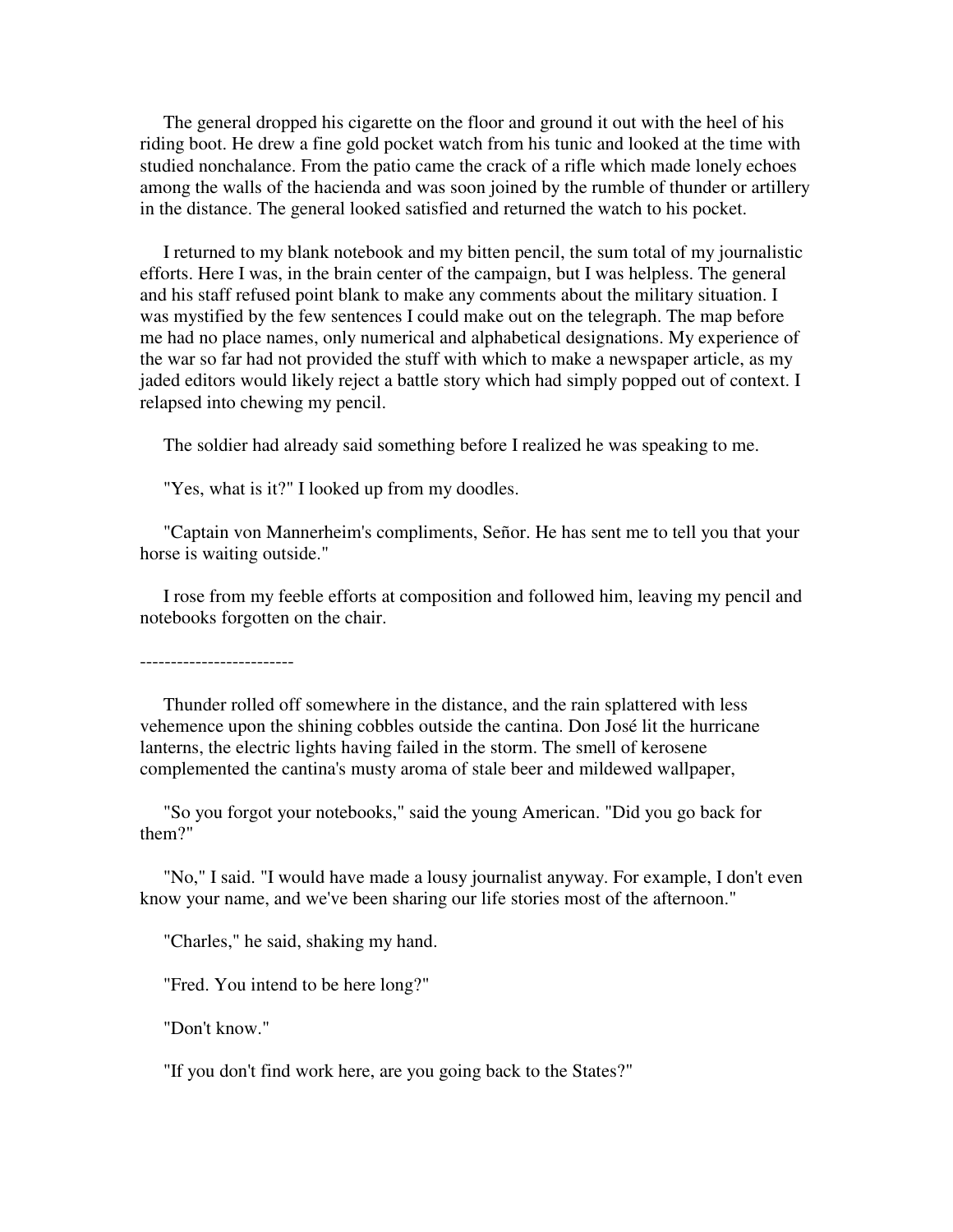The general dropped his cigarette on the floor and ground it out with the heel of his riding boot. He drew a fine gold pocket watch from his tunic and looked at the time with studied nonchalance. From the patio came the crack of a rifle which made lonely echoes among the walls of the hacienda and was soon joined by the rumble of thunder or artillery in the distance. The general looked satisfied and returned the watch to his pocket.

I returned to my blank notebook and my bitten pencil, the sum total of my journalistic efforts. Here I was, in the brain center of the campaign, but I was helpless. The general and his staff refused point blank to make any comments about the military situation. I was mystified by the few sentences I could make out on the telegraph. The map before me had no place names, only numerical and alphabetical designations. My experience of the war so far had not provided the stuff with which to make a newspaper article, as my jaded editors would likely reject a battle story which had simply popped out of context. I relapsed into chewing my pencil.

The soldier had already said something before I realized he was speaking to me.

"Yes, what is it?" I looked up from my doodles.

"Captain von Mannerheim's compliments, Señor. He has sent me to tell you that your horse is waiting outside."

I rose from my feeble efforts at composition and followed him, leaving my pencil and notebooks forgotten on the chair.

-------------------------

Thunder rolled off somewhere in the distance, and the rain splattered with less vehemence upon the shining cobbles outside the cantina. Don José lit the hurricane lanterns, the electric lights having failed in the storm. The smell of kerosene complemented the cantina's musty aroma of stale beer and mildewed wallpaper,

"So you forgot your notebooks," said the young American. "Did you go back for them?"

"No," I said. "I would have made a lousy journalist anyway. For example, I don't even know your name, and we've been sharing our life stories most of the afternoon."

"Charles," he said, shaking my hand.

"Fred. You intend to be here long?"

"Don't know."

"If you don't find work here, are you going back to the States?"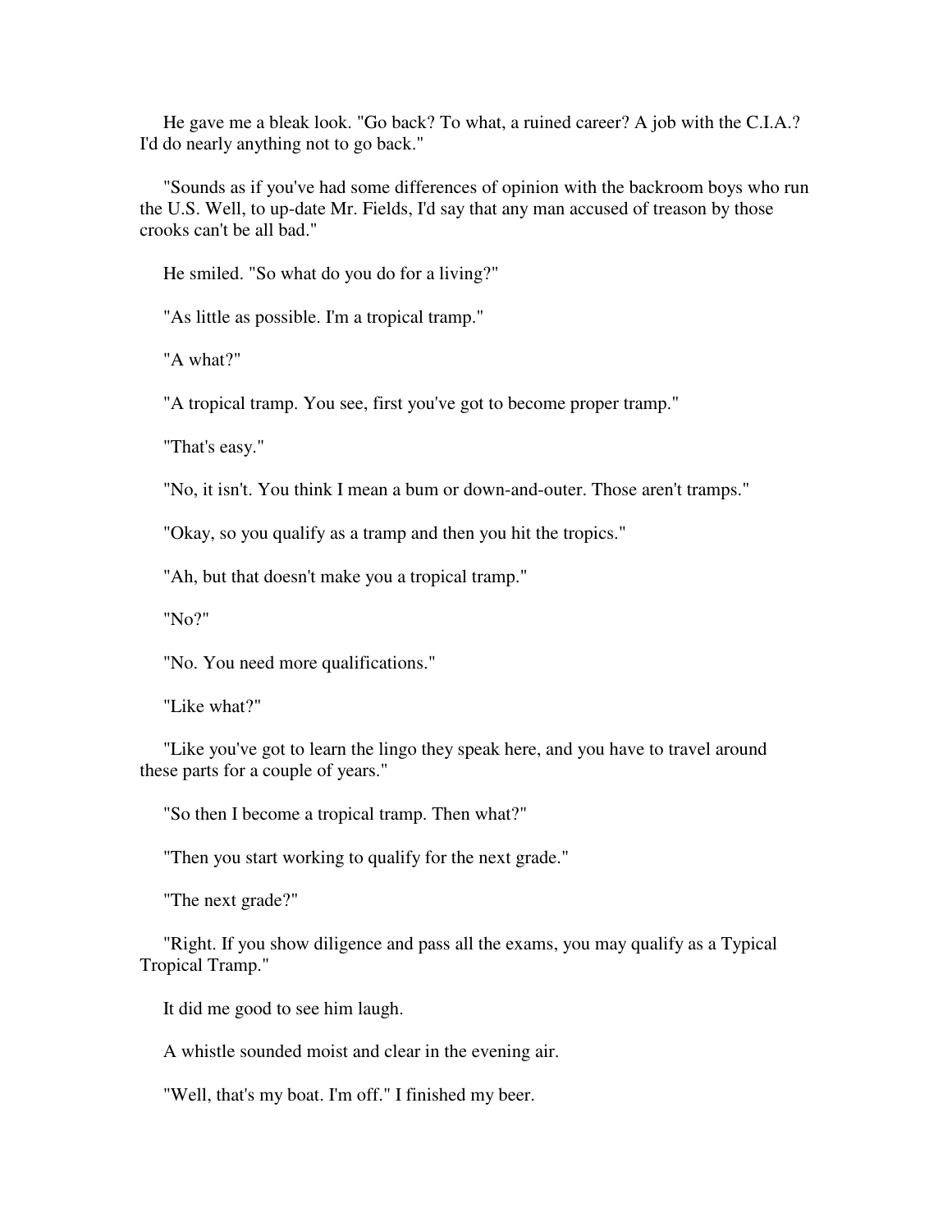He gave me a bleak look. "Go back? To what, a ruined career? A job with the C.I.A.? I'd do nearly anything not to go back."

"Sounds as if you've had some differences of opinion with the backroom boys who run the U.S. Well, to up-date Mr. Fields, I'd say that any man accused of treason by those crooks can't be all bad."

He smiled. "So what do you do for a living?"

"As little as possible. I'm a tropical tramp."

"A what?"

"A tropical tramp. You see, first you've got to become proper tramp."

"That's easy."

"No, it isn't. You think I mean a bum or down-and-outer. Those aren't tramps."

"Okay, so you qualify as a tramp and then you hit the tropics."

"Ah, but that doesn't make you a tropical tramp."

"No?"

"No. You need more qualifications."

"Like what?"

"Like you've got to learn the lingo they speak here, and you have to travel around these parts for a couple of years."

"So then I become a tropical tramp. Then what?"

"Then you start working to qualify for the next grade."

"The next grade?"

"Right. If you show diligence and pass all the exams, you may qualify as a Typical Tropical Tramp."

It did me good to see him laugh.

A whistle sounded moist and clear in the evening air.

"Well, that's my boat. I'm off." I finished my beer.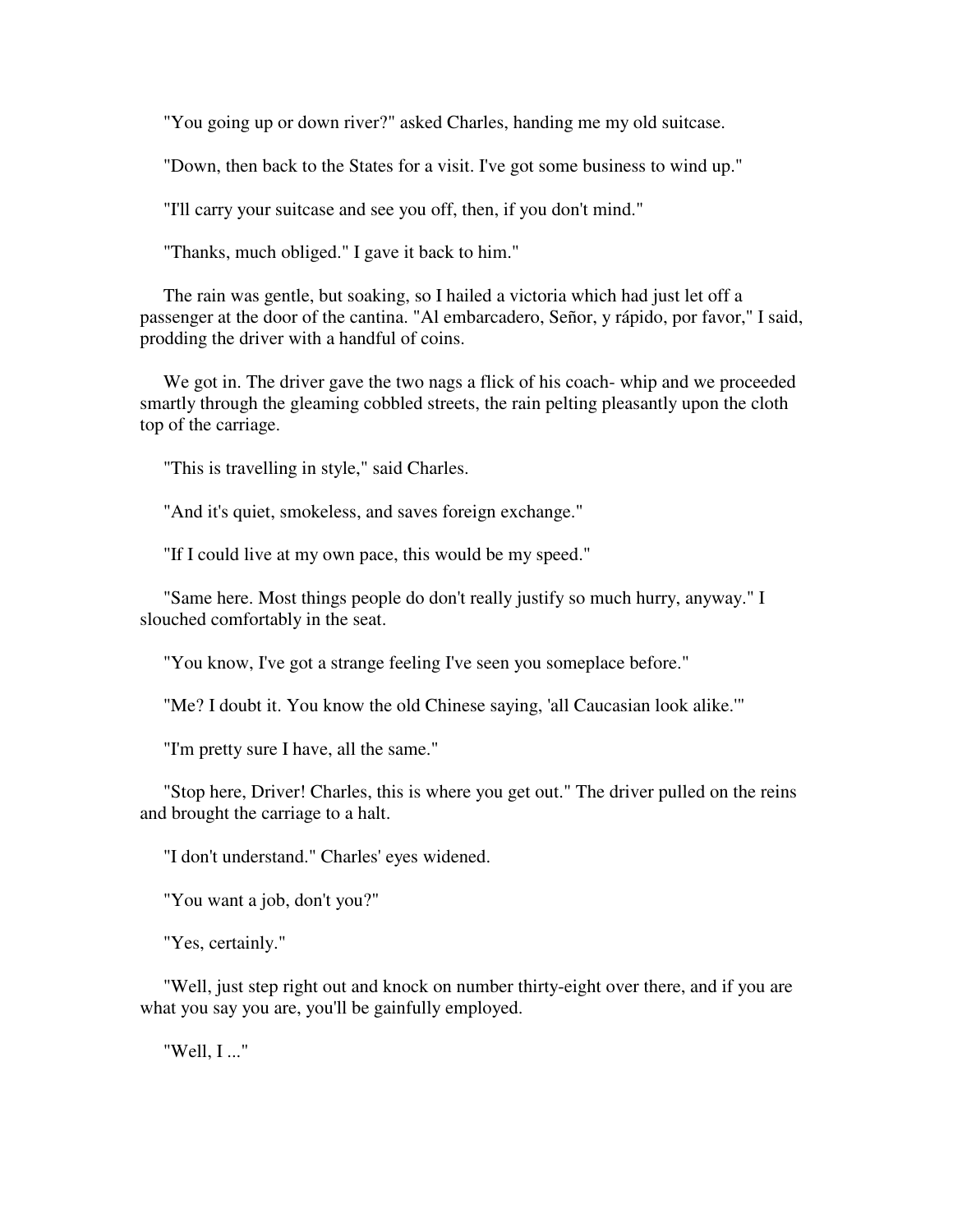"You going up or down river?" asked Charles, handing me my old suitcase.

"Down, then back to the States for a visit. I've got some business to wind up."

"I'll carry your suitcase and see you off, then, if you don't mind."

"Thanks, much obliged." I gave it back to him."

The rain was gentle, but soaking, so I hailed a victoria which had just let off a passenger at the door of the cantina. "Al embarcadero, Señor, y rápido, por favor," I said, prodding the driver with a handful of coins.

We got in. The driver gave the two nags a flick of his coach- whip and we proceeded smartly through the gleaming cobbled streets, the rain pelting pleasantly upon the cloth top of the carriage.

"This is travelling in style," said Charles.

"And it's quiet, smokeless, and saves foreign exchange."

"If I could live at my own pace, this would be my speed."

"Same here. Most things people do don't really justify so much hurry, anyway." I slouched comfortably in the seat.

"You know, I've got a strange feeling I've seen you someplace before."

"Me? I doubt it. You know the old Chinese saying, 'all Caucasian look alike.'"

"I'm pretty sure I have, all the same."

"Stop here, Driver! Charles, this is where you get out." The driver pulled on the reins and brought the carriage to a halt.

"I don't understand." Charles' eyes widened.

"You want a job, don't you?"

"Yes, certainly."

"Well, just step right out and knock on number thirty-eight over there, and if you are what you say you are, you'll be gainfully employed.

"Well, I ..."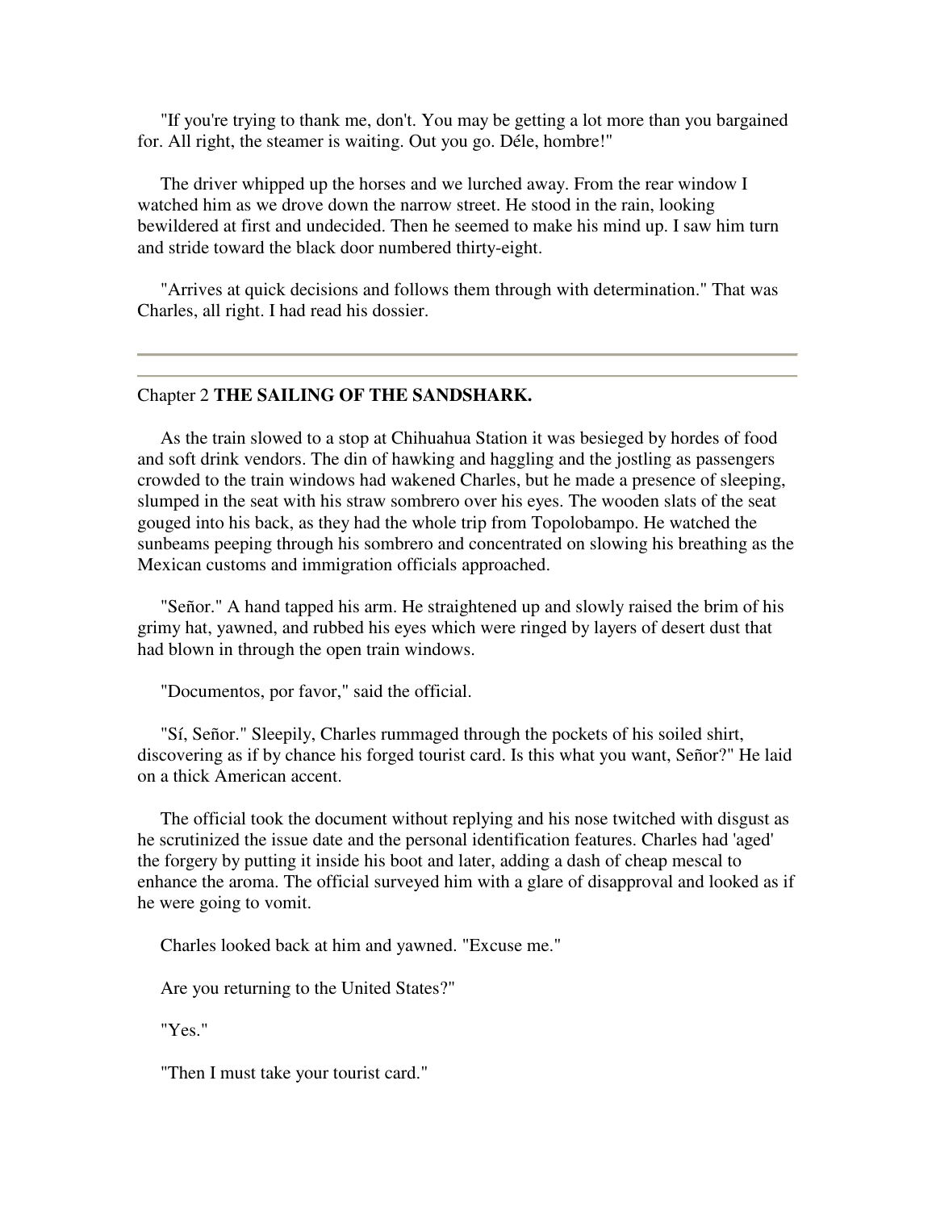"If you're trying to thank me, don't. You may be getting a lot more than you bargained for. All right, the steamer is waiting. Out you go. Déle, hombre!"

The driver whipped up the horses and we lurched away. From the rear window I watched him as we drove down the narrow street. He stood in the rain, looking bewildered at first and undecided. Then he seemed to make his mind up. I saw him turn and stride toward the black door numbered thirty-eight.

"Arrives at quick decisions and follows them through with determination." That was Charles, all right. I had read his dossier.

---

## Chapter 2 **THE SAILING OF THE SANDSHARK.**

As the train slowed to a stop at Chihuahua Station it was besieged by hordes of food and soft drink vendors. The din of hawking and haggling and the jostling as passengers crowded to the train windows had wakened Charles, but he made a presence of sleeping, slumped in the seat with his straw sombrero over his eyes. The wooden slats of the seat gouged into his back, as they had the whole trip from Topolobampo. He watched the sunbeams peeping through his sombrero and concentrated on slowing his breathing as the Mexican customs and immigration officials approached.

"Señor." A hand tapped his arm. He straightened up and slowly raised the brim of his grimy hat, yawned, and rubbed his eyes which were ringed by layers of desert dust that had blown in through the open train windows.

"Documentos, por favor," said the official.

"Sí, Señor." Sleepily, Charles rummaged through the pockets of his soiled shirt, discovering as if by chance his forged tourist card. Is this what you want, Señor?" He laid on a thick American accent.

The official took the document without replying and his nose twitched with disgust as he scrutinized the issue date and the personal identification features. Charles had 'aged' the forgery by putting it inside his boot and later, adding a dash of cheap mescal to enhance the aroma. The official surveyed him with a glare of disapproval and looked as if he were going to vomit.

Charles looked back at him and yawned. "Excuse me."

Are you returning to the United States?"

"Yes."

"Then I must take your tourist card."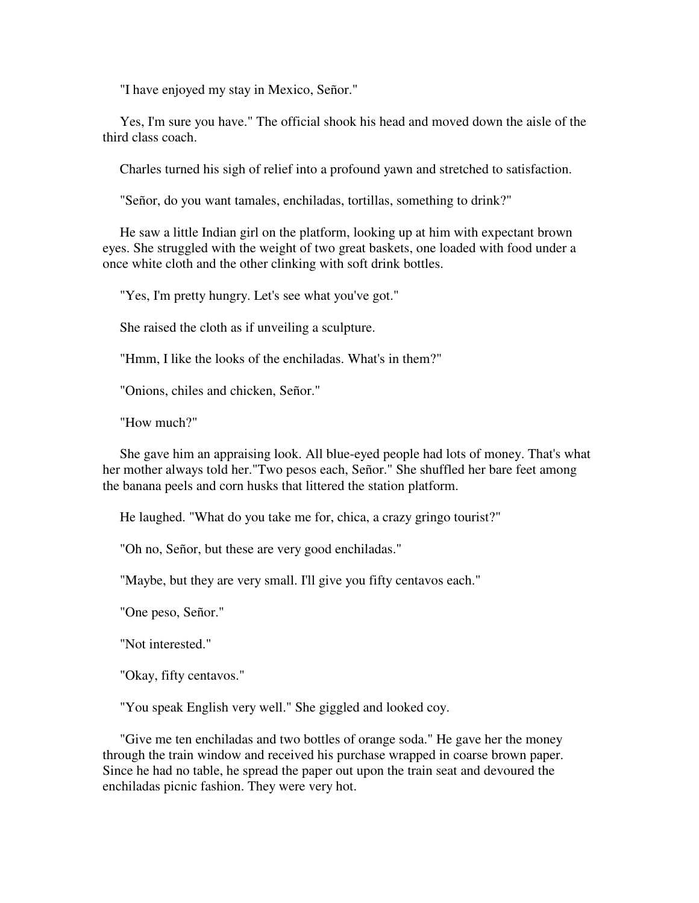"I have enjoyed my stay in Mexico, Señor."

Yes, I'm sure you have." The official shook his head and moved down the aisle of the third class coach.

Charles turned his sigh of relief into a profound yawn and stretched to satisfaction.

"Señor, do you want tamales, enchiladas, tortillas, something to drink?"

He saw a little Indian girl on the platform, looking up at him with expectant brown eyes. She struggled with the weight of two great baskets, one loaded with food under a once white cloth and the other clinking with soft drink bottles.

"Yes, I'm pretty hungry. Let's see what you've got."

She raised the cloth as if unveiling a sculpture.

"Hmm, I like the looks of the enchiladas. What's in them?"

"Onions, chiles and chicken, Señor."

"How much?"

She gave him an appraising look. All blue-eyed people had lots of money. That's what her mother always told her."Two pesos each, Señor." She shuffled her bare feet among the banana peels and corn husks that littered the station platform.

He laughed. "What do you take me for, chica, a crazy gringo tourist?"

"Oh no, Señor, but these are very good enchiladas."

"Maybe, but they are very small. I'll give you fifty centavos each."

"One peso, Señor."

"Not interested."

"Okay, fifty centavos."

"You speak English very well." She giggled and looked coy.

"Give me ten enchiladas and two bottles of orange soda." He gave her the money through the train window and received his purchase wrapped in coarse brown paper. Since he had no table, he spread the paper out upon the train seat and devoured the enchiladas picnic fashion. They were very hot.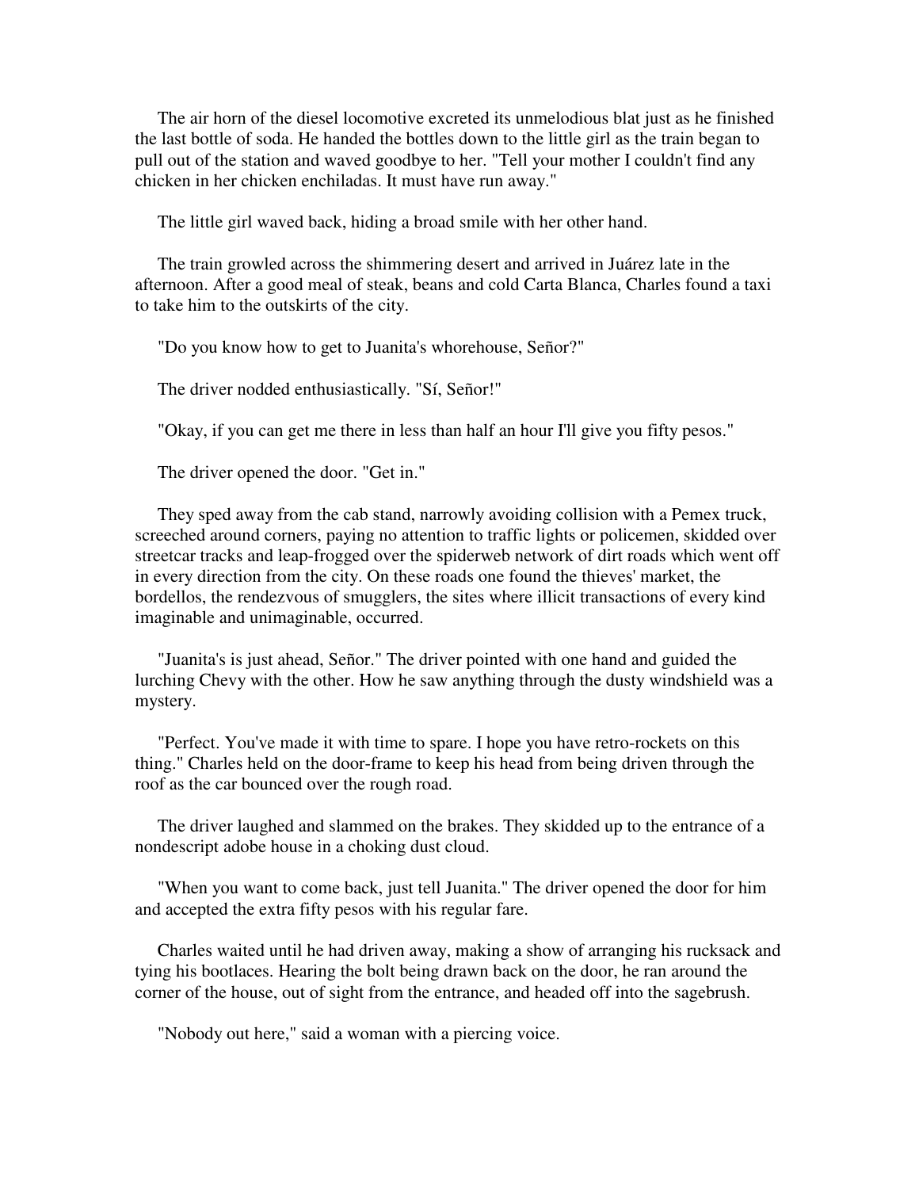The air horn of the diesel locomotive excreted its unmelodious blat just as he finished the last bottle of soda. He handed the bottles down to the little girl as the train began to pull out of the station and waved goodbye to her. "Tell your mother I couldn't find any chicken in her chicken enchiladas. It must have run away."

The little girl waved back, hiding a broad smile with her other hand.

The train growled across the shimmering desert and arrived in Juárez late in the afternoon. After a good meal of steak, beans and cold Carta Blanca, Charles found a taxi to take him to the outskirts of the city.

"Do you know how to get to Juanita's whorehouse, Señor?"

The driver nodded enthusiastically. "Sí, Señor!"

"Okay, if you can get me there in less than half an hour I'll give you fifty pesos."

The driver opened the door. "Get in."

They sped away from the cab stand, narrowly avoiding collision with a Pemex truck, screeched around corners, paying no attention to traffic lights or policemen, skidded over streetcar tracks and leap-frogged over the spiderweb network of dirt roads which went off in every direction from the city. On these roads one found the thieves' market, the bordellos, the rendezvous of smugglers, the sites where illicit transactions of every kind imaginable and unimaginable, occurred.

"Juanita's is just ahead, Señor." The driver pointed with one hand and guided the lurching Chevy with the other. How he saw anything through the dusty windshield was a mystery.

"Perfect. You've made it with time to spare. I hope you have retro-rockets on this thing." Charles held on the door-frame to keep his head from being driven through the roof as the car bounced over the rough road.

The driver laughed and slammed on the brakes. They skidded up to the entrance of a nondescript adobe house in a choking dust cloud.

"When you want to come back, just tell Juanita." The driver opened the door for him and accepted the extra fifty pesos with his regular fare.

Charles waited until he had driven away, making a show of arranging his rucksack and tying his bootlaces. Hearing the bolt being drawn back on the door, he ran around the corner of the house, out of sight from the entrance, and headed off into the sagebrush.

"Nobody out here," said a woman with a piercing voice.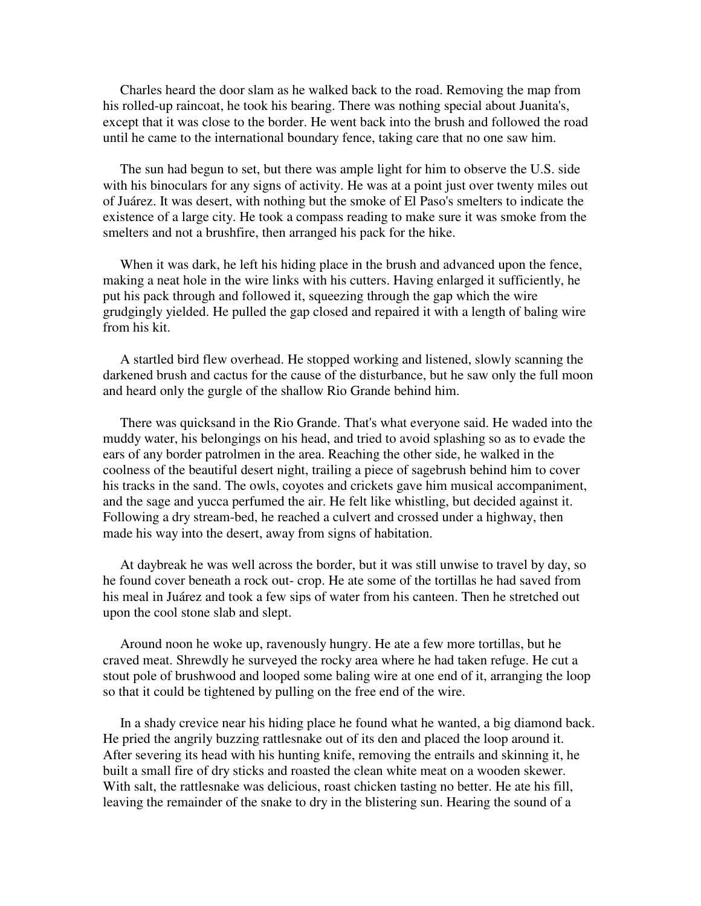Charles heard the door slam as he walked back to the road. Removing the map from his rolled-up raincoat, he took his bearing. There was nothing special about Juanita's, except that it was close to the border. He went back into the brush and followed the road until he came to the international boundary fence, taking care that no one saw him.

The sun had begun to set, but there was ample light for him to observe the U.S. side with his binoculars for any signs of activity. He was at a point just over twenty miles out of Juárez. It was desert, with nothing but the smoke of El Paso's smelters to indicate the existence of a large city. He took a compass reading to make sure it was smoke from the smelters and not a brushfire, then arranged his pack for the hike.

When it was dark, he left his hiding place in the brush and advanced upon the fence, making a neat hole in the wire links with his cutters. Having enlarged it sufficiently, he put his pack through and followed it, squeezing through the gap which the wire grudgingly yielded. He pulled the gap closed and repaired it with a length of baling wire from his kit.

A startled bird flew overhead. He stopped working and listened, slowly scanning the darkened brush and cactus for the cause of the disturbance, but he saw only the full moon and heard only the gurgle of the shallow Rio Grande behind him.

There was quicksand in the Rio Grande. That's what everyone said. He waded into the muddy water, his belongings on his head, and tried to avoid splashing so as to evade the ears of any border patrolmen in the area. Reaching the other side, he walked in the coolness of the beautiful desert night, trailing a piece of sagebrush behind him to cover his tracks in the sand. The owls, coyotes and crickets gave him musical accompaniment, and the sage and yucca perfumed the air. He felt like whistling, but decided against it. Following a dry stream-bed, he reached a culvert and crossed under a highway, then made his way into the desert, away from signs of habitation.

At daybreak he was well across the border, but it was still unwise to travel by day, so he found cover beneath a rock out- crop. He ate some of the tortillas he had saved from his meal in Juárez and took a few sips of water from his canteen. Then he stretched out upon the cool stone slab and slept.

Around noon he woke up, ravenously hungry. He ate a few more tortillas, but he craved meat. Shrewdly he surveyed the rocky area where he had taken refuge. He cut a stout pole of brushwood and looped some baling wire at one end of it, arranging the loop so that it could be tightened by pulling on the free end of the wire.

In a shady crevice near his hiding place he found what he wanted, a big diamond back. He pried the angrily buzzing rattlesnake out of its den and placed the loop around it. After severing its head with his hunting knife, removing the entrails and skinning it, he built a small fire of dry sticks and roasted the clean white meat on a wooden skewer. With salt, the rattlesnake was delicious, roast chicken tasting no better. He ate his fill, leaving the remainder of the snake to dry in the blistering sun. Hearing the sound of a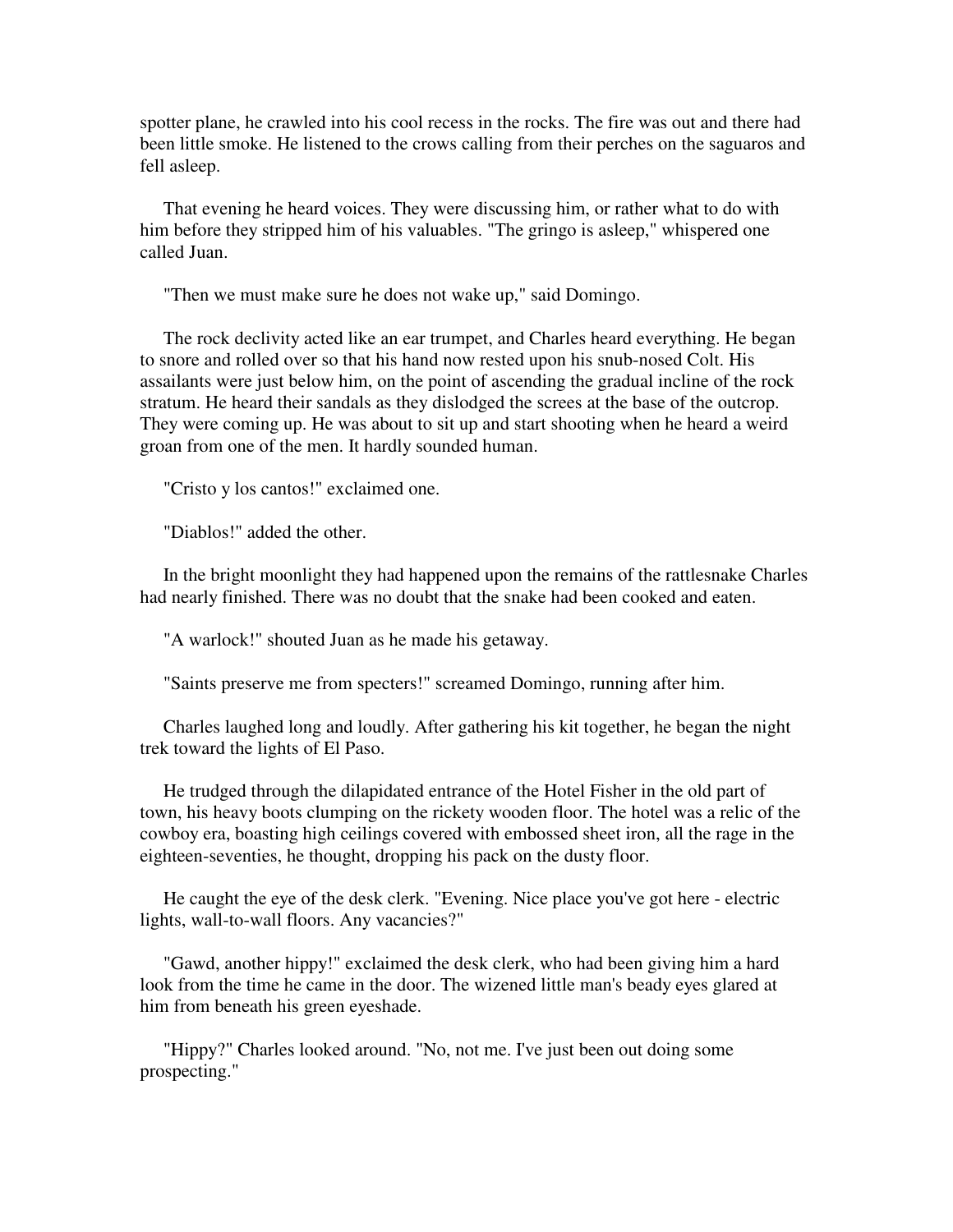spotter plane, he crawled into his cool recess in the rocks. The fire was out and there had been little smoke. He listened to the crows calling from their perches on the saguaros and fell asleep.

That evening he heard voices. They were discussing him, or rather what to do with him before they stripped him of his valuables. "The gringo is asleep," whispered one called Juan.

"Then we must make sure he does not wake up," said Domingo.

The rock declivity acted like an ear trumpet, and Charles heard everything. He began to snore and rolled over so that his hand now rested upon his snub-nosed Colt. His assailants were just below him, on the point of ascending the gradual incline of the rock stratum. He heard their sandals as they dislodged the screes at the base of the outcrop. They were coming up. He was about to sit up and start shooting when he heard a weird groan from one of the men. It hardly sounded human.

"Cristo y los cantos!" exclaimed one.

"Diablos!" added the other.

In the bright moonlight they had happened upon the remains of the rattlesnake Charles had nearly finished. There was no doubt that the snake had been cooked and eaten.

"A warlock!" shouted Juan as he made his getaway.

"Saints preserve me from specters!" screamed Domingo, running after him.

Charles laughed long and loudly. After gathering his kit together, he began the night trek toward the lights of El Paso.

He trudged through the dilapidated entrance of the Hotel Fisher in the old part of town, his heavy boots clumping on the rickety wooden floor. The hotel was a relic of the cowboy era, boasting high ceilings covered with embossed sheet iron, all the rage in the eighteen-seventies, he thought, dropping his pack on the dusty floor.

He caught the eye of the desk clerk. "Evening. Nice place you've got here - electric lights, wall-to-wall floors. Any vacancies?"

"Gawd, another hippy!" exclaimed the desk clerk, who had been giving him a hard look from the time he came in the door. The wizened little man's beady eyes glared at him from beneath his green eyeshade.

"Hippy?" Charles looked around. "No, not me. I've just been out doing some prospecting."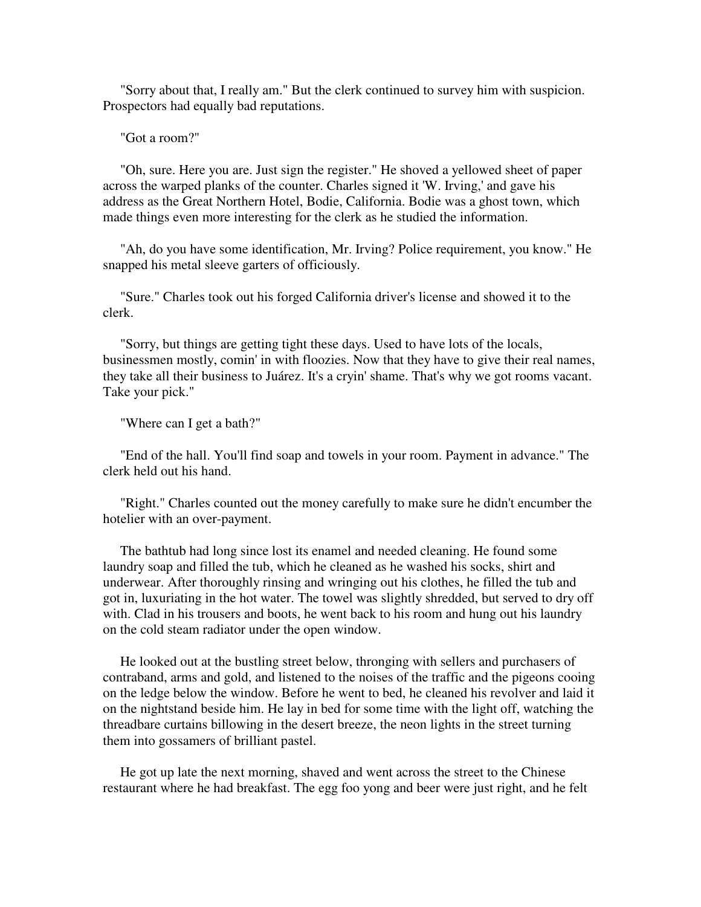"Sorry about that, I really am." But the clerk continued to survey him with suspicion. Prospectors had equally bad reputations.

"Got a room?"

"Oh, sure. Here you are. Just sign the register." He shoved a yellowed sheet of paper across the warped planks of the counter. Charles signed it 'W. Irving,' and gave his address as the Great Northern Hotel, Bodie, California. Bodie was a ghost town, which made things even more interesting for the clerk as he studied the information.

"Ah, do you have some identification, Mr. Irving? Police requirement, you know." He snapped his metal sleeve garters of officiously.

"Sure." Charles took out his forged California driver's license and showed it to the clerk.

"Sorry, but things are getting tight these days. Used to have lots of the locals, businessmen mostly, comin' in with floozies. Now that they have to give their real names, they take all their business to Juárez. It's a cryin' shame. That's why we got rooms vacant. Take your pick."

"Where can I get a bath?"

"End of the hall. You'll find soap and towels in your room. Payment in advance." The clerk held out his hand.

"Right." Charles counted out the money carefully to make sure he didn't encumber the hotelier with an over-payment.

The bathtub had long since lost its enamel and needed cleaning. He found some laundry soap and filled the tub, which he cleaned as he washed his socks, shirt and underwear. After thoroughly rinsing and wringing out his clothes, he filled the tub and got in, luxuriating in the hot water. The towel was slightly shredded, but served to dry off with. Clad in his trousers and boots, he went back to his room and hung out his laundry on the cold steam radiator under the open window.

He looked out at the bustling street below, thronging with sellers and purchasers of contraband, arms and gold, and listened to the noises of the traffic and the pigeons cooing on the ledge below the window. Before he went to bed, he cleaned his revolver and laid it on the nightstand beside him. He lay in bed for some time with the light off, watching the threadbare curtains billowing in the desert breeze, the neon lights in the street turning them into gossamers of brilliant pastel.

He got up late the next morning, shaved and went across the street to the Chinese restaurant where he had breakfast. The egg foo yong and beer were just right, and he felt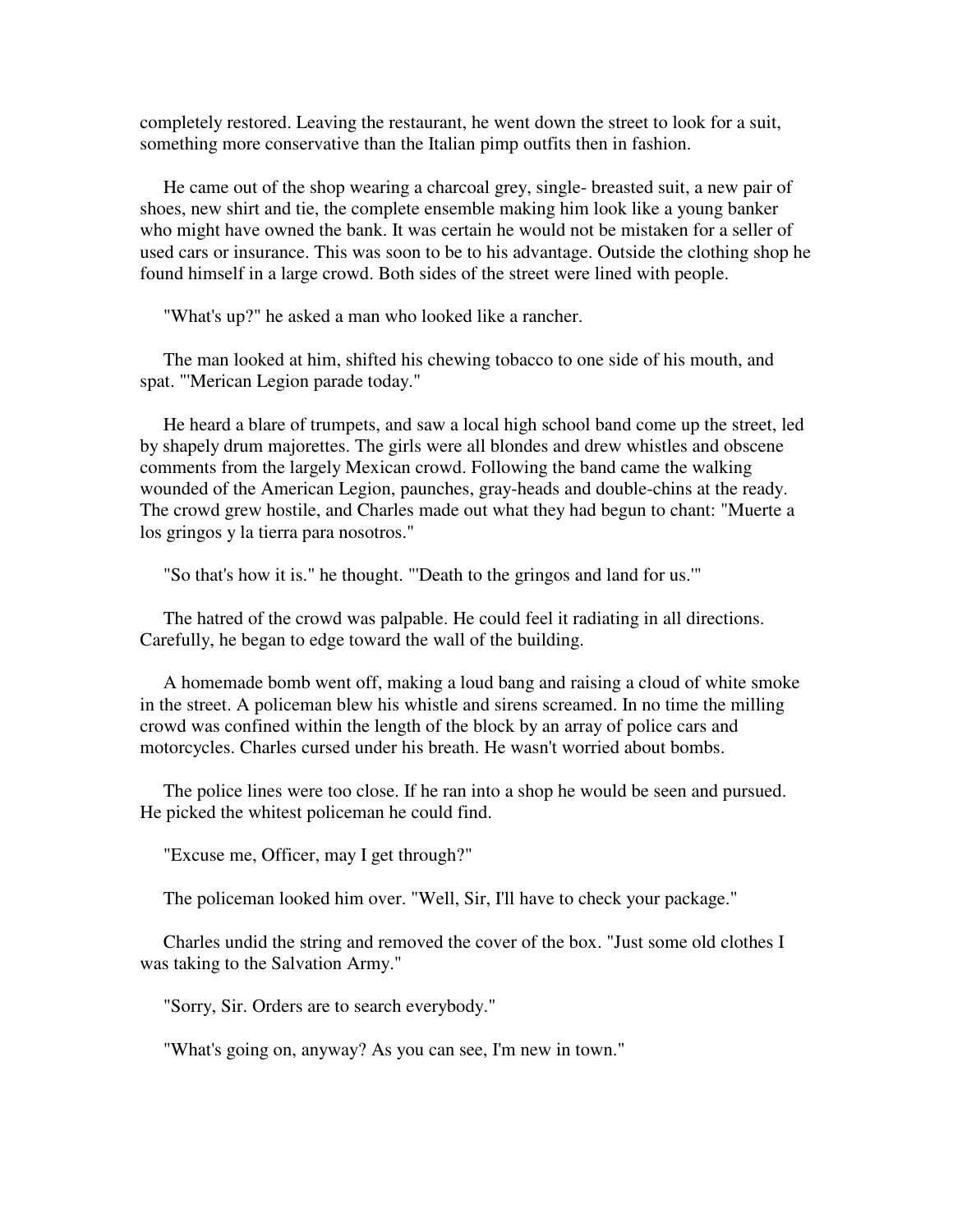completely restored. Leaving the restaurant, he went down the street to look for a suit, something more conservative than the Italian pimp outfits then in fashion.

He came out of the shop wearing a charcoal grey, single- breasted suit, a new pair of shoes, new shirt and tie, the complete ensemble making him look like a young banker who might have owned the bank. It was certain he would not be mistaken for a seller of used cars or insurance. This was soon to be to his advantage. Outside the clothing shop he found himself in a large crowd. Both sides of the street were lined with people.

"What's up?" he asked a man who looked like a rancher.

The man looked at him, shifted his chewing tobacco to one side of his mouth, and spat. "'Merican Legion parade today."

He heard a blare of trumpets, and saw a local high school band come up the street, led by shapely drum majorettes. The girls were all blondes and drew whistles and obscene comments from the largely Mexican crowd. Following the band came the walking wounded of the American Legion, paunches, gray-heads and double-chins at the ready. The crowd grew hostile, and Charles made out what they had begun to chant: "Muerte a los gringos y la tierra para nosotros."

"So that's how it is." he thought. "'Death to the gringos and land for us.'"

The hatred of the crowd was palpable. He could feel it radiating in all directions. Carefully, he began to edge toward the wall of the building.

A homemade bomb went off, making a loud bang and raising a cloud of white smoke in the street. A policeman blew his whistle and sirens screamed. In no time the milling crowd was confined within the length of the block by an array of police cars and motorcycles. Charles cursed under his breath. He wasn't worried about bombs.

The police lines were too close. If he ran into a shop he would be seen and pursued. He picked the whitest policeman he could find.

"Excuse me, Officer, may I get through?"

The policeman looked him over. "Well, Sir, I'll have to check your package."

Charles undid the string and removed the cover of the box. "Just some old clothes I was taking to the Salvation Army."

"Sorry, Sir. Orders are to search everybody."

"What's going on, anyway? As you can see, I'm new in town."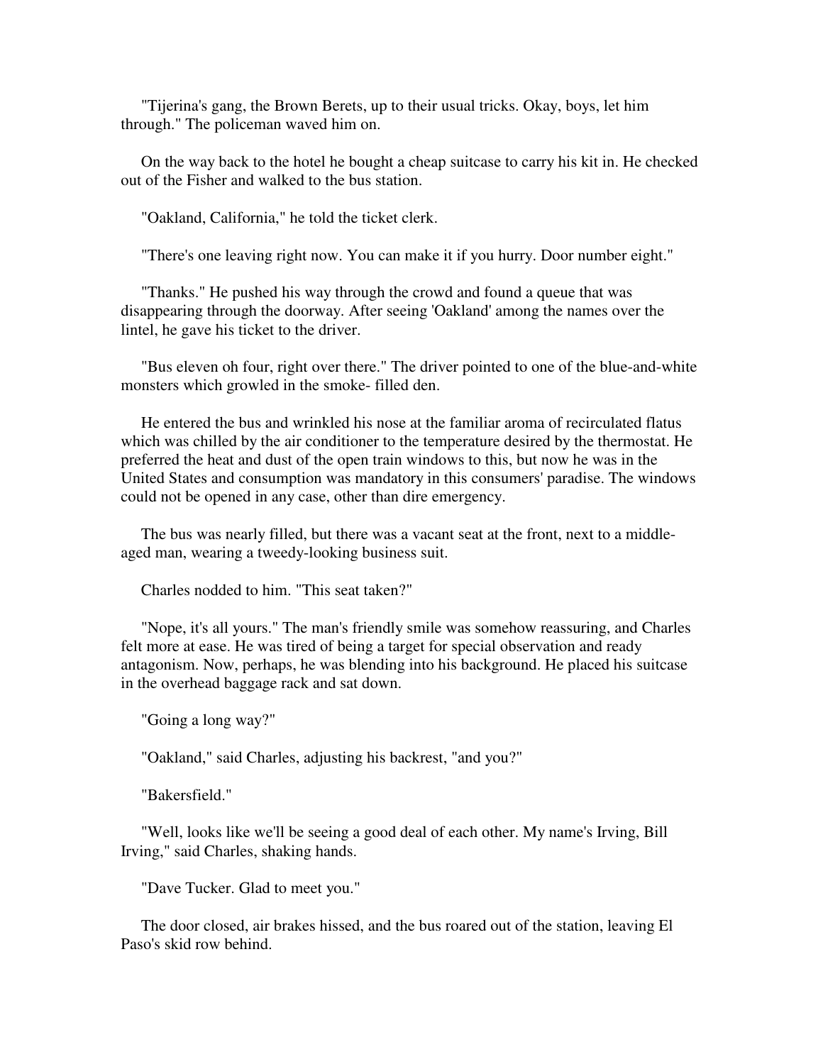"Tijerina's gang, the Brown Berets, up to their usual tricks. Okay, boys, let him through." The policeman waved him on.

On the way back to the hotel he bought a cheap suitcase to carry his kit in. He checked out of the Fisher and walked to the bus station.

"Oakland, California," he told the ticket clerk.

"There's one leaving right now. You can make it if you hurry. Door number eight."

"Thanks." He pushed his way through the crowd and found a queue that was disappearing through the doorway. After seeing 'Oakland' among the names over the lintel, he gave his ticket to the driver.

"Bus eleven oh four, right over there." The driver pointed to one of the blue-and-white monsters which growled in the smoke- filled den.

He entered the bus and wrinkled his nose at the familiar aroma of recirculated flatus which was chilled by the air conditioner to the temperature desired by the thermostat. He preferred the heat and dust of the open train windows to this, but now he was in the United States and consumption was mandatory in this consumers' paradise. The windows could not be opened in any case, other than dire emergency.

The bus was nearly filled, but there was a vacant seat at the front, next to a middle-aged man, wearing a tweedy-looking business suit.

Charles nodded to him. "This seat taken?"

"Nope, it's all yours." The man's friendly smile was somehow reassuring, and Charles felt more at ease. He was tired of being a target for special observation and ready antagonism. Now, perhaps, he was blending into his background. He placed his suitcase in the overhead baggage rack and sat down.

"Going a long way?"

"Oakland," said Charles, adjusting his backrest, "and you?"

"Bakersfield."

"Well, looks like we'll be seeing a good deal of each other. My name's Irving, Bill Irving," said Charles, shaking hands.

"Dave Tucker. Glad to meet you."

The door closed, air brakes hissed, and the bus roared out of the station, leaving El Paso's skid row behind.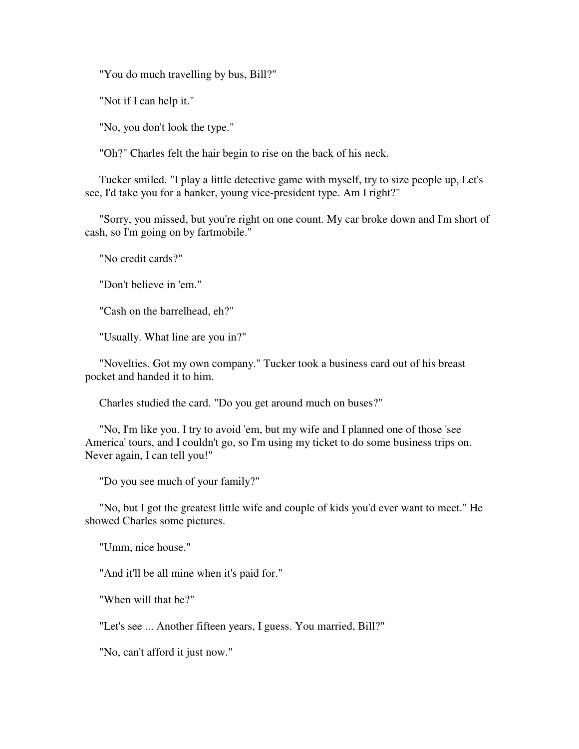"You do much travelling by bus, Bill?"

"Not if I can help it."

"No, you don't look the type."

"Oh?" Charles felt the hair begin to rise on the back of his neck.

Tucker smiled. "I play a little detective game with myself, try to size people up, Let's see, I'd take you for a banker, young vice-president type. Am I right?"

"Sorry, you missed, but you're right on one count. My car broke down and I'm short of cash, so I'm going on by fartmobile."

"No credit cards?"

"Don't believe in 'em."

"Cash on the barrelhead, eh?"

"Usually. What line are you in?"

"Novelties. Got my own company." Tucker took a business card out of his breast pocket and handed it to him.

Charles studied the card. "Do you get around much on buses?"

"No, I'm like you. I try to avoid 'em, but my wife and I planned one of those 'see America' tours, and I couldn't go, so I'm using my ticket to do some business trips on. Never again, I can tell you!"

"Do you see much of your family?"

"No, but I got the greatest little wife and couple of kids you'd ever want to meet." He showed Charles some pictures.

"Umm, nice house."

"And it'll be all mine when it's paid for."

"When will that be?"

"Let's see ... Another fifteen years, I guess. You married, Bill?"

"No, can't afford it just now."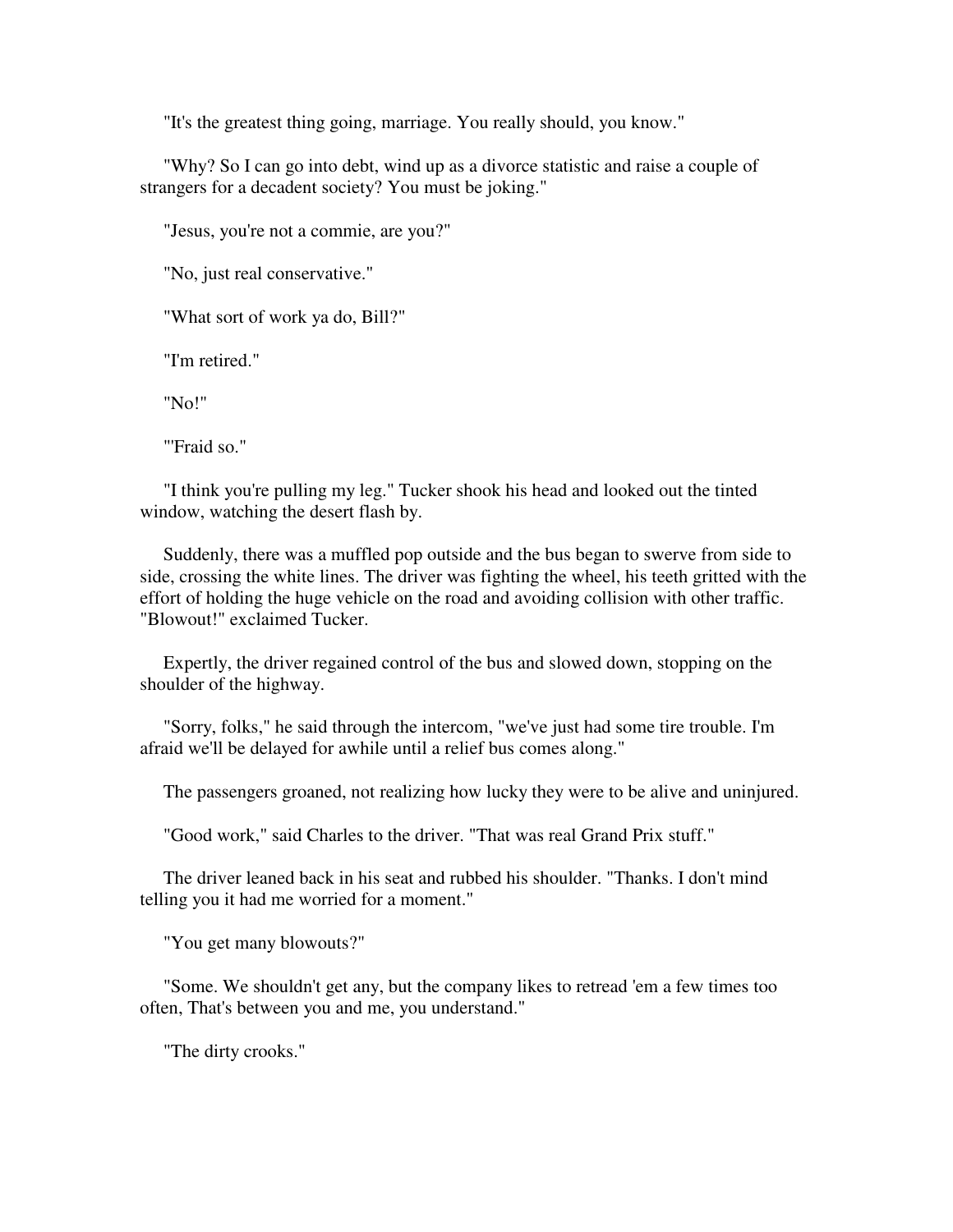"It's the greatest thing going, marriage. You really should, you know."

"Why? So I can go into debt, wind up as a divorce statistic and raise a couple of strangers for a decadent society? You must be joking."

"Jesus, you're not a commie, are you?"

"No, just real conservative."

"What sort of work ya do, Bill?"

"I'm retired."

"No!"

"'Fraid so."

"I think you're pulling my leg." Tucker shook his head and looked out the tinted window, watching the desert flash by.

Suddenly, there was a muffled pop outside and the bus began to swerve from side to side, crossing the white lines. The driver was fighting the wheel, his teeth gritted with the effort of holding the huge vehicle on the road and avoiding collision with other traffic. "Blowout!" exclaimed Tucker.

Expertly, the driver regained control of the bus and slowed down, stopping on the shoulder of the highway.

"Sorry, folks," he said through the intercom, "we've just had some tire trouble. I'm afraid we'll be delayed for awhile until a relief bus comes along."

The passengers groaned, not realizing how lucky they were to be alive and uninjured.

"Good work," said Charles to the driver. "That was real Grand Prix stuff."

The driver leaned back in his seat and rubbed his shoulder. "Thanks. I don't mind telling you it had me worried for a moment."

"You get many blowouts?"

"Some. We shouldn't get any, but the company likes to retread 'em a few times too often, That's between you and me, you understand."

"The dirty crooks."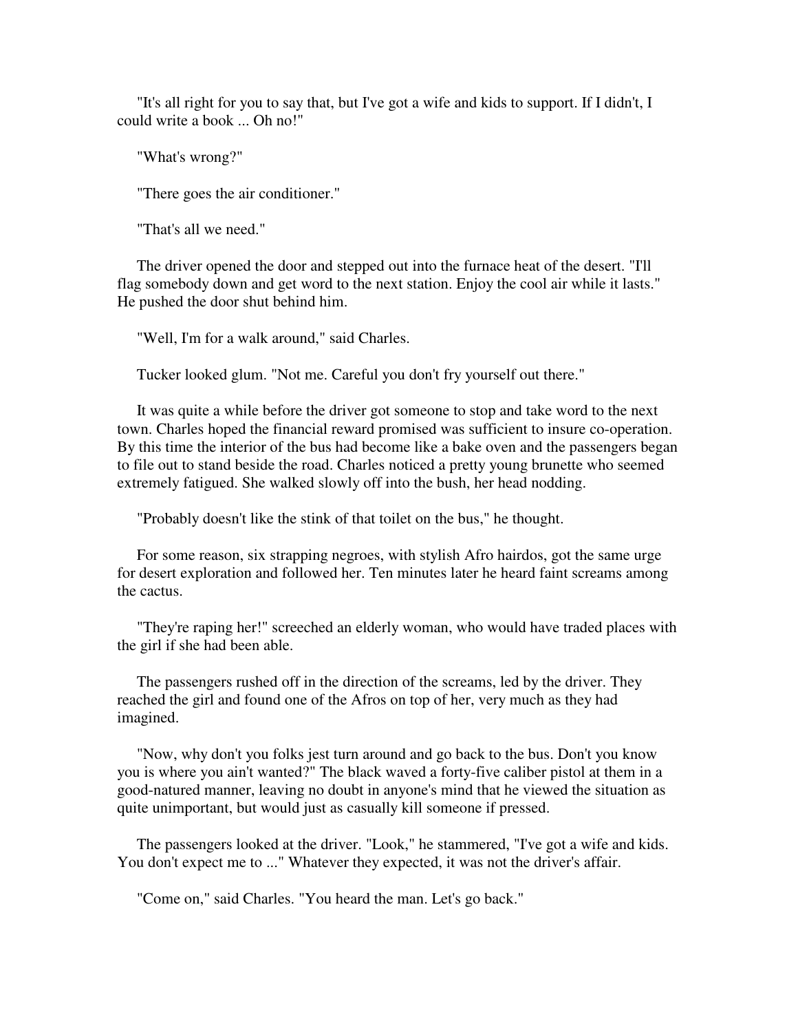"It's all right for you to say that, but I've got a wife and kids to support. If I didn't, I could write a book ... Oh no!"

"What's wrong?"

"There goes the air conditioner."

"That's all we need."

The driver opened the door and stepped out into the furnace heat of the desert. "I'll flag somebody down and get word to the next station. Enjoy the cool air while it lasts." He pushed the door shut behind him.

"Well, I'm for a walk around," said Charles.

Tucker looked glum. "Not me. Careful you don't fry yourself out there."

It was quite a while before the driver got someone to stop and take word to the next town. Charles hoped the financial reward promised was sufficient to insure co-operation. By this time the interior of the bus had become like a bake oven and the passengers began to file out to stand beside the road. Charles noticed a pretty young brunette who seemed extremely fatigued. She walked slowly off into the bush, her head nodding.

"Probably doesn't like the stink of that toilet on the bus," he thought.

For some reason, six strapping negroes, with stylish Afro hairdos, got the same urge for desert exploration and followed her. Ten minutes later he heard faint screams among the cactus.

"They're raping her!" screeched an elderly woman, who would have traded places with the girl if she had been able.

The passengers rushed off in the direction of the screams, led by the driver. They reached the girl and found one of the Afros on top of her, very much as they had imagined.

"Now, why don't you folks jest turn around and go back to the bus. Don't you know you is where you ain't wanted?" The black waved a forty-five caliber pistol at them in a good-natured manner, leaving no doubt in anyone's mind that he viewed the situation as quite unimportant, but would just as casually kill someone if pressed.

The passengers looked at the driver. "Look," he stammered, "I've got a wife and kids. You don't expect me to ..." Whatever they expected, it was not the driver's affair.

"Come on," said Charles. "You heard the man. Let's go back."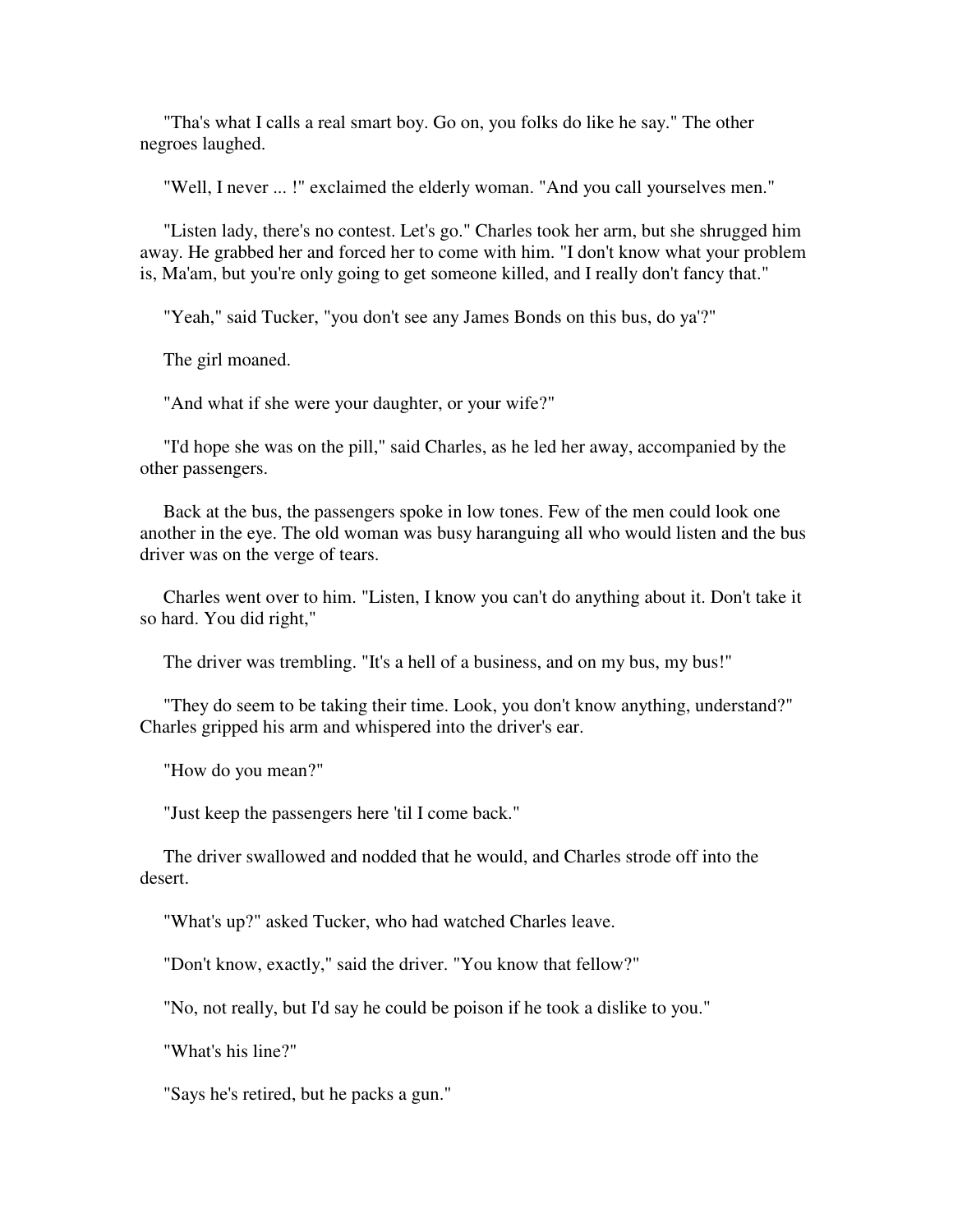"Tha's what I calls a real smart boy. Go on, you folks do like he say." The other negroes laughed.

"Well, I never ... !" exclaimed the elderly woman. "And you call yourselves men."

"Listen lady, there's no contest. Let's go." Charles took her arm, but she shrugged him away. He grabbed her and forced her to come with him. "I don't know what your problem is, Ma'am, but you're only going to get someone killed, and I really don't fancy that."

"Yeah," said Tucker, "you don't see any James Bonds on this bus, do ya'?"

The girl moaned.

"And what if she were your daughter, or your wife?"

"I'd hope she was on the pill," said Charles, as he led her away, accompanied by the other passengers.

Back at the bus, the passengers spoke in low tones. Few of the men could look one another in the eye. The old woman was busy haranguing all who would listen and the bus driver was on the verge of tears.

Charles went over to him. "Listen, I know you can't do anything about it. Don't take it so hard. You did right,"

The driver was trembling. "It's a hell of a business, and on my bus, my bus!"

"They do seem to be taking their time. Look, you don't know anything, understand?" Charles gripped his arm and whispered into the driver's ear.

"How do you mean?"

"Just keep the passengers here 'til I come back."

The driver swallowed and nodded that he would, and Charles strode off into the desert.

"What's up?" asked Tucker, who had watched Charles leave.

"Don't know, exactly," said the driver. "You know that fellow?"

"No, not really, but I'd say he could be poison if he took a dislike to you."

"What's his line?"

"Says he's retired, but he packs a gun."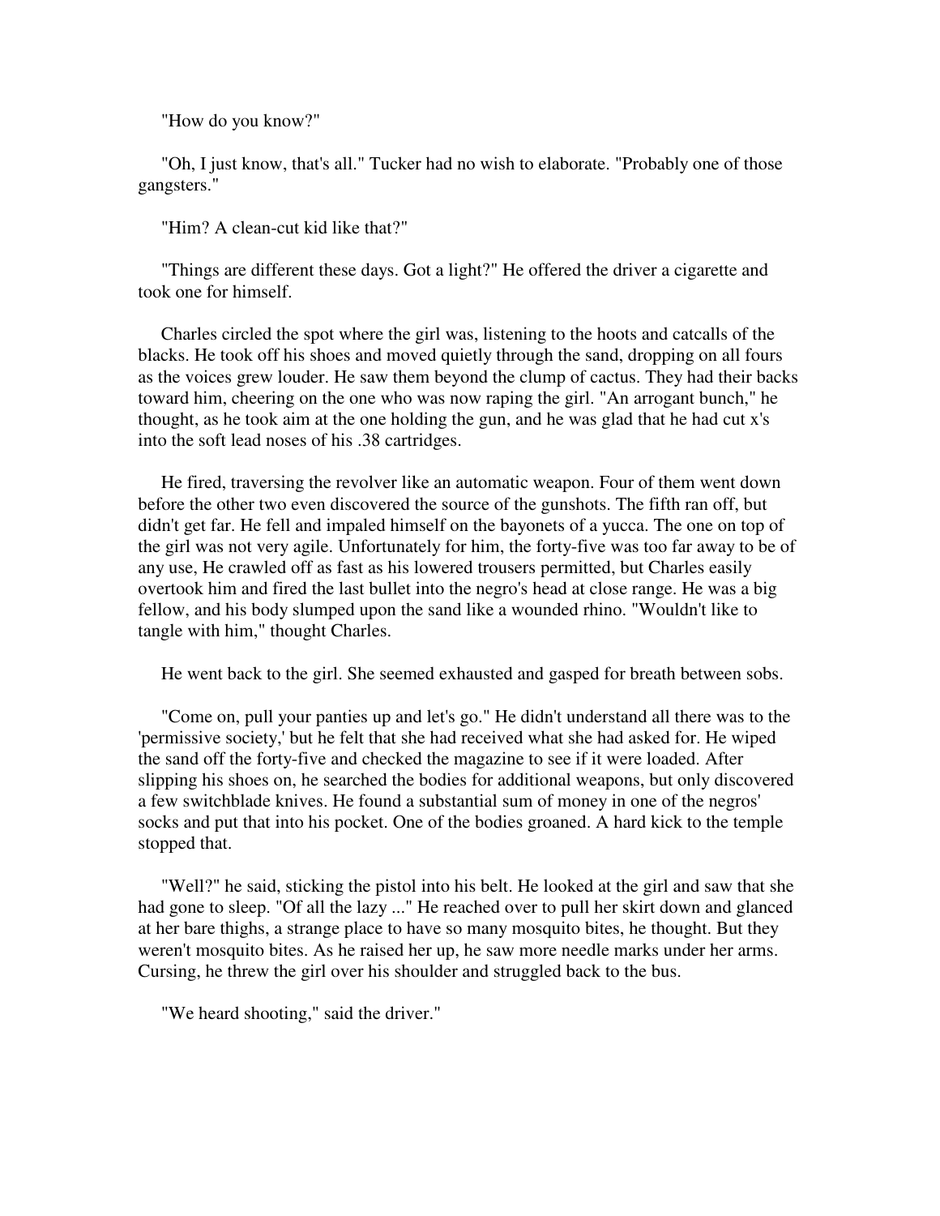"How do you know?"

"Oh, I just know, that's all." Tucker had no wish to elaborate. "Probably one of those gangsters."

"Him? A clean-cut kid like that?"

"Things are different these days. Got a light?" He offered the driver a cigarette and took one for himself.

Charles circled the spot where the girl was, listening to the hoots and catcalls of the blacks. He took off his shoes and moved quietly through the sand, dropping on all fours as the voices grew louder. He saw them beyond the clump of cactus. They had their backs toward him, cheering on the one who was now raping the girl. "An arrogant bunch," he thought, as he took aim at the one holding the gun, and he was glad that he had cut x's into the soft lead noses of his .38 cartridges.

He fired, traversing the revolver like an automatic weapon. Four of them went down before the other two even discovered the source of the gunshots. The fifth ran off, but didn't get far. He fell and impaled himself on the bayonets of a yucca. The one on top of the girl was not very agile. Unfortunately for him, the forty-five was too far away to be of any use, He crawled off as fast as his lowered trousers permitted, but Charles easily overtook him and fired the last bullet into the negro's head at close range. He was a big fellow, and his body slumped upon the sand like a wounded rhino. "Wouldn't like to tangle with him," thought Charles.

He went back to the girl. She seemed exhausted and gasped for breath between sobs.

"Come on, pull your panties up and let's go." He didn't understand all there was to the 'permissive society,' but he felt that she had received what she had asked for. He wiped the sand off the forty-five and checked the magazine to see if it were loaded. After slipping his shoes on, he searched the bodies for additional weapons, but only discovered a few switchblade knives. He found a substantial sum of money in one of the negros' socks and put that into his pocket. One of the bodies groaned. A hard kick to the temple stopped that.

"Well?" he said, sticking the pistol into his belt. He looked at the girl and saw that she had gone to sleep. "Of all the lazy ..." He reached over to pull her skirt down and glanced at her bare thighs, a strange place to have so many mosquito bites, he thought. But they weren't mosquito bites. As he raised her up, he saw more needle marks under her arms. Cursing, he threw the girl over his shoulder and struggled back to the bus.

"We heard shooting," said the driver."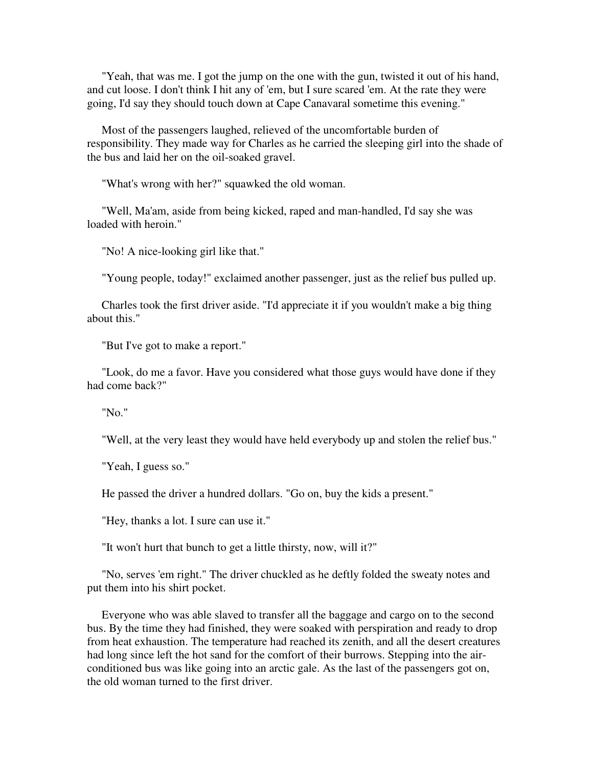"Yeah, that was me. I got the jump on the one with the gun, twisted it out of his hand, and cut loose. I don't think I hit any of 'em, but I sure scared 'em. At the rate they were going, I'd say they should touch down at Cape Canavaral sometime this evening."

Most of the passengers laughed, relieved of the uncomfortable burden of responsibility. They made way for Charles as he carried the sleeping girl into the shade of the bus and laid her on the oil-soaked gravel.

"What's wrong with her?" squawked the old woman.

"Well, Ma'am, aside from being kicked, raped and man-handled, I'd say she was loaded with heroin."

"No! A nice-looking girl like that."

"Young people, today!" exclaimed another passenger, just as the relief bus pulled up.

Charles took the first driver aside. "I'd appreciate it if you wouldn't make a big thing about this."

"But I've got to make a report."

"Look, do me a favor. Have you considered what those guys would have done if they had come back?"

"No."

"Well, at the very least they would have held everybody up and stolen the relief bus."

"Yeah, I guess so."

He passed the driver a hundred dollars. "Go on, buy the kids a present."

"Hey, thanks a lot. I sure can use it."

"It won't hurt that bunch to get a little thirsty, now, will it?"

"No, serves 'em right." The driver chuckled as he deftly folded the sweaty notes and put them into his shirt pocket.

Everyone who was able slaved to transfer all the baggage and cargo on to the second bus. By the time they had finished, they were soaked with perspiration and ready to drop from heat exhaustion. The temperature had reached its zenith, and all the desert creatures had long since left the hot sand for the comfort of their burrows. Stepping into the air-conditioned bus was like going into an arctic gale. As the last of the passengers got on, the old woman turned to the first driver.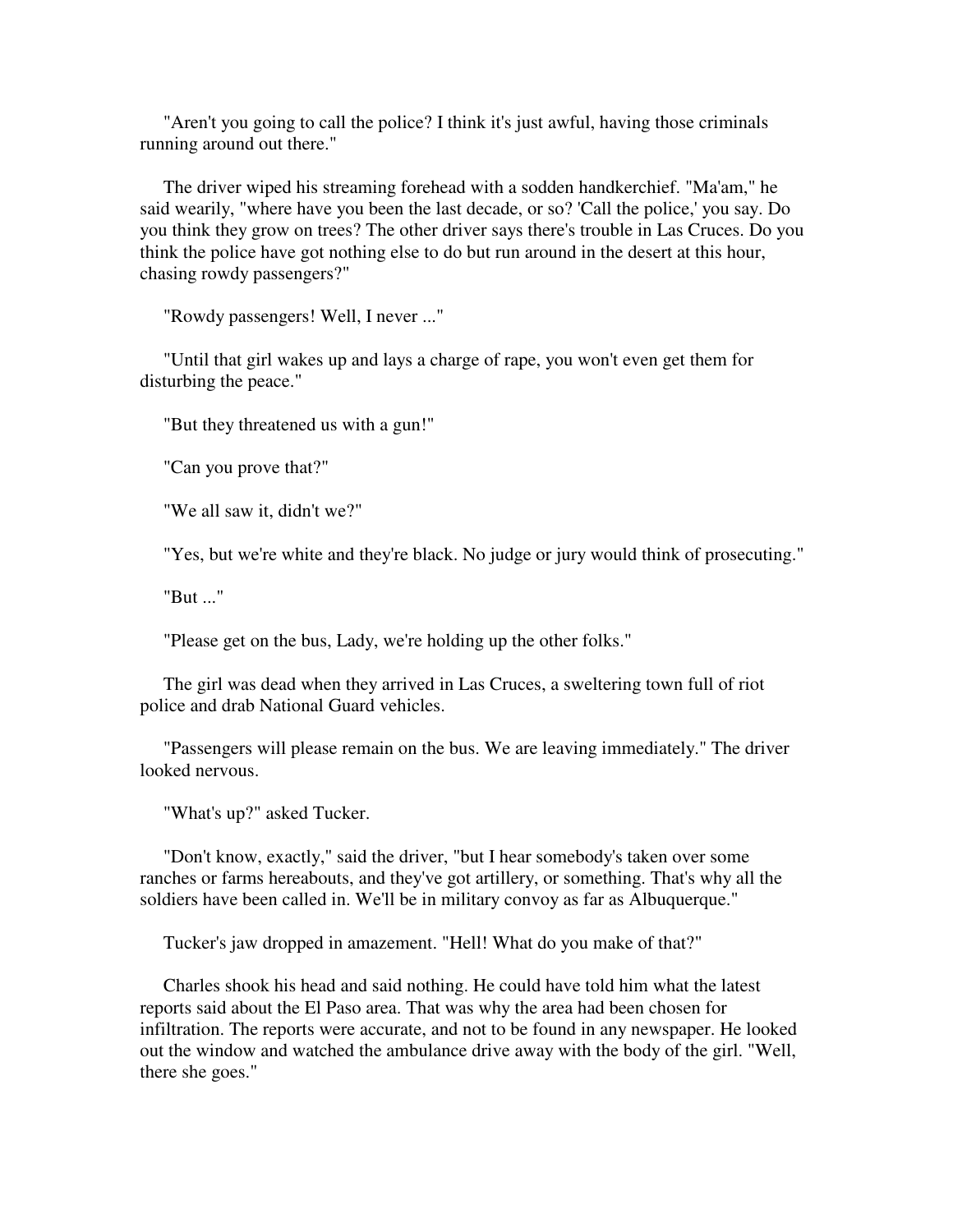"Aren't you going to call the police? I think it's just awful, having those criminals running around out there."

The driver wiped his streaming forehead with a sodden handkerchief. "Ma'am," he said wearily, "where have you been the last decade, or so? 'Call the police,' you say. Do you think they grow on trees? The other driver says there's trouble in Las Cruces. Do you think the police have got nothing else to do but run around in the desert at this hour, chasing rowdy passengers?"

"Rowdy passengers! Well, I never ..."

"Until that girl wakes up and lays a charge of rape, you won't even get them for disturbing the peace."

"But they threatened us with a gun!"

"Can you prove that?"

"We all saw it, didn't we?"

"Yes, but we're white and they're black. No judge or jury would think of prosecuting."

"But ..."

"Please get on the bus, Lady, we're holding up the other folks."

The girl was dead when they arrived in Las Cruces, a sweltering town full of riot police and drab National Guard vehicles.

"Passengers will please remain on the bus. We are leaving immediately." The driver looked nervous.

"What's up?" asked Tucker.

"Don't know, exactly," said the driver, "but I hear somebody's taken over some ranches or farms hereabouts, and they've got artillery, or something. That's why all the soldiers have been called in. We'll be in military convoy as far as Albuquerque."

Tucker's jaw dropped in amazement. "Hell! What do you make of that?"

Charles shook his head and said nothing. He could have told him what the latest reports said about the El Paso area. That was why the area had been chosen for infiltration. The reports were accurate, and not to be found in any newspaper. He looked out the window and watched the ambulance drive away with the body of the girl. "Well, there she goes."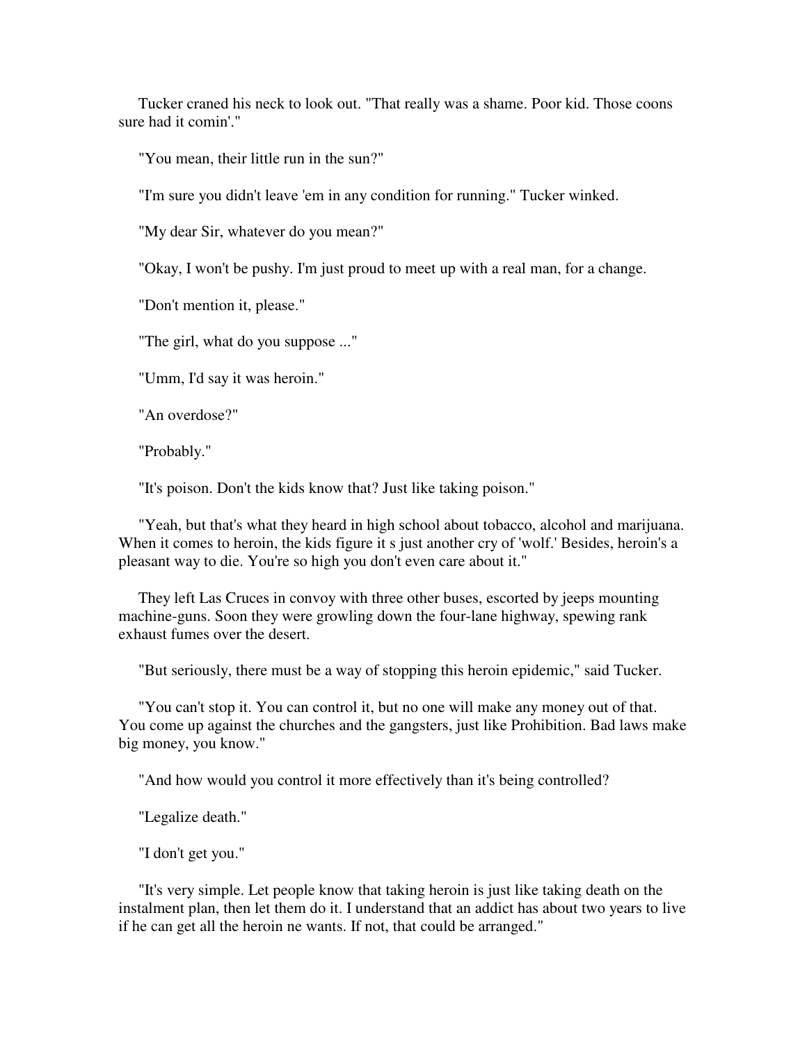Tucker craned his neck to look out. "That really was a shame. Poor kid. Those coons sure had it comin'."

"You mean, their little run in the sun?"

"I'm sure you didn't leave 'em in any condition for running." Tucker winked.

"My dear Sir, whatever do you mean?"

"Okay, I won't be pushy. I'm just proud to meet up with a real man, for a change.

"Don't mention it, please."

"The girl, what do you suppose ..."

"Umm, I'd say it was heroin."

"An overdose?"

"Probably."

"It's poison. Don't the kids know that? Just like taking poison."

"Yeah, but that's what they heard in high school about tobacco, alcohol and marijuana. When it comes to heroin, the kids figure it s just another cry of 'wolf.' Besides, heroin's a pleasant way to die. You're so high you don't even care about it."

They left Las Cruces in convoy with three other buses, escorted by jeeps mounting machine-guns. Soon they were growling down the four-lane highway, spewing rank exhaust fumes over the desert.

"But seriously, there must be a way of stopping this heroin epidemic," said Tucker.

"You can't stop it. You can control it, but no one will make any money out of that. You come up against the churches and the gangsters, just like Prohibition. Bad laws make big money, you know."

"And how would you control it more effectively than it's being controlled?

"Legalize death."

"I don't get you."

"It's very simple. Let people know that taking heroin is just like taking death on the instalment plan, then let them do it. I understand that an addict has about two years to live if he can get all the heroin ne wants. If not, that could be arranged."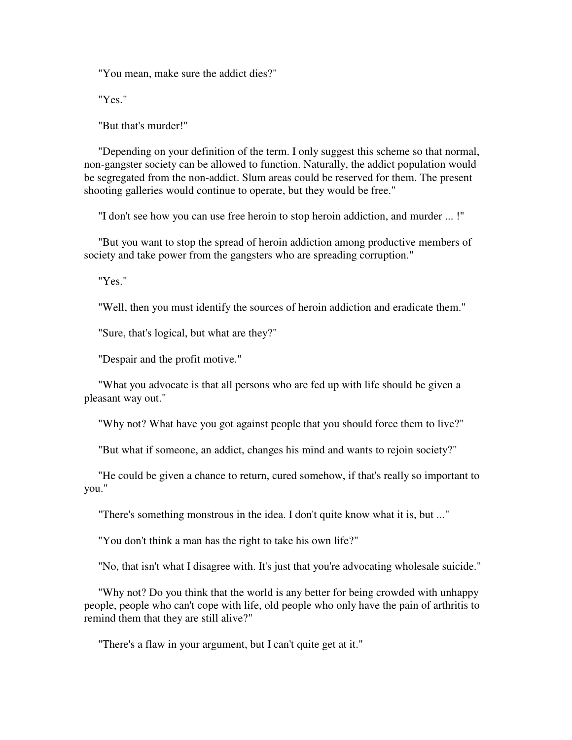"You mean, make sure the addict dies?"

"Yes."

"But that's murder!"

"Depending on your definition of the term. I only suggest this scheme so that normal, non-gangster society can be allowed to function. Naturally, the addict population would be segregated from the non-addict. Slum areas could be reserved for them. The present shooting galleries would continue to operate, but they would be free."

"I don't see how you can use free heroin to stop heroin addiction, and murder ... !"

"But you want to stop the spread of heroin addiction among productive members of society and take power from the gangsters who are spreading corruption."

"Yes."

"Well, then you must identify the sources of heroin addiction and eradicate them."

"Sure, that's logical, but what are they?"

"Despair and the profit motive."

"What you advocate is that all persons who are fed up with life should be given a pleasant way out."

"Why not? What have you got against people that you should force them to live?"

"But what if someone, an addict, changes his mind and wants to rejoin society?"

"He could be given a chance to return, cured somehow, if that's really so important to you."

"There's something monstrous in the idea. I don't quite know what it is, but ..."

"You don't think a man has the right to take his own life?"

"No, that isn't what I disagree with. It's just that you're advocating wholesale suicide."

"Why not? Do you think that the world is any better for being crowded with unhappy people, people who can't cope with life, old people who only have the pain of arthritis to remind them that they are still alive?"

"There's a flaw in your argument, but I can't quite get at it."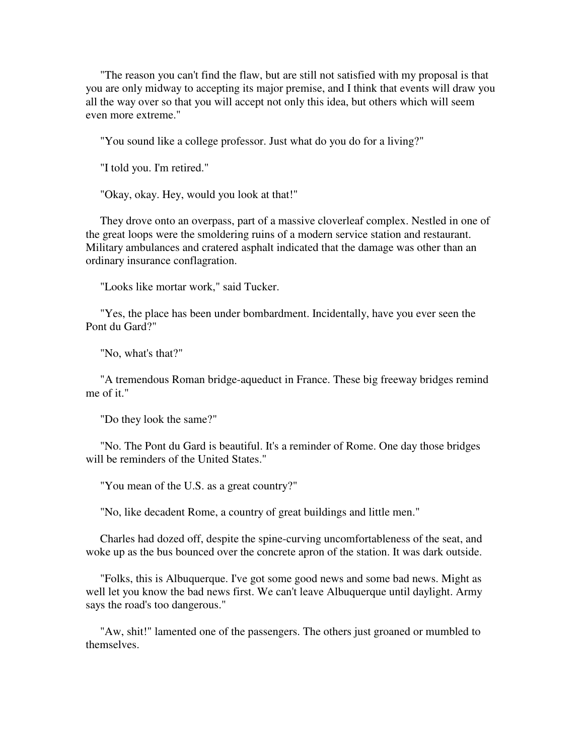"The reason you can't find the flaw, but are still not satisfied with my proposal is that you are only midway to accepting its major premise, and I think that events will draw you all the way over so that you will accept not only this idea, but others which will seem even more extreme."

"You sound like a college professor. Just what do you do for a living?"

"I told you. I'm retired."

"Okay, okay. Hey, would you look at that!"

They drove onto an overpass, part of a massive cloverleaf complex. Nestled in one of the great loops were the smoldering ruins of a modern service station and restaurant. Military ambulances and cratered asphalt indicated that the damage was other than an ordinary insurance conflagration.

"Looks like mortar work," said Tucker.

"Yes, the place has been under bombardment. Incidentally, have you ever seen the Pont du Gard?"

"No, what's that?"

"A tremendous Roman bridge-aqueduct in France. These big freeway bridges remind me of it."

"Do they look the same?"

"No. The Pont du Gard is beautiful. It's a reminder of Rome. One day those bridges will be reminders of the United States."

"You mean of the U.S. as a great country?"

"No, like decadent Rome, a country of great buildings and little men."

Charles had dozed off, despite the spine-curving uncomfortableness of the seat, and woke up as the bus bounced over the concrete apron of the station. It was dark outside.

"Folks, this is Albuquerque. I've got some good news and some bad news. Might as well let you know the bad news first. We can't leave Albuquerque until daylight. Army says the road's too dangerous."

"Aw, shit!" lamented one of the passengers. The others just groaned or mumbled to themselves.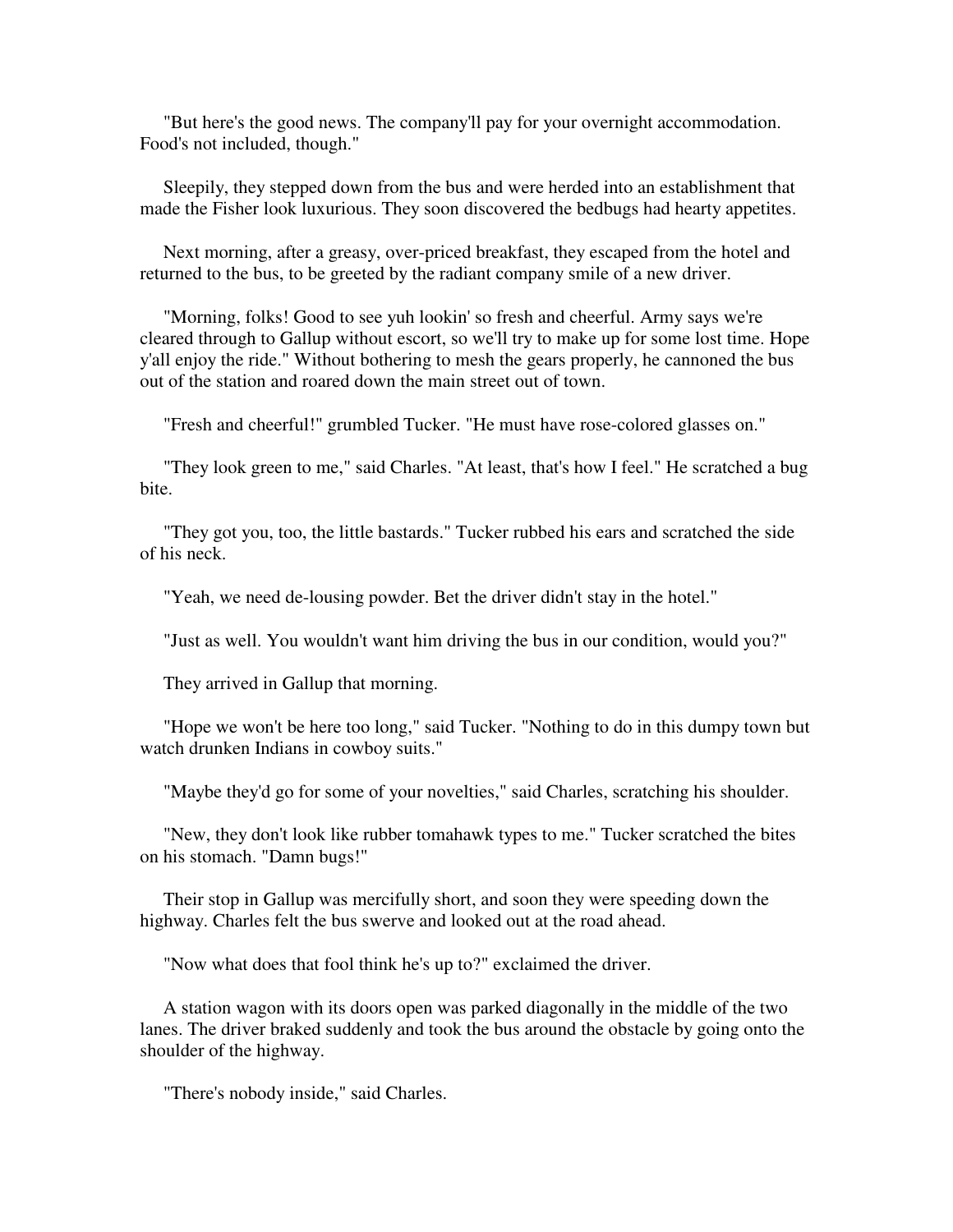"But here's the good news. The company'll pay for your overnight accommodation. Food's not included, though."

Sleepily, they stepped down from the bus and were herded into an establishment that made the Fisher look luxurious. They soon discovered the bedbugs had hearty appetites.

Next morning, after a greasy, over-priced breakfast, they escaped from the hotel and returned to the bus, to be greeted by the radiant company smile of a new driver.

"Morning, folks! Good to see yuh lookin' so fresh and cheerful. Army says we're cleared through to Gallup without escort, so we'll try to make up for some lost time. Hope y'all enjoy the ride." Without bothering to mesh the gears properly, he cannoned the bus out of the station and roared down the main street out of town.

"Fresh and cheerful!" grumbled Tucker. "He must have rose-colored glasses on."

"They look green to me," said Charles. "At least, that's how I feel." He scratched a bug bite.

"They got you, too, the little bastards." Tucker rubbed his ears and scratched the side of his neck.

"Yeah, we need de-lousing powder. Bet the driver didn't stay in the hotel."

"Just as well. You wouldn't want him driving the bus in our condition, would you?"

They arrived in Gallup that morning.

"Hope we won't be here too long," said Tucker. "Nothing to do in this dumpy town but watch drunken Indians in cowboy suits."

"Maybe they'd go for some of your novelties," said Charles, scratching his shoulder.

"New, they don't look like rubber tomahawk types to me." Tucker scratched the bites on his stomach. "Damn bugs!"

Their stop in Gallup was mercifully short, and soon they were speeding down the highway. Charles felt the bus swerve and looked out at the road ahead.

"Now what does that fool think he's up to?" exclaimed the driver.

A station wagon with its doors open was parked diagonally in the middle of the two lanes. The driver braked suddenly and took the bus around the obstacle by going onto the shoulder of the highway.

"There's nobody inside," said Charles.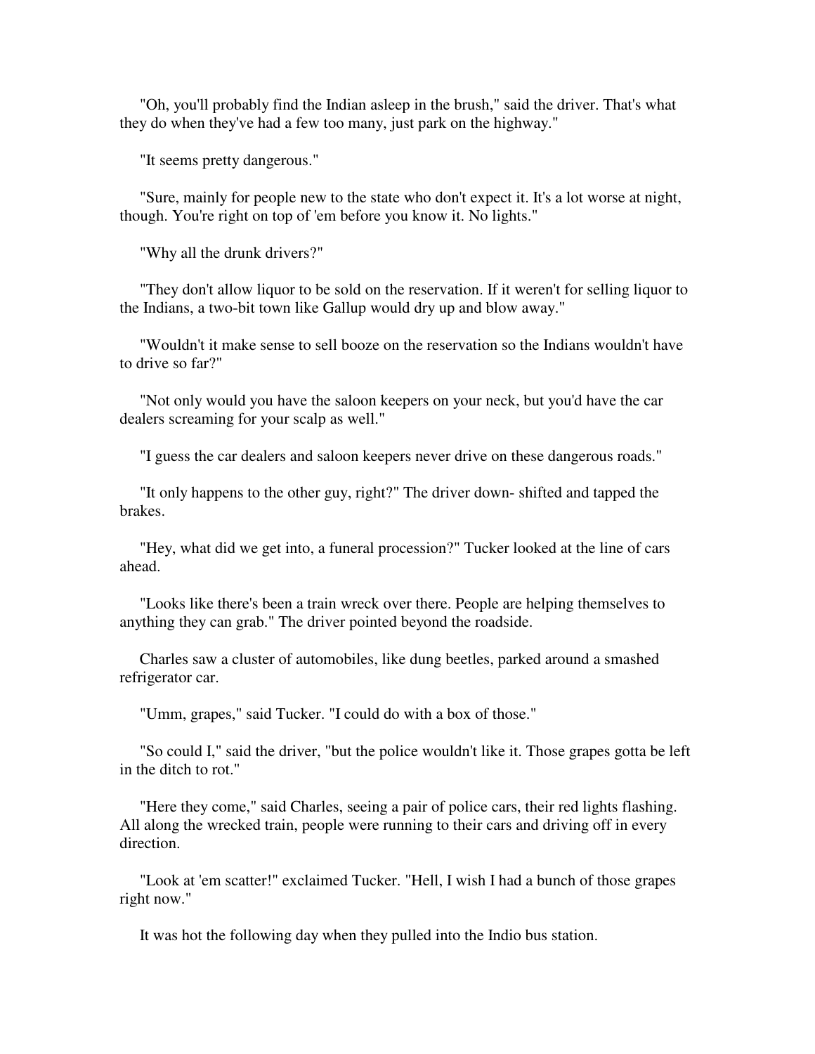"Oh, you'll probably find the Indian asleep in the brush," said the driver. That's what they do when they've had a few too many, just park on the highway."

"It seems pretty dangerous."

"Sure, mainly for people new to the state who don't expect it. It's a lot worse at night, though. You're right on top of 'em before you know it. No lights."

"Why all the drunk drivers?"

"They don't allow liquor to be sold on the reservation. If it weren't for selling liquor to the Indians, a two-bit town like Gallup would dry up and blow away."

"Wouldn't it make sense to sell booze on the reservation so the Indians wouldn't have to drive so far?"

"Not only would you have the saloon keepers on your neck, but you'd have the car dealers screaming for your scalp as well."

"I guess the car dealers and saloon keepers never drive on these dangerous roads."

"It only happens to the other guy, right?" The driver down- shifted and tapped the brakes.

"Hey, what did we get into, a funeral procession?" Tucker looked at the line of cars ahead.

"Looks like there's been a train wreck over there. People are helping themselves to anything they can grab." The driver pointed beyond the roadside.

Charles saw a cluster of automobiles, like dung beetles, parked around a smashed refrigerator car.

"Umm, grapes," said Tucker. "I could do with a box of those."

"So could I," said the driver, "but the police wouldn't like it. Those grapes gotta be left in the ditch to rot."

"Here they come," said Charles, seeing a pair of police cars, their red lights flashing. All along the wrecked train, people were running to their cars and driving off in every direction.

"Look at 'em scatter!" exclaimed Tucker. "Hell, I wish I had a bunch of those grapes right now."

It was hot the following day when they pulled into the Indio bus station.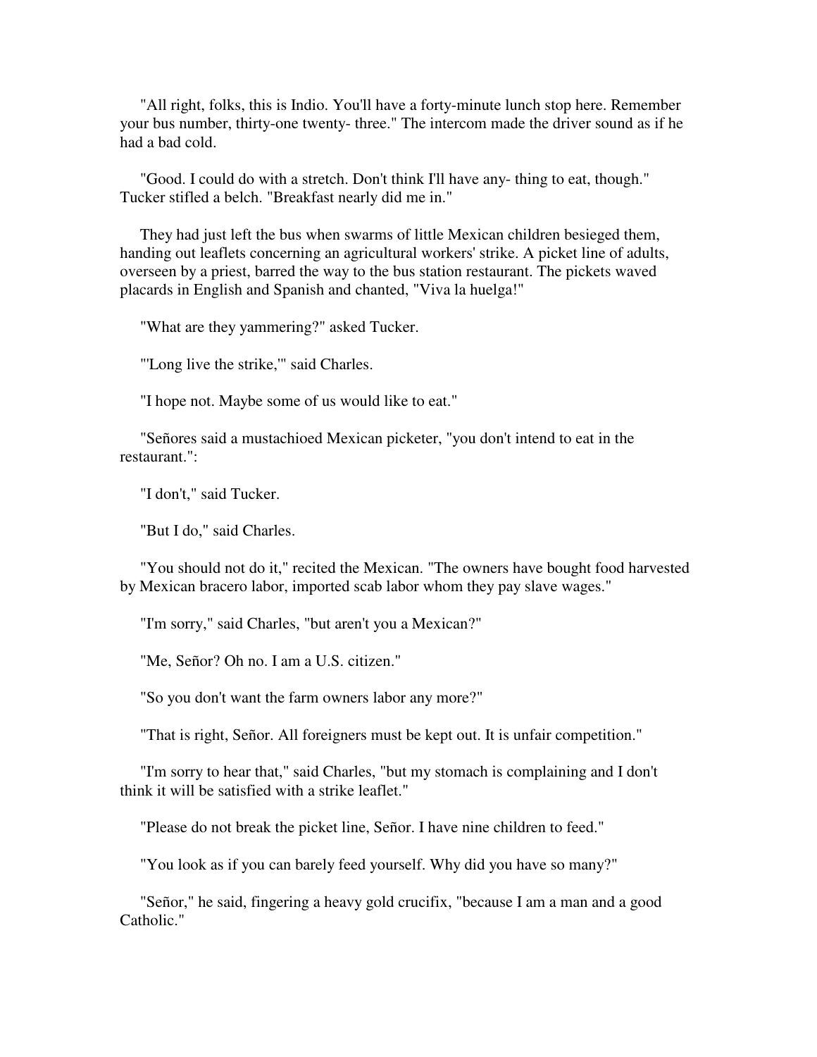"All right, folks, this is Indio. You'll have a forty-minute lunch stop here. Remember your bus number, thirty-one twenty- three." The intercom made the driver sound as if he had a bad cold.

"Good. I could do with a stretch. Don't think I'll have any- thing to eat, though." Tucker stifled a belch. "Breakfast nearly did me in."

They had just left the bus when swarms of little Mexican children besieged them, handing out leaflets concerning an agricultural workers' strike. A picket line of adults, overseen by a priest, barred the way to the bus station restaurant. The pickets waved placards in English and Spanish and chanted, "Viva la huelga!"

"What are they yammering?" asked Tucker.

"'Long live the strike,'" said Charles.

"I hope not. Maybe some of us would like to eat."

"Señores said a mustachioed Mexican picketer, "you don't intend to eat in the restaurant.":

"I don't," said Tucker.

"But I do," said Charles.

"You should not do it," recited the Mexican. "The owners have bought food harvested by Mexican bracero labor, imported scab labor whom they pay slave wages."

"I'm sorry," said Charles, "but aren't you a Mexican?"

"Me, Señor? Oh no. I am a U.S. citizen."

"So you don't want the farm owners labor any more?"

"That is right, Señor. All foreigners must be kept out. It is unfair competition."

"I'm sorry to hear that," said Charles, "but my stomach is complaining and I don't think it will be satisfied with a strike leaflet."

"Please do not break the picket line, Señor. I have nine children to feed."

"You look as if you can barely feed yourself. Why did you have so many?"

"Señor," he said, fingering a heavy gold crucifix, "because I am a man and a good Catholic."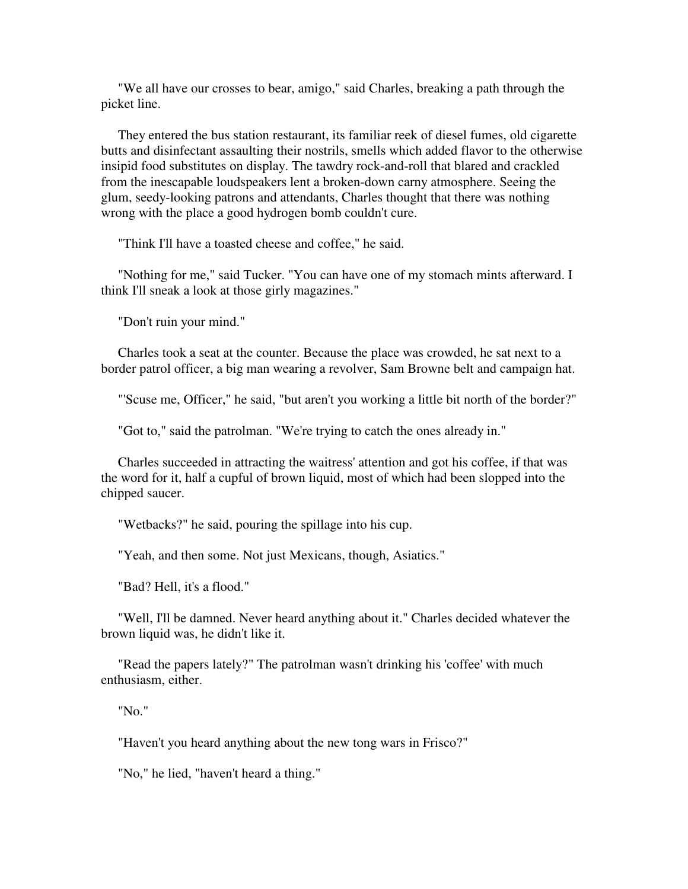"We all have our crosses to bear, amigo," said Charles, breaking a path through the picket line.

They entered the bus station restaurant, its familiar reek of diesel fumes, old cigarette butts and disinfectant assaulting their nostrils, smells which added flavor to the otherwise insipid food substitutes on display. The tawdry rock-and-roll that blared and crackled from the inescapable loudspeakers lent a broken-down carny atmosphere. Seeing the glum, seedy-looking patrons and attendants, Charles thought that there was nothing wrong with the place a good hydrogen bomb couldn't cure.

"Think I'll have a toasted cheese and coffee," he said.

"Nothing for me," said Tucker. "You can have one of my stomach mints afterward. I think I'll sneak a look at those girly magazines."

"Don't ruin your mind."

Charles took a seat at the counter. Because the place was crowded, he sat next to a border patrol officer, a big man wearing a revolver, Sam Browne belt and campaign hat.

"'Scuse me, Officer," he said, "but aren't you working a little bit north of the border?"

"Got to," said the patrolman. "We're trying to catch the ones already in."

Charles succeeded in attracting the waitress' attention and got his coffee, if that was the word for it, half a cupful of brown liquid, most of which had been slopped into the chipped saucer.

"Wetbacks?" he said, pouring the spillage into his cup.

"Yeah, and then some. Not just Mexicans, though, Asiatics."

"Bad? Hell, it's a flood."

"Well, I'll be damned. Never heard anything about it." Charles decided whatever the brown liquid was, he didn't like it.

"Read the papers lately?" The patrolman wasn't drinking his 'coffee' with much enthusiasm, either.

"No."

"Haven't you heard anything about the new tong wars in Frisco?"

"No," he lied, "haven't heard a thing."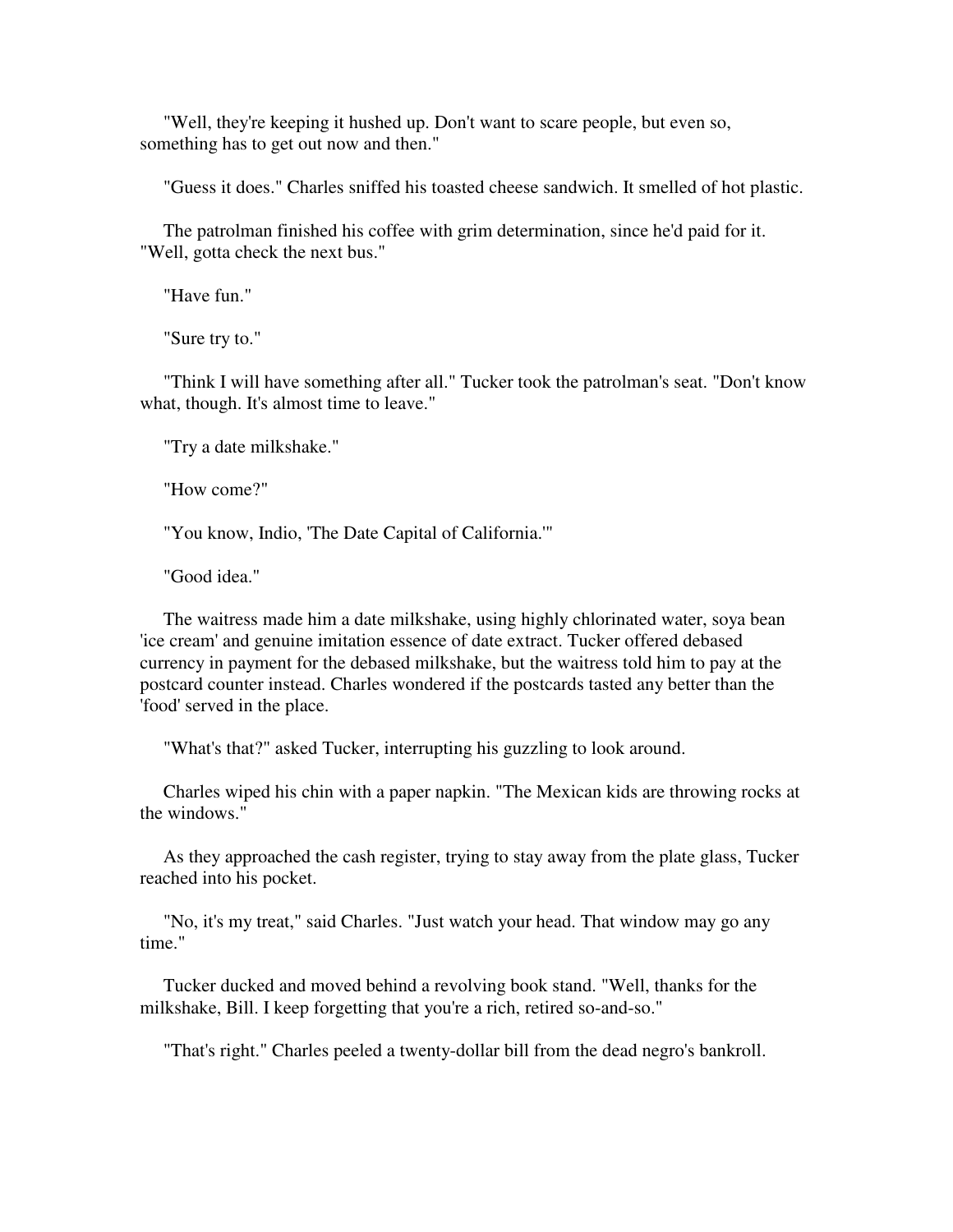"Well, they're keeping it hushed up. Don't want to scare people, but even so, something has to get out now and then."

"Guess it does." Charles sniffed his toasted cheese sandwich. It smelled of hot plastic.

The patrolman finished his coffee with grim determination, since he'd paid for it. "Well, gotta check the next bus."

"Have fun."

"Sure try to."

"Think I will have something after all." Tucker took the patrolman's seat. "Don't know what, though. It's almost time to leave."

"Try a date milkshake."

"How come?"

"You know, Indio, 'The Date Capital of California.'"

"Good idea."

The waitress made him a date milkshake, using highly chlorinated water, soya bean 'ice cream' and genuine imitation essence of date extract. Tucker offered debased currency in payment for the debased milkshake, but the waitress told him to pay at the postcard counter instead. Charles wondered if the postcards tasted any better than the 'food' served in the place.

"What's that?" asked Tucker, interrupting his guzzling to look around.

Charles wiped his chin with a paper napkin. "The Mexican kids are throwing rocks at the windows."

As they approached the cash register, trying to stay away from the plate glass, Tucker reached into his pocket.

"No, it's my treat," said Charles. "Just watch your head. That window may go any time."

Tucker ducked and moved behind a revolving book stand. "Well, thanks for the milkshake, Bill. I keep forgetting that you're a rich, retired so-and-so."

"That's right." Charles peeled a twenty-dollar bill from the dead negro's bankroll.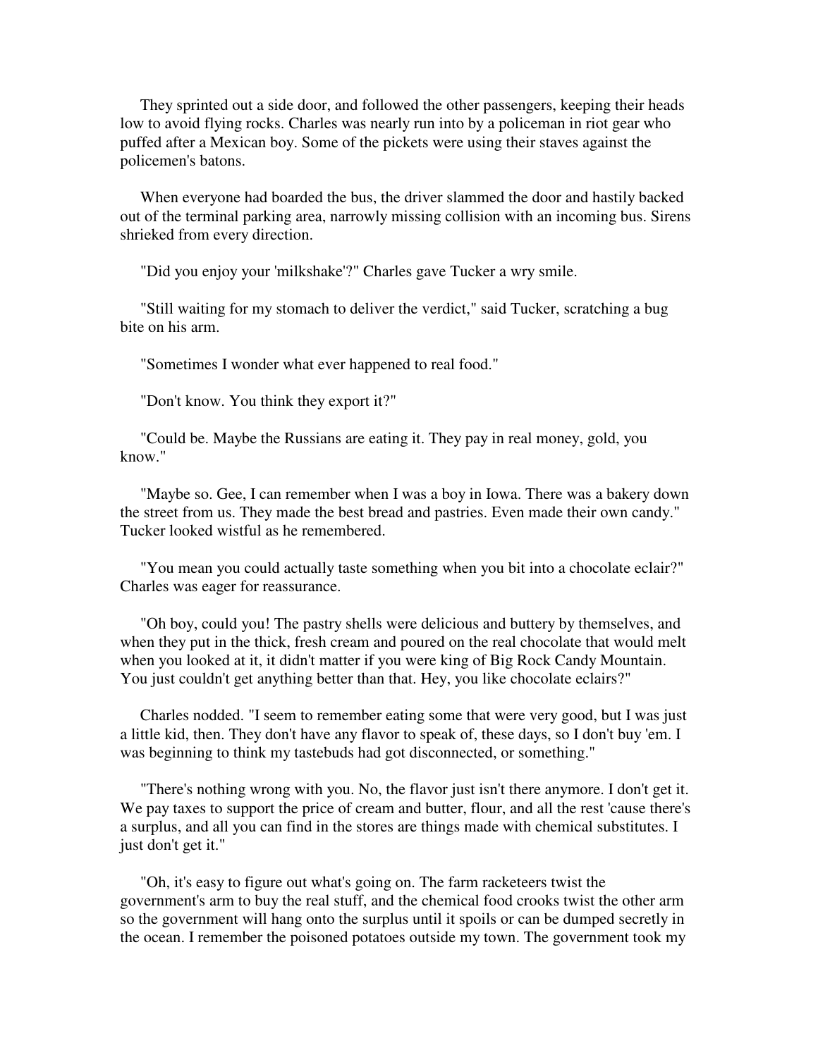They sprinted out a side door, and followed the other passengers, keeping their heads low to avoid flying rocks. Charles was nearly run into by a policeman in riot gear who puffed after a Mexican boy. Some of the pickets were using their staves against the policemen's batons.

When everyone had boarded the bus, the driver slammed the door and hastily backed out of the terminal parking area, narrowly missing collision with an incoming bus. Sirens shrieked from every direction.

"Did you enjoy your 'milkshake'?" Charles gave Tucker a wry smile.

"Still waiting for my stomach to deliver the verdict," said Tucker, scratching a bug bite on his arm.

"Sometimes I wonder what ever happened to real food."

"Don't know. You think they export it?"

"Could be. Maybe the Russians are eating it. They pay in real money, gold, you know."

"Maybe so. Gee, I can remember when I was a boy in Iowa. There was a bakery down the street from us. They made the best bread and pastries. Even made their own candy." Tucker looked wistful as he remembered.

"You mean you could actually taste something when you bit into a chocolate eclair?" Charles was eager for reassurance.

"Oh boy, could you! The pastry shells were delicious and buttery by themselves, and when they put in the thick, fresh cream and poured on the real chocolate that would melt when you looked at it, it didn't matter if you were king of Big Rock Candy Mountain. You just couldn't get anything better than that. Hey, you like chocolate eclairs?"

Charles nodded. "I seem to remember eating some that were very good, but I was just a little kid, then. They don't have any flavor to speak of, these days, so I don't buy 'em. I was beginning to think my tastebuds had got disconnected, or something."

"There's nothing wrong with you. No, the flavor just isn't there anymore. I don't get it. We pay taxes to support the price of cream and butter, flour, and all the rest 'cause there's a surplus, and all you can find in the stores are things made with chemical substitutes. I just don't get it."

"Oh, it's easy to figure out what's going on. The farm racketeers twist the government's arm to buy the real stuff, and the chemical food crooks twist the other arm so the government will hang onto the surplus until it spoils or can be dumped secretly in the ocean. I remember the poisoned potatoes outside my town. The government took my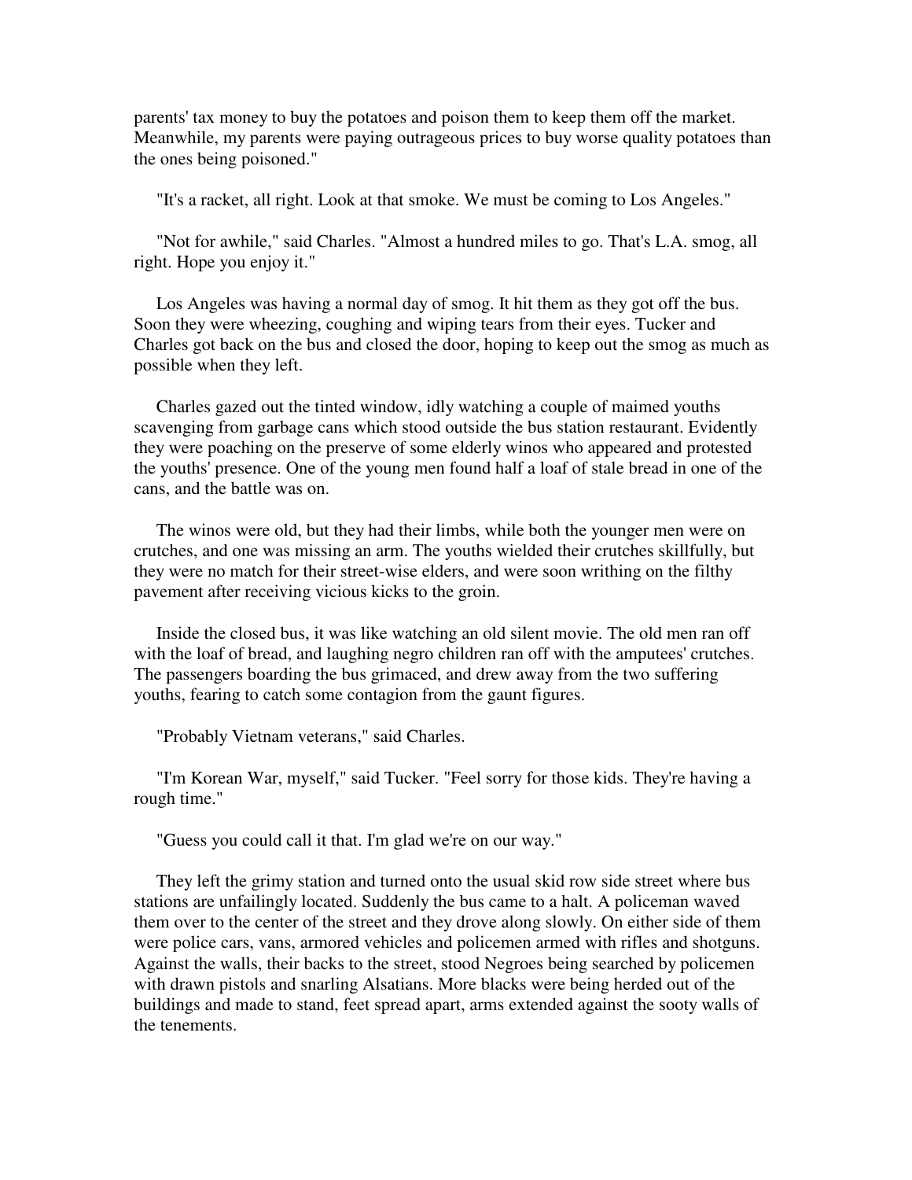parents' tax money to buy the potatoes and poison them to keep them off the market. Meanwhile, my parents were paying outrageous prices to buy worse quality potatoes than the ones being poisoned."

"It's a racket, all right. Look at that smoke. We must be coming to Los Angeles."

"Not for awhile," said Charles. "Almost a hundred miles to go. That's L.A. smog, all right. Hope you enjoy it."

Los Angeles was having a normal day of smog. It hit them as they got off the bus. Soon they were wheezing, coughing and wiping tears from their eyes. Tucker and Charles got back on the bus and closed the door, hoping to keep out the smog as much as possible when they left.

Charles gazed out the tinted window, idly watching a couple of maimed youths scavenging from garbage cans which stood outside the bus station restaurant. Evidently they were poaching on the preserve of some elderly winos who appeared and protested the youths' presence. One of the young men found half a loaf of stale bread in one of the cans, and the battle was on.

The winos were old, but they had their limbs, while both the younger men were on crutches, and one was missing an arm. The youths wielded their crutches skillfully, but they were no match for their street-wise elders, and were soon writhing on the filthy pavement after receiving vicious kicks to the groin.

Inside the closed bus, it was like watching an old silent movie. The old men ran off with the loaf of bread, and laughing negro children ran off with the amputees' crutches. The passengers boarding the bus grimaced, and drew away from the two suffering youths, fearing to catch some contagion from the gaunt figures.

"Probably Vietnam veterans," said Charles.

"I'm Korean War, myself," said Tucker. "Feel sorry for those kids. They're having a rough time."

"Guess you could call it that. I'm glad we're on our way."

They left the grimy station and turned onto the usual skid row side street where bus stations are unfailingly located. Suddenly the bus came to a halt. A policeman waved them over to the center of the street and they drove along slowly. On either side of them were police cars, vans, armored vehicles and policemen armed with rifles and shotguns. Against the walls, their backs to the street, stood Negroes being searched by policemen with drawn pistols and snarling Alsatians. More blacks were being herded out of the buildings and made to stand, feet spread apart, arms extended against the sooty walls of the tenements.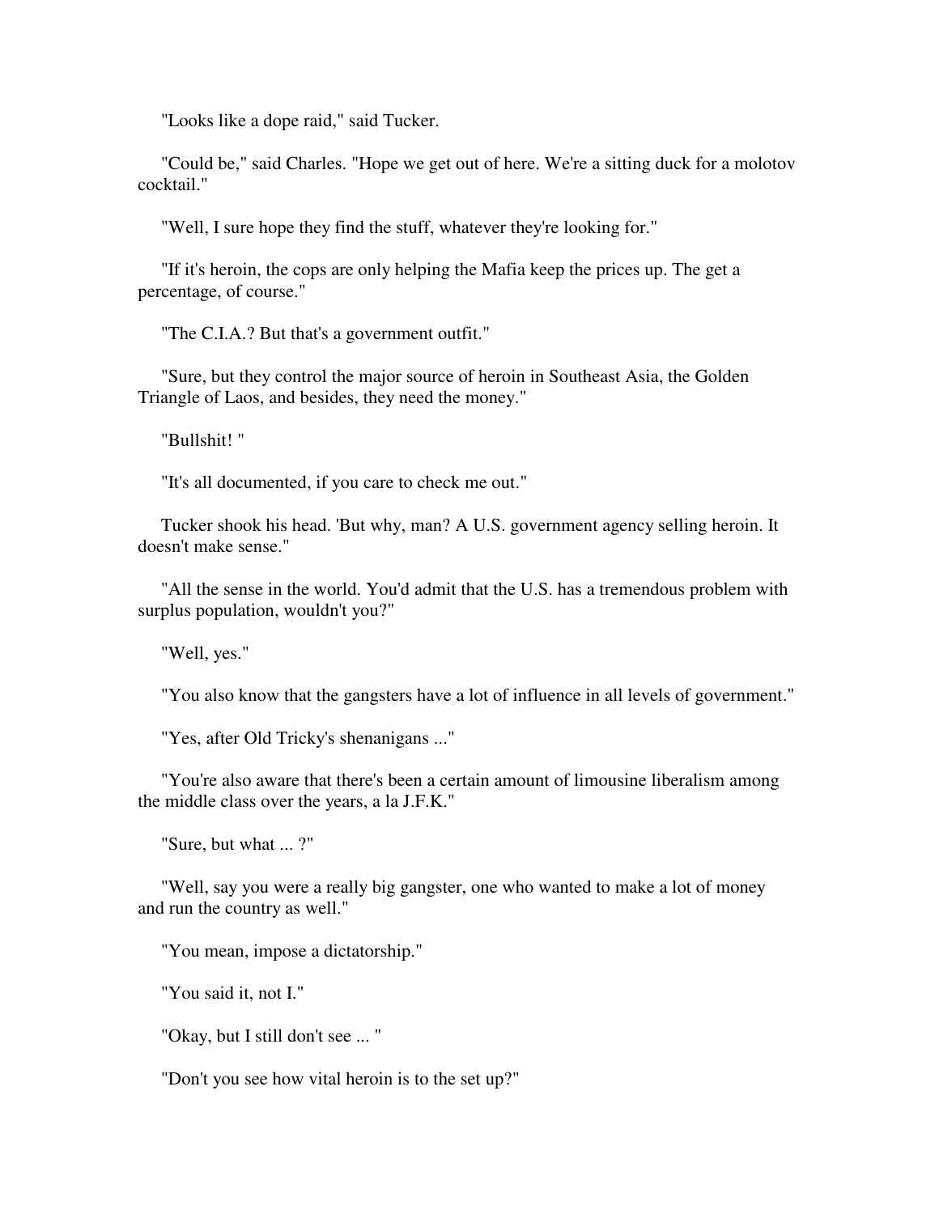"Looks like a dope raid," said Tucker.

"Could be," said Charles. "Hope we get out of here. We're a sitting duck for a molotov cocktail."

"Well, I sure hope they find the stuff, whatever they're looking for."

"If it's heroin, the cops are only helping the Mafia keep the prices up. The get a percentage, of course."

"The C.I.A.? But that's a government outfit."

"Sure, but they control the major source of heroin in Southeast Asia, the Golden Triangle of Laos, and besides, they need the money."

"Bullshit! "

"It's all documented, if you care to check me out."

Tucker shook his head. 'But why, man? A U.S. government agency selling heroin. It doesn't make sense."

"All the sense in the world. You'd admit that the U.S. has a tremendous problem with surplus population, wouldn't you?"

"Well, yes."

"You also know that the gangsters have a lot of influence in all levels of government."

"Yes, after Old Tricky's shenanigans ..."

"You're also aware that there's been a certain amount of limousine liberalism among the middle class over the years, a la J.F.K."

"Sure, but what ... ?"

"Well, say you were a really big gangster, one who wanted to make a lot of money and run the country as well."

"You mean, impose a dictatorship."

"You said it, not I."

"Okay, but I still don't see ... "

"Don't you see how vital heroin is to the set up?"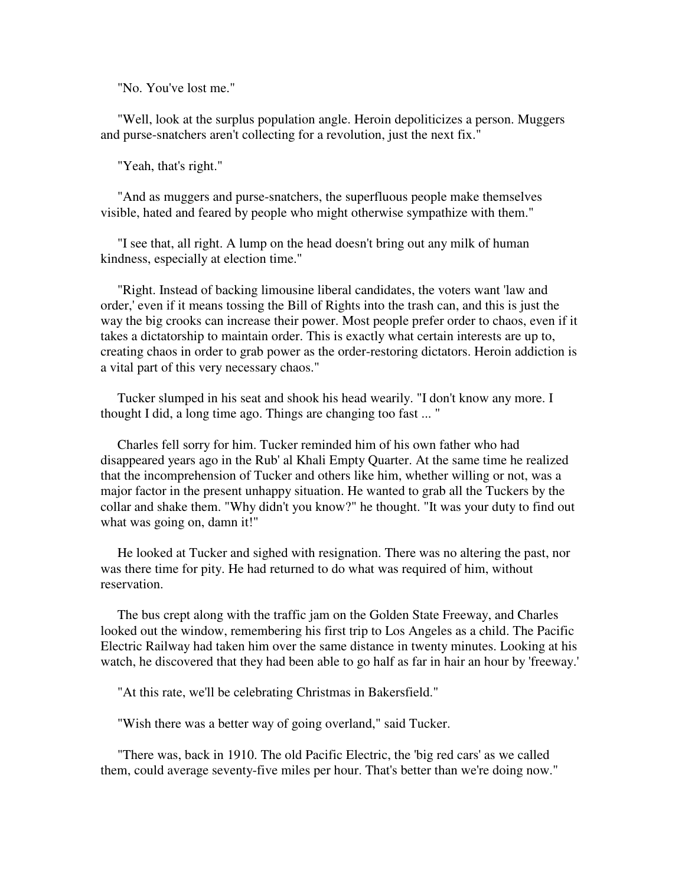"No. You've lost me."

"Well, look at the surplus population angle. Heroin depoliticizes a person. Muggers and purse-snatchers aren't collecting for a revolution, just the next fix."

"Yeah, that's right."

"And as muggers and purse-snatchers, the superfluous people make themselves visible, hated and feared by people who might otherwise sympathize with them."

"I see that, all right. A lump on the head doesn't bring out any milk of human kindness, especially at election time."

"Right. Instead of backing limousine liberal candidates, the voters want 'law and order,' even if it means tossing the Bill of Rights into the trash can, and this is just the way the big crooks can increase their power. Most people prefer order to chaos, even if it takes a dictatorship to maintain order. This is exactly what certain interests are up to, creating chaos in order to grab power as the order-restoring dictators. Heroin addiction is a vital part of this very necessary chaos."

Tucker slumped in his seat and shook his head wearily. "I don't know any more. I thought I did, a long time ago. Things are changing too fast ... "

Charles fell sorry for him. Tucker reminded him of his own father who had disappeared years ago in the Rub' al Khali Empty Quarter. At the same time he realized that the incomprehension of Tucker and others like him, whether willing or not, was a major factor in the present unhappy situation. He wanted to grab all the Tuckers by the collar and shake them. "Why didn't you know?" he thought. "It was your duty to find out what was going on, damn it!"

He looked at Tucker and sighed with resignation. There was no altering the past, nor was there time for pity. He had returned to do what was required of him, without reservation.

The bus crept along with the traffic jam on the Golden State Freeway, and Charles looked out the window, remembering his first trip to Los Angeles as a child. The Pacific Electric Railway had taken him over the same distance in twenty minutes. Looking at his watch, he discovered that they had been able to go half as far in hair an hour by 'freeway.'

"At this rate, we'll be celebrating Christmas in Bakersfield."

"Wish there was a better way of going overland," said Tucker.

"There was, back in 1910. The old Pacific Electric, the 'big red cars' as we called them, could average seventy-five miles per hour. That's better than we're doing now."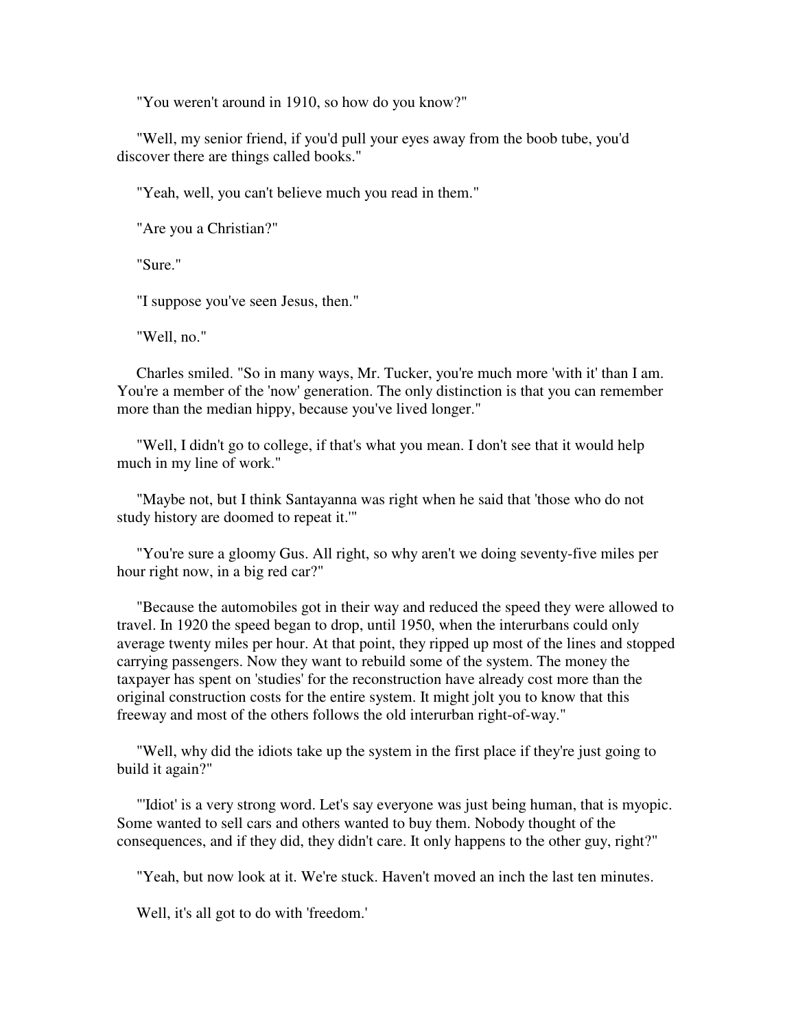"You weren't around in 1910, so how do you know?"

"Well, my senior friend, if you'd pull your eyes away from the boob tube, you'd discover there are things called books."

"Yeah, well, you can't believe much you read in them."

"Are you a Christian?"

"Sure."

"I suppose you've seen Jesus, then."

"Well, no."

Charles smiled. "So in many ways, Mr. Tucker, you're much more 'with it' than I am. You're a member of the 'now' generation. The only distinction is that you can remember more than the median hippy, because you've lived longer."

"Well, I didn't go to college, if that's what you mean. I don't see that it would help much in my line of work."

"Maybe not, but I think Santayanna was right when he said that 'those who do not study history are doomed to repeat it.'"

"You're sure a gloomy Gus. All right, so why aren't we doing seventy-five miles per hour right now, in a big red car?"

"Because the automobiles got in their way and reduced the speed they were allowed to travel. In 1920 the speed began to drop, until 1950, when the interurbans could only average twenty miles per hour. At that point, they ripped up most of the lines and stopped carrying passengers. Now they want to rebuild some of the system. The money the taxpayer has spent on 'studies' for the reconstruction have already cost more than the original construction costs for the entire system. It might jolt you to know that this freeway and most of the others follows the old interurban right-of-way."

"Well, why did the idiots take up the system in the first place if they're just going to build it again?"

"'Idiot' is a very strong word. Let's say everyone was just being human, that is myopic. Some wanted to sell cars and others wanted to buy them. Nobody thought of the consequences, and if they did, they didn't care. It only happens to the other guy, right?"

"Yeah, but now look at it. We're stuck. Haven't moved an inch the last ten minutes.

Well, it's all got to do with 'freedom.'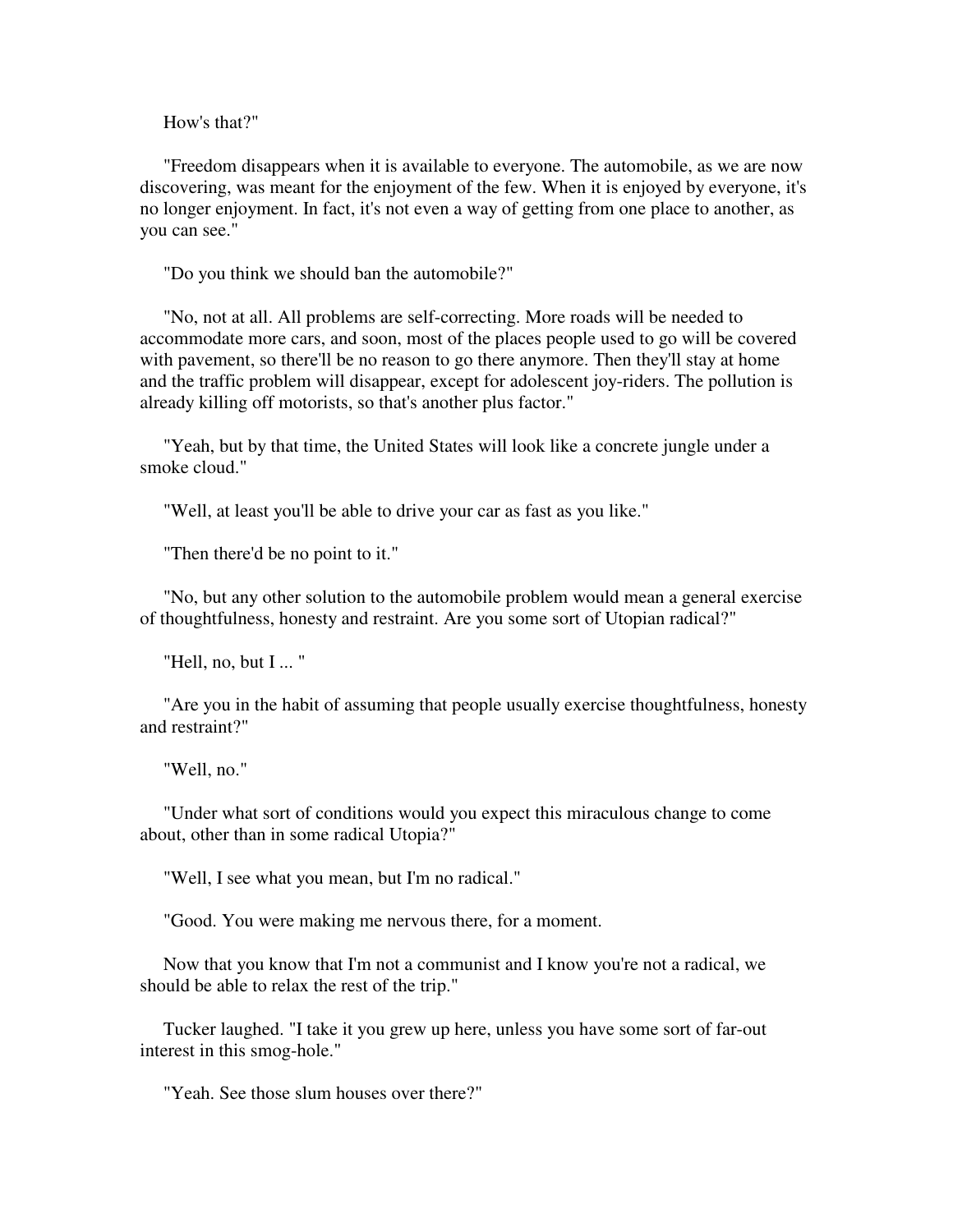How's that?"

"Freedom disappears when it is available to everyone. The automobile, as we are now discovering, was meant for the enjoyment of the few. When it is enjoyed by everyone, it's no longer enjoyment. In fact, it's not even a way of getting from one place to another, as you can see."

"Do you think we should ban the automobile?"

"No, not at all. All problems are self-correcting. More roads will be needed to accommodate more cars, and soon, most of the places people used to go will be covered with pavement, so there'll be no reason to go there anymore. Then they'll stay at home and the traffic problem will disappear, except for adolescent joy-riders. The pollution is already killing off motorists, so that's another plus factor."

"Yeah, but by that time, the United States will look like a concrete jungle under a smoke cloud."

"Well, at least you'll be able to drive your car as fast as you like."

"Then there'd be no point to it."

"No, but any other solution to the automobile problem would mean a general exercise of thoughtfulness, honesty and restraint. Are you some sort of Utopian radical?"

"Hell, no, but I ... "

"Are you in the habit of assuming that people usually exercise thoughtfulness, honesty and restraint?"

"Well, no."

"Under what sort of conditions would you expect this miraculous change to come about, other than in some radical Utopia?"

"Well, I see what you mean, but I'm no radical."

"Good. You were making me nervous there, for a moment.

Now that you know that I'm not a communist and I know you're not a radical, we should be able to relax the rest of the trip."

Tucker laughed. "I take it you grew up here, unless you have some sort of far-out interest in this smog-hole."

"Yeah. See those slum houses over there?"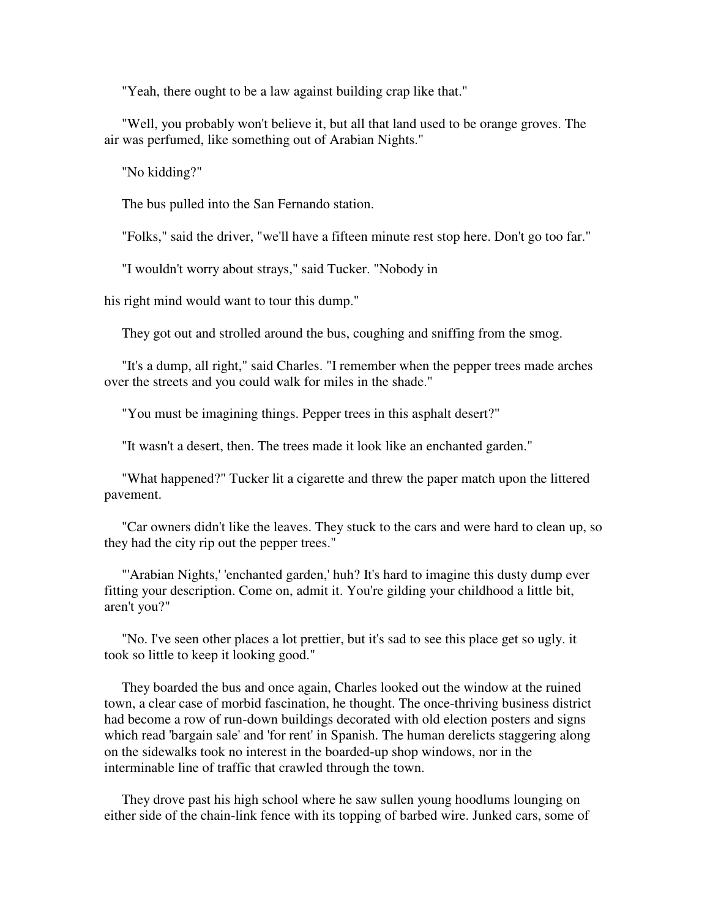"Yeah, there ought to be a law against building crap like that."

"Well, you probably won't believe it, but all that land used to be orange groves. The air was perfumed, like something out of Arabian Nights."

"No kidding?"

The bus pulled into the San Fernando station.

"Folks," said the driver, "we'll have a fifteen minute rest stop here. Don't go too far."

"I wouldn't worry about strays," said Tucker. "Nobody in his right mind would want to tour this dump."

They got out and strolled around the bus, coughing and sniffing from the smog.

"It's a dump, all right," said Charles. "I remember when the pepper trees made arches over the streets and you could walk for miles in the shade."

"You must be imagining things. Pepper trees in this asphalt desert?"

"It wasn't a desert, then. The trees made it look like an enchanted garden."

"What happened?" Tucker lit a cigarette and threw the paper match upon the littered pavement.

"Car owners didn't like the leaves. They stuck to the cars and were hard to clean up, so they had the city rip out the pepper trees."

"'Arabian Nights,' 'enchanted garden,' huh? It's hard to imagine this dusty dump ever fitting your description. Come on, admit it. You're gilding your childhood a little bit, aren't you?"

"No. I've seen other places a lot prettier, but it's sad to see this place get so ugly. it took so little to keep it looking good."

They boarded the bus and once again, Charles looked out the window at the ruined town, a clear case of morbid fascination, he thought. The once-thriving business district had become a row of run-down buildings decorated with old election posters and signs which read 'bargain sale' and 'for rent' in Spanish. The human derelicts staggering along on the sidewalks took no interest in the boarded-up shop windows, nor in the interminable line of traffic that crawled through the town.

They drove past his high school where he saw sullen young hoodlums lounging on either side of the chain-link fence with its topping of barbed wire. Junked cars, some of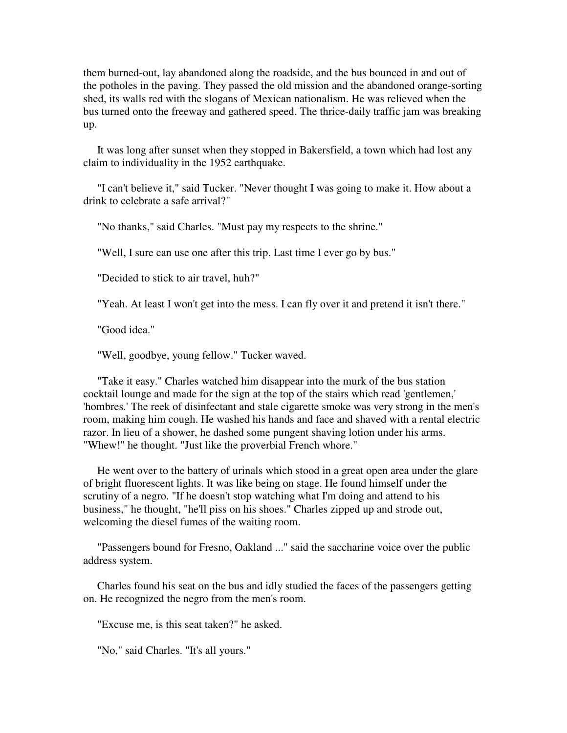them burned-out, lay abandoned along the roadside, and the bus bounced in and out of the potholes in the paving. They passed the old mission and the abandoned orange-sorting shed, its walls red with the slogans of Mexican nationalism. He was relieved when the bus turned onto the freeway and gathered speed. The thrice-daily traffic jam was breaking up.

It was long after sunset when they stopped in Bakersfield, a town which had lost any claim to individuality in the 1952 earthquake.

"I can't believe it," said Tucker. "Never thought I was going to make it. How about a drink to celebrate a safe arrival?"

"No thanks," said Charles. "Must pay my respects to the shrine."

"Well, I sure can use one after this trip. Last time I ever go by bus."

"Decided to stick to air travel, huh?"

"Yeah. At least I won't get into the mess. I can fly over it and pretend it isn't there."

"Good idea."

"Well, goodbye, young fellow." Tucker waved.

"Take it easy." Charles watched him disappear into the murk of the bus station cocktail lounge and made for the sign at the top of the stairs which read 'gentlemen,' 'hombres.' The reek of disinfectant and stale cigarette smoke was very strong in the men's room, making him cough. He washed his hands and face and shaved with a rental electric razor. In lieu of a shower, he dashed some pungent shaving lotion under his arms. "Whew!" he thought. "Just like the proverbial French whore."

He went over to the battery of urinals which stood in a great open area under the glare of bright fluorescent lights. It was like being on stage. He found himself under the scrutiny of a negro. "If he doesn't stop watching what I'm doing and attend to his business," he thought, "he'll piss on his shoes." Charles zipped up and strode out, welcoming the diesel fumes of the waiting room.

"Passengers bound for Fresno, Oakland ..." said the saccharine voice over the public address system.

Charles found his seat on the bus and idly studied the faces of the passengers getting on. He recognized the negro from the men's room.

"Excuse me, is this seat taken?" he asked.

"No," said Charles. "It's all yours."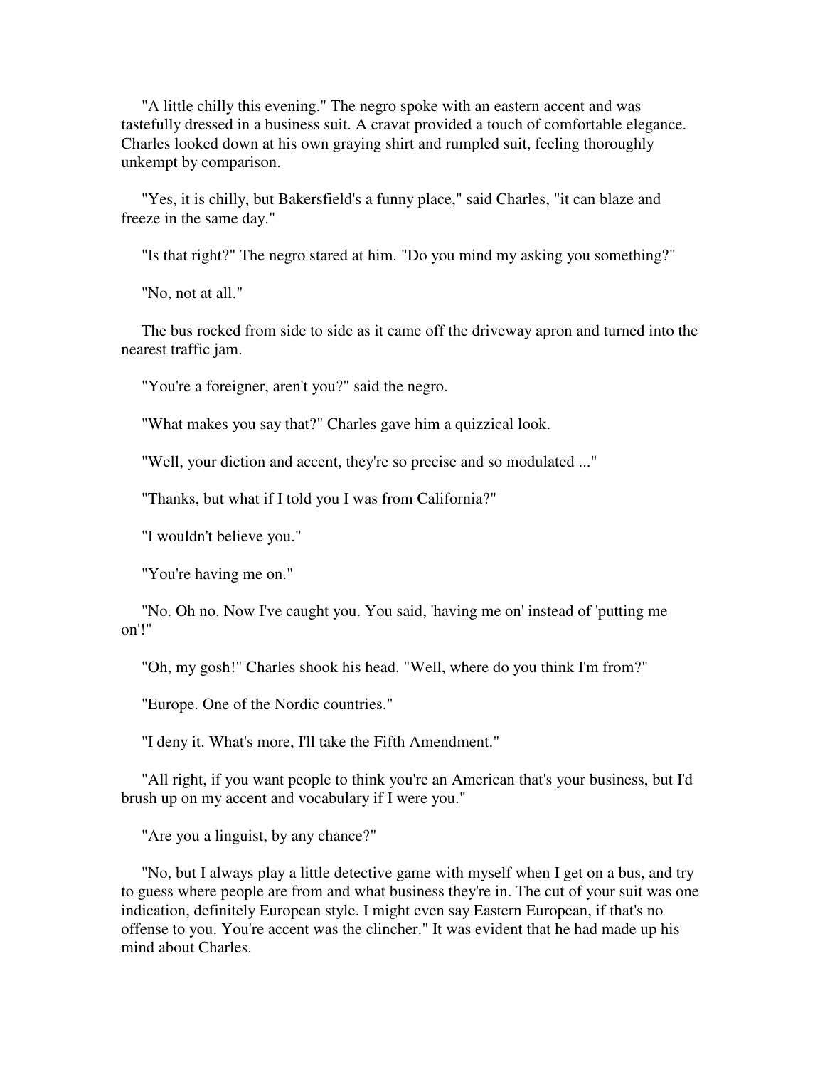"A little chilly this evening." The negro spoke with an eastern accent and was tastefully dressed in a business suit. A cravat provided a touch of comfortable elegance. Charles looked down at his own graying shirt and rumpled suit, feeling thoroughly unkempt by comparison.

"Yes, it is chilly, but Bakersfield's a funny place," said Charles, "it can blaze and freeze in the same day."

"Is that right?" The negro stared at him. "Do you mind my asking you something?"

"No, not at all."

The bus rocked from side to side as it came off the driveway apron and turned into the nearest traffic jam.

"You're a foreigner, aren't you?" said the negro.

"What makes you say that?" Charles gave him a quizzical look.

"Well, your diction and accent, they're so precise and so modulated ..."

"Thanks, but what if I told you I was from California?"

"I wouldn't believe you."

"You're having me on."

"No. Oh no. Now I've caught you. You said, 'having me on' instead of 'putting me on'!"

"Oh, my gosh!" Charles shook his head. "Well, where do you think I'm from?"

"Europe. One of the Nordic countries."

"I deny it. What's more, I'll take the Fifth Amendment."

"All right, if you want people to think you're an American that's your business, but I'd brush up on my accent and vocabulary if I were you."

"Are you a linguist, by any chance?"

"No, but I always play a little detective game with myself when I get on a bus, and try to guess where people are from and what business they're in. The cut of your suit was one indication, definitely European style. I might even say Eastern European, if that's no offense to you. You're accent was the clincher." It was evident that he had made up his mind about Charles.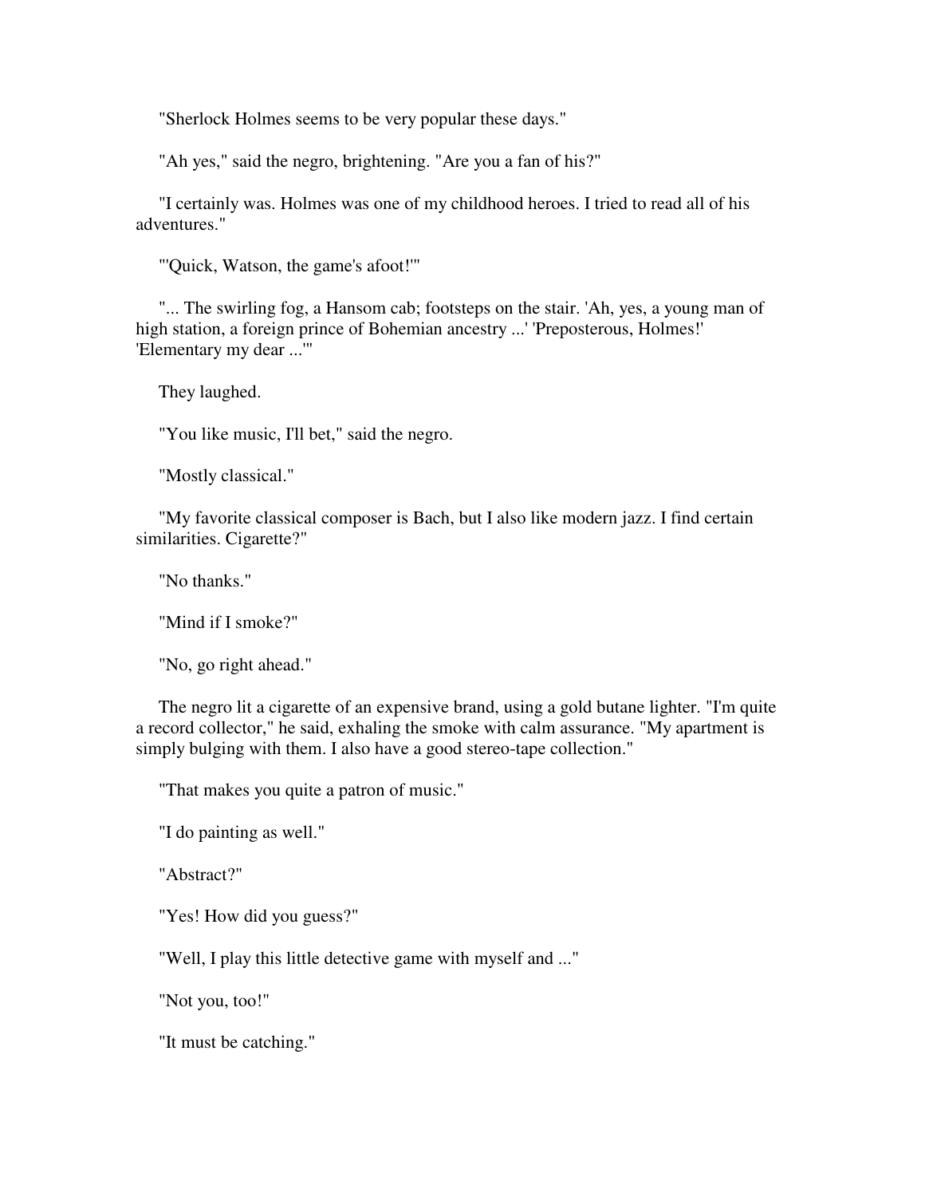"Sherlock Holmes seems to be very popular these days."

"Ah yes," said the negro, brightening. "Are you a fan of his?"

"I certainly was. Holmes was one of my childhood heroes. I tried to read all of his adventures."

"'Quick, Watson, the game's afoot!'"

"... The swirling fog, a Hansom cab; footsteps on the stair. 'Ah, yes, a young man of high station, a foreign prince of Bohemian ancestry ...' 'Preposterous, Holmes!' 'Elementary my dear ...'"

They laughed.

"You like music, I'll bet," said the negro.

"Mostly classical."

"My favorite classical composer is Bach, but I also like modern jazz. I find certain similarities. Cigarette?"

"No thanks."

"Mind if I smoke?"

"No, go right ahead."

The negro lit a cigarette of an expensive brand, using a gold butane lighter. "I'm quite a record collector," he said, exhaling the smoke with calm assurance. "My apartment is simply bulging with them. I also have a good stereo-tape collection."

"That makes you quite a patron of music."

"I do painting as well."

"Abstract?"

"Yes! How did you guess?"

"Well, I play this little detective game with myself and ..."

"Not you, too!"

"It must be catching."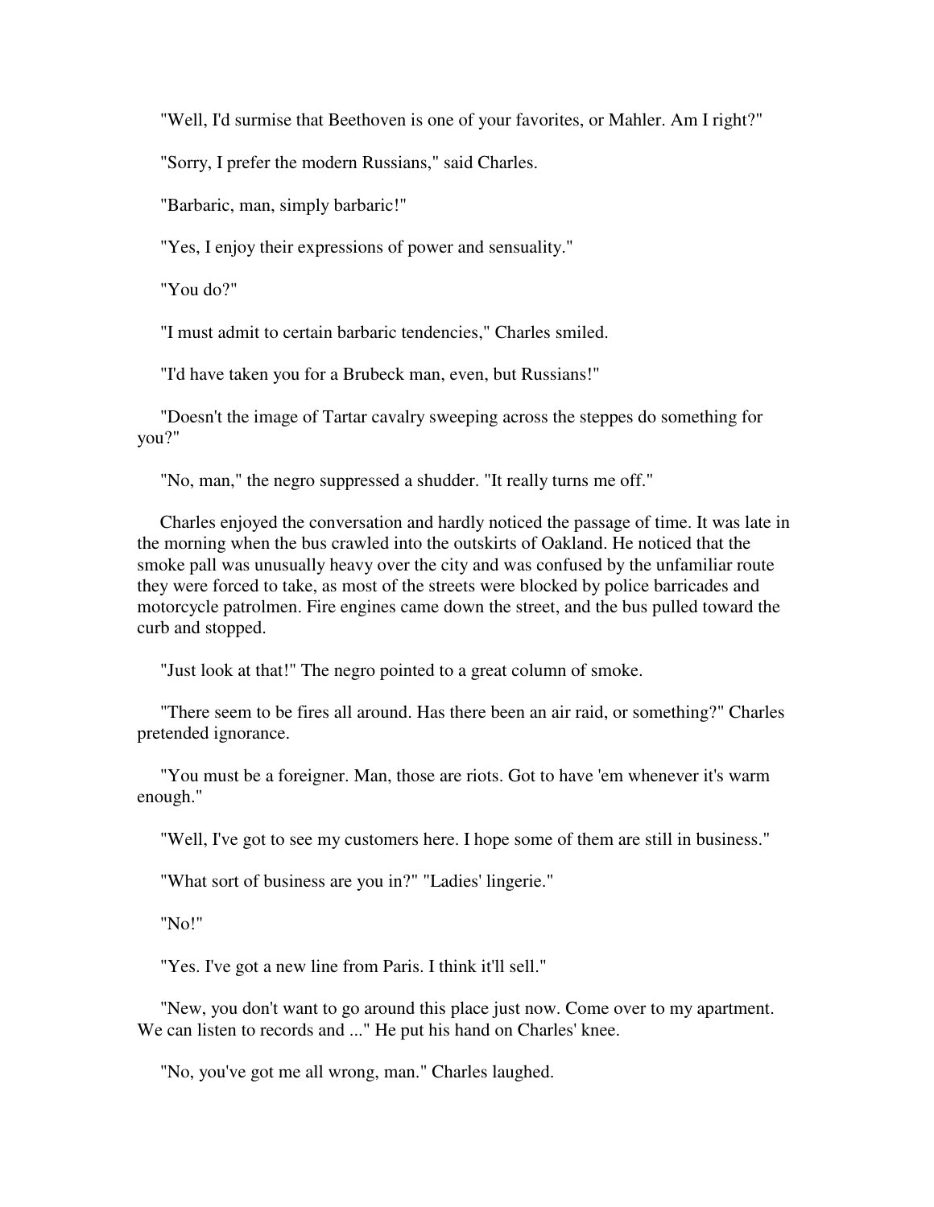"Well, I'd surmise that Beethoven is one of your favorites, or Mahler. Am I right?"

"Sorry, I prefer the modern Russians," said Charles.

"Barbaric, man, simply barbaric!"

"Yes, I enjoy their expressions of power and sensuality."

"You do?"

"I must admit to certain barbaric tendencies," Charles smiled.

"I'd have taken you for a Brubeck man, even, but Russians!"

"Doesn't the image of Tartar cavalry sweeping across the steppes do something for you?"

"No, man," the negro suppressed a shudder. "It really turns me off."

Charles enjoyed the conversation and hardly noticed the passage of time. It was late in the morning when the bus crawled into the outskirts of Oakland. He noticed that the smoke pall was unusually heavy over the city and was confused by the unfamiliar route they were forced to take, as most of the streets were blocked by police barricades and motorcycle patrolmen. Fire engines came down the street, and the bus pulled toward the curb and stopped.

"Just look at that!" The negro pointed to a great column of smoke.

"There seem to be fires all around. Has there been an air raid, or something?" Charles pretended ignorance.

"You must be a foreigner. Man, those are riots. Got to have 'em whenever it's warm enough."

"Well, I've got to see my customers here. I hope some of them are still in business."

"What sort of business are you in?" "Ladies' lingerie."

"No!"

"Yes. I've got a new line from Paris. I think it'll sell."

"New, you don't want to go around this place just now. Come over to my apartment. We can listen to records and ..." He put his hand on Charles' knee.

"No, you've got me all wrong, man." Charles laughed.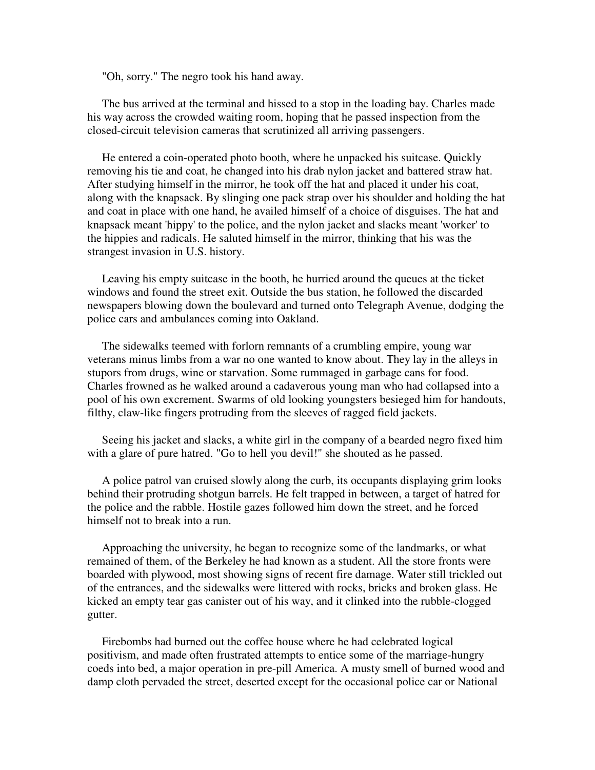"Oh, sorry." The negro took his hand away.

The bus arrived at the terminal and hissed to a stop in the loading bay. Charles made his way across the crowded waiting room, hoping that he passed inspection from the closed-circuit television cameras that scrutinized all arriving passengers.

He entered a coin-operated photo booth, where he unpacked his suitcase. Quickly removing his tie and coat, he changed into his drab nylon jacket and battered straw hat. After studying himself in the mirror, he took off the hat and placed it under his coat, along with the knapsack. By slinging one pack strap over his shoulder and holding the hat and coat in place with one hand, he availed himself of a choice of disguises. The hat and knapsack meant 'hippy' to the police, and the nylon jacket and slacks meant 'worker' to the hippies and radicals. He saluted himself in the mirror, thinking that his was the strangest invasion in U.S. history.

Leaving his empty suitcase in the booth, he hurried around the queues at the ticket windows and found the street exit. Outside the bus station, he followed the discarded newspapers blowing down the boulevard and turned onto Telegraph Avenue, dodging the police cars and ambulances coming into Oakland.

The sidewalks teemed with forlorn remnants of a crumbling empire, young war veterans minus limbs from a war no one wanted to know about. They lay in the alleys in stupors from drugs, wine or starvation. Some rummaged in garbage cans for food. Charles frowned as he walked around a cadaverous young man who had collapsed into a pool of his own excrement. Swarms of old looking youngsters besieged him for handouts, filthy, claw-like fingers protruding from the sleeves of ragged field jackets.

Seeing his jacket and slacks, a white girl in the company of a bearded negro fixed him with a glare of pure hatred. "Go to hell you devil!" she shouted as he passed.

A police patrol van cruised slowly along the curb, its occupants displaying grim looks behind their protruding shotgun barrels. He felt trapped in between, a target of hatred for the police and the rabble. Hostile gazes followed him down the street, and he forced himself not to break into a run.

Approaching the university, he began to recognize some of the landmarks, or what remained of them, of the Berkeley he had known as a student. All the store fronts were boarded with plywood, most showing signs of recent fire damage. Water still trickled out of the entrances, and the sidewalks were littered with rocks, bricks and broken glass. He kicked an empty tear gas canister out of his way, and it clinked into the rubble-clogged gutter.

Firebombs had burned out the coffee house where he had celebrated logical positivism, and made often frustrated attempts to entice some of the marriage-hungry coeds into bed, a major operation in pre-pill America. A musty smell of burned wood and damp cloth pervaded the street, deserted except for the occasional police car or National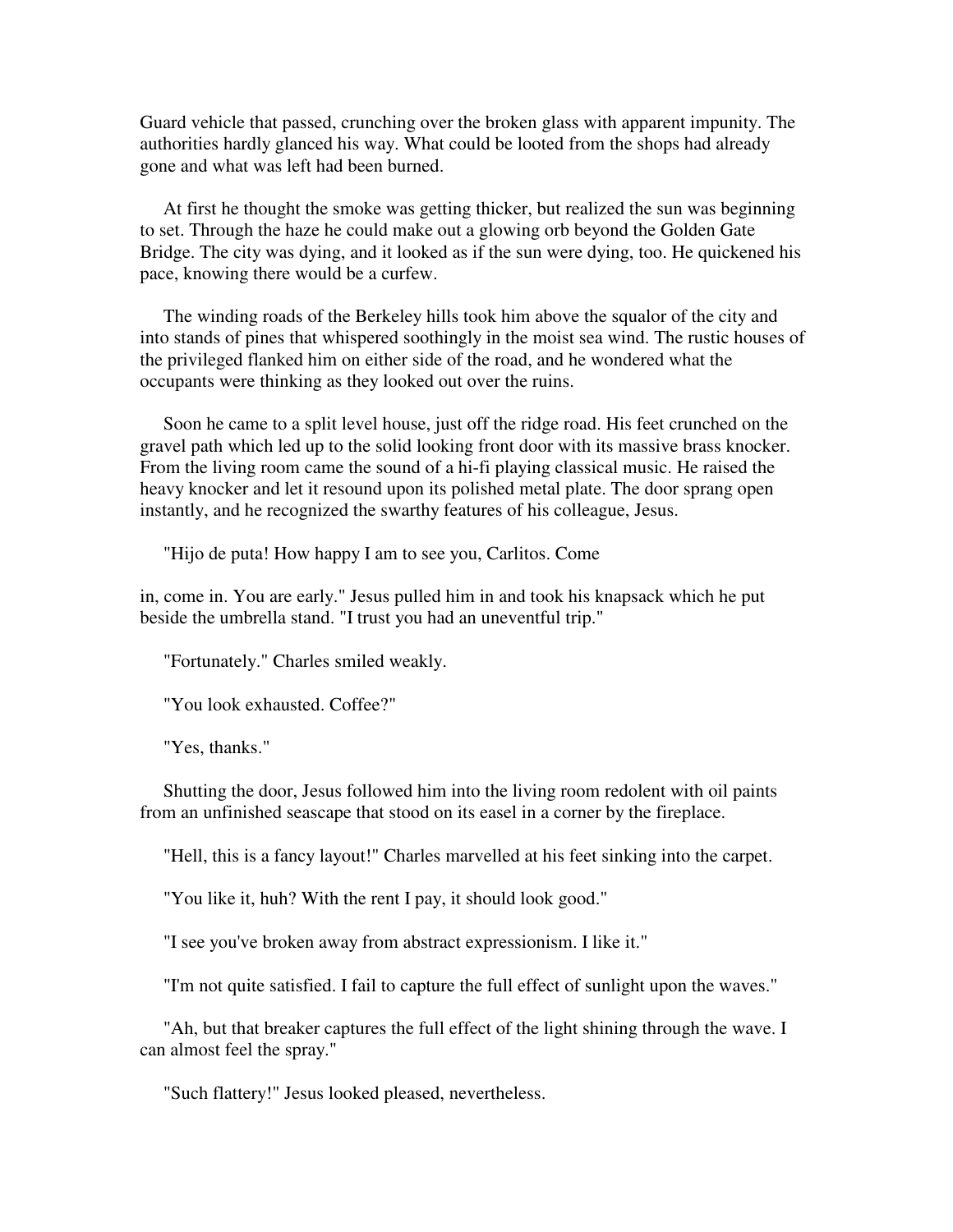Guard vehicle that passed, crunching over the broken glass with apparent impunity. The authorities hardly glanced his way. What could be looted from the shops had already gone and what was left had been burned.

At first he thought the smoke was getting thicker, but realized the sun was beginning to set. Through the haze he could make out a glowing orb beyond the Golden Gate Bridge. The city was dying, and it looked as if the sun were dying, too. He quickened his pace, knowing there would be a curfew.

The winding roads of the Berkeley hills took him above the squalor of the city and into stands of pines that whispered soothingly in the moist sea wind. The rustic houses of the privileged flanked him on either side of the road, and he wondered what the occupants were thinking as they looked out over the ruins.

Soon he came to a split level house, just off the ridge road. His feet crunched on the gravel path which led up to the solid looking front door with its massive brass knocker. From the living room came the sound of a hi-fi playing classical music. He raised the heavy knocker and let it resound upon its polished metal plate. The door sprang open instantly, and he recognized the swarthy features of his colleague, Jesus.

"Hijo de puta! How happy I am to see you, Carlitos. Come in, come in. You are early." Jesus pulled him in and took his knapsack which he put beside the umbrella stand. "I trust you had an uneventful trip."

"Fortunately." Charles smiled weakly.

"You look exhausted. Coffee?"

"Yes, thanks."

Shutting the door, Jesus followed him into the living room redolent with oil paints from an unfinished seascape that stood on its easel in a corner by the fireplace.

"Hell, this is a fancy layout!" Charles marvelled at his feet sinking into the carpet.

"You like it, huh? With the rent I pay, it should look good."

"I see you've broken away from abstract expressionism. I like it."

"I'm not quite satisfied. I fail to capture the full effect of sunlight upon the waves."

"Ah, but that breaker captures the full effect of the light shining through the wave. I can almost feel the spray."

"Such flattery!" Jesus looked pleased, nevertheless.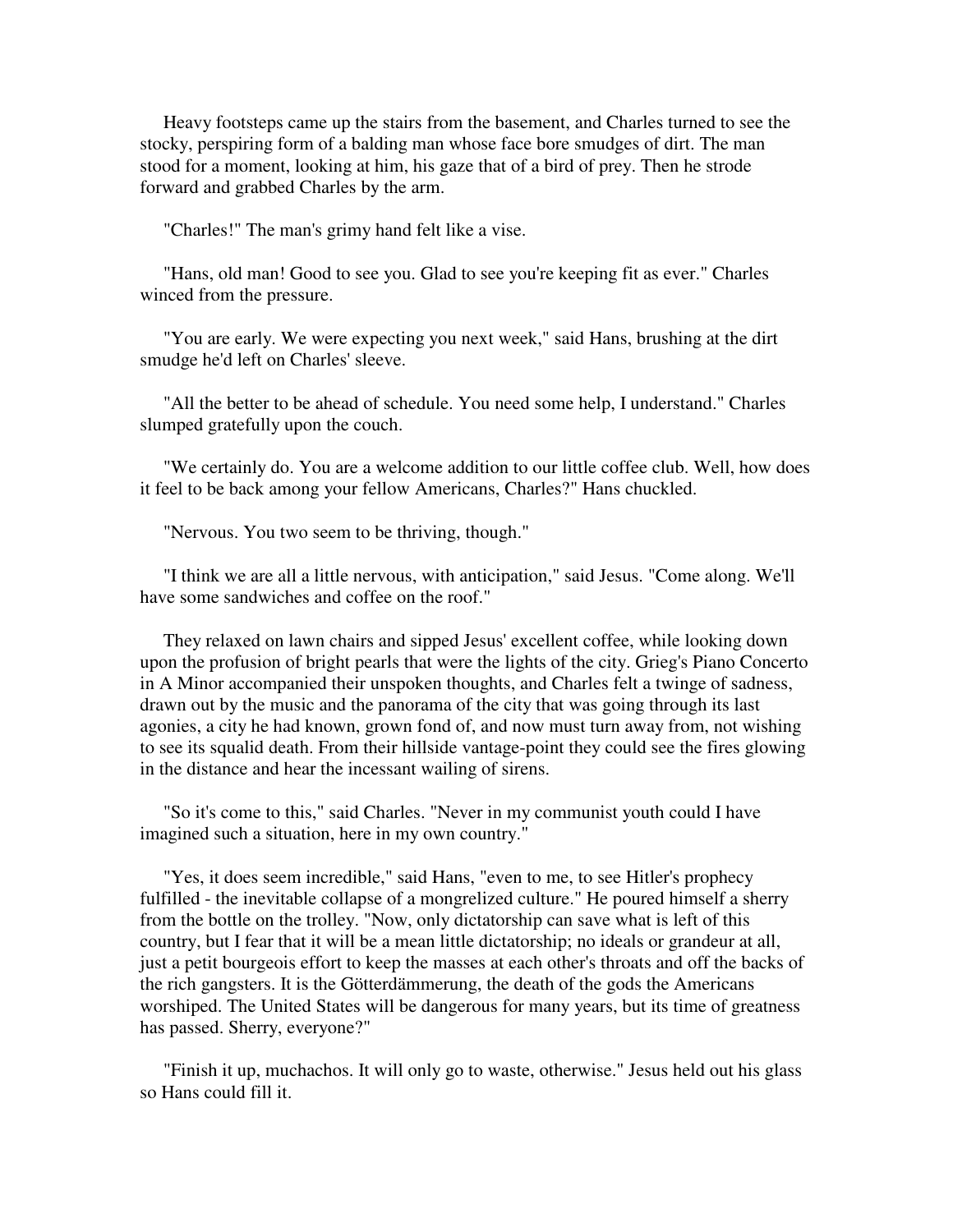Heavy footsteps came up the stairs from the basement, and Charles turned to see the stocky, perspiring form of a balding man whose face bore smudges of dirt. The man stood for a moment, looking at him, his gaze that of a bird of prey. Then he strode forward and grabbed Charles by the arm.

"Charles!" The man's grimy hand felt like a vise.

"Hans, old man! Good to see you. Glad to see you're keeping fit as ever." Charles winced from the pressure.

"You are early. We were expecting you next week," said Hans, brushing at the dirt smudge he'd left on Charles' sleeve.

"All the better to be ahead of schedule. You need some help, I understand." Charles slumped gratefully upon the couch.

"We certainly do. You are a welcome addition to our little coffee club. Well, how does it feel to be back among your fellow Americans, Charles?" Hans chuckled.

"Nervous. You two seem to be thriving, though."

"I think we are all a little nervous, with anticipation," said Jesus. "Come along. We'll have some sandwiches and coffee on the roof."

They relaxed on lawn chairs and sipped Jesus' excellent coffee, while looking down upon the profusion of bright pearls that were the lights of the city. Grieg's Piano Concerto in A Minor accompanied their unspoken thoughts, and Charles felt a twinge of sadness, drawn out by the music and the panorama of the city that was going through its last agonies, a city he had known, grown fond of, and now must turn away from, not wishing to see its squalid death. From their hillside vantage-point they could see the fires glowing in the distance and hear the incessant wailing of sirens.

"So it's come to this," said Charles. "Never in my communist youth could I have imagined such a situation, here in my own country."

"Yes, it does seem incredible," said Hans, "even to me, to see Hitler's prophecy fulfilled - the inevitable collapse of a mongrelized culture." He poured himself a sherry from the bottle on the trolley. "Now, only dictatorship can save what is left of this country, but I fear that it will be a mean little dictatorship; no ideals or grandeur at all, just a petit bourgeois effort to keep the masses at each other's throats and off the backs of the rich gangsters. It is the Götterdämmerung, the death of the gods the Americans worshiped. The United States will be dangerous for many years, but its time of greatness has passed. Sherry, everyone?"

"Finish it up, muchachos. It will only go to waste, otherwise." Jesus held out his glass so Hans could fill it.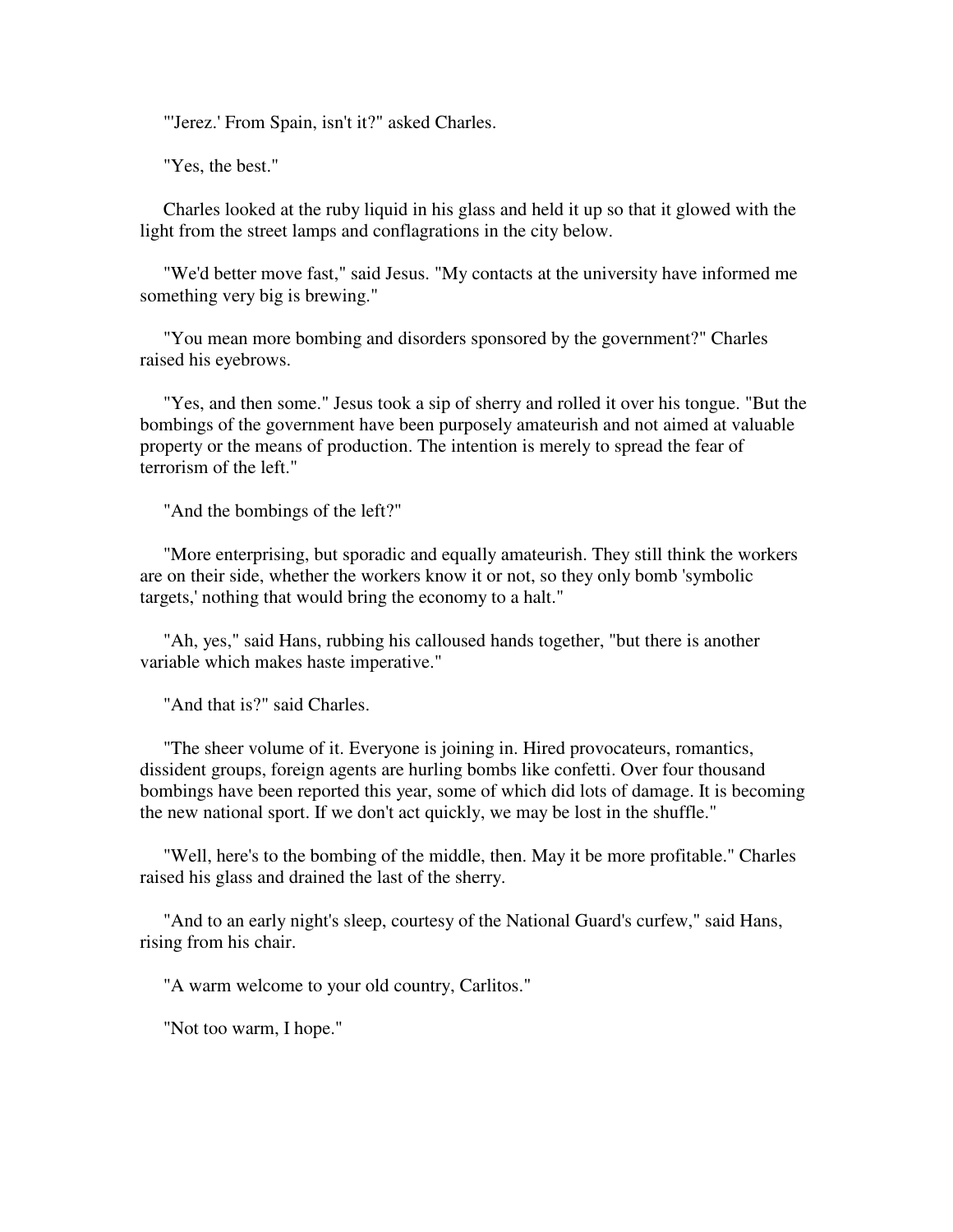"'Jerez.' From Spain, isn't it?" asked Charles.

"Yes, the best."

Charles looked at the ruby liquid in his glass and held it up so that it glowed with the light from the street lamps and conflagrations in the city below.

"We'd better move fast," said Jesus. "My contacts at the university have informed me something very big is brewing."

"You mean more bombing and disorders sponsored by the government?" Charles raised his eyebrows.

"Yes, and then some." Jesus took a sip of sherry and rolled it over his tongue. "But the bombings of the government have been purposely amateurish and not aimed at valuable property or the means of production. The intention is merely to spread the fear of terrorism of the left."

"And the bombings of the left?"

"More enterprising, but sporadic and equally amateurish. They still think the workers are on their side, whether the workers know it or not, so they only bomb 'symbolic targets,' nothing that would bring the economy to a halt."

"Ah, yes," said Hans, rubbing his calloused hands together, "but there is another variable which makes haste imperative."

"And that is?" said Charles.

"The sheer volume of it. Everyone is joining in. Hired provocateurs, romantics, dissident groups, foreign agents are hurling bombs like confetti. Over four thousand bombings have been reported this year, some of which did lots of damage. It is becoming the new national sport. If we don't act quickly, we may be lost in the shuffle."

"Well, here's to the bombing of the middle, then. May it be more profitable." Charles raised his glass and drained the last of the sherry.

"And to an early night's sleep, courtesy of the National Guard's curfew," said Hans, rising from his chair.

"A warm welcome to your old country, Carlitos."

"Not too warm, I hope."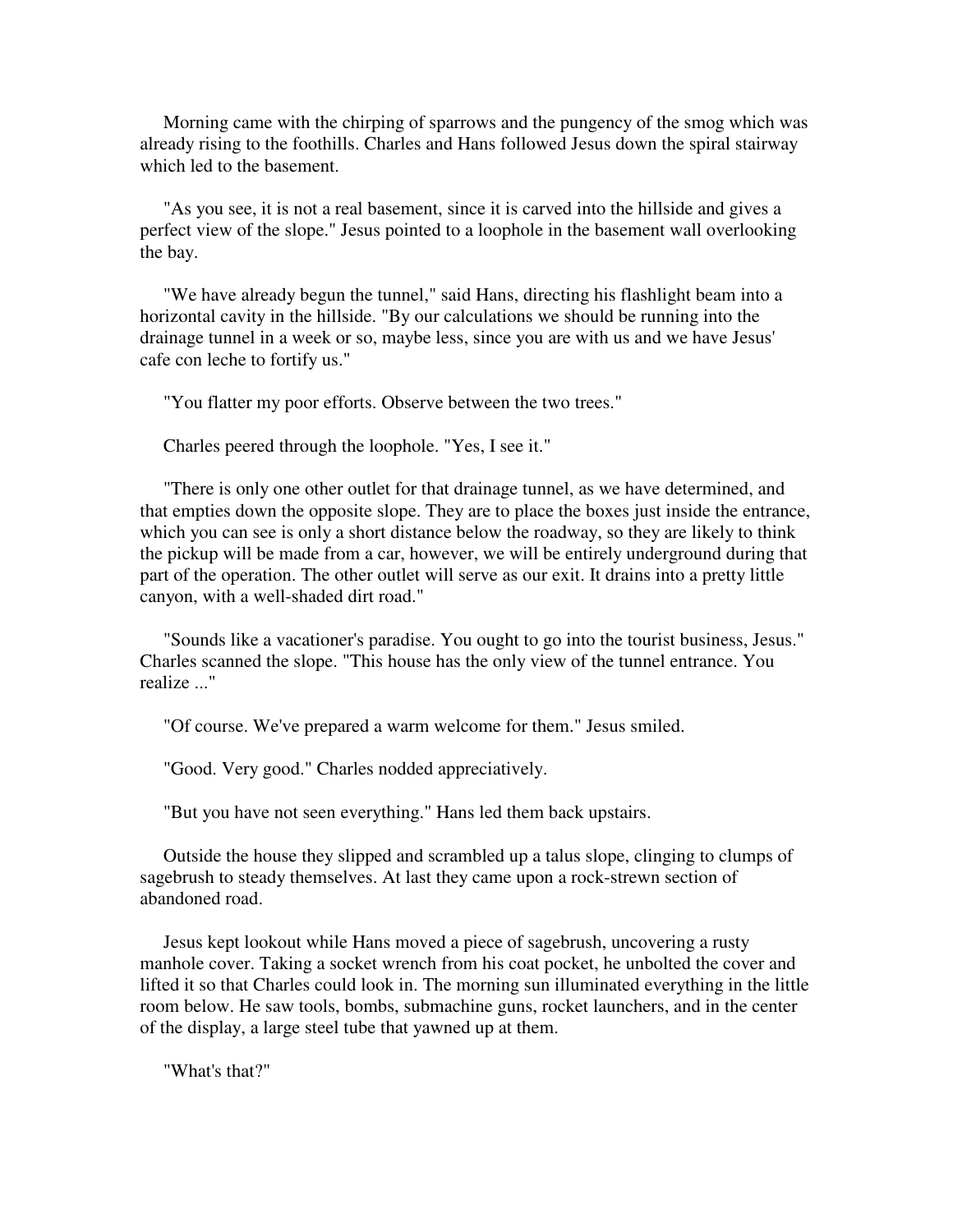Morning came with the chirping of sparrows and the pungency of the smog which was already rising to the foothills. Charles and Hans followed Jesus down the spiral stairway which led to the basement.

"As you see, it is not a real basement, since it is carved into the hillside and gives a perfect view of the slope." Jesus pointed to a loophole in the basement wall overlooking the bay.

"We have already begun the tunnel," said Hans, directing his flashlight beam into a horizontal cavity in the hillside. "By our calculations we should be running into the drainage tunnel in a week or so, maybe less, since you are with us and we have Jesus' cafe con leche to fortify us."

"You flatter my poor efforts. Observe between the two trees."

Charles peered through the loophole. "Yes, I see it."

"There is only one other outlet for that drainage tunnel, as we have determined, and that empties down the opposite slope. They are to place the boxes just inside the entrance, which you can see is only a short distance below the roadway, so they are likely to think the pickup will be made from a car, however, we will be entirely underground during that part of the operation. The other outlet will serve as our exit. It drains into a pretty little canyon, with a well-shaded dirt road."

"Sounds like a vacationer's paradise. You ought to go into the tourist business, Jesus." Charles scanned the slope. "This house has the only view of the tunnel entrance. You realize ..."

"Of course. We've prepared a warm welcome for them." Jesus smiled.

"Good. Very good." Charles nodded appreciatively.

"But you have not seen everything." Hans led them back upstairs.

Outside the house they slipped and scrambled up a talus slope, clinging to clumps of sagebrush to steady themselves. At last they came upon a rock-strewn section of abandoned road.

Jesus kept lookout while Hans moved a piece of sagebrush, uncovering a rusty manhole cover. Taking a socket wrench from his coat pocket, he unbolted the cover and lifted it so that Charles could look in. The morning sun illuminated everything in the little room below. He saw tools, bombs, submachine guns, rocket launchers, and in the center of the display, a large steel tube that yawned up at them.

"What's that?"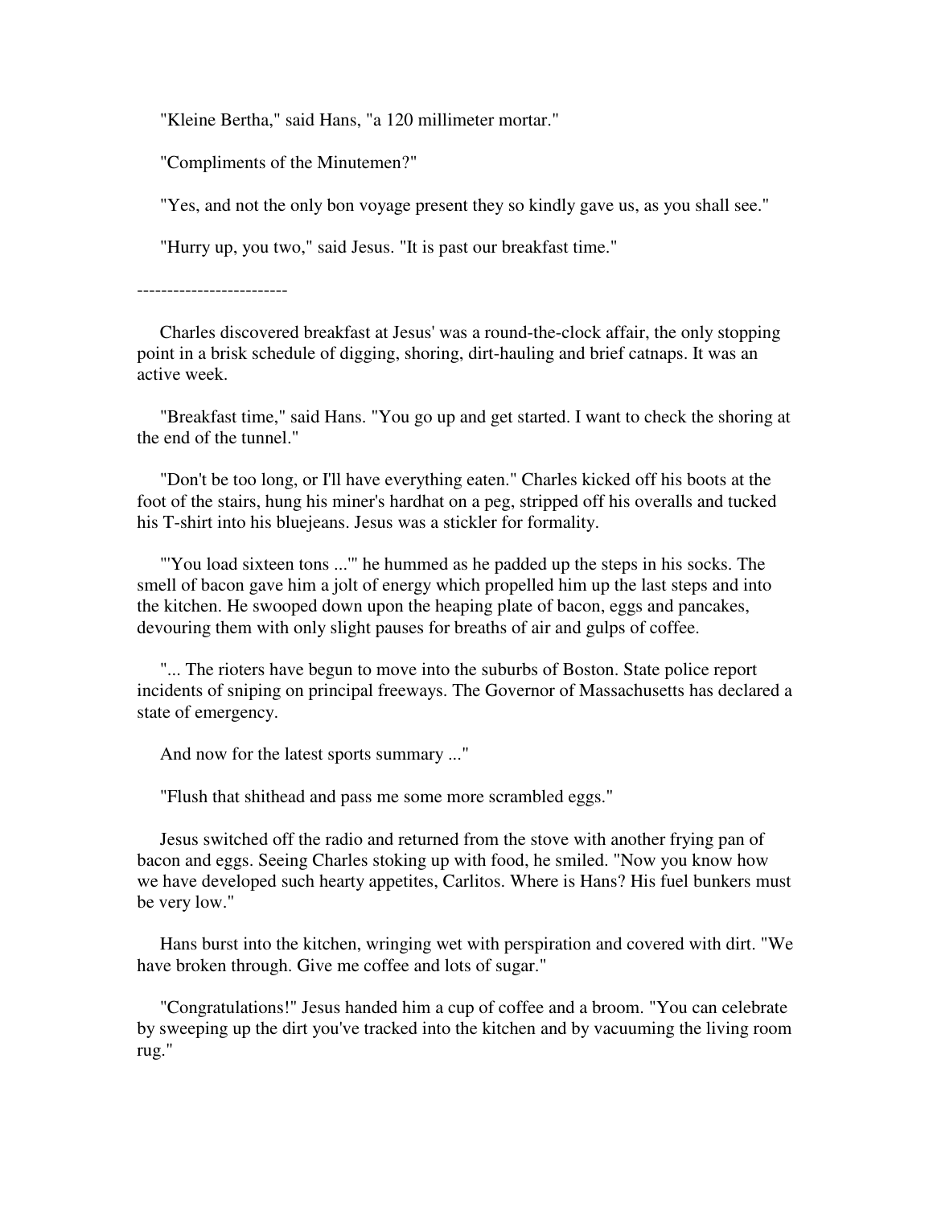"Kleine Bertha," said Hans, "a 120 millimeter mortar."

"Compliments of the Minutemen?"

"Yes, and not the only bon voyage present they so kindly gave us, as you shall see."

"Hurry up, you two," said Jesus. "It is past our breakfast time."

-------------------------

Charles discovered breakfast at Jesus' was a round-the-clock affair, the only stopping point in a brisk schedule of digging, shoring, dirt-hauling and brief catnaps. It was an active week.

"Breakfast time," said Hans. "You go up and get started. I want to check the shoring at the end of the tunnel."

"Don't be too long, or I'll have everything eaten." Charles kicked off his boots at the foot of the stairs, hung his miner's hardhat on a peg, stripped off his overalls and tucked his T-shirt into his bluejeans. Jesus was a stickler for formality.

"'You load sixteen tons ...'" he hummed as he padded up the steps in his socks. The smell of bacon gave him a jolt of energy which propelled him up the last steps and into the kitchen. He swooped down upon the heaping plate of bacon, eggs and pancakes, devouring them with only slight pauses for breaths of air and gulps of coffee.

"... The rioters have begun to move into the suburbs of Boston. State police report incidents of sniping on principal freeways. The Governor of Massachusetts has declared a state of emergency.

And now for the latest sports summary ..."

"Flush that shithead and pass me some more scrambled eggs."

Jesus switched off the radio and returned from the stove with another frying pan of bacon and eggs. Seeing Charles stoking up with food, he smiled. "Now you know how we have developed such hearty appetites, Carlitos. Where is Hans? His fuel bunkers must be very low."

Hans burst into the kitchen, wringing wet with perspiration and covered with dirt. "We have broken through. Give me coffee and lots of sugar."

"Congratulations!" Jesus handed him a cup of coffee and a broom. "You can celebrate by sweeping up the dirt you've tracked into the kitchen and by vacuuming the living room rug."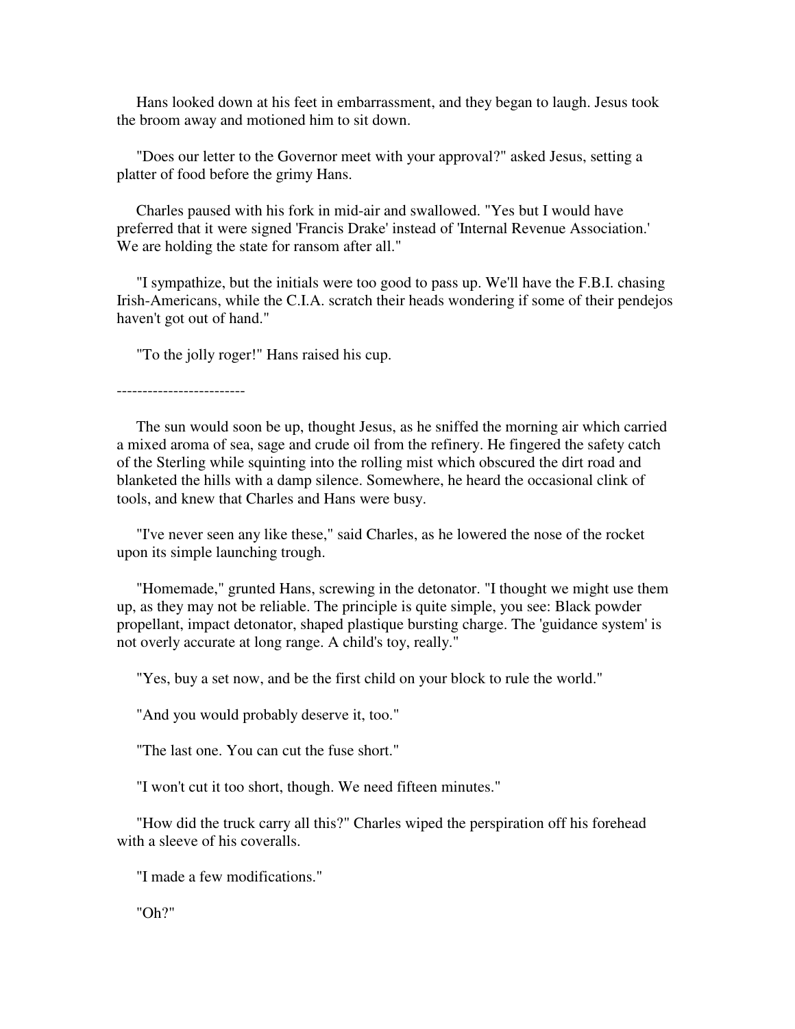Hans looked down at his feet in embarrassment, and they began to laugh. Jesus took the broom away and motioned him to sit down.

"Does our letter to the Governor meet with your approval?" asked Jesus, setting a platter of food before the grimy Hans.

Charles paused with his fork in mid-air and swallowed. "Yes but I would have preferred that it were signed 'Francis Drake' instead of 'Internal Revenue Association.' We are holding the state for ransom after all."

"I sympathize, but the initials were too good to pass up. We'll have the F.B.I. chasing Irish-Americans, while the C.I.A. scratch their heads wondering if some of their pendejos haven't got out of hand."

"To the jolly roger!" Hans raised his cup.

-------------------------

The sun would soon be up, thought Jesus, as he sniffed the morning air which carried a mixed aroma of sea, sage and crude oil from the refinery. He fingered the safety catch of the Sterling while squinting into the rolling mist which obscured the dirt road and blanketed the hills with a damp silence. Somewhere, he heard the occasional clink of tools, and knew that Charles and Hans were busy.

"I've never seen any like these," said Charles, as he lowered the nose of the rocket upon its simple launching trough.

"Homemade," grunted Hans, screwing in the detonator. "I thought we might use them up, as they may not be reliable. The principle is quite simple, you see: Black powder propellant, impact detonator, shaped plastique bursting charge. The 'guidance system' is not overly accurate at long range. A child's toy, really."

"Yes, buy a set now, and be the first child on your block to rule the world."

"And you would probably deserve it, too."

"The last one. You can cut the fuse short."

"I won't cut it too short, though. We need fifteen minutes."

"How did the truck carry all this?" Charles wiped the perspiration off his forehead with a sleeve of his coveralls.

"I made a few modifications."

"Oh?"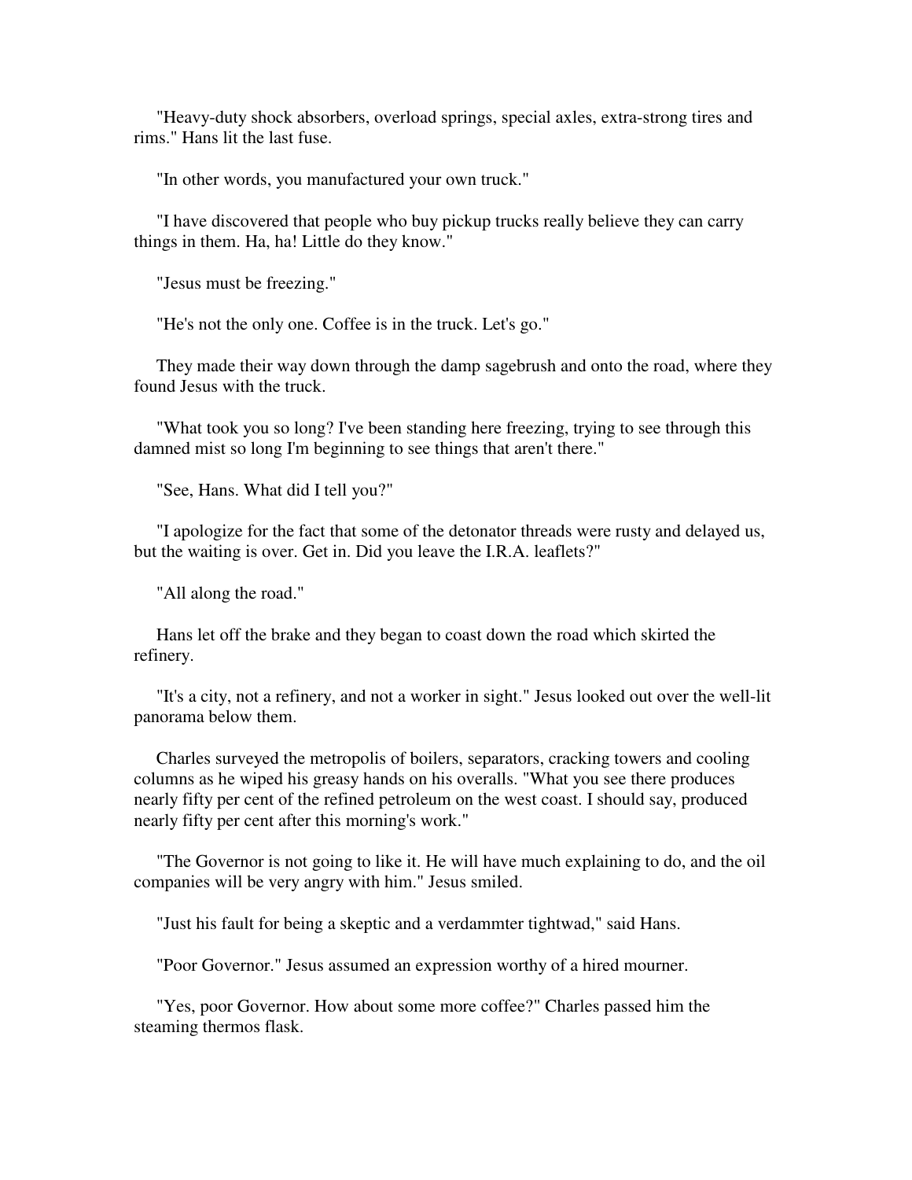"Heavy-duty shock absorbers, overload springs, special axles, extra-strong tires and rims." Hans lit the last fuse.

"In other words, you manufactured your own truck."

"I have discovered that people who buy pickup trucks really believe they can carry things in them. Ha, ha! Little do they know."

"Jesus must be freezing."

"He's not the only one. Coffee is in the truck. Let's go."

They made their way down through the damp sagebrush and onto the road, where they found Jesus with the truck.

"What took you so long? I've been standing here freezing, trying to see through this damned mist so long I'm beginning to see things that aren't there."

"See, Hans. What did I tell you?"

"I apologize for the fact that some of the detonator threads were rusty and delayed us, but the waiting is over. Get in. Did you leave the I.R.A. leaflets?"

"All along the road."

Hans let off the brake and they began to coast down the road which skirted the refinery.

"It's a city, not a refinery, and not a worker in sight." Jesus looked out over the well-lit panorama below them.

Charles surveyed the metropolis of boilers, separators, cracking towers and cooling columns as he wiped his greasy hands on his overalls. "What you see there produces nearly fifty per cent of the refined petroleum on the west coast. I should say, produced nearly fifty per cent after this morning's work."

"The Governor is not going to like it. He will have much explaining to do, and the oil companies will be very angry with him." Jesus smiled.

"Just his fault for being a skeptic and a verdammter tightwad," said Hans.

"Poor Governor." Jesus assumed an expression worthy of a hired mourner.

"Yes, poor Governor. How about some more coffee?" Charles passed him the steaming thermos flask.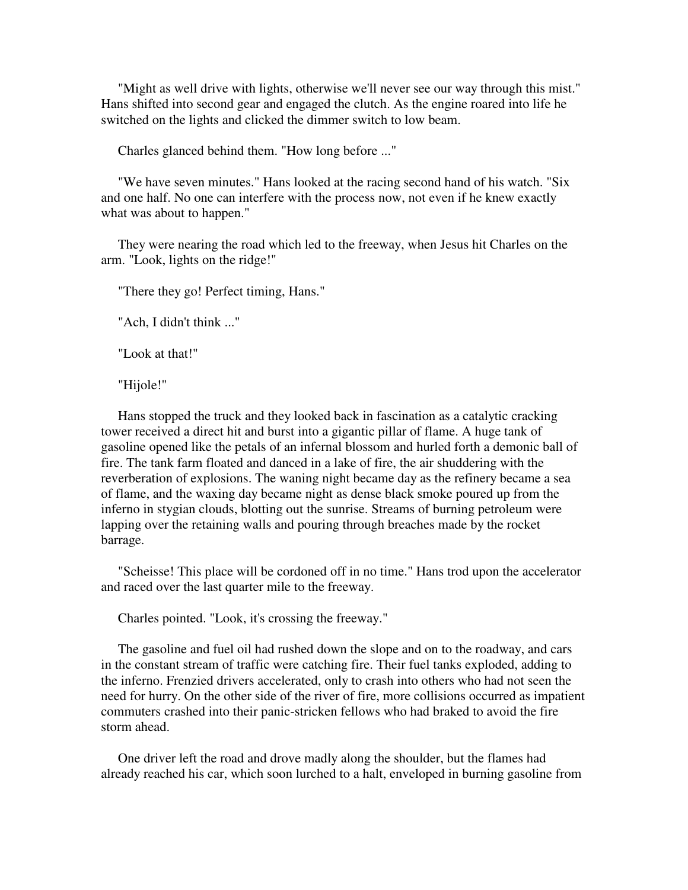"Might as well drive with lights, otherwise we'll never see our way through this mist." Hans shifted into second gear and engaged the clutch. As the engine roared into life he switched on the lights and clicked the dimmer switch to low beam.

Charles glanced behind them. "How long before ..."

"We have seven minutes." Hans looked at the racing second hand of his watch. "Six and one half. No one can interfere with the process now, not even if he knew exactly what was about to happen."

They were nearing the road which led to the freeway, when Jesus hit Charles on the arm. "Look, lights on the ridge!"

"There they go! Perfect timing, Hans."

"Ach, I didn't think ..."

"Look at that!"

"Hijole!"

Hans stopped the truck and they looked back in fascination as a catalytic cracking tower received a direct hit and burst into a gigantic pillar of flame. A huge tank of gasoline opened like the petals of an infernal blossom and hurled forth a demonic ball of fire. The tank farm floated and danced in a lake of fire, the air shuddering with the reverberation of explosions. The waning night became day as the refinery became a sea of flame, and the waxing day became night as dense black smoke poured up from the inferno in stygian clouds, blotting out the sunrise. Streams of burning petroleum were lapping over the retaining walls and pouring through breaches made by the rocket barrage.

"Scheisse! This place will be cordoned off in no time." Hans trod upon the accelerator and raced over the last quarter mile to the freeway.

Charles pointed. "Look, it's crossing the freeway."

The gasoline and fuel oil had rushed down the slope and on to the roadway, and cars in the constant stream of traffic were catching fire. Their fuel tanks exploded, adding to the inferno. Frenzied drivers accelerated, only to crash into others who had not seen the need for hurry. On the other side of the river of fire, more collisions occurred as impatient commuters crashed into their panic-stricken fellows who had braked to avoid the fire storm ahead.

One driver left the road and drove madly along the shoulder, but the flames had already reached his car, which soon lurched to a halt, enveloped in burning gasoline from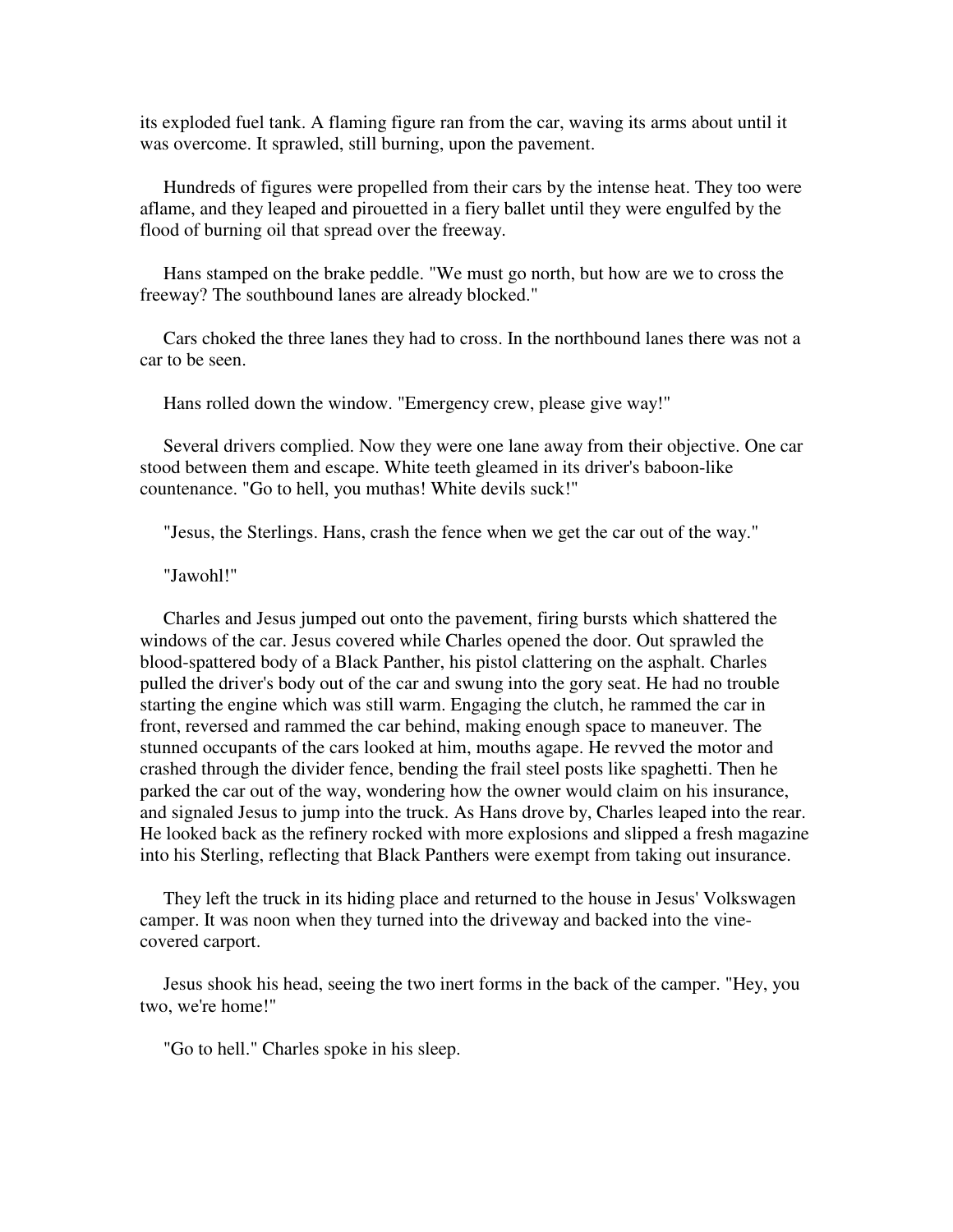its exploded fuel tank. A flaming figure ran from the car, waving its arms about until it was overcome. It sprawled, still burning, upon the pavement.

Hundreds of figures were propelled from their cars by the intense heat. They too were aflame, and they leaped and pirouetted in a fiery ballet until they were engulfed by the flood of burning oil that spread over the freeway.

Hans stamped on the brake peddle. "We must go north, but how are we to cross the freeway? The southbound lanes are already blocked."

Cars choked the three lanes they had to cross. In the northbound lanes there was not a car to be seen.

Hans rolled down the window. "Emergency crew, please give way!"

Several drivers complied. Now they were one lane away from their objective. One car stood between them and escape. White teeth gleamed in its driver's baboon-like countenance. "Go to hell, you muthas! White devils suck!"

"Jesus, the Sterlings. Hans, crash the fence when we get the car out of the way."

"Jawohl!"

Charles and Jesus jumped out onto the pavement, firing bursts which shattered the windows of the car. Jesus covered while Charles opened the door. Out sprawled the blood-spattered body of a Black Panther, his pistol clattering on the asphalt. Charles pulled the driver's body out of the car and swung into the gory seat. He had no trouble starting the engine which was still warm. Engaging the clutch, he rammed the car in front, reversed and rammed the car behind, making enough space to maneuver. The stunned occupants of the cars looked at him, mouths agape. He revved the motor and crashed through the divider fence, bending the frail steel posts like spaghetti. Then he parked the car out of the way, wondering how the owner would claim on his insurance, and signaled Jesus to jump into the truck. As Hans drove by, Charles leaped into the rear. He looked back as the refinery rocked with more explosions and slipped a fresh magazine into his Sterling, reflecting that Black Panthers were exempt from taking out insurance.

They left the truck in its hiding place and returned to the house in Jesus' Volkswagen camper. It was noon when they turned into the driveway and backed into the vine-covered carport.

Jesus shook his head, seeing the two inert forms in the back of the camper. "Hey, you two, we're home!"

"Go to hell." Charles spoke in his sleep.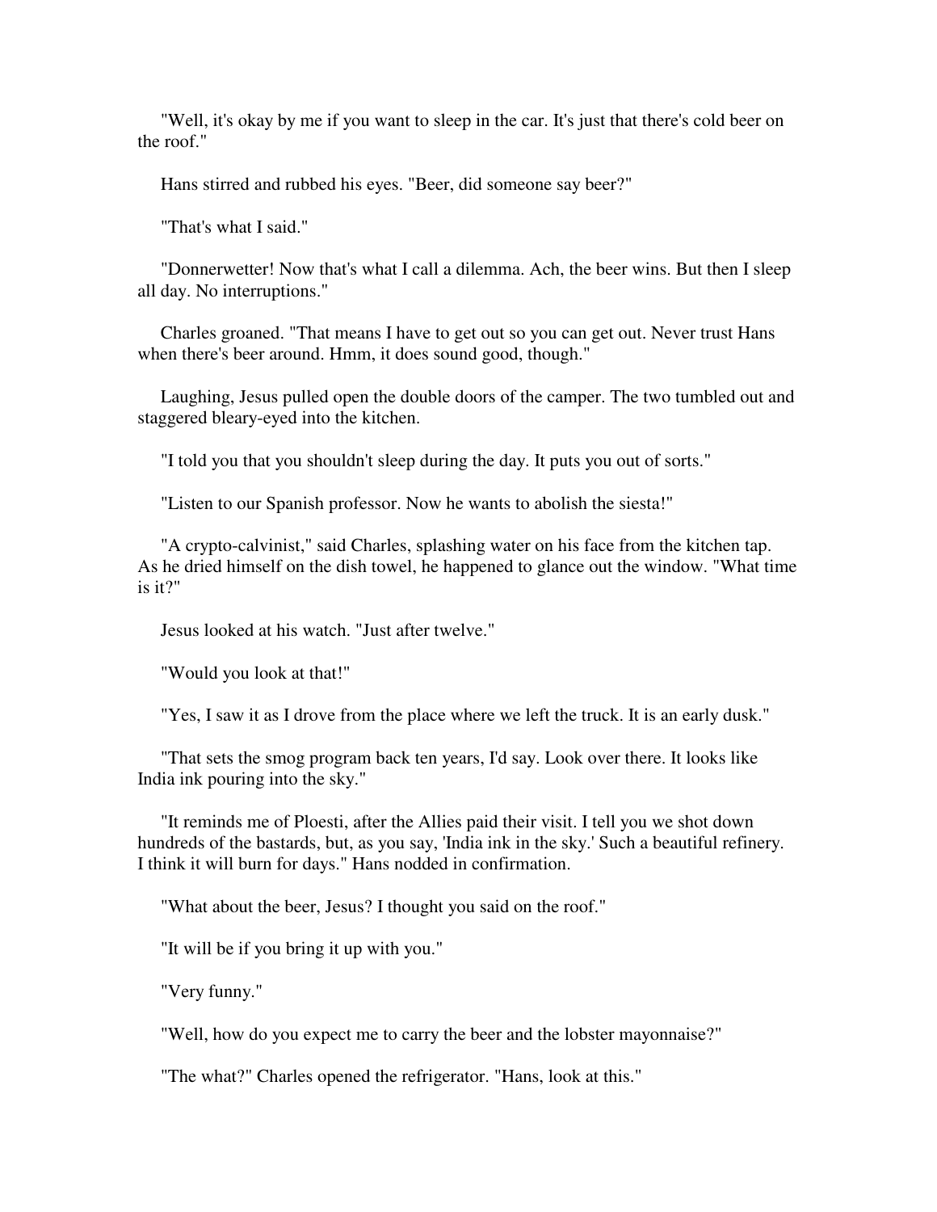"Well, it's okay by me if you want to sleep in the car. It's just that there's cold beer on the roof."

Hans stirred and rubbed his eyes. "Beer, did someone say beer?"

"That's what I said."

"Donnerwetter! Now that's what I call a dilemma. Ach, the beer wins. But then I sleep all day. No interruptions."

Charles groaned. "That means I have to get out so you can get out. Never trust Hans when there's beer around. Hmm, it does sound good, though."

Laughing, Jesus pulled open the double doors of the camper. The two tumbled out and staggered bleary-eyed into the kitchen.

"I told you that you shouldn't sleep during the day. It puts you out of sorts."

"Listen to our Spanish professor. Now he wants to abolish the siesta!"

"A crypto-calvinist," said Charles, splashing water on his face from the kitchen tap. As he dried himself on the dish towel, he happened to glance out the window. "What time is it?"

Jesus looked at his watch. "Just after twelve."

"Would you look at that!"

"Yes, I saw it as I drove from the place where we left the truck. It is an early dusk."

"That sets the smog program back ten years, I'd say. Look over there. It looks like India ink pouring into the sky."

"It reminds me of Ploesti, after the Allies paid their visit. I tell you we shot down hundreds of the bastards, but, as you say, 'India ink in the sky.' Such a beautiful refinery. I think it will burn for days." Hans nodded in confirmation.

"What about the beer, Jesus? I thought you said on the roof."

"It will be if you bring it up with you."

"Very funny."

"Well, how do you expect me to carry the beer and the lobster mayonnaise?"

"The what?" Charles opened the refrigerator. "Hans, look at this."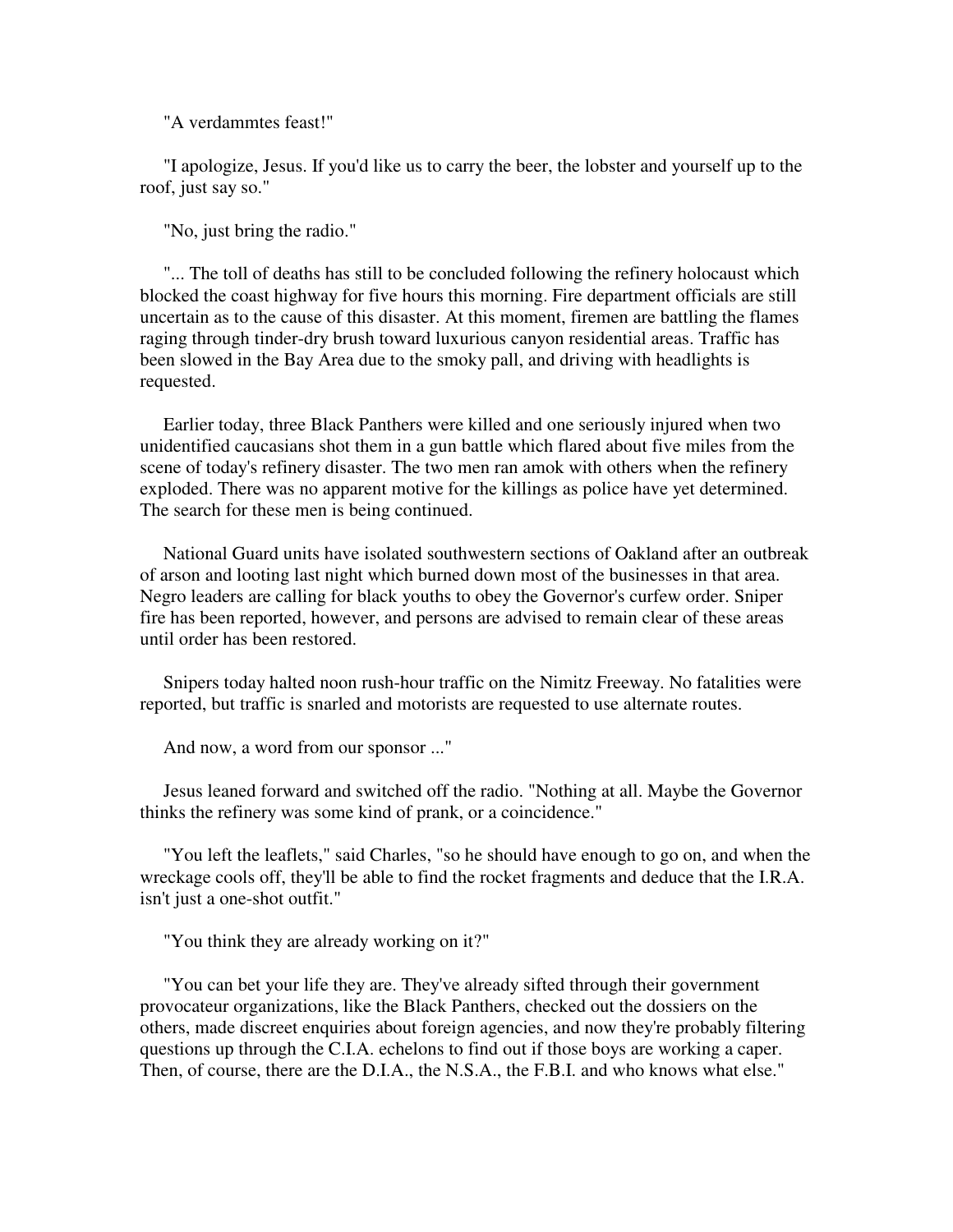"A verdammtes feast!"

"I apologize, Jesus. If you'd like us to carry the beer, the lobster and yourself up to the roof, just say so."

"No, just bring the radio."

"... The toll of deaths has still to be concluded following the refinery holocaust which blocked the coast highway for five hours this morning. Fire department officials are still uncertain as to the cause of this disaster. At this moment, firemen are battling the flames raging through tinder-dry brush toward luxurious canyon residential areas. Traffic has been slowed in the Bay Area due to the smoky pall, and driving with headlights is requested.

Earlier today, three Black Panthers were killed and one seriously injured when two unidentified caucasians shot them in a gun battle which flared about five miles from the scene of today's refinery disaster. The two men ran amok with others when the refinery exploded. There was no apparent motive for the killings as police have yet determined. The search for these men is being continued.

National Guard units have isolated southwestern sections of Oakland after an outbreak of arson and looting last night which burned down most of the businesses in that area. Negro leaders are calling for black youths to obey the Governor's curfew order. Sniper fire has been reported, however, and persons are advised to remain clear of these areas until order has been restored.

Snipers today halted noon rush-hour traffic on the Nimitz Freeway. No fatalities were reported, but traffic is snarled and motorists are requested to use alternate routes.

And now, a word from our sponsor ..."

Jesus leaned forward and switched off the radio. "Nothing at all. Maybe the Governor thinks the refinery was some kind of prank, or a coincidence."

"You left the leaflets," said Charles, "so he should have enough to go on, and when the wreckage cools off, they'll be able to find the rocket fragments and deduce that the I.R.A. isn't just a one-shot outfit."

"You think they are already working on it?"

"You can bet your life they are. They've already sifted through their government provocateur organizations, like the Black Panthers, checked out the dossiers on the others, made discreet enquiries about foreign agencies, and now they're probably filtering questions up through the C.I.A. echelons to find out if those boys are working a caper. Then, of course, there are the D.I.A., the N.S.A., the F.B.I. and who knows what else."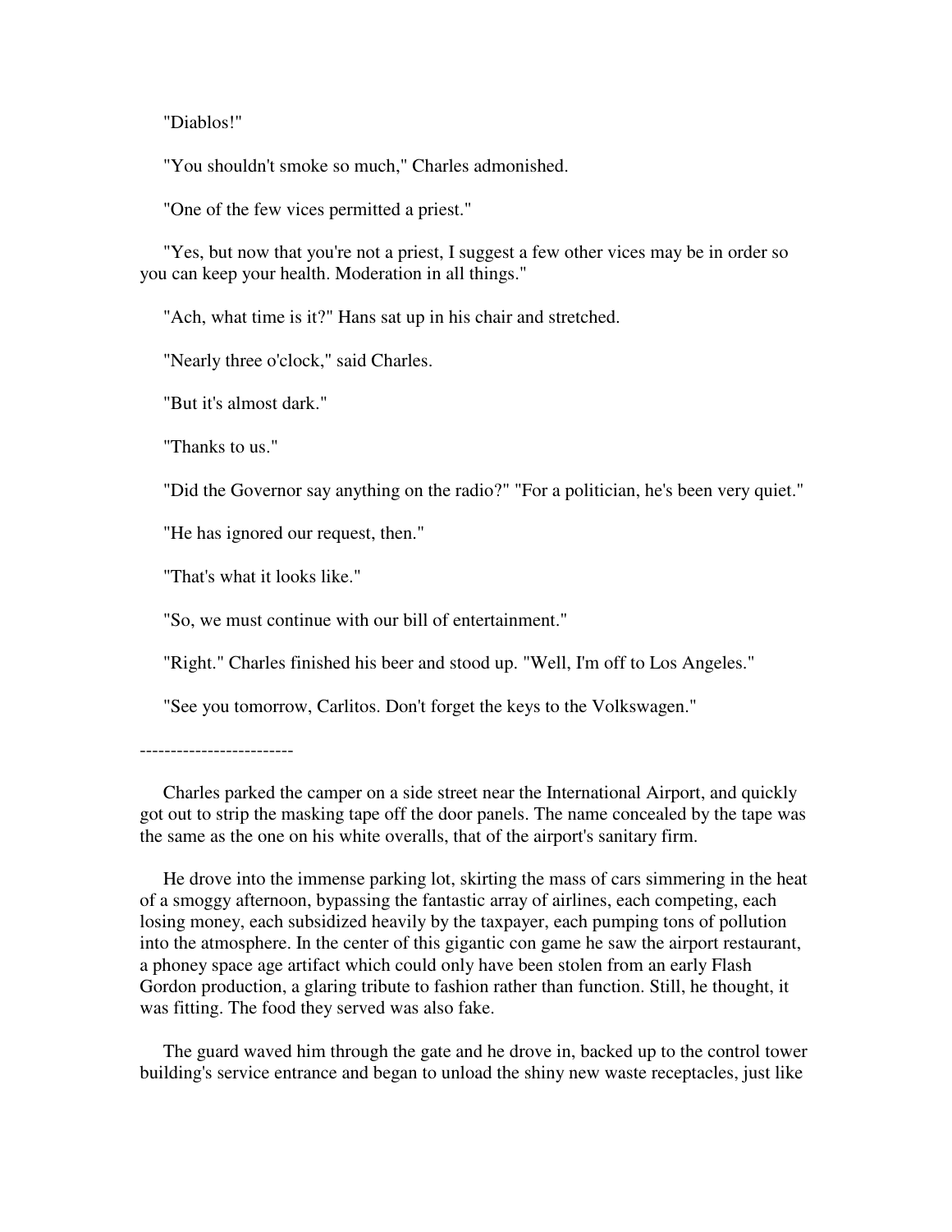"Diablos!"

"You shouldn't smoke so much," Charles admonished.

"One of the few vices permitted a priest."

"Yes, but now that you're not a priest, I suggest a few other vices may be in order so you can keep your health. Moderation in all things."

"Ach, what time is it?" Hans sat up in his chair and stretched.

"Nearly three o'clock," said Charles.

"But it's almost dark."

"Thanks to us."

"Did the Governor say anything on the radio?" "For a politician, he's been very quiet."

"He has ignored our request, then."

"That's what it looks like."

"So, we must continue with our bill of entertainment."

"Right." Charles finished his beer and stood up. "Well, I'm off to Los Angeles."

"See you tomorrow, Carlitos. Don't forget the keys to the Volkswagen."

-------------------------

Charles parked the camper on a side street near the International Airport, and quickly got out to strip the masking tape off the door panels. The name concealed by the tape was the same as the one on his white overalls, that of the airport's sanitary firm.

He drove into the immense parking lot, skirting the mass of cars simmering in the heat of a smoggy afternoon, bypassing the fantastic array of airlines, each competing, each losing money, each subsidized heavily by the taxpayer, each pumping tons of pollution into the atmosphere. In the center of this gigantic con game he saw the airport restaurant, a phoney space age artifact which could only have been stolen from an early Flash Gordon production, a glaring tribute to fashion rather than function. Still, he thought, it was fitting. The food they served was also fake.

The guard waved him through the gate and he drove in, backed up to the control tower building's service entrance and began to unload the shiny new waste receptacles, just like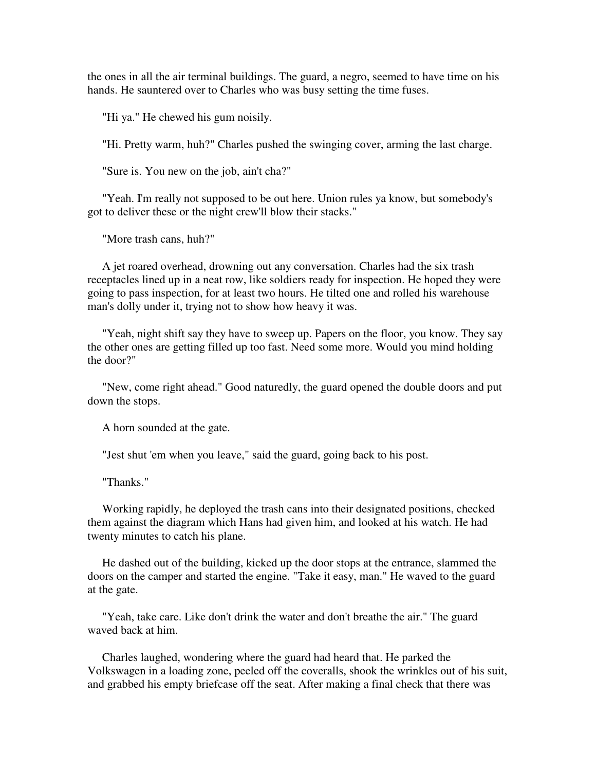the ones in all the air terminal buildings. The guard, a negro, seemed to have time on his hands. He sauntered over to Charles who was busy setting the time fuses.

"Hi ya." He chewed his gum noisily.

"Hi. Pretty warm, huh?" Charles pushed the swinging cover, arming the last charge.

"Sure is. You new on the job, ain't cha?"

"Yeah. I'm really not supposed to be out here. Union rules ya know, but somebody's got to deliver these or the night crew'll blow their stacks."

"More trash cans, huh?"

A jet roared overhead, drowning out any conversation. Charles had the six trash receptacles lined up in a neat row, like soldiers ready for inspection. He hoped they were going to pass inspection, for at least two hours. He tilted one and rolled his warehouse man's dolly under it, trying not to show how heavy it was.

"Yeah, night shift say they have to sweep up. Papers on the floor, you know. They say the other ones are getting filled up too fast. Need some more. Would you mind holding the door?"

"New, come right ahead." Good naturedly, the guard opened the double doors and put down the stops.

A horn sounded at the gate.

"Jest shut 'em when you leave," said the guard, going back to his post.

"Thanks."

Working rapidly, he deployed the trash cans into their designated positions, checked them against the diagram which Hans had given him, and looked at his watch. He had twenty minutes to catch his plane.

He dashed out of the building, kicked up the door stops at the entrance, slammed the doors on the camper and started the engine. "Take it easy, man." He waved to the guard at the gate.

"Yeah, take care. Like don't drink the water and don't breathe the air." The guard waved back at him.

Charles laughed, wondering where the guard had heard that. He parked the Volkswagen in a loading zone, peeled off the coveralls, shook the wrinkles out of his suit, and grabbed his empty briefcase off the seat. After making a final check that there was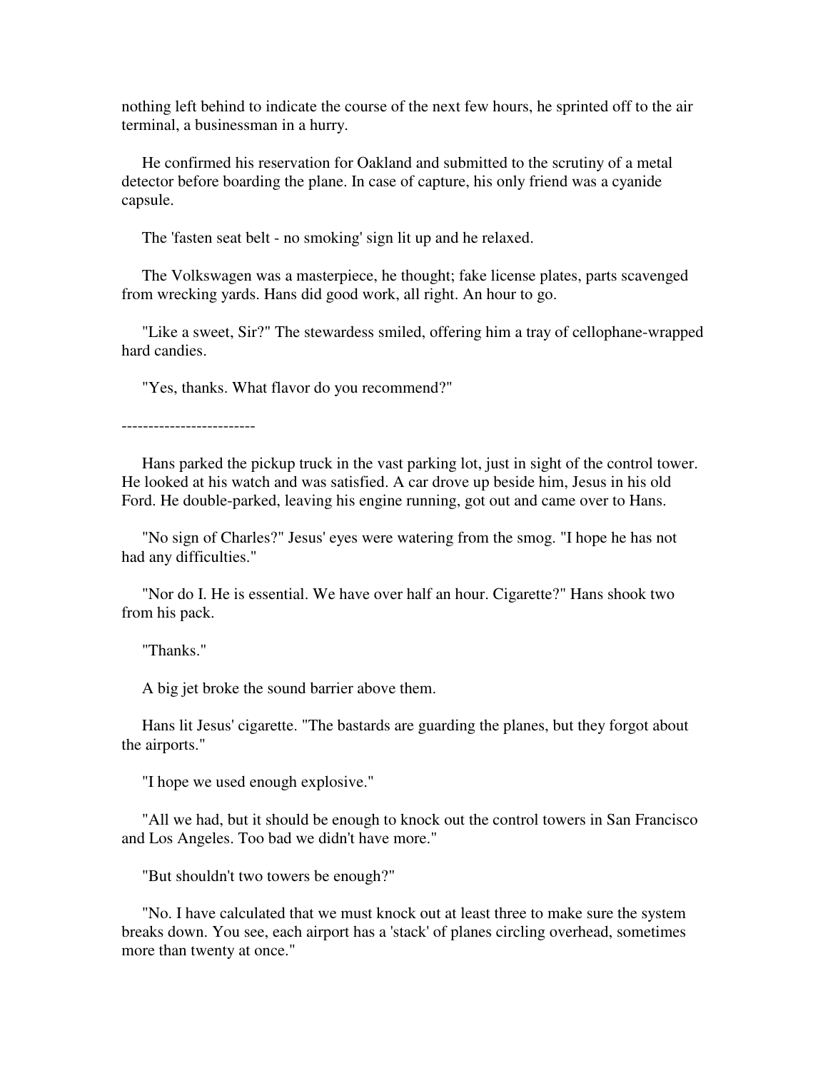nothing left behind to indicate the course of the next few hours, he sprinted off to the air terminal, a businessman in a hurry.

He confirmed his reservation for Oakland and submitted to the scrutiny of a metal detector before boarding the plane. In case of capture, his only friend was a cyanide capsule.

The 'fasten seat belt - no smoking' sign lit up and he relaxed.

The Volkswagen was a masterpiece, he thought; fake license plates, parts scavenged from wrecking yards. Hans did good work, all right. An hour to go.

"Like a sweet, Sir?" The stewardess smiled, offering him a tray of cellophane-wrapped hard candies.

"Yes, thanks. What flavor do you recommend?"

-------------------------

Hans parked the pickup truck in the vast parking lot, just in sight of the control tower. He looked at his watch and was satisfied. A car drove up beside him, Jesus in his old Ford. He double-parked, leaving his engine running, got out and came over to Hans.

"No sign of Charles?" Jesus' eyes were watering from the smog. "I hope he has not had any difficulties."

"Nor do I. He is essential. We have over half an hour. Cigarette?" Hans shook two from his pack.

"Thanks."

A big jet broke the sound barrier above them.

Hans lit Jesus' cigarette. "The bastards are guarding the planes, but they forgot about the airports."

"I hope we used enough explosive."

"All we had, but it should be enough to knock out the control towers in San Francisco and Los Angeles. Too bad we didn't have more."

"But shouldn't two towers be enough?"

"No. I have calculated that we must knock out at least three to make sure the system breaks down. You see, each airport has a 'stack' of planes circling overhead, sometimes more than twenty at once."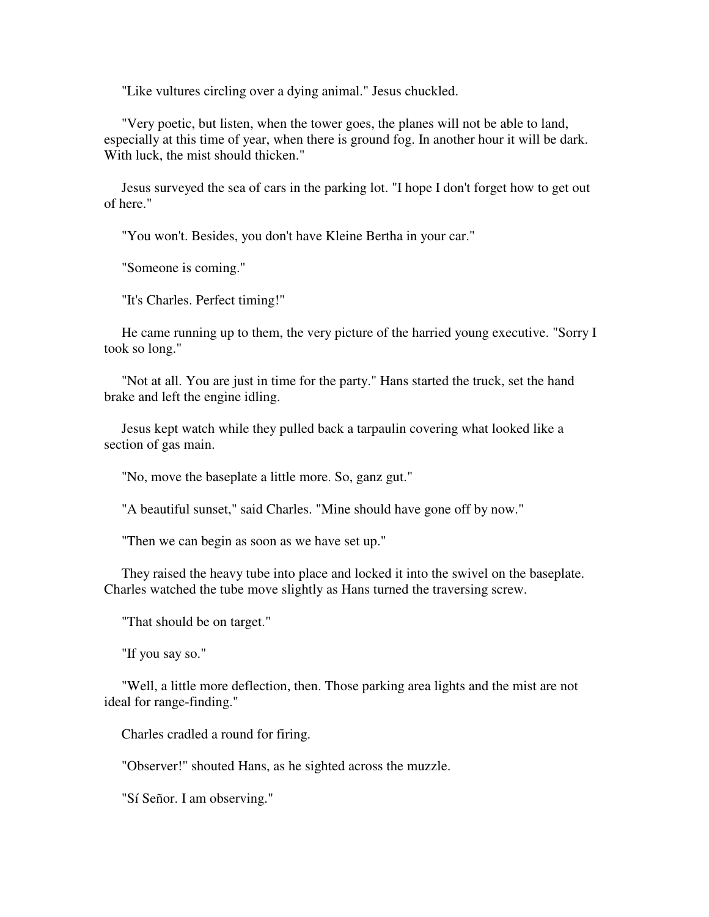"Like vultures circling over a dying animal." Jesus chuckled.

"Very poetic, but listen, when the tower goes, the planes will not be able to land, especially at this time of year, when there is ground fog. In another hour it will be dark. With luck, the mist should thicken."

Jesus surveyed the sea of cars in the parking lot. "I hope I don't forget how to get out of here."

"You won't. Besides, you don't have Kleine Bertha in your car."

"Someone is coming."

"It's Charles. Perfect timing!"

He came running up to them, the very picture of the harried young executive. "Sorry I took so long."

"Not at all. You are just in time for the party." Hans started the truck, set the hand brake and left the engine idling.

Jesus kept watch while they pulled back a tarpaulin covering what looked like a section of gas main.

"No, move the baseplate a little more. So, ganz gut."

"A beautiful sunset," said Charles. "Mine should have gone off by now."

"Then we can begin as soon as we have set up."

They raised the heavy tube into place and locked it into the swivel on the baseplate. Charles watched the tube move slightly as Hans turned the traversing screw.

"That should be on target."

"If you say so."

"Well, a little more deflection, then. Those parking area lights and the mist are not ideal for range-finding."

Charles cradled a round for firing.

"Observer!" shouted Hans, as he sighted across the muzzle.

"Sí Señor. I am observing."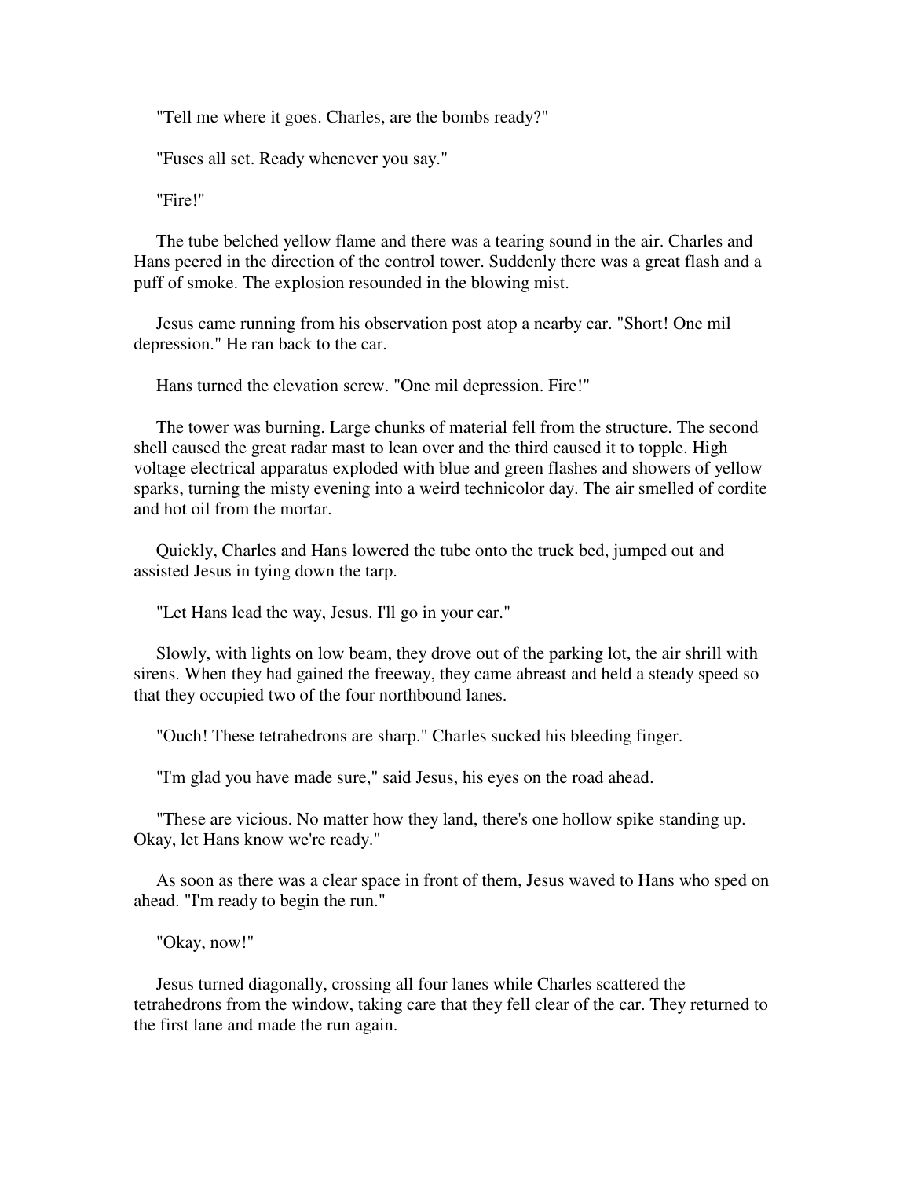"Tell me where it goes. Charles, are the bombs ready?"

"Fuses all set. Ready whenever you say."

"Fire!"

The tube belched yellow flame and there was a tearing sound in the air. Charles and Hans peered in the direction of the control tower. Suddenly there was a great flash and a puff of smoke. The explosion resounded in the blowing mist.

Jesus came running from his observation post atop a nearby car. "Short! One mil depression." He ran back to the car.

Hans turned the elevation screw. "One mil depression. Fire!"

The tower was burning. Large chunks of material fell from the structure. The second shell caused the great radar mast to lean over and the third caused it to topple. High voltage electrical apparatus exploded with blue and green flashes and showers of yellow sparks, turning the misty evening into a weird technicolor day. The air smelled of cordite and hot oil from the mortar.

Quickly, Charles and Hans lowered the tube onto the truck bed, jumped out and assisted Jesus in tying down the tarp.

"Let Hans lead the way, Jesus. I'll go in your car."

Slowly, with lights on low beam, they drove out of the parking lot, the air shrill with sirens. When they had gained the freeway, they came abreast and held a steady speed so that they occupied two of the four northbound lanes.

"Ouch! These tetrahedrons are sharp." Charles sucked his bleeding finger.

"I'm glad you have made sure," said Jesus, his eyes on the road ahead.

"These are vicious. No matter how they land, there's one hollow spike standing up. Okay, let Hans know we're ready."

As soon as there was a clear space in front of them, Jesus waved to Hans who sped on ahead. "I'm ready to begin the run."

"Okay, now!"

Jesus turned diagonally, crossing all four lanes while Charles scattered the tetrahedrons from the window, taking care that they fell clear of the car. They returned to the first lane and made the run again.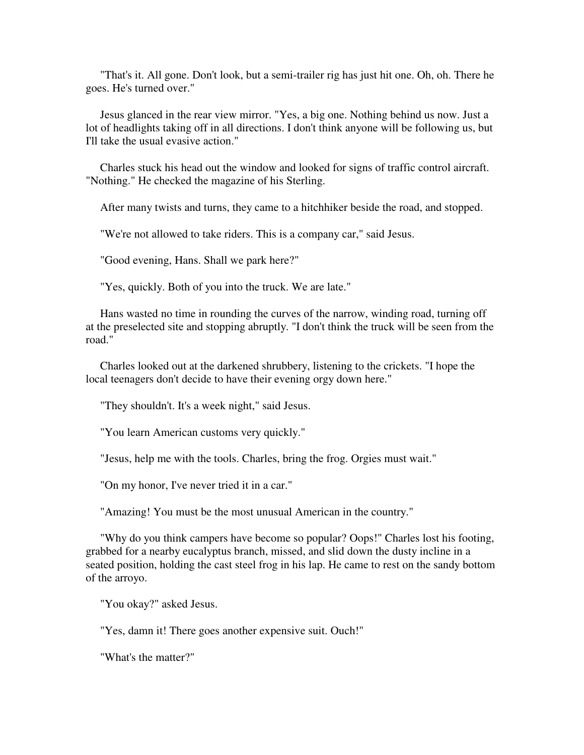"That's it. All gone. Don't look, but a semi-trailer rig has just hit one. Oh, oh. There he goes. He's turned over."

Jesus glanced in the rear view mirror. "Yes, a big one. Nothing behind us now. Just a lot of headlights taking off in all directions. I don't think anyone will be following us, but I'll take the usual evasive action."

Charles stuck his head out the window and looked for signs of traffic control aircraft. "Nothing." He checked the magazine of his Sterling.

After many twists and turns, they came to a hitchhiker beside the road, and stopped.

"We're not allowed to take riders. This is a company car," said Jesus.

"Good evening, Hans. Shall we park here?"

"Yes, quickly. Both of you into the truck. We are late."

Hans wasted no time in rounding the curves of the narrow, winding road, turning off at the preselected site and stopping abruptly. "I don't think the truck will be seen from the road."

Charles looked out at the darkened shrubbery, listening to the crickets. "I hope the local teenagers don't decide to have their evening orgy down here."

"They shouldn't. It's a week night," said Jesus.

"You learn American customs very quickly."

"Jesus, help me with the tools. Charles, bring the frog. Orgies must wait."

"On my honor, I've never tried it in a car."

"Amazing! You must be the most unusual American in the country."

"Why do you think campers have become so popular? Oops!" Charles lost his footing, grabbed for a nearby eucalyptus branch, missed, and slid down the dusty incline in a seated position, holding the cast steel frog in his lap. He came to rest on the sandy bottom of the arroyo.

"You okay?" asked Jesus.

"Yes, damn it! There goes another expensive suit. Ouch!"

"What's the matter?"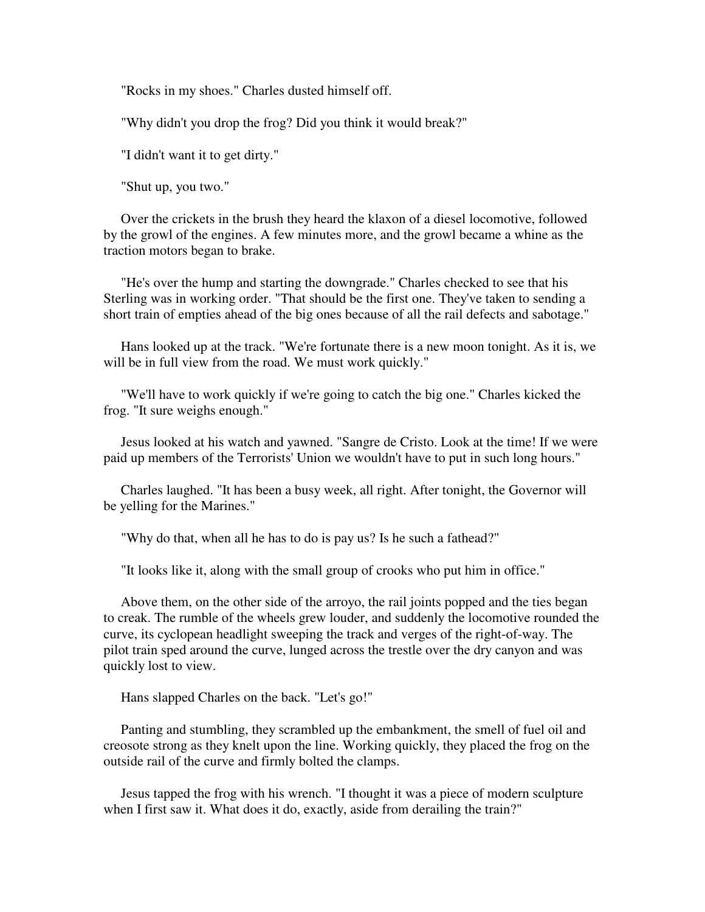"Rocks in my shoes." Charles dusted himself off.

"Why didn't you drop the frog? Did you think it would break?"

"I didn't want it to get dirty."

"Shut up, you two."

Over the crickets in the brush they heard the klaxon of a diesel locomotive, followed by the growl of the engines. A few minutes more, and the growl became a whine as the traction motors began to brake.

"He's over the hump and starting the downgrade." Charles checked to see that his Sterling was in working order. "That should be the first one. They've taken to sending a short train of empties ahead of the big ones because of all the rail defects and sabotage."

Hans looked up at the track. "We're fortunate there is a new moon tonight. As it is, we will be in full view from the road. We must work quickly."

"We'll have to work quickly if we're going to catch the big one." Charles kicked the frog. "It sure weighs enough."

Jesus looked at his watch and yawned. "Sangre de Cristo. Look at the time! If we were paid up members of the Terrorists' Union we wouldn't have to put in such long hours."

Charles laughed. "It has been a busy week, all right. After tonight, the Governor will be yelling for the Marines."

"Why do that, when all he has to do is pay us? Is he such a fathead?"

"It looks like it, along with the small group of crooks who put him in office."

Above them, on the other side of the arroyo, the rail joints popped and the ties began to creak. The rumble of the wheels grew louder, and suddenly the locomotive rounded the curve, its cyclopean headlight sweeping the track and verges of the right-of-way. The pilot train sped around the curve, lunged across the trestle over the dry canyon and was quickly lost to view.

Hans slapped Charles on the back. "Let's go!"

Panting and stumbling, they scrambled up the embankment, the smell of fuel oil and creosote strong as they knelt upon the line. Working quickly, they placed the frog on the outside rail of the curve and firmly bolted the clamps.

Jesus tapped the frog with his wrench. "I thought it was a piece of modern sculpture when I first saw it. What does it do, exactly, aside from derailing the train?"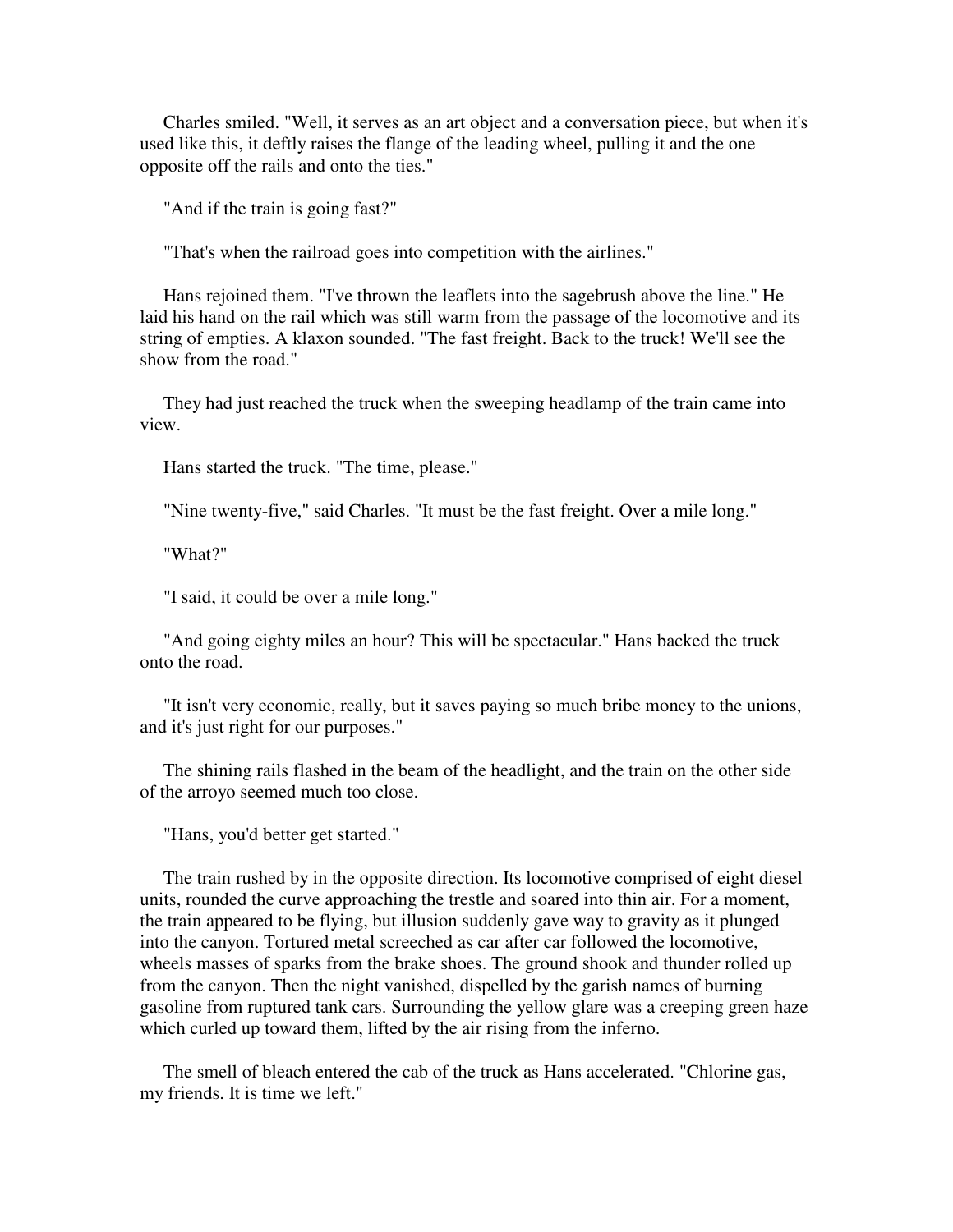Charles smiled. "Well, it serves as an art object and a conversation piece, but when it's used like this, it deftly raises the flange of the leading wheel, pulling it and the one opposite off the rails and onto the ties."

"And if the train is going fast?"

"That's when the railroad goes into competition with the airlines."

Hans rejoined them. "I've thrown the leaflets into the sagebrush above the line." He laid his hand on the rail which was still warm from the passage of the locomotive and its string of empties. A klaxon sounded. "The fast freight. Back to the truck! We'll see the show from the road."

They had just reached the truck when the sweeping headlamp of the train came into view.

Hans started the truck. "The time, please."

"Nine twenty-five," said Charles. "It must be the fast freight. Over a mile long."

"What?"

"I said, it could be over a mile long."

"And going eighty miles an hour? This will be spectacular." Hans backed the truck onto the road.

"It isn't very economic, really, but it saves paying so much bribe money to the unions, and it's just right for our purposes."

The shining rails flashed in the beam of the headlight, and the train on the other side of the arroyo seemed much too close.

"Hans, you'd better get started."

The train rushed by in the opposite direction. Its locomotive comprised of eight diesel units, rounded the curve approaching the trestle and soared into thin air. For a moment, the train appeared to be flying, but illusion suddenly gave way to gravity as it plunged into the canyon. Tortured metal screeched as car after car followed the locomotive, wheels masses of sparks from the brake shoes. The ground shook and thunder rolled up from the canyon. Then the night vanished, dispelled by the garish names of burning gasoline from ruptured tank cars. Surrounding the yellow glare was a creeping green haze which curled up toward them, lifted by the air rising from the inferno.

The smell of bleach entered the cab of the truck as Hans accelerated. "Chlorine gas, my friends. It is time we left."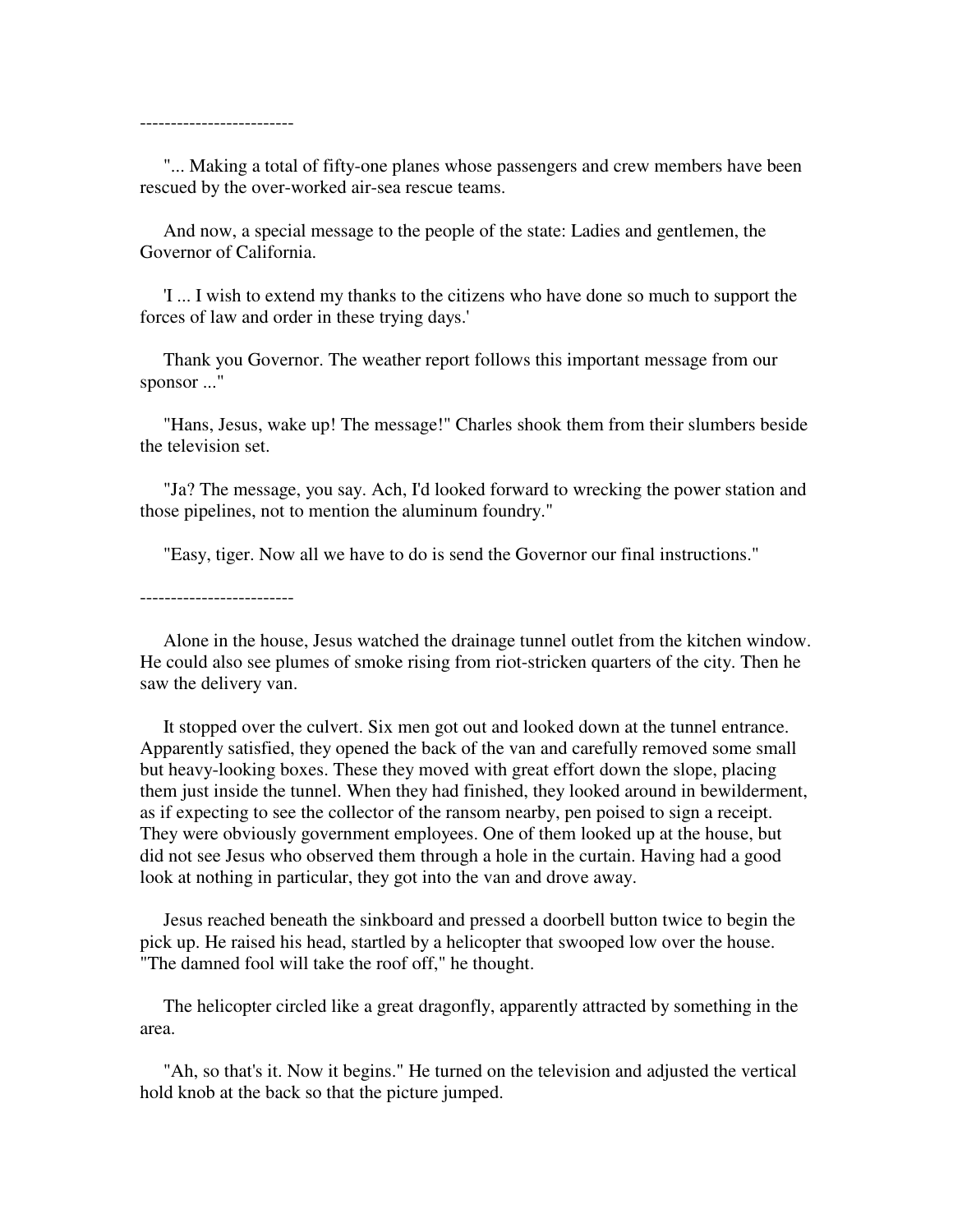-------------------------

"... Making a total of fifty-one planes whose passengers and crew members have been rescued by the over-worked air-sea rescue teams.

And now, a special message to the people of the state: Ladies and gentlemen, the Governor of California.

'I ... I wish to extend my thanks to the citizens who have done so much to support the forces of law and order in these trying days.'

Thank you Governor. The weather report follows this important message from our sponsor ..."

"Hans, Jesus, wake up! The message!" Charles shook them from their slumbers beside the television set.

"Ja? The message, you say. Ach, I'd looked forward to wrecking the power station and those pipelines, not to mention the aluminum foundry."

"Easy, tiger. Now all we have to do is send the Governor our final instructions."

-------------------------

Alone in the house, Jesus watched the drainage tunnel outlet from the kitchen window. He could also see plumes of smoke rising from riot-stricken quarters of the city. Then he saw the delivery van.

It stopped over the culvert. Six men got out and looked down at the tunnel entrance. Apparently satisfied, they opened the back of the van and carefully removed some small but heavy-looking boxes. These they moved with great effort down the slope, placing them just inside the tunnel. When they had finished, they looked around in bewilderment, as if expecting to see the collector of the ransom nearby, pen poised to sign a receipt. They were obviously government employees. One of them looked up at the house, but did not see Jesus who observed them through a hole in the curtain. Having had a good look at nothing in particular, they got into the van and drove away.

Jesus reached beneath the sinkboard and pressed a doorbell button twice to begin the pick up. He raised his head, startled by a helicopter that swooped low over the house. "The damned fool will take the roof off," he thought.

The helicopter circled like a great dragonfly, apparently attracted by something in the area.

"Ah, so that's it. Now it begins." He turned on the television and adjusted the vertical hold knob at the back so that the picture jumped.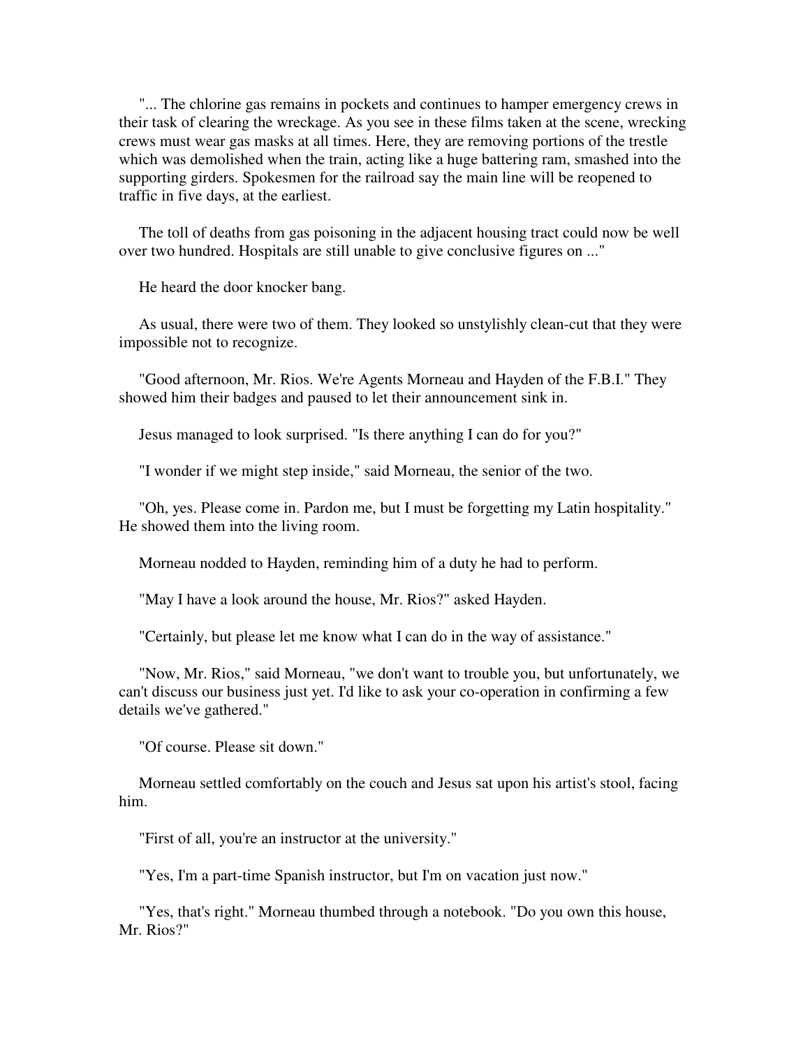"... The chlorine gas remains in pockets and continues to hamper emergency crews in their task of clearing the wreckage. As you see in these films taken at the scene, wrecking crews must wear gas masks at all times. Here, they are removing portions of the trestle which was demolished when the train, acting like a huge battering ram, smashed into the supporting girders. Spokesmen for the railroad say the main line will be reopened to traffic in five days, at the earliest.

The toll of deaths from gas poisoning in the adjacent housing tract could now be well over two hundred. Hospitals are still unable to give conclusive figures on ..."

He heard the door knocker bang.

As usual, there were two of them. They looked so unstylishly clean-cut that they were impossible not to recognize.

"Good afternoon, Mr. Rios. We're Agents Morneau and Hayden of the F.B.I." They showed him their badges and paused to let their announcement sink in.

Jesus managed to look surprised. "Is there anything I can do for you?"

"I wonder if we might step inside," said Morneau, the senior of the two.

"Oh, yes. Please come in. Pardon me, but I must be forgetting my Latin hospitality." He showed them into the living room.

Morneau nodded to Hayden, reminding him of a duty he had to perform.

"May I have a look around the house, Mr. Rios?" asked Hayden.

"Certainly, but please let me know what I can do in the way of assistance."

"Now, Mr. Rios," said Morneau, "we don't want to trouble you, but unfortunately, we can't discuss our business just yet. I'd like to ask your co-operation in confirming a few details we've gathered."

"Of course. Please sit down."

Morneau settled comfortably on the couch and Jesus sat upon his artist's stool, facing him.

"First of all, you're an instructor at the university."

"Yes, I'm a part-time Spanish instructor, but I'm on vacation just now."

"Yes, that's right." Morneau thumbed through a notebook. "Do you own this house, Mr. Rios?"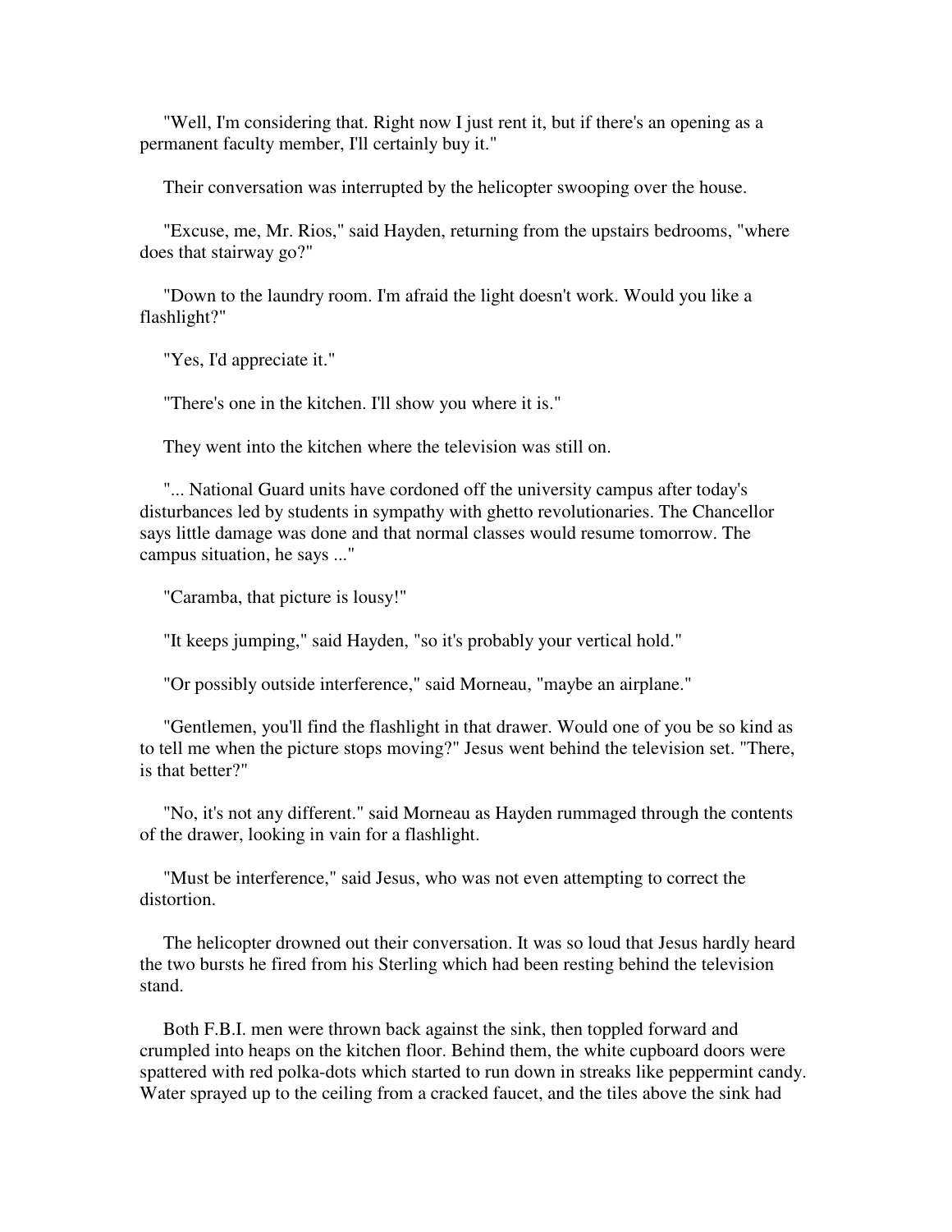"Well, I'm considering that. Right now I just rent it, but if there's an opening as a permanent faculty member, I'll certainly buy it."

Their conversation was interrupted by the helicopter swooping over the house.

"Excuse, me, Mr. Rios," said Hayden, returning from the upstairs bedrooms, "where does that stairway go?"

"Down to the laundry room. I'm afraid the light doesn't work. Would you like a flashlight?"

"Yes, I'd appreciate it."

"There's one in the kitchen. I'll show you where it is."

They went into the kitchen where the television was still on.

"... National Guard units have cordoned off the university campus after today's disturbances led by students in sympathy with ghetto revolutionaries. The Chancellor says little damage was done and that normal classes would resume tomorrow. The campus situation, he says ..."

"Caramba, that picture is lousy!"

"It keeps jumping," said Hayden, "so it's probably your vertical hold."

"Or possibly outside interference," said Morneau, "maybe an airplane."

"Gentlemen, you'll find the flashlight in that drawer. Would one of you be so kind as to tell me when the picture stops moving?" Jesus went behind the television set. "There, is that better?"

"No, it's not any different." said Morneau as Hayden rummaged through the contents of the drawer, looking in vain for a flashlight.

"Must be interference," said Jesus, who was not even attempting to correct the distortion.

The helicopter drowned out their conversation. It was so loud that Jesus hardly heard the two bursts he fired from his Sterling which had been resting behind the television stand.

Both F.B.I. men were thrown back against the sink, then toppled forward and crumpled into heaps on the kitchen floor. Behind them, the white cupboard doors were spattered with red polka-dots which started to run down in streaks like peppermint candy. Water sprayed up to the ceiling from a cracked faucet, and the tiles above the sink had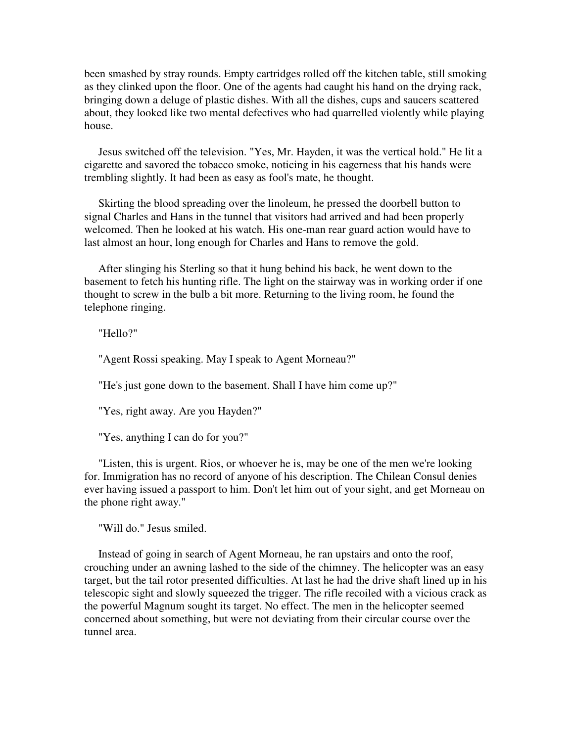been smashed by stray rounds. Empty cartridges rolled off the kitchen table, still smoking as they clinked upon the floor. One of the agents had caught his hand on the drying rack, bringing down a deluge of plastic dishes. With all the dishes, cups and saucers scattered about, they looked like two mental defectives who had quarrelled violently while playing house.

Jesus switched off the television. "Yes, Mr. Hayden, it was the vertical hold." He lit a cigarette and savored the tobacco smoke, noticing in his eagerness that his hands were trembling slightly. It had been as easy as fool's mate, he thought.

Skirting the blood spreading over the linoleum, he pressed the doorbell button to signal Charles and Hans in the tunnel that visitors had arrived and had been properly welcomed. Then he looked at his watch. His one-man rear guard action would have to last almost an hour, long enough for Charles and Hans to remove the gold.

After slinging his Sterling so that it hung behind his back, he went down to the basement to fetch his hunting rifle. The light on the stairway was in working order if one thought to screw in the bulb a bit more. Returning to the living room, he found the telephone ringing.

"Hello?"

"Agent Rossi speaking. May I speak to Agent Morneau?"

"He's just gone down to the basement. Shall I have him come up?"

"Yes, right away. Are you Hayden?"

"Yes, anything I can do for you?"

"Listen, this is urgent. Rios, or whoever he is, may be one of the men we're looking for. Immigration has no record of anyone of his description. The Chilean Consul denies ever having issued a passport to him. Don't let him out of your sight, and get Morneau on the phone right away."

"Will do." Jesus smiled.

Instead of going in search of Agent Morneau, he ran upstairs and onto the roof, crouching under an awning lashed to the side of the chimney. The helicopter was an easy target, but the tail rotor presented difficulties. At last he had the drive shaft lined up in his telescopic sight and slowly squeezed the trigger. The rifle recoiled with a vicious crack as the powerful Magnum sought its target. No effect. The men in the helicopter seemed concerned about something, but were not deviating from their circular course over the tunnel area.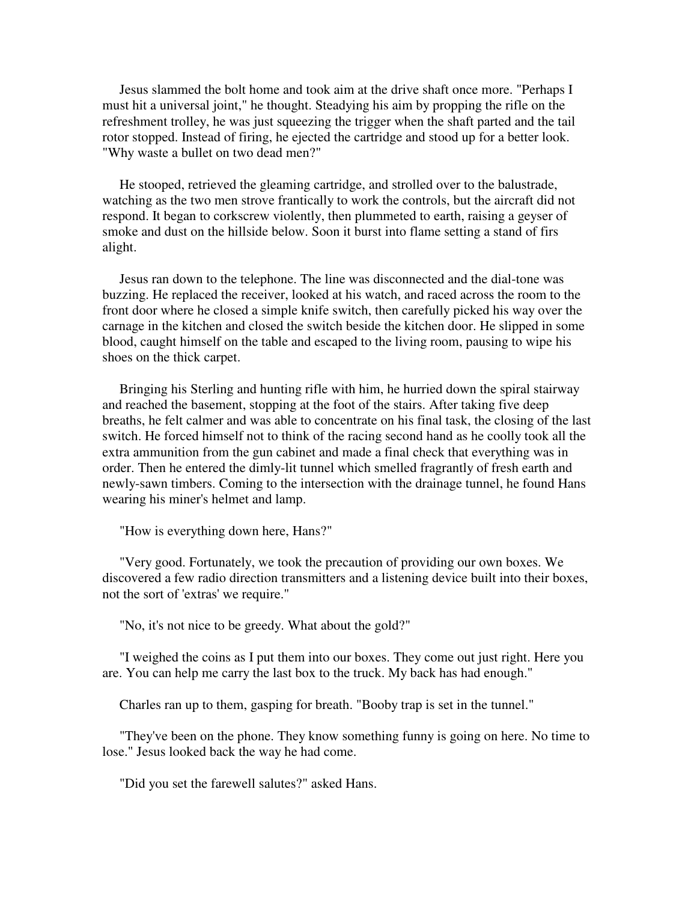Jesus slammed the bolt home and took aim at the drive shaft once more. "Perhaps I must hit a universal joint," he thought. Steadying his aim by propping the rifle on the refreshment trolley, he was just squeezing the trigger when the shaft parted and the tail rotor stopped. Instead of firing, he ejected the cartridge and stood up for a better look. "Why waste a bullet on two dead men?"

He stooped, retrieved the gleaming cartridge, and strolled over to the balustrade, watching as the two men strove frantically to work the controls, but the aircraft did not respond. It began to corkscrew violently, then plummeted to earth, raising a geyser of smoke and dust on the hillside below. Soon it burst into flame setting a stand of firs alight.

Jesus ran down to the telephone. The line was disconnected and the dial-tone was buzzing. He replaced the receiver, looked at his watch, and raced across the room to the front door where he closed a simple knife switch, then carefully picked his way over the carnage in the kitchen and closed the switch beside the kitchen door. He slipped in some blood, caught himself on the table and escaped to the living room, pausing to wipe his shoes on the thick carpet.

Bringing his Sterling and hunting rifle with him, he hurried down the spiral stairway and reached the basement, stopping at the foot of the stairs. After taking five deep breaths, he felt calmer and was able to concentrate on his final task, the closing of the last switch. He forced himself not to think of the racing second hand as he coolly took all the extra ammunition from the gun cabinet and made a final check that everything was in order. Then he entered the dimly-lit tunnel which smelled fragrantly of fresh earth and newly-sawn timbers. Coming to the intersection with the drainage tunnel, he found Hans wearing his miner's helmet and lamp.

"How is everything down here, Hans?"

"Very good. Fortunately, we took the precaution of providing our own boxes. We discovered a few radio direction transmitters and a listening device built into their boxes, not the sort of 'extras' we require."

"No, it's not nice to be greedy. What about the gold?"

"I weighed the coins as I put them into our boxes. They come out just right. Here you are. You can help me carry the last box to the truck. My back has had enough."

Charles ran up to them, gasping for breath. "Booby trap is set in the tunnel."

"They've been on the phone. They know something funny is going on here. No time to lose." Jesus looked back the way he had come.

"Did you set the farewell salutes?" asked Hans.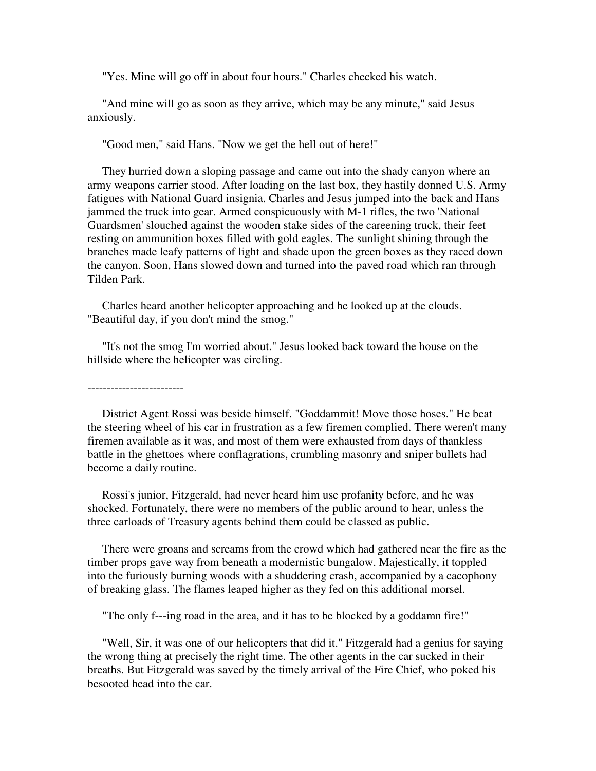"Yes. Mine will go off in about four hours." Charles checked his watch.

"And mine will go as soon as they arrive, which may be any minute," said Jesus anxiously.

"Good men," said Hans. "Now we get the hell out of here!"

They hurried down a sloping passage and came out into the shady canyon where an army weapons carrier stood. After loading on the last box, they hastily donned U.S. Army fatigues with National Guard insignia. Charles and Jesus jumped into the back and Hans jammed the truck into gear. Armed conspicuously with M-1 rifles, the two 'National Guardsmen' slouched against the wooden stake sides of the careening truck, their feet resting on ammunition boxes filled with gold eagles. The sunlight shining through the branches made leafy patterns of light and shade upon the green boxes as they raced down the canyon. Soon, Hans slowed down and turned into the paved road which ran through Tilden Park.

Charles heard another helicopter approaching and he looked up at the clouds. "Beautiful day, if you don't mind the smog."

"It's not the smog I'm worried about." Jesus looked back toward the house on the hillside where the helicopter was circling.

-------------------------

District Agent Rossi was beside himself. "Goddammit! Move those hoses." He beat the steering wheel of his car in frustration as a few firemen complied. There weren't many firemen available as it was, and most of them were exhausted from days of thankless battle in the ghettoes where conflagrations, crumbling masonry and sniper bullets had become a daily routine.

Rossi's junior, Fitzgerald, had never heard him use profanity before, and he was shocked. Fortunately, there were no members of the public around to hear, unless the three carloads of Treasury agents behind them could be classed as public.

There were groans and screams from the crowd which had gathered near the fire as the timber props gave way from beneath a modernistic bungalow. Majestically, it toppled into the furiously burning woods with a shuddering crash, accompanied by a cacophony of breaking glass. The flames leaped higher as they fed on this additional morsel.

"The only f---ing road in the area, and it has to be blocked by a goddamn fire!"

"Well, Sir, it was one of our helicopters that did it." Fitzgerald had a genius for saying the wrong thing at precisely the right time. The other agents in the car sucked in their breaths. But Fitzgerald was saved by the timely arrival of the Fire Chief, who poked his besooted head into the car.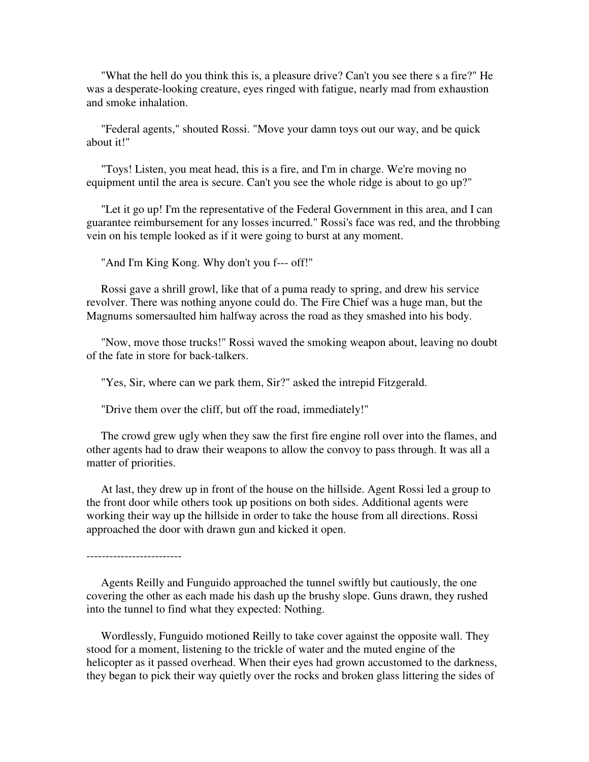"What the hell do you think this is, a pleasure drive? Can't you see there s a fire?" He was a desperate-looking creature, eyes ringed with fatigue, nearly mad from exhaustion and smoke inhalation.

"Federal agents," shouted Rossi. "Move your damn toys out our way, and be quick about it!"

"Toys! Listen, you meat head, this is a fire, and I'm in charge. We're moving no equipment until the area is secure. Can't you see the whole ridge is about to go up?"

"Let it go up! I'm the representative of the Federal Government in this area, and I can guarantee reimbursement for any losses incurred." Rossi's face was red, and the throbbing vein on his temple looked as if it were going to burst at any moment.

"And I'm King Kong. Why don't you f--- off!"

Rossi gave a shrill growl, like that of a puma ready to spring, and drew his service revolver. There was nothing anyone could do. The Fire Chief was a huge man, but the Magnums somersaulted him halfway across the road as they smashed into his body.

"Now, move those trucks!" Rossi waved the smoking weapon about, leaving no doubt of the fate in store for back-talkers.

"Yes, Sir, where can we park them, Sir?" asked the intrepid Fitzgerald.

"Drive them over the cliff, but off the road, immediately!"

The crowd grew ugly when they saw the first fire engine roll over into the flames, and other agents had to draw their weapons to allow the convoy to pass through. It was all a matter of priorities.

At last, they drew up in front of the house on the hillside. Agent Rossi led a group to the front door while others took up positions on both sides. Additional agents were working their way up the hillside in order to take the house from all directions. Rossi approached the door with drawn gun and kicked it open.

-------------------------

Agents Reilly and Funguido approached the tunnel swiftly but cautiously, the one covering the other as each made his dash up the brushy slope. Guns drawn, they rushed into the tunnel to find what they expected: Nothing.

Wordlessly, Funguido motioned Reilly to take cover against the opposite wall. They stood for a moment, listening to the trickle of water and the muted engine of the helicopter as it passed overhead. When their eyes had grown accustomed to the darkness, they began to pick their way quietly over the rocks and broken glass littering the sides of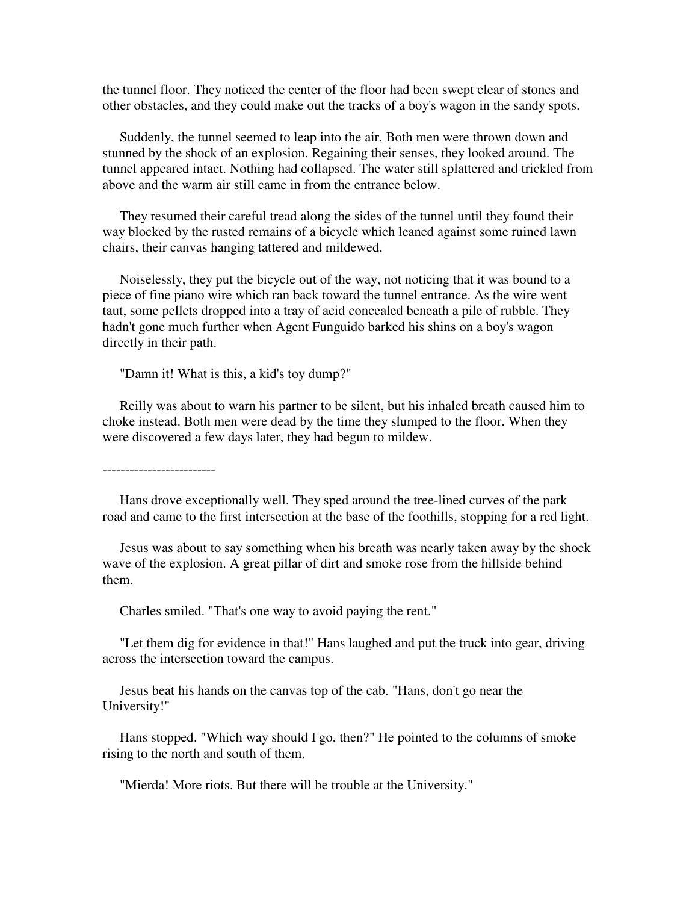the tunnel floor. They noticed the center of the floor had been swept clear of stones and other obstacles, and they could make out the tracks of a boy's wagon in the sandy spots.

Suddenly, the tunnel seemed to leap into the air. Both men were thrown down and stunned by the shock of an explosion. Regaining their senses, they looked around. The tunnel appeared intact. Nothing had collapsed. The water still splattered and trickled from above and the warm air still came in from the entrance below.

They resumed their careful tread along the sides of the tunnel until they found their way blocked by the rusted remains of a bicycle which leaned against some ruined lawn chairs, their canvas hanging tattered and mildewed.

Noiselessly, they put the bicycle out of the way, not noticing that it was bound to a piece of fine piano wire which ran back toward the tunnel entrance. As the wire went taut, some pellets dropped into a tray of acid concealed beneath a pile of rubble. They hadn't gone much further when Agent Funguido barked his shins on a boy's wagon directly in their path.

"Damn it! What is this, a kid's toy dump?"

Reilly was about to warn his partner to be silent, but his inhaled breath caused him to choke instead. Both men were dead by the time they slumped to the floor. When they were discovered a few days later, they had begun to mildew.

-------------------------

Hans drove exceptionally well. They sped around the tree-lined curves of the park road and came to the first intersection at the base of the foothills, stopping for a red light.

Jesus was about to say something when his breath was nearly taken away by the shock wave of the explosion. A great pillar of dirt and smoke rose from the hillside behind them.

Charles smiled. "That's one way to avoid paying the rent."

"Let them dig for evidence in that!" Hans laughed and put the truck into gear, driving across the intersection toward the campus.

Jesus beat his hands on the canvas top of the cab. "Hans, don't go near the University!"

Hans stopped. "Which way should I go, then?" He pointed to the columns of smoke rising to the north and south of them.

"Mierda! More riots. But there will be trouble at the University."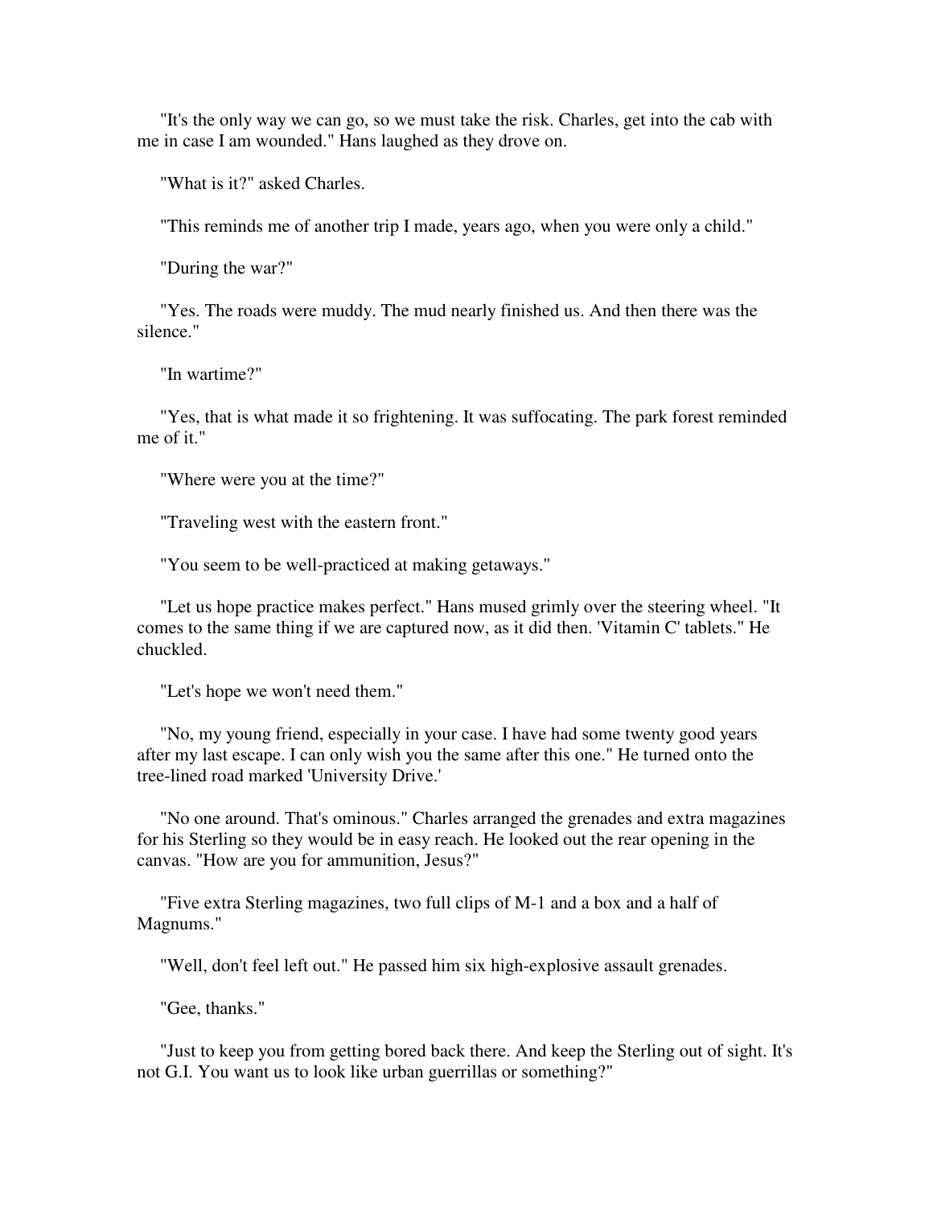"It's the only way we can go, so we must take the risk. Charles, get into the cab with me in case I am wounded." Hans laughed as they drove on.

"What is it?" asked Charles.

"This reminds me of another trip I made, years ago, when you were only a child."

"During the war?"

"Yes. The roads were muddy. The mud nearly finished us. And then there was the silence."

"In wartime?"

"Yes, that is what made it so frightening. It was suffocating. The park forest reminded me of it."

"Where were you at the time?"

"Traveling west with the eastern front."

"You seem to be well-practiced at making getaways."

"Let us hope practice makes perfect." Hans mused grimly over the steering wheel. "It comes to the same thing if we are captured now, as it did then. 'Vitamin C' tablets." He chuckled.

"Let's hope we won't need them."

"No, my young friend, especially in your case. I have had some twenty good years after my last escape. I can only wish you the same after this one." He turned onto the tree-lined road marked 'University Drive.'

"No one around. That's ominous." Charles arranged the grenades and extra magazines for his Sterling so they would be in easy reach. He looked out the rear opening in the canvas. "How are you for ammunition, Jesus?"

"Five extra Sterling magazines, two full clips of M-1 and a box and a half of Magnums."

"Well, don't feel left out." He passed him six high-explosive assault grenades.

"Gee, thanks."

"Just to keep you from getting bored back there. And keep the Sterling out of sight. It's not G.I. You want us to look like urban guerrillas or something?"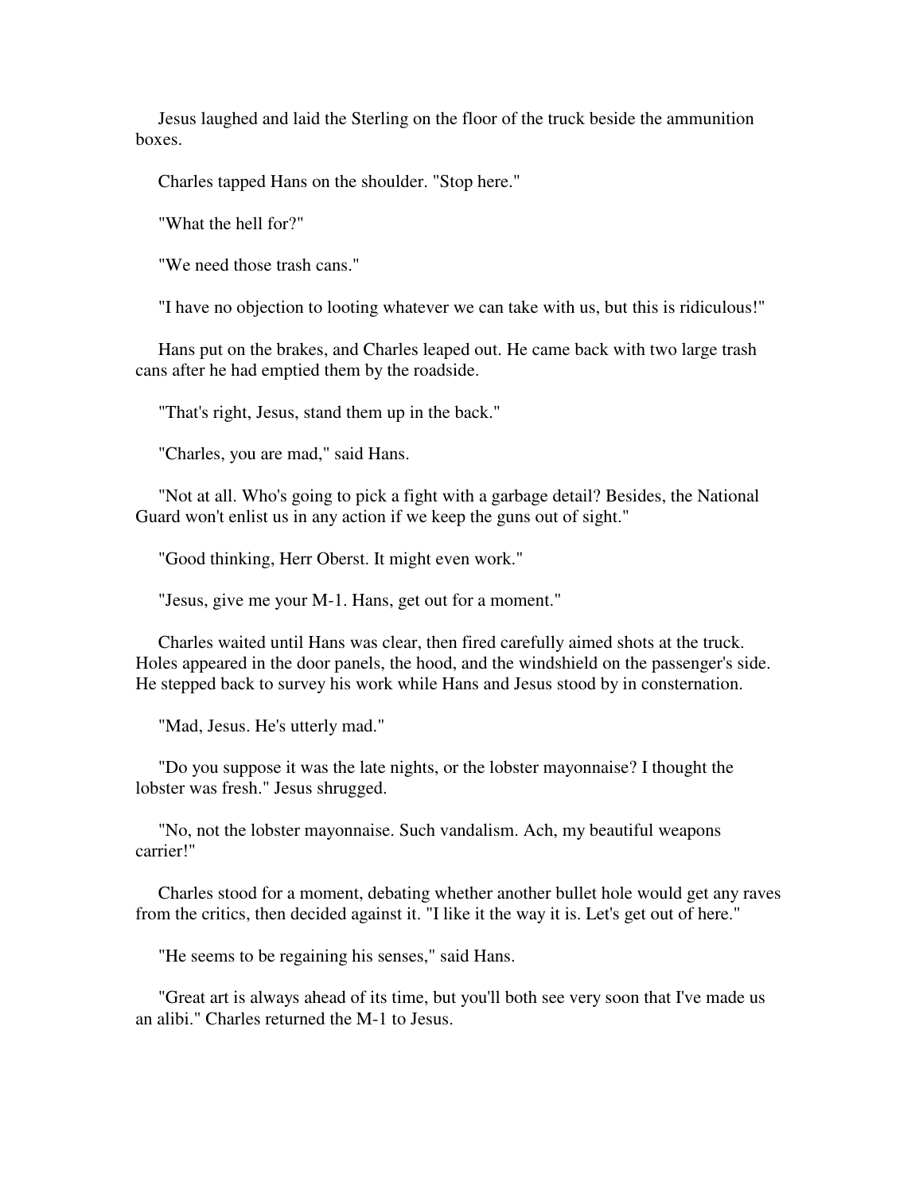Jesus laughed and laid the Sterling on the floor of the truck beside the ammunition boxes.

Charles tapped Hans on the shoulder. "Stop here."

"What the hell for?"

"We need those trash cans."

"I have no objection to looting whatever we can take with us, but this is ridiculous!"

Hans put on the brakes, and Charles leaped out. He came back with two large trash cans after he had emptied them by the roadside.

"That's right, Jesus, stand them up in the back."

"Charles, you are mad," said Hans.

"Not at all. Who's going to pick a fight with a garbage detail? Besides, the National Guard won't enlist us in any action if we keep the guns out of sight."

"Good thinking, Herr Oberst. It might even work."

"Jesus, give me your M-1. Hans, get out for a moment."

Charles waited until Hans was clear, then fired carefully aimed shots at the truck. Holes appeared in the door panels, the hood, and the windshield on the passenger's side. He stepped back to survey his work while Hans and Jesus stood by in consternation.

"Mad, Jesus. He's utterly mad."

"Do you suppose it was the late nights, or the lobster mayonnaise? I thought the lobster was fresh." Jesus shrugged.

"No, not the lobster mayonnaise. Such vandalism. Ach, my beautiful weapons carrier!"

Charles stood for a moment, debating whether another bullet hole would get any raves from the critics, then decided against it. "I like it the way it is. Let's get out of here."

"He seems to be regaining his senses," said Hans.

"Great art is always ahead of its time, but you'll both see very soon that I've made us an alibi." Charles returned the M-1 to Jesus.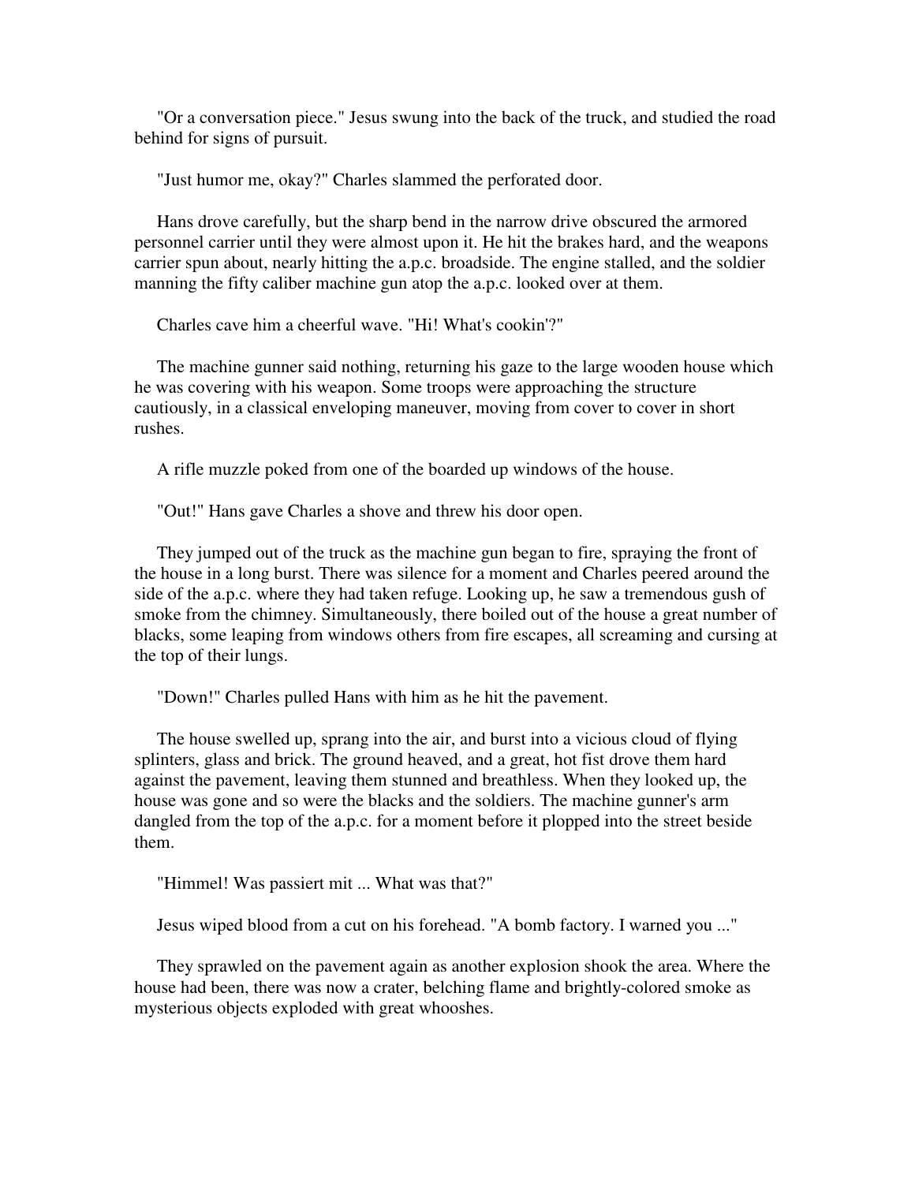"Or a conversation piece." Jesus swung into the back of the truck, and studied the road behind for signs of pursuit.

"Just humor me, okay?" Charles slammed the perforated door.

Hans drove carefully, but the sharp bend in the narrow drive obscured the armored personnel carrier until they were almost upon it. He hit the brakes hard, and the weapons carrier spun about, nearly hitting the a.p.c. broadside. The engine stalled, and the soldier manning the fifty caliber machine gun atop the a.p.c. looked over at them.

Charles cave him a cheerful wave. "Hi! What's cookin'?"

The machine gunner said nothing, returning his gaze to the large wooden house which he was covering with his weapon. Some troops were approaching the structure cautiously, in a classical enveloping maneuver, moving from cover to cover in short rushes.

A rifle muzzle poked from one of the boarded up windows of the house.

"Out!" Hans gave Charles a shove and threw his door open.

They jumped out of the truck as the machine gun began to fire, spraying the front of the house in a long burst. There was silence for a moment and Charles peered around the side of the a.p.c. where they had taken refuge. Looking up, he saw a tremendous gush of smoke from the chimney. Simultaneously, there boiled out of the house a great number of blacks, some leaping from windows others from fire escapes, all screaming and cursing at the top of their lungs.

"Down!" Charles pulled Hans with him as he hit the pavement.

The house swelled up, sprang into the air, and burst into a vicious cloud of flying splinters, glass and brick. The ground heaved, and a great, hot fist drove them hard against the pavement, leaving them stunned and breathless. When they looked up, the house was gone and so were the blacks and the soldiers. The machine gunner's arm dangled from the top of the a.p.c. for a moment before it plopped into the street beside them.

"Himmel! Was passiert mit ... What was that?"

Jesus wiped blood from a cut on his forehead. "A bomb factory. I warned you ..."

They sprawled on the pavement again as another explosion shook the area. Where the house had been, there was now a crater, belching flame and brightly-colored smoke as mysterious objects exploded with great whooshes.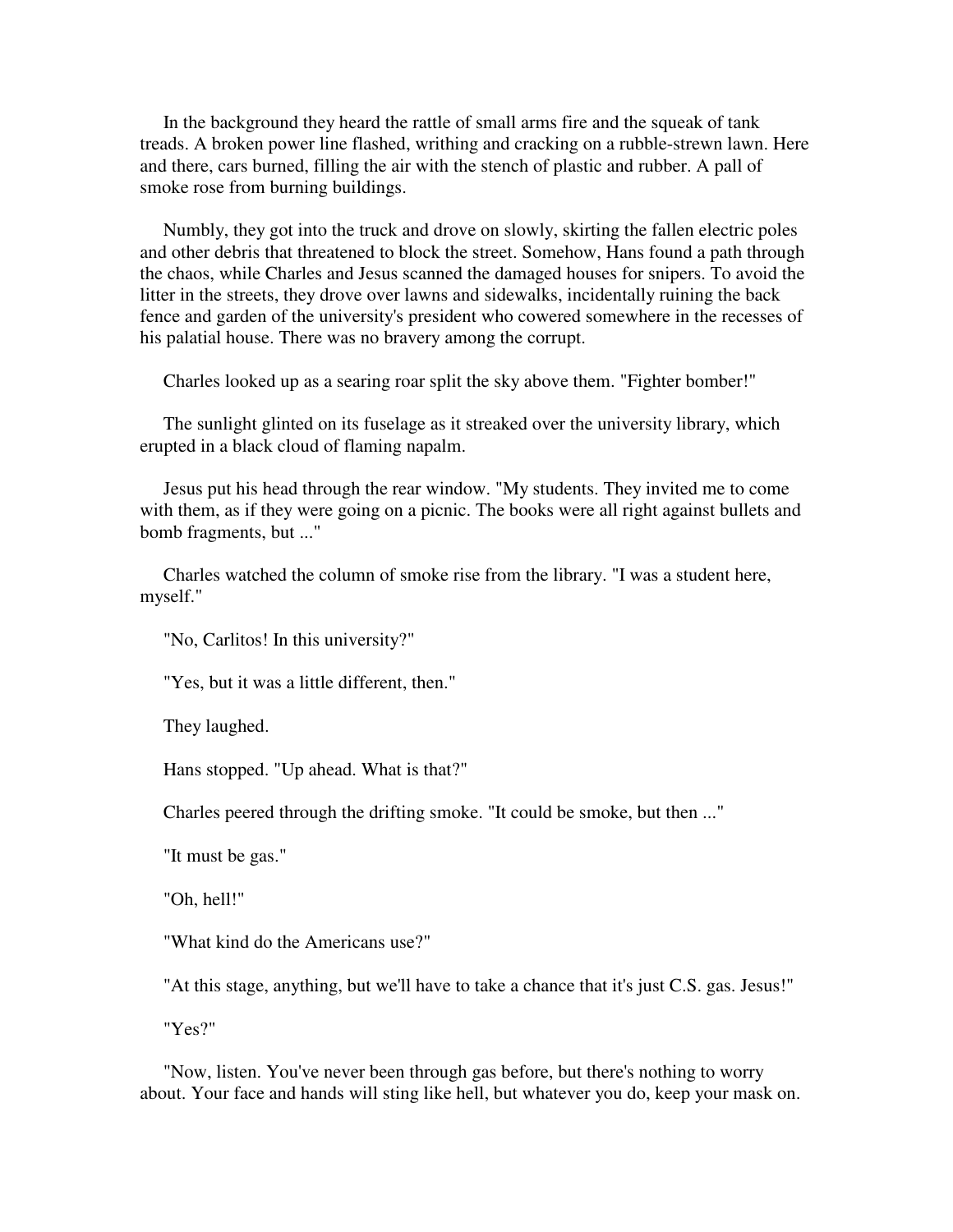In the background they heard the rattle of small arms fire and the squeak of tank treads. A broken power line flashed, writhing and cracking on a rubble-strewn lawn. Here and there, cars burned, filling the air with the stench of plastic and rubber. A pall of smoke rose from burning buildings.

Numbly, they got into the truck and drove on slowly, skirting the fallen electric poles and other debris that threatened to block the street. Somehow, Hans found a path through the chaos, while Charles and Jesus scanned the damaged houses for snipers. To avoid the litter in the streets, they drove over lawns and sidewalks, incidentally ruining the back fence and garden of the university's president who cowered somewhere in the recesses of his palatial house. There was no bravery among the corrupt.

Charles looked up as a searing roar split the sky above them. "Fighter bomber!"

The sunlight glinted on its fuselage as it streaked over the university library, which erupted in a black cloud of flaming napalm.

Jesus put his head through the rear window. "My students. They invited me to come with them, as if they were going on a picnic. The books were all right against bullets and bomb fragments, but ..."

Charles watched the column of smoke rise from the library. "I was a student here, myself."

"No, Carlitos! In this university?"

"Yes, but it was a little different, then."

They laughed.

Hans stopped. "Up ahead. What is that?"

Charles peered through the drifting smoke. "It could be smoke, but then ..."

"It must be gas."

"Oh, hell!"

"What kind do the Americans use?"

"At this stage, anything, but we'll have to take a chance that it's just C.S. gas. Jesus!"

"Yes?"

"Now, listen. You've never been through gas before, but there's nothing to worry about. Your face and hands will sting like hell, but whatever you do, keep your mask on.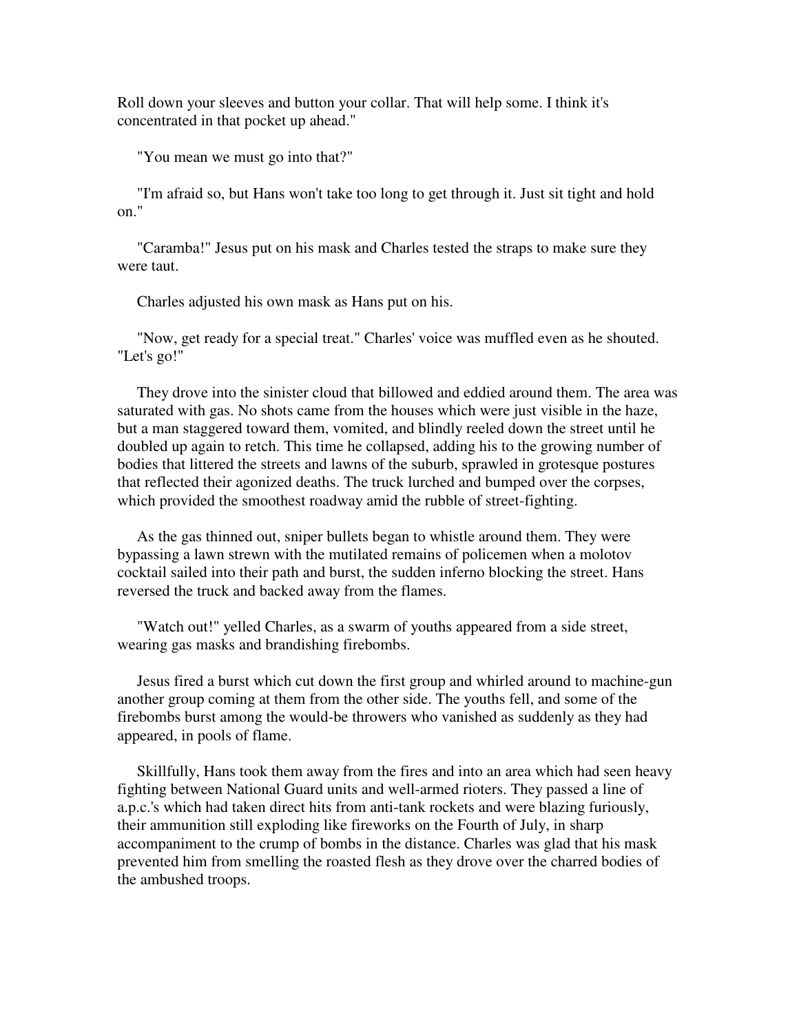Roll down your sleeves and button your collar. That will help some. I think it's concentrated in that pocket up ahead."

"You mean we must go into that?"

"I'm afraid so, but Hans won't take too long to get through it. Just sit tight and hold on."

"Caramba!" Jesus put on his mask and Charles tested the straps to make sure they were taut.

Charles adjusted his own mask as Hans put on his.

"Now, get ready for a special treat." Charles' voice was muffled even as he shouted. "Let's go!"

They drove into the sinister cloud that billowed and eddied around them. The area was saturated with gas. No shots came from the houses which were just visible in the haze, but a man staggered toward them, vomited, and blindly reeled down the street until he doubled up again to retch. This time he collapsed, adding his to the growing number of bodies that littered the streets and lawns of the suburb, sprawled in grotesque postures that reflected their agonized deaths. The truck lurched and bumped over the corpses, which provided the smoothest roadway amid the rubble of street-fighting.

As the gas thinned out, sniper bullets began to whistle around them. They were bypassing a lawn strewn with the mutilated remains of policemen when a molotov cocktail sailed into their path and burst, the sudden inferno blocking the street. Hans reversed the truck and backed away from the flames.

"Watch out!" yelled Charles, as a swarm of youths appeared from a side street, wearing gas masks and brandishing firebombs.

Jesus fired a burst which cut down the first group and whirled around to machine-gun another group coming at them from the other side. The youths fell, and some of the firebombs burst among the would-be throwers who vanished as suddenly as they had appeared, in pools of flame.

Skillfully, Hans took them away from the fires and into an area which had seen heavy fighting between National Guard units and well-armed rioters. They passed a line of a.p.c.'s which had taken direct hits from anti-tank rockets and were blazing furiously, their ammunition still exploding like fireworks on the Fourth of July, in sharp accompaniment to the crump of bombs in the distance. Charles was glad that his mask prevented him from smelling the roasted flesh as they drove over the charred bodies of the ambushed troops.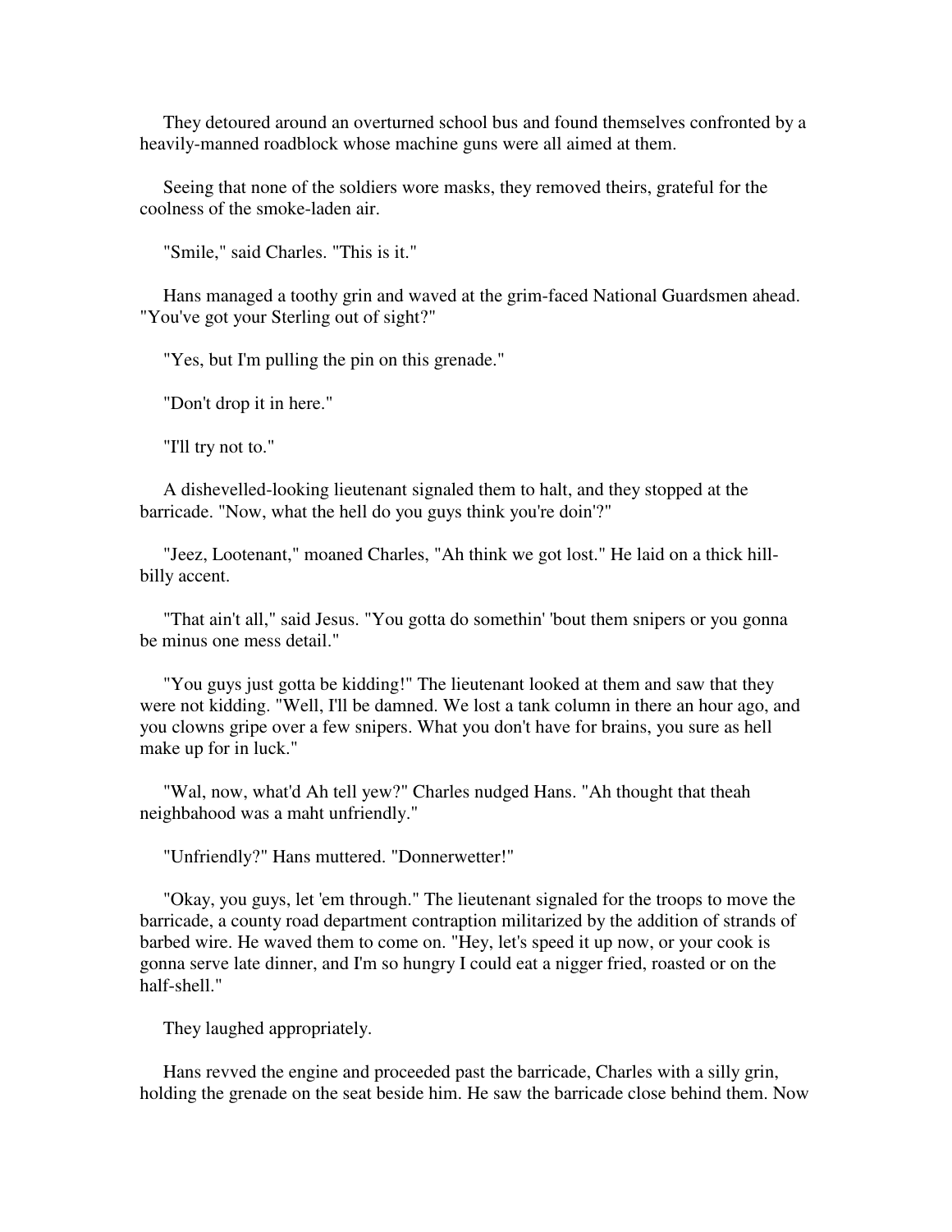They detoured around an overturned school bus and found themselves confronted by a heavily-manned roadblock whose machine guns were all aimed at them.

Seeing that none of the soldiers wore masks, they removed theirs, grateful for the coolness of the smoke-laden air.

"Smile," said Charles. "This is it."

Hans managed a toothy grin and waved at the grim-faced National Guardsmen ahead. "You've got your Sterling out of sight?"

"Yes, but I'm pulling the pin on this grenade."

"Don't drop it in here."

"I'll try not to."

A dishevelled-looking lieutenant signaled them to halt, and they stopped at the barricade. "Now, what the hell do you guys think you're doin'?"

"Jeez, Lootenant," moaned Charles, "Ah think we got lost." He laid on a thick hill-billy accent.

"That ain't all," said Jesus. "You gotta do somethin' 'bout them snipers or you gonna be minus one mess detail."

"You guys just gotta be kidding!" The lieutenant looked at them and saw that they were not kidding. "Well, I'll be damned. We lost a tank column in there an hour ago, and you clowns gripe over a few snipers. What you don't have for brains, you sure as hell make up for in luck."

"Wal, now, what'd Ah tell yew?" Charles nudged Hans. "Ah thought that theah neighbahood was a maht unfriendly."

"Unfriendly?" Hans muttered. "Donnerwetter!"

"Okay, you guys, let 'em through." The lieutenant signaled for the troops to move the barricade, a county road department contraption militarized by the addition of strands of barbed wire. He waved them to come on. "Hey, let's speed it up now, or your cook is gonna serve late dinner, and I'm so hungry I could eat a nigger fried, roasted or on the half-shell."

They laughed appropriately.

Hans revved the engine and proceeded past the barricade, Charles with a silly grin, holding the grenade on the seat beside him. He saw the barricade close behind them. Now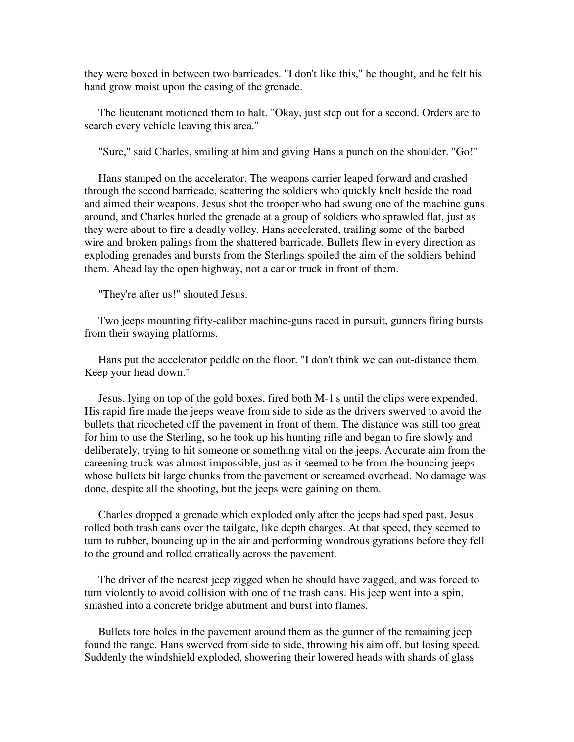they were boxed in between two barricades. "I don't like this," he thought, and he felt his hand grow moist upon the casing of the grenade.

The lieutenant motioned them to halt. "Okay, just step out for a second. Orders are to search every vehicle leaving this area."

"Sure," said Charles, smiling at him and giving Hans a punch on the shoulder. "Go!"

Hans stamped on the accelerator. The weapons carrier leaped forward and crashed through the second barricade, scattering the soldiers who quickly knelt beside the road and aimed their weapons. Jesus shot the trooper who had swung one of the machine guns around, and Charles hurled the grenade at a group of soldiers who sprawled flat, just as they were about to fire a deadly volley. Hans accelerated, trailing some of the barbed wire and broken palings from the shattered barricade. Bullets flew in every direction as exploding grenades and bursts from the Sterlings spoiled the aim of the soldiers behind them. Ahead lay the open highway, not a car or truck in front of them.

"They're after us!" shouted Jesus.

Two jeeps mounting fifty-caliber machine-guns raced in pursuit, gunners firing bursts from their swaying platforms.

Hans put the accelerator peddle on the floor. "I don't think we can out-distance them. Keep your head down."

Jesus, lying on top of the gold boxes, fired both M-1's until the clips were expended. His rapid fire made the jeeps weave from side to side as the drivers swerved to avoid the bullets that ricocheted off the pavement in front of them. The distance was still too great for him to use the Sterling, so he took up his hunting rifle and began to fire slowly and deliberately, trying to hit someone or something vital on the jeeps. Accurate aim from the careening truck was almost impossible, just as it seemed to be from the bouncing jeeps whose bullets bit large chunks from the pavement or screamed overhead. No damage was done, despite all the shooting, but the jeeps were gaining on them.

Charles dropped a grenade which exploded only after the jeeps had sped past. Jesus rolled both trash cans over the tailgate, like depth charges. At that speed, they seemed to turn to rubber, bouncing up in the air and performing wondrous gyrations before they fell to the ground and rolled erratically across the pavement.

The driver of the nearest jeep zigged when he should have zagged, and was forced to turn violently to avoid collision with one of the trash cans. His jeep went into a spin, smashed into a concrete bridge abutment and burst into flames.

Bullets tore holes in the pavement around them as the gunner of the remaining jeep found the range. Hans swerved from side to side, throwing his aim off, but losing speed. Suddenly the windshield exploded, showering their lowered heads with shards of glass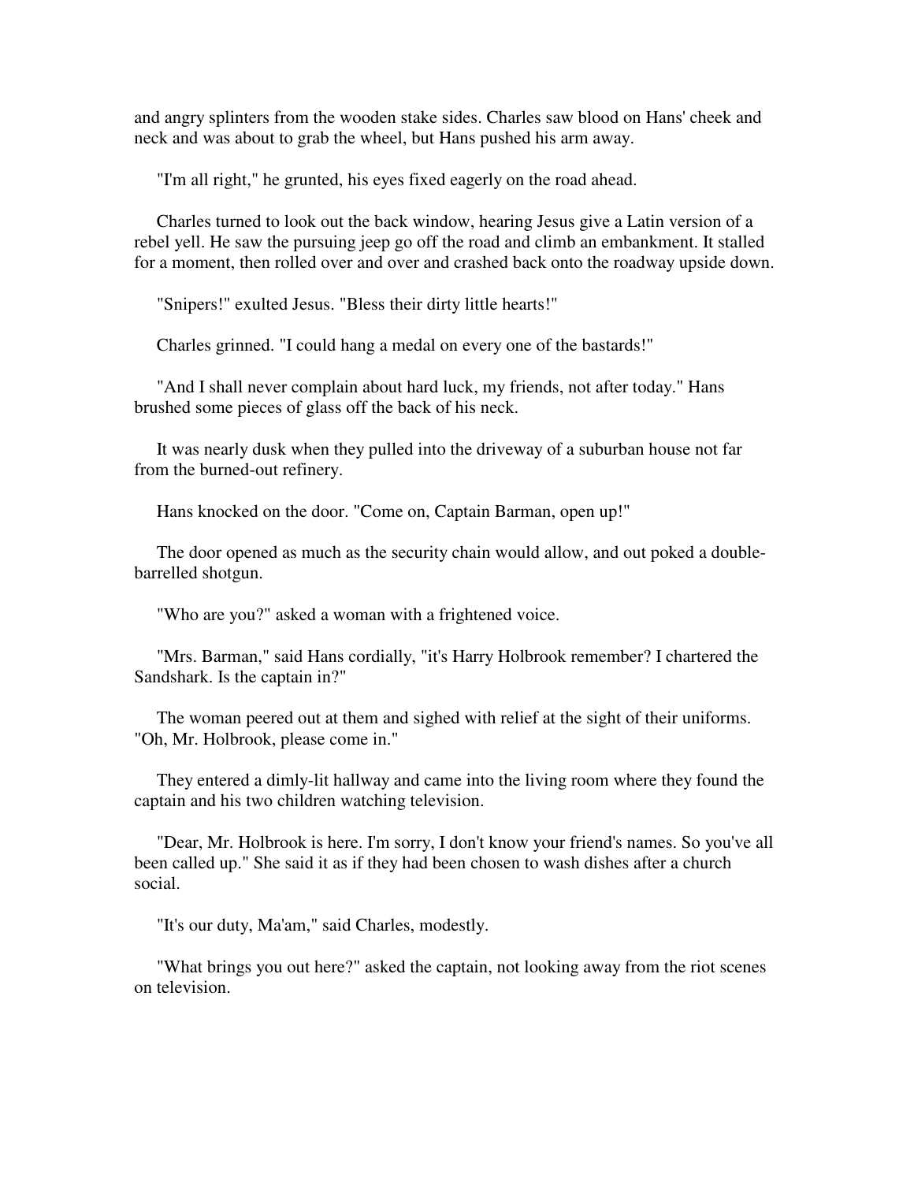and angry splinters from the wooden stake sides. Charles saw blood on Hans' cheek and neck and was about to grab the wheel, but Hans pushed his arm away.

"I'm all right," he grunted, his eyes fixed eagerly on the road ahead.

Charles turned to look out the back window, hearing Jesus give a Latin version of a rebel yell. He saw the pursuing jeep go off the road and climb an embankment. It stalled for a moment, then rolled over and over and crashed back onto the roadway upside down.

"Snipers!" exulted Jesus. "Bless their dirty little hearts!"

Charles grinned. "I could hang a medal on every one of the bastards!"

"And I shall never complain about hard luck, my friends, not after today." Hans brushed some pieces of glass off the back of his neck.

It was nearly dusk when they pulled into the driveway of a suburban house not far from the burned-out refinery.

Hans knocked on the door. "Come on, Captain Barman, open up!"

The door opened as much as the security chain would allow, and out poked a double-barrelled shotgun.

"Who are you?" asked a woman with a frightened voice.

"Mrs. Barman," said Hans cordially, "it's Harry Holbrook remember? I chartered the Sandshark. Is the captain in?"

The woman peered out at them and sighed with relief at the sight of their uniforms. "Oh, Mr. Holbrook, please come in."

They entered a dimly-lit hallway and came into the living room where they found the captain and his two children watching television.

"Dear, Mr. Holbrook is here. I'm sorry, I don't know your friend's names. So you've all been called up." She said it as if they had been chosen to wash dishes after a church social.

"It's our duty, Ma'am," said Charles, modestly.

"What brings you out here?" asked the captain, not looking away from the riot scenes on television.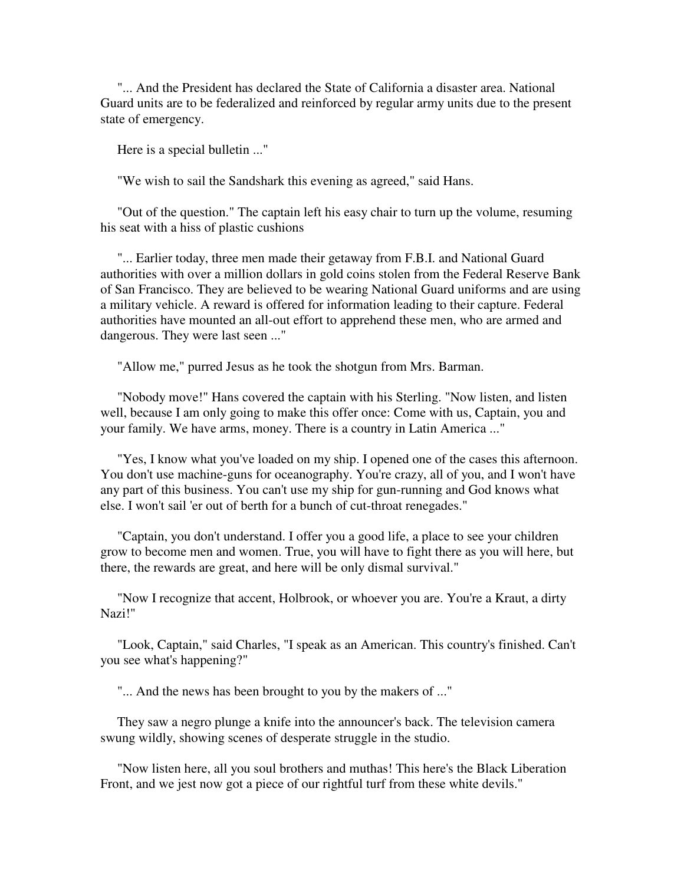"... And the President has declared the State of California a disaster area. National Guard units are to be federalized and reinforced by regular army units due to the present state of emergency.

Here is a special bulletin ..."

"We wish to sail the Sandshark this evening as agreed," said Hans.

"Out of the question." The captain left his easy chair to turn up the volume, resuming his seat with a hiss of plastic cushions

"... Earlier today, three men made their getaway from F.B.I. and National Guard authorities with over a million dollars in gold coins stolen from the Federal Reserve Bank of San Francisco. They are believed to be wearing National Guard uniforms and are using a military vehicle. A reward is offered for information leading to their capture. Federal authorities have mounted an all-out effort to apprehend these men, who are armed and dangerous. They were last seen ..."

"Allow me," purred Jesus as he took the shotgun from Mrs. Barman.

"Nobody move!" Hans covered the captain with his Sterling. "Now listen, and listen well, because I am only going to make this offer once: Come with us, Captain, you and your family. We have arms, money. There is a country in Latin America ..."

"Yes, I know what you've loaded on my ship. I opened one of the cases this afternoon. You don't use machine-guns for oceanography. You're crazy, all of you, and I won't have any part of this business. You can't use my ship for gun-running and God knows what else. I won't sail 'er out of berth for a bunch of cut-throat renegades."

"Captain, you don't understand. I offer you a good life, a place to see your children grow to become men and women. True, you will have to fight there as you will here, but there, the rewards are great, and here will be only dismal survival."

"Now I recognize that accent, Holbrook, or whoever you are. You're a Kraut, a dirty Nazi!"

"Look, Captain," said Charles, "I speak as an American. This country's finished. Can't you see what's happening?"

"... And the news has been brought to you by the makers of ..."

They saw a negro plunge a knife into the announcer's back. The television camera swung wildly, showing scenes of desperate struggle in the studio.

"Now listen here, all you soul brothers and muthas! This here's the Black Liberation Front, and we jest now got a piece of our rightful turf from these white devils."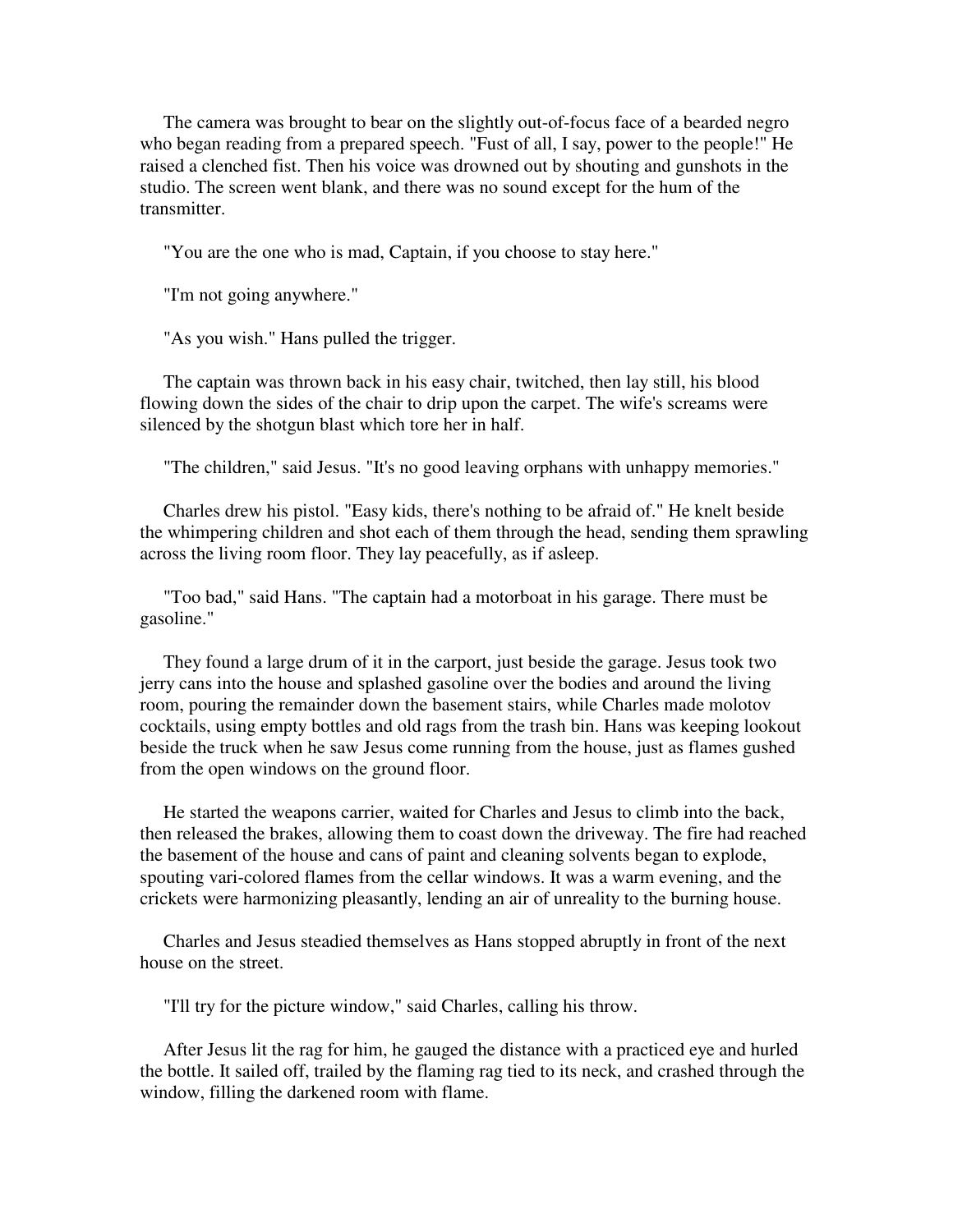The camera was brought to bear on the slightly out-of-focus face of a bearded negro who began reading from a prepared speech. "Fust of all, I say, power to the people!" He raised a clenched fist. Then his voice was drowned out by shouting and gunshots in the studio. The screen went blank, and there was no sound except for the hum of the transmitter.

"You are the one who is mad, Captain, if you choose to stay here."

"I'm not going anywhere."

"As you wish." Hans pulled the trigger.

The captain was thrown back in his easy chair, twitched, then lay still, his blood flowing down the sides of the chair to drip upon the carpet. The wife's screams were silenced by the shotgun blast which tore her in half.

"The children," said Jesus. "It's no good leaving orphans with unhappy memories."

Charles drew his pistol. "Easy kids, there's nothing to be afraid of." He knelt beside the whimpering children and shot each of them through the head, sending them sprawling across the living room floor. They lay peacefully, as if asleep.

"Too bad," said Hans. "The captain had a motorboat in his garage. There must be gasoline."

They found a large drum of it in the carport, just beside the garage. Jesus took two jerry cans into the house and splashed gasoline over the bodies and around the living room, pouring the remainder down the basement stairs, while Charles made molotov cocktails, using empty bottles and old rags from the trash bin. Hans was keeping lookout beside the truck when he saw Jesus come running from the house, just as flames gushed from the open windows on the ground floor.

He started the weapons carrier, waited for Charles and Jesus to climb into the back, then released the brakes, allowing them to coast down the driveway. The fire had reached the basement of the house and cans of paint and cleaning solvents began to explode, spouting vari-colored flames from the cellar windows. It was a warm evening, and the crickets were harmonizing pleasantly, lending an air of unreality to the burning house.

Charles and Jesus steadied themselves as Hans stopped abruptly in front of the next house on the street.

"I'll try for the picture window," said Charles, calling his throw.

After Jesus lit the rag for him, he gauged the distance with a practiced eye and hurled the bottle. It sailed off, trailed by the flaming rag tied to its neck, and crashed through the window, filling the darkened room with flame.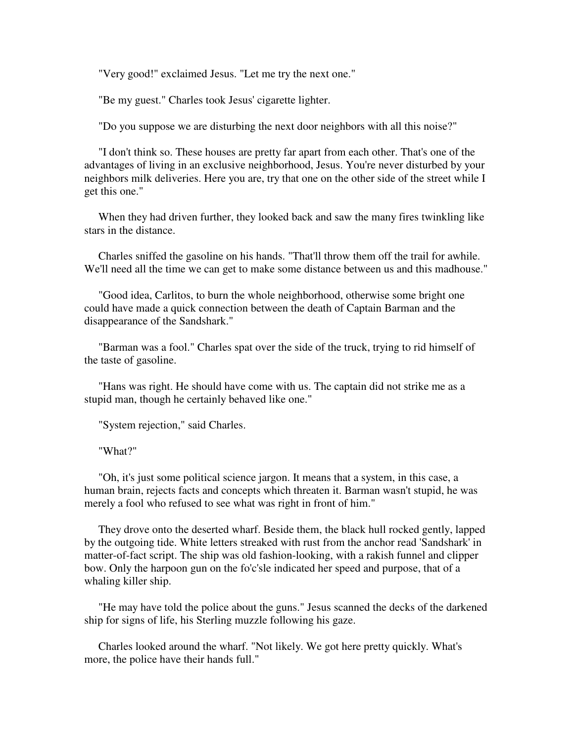"Very good!" exclaimed Jesus. "Let me try the next one."

"Be my guest." Charles took Jesus' cigarette lighter.

"Do you suppose we are disturbing the next door neighbors with all this noise?"

"I don't think so. These houses are pretty far apart from each other. That's one of the advantages of living in an exclusive neighborhood, Jesus. You're never disturbed by your neighbors milk deliveries. Here you are, try that one on the other side of the street while I get this one."

When they had driven further, they looked back and saw the many fires twinkling like stars in the distance.

Charles sniffed the gasoline on his hands. "That'll throw them off the trail for awhile. We'll need all the time we can get to make some distance between us and this madhouse."

"Good idea, Carlitos, to burn the whole neighborhood, otherwise some bright one could have made a quick connection between the death of Captain Barman and the disappearance of the Sandshark."

"Barman was a fool." Charles spat over the side of the truck, trying to rid himself of the taste of gasoline.

"Hans was right. He should have come with us. The captain did not strike me as a stupid man, though he certainly behaved like one."

"System rejection," said Charles.

"What?"

"Oh, it's just some political science jargon. It means that a system, in this case, a human brain, rejects facts and concepts which threaten it. Barman wasn't stupid, he was merely a fool who refused to see what was right in front of him."

They drove onto the deserted wharf. Beside them, the black hull rocked gently, lapped by the outgoing tide. White letters streaked with rust from the anchor read 'Sandshark' in matter-of-fact script. The ship was old fashion-looking, with a rakish funnel and clipper bow. Only the harpoon gun on the fo'c'sle indicated her speed and purpose, that of a whaling killer ship.

"He may have told the police about the guns." Jesus scanned the decks of the darkened ship for signs of life, his Sterling muzzle following his gaze.

Charles looked around the wharf. "Not likely. We got here pretty quickly. What's more, the police have their hands full."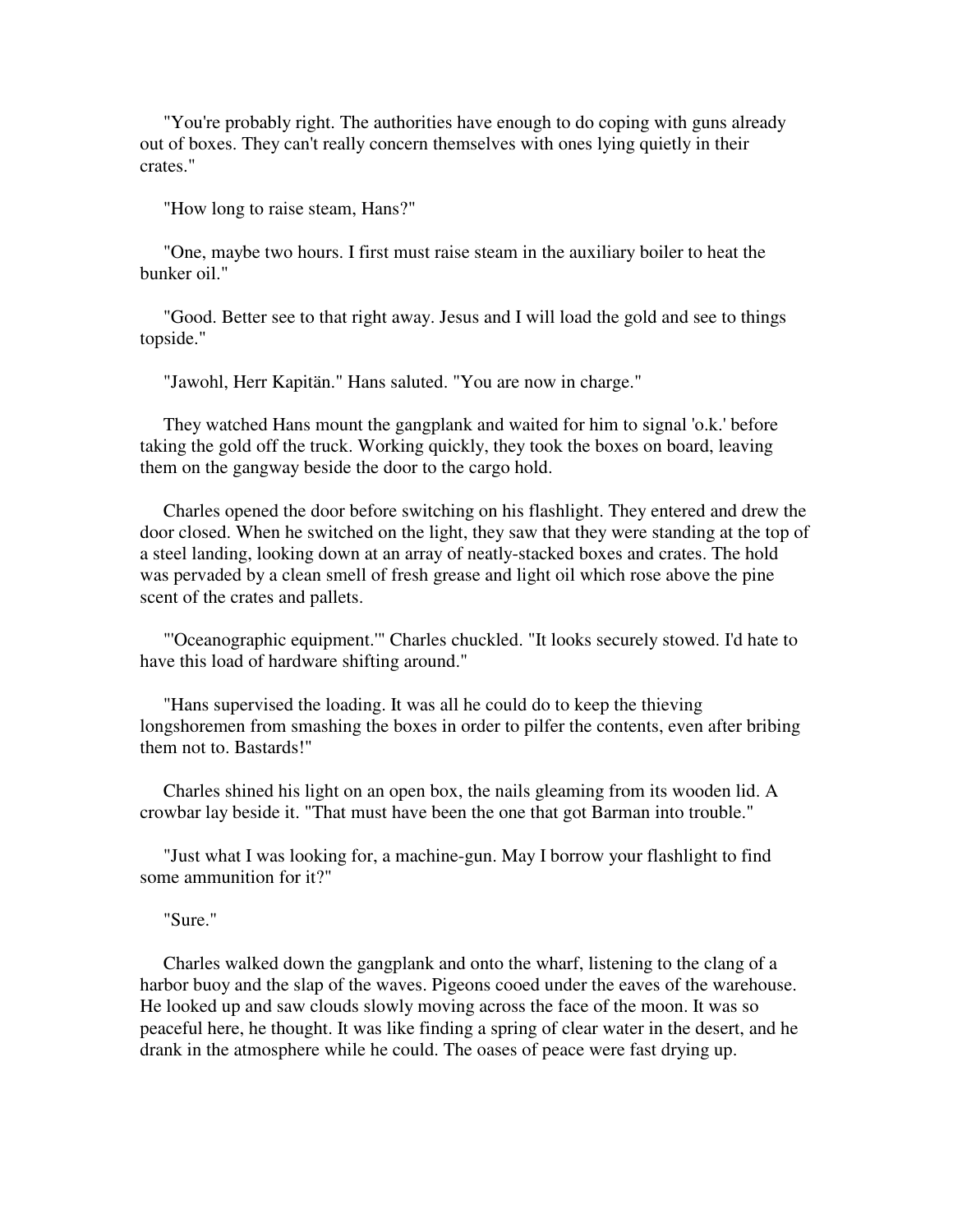"You're probably right. The authorities have enough to do coping with guns already out of boxes. They can't really concern themselves with ones lying quietly in their crates."

"How long to raise steam, Hans?"

"One, maybe two hours. I first must raise steam in the auxiliary boiler to heat the bunker oil."

"Good. Better see to that right away. Jesus and I will load the gold and see to things topside."

"Jawohl, Herr Kapitän." Hans saluted. "You are now in charge."

They watched Hans mount the gangplank and waited for him to signal 'o.k.' before taking the gold off the truck. Working quickly, they took the boxes on board, leaving them on the gangway beside the door to the cargo hold.

Charles opened the door before switching on his flashlight. They entered and drew the door closed. When he switched on the light, they saw that they were standing at the top of a steel landing, looking down at an array of neatly-stacked boxes and crates. The hold was pervaded by a clean smell of fresh grease and light oil which rose above the pine scent of the crates and pallets.

"'Oceanographic equipment.'" Charles chuckled. "It looks securely stowed. I'd hate to have this load of hardware shifting around."

"Hans supervised the loading. It was all he could do to keep the thieving longshoremen from smashing the boxes in order to pilfer the contents, even after bribing them not to. Bastards!"

Charles shined his light on an open box, the nails gleaming from its wooden lid. A crowbar lay beside it. "That must have been the one that got Barman into trouble."

"Just what I was looking for, a machine-gun. May I borrow your flashlight to find some ammunition for it?"

"Sure."

Charles walked down the gangplank and onto the wharf, listening to the clang of a harbor buoy and the slap of the waves. Pigeons cooed under the eaves of the warehouse. He looked up and saw clouds slowly moving across the face of the moon. It was so peaceful here, he thought. It was like finding a spring of clear water in the desert, and he drank in the atmosphere while he could. The oases of peace were fast drying up.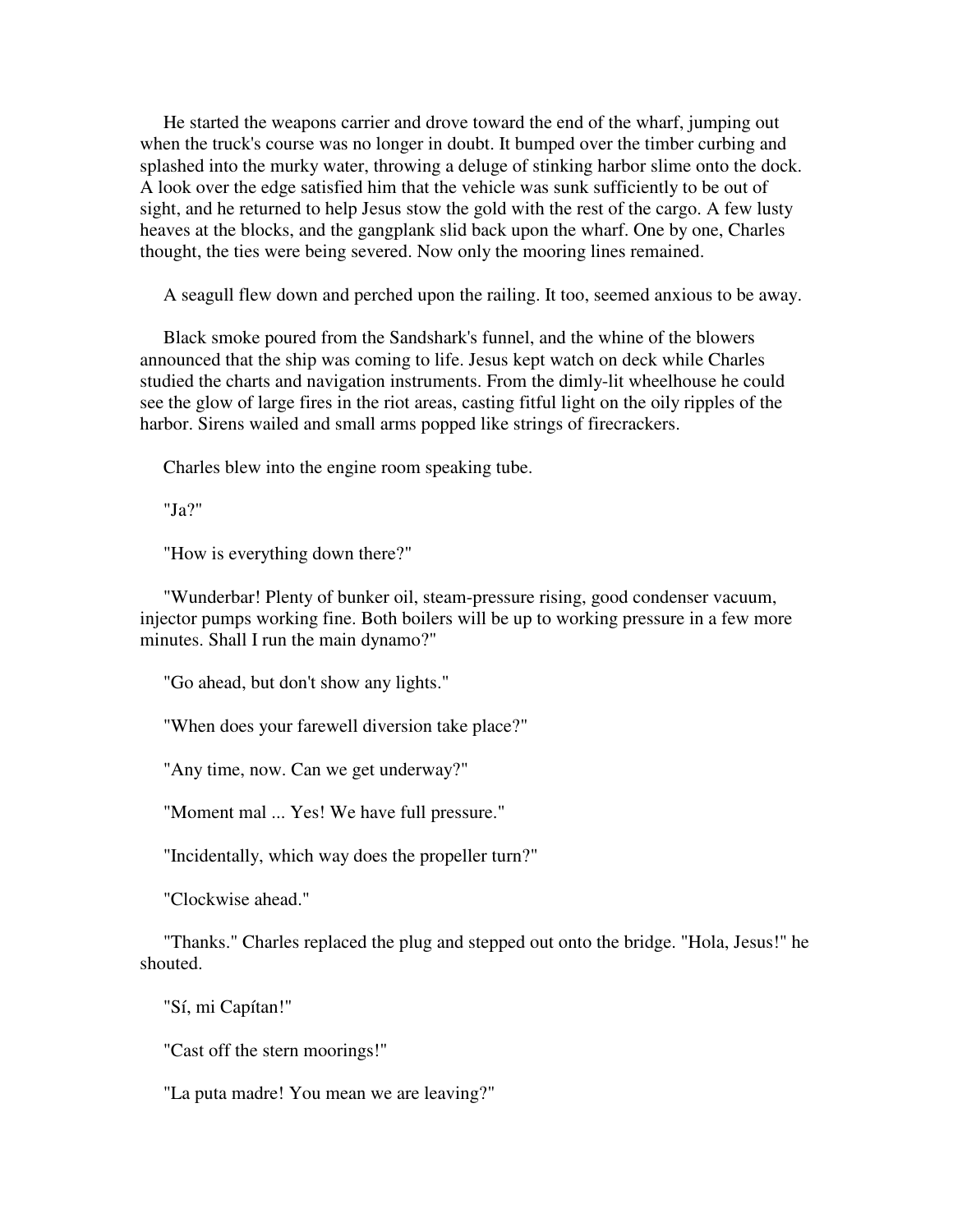He started the weapons carrier and drove toward the end of the wharf, jumping out when the truck's course was no longer in doubt. It bumped over the timber curbing and splashed into the murky water, throwing a deluge of stinking harbor slime onto the dock. A look over the edge satisfied him that the vehicle was sunk sufficiently to be out of sight, and he returned to help Jesus stow the gold with the rest of the cargo. A few lusty heaves at the blocks, and the gangplank slid back upon the wharf. One by one, Charles thought, the ties were being severed. Now only the mooring lines remained.

A seagull flew down and perched upon the railing. It too, seemed anxious to be away.

Black smoke poured from the Sandshark's funnel, and the whine of the blowers announced that the ship was coming to life. Jesus kept watch on deck while Charles studied the charts and navigation instruments. From the dimly-lit wheelhouse he could see the glow of large fires in the riot areas, casting fitful light on the oily ripples of the harbor. Sirens wailed and small arms popped like strings of firecrackers.

Charles blew into the engine room speaking tube.

"Ja?"

"How is everything down there?"

"Wunderbar! Plenty of bunker oil, steam-pressure rising, good condenser vacuum, injector pumps working fine. Both boilers will be up to working pressure in a few more minutes. Shall I run the main dynamo?"

"Go ahead, but don't show any lights."

"When does your farewell diversion take place?"

"Any time, now. Can we get underway?"

"Moment mal ... Yes! We have full pressure."

"Incidentally, which way does the propeller turn?"

"Clockwise ahead."

"Thanks." Charles replaced the plug and stepped out onto the bridge. "Hola, Jesus!" he shouted.

"Sí, mi Capítan!"

"Cast off the stern moorings!"

"La puta madre! You mean we are leaving?"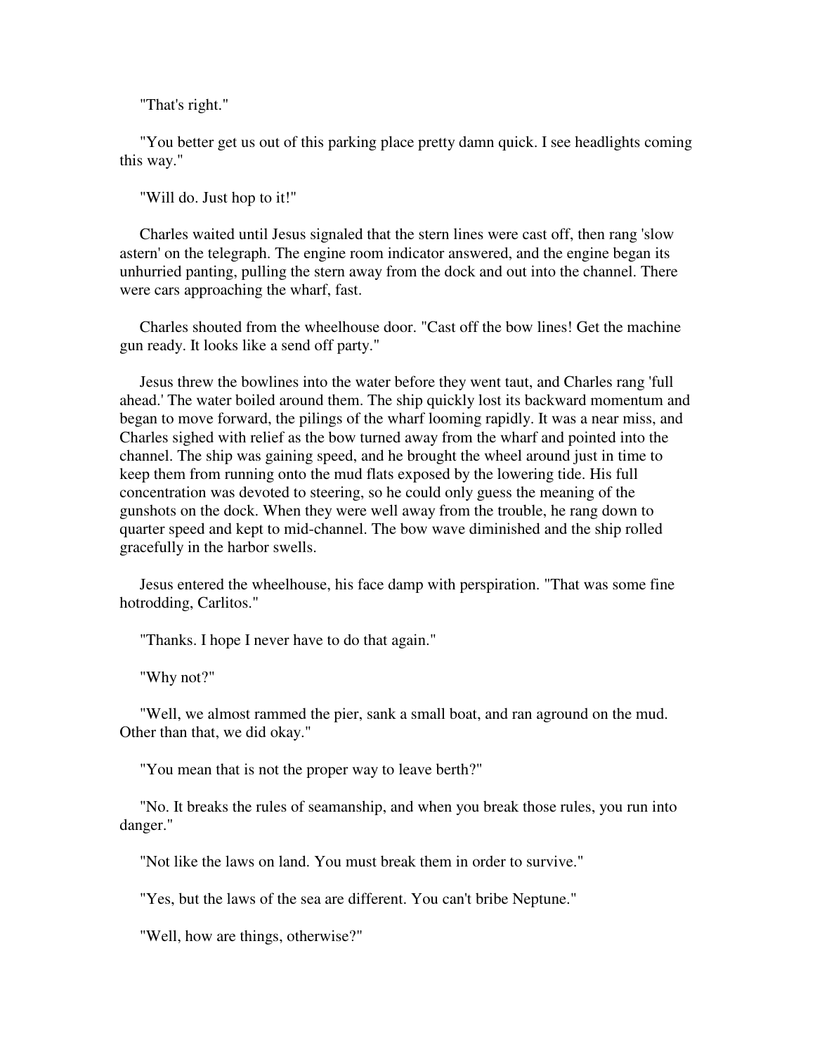"That's right."

"You better get us out of this parking place pretty damn quick. I see headlights coming this way."

"Will do. Just hop to it!"

Charles waited until Jesus signaled that the stern lines were cast off, then rang 'slow astern' on the telegraph. The engine room indicator answered, and the engine began its unhurried panting, pulling the stern away from the dock and out into the channel. There were cars approaching the wharf, fast.

Charles shouted from the wheelhouse door. "Cast off the bow lines! Get the machine gun ready. It looks like a send off party."

Jesus threw the bowlines into the water before they went taut, and Charles rang 'full ahead.' The water boiled around them. The ship quickly lost its backward momentum and began to move forward, the pilings of the wharf looming rapidly. It was a near miss, and Charles sighed with relief as the bow turned away from the wharf and pointed into the channel. The ship was gaining speed, and he brought the wheel around just in time to keep them from running onto the mud flats exposed by the lowering tide. His full concentration was devoted to steering, so he could only guess the meaning of the gunshots on the dock. When they were well away from the trouble, he rang down to quarter speed and kept to mid-channel. The bow wave diminished and the ship rolled gracefully in the harbor swells.

Jesus entered the wheelhouse, his face damp with perspiration. "That was some fine hotrodding, Carlitos."

"Thanks. I hope I never have to do that again."

"Why not?"

"Well, we almost rammed the pier, sank a small boat, and ran aground on the mud. Other than that, we did okay."

"You mean that is not the proper way to leave berth?"

"No. It breaks the rules of seamanship, and when you break those rules, you run into danger."

"Not like the laws on land. You must break them in order to survive."

"Yes, but the laws of the sea are different. You can't bribe Neptune."

"Well, how are things, otherwise?"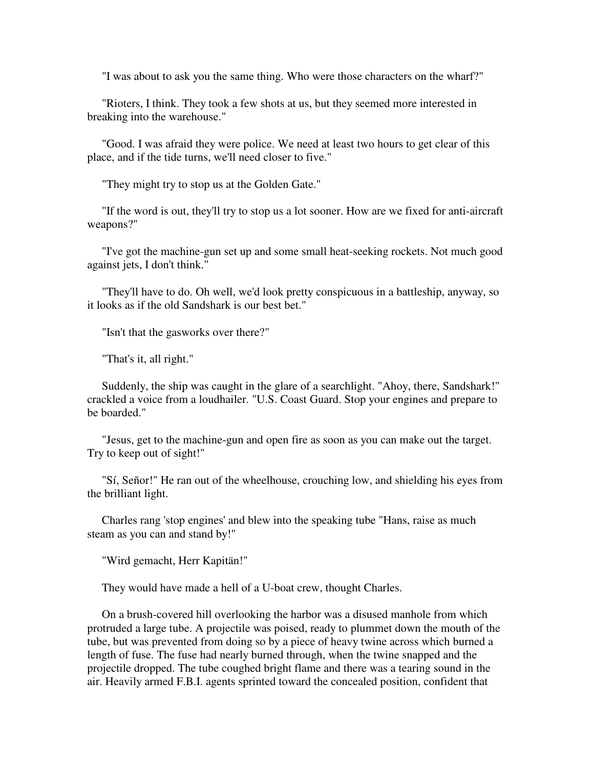"I was about to ask you the same thing. Who were those characters on the wharf?"

"Rioters, I think. They took a few shots at us, but they seemed more interested in breaking into the warehouse."

"Good. I was afraid they were police. We need at least two hours to get clear of this place, and if the tide turns, we'll need closer to five."

"They might try to stop us at the Golden Gate."

"If the word is out, they'll try to stop us a lot sooner. How are we fixed for anti-aircraft weapons?"

"I've got the machine-gun set up and some small heat-seeking rockets. Not much good against jets, I don't think."

"They'll have to do. Oh well, we'd look pretty conspicuous in a battleship, anyway, so it looks as if the old Sandshark is our best bet."

"Isn't that the gasworks over there?"

"That's it, all right."

Suddenly, the ship was caught in the glare of a searchlight. "Ahoy, there, Sandshark!" crackled a voice from a loudhailer. "U.S. Coast Guard. Stop your engines and prepare to be boarded."

"Jesus, get to the machine-gun and open fire as soon as you can make out the target. Try to keep out of sight!"

"Sí, Señor!" He ran out of the wheelhouse, crouching low, and shielding his eyes from the brilliant light.

Charles rang 'stop engines' and blew into the speaking tube "Hans, raise as much steam as you can and stand by!"

"Wird gemacht, Herr Kapitän!"

They would have made a hell of a U-boat crew, thought Charles.

On a brush-covered hill overlooking the harbor was a disused manhole from which protruded a large tube. A projectile was poised, ready to plummet down the mouth of the tube, but was prevented from doing so by a piece of heavy twine across which burned a length of fuse. The fuse had nearly burned through, when the twine snapped and the projectile dropped. The tube coughed bright flame and there was a tearing sound in the air. Heavily armed F.B.I. agents sprinted toward the concealed position, confident that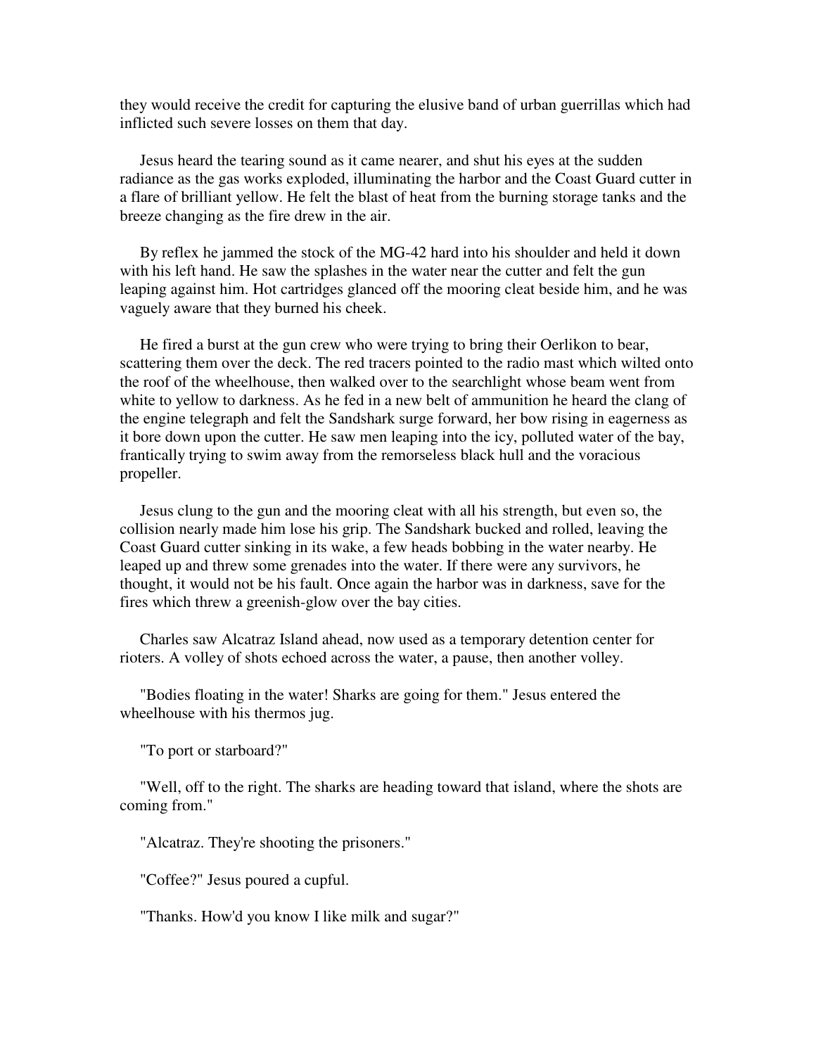they would receive the credit for capturing the elusive band of urban guerrillas which had inflicted such severe losses on them that day.

Jesus heard the tearing sound as it came nearer, and shut his eyes at the sudden radiance as the gas works exploded, illuminating the harbor and the Coast Guard cutter in a flare of brilliant yellow. He felt the blast of heat from the burning storage tanks and the breeze changing as the fire drew in the air.

By reflex he jammed the stock of the MG-42 hard into his shoulder and held it down with his left hand. He saw the splashes in the water near the cutter and felt the gun leaping against him. Hot cartridges glanced off the mooring cleat beside him, and he was vaguely aware that they burned his cheek.

He fired a burst at the gun crew who were trying to bring their Oerlikon to bear, scattering them over the deck. The red tracers pointed to the radio mast which wilted onto the roof of the wheelhouse, then walked over to the searchlight whose beam went from white to yellow to darkness. As he fed in a new belt of ammunition he heard the clang of the engine telegraph and felt the Sandshark surge forward, her bow rising in eagerness as it bore down upon the cutter. He saw men leaping into the icy, polluted water of the bay, frantically trying to swim away from the remorseless black hull and the voracious propeller.

Jesus clung to the gun and the mooring cleat with all his strength, but even so, the collision nearly made him lose his grip. The Sandshark bucked and rolled, leaving the Coast Guard cutter sinking in its wake, a few heads bobbing in the water nearby. He leaped up and threw some grenades into the water. If there were any survivors, he thought, it would not be his fault. Once again the harbor was in darkness, save for the fires which threw a greenish-glow over the bay cities.

Charles saw Alcatraz Island ahead, now used as a temporary detention center for rioters. A volley of shots echoed across the water, a pause, then another volley.

"Bodies floating in the water! Sharks are going for them." Jesus entered the wheelhouse with his thermos jug.

"To port or starboard?"

"Well, off to the right. The sharks are heading toward that island, where the shots are coming from."

"Alcatraz. They're shooting the prisoners."

"Coffee?" Jesus poured a cupful.

"Thanks. How'd you know I like milk and sugar?"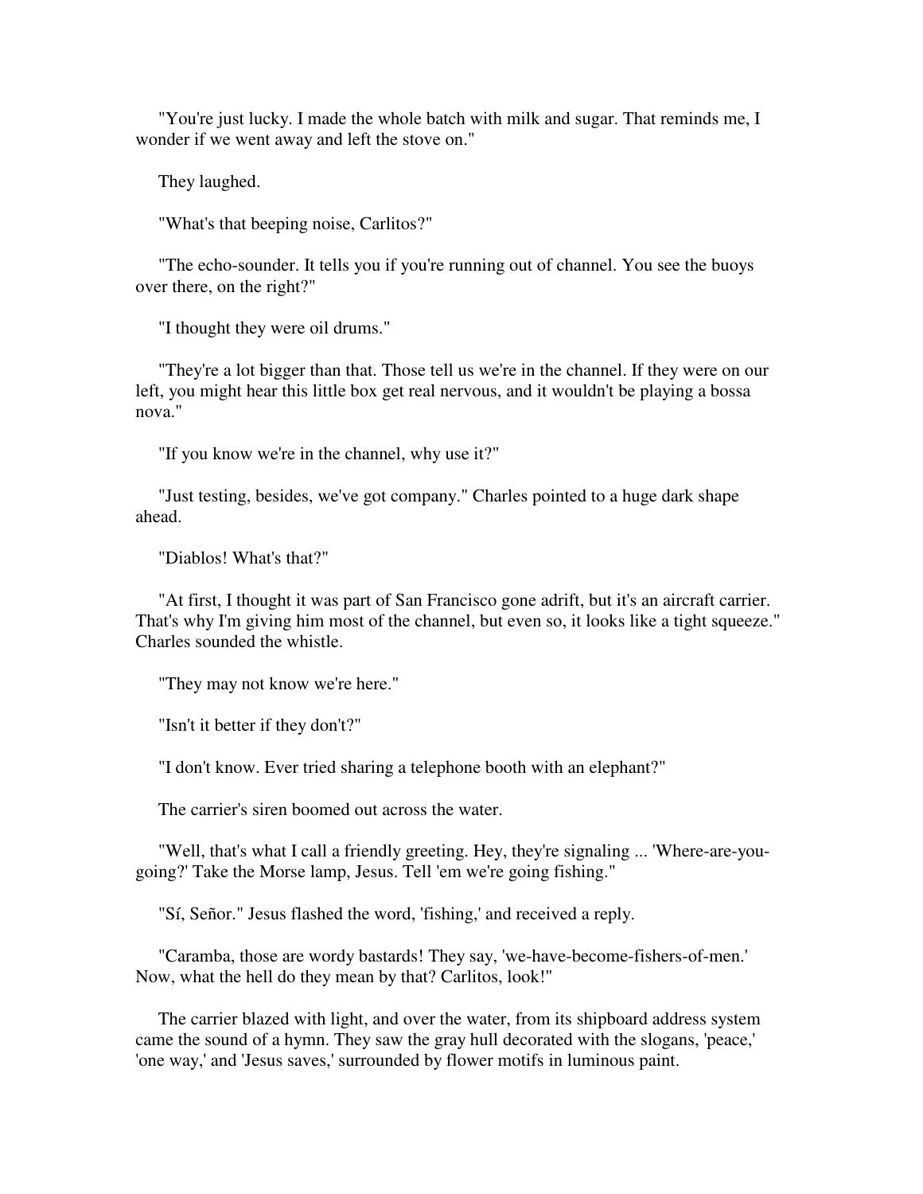"You're just lucky. I made the whole batch with milk and sugar. That reminds me, I wonder if we went away and left the stove on."

They laughed.

"What's that beeping noise, Carlitos?"

"The echo-sounder. It tells you if you're running out of channel. You see the buoys over there, on the right?"

"I thought they were oil drums."

"They're a lot bigger than that. Those tell us we're in the channel. If they were on our left, you might hear this little box get real nervous, and it wouldn't be playing a bossa nova."

"If you know we're in the channel, why use it?"

"Just testing, besides, we've got company." Charles pointed to a huge dark shape ahead.

"Diablos! What's that?"

"At first, I thought it was part of San Francisco gone adrift, but it's an aircraft carrier. That's why I'm giving him most of the channel, but even so, it looks like a tight squeeze." Charles sounded the whistle.

"They may not know we're here."

"Isn't it better if they don't?"

"I don't know. Ever tried sharing a telephone booth with an elephant?"

The carrier's siren boomed out across the water.

"Well, that's what I call a friendly greeting. Hey, they're signaling ... 'Where-are-you-going?' Take the Morse lamp, Jesus. Tell 'em we're going fishing."

"Sí, Señor." Jesus flashed the word, 'fishing,' and received a reply.

"Caramba, those are wordy bastards! They say, 'we-have-become-fishers-of-men.' Now, what the hell do they mean by that? Carlitos, look!"

The carrier blazed with light, and over the water, from its shipboard address system came the sound of a hymn. They saw the gray hull decorated with the slogans, 'peace,' 'one way,' and 'Jesus saves,' surrounded by flower motifs in luminous paint.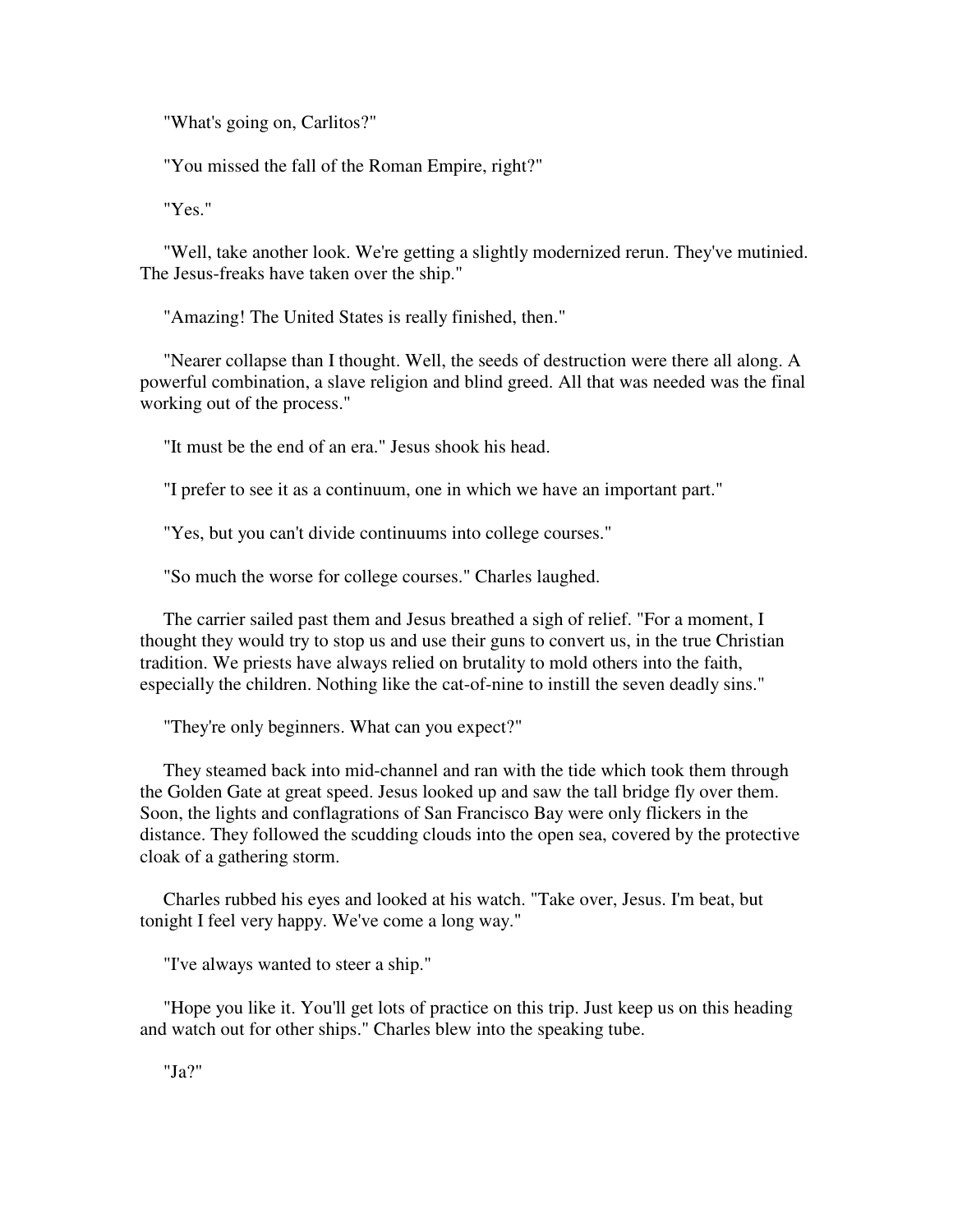"What's going on, Carlitos?"

"You missed the fall of the Roman Empire, right?"

"Yes."

"Well, take another look. We're getting a slightly modernized rerun. They've mutinied. The Jesus-freaks have taken over the ship."

"Amazing! The United States is really finished, then."

"Nearer collapse than I thought. Well, the seeds of destruction were there all along. A powerful combination, a slave religion and blind greed. All that was needed was the final working out of the process."

"It must be the end of an era." Jesus shook his head.

"I prefer to see it as a continuum, one in which we have an important part."

"Yes, but you can't divide continuums into college courses."

"So much the worse for college courses." Charles laughed.

The carrier sailed past them and Jesus breathed a sigh of relief. "For a moment, I thought they would try to stop us and use their guns to convert us, in the true Christian tradition. We priests have always relied on brutality to mold others into the faith, especially the children. Nothing like the cat-of-nine to instill the seven deadly sins."

"They're only beginners. What can you expect?"

They steamed back into mid-channel and ran with the tide which took them through the Golden Gate at great speed. Jesus looked up and saw the tall bridge fly over them. Soon, the lights and conflagrations of San Francisco Bay were only flickers in the distance. They followed the scudding clouds into the open sea, covered by the protective cloak of a gathering storm.

Charles rubbed his eyes and looked at his watch. "Take over, Jesus. I'm beat, but tonight I feel very happy. We've come a long way."

"I've always wanted to steer a ship."

"Hope you like it. You'll get lots of practice on this trip. Just keep us on this heading and watch out for other ships." Charles blew into the speaking tube.

"Ja?"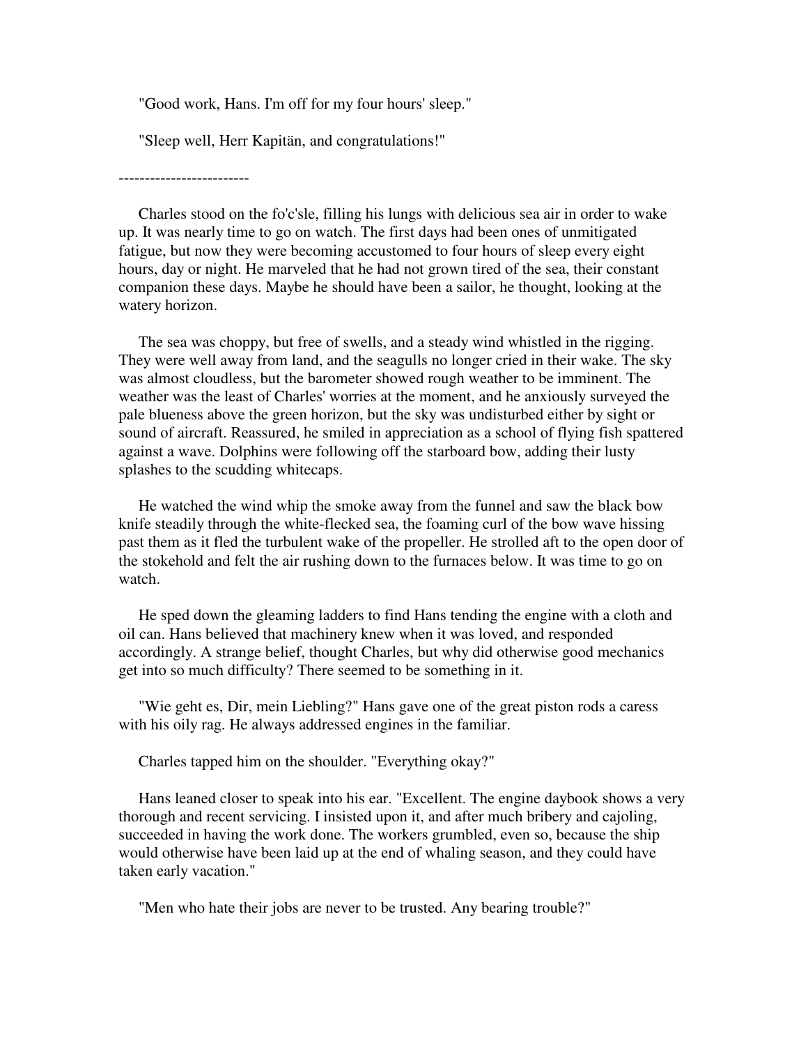"Good work, Hans. I'm off for my four hours' sleep."

"Sleep well, Herr Kapitän, and congratulations!"

-------------------------

Charles stood on the fo'c'sle, filling his lungs with delicious sea air in order to wake up. It was nearly time to go on watch. The first days had been ones of unmitigated fatigue, but now they were becoming accustomed to four hours of sleep every eight hours, day or night. He marveled that he had not grown tired of the sea, their constant companion these days. Maybe he should have been a sailor, he thought, looking at the watery horizon.

The sea was choppy, but free of swells, and a steady wind whistled in the rigging. They were well away from land, and the seagulls no longer cried in their wake. The sky was almost cloudless, but the barometer showed rough weather to be imminent. The weather was the least of Charles' worries at the moment, and he anxiously surveyed the pale blueness above the green horizon, but the sky was undisturbed either by sight or sound of aircraft. Reassured, he smiled in appreciation as a school of flying fish spattered against a wave. Dolphins were following off the starboard bow, adding their lusty splashes to the scudding whitecaps.

He watched the wind whip the smoke away from the funnel and saw the black bow knife steadily through the white-flecked sea, the foaming curl of the bow wave hissing past them as it fled the turbulent wake of the propeller. He strolled aft to the open door of the stokehold and felt the air rushing down to the furnaces below. It was time to go on watch.

He sped down the gleaming ladders to find Hans tending the engine with a cloth and oil can. Hans believed that machinery knew when it was loved, and responded accordingly. A strange belief, thought Charles, but why did otherwise good mechanics get into so much difficulty? There seemed to be something in it.

"Wie geht es, Dir, mein Liebling?" Hans gave one of the great piston rods a caress with his oily rag. He always addressed engines in the familiar.

Charles tapped him on the shoulder. "Everything okay?"

Hans leaned closer to speak into his ear. "Excellent. The engine daybook shows a very thorough and recent servicing. I insisted upon it, and after much bribery and cajoling, succeeded in having the work done. The workers grumbled, even so, because the ship would otherwise have been laid up at the end of whaling season, and they could have taken early vacation."

"Men who hate their jobs are never to be trusted. Any bearing trouble?"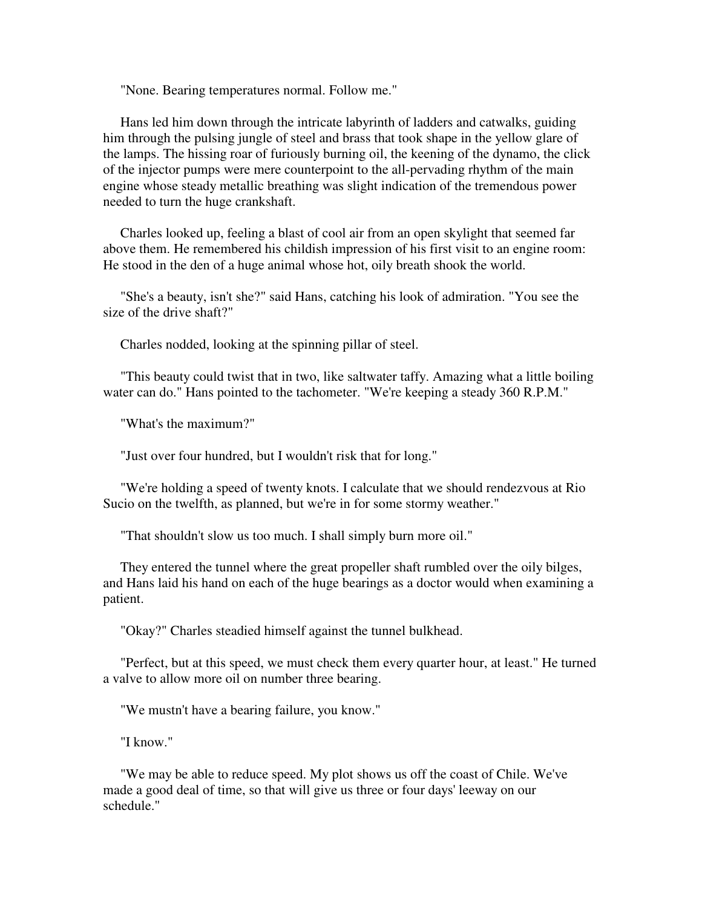"None. Bearing temperatures normal. Follow me."

Hans led him down through the intricate labyrinth of ladders and catwalks, guiding him through the pulsing jungle of steel and brass that took shape in the yellow glare of the lamps. The hissing roar of furiously burning oil, the keening of the dynamo, the click of the injector pumps were mere counterpoint to the all-pervading rhythm of the main engine whose steady metallic breathing was slight indication of the tremendous power needed to turn the huge crankshaft.

Charles looked up, feeling a blast of cool air from an open skylight that seemed far above them. He remembered his childish impression of his first visit to an engine room: He stood in the den of a huge animal whose hot, oily breath shook the world.

"She's a beauty, isn't she?" said Hans, catching his look of admiration. "You see the size of the drive shaft?"

Charles nodded, looking at the spinning pillar of steel.

"This beauty could twist that in two, like saltwater taffy. Amazing what a little boiling water can do." Hans pointed to the tachometer. "We're keeping a steady 360 R.P.M."

"What's the maximum?"

"Just over four hundred, but I wouldn't risk that for long."

"We're holding a speed of twenty knots. I calculate that we should rendezvous at Rio Sucio on the twelfth, as planned, but we're in for some stormy weather."

"That shouldn't slow us too much. I shall simply burn more oil."

They entered the tunnel where the great propeller shaft rumbled over the oily bilges, and Hans laid his hand on each of the huge bearings as a doctor would when examining a patient.

"Okay?" Charles steadied himself against the tunnel bulkhead.

"Perfect, but at this speed, we must check them every quarter hour, at least." He turned a valve to allow more oil on number three bearing.

"We mustn't have a bearing failure, you know."

"I know."

"We may be able to reduce speed. My plot shows us off the coast of Chile. We've made a good deal of time, so that will give us three or four days' leeway on our schedule."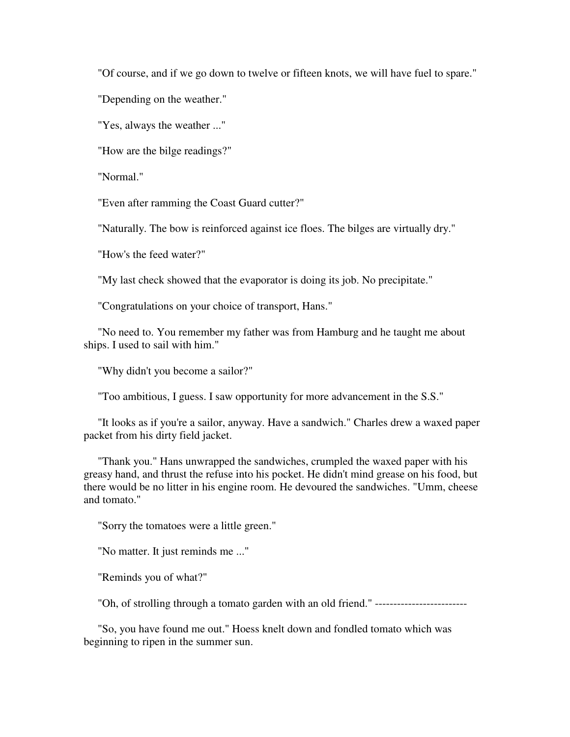"Of course, and if we go down to twelve or fifteen knots, we will have fuel to spare."

"Depending on the weather."

"Yes, always the weather ..."

"How are the bilge readings?"

"Normal."

"Even after ramming the Coast Guard cutter?"

"Naturally. The bow is reinforced against ice floes. The bilges are virtually dry."

"How's the feed water?"

"My last check showed that the evaporator is doing its job. No precipitate."

"Congratulations on your choice of transport, Hans."

"No need to. You remember my father was from Hamburg and he taught me about ships. I used to sail with him."

"Why didn't you become a sailor?"

"Too ambitious, I guess. I saw opportunity for more advancement in the S.S."

"It looks as if you're a sailor, anyway. Have a sandwich." Charles drew a waxed paper packet from his dirty field jacket.

"Thank you." Hans unwrapped the sandwiches, crumpled the waxed paper with his greasy hand, and thrust the refuse into his pocket. He didn't mind grease on his food, but there would be no litter in his engine room. He devoured the sandwiches. "Umm, cheese and tomato."

"Sorry the tomatoes were a little green."

"No matter. It just reminds me ..."

"Reminds you of what?"

"Oh, of strolling through a tomato garden with an old friend." -------------------------

"So, you have found me out." Hoess knelt down and fondled tomato which was beginning to ripen in the summer sun.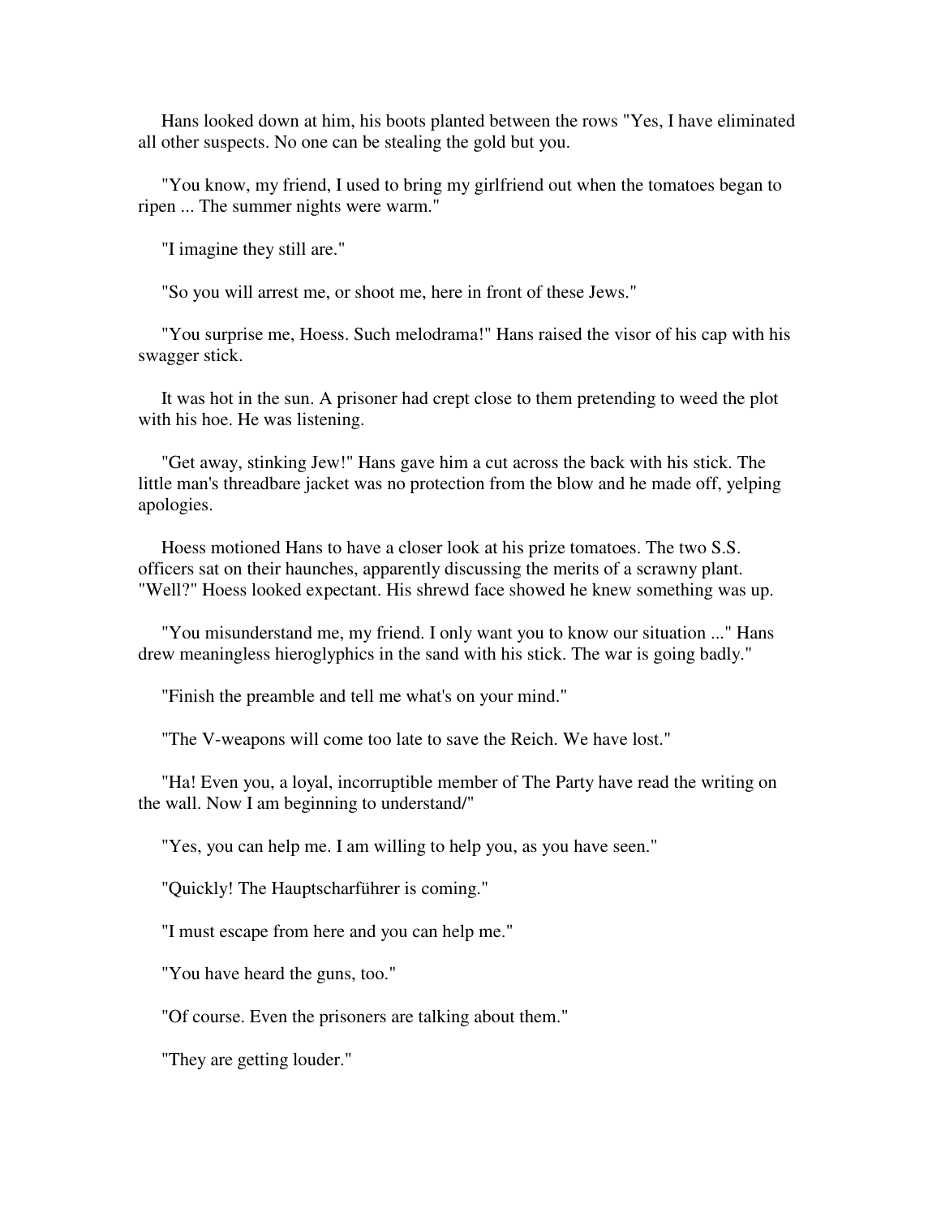Hans looked down at him, his boots planted between the rows "Yes, I have eliminated all other suspects. No one can be stealing the gold but you.

"You know, my friend, I used to bring my girlfriend out when the tomatoes began to ripen ... The summer nights were warm."

"I imagine they still are."

"So you will arrest me, or shoot me, here in front of these Jews."

"You surprise me, Hoess. Such melodrama!" Hans raised the visor of his cap with his swagger stick.

It was hot in the sun. A prisoner had crept close to them pretending to weed the plot with his hoe. He was listening.

"Get away, stinking Jew!" Hans gave him a cut across the back with his stick. The little man's threadbare jacket was no protection from the blow and he made off, yelping apologies.

Hoess motioned Hans to have a closer look at his prize tomatoes. The two S.S. officers sat on their haunches, apparently discussing the merits of a scrawny plant. "Well?" Hoess looked expectant. His shrewd face showed he knew something was up.

"You misunderstand me, my friend. I only want you to know our situation ..." Hans drew meaningless hieroglyphics in the sand with his stick. The war is going badly."

"Finish the preamble and tell me what's on your mind."

"The V-weapons will come too late to save the Reich. We have lost."

"Ha! Even you, a loyal, incorruptible member of The Party have read the writing on the wall. Now I am beginning to understand/"

"Yes, you can help me. I am willing to help you, as you have seen."

"Quickly! The Hauptscharführer is coming."

"I must escape from here and you can help me."

"You have heard the guns, too."

"Of course. Even the prisoners are talking about them."

"They are getting louder."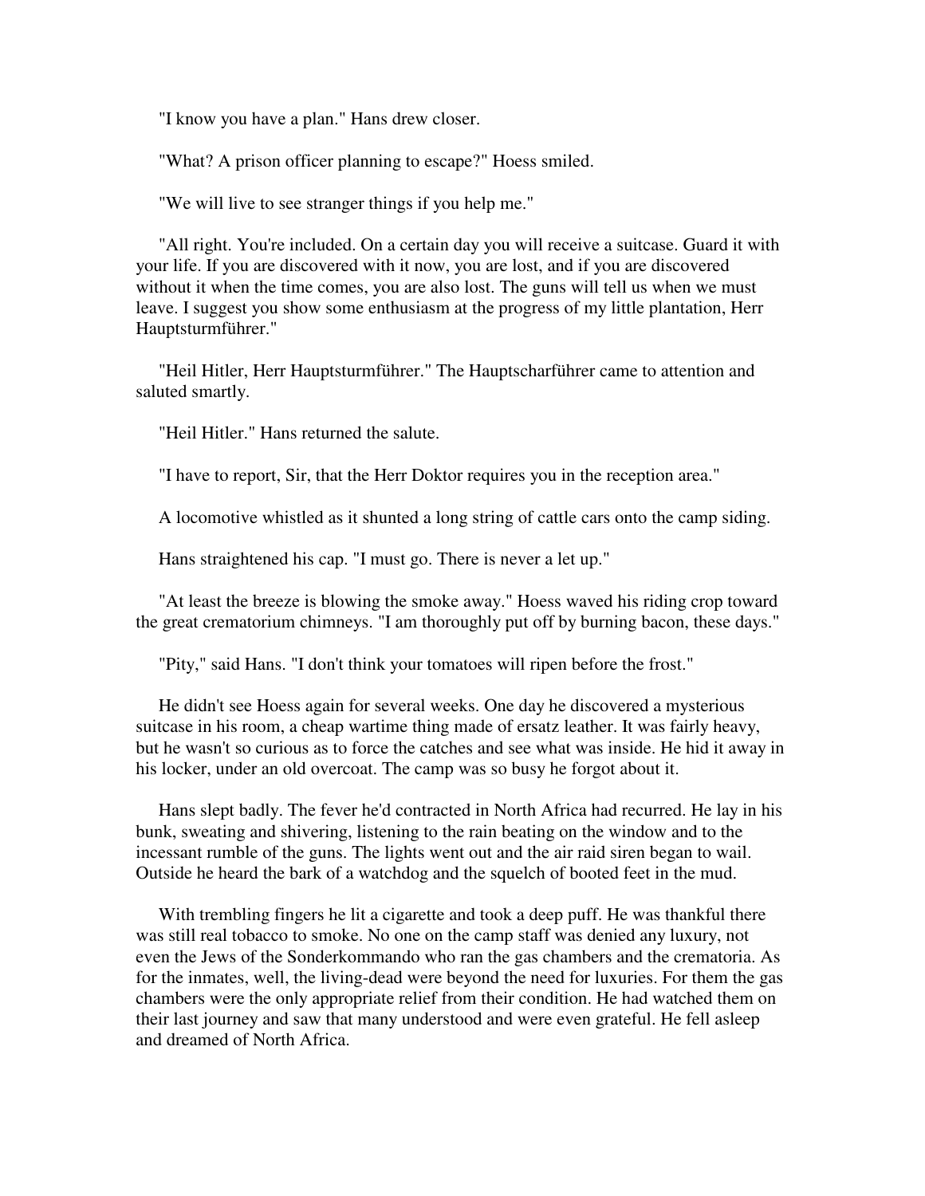"I know you have a plan." Hans drew closer.

"What? A prison officer planning to escape?" Hoess smiled.

"We will live to see stranger things if you help me."

"All right. You're included. On a certain day you will receive a suitcase. Guard it with your life. If you are discovered with it now, you are lost, and if you are discovered without it when the time comes, you are also lost. The guns will tell us when we must leave. I suggest you show some enthusiasm at the progress of my little plantation, Herr Hauptsturmführer."

"Heil Hitler, Herr Hauptsturmführer." The Hauptscharführer came to attention and saluted smartly.

"Heil Hitler." Hans returned the salute.

"I have to report, Sir, that the Herr Doktor requires you in the reception area."

A locomotive whistled as it shunted a long string of cattle cars onto the camp siding.

Hans straightened his cap. "I must go. There is never a let up."

"At least the breeze is blowing the smoke away." Hoess waved his riding crop toward the great crematorium chimneys. "I am thoroughly put off by burning bacon, these days."

"Pity," said Hans. "I don't think your tomatoes will ripen before the frost."

He didn't see Hoess again for several weeks. One day he discovered a mysterious suitcase in his room, a cheap wartime thing made of ersatz leather. It was fairly heavy, but he wasn't so curious as to force the catches and see what was inside. He hid it away in his locker, under an old overcoat. The camp was so busy he forgot about it.

Hans slept badly. The fever he'd contracted in North Africa had recurred. He lay in his bunk, sweating and shivering, listening to the rain beating on the window and to the incessant rumble of the guns. The lights went out and the air raid siren began to wail. Outside he heard the bark of a watchdog and the squelch of booted feet in the mud.

With trembling fingers he lit a cigarette and took a deep puff. He was thankful there was still real tobacco to smoke. No one on the camp staff was denied any luxury, not even the Jews of the Sonderkommando who ran the gas chambers and the crematoria. As for the inmates, well, the living-dead were beyond the need for luxuries. For them the gas chambers were the only appropriate relief from their condition. He had watched them on their last journey and saw that many understood and were even grateful. He fell asleep and dreamed of North Africa.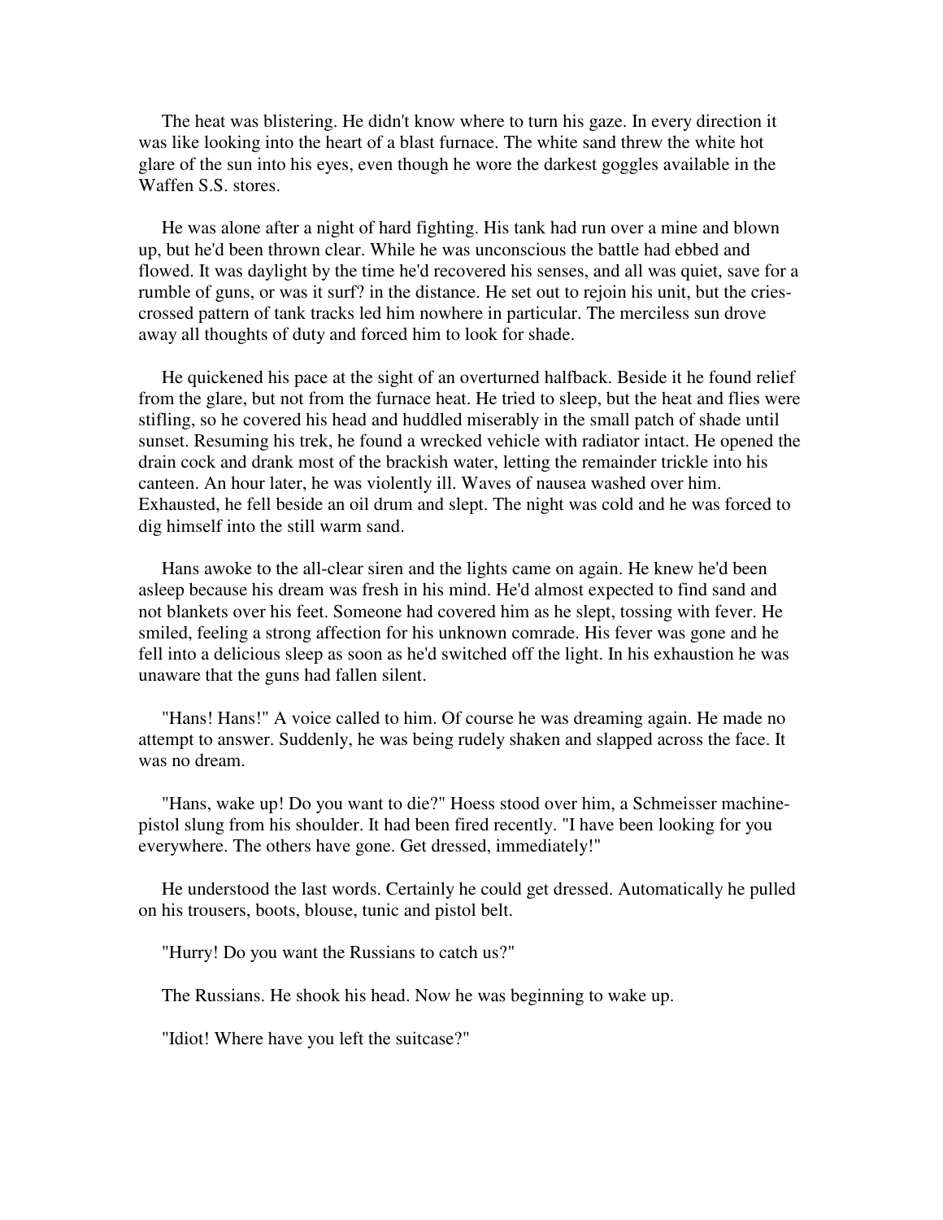The heat was blistering. He didn't know where to turn his gaze. In every direction it was like looking into the heart of a blast furnace. The white sand threw the white hot glare of the sun into his eyes, even though he wore the darkest goggles available in the Waffen S.S. stores.

He was alone after a night of hard fighting. His tank had run over a mine and blown up, but he'd been thrown clear. While he was unconscious the battle had ebbed and flowed. It was daylight by the time he'd recovered his senses, and all was quiet, save for a rumble of guns, or was it surf? in the distance. He set out to rejoin his unit, but the cries-crossed pattern of tank tracks led him nowhere in particular. The merciless sun drove away all thoughts of duty and forced him to look for shade.

He quickened his pace at the sight of an overturned halfback. Beside it he found relief from the glare, but not from the furnace heat. He tried to sleep, but the heat and flies were stifling, so he covered his head and huddled miserably in the small patch of shade until sunset. Resuming his trek, he found a wrecked vehicle with radiator intact. He opened the drain cock and drank most of the brackish water, letting the remainder trickle into his canteen. An hour later, he was violently ill. Waves of nausea washed over him. Exhausted, he fell beside an oil drum and slept. The night was cold and he was forced to dig himself into the still warm sand.

Hans awoke to the all-clear siren and the lights came on again. He knew he'd been asleep because his dream was fresh in his mind. He'd almost expected to find sand and not blankets over his feet. Someone had covered him as he slept, tossing with fever. He smiled, feeling a strong affection for his unknown comrade. His fever was gone and he fell into a delicious sleep as soon as he'd switched off the light. In his exhaustion he was unaware that the guns had fallen silent.

"Hans! Hans!" A voice called to him. Of course he was dreaming again. He made no attempt to answer. Suddenly, he was being rudely shaken and slapped across the face. It was no dream.

"Hans, wake up! Do you want to die?" Hoess stood over him, a Schmeisser machine-pistol slung from his shoulder. It had been fired recently. "I have been looking for you everywhere. The others have gone. Get dressed, immediately!"

He understood the last words. Certainly he could get dressed. Automatically he pulled on his trousers, boots, blouse, tunic and pistol belt.

"Hurry! Do you want the Russians to catch us?"

The Russians. He shook his head. Now he was beginning to wake up.

"Idiot! Where have you left the suitcase?"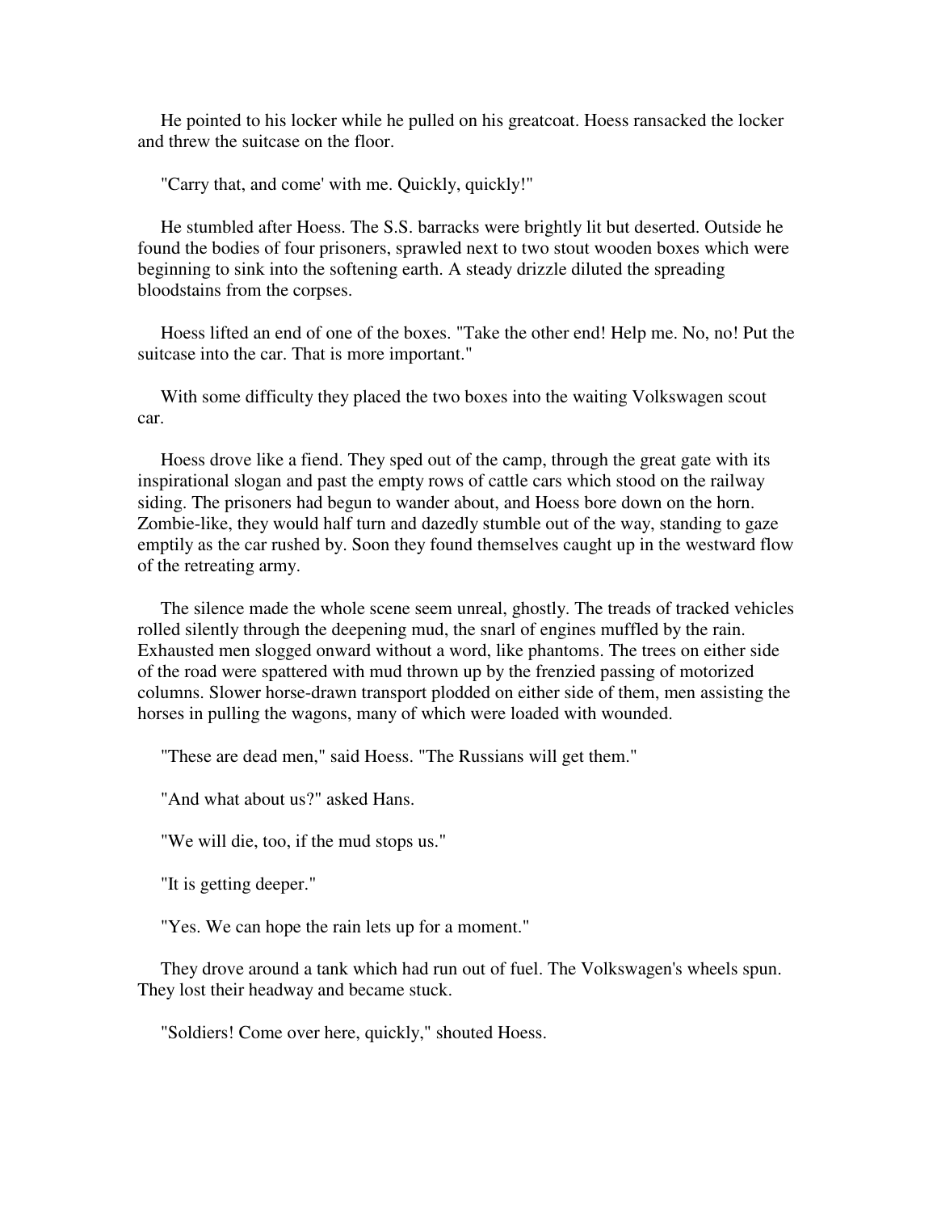He pointed to his locker while he pulled on his greatcoat. Hoess ransacked the locker and threw the suitcase on the floor.

"Carry that, and come' with me. Quickly, quickly!"

He stumbled after Hoess. The S.S. barracks were brightly lit but deserted. Outside he found the bodies of four prisoners, sprawled next to two stout wooden boxes which were beginning to sink into the softening earth. A steady drizzle diluted the spreading bloodstains from the corpses.

Hoess lifted an end of one of the boxes. "Take the other end! Help me. No, no! Put the suitcase into the car. That is more important."

With some difficulty they placed the two boxes into the waiting Volkswagen scout car.

Hoess drove like a fiend. They sped out of the camp, through the great gate with its inspirational slogan and past the empty rows of cattle cars which stood on the railway siding. The prisoners had begun to wander about, and Hoess bore down on the horn. Zombie-like, they would half turn and dazedly stumble out of the way, standing to gaze emptily as the car rushed by. Soon they found themselves caught up in the westward flow of the retreating army.

The silence made the whole scene seem unreal, ghostly. The treads of tracked vehicles rolled silently through the deepening mud, the snarl of engines muffled by the rain. Exhausted men slogged onward without a word, like phantoms. The trees on either side of the road were spattered with mud thrown up by the frenzied passing of motorized columns. Slower horse-drawn transport plodded on either side of them, men assisting the horses in pulling the wagons, many of which were loaded with wounded.

"These are dead men," said Hoess. "The Russians will get them."

"And what about us?" asked Hans.

"We will die, too, if the mud stops us."

"It is getting deeper."

"Yes. We can hope the rain lets up for a moment."

They drove around a tank which had run out of fuel. The Volkswagen's wheels spun. They lost their headway and became stuck.

"Soldiers! Come over here, quickly," shouted Hoess.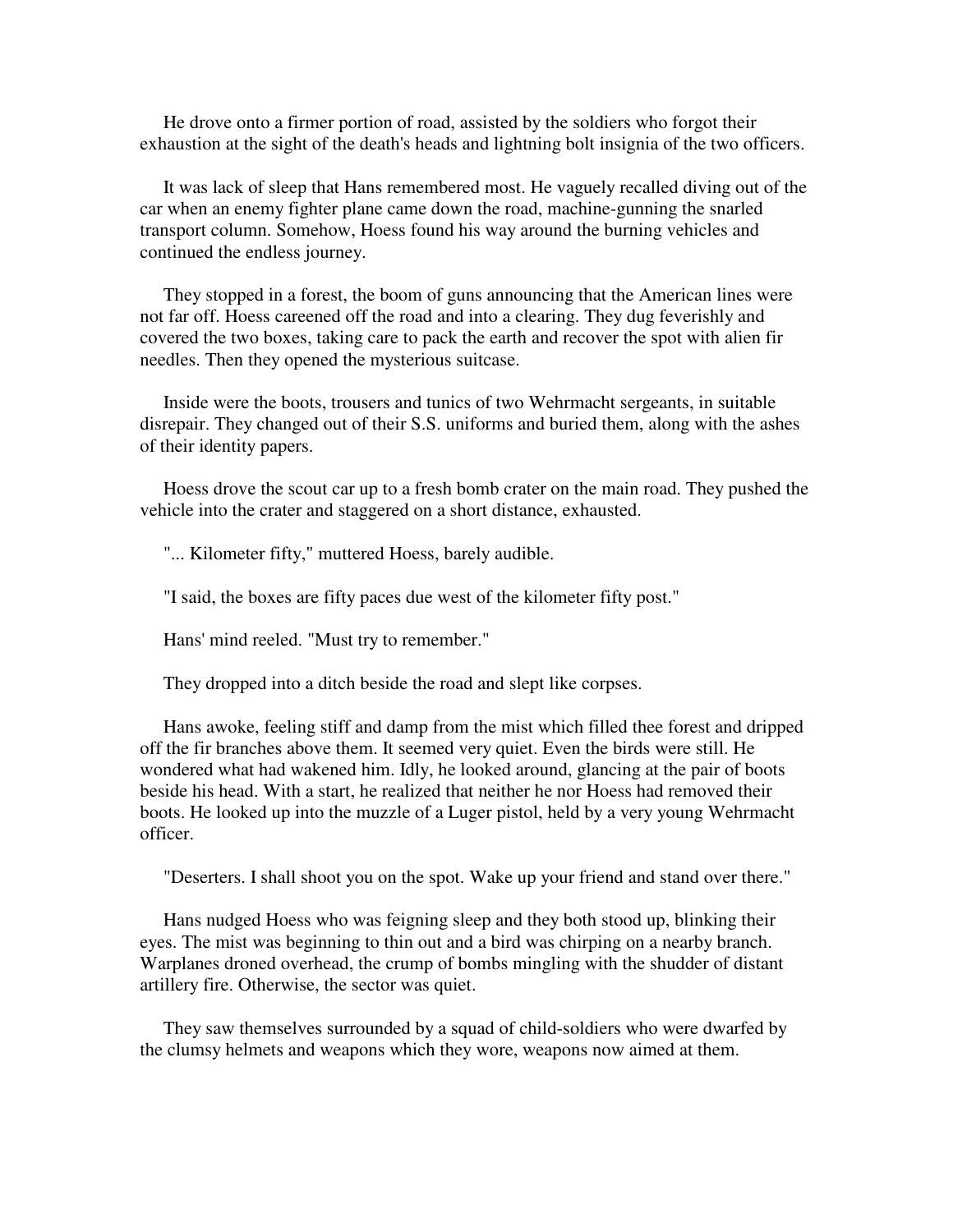He drove onto a firmer portion of road, assisted by the soldiers who forgot their exhaustion at the sight of the death's heads and lightning bolt insignia of the two officers.

It was lack of sleep that Hans remembered most. He vaguely recalled diving out of the car when an enemy fighter plane came down the road, machine-gunning the snarled transport column. Somehow, Hoess found his way around the burning vehicles and continued the endless journey.

They stopped in a forest, the boom of guns announcing that the American lines were not far off. Hoess careened off the road and into a clearing. They dug feverishly and covered the two boxes, taking care to pack the earth and recover the spot with alien fir needles. Then they opened the mysterious suitcase.

Inside were the boots, trousers and tunics of two Wehrmacht sergeants, in suitable disrepair. They changed out of their S.S. uniforms and buried them, along with the ashes of their identity papers.

Hoess drove the scout car up to a fresh bomb crater on the main road. They pushed the vehicle into the crater and staggered on a short distance, exhausted.

"... Kilometer fifty," muttered Hoess, barely audible.

"I said, the boxes are fifty paces due west of the kilometer fifty post."

Hans' mind reeled. "Must try to remember."

They dropped into a ditch beside the road and slept like corpses.

Hans awoke, feeling stiff and damp from the mist which filled thee forest and dripped off the fir branches above them. It seemed very quiet. Even the birds were still. He wondered what had wakened him. Idly, he looked around, glancing at the pair of boots beside his head. With a start, he realized that neither he nor Hoess had removed their boots. He looked up into the muzzle of a Luger pistol, held by a very young Wehrmacht officer.

"Deserters. I shall shoot you on the spot. Wake up your friend and stand over there."

Hans nudged Hoess who was feigning sleep and they both stood up, blinking their eyes. The mist was beginning to thin out and a bird was chirping on a nearby branch. Warplanes droned overhead, the crump of bombs mingling with the shudder of distant artillery fire. Otherwise, the sector was quiet.

They saw themselves surrounded by a squad of child-soldiers who were dwarfed by the clumsy helmets and weapons which they wore, weapons now aimed at them.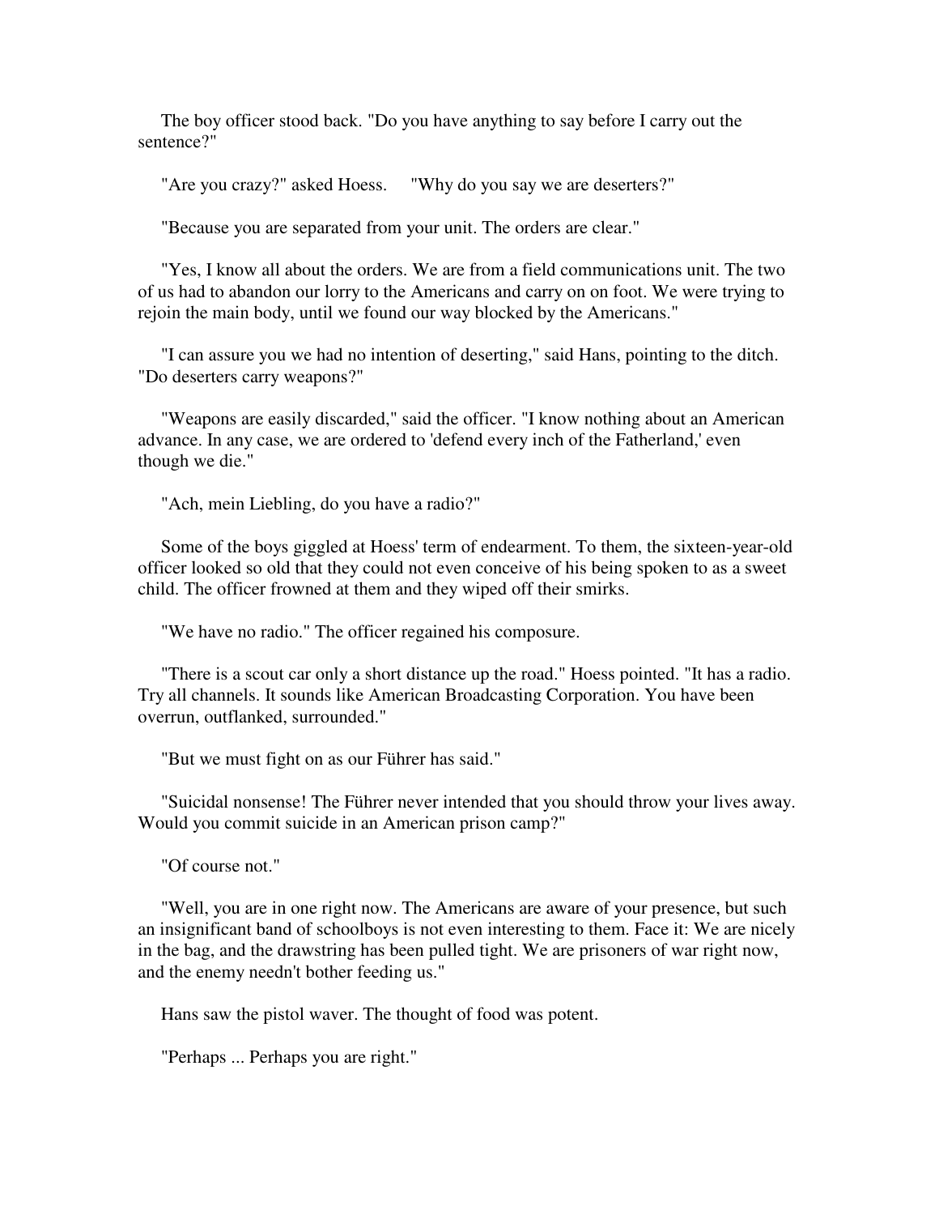The boy officer stood back. "Do you have anything to say before I carry out the sentence?"

"Are you crazy?" asked Hoess. "Why do you say we are deserters?"

"Because you are separated from your unit. The orders are clear."

"Yes, I know all about the orders. We are from a field communications unit. The two of us had to abandon our lorry to the Americans and carry on on foot. We were trying to rejoin the main body, until we found our way blocked by the Americans."

"I can assure you we had no intention of deserting," said Hans, pointing to the ditch. "Do deserters carry weapons?"

"Weapons are easily discarded," said the officer. "I know nothing about an American advance. In any case, we are ordered to 'defend every inch of the Fatherland,' even though we die."

"Ach, mein Liebling, do you have a radio?"

Some of the boys giggled at Hoess' term of endearment. To them, the sixteen-year-old officer looked so old that they could not even conceive of his being spoken to as a sweet child. The officer frowned at them and they wiped off their smirks.

"We have no radio." The officer regained his composure.

"There is a scout car only a short distance up the road." Hoess pointed. "It has a radio. Try all channels. It sounds like American Broadcasting Corporation. You have been overrun, outflanked, surrounded."

"But we must fight on as our Führer has said."

"Suicidal nonsense! The Führer never intended that you should throw your lives away. Would you commit suicide in an American prison camp?"

"Of course not."

"Well, you are in one right now. The Americans are aware of your presence, but such an insignificant band of schoolboys is not even interesting to them. Face it: We are nicely in the bag, and the drawstring has been pulled tight. We are prisoners of war right now, and the enemy needn't bother feeding us."

Hans saw the pistol waver. The thought of food was potent.

"Perhaps ... Perhaps you are right."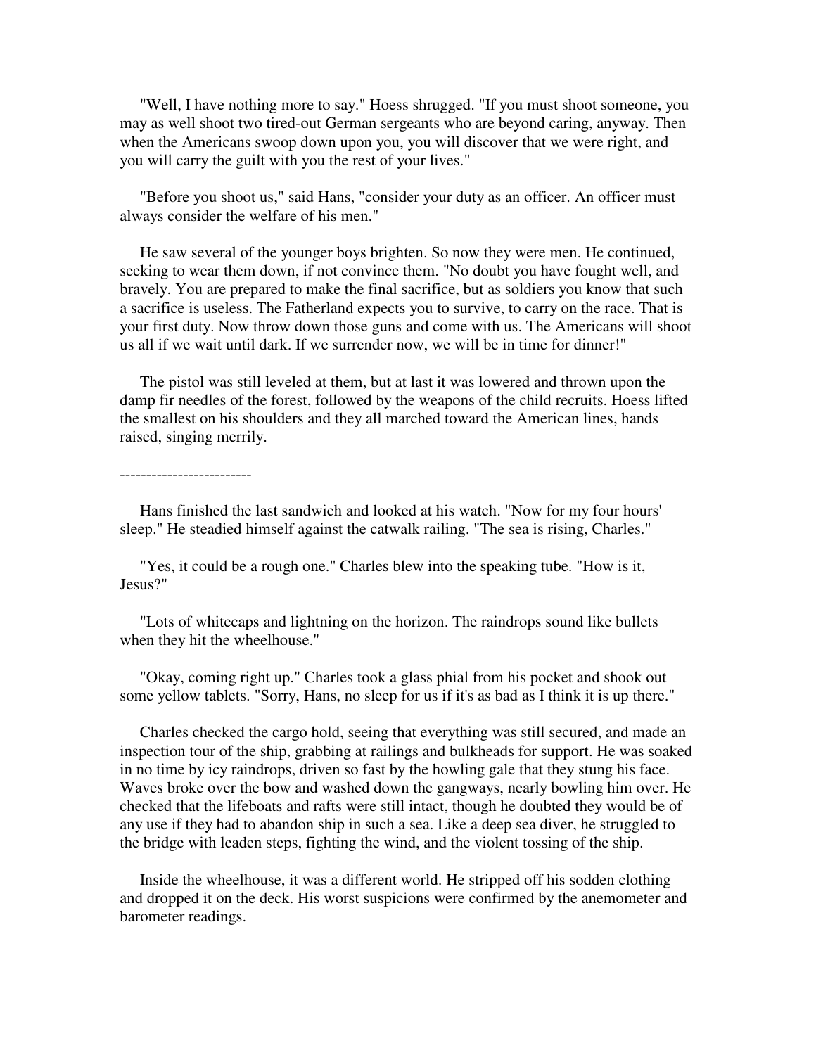"Well, I have nothing more to say." Hoess shrugged. "If you must shoot someone, you may as well shoot two tired-out German sergeants who are beyond caring, anyway. Then when the Americans swoop down upon you, you will discover that we were right, and you will carry the guilt with you the rest of your lives."

"Before you shoot us," said Hans, "consider your duty as an officer. An officer must always consider the welfare of his men."

He saw several of the younger boys brighten. So now they were men. He continued, seeking to wear them down, if not convince them. "No doubt you have fought well, and bravely. You are prepared to make the final sacrifice, but as soldiers you know that such a sacrifice is useless. The Fatherland expects you to survive, to carry on the race. That is your first duty. Now throw down those guns and come with us. The Americans will shoot us all if we wait until dark. If we surrender now, we will be in time for dinner!"

The pistol was still leveled at them, but at last it was lowered and thrown upon the damp fir needles of the forest, followed by the weapons of the child recruits. Hoess lifted the smallest on his shoulders and they all marched toward the American lines, hands raised, singing merrily.

-------------------------

Hans finished the last sandwich and looked at his watch. "Now for my four hours' sleep." He steadied himself against the catwalk railing. "The sea is rising, Charles."

"Yes, it could be a rough one." Charles blew into the speaking tube. "How is it, Jesus?"

"Lots of whitecaps and lightning on the horizon. The raindrops sound like bullets when they hit the wheelhouse."

"Okay, coming right up." Charles took a glass phial from his pocket and shook out some yellow tablets. "Sorry, Hans, no sleep for us if it's as bad as I think it is up there."

Charles checked the cargo hold, seeing that everything was still secured, and made an inspection tour of the ship, grabbing at railings and bulkheads for support. He was soaked in no time by icy raindrops, driven so fast by the howling gale that they stung his face. Waves broke over the bow and washed down the gangways, nearly bowling him over. He checked that the lifeboats and rafts were still intact, though he doubted they would be of any use if they had to abandon ship in such a sea. Like a deep sea diver, he struggled to the bridge with leaden steps, fighting the wind, and the violent tossing of the ship.

Inside the wheelhouse, it was a different world. He stripped off his sodden clothing and dropped it on the deck. His worst suspicions were confirmed by the anemometer and barometer readings.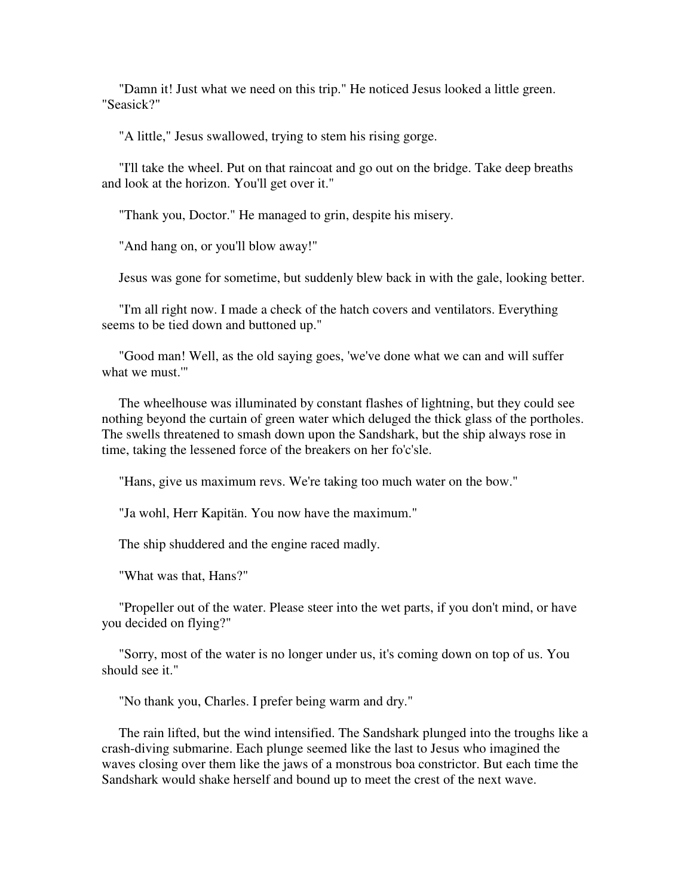"Damn it! Just what we need on this trip." He noticed Jesus looked a little green. "Seasick?"

"A little," Jesus swallowed, trying to stem his rising gorge.

"I'll take the wheel. Put on that raincoat and go out on the bridge. Take deep breaths and look at the horizon. You'll get over it."

"Thank you, Doctor." He managed to grin, despite his misery.

"And hang on, or you'll blow away!"

Jesus was gone for sometime, but suddenly blew back in with the gale, looking better.

"I'm all right now. I made a check of the hatch covers and ventilators. Everything seems to be tied down and buttoned up."

"Good man! Well, as the old saying goes, 'we've done what we can and will suffer what we must.'"

The wheelhouse was illuminated by constant flashes of lightning, but they could see nothing beyond the curtain of green water which deluged the thick glass of the portholes. The swells threatened to smash down upon the Sandshark, but the ship always rose in time, taking the lessened force of the breakers on her fo'c'sle.

"Hans, give us maximum revs. We're taking too much water on the bow."

"Ja wohl, Herr Kapitän. You now have the maximum."

The ship shuddered and the engine raced madly.

"What was that, Hans?"

"Propeller out of the water. Please steer into the wet parts, if you don't mind, or have you decided on flying?"

"Sorry, most of the water is no longer under us, it's coming down on top of us. You should see it."

"No thank you, Charles. I prefer being warm and dry."

The rain lifted, but the wind intensified. The Sandshark plunged into the troughs like a crash-diving submarine. Each plunge seemed like the last to Jesus who imagined the waves closing over them like the jaws of a monstrous boa constrictor. But each time the Sandshark would shake herself and bound up to meet the crest of the next wave.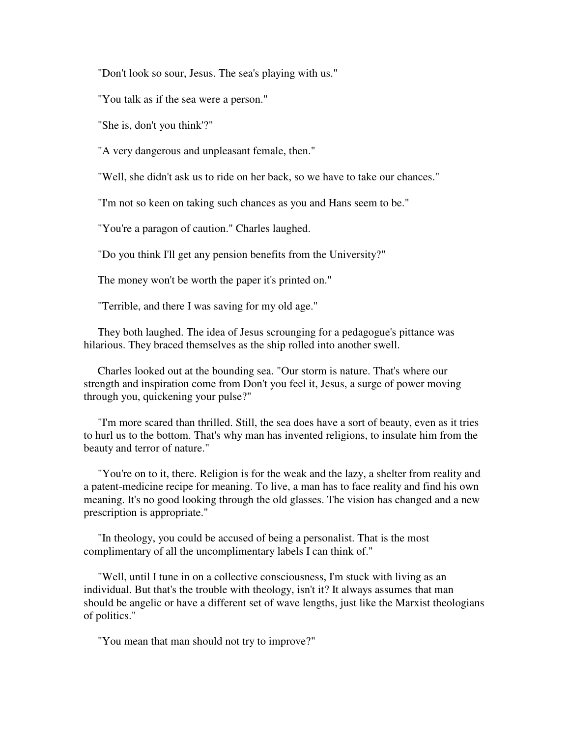"Don't look so sour, Jesus. The sea's playing with us."

"You talk as if the sea were a person."

"She is, don't you think'?"

"A very dangerous and unpleasant female, then."

"Well, she didn't ask us to ride on her back, so we have to take our chances."

"I'm not so keen on taking such chances as you and Hans seem to be."

"You're a paragon of caution." Charles laughed.

"Do you think I'll get any pension benefits from the University?"

The money won't be worth the paper it's printed on."

"Terrible, and there I was saving for my old age."

They both laughed. The idea of Jesus scrounging for a pedagogue's pittance was hilarious. They braced themselves as the ship rolled into another swell.

Charles looked out at the bounding sea. "Our storm is nature. That's where our strength and inspiration come from Don't you feel it, Jesus, a surge of power moving through you, quickening your pulse?"

"I'm more scared than thrilled. Still, the sea does have a sort of beauty, even as it tries to hurl us to the bottom. That's why man has invented religions, to insulate him from the beauty and terror of nature."

"You're on to it, there. Religion is for the weak and the lazy, a shelter from reality and a patent-medicine recipe for meaning. To live, a man has to face reality and find his own meaning. It's no good looking through the old glasses. The vision has changed and a new prescription is appropriate."

"In theology, you could be accused of being a personalist. That is the most complimentary of all the uncomplimentary labels I can think of."

"Well, until I tune in on a collective consciousness, I'm stuck with living as an individual. But that's the trouble with theology, isn't it? It always assumes that man should be angelic or have a different set of wave lengths, just like the Marxist theologians of politics."

"You mean that man should not try to improve?"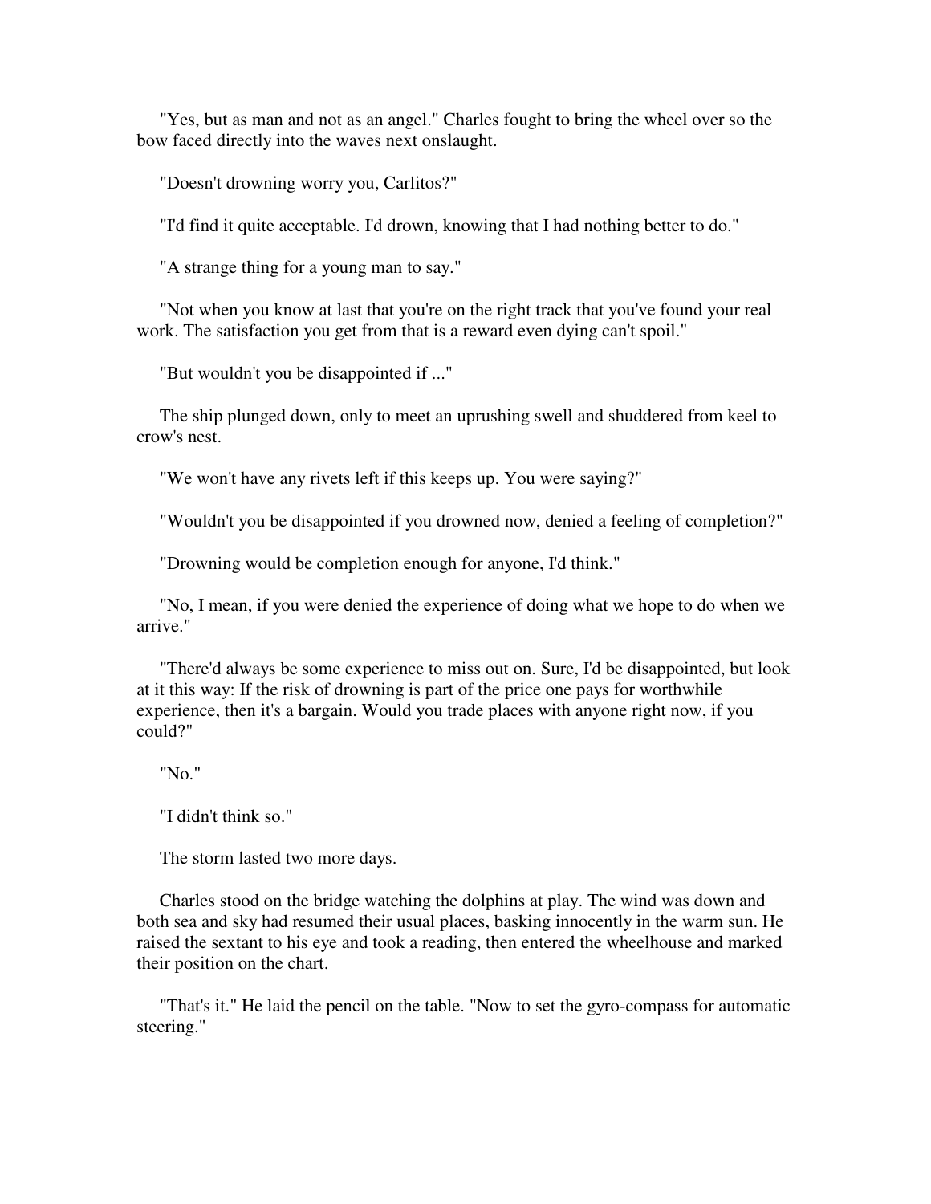"Yes, but as man and not as an angel." Charles fought to bring the wheel over so the bow faced directly into the waves next onslaught.

"Doesn't drowning worry you, Carlitos?"

"I'd find it quite acceptable. I'd drown, knowing that I had nothing better to do."

"A strange thing for a young man to say."

"Not when you know at last that you're on the right track that you've found your real work. The satisfaction you get from that is a reward even dying can't spoil."

"But wouldn't you be disappointed if ..."

The ship plunged down, only to meet an uprushing swell and shuddered from keel to crow's nest.

"We won't have any rivets left if this keeps up. You were saying?"

"Wouldn't you be disappointed if you drowned now, denied a feeling of completion?"

"Drowning would be completion enough for anyone, I'd think."

"No, I mean, if you were denied the experience of doing what we hope to do when we arrive."

"There'd always be some experience to miss out on. Sure, I'd be disappointed, but look at it this way: If the risk of drowning is part of the price one pays for worthwhile experience, then it's a bargain. Would you trade places with anyone right now, if you could?"

"No."

"I didn't think so."

The storm lasted two more days.

Charles stood on the bridge watching the dolphins at play. The wind was down and both sea and sky had resumed their usual places, basking innocently in the warm sun. He raised the sextant to his eye and took a reading, then entered the wheelhouse and marked their position on the chart.

"That's it." He laid the pencil on the table. "Now to set the gyro-compass for automatic steering."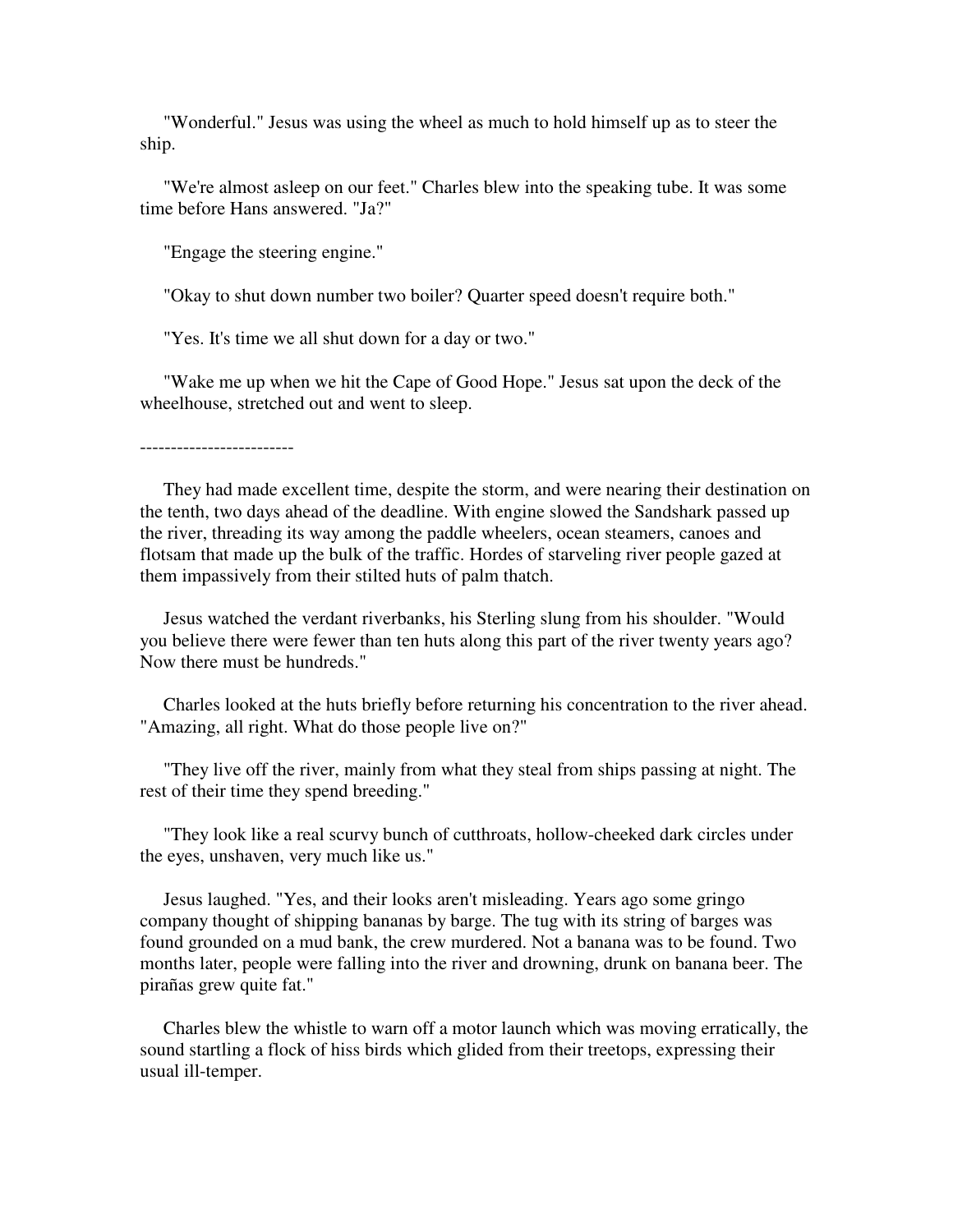"Wonderful." Jesus was using the wheel as much to hold himself up as to steer the ship.

"We're almost asleep on our feet." Charles blew into the speaking tube. It was some time before Hans answered. "Ja?"

"Engage the steering engine."

"Okay to shut down number two boiler? Quarter speed doesn't require both."

"Yes. It's time we all shut down for a day or two."

"Wake me up when we hit the Cape of Good Hope." Jesus sat upon the deck of the wheelhouse, stretched out and went to sleep.

-------------------------

They had made excellent time, despite the storm, and were nearing their destination on the tenth, two days ahead of the deadline. With engine slowed the Sandshark passed up the river, threading its way among the paddle wheelers, ocean steamers, canoes and flotsam that made up the bulk of the traffic. Hordes of starveling river people gazed at them impassively from their stilted huts of palm thatch.

Jesus watched the verdant riverbanks, his Sterling slung from his shoulder. "Would you believe there were fewer than ten huts along this part of the river twenty years ago? Now there must be hundreds."

Charles looked at the huts briefly before returning his concentration to the river ahead. "Amazing, all right. What do those people live on?"

"They live off the river, mainly from what they steal from ships passing at night. The rest of their time they spend breeding."

"They look like a real scurvy bunch of cutthroats, hollow-cheeked dark circles under the eyes, unshaven, very much like us."

Jesus laughed. "Yes, and their looks aren't misleading. Years ago some gringo company thought of shipping bananas by barge. The tug with its string of barges was found grounded on a mud bank, the crew murdered. Not a banana was to be found. Two months later, people were falling into the river and drowning, drunk on banana beer. The pirañas grew quite fat."

Charles blew the whistle to warn off a motor launch which was moving erratically, the sound startling a flock of hiss birds which glided from their treetops, expressing their usual ill-temper.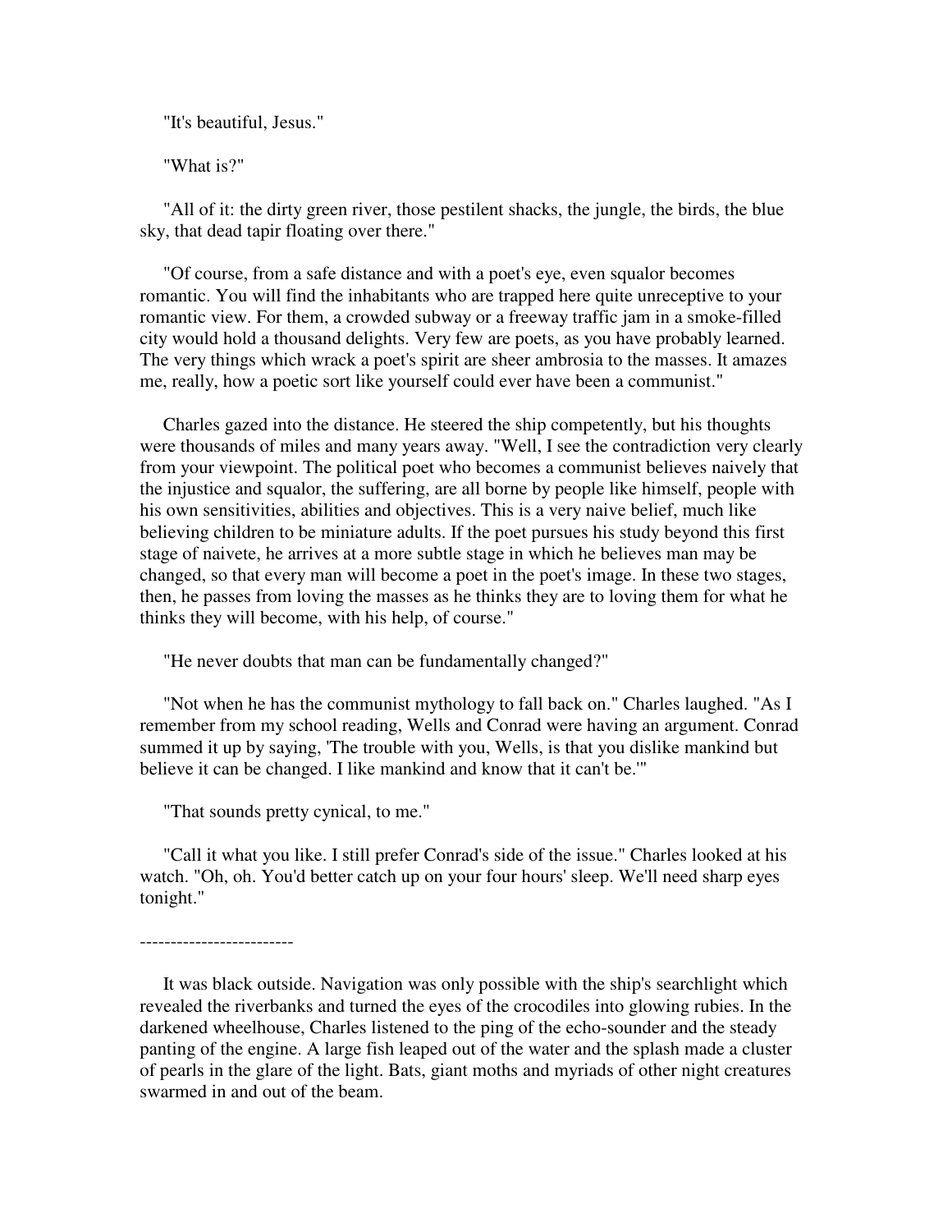"It's beautiful, Jesus."

"What is?"

"All of it: the dirty green river, those pestilent shacks, the jungle, the birds, the blue sky, that dead tapir floating over there."

"Of course, from a safe distance and with a poet's eye, even squalor becomes romantic. You will find the inhabitants who are trapped here quite unreceptive to your romantic view. For them, a crowded subway or a freeway traffic jam in a smoke-filled city would hold a thousand delights. Very few are poets, as you have probably learned. The very things which wrack a poet's spirit are sheer ambrosia to the masses. It amazes me, really, how a poetic sort like yourself could ever have been a communist."

Charles gazed into the distance. He steered the ship competently, but his thoughts were thousands of miles and many years away. "Well, I see the contradiction very clearly from your viewpoint. The political poet who becomes a communist believes naively that the injustice and squalor, the suffering, are all borne by people like himself, people with his own sensitivities, abilities and objectives. This is a very naive belief, much like believing children to be miniature adults. If the poet pursues his study beyond this first stage of naivete, he arrives at a more subtle stage in which he believes man may be changed, so that every man will become a poet in the poet's image. In these two stages, then, he passes from loving the masses as he thinks they are to loving them for what he thinks they will become, with his help, of course."

"He never doubts that man can be fundamentally changed?"

"Not when he has the communist mythology to fall back on." Charles laughed. "As I remember from my school reading, Wells and Conrad were having an argument. Conrad summed it up by saying, 'The trouble with you, Wells, is that you dislike mankind but believe it can be changed. I like mankind and know that it can't be.'"

"That sounds pretty cynical, to me."

"Call it what you like. I still prefer Conrad's side of the issue." Charles looked at his watch. "Oh, oh. You'd better catch up on your four hours' sleep. We'll need sharp eyes tonight."

-------------------------

It was black outside. Navigation was only possible with the ship's searchlight which revealed the riverbanks and turned the eyes of the crocodiles into glowing rubies. In the darkened wheelhouse, Charles listened to the ping of the echo-sounder and the steady panting of the engine. A large fish leaped out of the water and the splash made a cluster of pearls in the glare of the light. Bats, giant moths and myriads of other night creatures swarmed in and out of the beam.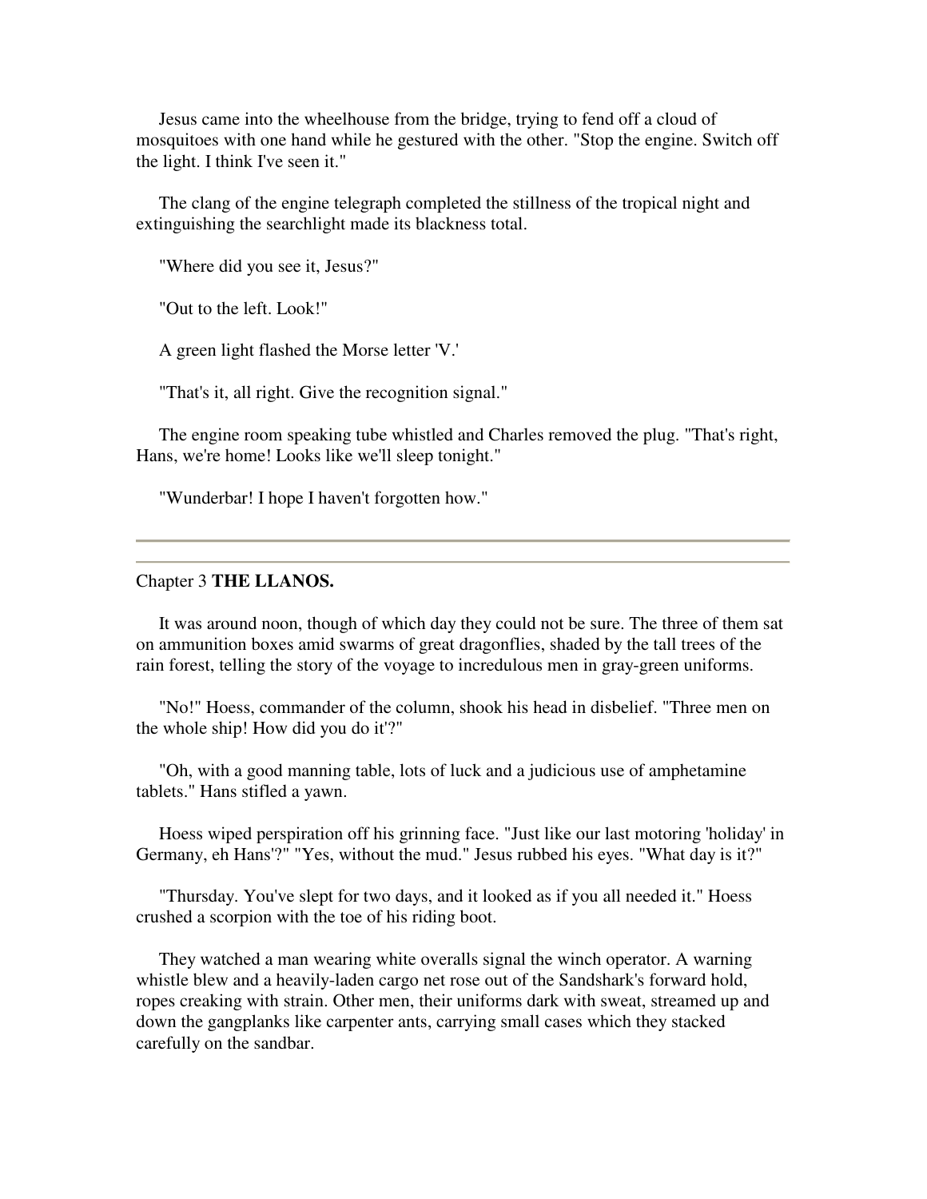Jesus came into the wheelhouse from the bridge, trying to fend off a cloud of mosquitoes with one hand while he gestured with the other. "Stop the engine. Switch off the light. I think I've seen it."

The clang of the engine telegraph completed the stillness of the tropical night and extinguishing the searchlight made its blackness total.

"Where did you see it, Jesus?"

"Out to the left. Look!"

A green light flashed the Morse letter 'V.'

"That's it, all right. Give the recognition signal."

The engine room speaking tube whistled and Charles removed the plug. "That's right, Hans, we're home! Looks like we'll sleep tonight."

"Wunderbar! I hope I haven't forgotten how."

---

## Chapter 3 **THE LLANOS.**

It was around noon, though of which day they could not be sure. The three of them sat on ammunition boxes amid swarms of great dragonflies, shaded by the tall trees of the rain forest, telling the story of the voyage to incredulous men in gray-green uniforms.

"No!" Hoess, commander of the column, shook his head in disbelief. "Three men on the whole ship! How did you do it'?"

"Oh, with a good manning table, lots of luck and a judicious use of amphetamine tablets." Hans stifled a yawn.

Hoess wiped perspiration off his grinning face. "Just like our last motoring 'holiday' in Germany, eh Hans'?" "Yes, without the mud." Jesus rubbed his eyes. "What day is it?"

"Thursday. You've slept for two days, and it looked as if you all needed it." Hoess crushed a scorpion with the toe of his riding boot.

They watched a man wearing white overalls signal the winch operator. A warning whistle blew and a heavily-laden cargo net rose out of the Sandshark's forward hold, ropes creaking with strain. Other men, their uniforms dark with sweat, streamed up and down the gangplanks like carpenter ants, carrying small cases which they stacked carefully on the sandbar.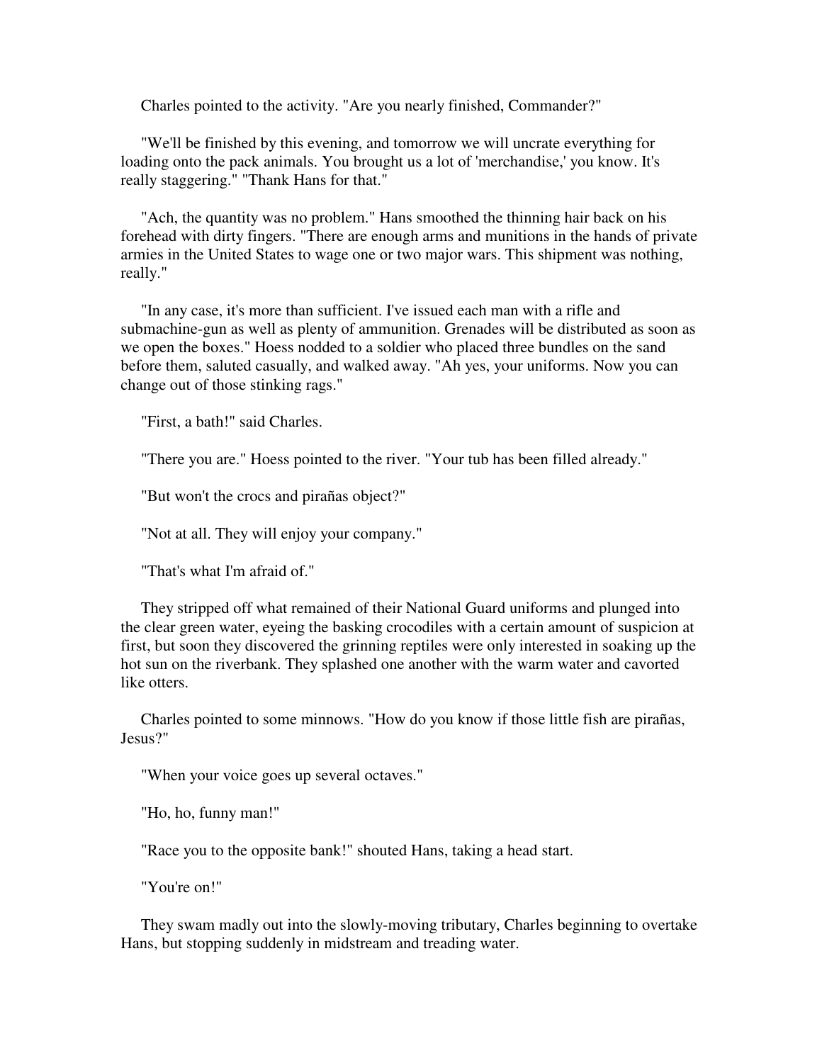Charles pointed to the activity. "Are you nearly finished, Commander?"

"We'll be finished by this evening, and tomorrow we will uncrate everything for loading onto the pack animals. You brought us a lot of 'merchandise,' you know. It's really staggering." "Thank Hans for that."

"Ach, the quantity was no problem." Hans smoothed the thinning hair back on his forehead with dirty fingers. "There are enough arms and munitions in the hands of private armies in the United States to wage one or two major wars. This shipment was nothing, really."

"In any case, it's more than sufficient. I've issued each man with a rifle and submachine-gun as well as plenty of ammunition. Grenades will be distributed as soon as we open the boxes." Hoess nodded to a soldier who placed three bundles on the sand before them, saluted casually, and walked away. "Ah yes, your uniforms. Now you can change out of those stinking rags."

"First, a bath!" said Charles.

"There you are." Hoess pointed to the river. "Your tub has been filled already."

"But won't the crocs and pirañas object?"

"Not at all. They will enjoy your company."

"That's what I'm afraid of."

They stripped off what remained of their National Guard uniforms and plunged into the clear green water, eyeing the basking crocodiles with a certain amount of suspicion at first, but soon they discovered the grinning reptiles were only interested in soaking up the hot sun on the riverbank. They splashed one another with the warm water and cavorted like otters.

Charles pointed to some minnows. "How do you know if those little fish are pirañas, Jesus?"

"When your voice goes up several octaves."

"Ho, ho, funny man!"

"Race you to the opposite bank!" shouted Hans, taking a head start.

"You're on!"

They swam madly out into the slowly-moving tributary, Charles beginning to overtake Hans, but stopping suddenly in midstream and treading water.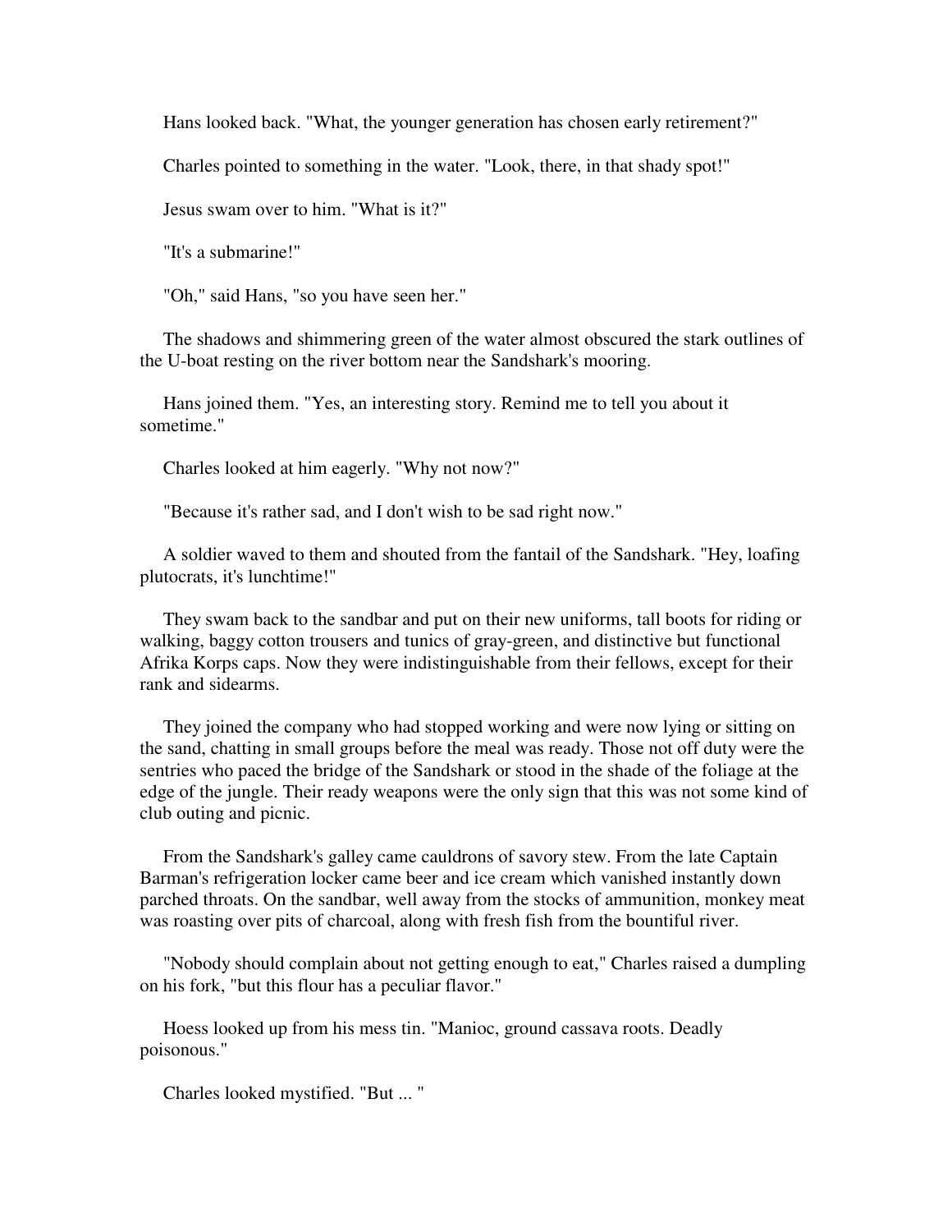Hans looked back. "What, the younger generation has chosen early retirement?"

Charles pointed to something in the water. "Look, there, in that shady spot!"

Jesus swam over to him. "What is it?"

"It's a submarine!"

"Oh," said Hans, "so you have seen her."

The shadows and shimmering green of the water almost obscured the stark outlines of the U-boat resting on the river bottom near the Sandshark's mooring.

Hans joined them. "Yes, an interesting story. Remind me to tell you about it sometime."

Charles looked at him eagerly. "Why not now?"

"Because it's rather sad, and I don't wish to be sad right now."

A soldier waved to them and shouted from the fantail of the Sandshark. "Hey, loafing plutocrats, it's lunchtime!"

They swam back to the sandbar and put on their new uniforms, tall boots for riding or walking, baggy cotton trousers and tunics of gray-green, and distinctive but functional Afrika Korps caps. Now they were indistinguishable from their fellows, except for their rank and sidearms.

They joined the company who had stopped working and were now lying or sitting on the sand, chatting in small groups before the meal was ready. Those not off duty were the sentries who paced the bridge of the Sandshark or stood in the shade of the foliage at the edge of the jungle. Their ready weapons were the only sign that this was not some kind of club outing and picnic.

From the Sandshark's galley came cauldrons of savory stew. From the late Captain Barman's refrigeration locker came beer and ice cream which vanished instantly down parched throats. On the sandbar, well away from the stocks of ammunition, monkey meat was roasting over pits of charcoal, along with fresh fish from the bountiful river.

"Nobody should complain about not getting enough to eat," Charles raised a dumpling on his fork, "but this flour has a peculiar flavor."

Hoess looked up from his mess tin. "Manioc, ground cassava roots. Deadly poisonous."

Charles looked mystified. "But ... "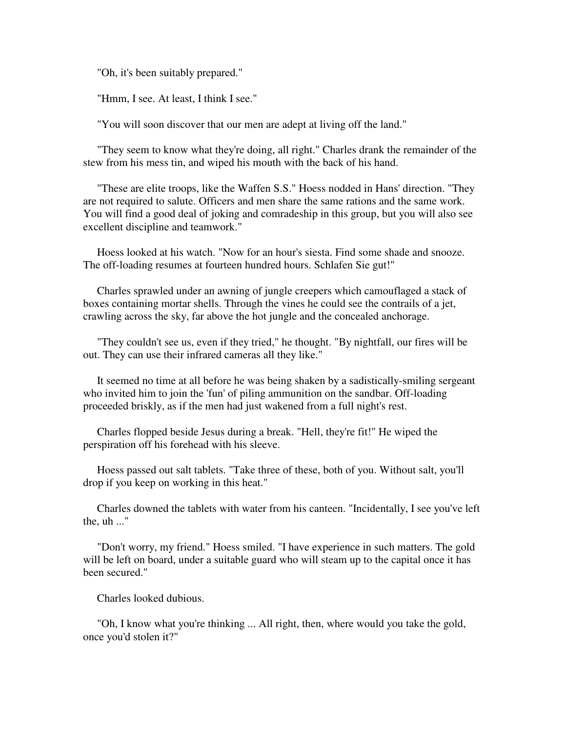"Oh, it's been suitably prepared."

"Hmm, I see. At least, I think I see."

"You will soon discover that our men are adept at living off the land."

"They seem to know what they're doing, all right." Charles drank the remainder of the stew from his mess tin, and wiped his mouth with the back of his hand.

"These are elite troops, like the Waffen S.S." Hoess nodded in Hans' direction. "They are not required to salute. Officers and men share the same rations and the same work. You will find a good deal of joking and comradeship in this group, but you will also see excellent discipline and teamwork."

Hoess looked at his watch. "Now for an hour's siesta. Find some shade and snooze. The off-loading resumes at fourteen hundred hours. Schlafen Sie gut!"

Charles sprawled under an awning of jungle creepers which camouflaged a stack of boxes containing mortar shells. Through the vines he could see the contrails of a jet, crawling across the sky, far above the hot jungle and the concealed anchorage.

"They couldn't see us, even if they tried," he thought. "By nightfall, our fires will be out. They can use their infrared cameras all they like."

It seemed no time at all before he was being shaken by a sadistically-smiling sergeant who invited him to join the 'fun' of piling ammunition on the sandbar. Off-loading proceeded briskly, as if the men had just wakened from a full night's rest.

Charles flopped beside Jesus during a break. "Hell, they're fit!" He wiped the perspiration off his forehead with his sleeve.

Hoess passed out salt tablets. "Take three of these, both of you. Without salt, you'll drop if you keep on working in this heat."

Charles downed the tablets with water from his canteen. "Incidentally, I see you've left the, uh ..."

"Don't worry, my friend." Hoess smiled. "I have experience in such matters. The gold will be left on board, under a suitable guard who will steam up to the capital once it has been secured."

Charles looked dubious.

"Oh, I know what you're thinking ... All right, then, where would you take the gold, once you'd stolen it?"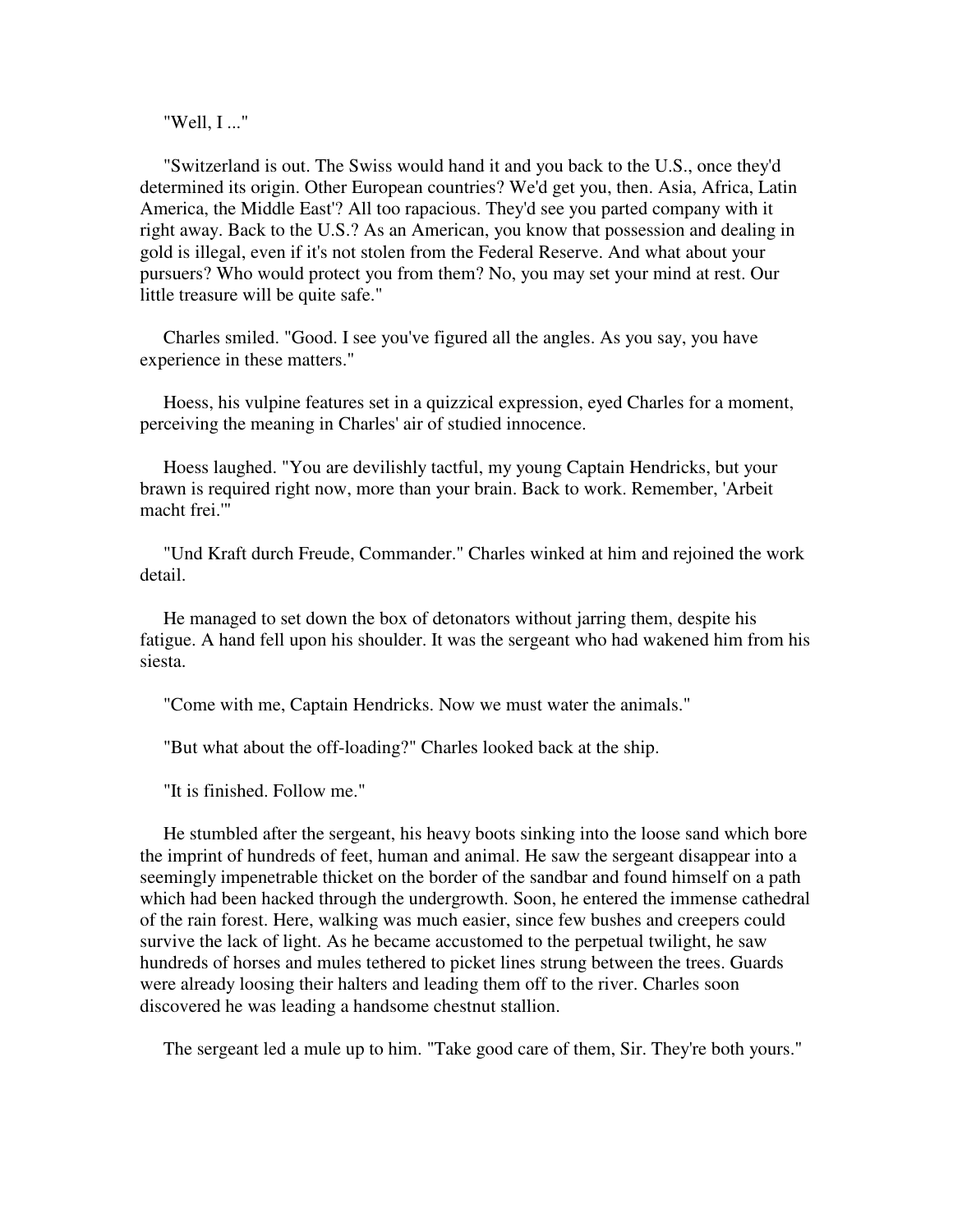"Well, I ..."

"Switzerland is out. The Swiss would hand it and you back to the U.S., once they'd determined its origin. Other European countries? We'd get you, then. Asia, Africa, Latin America, the Middle East'? All too rapacious. They'd see you parted company with it right away. Back to the U.S.? As an American, you know that possession and dealing in gold is illegal, even if it's not stolen from the Federal Reserve. And what about your pursuers? Who would protect you from them? No, you may set your mind at rest. Our little treasure will be quite safe."

Charles smiled. "Good. I see you've figured all the angles. As you say, you have experience in these matters."

Hoess, his vulpine features set in a quizzical expression, eyed Charles for a moment, perceiving the meaning in Charles' air of studied innocence.

Hoess laughed. "You are devilishly tactful, my young Captain Hendricks, but your brawn is required right now, more than your brain. Back to work. Remember, 'Arbeit macht frei.'"

"Und Kraft durch Freude, Commander." Charles winked at him and rejoined the work detail.

He managed to set down the box of detonators without jarring them, despite his fatigue. A hand fell upon his shoulder. It was the sergeant who had wakened him from his siesta.

"Come with me, Captain Hendricks. Now we must water the animals."

"But what about the off-loading?" Charles looked back at the ship.

"It is finished. Follow me."

He stumbled after the sergeant, his heavy boots sinking into the loose sand which bore the imprint of hundreds of feet, human and animal. He saw the sergeant disappear into a seemingly impenetrable thicket on the border of the sandbar and found himself on a path which had been hacked through the undergrowth. Soon, he entered the immense cathedral of the rain forest. Here, walking was much easier, since few bushes and creepers could survive the lack of light. As he became accustomed to the perpetual twilight, he saw hundreds of horses and mules tethered to picket lines strung between the trees. Guards were already loosing their halters and leading them off to the river. Charles soon discovered he was leading a handsome chestnut stallion.

The sergeant led a mule up to him. "Take good care of them, Sir. They're both yours."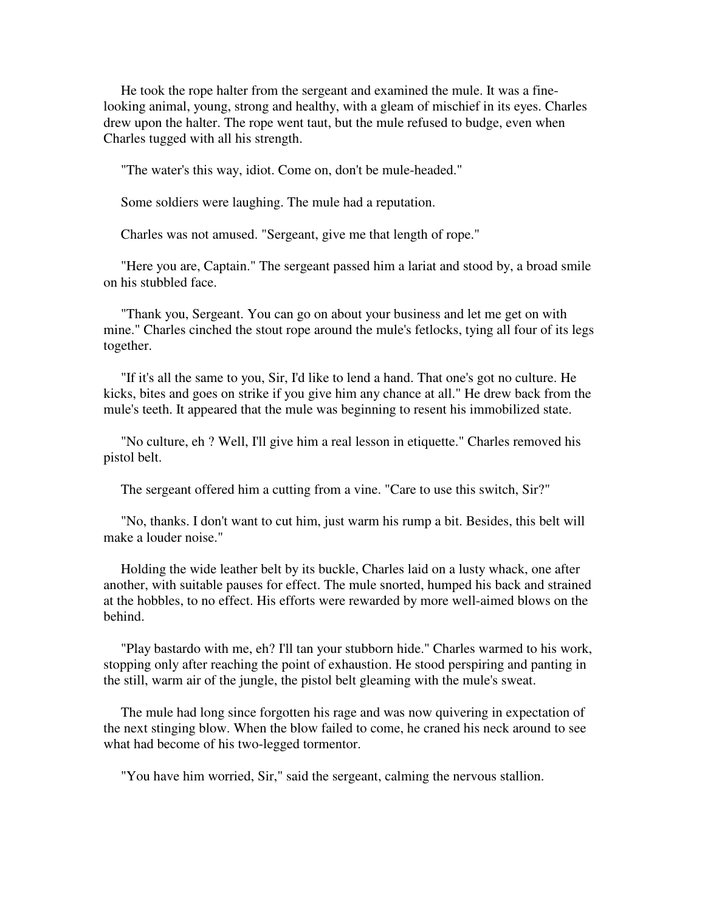He took the rope halter from the sergeant and examined the mule. It was a fine-looking animal, young, strong and healthy, with a gleam of mischief in its eyes. Charles drew upon the halter. The rope went taut, but the mule refused to budge, even when Charles tugged with all his strength.

"The water's this way, idiot. Come on, don't be mule-headed."

Some soldiers were laughing. The mule had a reputation.

Charles was not amused. "Sergeant, give me that length of rope."

"Here you are, Captain." The sergeant passed him a lariat and stood by, a broad smile on his stubbled face.

"Thank you, Sergeant. You can go on about your business and let me get on with mine." Charles cinched the stout rope around the mule's fetlocks, tying all four of its legs together.

"If it's all the same to you, Sir, I'd like to lend a hand. That one's got no culture. He kicks, bites and goes on strike if you give him any chance at all." He drew back from the mule's teeth. It appeared that the mule was beginning to resent his immobilized state.

"No culture, eh ? Well, I'll give him a real lesson in etiquette." Charles removed his pistol belt.

The sergeant offered him a cutting from a vine. "Care to use this switch, Sir?"

"No, thanks. I don't want to cut him, just warm his rump a bit. Besides, this belt will make a louder noise."

Holding the wide leather belt by its buckle, Charles laid on a lusty whack, one after another, with suitable pauses for effect. The mule snorted, humped his back and strained at the hobbles, to no effect. His efforts were rewarded by more well-aimed blows on the behind.

"Play bastardo with me, eh? I'll tan your stubborn hide." Charles warmed to his work, stopping only after reaching the point of exhaustion. He stood perspiring and panting in the still, warm air of the jungle, the pistol belt gleaming with the mule's sweat.

The mule had long since forgotten his rage and was now quivering in expectation of the next stinging blow. When the blow failed to come, he craned his neck around to see what had become of his two-legged tormentor.

"You have him worried, Sir," said the sergeant, calming the nervous stallion.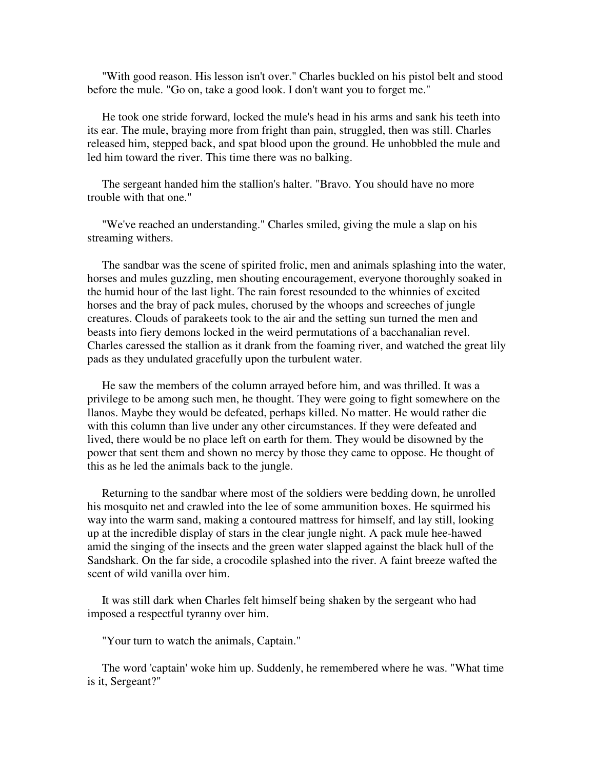"With good reason. His lesson isn't over." Charles buckled on his pistol belt and stood before the mule. "Go on, take a good look. I don't want you to forget me."

He took one stride forward, locked the mule's head in his arms and sank his teeth into its ear. The mule, braying more from fright than pain, struggled, then was still. Charles released him, stepped back, and spat blood upon the ground. He unhobbled the mule and led him toward the river. This time there was no balking.

The sergeant handed him the stallion's halter. "Bravo. You should have no more trouble with that one."

"We've reached an understanding." Charles smiled, giving the mule a slap on his streaming withers.

The sandbar was the scene of spirited frolic, men and animals splashing into the water, horses and mules guzzling, men shouting encouragement, everyone thoroughly soaked in the humid hour of the last light. The rain forest resounded to the whinnies of excited horses and the bray of pack mules, chorused by the whoops and screeches of jungle creatures. Clouds of parakeets took to the air and the setting sun turned the men and beasts into fiery demons locked in the weird permutations of a bacchanalian revel. Charles caressed the stallion as it drank from the foaming river, and watched the great lily pads as they undulated gracefully upon the turbulent water.

He saw the members of the column arrayed before him, and was thrilled. It was a privilege to be among such men, he thought. They were going to fight somewhere on the llanos. Maybe they would be defeated, perhaps killed. No matter. He would rather die with this column than live under any other circumstances. If they were defeated and lived, there would be no place left on earth for them. They would be disowned by the power that sent them and shown no mercy by those they came to oppose. He thought of this as he led the animals back to the jungle.

Returning to the sandbar where most of the soldiers were bedding down, he unrolled his mosquito net and crawled into the lee of some ammunition boxes. He squirmed his way into the warm sand, making a contoured mattress for himself, and lay still, looking up at the incredible display of stars in the clear jungle night. A pack mule hee-hawed amid the singing of the insects and the green water slapped against the black hull of the Sandshark. On the far side, a crocodile splashed into the river. A faint breeze wafted the scent of wild vanilla over him.

It was still dark when Charles felt himself being shaken by the sergeant who had imposed a respectful tyranny over him.

"Your turn to watch the animals, Captain."

The word 'captain' woke him up. Suddenly, he remembered where he was. "What time is it, Sergeant?"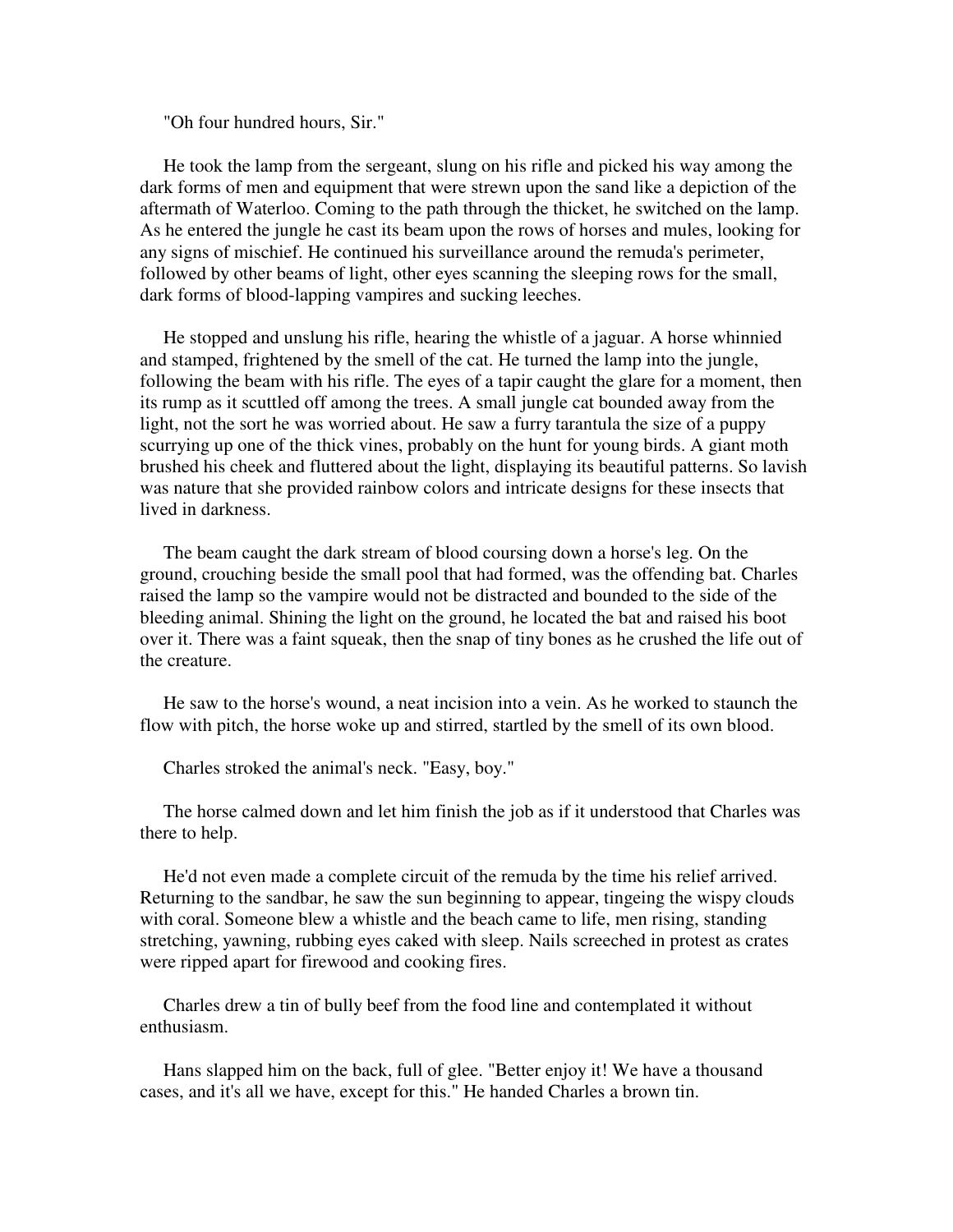"Oh four hundred hours, Sir."

He took the lamp from the sergeant, slung on his rifle and picked his way among the dark forms of men and equipment that were strewn upon the sand like a depiction of the aftermath of Waterloo. Coming to the path through the thicket, he switched on the lamp. As he entered the jungle he cast its beam upon the rows of horses and mules, looking for any signs of mischief. He continued his surveillance around the remuda's perimeter, followed by other beams of light, other eyes scanning the sleeping rows for the small, dark forms of blood-lapping vampires and sucking leeches.

He stopped and unslung his rifle, hearing the whistle of a jaguar. A horse whinnied and stamped, frightened by the smell of the cat. He turned the lamp into the jungle, following the beam with his rifle. The eyes of a tapir caught the glare for a moment, then its rump as it scuttled off among the trees. A small jungle cat bounded away from the light, not the sort he was worried about. He saw a furry tarantula the size of a puppy scurrying up one of the thick vines, probably on the hunt for young birds. A giant moth brushed his cheek and fluttered about the light, displaying its beautiful patterns. So lavish was nature that she provided rainbow colors and intricate designs for these insects that lived in darkness.

The beam caught the dark stream of blood coursing down a horse's leg. On the ground, crouching beside the small pool that had formed, was the offending bat. Charles raised the lamp so the vampire would not be distracted and bounded to the side of the bleeding animal. Shining the light on the ground, he located the bat and raised his boot over it. There was a faint squeak, then the snap of tiny bones as he crushed the life out of the creature.

He saw to the horse's wound, a neat incision into a vein. As he worked to staunch the flow with pitch, the horse woke up and stirred, startled by the smell of its own blood.

Charles stroked the animal's neck. "Easy, boy."

The horse calmed down and let him finish the job as if it understood that Charles was there to help.

He'd not even made a complete circuit of the remuda by the time his relief arrived. Returning to the sandbar, he saw the sun beginning to appear, tingeing the wispy clouds with coral. Someone blew a whistle and the beach came to life, men rising, standing stretching, yawning, rubbing eyes caked with sleep. Nails screeched in protest as crates were ripped apart for firewood and cooking fires.

Charles drew a tin of bully beef from the food line and contemplated it without enthusiasm.

Hans slapped him on the back, full of glee. "Better enjoy it! We have a thousand cases, and it's all we have, except for this." He handed Charles a brown tin.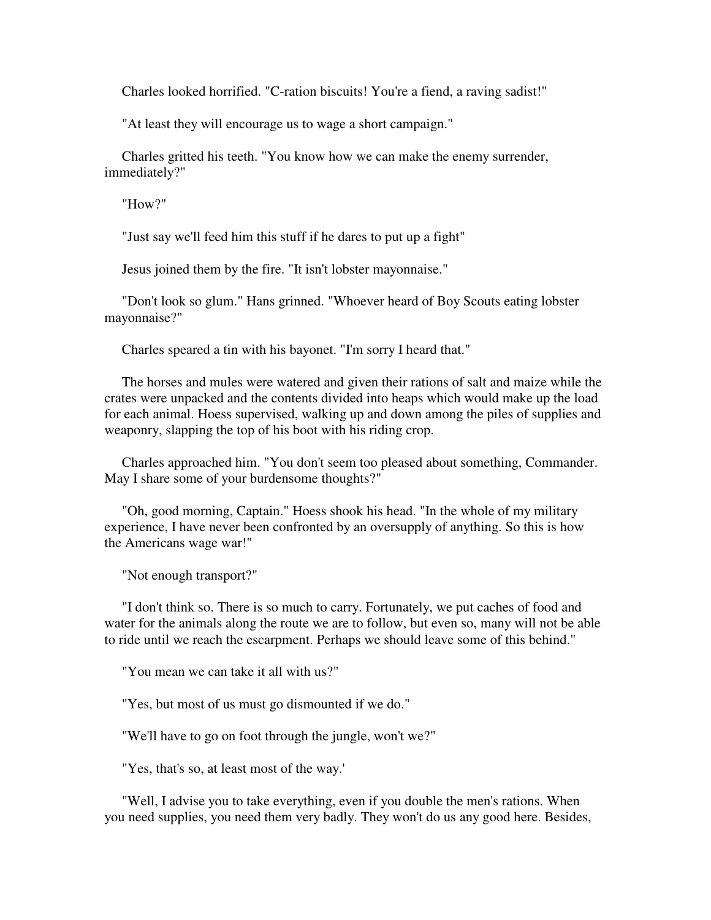Charles looked horrified. "C-ration biscuits! You're a fiend, a raving sadist!"

"At least they will encourage us to wage a short campaign."

Charles gritted his teeth. "You know how we can make the enemy surrender, immediately?"

"How?"

"Just say we'll feed him this stuff if he dares to put up a fight"

Jesus joined them by the fire. "It isn't lobster mayonnaise."

"Don't look so glum." Hans grinned. "Whoever heard of Boy Scouts eating lobster mayonnaise?"

Charles speared a tin with his bayonet. "I'm sorry I heard that."

The horses and mules were watered and given their rations of salt and maize while the crates were unpacked and the contents divided into heaps which would make up the load for each animal. Hoess supervised, walking up and down among the piles of supplies and weaponry, slapping the top of his boot with his riding crop.

Charles approached him. "You don't seem too pleased about something, Commander. May I share some of your burdensome thoughts?"

"Oh, good morning, Captain." Hoess shook his head. "In the whole of my military experience, I have never been confronted by an oversupply of anything. So this is how the Americans wage war!"

"Not enough transport?"

"I don't think so. There is so much to carry. Fortunately, we put caches of food and water for the animals along the route we are to follow, but even so, many will not be able to ride until we reach the escarpment. Perhaps we should leave some of this behind."

"You mean we can take it all with us?"

"Yes, but most of us must go dismounted if we do."

"We'll have to go on foot through the jungle, won't we?"

"Yes, that's so, at least most of the way.'

"Well, I advise you to take everything, even if you double the men's rations. When you need supplies, you need them very badly. They won't do us any good here. Besides,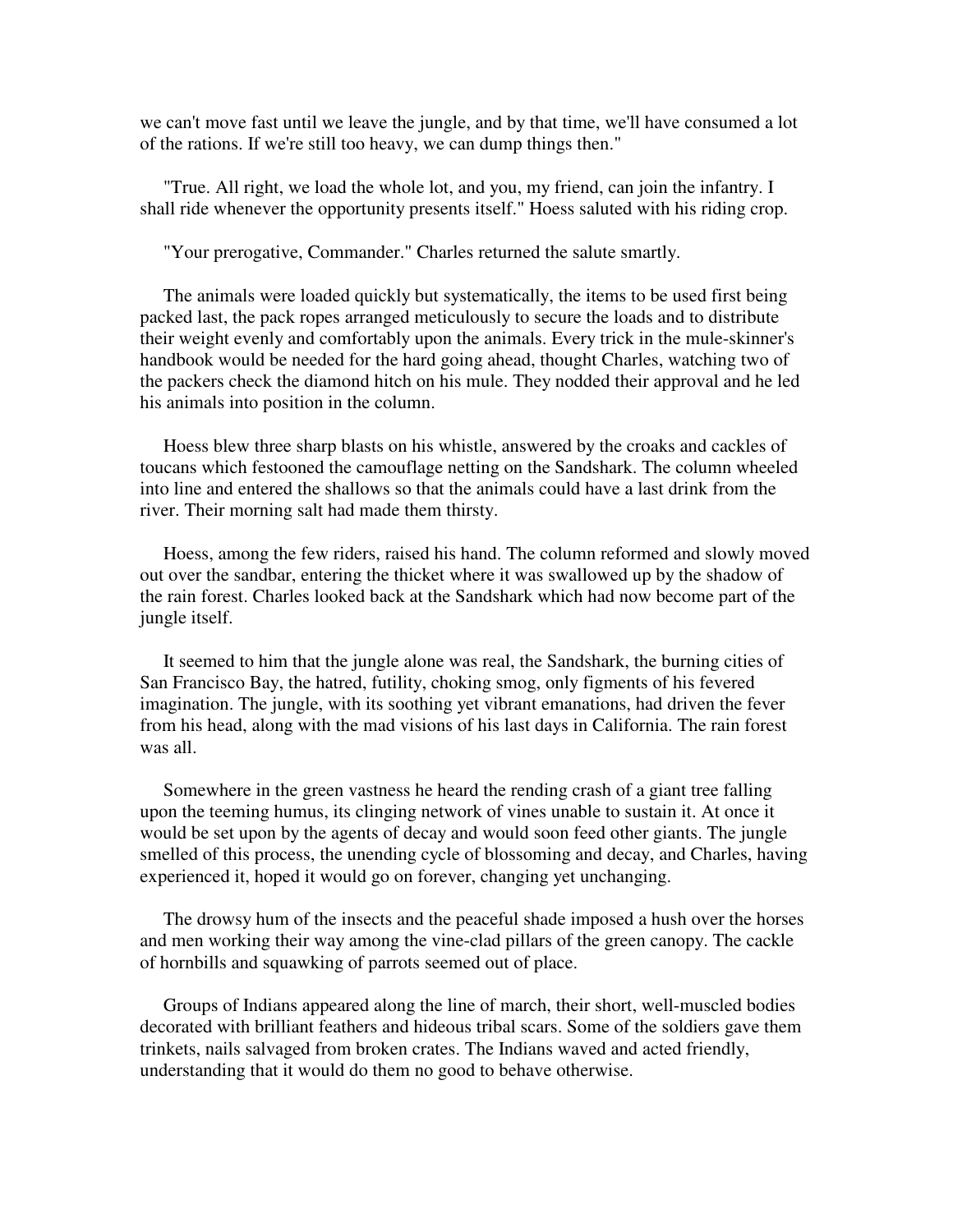we can't move fast until we leave the jungle, and by that time, we'll have consumed a lot of the rations. If we're still too heavy, we can dump things then."

"True. All right, we load the whole lot, and you, my friend, can join the infantry. I shall ride whenever the opportunity presents itself." Hoess saluted with his riding crop.

"Your prerogative, Commander." Charles returned the salute smartly.

The animals were loaded quickly but systematically, the items to be used first being packed last, the pack ropes arranged meticulously to secure the loads and to distribute their weight evenly and comfortably upon the animals. Every trick in the mule-skinner's handbook would be needed for the hard going ahead, thought Charles, watching two of the packers check the diamond hitch on his mule. They nodded their approval and he led his animals into position in the column.

Hoess blew three sharp blasts on his whistle, answered by the croaks and cackles of toucans which festooned the camouflage netting on the Sandshark. The column wheeled into line and entered the shallows so that the animals could have a last drink from the river. Their morning salt had made them thirsty.

Hoess, among the few riders, raised his hand. The column reformed and slowly moved out over the sandbar, entering the thicket where it was swallowed up by the shadow of the rain forest. Charles looked back at the Sandshark which had now become part of the jungle itself.

It seemed to him that the jungle alone was real, the Sandshark, the burning cities of San Francisco Bay, the hatred, futility, choking smog, only figments of his fevered imagination. The jungle, with its soothing yet vibrant emanations, had driven the fever from his head, along with the mad visions of his last days in California. The rain forest was all.

Somewhere in the green vastness he heard the rending crash of a giant tree falling upon the teeming humus, its clinging network of vines unable to sustain it. At once it would be set upon by the agents of decay and would soon feed other giants. The jungle smelled of this process, the unending cycle of blossoming and decay, and Charles, having experienced it, hoped it would go on forever, changing yet unchanging.

The drowsy hum of the insects and the peaceful shade imposed a hush over the horses and men working their way among the vine-clad pillars of the green canopy. The cackle of hornbills and squawking of parrots seemed out of place.

Groups of Indians appeared along the line of march, their short, well-muscled bodies decorated with brilliant feathers and hideous tribal scars. Some of the soldiers gave them trinkets, nails salvaged from broken crates. The Indians waved and acted friendly, understanding that it would do them no good to behave otherwise.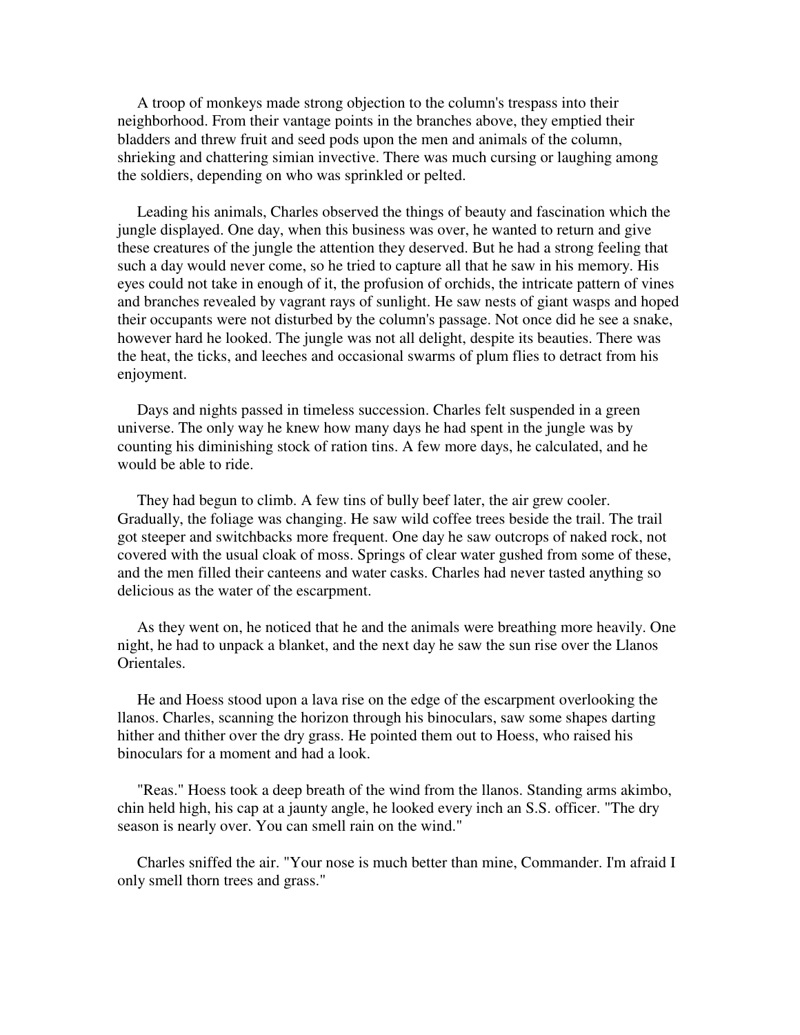A troop of monkeys made strong objection to the column's trespass into their neighborhood. From their vantage points in the branches above, they emptied their bladders and threw fruit and seed pods upon the men and animals of the column, shrieking and chattering simian invective. There was much cursing or laughing among the soldiers, depending on who was sprinkled or pelted.

Leading his animals, Charles observed the things of beauty and fascination which the jungle displayed. One day, when this business was over, he wanted to return and give these creatures of the jungle the attention they deserved. But he had a strong feeling that such a day would never come, so he tried to capture all that he saw in his memory. His eyes could not take in enough of it, the profusion of orchids, the intricate pattern of vines and branches revealed by vagrant rays of sunlight. He saw nests of giant wasps and hoped their occupants were not disturbed by the column's passage. Not once did he see a snake, however hard he looked. The jungle was not all delight, despite its beauties. There was the heat, the ticks, and leeches and occasional swarms of plum flies to detract from his enjoyment.

Days and nights passed in timeless succession. Charles felt suspended in a green universe. The only way he knew how many days he had spent in the jungle was by counting his diminishing stock of ration tins. A few more days, he calculated, and he would be able to ride.

They had begun to climb. A few tins of bully beef later, the air grew cooler. Gradually, the foliage was changing. He saw wild coffee trees beside the trail. The trail got steeper and switchbacks more frequent. One day he saw outcrops of naked rock, not covered with the usual cloak of moss. Springs of clear water gushed from some of these, and the men filled their canteens and water casks. Charles had never tasted anything so delicious as the water of the escarpment.

As they went on, he noticed that he and the animals were breathing more heavily. One night, he had to unpack a blanket, and the next day he saw the sun rise over the Llanos Orientales.

He and Hoess stood upon a lava rise on the edge of the escarpment overlooking the llanos. Charles, scanning the horizon through his binoculars, saw some shapes darting hither and thither over the dry grass. He pointed them out to Hoess, who raised his binoculars for a moment and had a look.

"Reas." Hoess took a deep breath of the wind from the llanos. Standing arms akimbo, chin held high, his cap at a jaunty angle, he looked every inch an S.S. officer. "The dry season is nearly over. You can smell rain on the wind."

Charles sniffed the air. "Your nose is much better than mine, Commander. I'm afraid I only smell thorn trees and grass."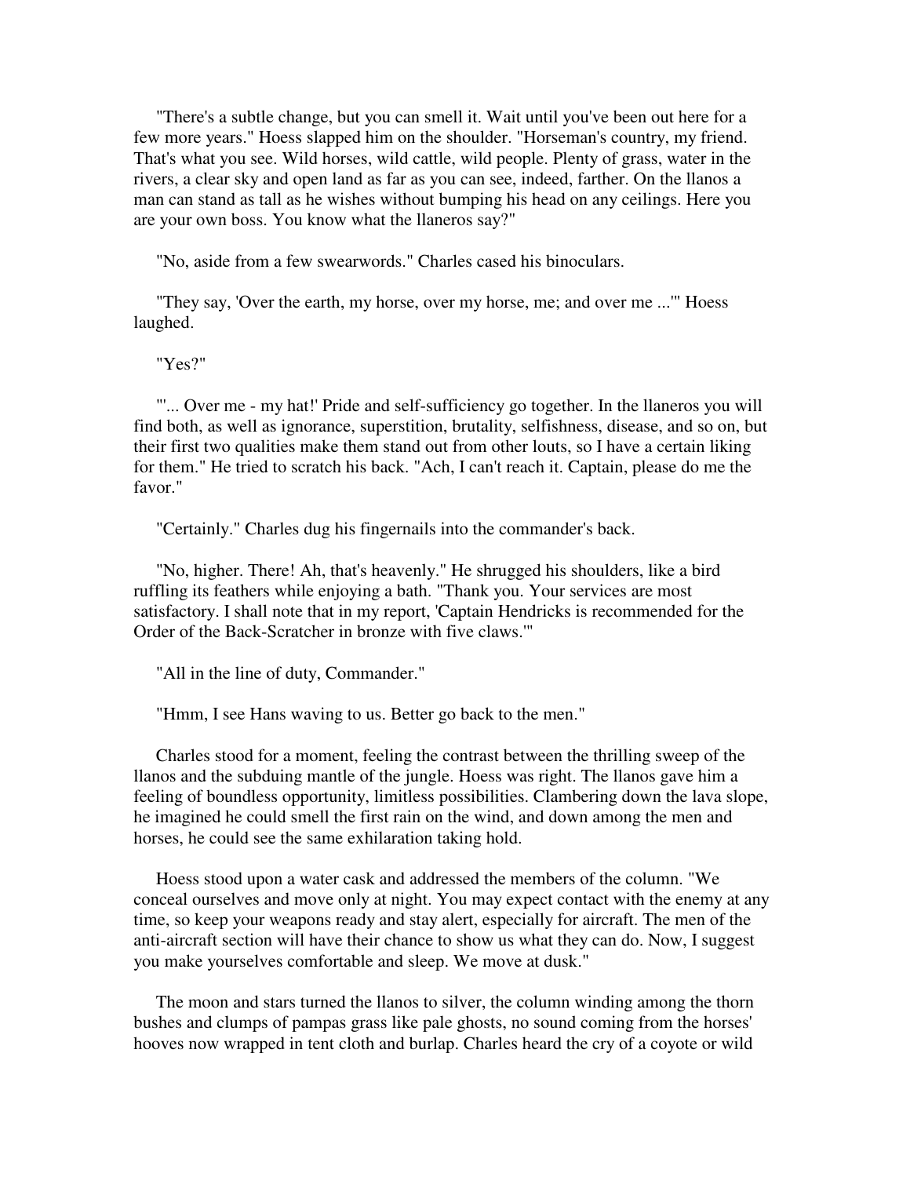"There's a subtle change, but you can smell it. Wait until you've been out here for a few more years." Hoess slapped him on the shoulder. "Horseman's country, my friend. That's what you see. Wild horses, wild cattle, wild people. Plenty of grass, water in the rivers, a clear sky and open land as far as you can see, indeed, farther. On the llanos a man can stand as tall as he wishes without bumping his head on any ceilings. Here you are your own boss. You know what the llaneros say?"

"No, aside from a few swearwords." Charles cased his binoculars.

"They say, 'Over the earth, my horse, over my horse, me; and over me ...'" Hoess laughed.

"Yes?"

"'... Over me - my hat!' Pride and self-sufficiency go together. In the llaneros you will find both, as well as ignorance, superstition, brutality, selfishness, disease, and so on, but their first two qualities make them stand out from other louts, so I have a certain liking for them." He tried to scratch his back. "Ach, I can't reach it. Captain, please do me the favor."

"Certainly." Charles dug his fingernails into the commander's back.

"No, higher. There! Ah, that's heavenly." He shrugged his shoulders, like a bird ruffling its feathers while enjoying a bath. "Thank you. Your services are most satisfactory. I shall note that in my report, 'Captain Hendricks is recommended for the Order of the Back-Scratcher in bronze with five claws.'"

"All in the line of duty, Commander."

"Hmm, I see Hans waving to us. Better go back to the men."

Charles stood for a moment, feeling the contrast between the thrilling sweep of the llanos and the subduing mantle of the jungle. Hoess was right. The llanos gave him a feeling of boundless opportunity, limitless possibilities. Clambering down the lava slope, he imagined he could smell the first rain on the wind, and down among the men and horses, he could see the same exhilaration taking hold.

Hoess stood upon a water cask and addressed the members of the column. "We conceal ourselves and move only at night. You may expect contact with the enemy at any time, so keep your weapons ready and stay alert, especially for aircraft. The men of the anti-aircraft section will have their chance to show us what they can do. Now, I suggest you make yourselves comfortable and sleep. We move at dusk."

The moon and stars turned the llanos to silver, the column winding among the thorn bushes and clumps of pampas grass like pale ghosts, no sound coming from the horses' hooves now wrapped in tent cloth and burlap. Charles heard the cry of a coyote or wild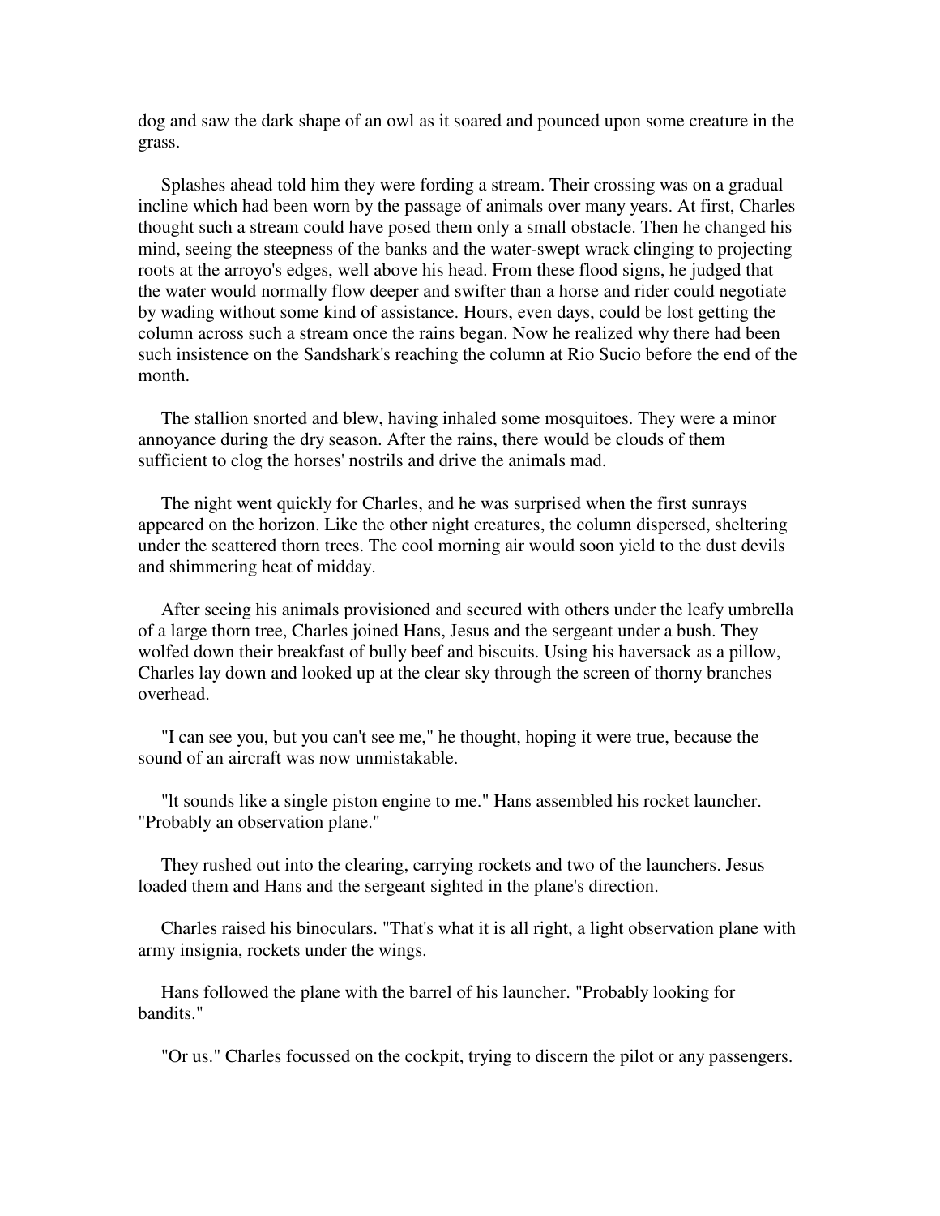dog and saw the dark shape of an owl as it soared and pounced upon some creature in the grass.

Splashes ahead told him they were fording a stream. Their crossing was on a gradual incline which had been worn by the passage of animals over many years. At first, Charles thought such a stream could have posed them only a small obstacle. Then he changed his mind, seeing the steepness of the banks and the water-swept wrack clinging to projecting roots at the arroyo's edges, well above his head. From these flood signs, he judged that the water would normally flow deeper and swifter than a horse and rider could negotiate by wading without some kind of assistance. Hours, even days, could be lost getting the column across such a stream once the rains began. Now he realized why there had been such insistence on the Sandshark's reaching the column at Rio Sucio before the end of the month.

The stallion snorted and blew, having inhaled some mosquitoes. They were a minor annoyance during the dry season. After the rains, there would be clouds of them sufficient to clog the horses' nostrils and drive the animals mad.

The night went quickly for Charles, and he was surprised when the first sunrays appeared on the horizon. Like the other night creatures, the column dispersed, sheltering under the scattered thorn trees. The cool morning air would soon yield to the dust devils and shimmering heat of midday.

After seeing his animals provisioned and secured with others under the leafy umbrella of a large thorn tree, Charles joined Hans, Jesus and the sergeant under a bush. They wolfed down their breakfast of bully beef and biscuits. Using his haversack as a pillow, Charles lay down and looked up at the clear sky through the screen of thorny branches overhead.

"I can see you, but you can't see me," he thought, hoping it were true, because the sound of an aircraft was now unmistakable.

"lt sounds like a single piston engine to me." Hans assembled his rocket launcher. "Probably an observation plane."

They rushed out into the clearing, carrying rockets and two of the launchers. Jesus loaded them and Hans and the sergeant sighted in the plane's direction.

Charles raised his binoculars. "That's what it is all right, a light observation plane with army insignia, rockets under the wings.

Hans followed the plane with the barrel of his launcher. "Probably looking for bandits."

"Or us." Charles focussed on the cockpit, trying to discern the pilot or any passengers.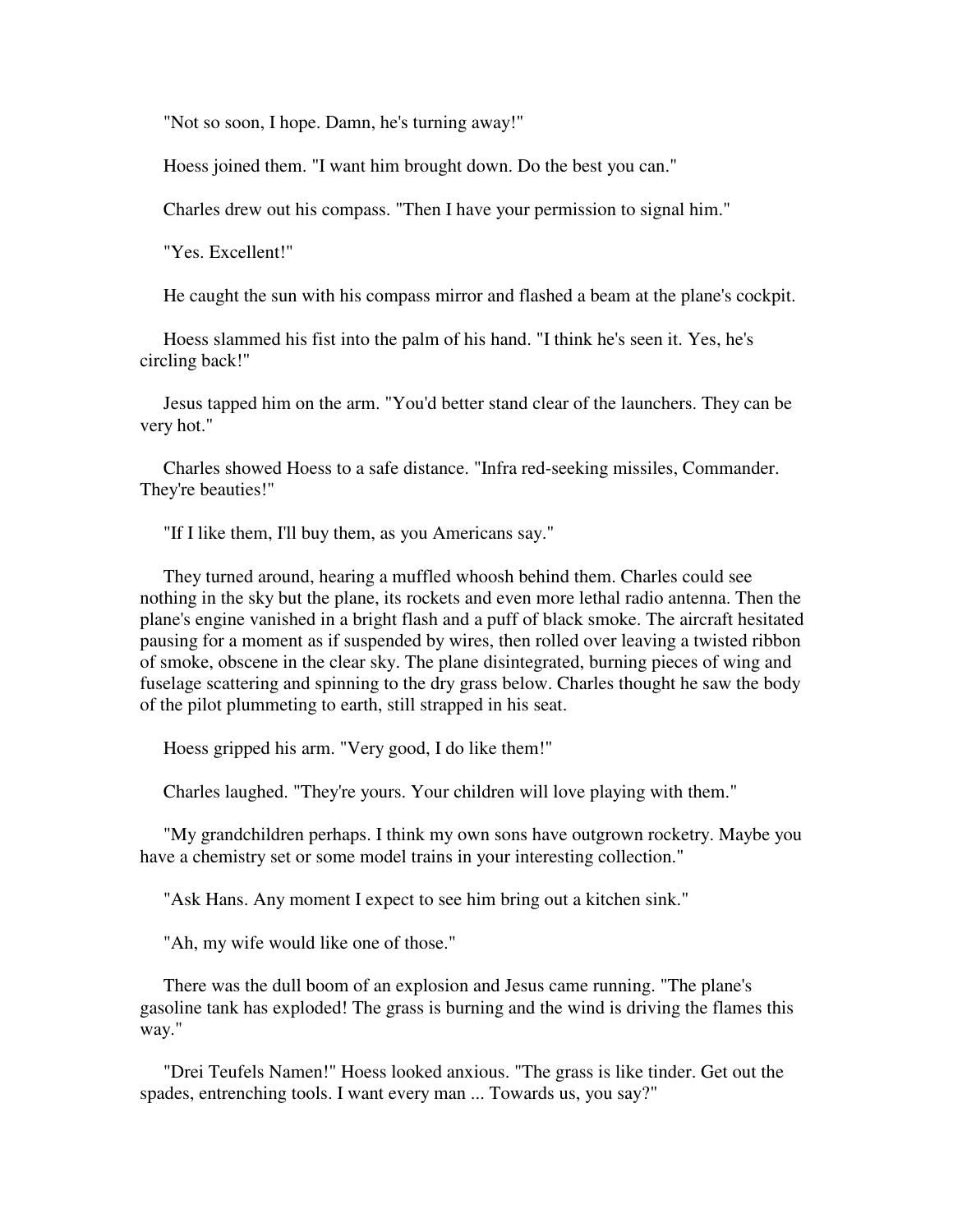"Not so soon, I hope. Damn, he's turning away!"

Hoess joined them. "I want him brought down. Do the best you can."

Charles drew out his compass. "Then I have your permission to signal him."

"Yes. Excellent!"

He caught the sun with his compass mirror and flashed a beam at the plane's cockpit.

Hoess slammed his fist into the palm of his hand. "I think he's seen it. Yes, he's circling back!"

Jesus tapped him on the arm. "You'd better stand clear of the launchers. They can be very hot."

Charles showed Hoess to a safe distance. "Infra red-seeking missiles, Commander. They're beauties!"

"If I like them, I'll buy them, as you Americans say."

They turned around, hearing a muffled whoosh behind them. Charles could see nothing in the sky but the plane, its rockets and even more lethal radio antenna. Then the plane's engine vanished in a bright flash and a puff of black smoke. The aircraft hesitated pausing for a moment as if suspended by wires, then rolled over leaving a twisted ribbon of smoke, obscene in the clear sky. The plane disintegrated, burning pieces of wing and fuselage scattering and spinning to the dry grass below. Charles thought he saw the body of the pilot plummeting to earth, still strapped in his seat.

Hoess gripped his arm. "Very good, I do like them!"

Charles laughed. "They're yours. Your children will love playing with them."

"My grandchildren perhaps. I think my own sons have outgrown rocketry. Maybe you have a chemistry set or some model trains in your interesting collection."

"Ask Hans. Any moment I expect to see him bring out a kitchen sink."

"Ah, my wife would like one of those."

There was the dull boom of an explosion and Jesus came running. "The plane's gasoline tank has exploded! The grass is burning and the wind is driving the flames this way."

"Drei Teufels Namen!" Hoess looked anxious. "The grass is like tinder. Get out the spades, entrenching tools. I want every man ... Towards us, you say?"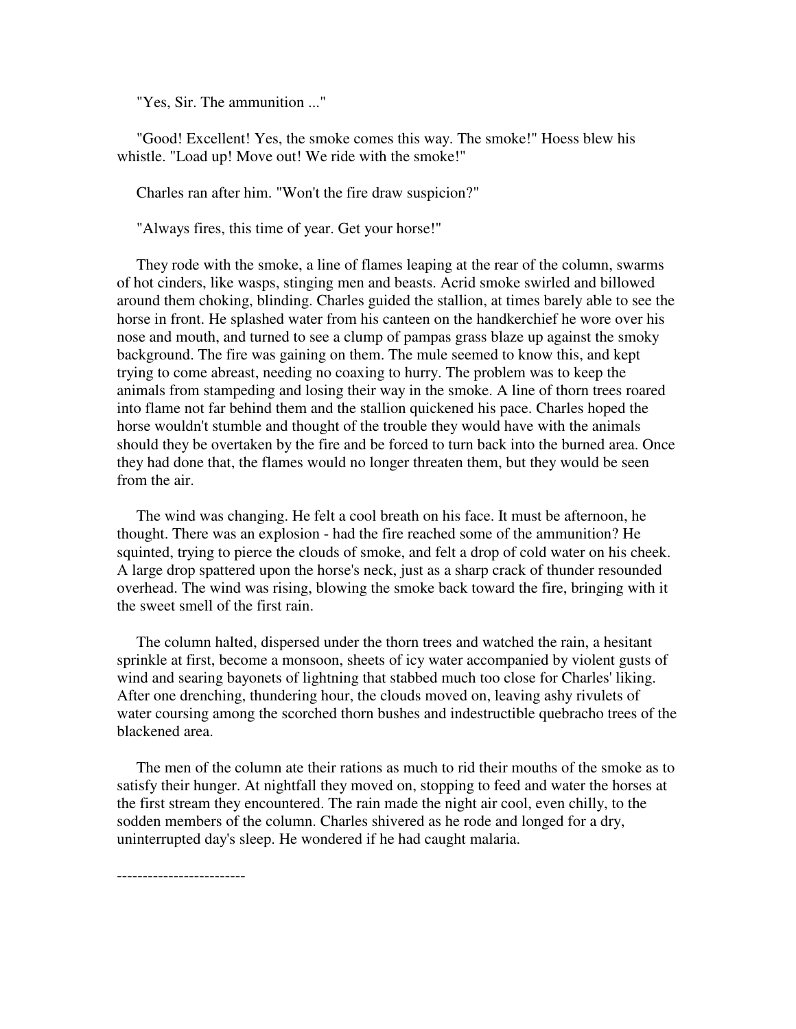"Yes, Sir. The ammunition ..."

"Good! Excellent! Yes, the smoke comes this way. The smoke!" Hoess blew his whistle. "Load up! Move out! We ride with the smoke!"

Charles ran after him. "Won't the fire draw suspicion?"

"Always fires, this time of year. Get your horse!"

They rode with the smoke, a line of flames leaping at the rear of the column, swarms of hot cinders, like wasps, stinging men and beasts. Acrid smoke swirled and billowed around them choking, blinding. Charles guided the stallion, at times barely able to see the horse in front. He splashed water from his canteen on the handkerchief he wore over his nose and mouth, and turned to see a clump of pampas grass blaze up against the smoky background. The fire was gaining on them. The mule seemed to know this, and kept trying to come abreast, needing no coaxing to hurry. The problem was to keep the animals from stampeding and losing their way in the smoke. A line of thorn trees roared into flame not far behind them and the stallion quickened his pace. Charles hoped the horse wouldn't stumble and thought of the trouble they would have with the animals should they be overtaken by the fire and be forced to turn back into the burned area. Once they had done that, the flames would no longer threaten them, but they would be seen from the air.

The wind was changing. He felt a cool breath on his face. It must be afternoon, he thought. There was an explosion - had the fire reached some of the ammunition? He squinted, trying to pierce the clouds of smoke, and felt a drop of cold water on his cheek. A large drop spattered upon the horse's neck, just as a sharp crack of thunder resounded overhead. The wind was rising, blowing the smoke back toward the fire, bringing with it the sweet smell of the first rain.

The column halted, dispersed under the thorn trees and watched the rain, a hesitant sprinkle at first, become a monsoon, sheets of icy water accompanied by violent gusts of wind and searing bayonets of lightning that stabbed much too close for Charles' liking. After one drenching, thundering hour, the clouds moved on, leaving ashy rivulets of water coursing among the scorched thorn bushes and indestructible quebracho trees of the blackened area.

The men of the column ate their rations as much to rid their mouths of the smoke as to satisfy their hunger. At nightfall they moved on, stopping to feed and water the horses at the first stream they encountered. The rain made the night air cool, even chilly, to the sodden members of the column. Charles shivered as he rode and longed for a dry, uninterrupted day's sleep. He wondered if he had caught malaria.

-------------------------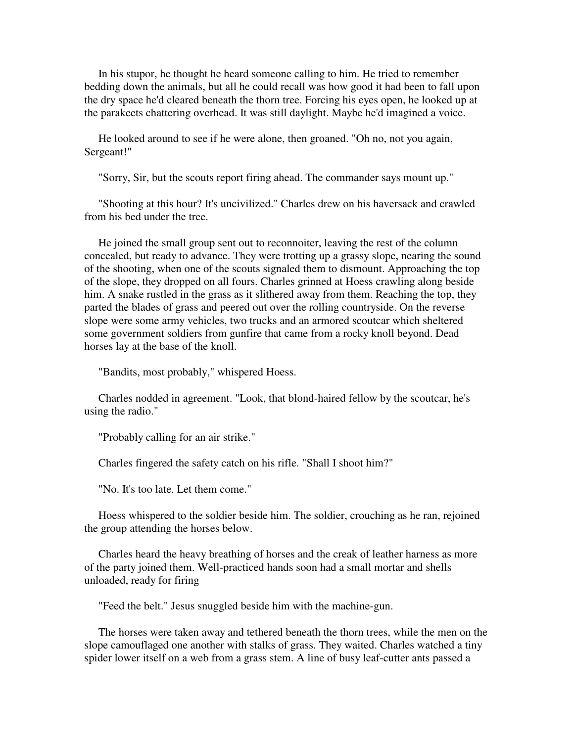In his stupor, he thought he heard someone calling to him. He tried to remember bedding down the animals, but all he could recall was how good it had been to fall upon the dry space he'd cleared beneath the thorn tree. Forcing his eyes open, he looked up at the parakeets chattering overhead. It was still daylight. Maybe he'd imagined a voice.

He looked around to see if he were alone, then groaned. "Oh no, not you again, Sergeant!"

"Sorry, Sir, but the scouts report firing ahead. The commander says mount up."

"Shooting at this hour? It's uncivilized." Charles drew on his haversack and crawled from his bed under the tree.

He joined the small group sent out to reconnoiter, leaving the rest of the column concealed, but ready to advance. They were trotting up a grassy slope, nearing the sound of the shooting, when one of the scouts signaled them to dismount. Approaching the top of the slope, they dropped on all fours. Charles grinned at Hoess crawling along beside him. A snake rustled in the grass as it slithered away from them. Reaching the top, they parted the blades of grass and peered out over the rolling countryside. On the reverse slope were some army vehicles, two trucks and an armored scoutcar which sheltered some government soldiers from gunfire that came from a rocky knoll beyond. Dead horses lay at the base of the knoll.

"Bandits, most probably," whispered Hoess.

Charles nodded in agreement. "Look, that blond-haired fellow by the scoutcar, he's using the radio."

"Probably calling for an air strike."

Charles fingered the safety catch on his rifle. "Shall I shoot him?"

"No. It's too late. Let them come."

Hoess whispered to the soldier beside him. The soldier, crouching as he ran, rejoined the group attending the horses below.

Charles heard the heavy breathing of horses and the creak of leather harness as more of the party joined them. Well-practiced hands soon had a small mortar and shells unloaded, ready for firing

"Feed the belt." Jesus snuggled beside him with the machine-gun.

The horses were taken away and tethered beneath the thorn trees, while the men on the slope camouflaged one another with stalks of grass. They waited. Charles watched a tiny spider lower itself on a web from a grass stem. A line of busy leaf-cutter ants passed a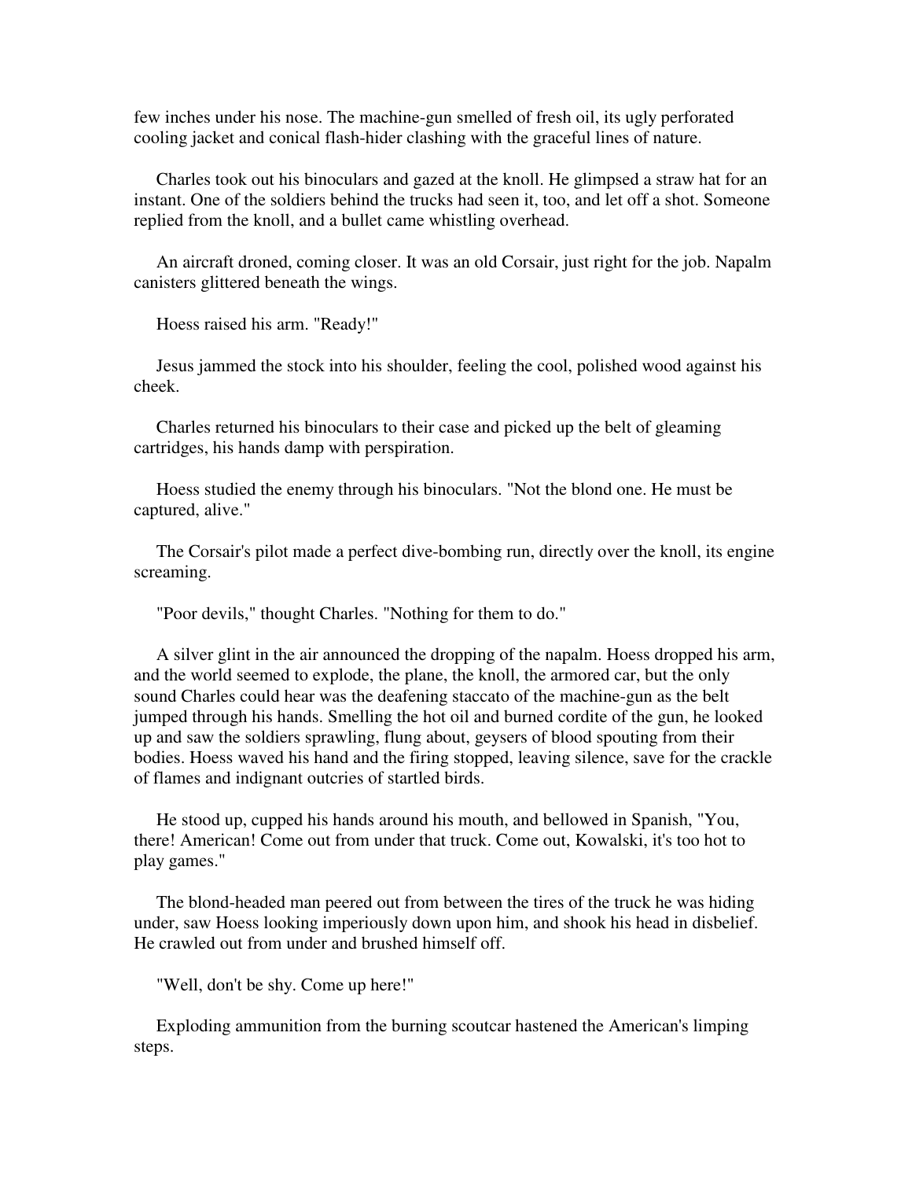few inches under his nose. The machine-gun smelled of fresh oil, its ugly perforated cooling jacket and conical flash-hider clashing with the graceful lines of nature.

Charles took out his binoculars and gazed at the knoll. He glimpsed a straw hat for an instant. One of the soldiers behind the trucks had seen it, too, and let off a shot. Someone replied from the knoll, and a bullet came whistling overhead.

An aircraft droned, coming closer. It was an old Corsair, just right for the job. Napalm canisters glittered beneath the wings.

Hoess raised his arm. "Ready!"

Jesus jammed the stock into his shoulder, feeling the cool, polished wood against his cheek.

Charles returned his binoculars to their case and picked up the belt of gleaming cartridges, his hands damp with perspiration.

Hoess studied the enemy through his binoculars. "Not the blond one. He must be captured, alive."

The Corsair's pilot made a perfect dive-bombing run, directly over the knoll, its engine screaming.

"Poor devils," thought Charles. "Nothing for them to do."

A silver glint in the air announced the dropping of the napalm. Hoess dropped his arm, and the world seemed to explode, the plane, the knoll, the armored car, but the only sound Charles could hear was the deafening staccato of the machine-gun as the belt jumped through his hands. Smelling the hot oil and burned cordite of the gun, he looked up and saw the soldiers sprawling, flung about, geysers of blood spouting from their bodies. Hoess waved his hand and the firing stopped, leaving silence, save for the crackle of flames and indignant outcries of startled birds.

He stood up, cupped his hands around his mouth, and bellowed in Spanish, "You, there! American! Come out from under that truck. Come out, Kowalski, it's too hot to play games."

The blond-headed man peered out from between the tires of the truck he was hiding under, saw Hoess looking imperiously down upon him, and shook his head in disbelief. He crawled out from under and brushed himself off.

"Well, don't be shy. Come up here!"

Exploding ammunition from the burning scoutcar hastened the American's limping steps.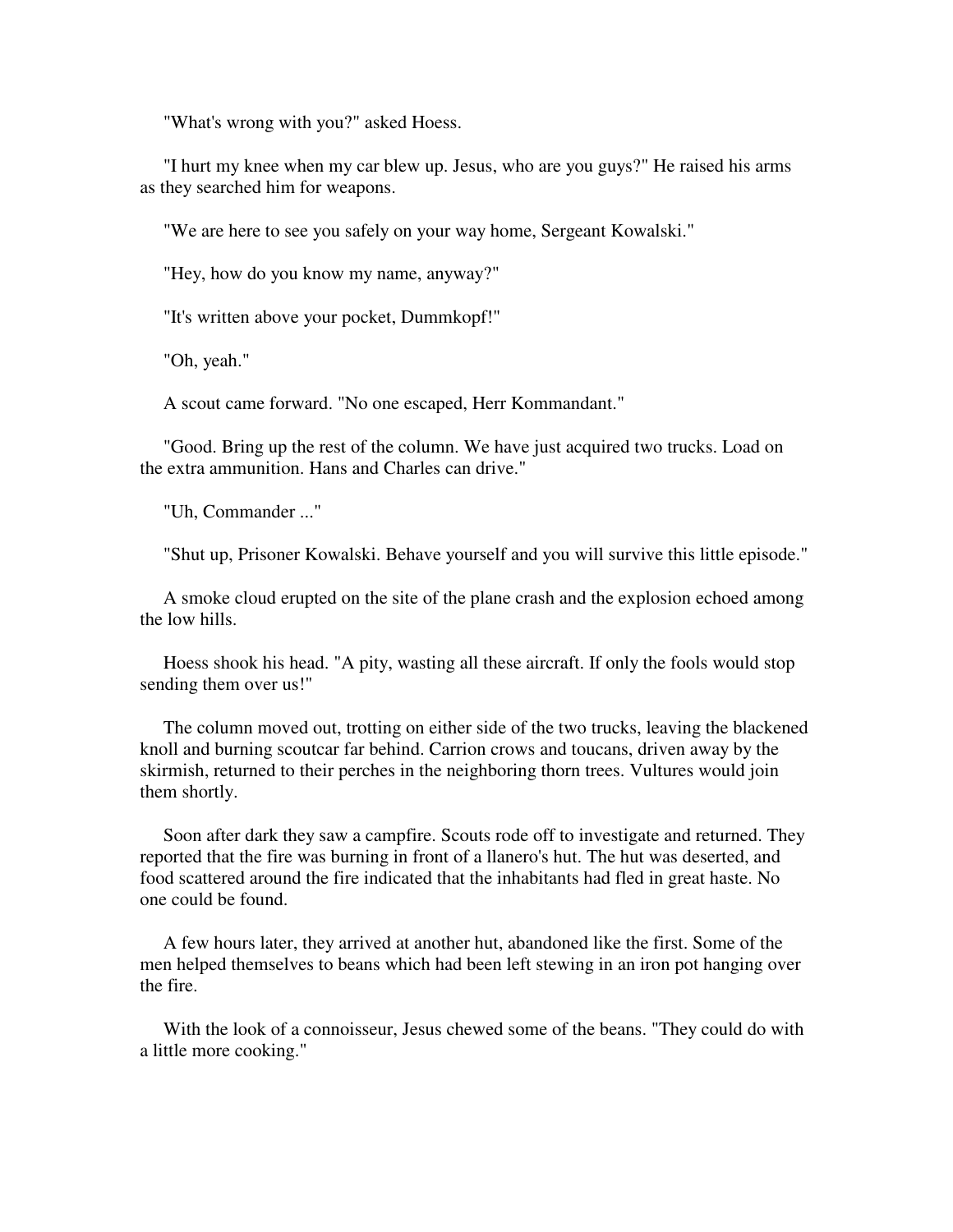"What's wrong with you?" asked Hoess.

"I hurt my knee when my car blew up. Jesus, who are you guys?" He raised his arms as they searched him for weapons.

"We are here to see you safely on your way home, Sergeant Kowalski."

"Hey, how do you know my name, anyway?"

"It's written above your pocket, Dummkopf!"

"Oh, yeah."

A scout came forward. "No one escaped, Herr Kommandant."

"Good. Bring up the rest of the column. We have just acquired two trucks. Load on the extra ammunition. Hans and Charles can drive."

"Uh, Commander ..."

"Shut up, Prisoner Kowalski. Behave yourself and you will survive this little episode."

A smoke cloud erupted on the site of the plane crash and the explosion echoed among the low hills.

Hoess shook his head. "A pity, wasting all these aircraft. If only the fools would stop sending them over us!"

The column moved out, trotting on either side of the two trucks, leaving the blackened knoll and burning scoutcar far behind. Carrion crows and toucans, driven away by the skirmish, returned to their perches in the neighboring thorn trees. Vultures would join them shortly.

Soon after dark they saw a campfire. Scouts rode off to investigate and returned. They reported that the fire was burning in front of a llanero's hut. The hut was deserted, and food scattered around the fire indicated that the inhabitants had fled in great haste. No one could be found.

A few hours later, they arrived at another hut, abandoned like the first. Some of the men helped themselves to beans which had been left stewing in an iron pot hanging over the fire.

With the look of a connoisseur, Jesus chewed some of the beans. "They could do with a little more cooking."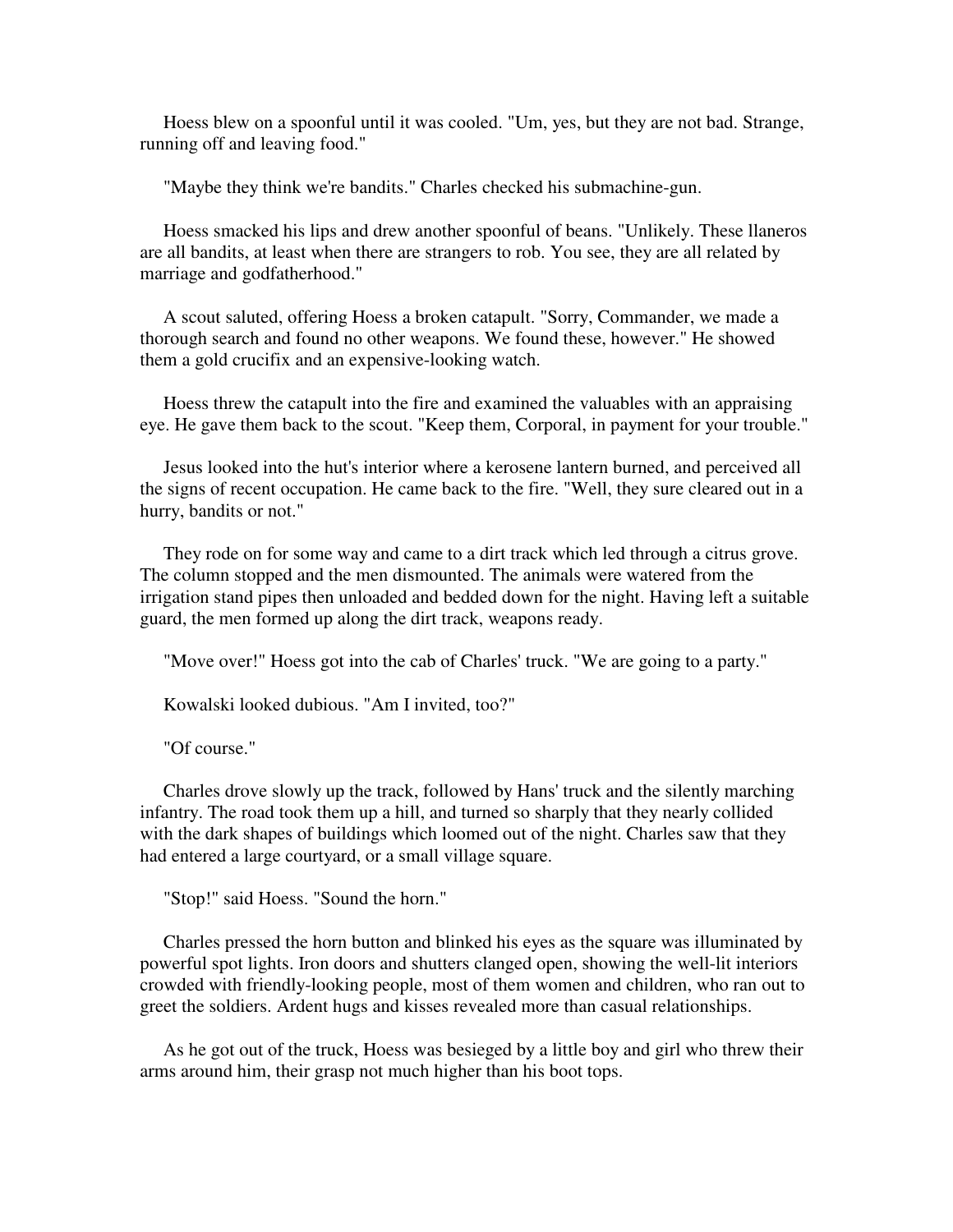Hoess blew on a spoonful until it was cooled. "Um, yes, but they are not bad. Strange, running off and leaving food."

"Maybe they think we're bandits." Charles checked his submachine-gun.

Hoess smacked his lips and drew another spoonful of beans. "Unlikely. These llaneros are all bandits, at least when there are strangers to rob. You see, they are all related by marriage and godfatherhood."

A scout saluted, offering Hoess a broken catapult. "Sorry, Commander, we made a thorough search and found no other weapons. We found these, however." He showed them a gold crucifix and an expensive-looking watch.

Hoess threw the catapult into the fire and examined the valuables with an appraising eye. He gave them back to the scout. "Keep them, Corporal, in payment for your trouble."

Jesus looked into the hut's interior where a kerosene lantern burned, and perceived all the signs of recent occupation. He came back to the fire. "Well, they sure cleared out in a hurry, bandits or not."

They rode on for some way and came to a dirt track which led through a citrus grove. The column stopped and the men dismounted. The animals were watered from the irrigation stand pipes then unloaded and bedded down for the night. Having left a suitable guard, the men formed up along the dirt track, weapons ready.

"Move over!" Hoess got into the cab of Charles' truck. "We are going to a party."

Kowalski looked dubious. "Am I invited, too?"

"Of course."

Charles drove slowly up the track, followed by Hans' truck and the silently marching infantry. The road took them up a hill, and turned so sharply that they nearly collided with the dark shapes of buildings which loomed out of the night. Charles saw that they had entered a large courtyard, or a small village square.

"Stop!" said Hoess. "Sound the horn."

Charles pressed the horn button and blinked his eyes as the square was illuminated by powerful spot lights. Iron doors and shutters clanged open, showing the well-lit interiors crowded with friendly-looking people, most of them women and children, who ran out to greet the soldiers. Ardent hugs and kisses revealed more than casual relationships.

As he got out of the truck, Hoess was besieged by a little boy and girl who threw their arms around him, their grasp not much higher than his boot tops.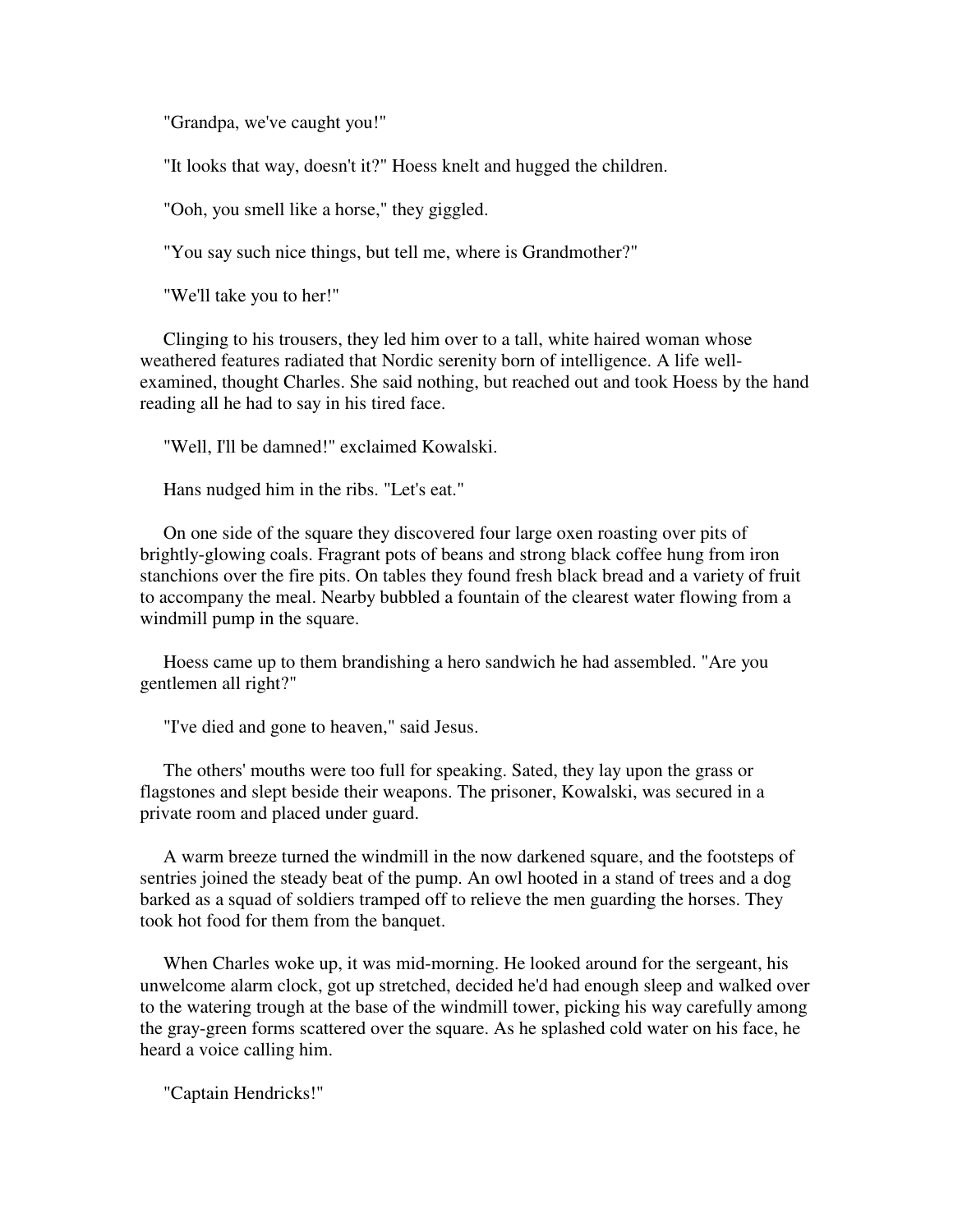"Grandpa, we've caught you!"

"It looks that way, doesn't it?" Hoess knelt and hugged the children.

"Ooh, you smell like a horse," they giggled.

"You say such nice things, but tell me, where is Grandmother?"

"We'll take you to her!"

Clinging to his trousers, they led him over to a tall, white haired woman whose weathered features radiated that Nordic serenity born of intelligence. A life well-examined, thought Charles. She said nothing, but reached out and took Hoess by the hand reading all he had to say in his tired face.

"Well, I'll be damned!" exclaimed Kowalski.

Hans nudged him in the ribs. "Let's eat."

On one side of the square they discovered four large oxen roasting over pits of brightly-glowing coals. Fragrant pots of beans and strong black coffee hung from iron stanchions over the fire pits. On tables they found fresh black bread and a variety of fruit to accompany the meal. Nearby bubbled a fountain of the clearest water flowing from a windmill pump in the square.

Hoess came up to them brandishing a hero sandwich he had assembled. "Are you gentlemen all right?"

"I've died and gone to heaven," said Jesus.

The others' mouths were too full for speaking. Sated, they lay upon the grass or flagstones and slept beside their weapons. The prisoner, Kowalski, was secured in a private room and placed under guard.

A warm breeze turned the windmill in the now darkened square, and the footsteps of sentries joined the steady beat of the pump. An owl hooted in a stand of trees and a dog barked as a squad of soldiers tramped off to relieve the men guarding the horses. They took hot food for them from the banquet.

When Charles woke up, it was mid-morning. He looked around for the sergeant, his unwelcome alarm clock, got up stretched, decided he'd had enough sleep and walked over to the watering trough at the base of the windmill tower, picking his way carefully among the gray-green forms scattered over the square. As he splashed cold water on his face, he heard a voice calling him.

"Captain Hendricks!"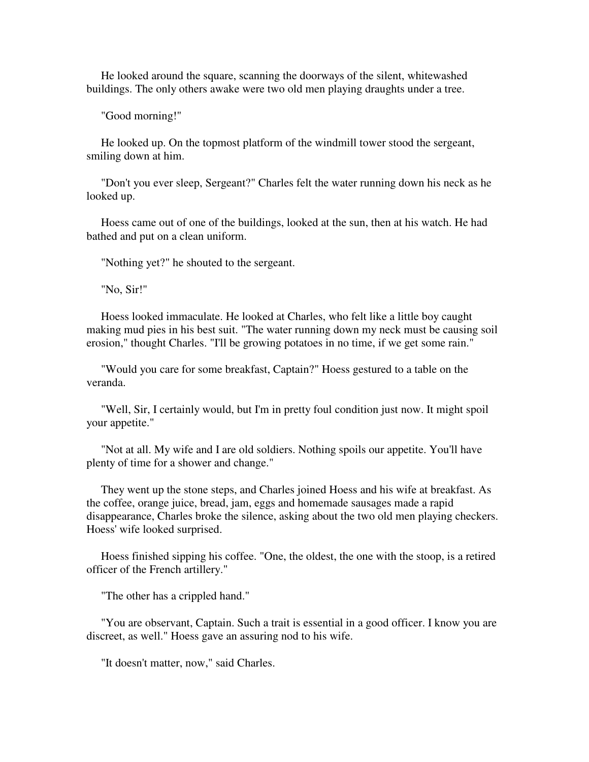He looked around the square, scanning the doorways of the silent, whitewashed buildings. The only others awake were two old men playing draughts under a tree.

"Good morning!"

He looked up. On the topmost platform of the windmill tower stood the sergeant, smiling down at him.

"Don't you ever sleep, Sergeant?" Charles felt the water running down his neck as he looked up.

Hoess came out of one of the buildings, looked at the sun, then at his watch. He had bathed and put on a clean uniform.

"Nothing yet?" he shouted to the sergeant.

"No, Sir!"

Hoess looked immaculate. He looked at Charles, who felt like a little boy caught making mud pies in his best suit. "The water running down my neck must be causing soil erosion," thought Charles. "I'll be growing potatoes in no time, if we get some rain."

"Would you care for some breakfast, Captain?" Hoess gestured to a table on the veranda.

"Well, Sir, I certainly would, but I'm in pretty foul condition just now. It might spoil your appetite."

"Not at all. My wife and I are old soldiers. Nothing spoils our appetite. You'll have plenty of time for a shower and change."

They went up the stone steps, and Charles joined Hoess and his wife at breakfast. As the coffee, orange juice, bread, jam, eggs and homemade sausages made a rapid disappearance, Charles broke the silence, asking about the two old men playing checkers. Hoess' wife looked surprised.

Hoess finished sipping his coffee. "One, the oldest, the one with the stoop, is a retired officer of the French artillery."

"The other has a crippled hand."

"You are observant, Captain. Such a trait is essential in a good officer. I know you are discreet, as well." Hoess gave an assuring nod to his wife.

"It doesn't matter, now," said Charles.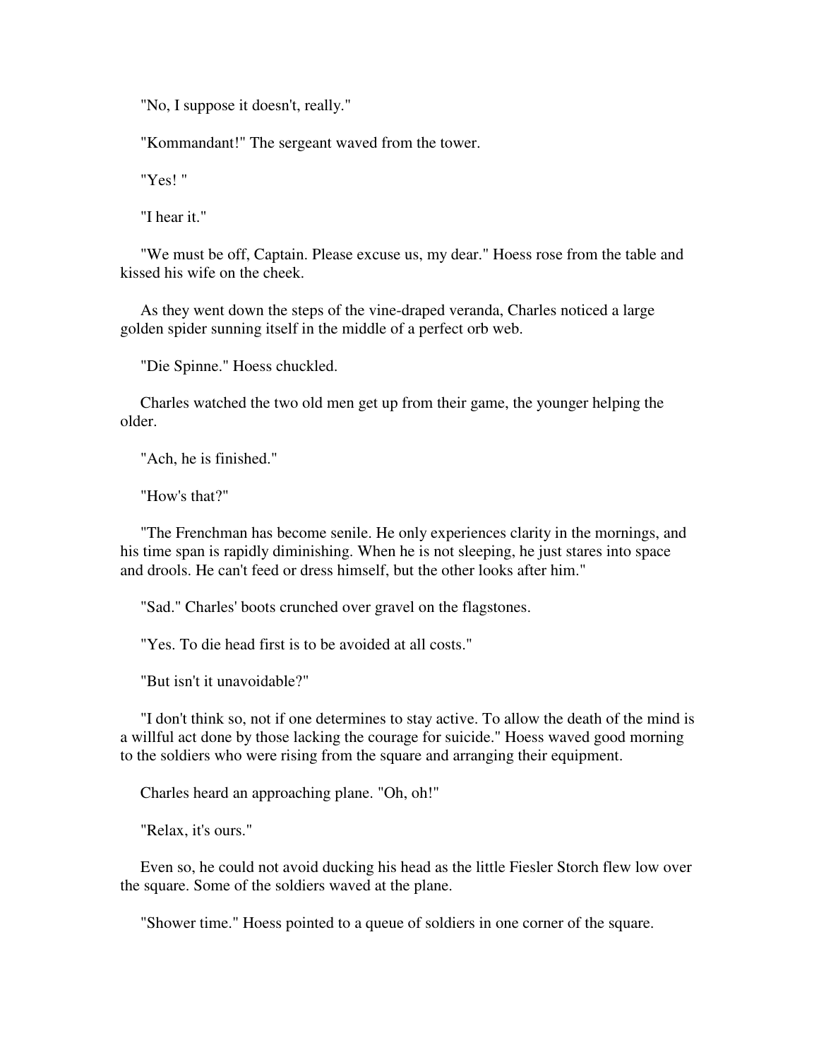"No, I suppose it doesn't, really."

"Kommandant!" The sergeant waved from the tower.

"Yes! "

"I hear it."

"We must be off, Captain. Please excuse us, my dear." Hoess rose from the table and kissed his wife on the cheek.

As they went down the steps of the vine-draped veranda, Charles noticed a large golden spider sunning itself in the middle of a perfect orb web.

"Die Spinne." Hoess chuckled.

Charles watched the two old men get up from their game, the younger helping the older.

"Ach, he is finished."

"How's that?"

"The Frenchman has become senile. He only experiences clarity in the mornings, and his time span is rapidly diminishing. When he is not sleeping, he just stares into space and drools. He can't feed or dress himself, but the other looks after him."

"Sad." Charles' boots crunched over gravel on the flagstones.

"Yes. To die head first is to be avoided at all costs."

"But isn't it unavoidable?"

"I don't think so, not if one determines to stay active. To allow the death of the mind is a willful act done by those lacking the courage for suicide." Hoess waved good morning to the soldiers who were rising from the square and arranging their equipment.

Charles heard an approaching plane. "Oh, oh!"

"Relax, it's ours."

Even so, he could not avoid ducking his head as the little Fiesler Storch flew low over the square. Some of the soldiers waved at the plane.

"Shower time." Hoess pointed to a queue of soldiers in one corner of the square.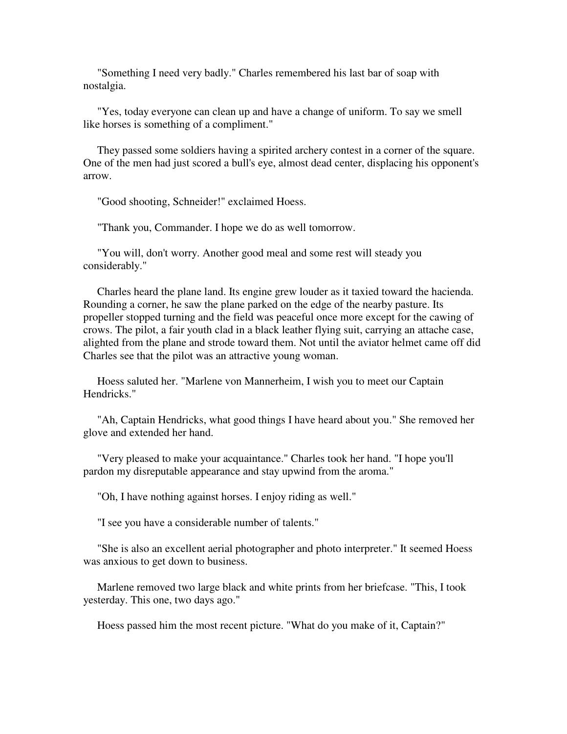"Something I need very badly." Charles remembered his last bar of soap with nostalgia.

"Yes, today everyone can clean up and have a change of uniform. To say we smell like horses is something of a compliment."

They passed some soldiers having a spirited archery contest in a corner of the square. One of the men had just scored a bull's eye, almost dead center, displacing his opponent's arrow.

"Good shooting, Schneider!" exclaimed Hoess.

"Thank you, Commander. I hope we do as well tomorrow.

"You will, don't worry. Another good meal and some rest will steady you considerably."

Charles heard the plane land. Its engine grew louder as it taxied toward the hacienda. Rounding a corner, he saw the plane parked on the edge of the nearby pasture. Its propeller stopped turning and the field was peaceful once more except for the cawing of crows. The pilot, a fair youth clad in a black leather flying suit, carrying an attache case, alighted from the plane and strode toward them. Not until the aviator helmet came off did Charles see that the pilot was an attractive young woman.

Hoess saluted her. "Marlene von Mannerheim, I wish you to meet our Captain Hendricks."

"Ah, Captain Hendricks, what good things I have heard about you." She removed her glove and extended her hand.

"Very pleased to make your acquaintance." Charles took her hand. "I hope you'll pardon my disreputable appearance and stay upwind from the aroma."

"Oh, I have nothing against horses. I enjoy riding as well."

"I see you have a considerable number of talents."

"She is also an excellent aerial photographer and photo interpreter." It seemed Hoess was anxious to get down to business.

Marlene removed two large black and white prints from her briefcase. "This, I took yesterday. This one, two days ago."

Hoess passed him the most recent picture. "What do you make of it, Captain?"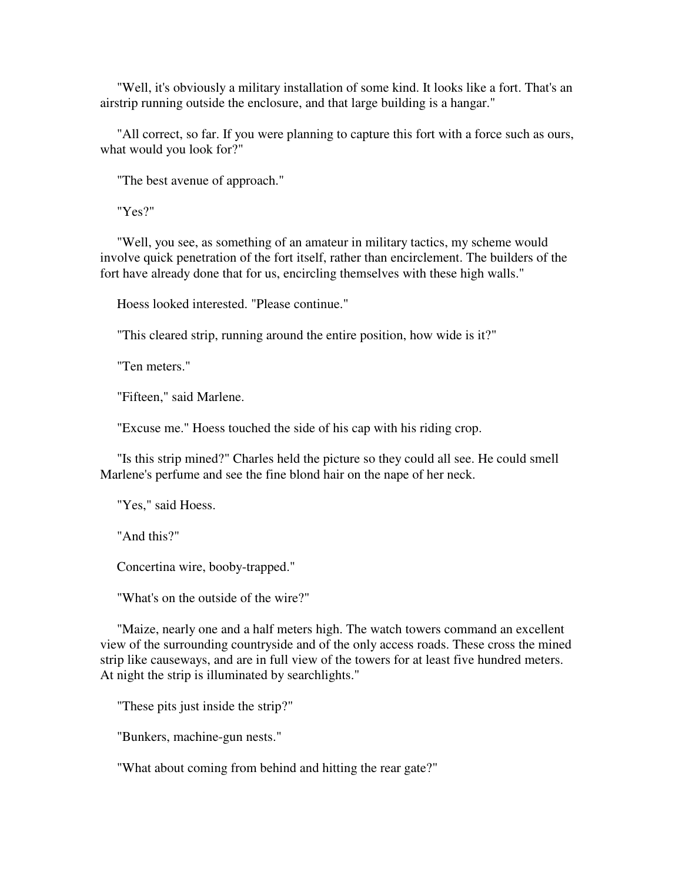"Well, it's obviously a military installation of some kind. It looks like a fort. That's an airstrip running outside the enclosure, and that large building is a hangar."

"All correct, so far. If you were planning to capture this fort with a force such as ours, what would you look for?"

"The best avenue of approach."

"Yes?"

"Well, you see, as something of an amateur in military tactics, my scheme would involve quick penetration of the fort itself, rather than encirclement. The builders of the fort have already done that for us, encircling themselves with these high walls."

Hoess looked interested. "Please continue."

"This cleared strip, running around the entire position, how wide is it?"

"Ten meters."

"Fifteen," said Marlene.

"Excuse me." Hoess touched the side of his cap with his riding crop.

"Is this strip mined?" Charles held the picture so they could all see. He could smell Marlene's perfume and see the fine blond hair on the nape of her neck.

"Yes," said Hoess.

"And this?"

Concertina wire, booby-trapped."

"What's on the outside of the wire?"

"Maize, nearly one and a half meters high. The watch towers command an excellent view of the surrounding countryside and of the only access roads. These cross the mined strip like causeways, and are in full view of the towers for at least five hundred meters. At night the strip is illuminated by searchlights."

"These pits just inside the strip?"

"Bunkers, machine-gun nests."

"What about coming from behind and hitting the rear gate?"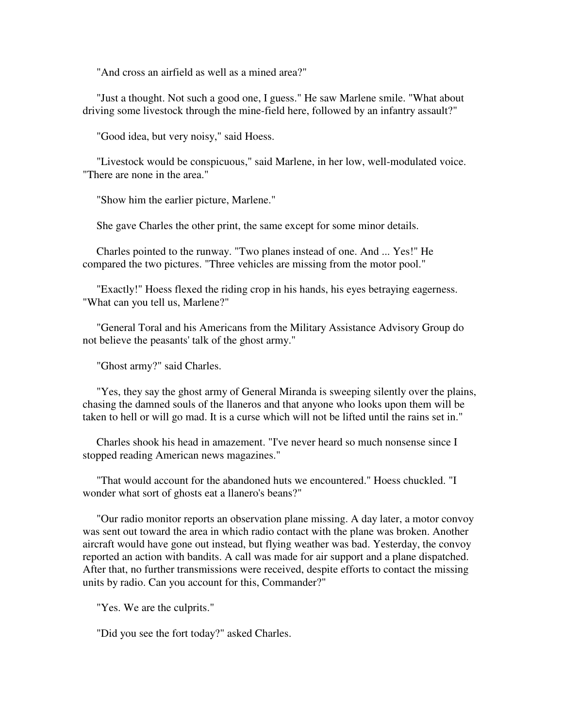"And cross an airfield as well as a mined area?"

"Just a thought. Not such a good one, I guess." He saw Marlene smile. "What about driving some livestock through the mine-field here, followed by an infantry assault?"

"Good idea, but very noisy," said Hoess.

"Livestock would be conspicuous," said Marlene, in her low, well-modulated voice. "There are none in the area."

"Show him the earlier picture, Marlene."

She gave Charles the other print, the same except for some minor details.

Charles pointed to the runway. "Two planes instead of one. And ... Yes!" He compared the two pictures. "Three vehicles are missing from the motor pool."

"Exactly!" Hoess flexed the riding crop in his hands, his eyes betraying eagerness. "What can you tell us, Marlene?"

"General Toral and his Americans from the Military Assistance Advisory Group do not believe the peasants' talk of the ghost army."

"Ghost army?" said Charles.

"Yes, they say the ghost army of General Miranda is sweeping silently over the plains, chasing the damned souls of the llaneros and that anyone who looks upon them will be taken to hell or will go mad. It is a curse which will not be lifted until the rains set in."

Charles shook his head in amazement. "I've never heard so much nonsense since I stopped reading American news magazines."

"That would account for the abandoned huts we encountered." Hoess chuckled. "I wonder what sort of ghosts eat a llanero's beans?"

"Our radio monitor reports an observation plane missing. A day later, a motor convoy was sent out toward the area in which radio contact with the plane was broken. Another aircraft would have gone out instead, but flying weather was bad. Yesterday, the convoy reported an action with bandits. A call was made for air support and a plane dispatched. After that, no further transmissions were received, despite efforts to contact the missing units by radio. Can you account for this, Commander?"

"Yes. We are the culprits."

"Did you see the fort today?" asked Charles.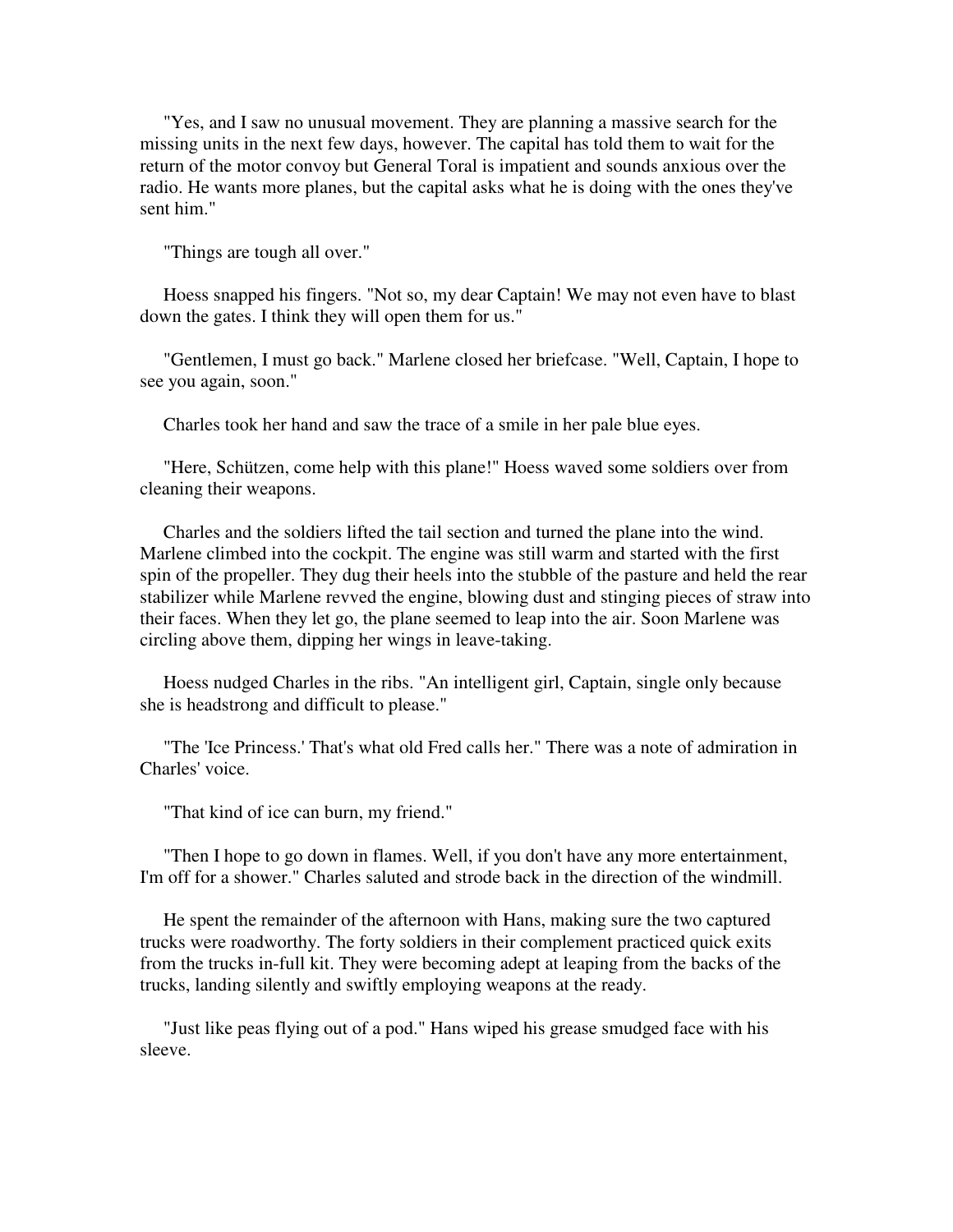"Yes, and I saw no unusual movement. They are planning a massive search for the missing units in the next few days, however. The capital has told them to wait for the return of the motor convoy but General Toral is impatient and sounds anxious over the radio. He wants more planes, but the capital asks what he is doing with the ones they've sent him."

"Things are tough all over."

Hoess snapped his fingers. "Not so, my dear Captain! We may not even have to blast down the gates. I think they will open them for us."

"Gentlemen, I must go back." Marlene closed her briefcase. "Well, Captain, I hope to see you again, soon."

Charles took her hand and saw the trace of a smile in her pale blue eyes.

"Here, Schützen, come help with this plane!" Hoess waved some soldiers over from cleaning their weapons.

Charles and the soldiers lifted the tail section and turned the plane into the wind. Marlene climbed into the cockpit. The engine was still warm and started with the first spin of the propeller. They dug their heels into the stubble of the pasture and held the rear stabilizer while Marlene revved the engine, blowing dust and stinging pieces of straw into their faces. When they let go, the plane seemed to leap into the air. Soon Marlene was circling above them, dipping her wings in leave-taking.

Hoess nudged Charles in the ribs. "An intelligent girl, Captain, single only because she is headstrong and difficult to please."

"The 'Ice Princess.' That's what old Fred calls her." There was a note of admiration in Charles' voice.

"That kind of ice can burn, my friend."

"Then I hope to go down in flames. Well, if you don't have any more entertainment, I'm off for a shower." Charles saluted and strode back in the direction of the windmill.

He spent the remainder of the afternoon with Hans, making sure the two captured trucks were roadworthy. The forty soldiers in their complement practiced quick exits from the trucks in-full kit. They were becoming adept at leaping from the backs of the trucks, landing silently and swiftly employing weapons at the ready.

"Just like peas flying out of a pod." Hans wiped his grease smudged face with his sleeve.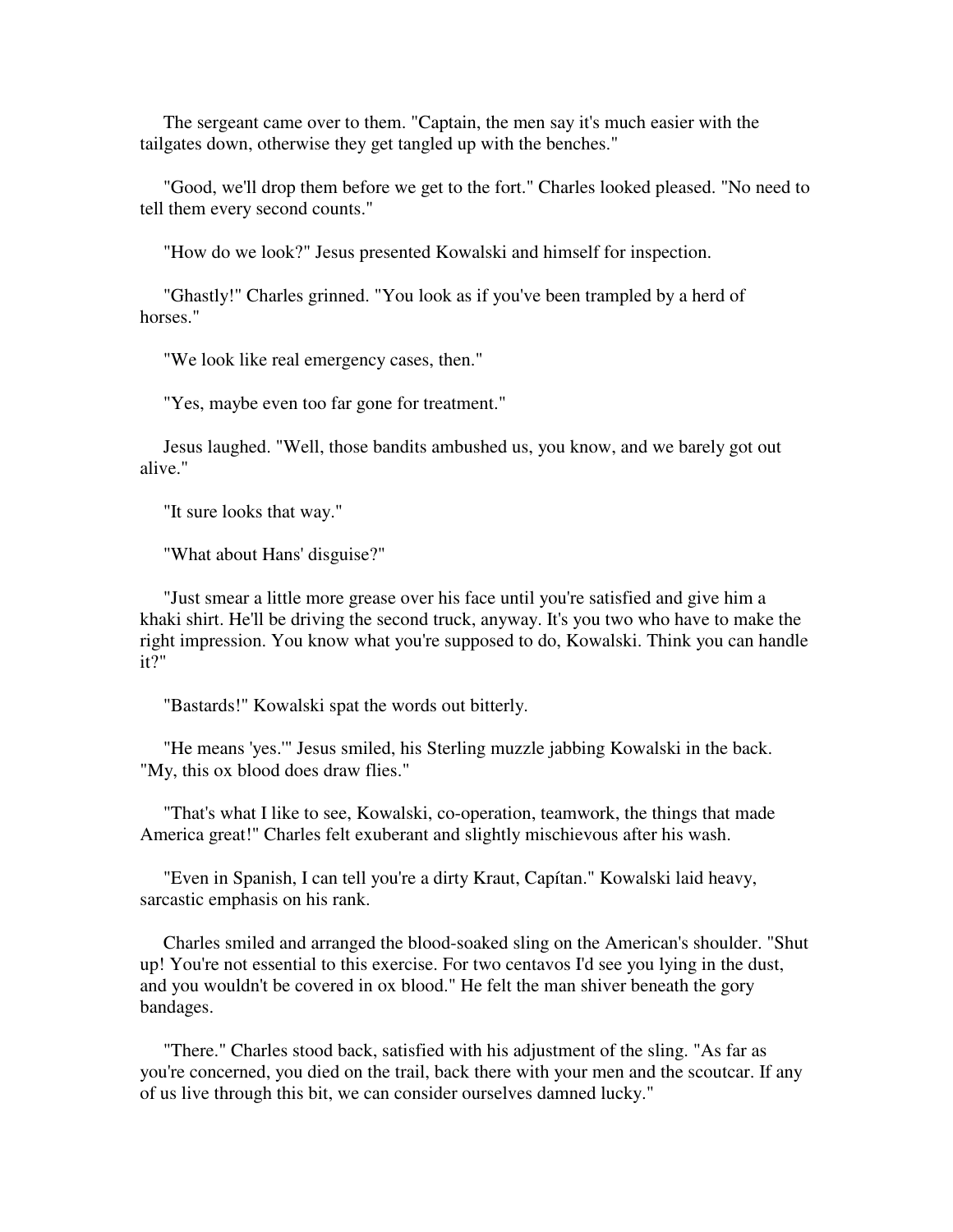The sergeant came over to them. "Captain, the men say it's much easier with the tailgates down, otherwise they get tangled up with the benches."

"Good, we'll drop them before we get to the fort." Charles looked pleased. "No need to tell them every second counts."

"How do we look?" Jesus presented Kowalski and himself for inspection.

"Ghastly!" Charles grinned. "You look as if you've been trampled by a herd of horses."

"We look like real emergency cases, then."

"Yes, maybe even too far gone for treatment."

Jesus laughed. "Well, those bandits ambushed us, you know, and we barely got out alive."

"It sure looks that way."

"What about Hans' disguise?"

"Just smear a little more grease over his face until you're satisfied and give him a khaki shirt. He'll be driving the second truck, anyway. It's you two who have to make the right impression. You know what you're supposed to do, Kowalski. Think you can handle it?"

"Bastards!" Kowalski spat the words out bitterly.

"He means 'yes.'" Jesus smiled, his Sterling muzzle jabbing Kowalski in the back. "My, this ox blood does draw flies."

"That's what I like to see, Kowalski, co-operation, teamwork, the things that made America great!" Charles felt exuberant and slightly mischievous after his wash.

"Even in Spanish, I can tell you're a dirty Kraut, Capítan." Kowalski laid heavy, sarcastic emphasis on his rank.

Charles smiled and arranged the blood-soaked sling on the American's shoulder. "Shut up! You're not essential to this exercise. For two centavos I'd see you lying in the dust, and you wouldn't be covered in ox blood." He felt the man shiver beneath the gory bandages.

"There." Charles stood back, satisfied with his adjustment of the sling. "As far as you're concerned, you died on the trail, back there with your men and the scoutcar. If any of us live through this bit, we can consider ourselves damned lucky."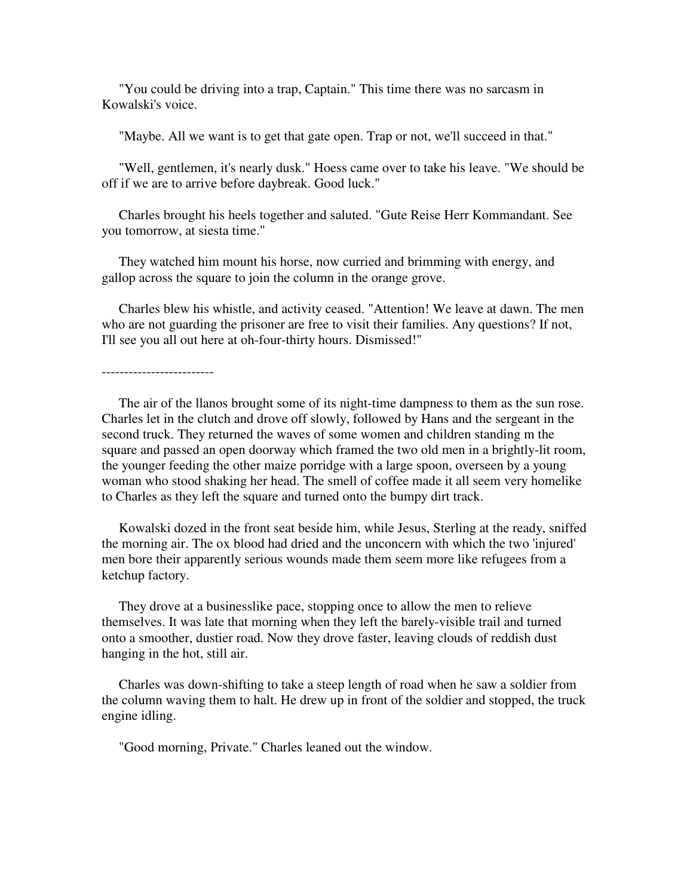"You could be driving into a trap, Captain." This time there was no sarcasm in Kowalski's voice.

"Maybe. All we want is to get that gate open. Trap or not, we'll succeed in that."

"Well, gentlemen, it's nearly dusk." Hoess came over to take his leave. "We should be off if we are to arrive before daybreak. Good luck."

Charles brought his heels together and saluted. "Gute Reise Herr Kommandant. See you tomorrow, at siesta time."

They watched him mount his horse, now curried and brimming with energy, and gallop across the square to join the column in the orange grove.

Charles blew his whistle, and activity ceased. "Attention! We leave at dawn. The men who are not guarding the prisoner are free to visit their families. Any questions? If not, I'll see you all out here at oh-four-thirty hours. Dismissed!"

-------------------------

The air of the llanos brought some of its night-time dampness to them as the sun rose. Charles let in the clutch and drove off slowly, followed by Hans and the sergeant in the second truck. They returned the waves of some women and children standing m the square and passed an open doorway which framed the two old men in a brightly-lit room, the younger feeding the other maize porridge with a large spoon, overseen by a young woman who stood shaking her head. The smell of coffee made it all seem very homelike to Charles as they left the square and turned onto the bumpy dirt track.

Kowalski dozed in the front seat beside him, while Jesus, Sterling at the ready, sniffed the morning air. The ox blood had dried and the unconcern with which the two 'injured' men bore their apparently serious wounds made them seem more like refugees from a ketchup factory.

They drove at a businesslike pace, stopping once to allow the men to relieve themselves. It was late that morning when they left the barely-visible trail and turned onto a smoother, dustier road. Now they drove faster, leaving clouds of reddish dust hanging in the hot, still air.

Charles was down-shifting to take a steep length of road when he saw a soldier from the column waving them to halt. He drew up in front of the soldier and stopped, the truck engine idling.

"Good morning, Private." Charles leaned out the window.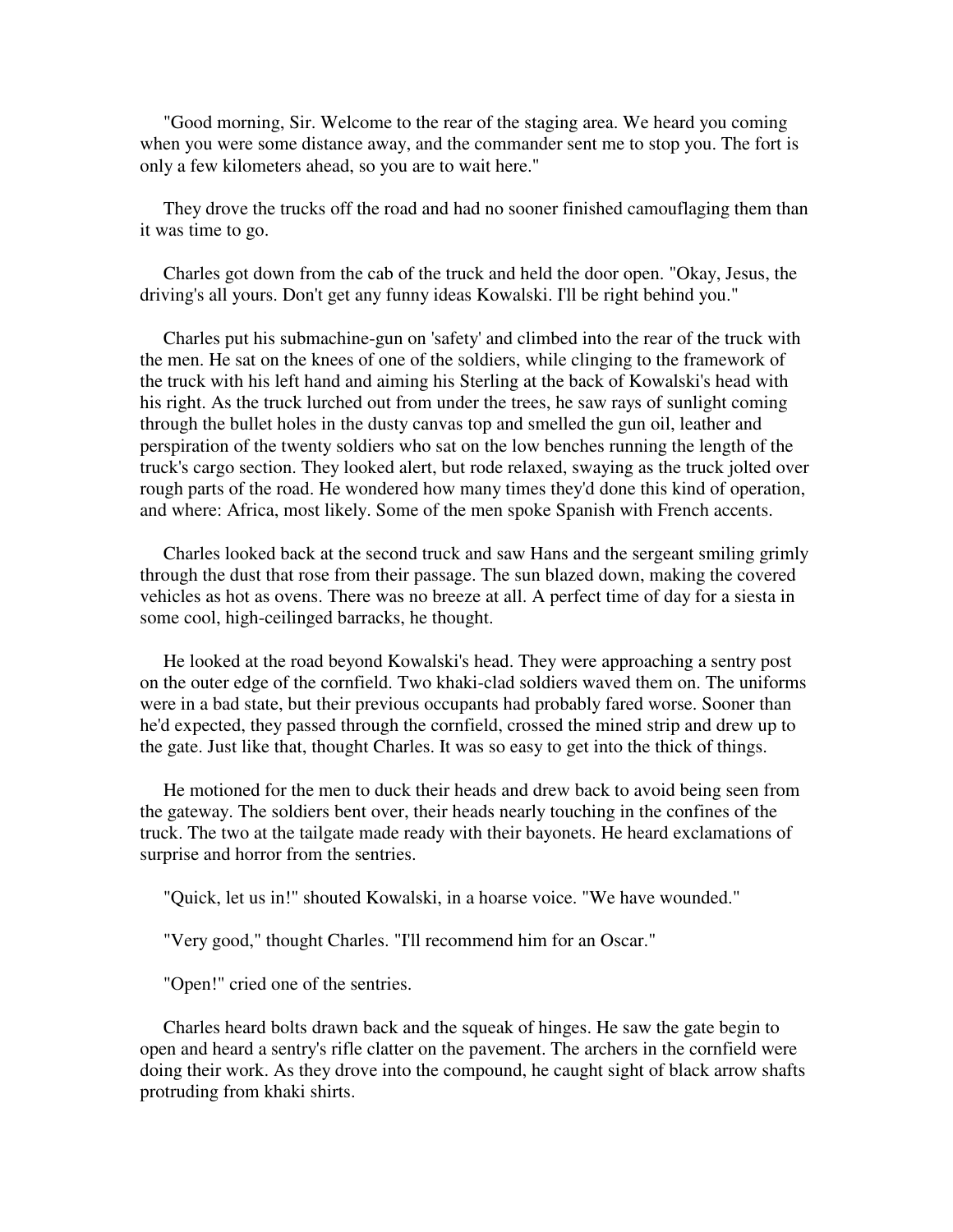"Good morning, Sir. Welcome to the rear of the staging area. We heard you coming when you were some distance away, and the commander sent me to stop you. The fort is only a few kilometers ahead, so you are to wait here."

They drove the trucks off the road and had no sooner finished camouflaging them than it was time to go.

Charles got down from the cab of the truck and held the door open. "Okay, Jesus, the driving's all yours. Don't get any funny ideas Kowalski. I'll be right behind you."

Charles put his submachine-gun on 'safety' and climbed into the rear of the truck with the men. He sat on the knees of one of the soldiers, while clinging to the framework of the truck with his left hand and aiming his Sterling at the back of Kowalski's head with his right. As the truck lurched out from under the trees, he saw rays of sunlight coming through the bullet holes in the dusty canvas top and smelled the gun oil, leather and perspiration of the twenty soldiers who sat on the low benches running the length of the truck's cargo section. They looked alert, but rode relaxed, swaying as the truck jolted over rough parts of the road. He wondered how many times they'd done this kind of operation, and where: Africa, most likely. Some of the men spoke Spanish with French accents.

Charles looked back at the second truck and saw Hans and the sergeant smiling grimly through the dust that rose from their passage. The sun blazed down, making the covered vehicles as hot as ovens. There was no breeze at all. A perfect time of day for a siesta in some cool, high-ceilinged barracks, he thought.

He looked at the road beyond Kowalski's head. They were approaching a sentry post on the outer edge of the cornfield. Two khaki-clad soldiers waved them on. The uniforms were in a bad state, but their previous occupants had probably fared worse. Sooner than he'd expected, they passed through the cornfield, crossed the mined strip and drew up to the gate. Just like that, thought Charles. It was so easy to get into the thick of things.

He motioned for the men to duck their heads and drew back to avoid being seen from the gateway. The soldiers bent over, their heads nearly touching in the confines of the truck. The two at the tailgate made ready with their bayonets. He heard exclamations of surprise and horror from the sentries.

"Quick, let us in!" shouted Kowalski, in a hoarse voice. "We have wounded."

"Very good," thought Charles. "I'll recommend him for an Oscar."

"Open!" cried one of the sentries.

Charles heard bolts drawn back and the squeak of hinges. He saw the gate begin to open and heard a sentry's rifle clatter on the pavement. The archers in the cornfield were doing their work. As they drove into the compound, he caught sight of black arrow shafts protruding from khaki shirts.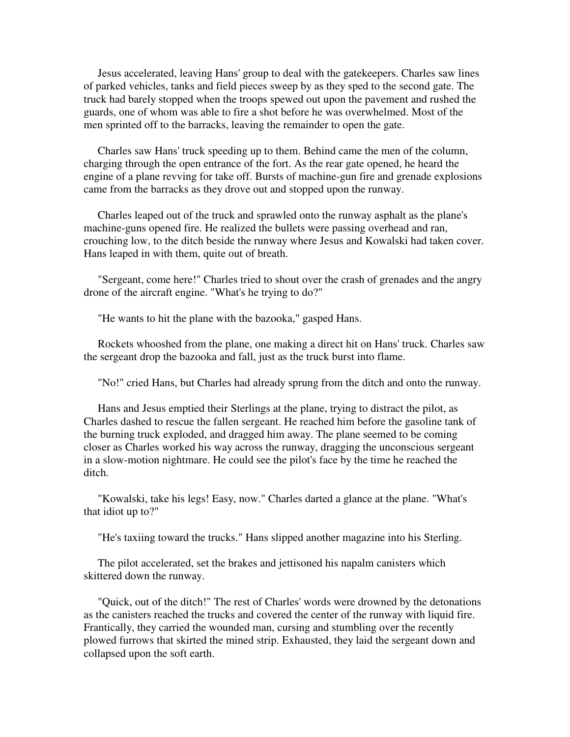Jesus accelerated, leaving Hans' group to deal with the gatekeepers. Charles saw lines of parked vehicles, tanks and field pieces sweep by as they sped to the second gate. The truck had barely stopped when the troops spewed out upon the pavement and rushed the guards, one of whom was able to fire a shot before he was overwhelmed. Most of the men sprinted off to the barracks, leaving the remainder to open the gate.

Charles saw Hans' truck speeding up to them. Behind came the men of the column, charging through the open entrance of the fort. As the rear gate opened, he heard the engine of a plane revving for take off. Bursts of machine-gun fire and grenade explosions came from the barracks as they drove out and stopped upon the runway.

Charles leaped out of the truck and sprawled onto the runway asphalt as the plane's machine-guns opened fire. He realized the bullets were passing overhead and ran, crouching low, to the ditch beside the runway where Jesus and Kowalski had taken cover. Hans leaped in with them, quite out of breath.

"Sergeant, come here!" Charles tried to shout over the crash of grenades and the angry drone of the aircraft engine. "What's he trying to do?"

"He wants to hit the plane with the bazooka," gasped Hans.

Rockets whooshed from the plane, one making a direct hit on Hans' truck. Charles saw the sergeant drop the bazooka and fall, just as the truck burst into flame.

"No!" cried Hans, but Charles had already sprung from the ditch and onto the runway.

Hans and Jesus emptied their Sterlings at the plane, trying to distract the pilot, as Charles dashed to rescue the fallen sergeant. He reached him before the gasoline tank of the burning truck exploded, and dragged him away. The plane seemed to be coming closer as Charles worked his way across the runway, dragging the unconscious sergeant in a slow-motion nightmare. He could see the pilot's face by the time he reached the ditch.

"Kowalski, take his legs! Easy, now." Charles darted a glance at the plane. "What's that idiot up to?"

"He's taxiing toward the trucks." Hans slipped another magazine into his Sterling.

The pilot accelerated, set the brakes and jettisoned his napalm canisters which skittered down the runway.

"Quick, out of the ditch!" The rest of Charles' words were drowned by the detonations as the canisters reached the trucks and covered the center of the runway with liquid fire. Frantically, they carried the wounded man, cursing and stumbling over the recently plowed furrows that skirted the mined strip. Exhausted, they laid the sergeant down and collapsed upon the soft earth.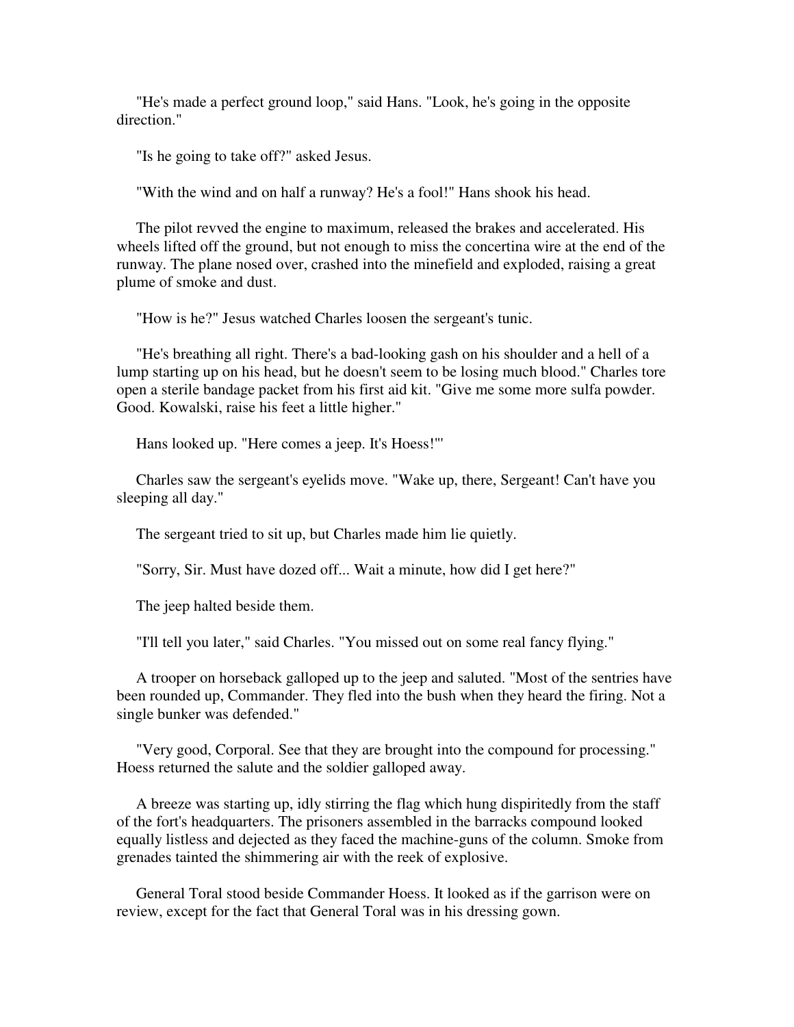"He's made a perfect ground loop," said Hans. "Look, he's going in the opposite direction."

"Is he going to take off?" asked Jesus.

"With the wind and on half a runway? He's a fool!" Hans shook his head.

The pilot revved the engine to maximum, released the brakes and accelerated. His wheels lifted off the ground, but not enough to miss the concertina wire at the end of the runway. The plane nosed over, crashed into the minefield and exploded, raising a great plume of smoke and dust.

"How is he?" Jesus watched Charles loosen the sergeant's tunic.

"He's breathing all right. There's a bad-looking gash on his shoulder and a hell of a lump starting up on his head, but he doesn't seem to be losing much blood." Charles tore open a sterile bandage packet from his first aid kit. "Give me some more sulfa powder. Good. Kowalski, raise his feet a little higher."

Hans looked up. "Here comes a jeep. It's Hoess!'"

Charles saw the sergeant's eyelids move. "Wake up, there, Sergeant! Can't have you sleeping all day."

The sergeant tried to sit up, but Charles made him lie quietly.

"Sorry, Sir. Must have dozed off... Wait a minute, how did I get here?"

The jeep halted beside them.

"I'll tell you later," said Charles. "You missed out on some real fancy flying."

A trooper on horseback galloped up to the jeep and saluted. "Most of the sentries have been rounded up, Commander. They fled into the bush when they heard the firing. Not a single bunker was defended."

"Very good, Corporal. See that they are brought into the compound for processing." Hoess returned the salute and the soldier galloped away.

A breeze was starting up, idly stirring the flag which hung dispiritedly from the staff of the fort's headquarters. The prisoners assembled in the barracks compound looked equally listless and dejected as they faced the machine-guns of the column. Smoke from grenades tainted the shimmering air with the reek of explosive.

General Toral stood beside Commander Hoess. It looked as if the garrison were on review, except for the fact that General Toral was in his dressing gown.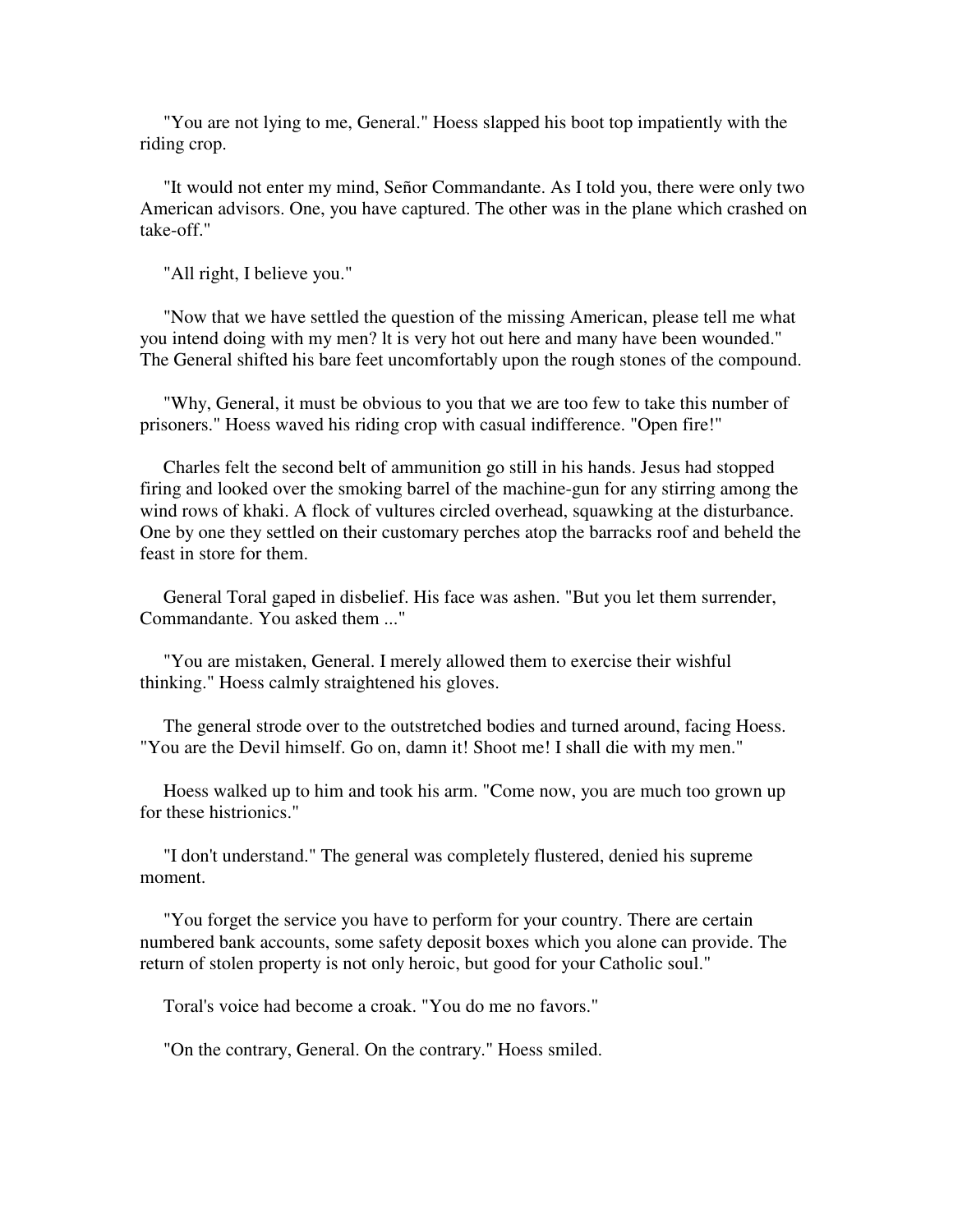"You are not lying to me, General." Hoess slapped his boot top impatiently with the riding crop.

"It would not enter my mind, Señor Commandante. As I told you, there were only two American advisors. One, you have captured. The other was in the plane which crashed on take-off."

"All right, I believe you."

"Now that we have settled the question of the missing American, please tell me what you intend doing with my men? lt is very hot out here and many have been wounded." The General shifted his bare feet uncomfortably upon the rough stones of the compound.

"Why, General, it must be obvious to you that we are too few to take this number of prisoners." Hoess waved his riding crop with casual indifference. "Open fire!"

Charles felt the second belt of ammunition go still in his hands. Jesus had stopped firing and looked over the smoking barrel of the machine-gun for any stirring among the wind rows of khaki. A flock of vultures circled overhead, squawking at the disturbance. One by one they settled on their customary perches atop the barracks roof and beheld the feast in store for them.

General Toral gaped in disbelief. His face was ashen. "But you let them surrender, Commandante. You asked them ..."

"You are mistaken, General. I merely allowed them to exercise their wishful thinking." Hoess calmly straightened his gloves.

The general strode over to the outstretched bodies and turned around, facing Hoess. "You are the Devil himself. Go on, damn it! Shoot me! I shall die with my men."

Hoess walked up to him and took his arm. "Come now, you are much too grown up for these histrionics."

"I don't understand." The general was completely flustered, denied his supreme moment.

"You forget the service you have to perform for your country. There are certain numbered bank accounts, some safety deposit boxes which you alone can provide. The return of stolen property is not only heroic, but good for your Catholic soul."

Toral's voice had become a croak. "You do me no favors."

"On the contrary, General. On the contrary." Hoess smiled.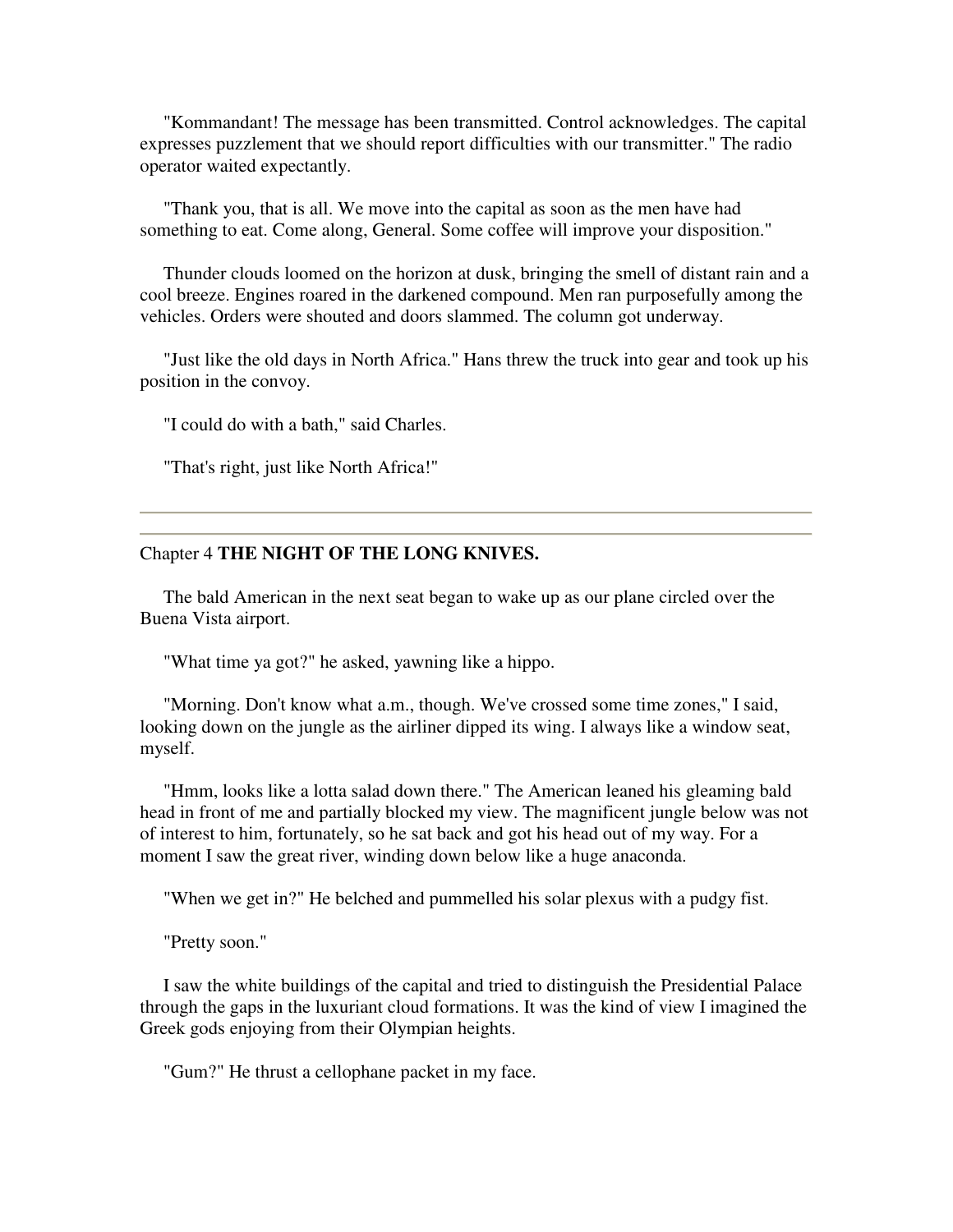"Kommandant! The message has been transmitted. Control acknowledges. The capital expresses puzzlement that we should report difficulties with our transmitter." The radio operator waited expectantly.

"Thank you, that is all. We move into the capital as soon as the men have had something to eat. Come along, General. Some coffee will improve your disposition."

Thunder clouds loomed on the horizon at dusk, bringing the smell of distant rain and a cool breeze. Engines roared in the darkened compound. Men ran purposefully among the vehicles. Orders were shouted and doors slammed. The column got underway.

"Just like the old days in North Africa." Hans threw the truck into gear and took up his position in the convoy.

"I could do with a bath," said Charles.

"That's right, just like North Africa!"

---

## Chapter 4 **THE NIGHT OF THE LONG KNIVES.**

The bald American in the next seat began to wake up as our plane circled over the Buena Vista airport.

"What time ya got?" he asked, yawning like a hippo.

"Morning. Don't know what a.m., though. We've crossed some time zones," I said, looking down on the jungle as the airliner dipped its wing. I always like a window seat, myself.

"Hmm, looks like a lotta salad down there." The American leaned his gleaming bald head in front of me and partially blocked my view. The magnificent jungle below was not of interest to him, fortunately, so he sat back and got his head out of my way. For a moment I saw the great river, winding down below like a huge anaconda.

"When we get in?" He belched and pummelled his solar plexus with a pudgy fist.

"Pretty soon."

I saw the white buildings of the capital and tried to distinguish the Presidential Palace through the gaps in the luxuriant cloud formations. It was the kind of view I imagined the Greek gods enjoying from their Olympian heights.

"Gum?" He thrust a cellophane packet in my face.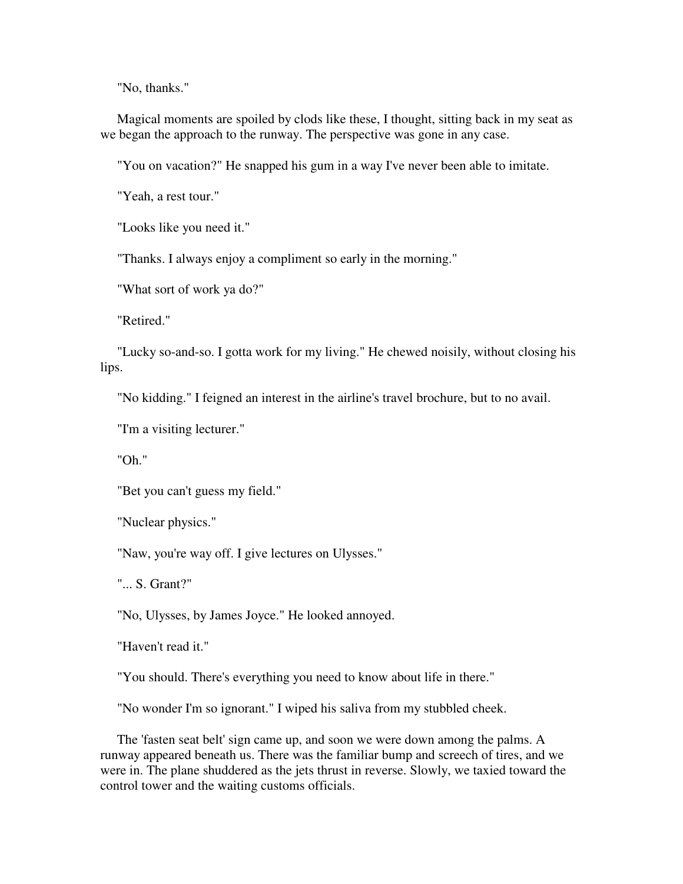"No, thanks."

Magical moments are spoiled by clods like these, I thought, sitting back in my seat as we began the approach to the runway. The perspective was gone in any case.

"You on vacation?" He snapped his gum in a way I've never been able to imitate.

"Yeah, a rest tour."

"Looks like you need it."

"Thanks. I always enjoy a compliment so early in the morning."

"What sort of work ya do?"

"Retired."

"Lucky so-and-so. I gotta work for my living." He chewed noisily, without closing his lips.

"No kidding." I feigned an interest in the airline's travel brochure, but to no avail.

"I'm a visiting lecturer."

"Oh."

"Bet you can't guess my field."

"Nuclear physics."

"Naw, you're way off. I give lectures on Ulysses."

"... S. Grant?"

"No, Ulysses, by James Joyce." He looked annoyed.

"Haven't read it."

"You should. There's everything you need to know about life in there."

"No wonder I'm so ignorant." I wiped his saliva from my stubbled cheek.

The 'fasten seat belt' sign came up, and soon we were down among the palms. A runway appeared beneath us. There was the familiar bump and screech of tires, and we were in. The plane shuddered as the jets thrust in reverse. Slowly, we taxied toward the control tower and the waiting customs officials.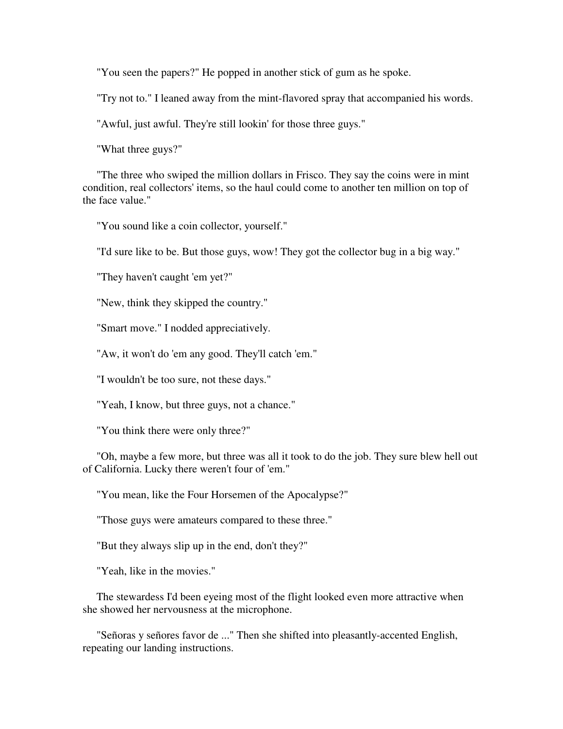"You seen the papers?" He popped in another stick of gum as he spoke.

"Try not to." I leaned away from the mint-flavored spray that accompanied his words.

"Awful, just awful. They're still lookin' for those three guys."

"What three guys?"

"The three who swiped the million dollars in Frisco. They say the coins were in mint condition, real collectors' items, so the haul could come to another ten million on top of the face value."

"You sound like a coin collector, yourself."

"I'd sure like to be. But those guys, wow! They got the collector bug in a big way."

"They haven't caught 'em yet?"

"New, think they skipped the country."

"Smart move." I nodded appreciatively.

"Aw, it won't do 'em any good. They'll catch 'em."

"I wouldn't be too sure, not these days."

"Yeah, I know, but three guys, not a chance."

"You think there were only three?"

"Oh, maybe a few more, but three was all it took to do the job. They sure blew hell out of California. Lucky there weren't four of 'em."

"You mean, like the Four Horsemen of the Apocalypse?"

"Those guys were amateurs compared to these three."

"But they always slip up in the end, don't they?"

"Yeah, like in the movies."

The stewardess I'd been eyeing most of the flight looked even more attractive when she showed her nervousness at the microphone.

"Señoras y señores favor de ..." Then she shifted into pleasantly-accented English, repeating our landing instructions.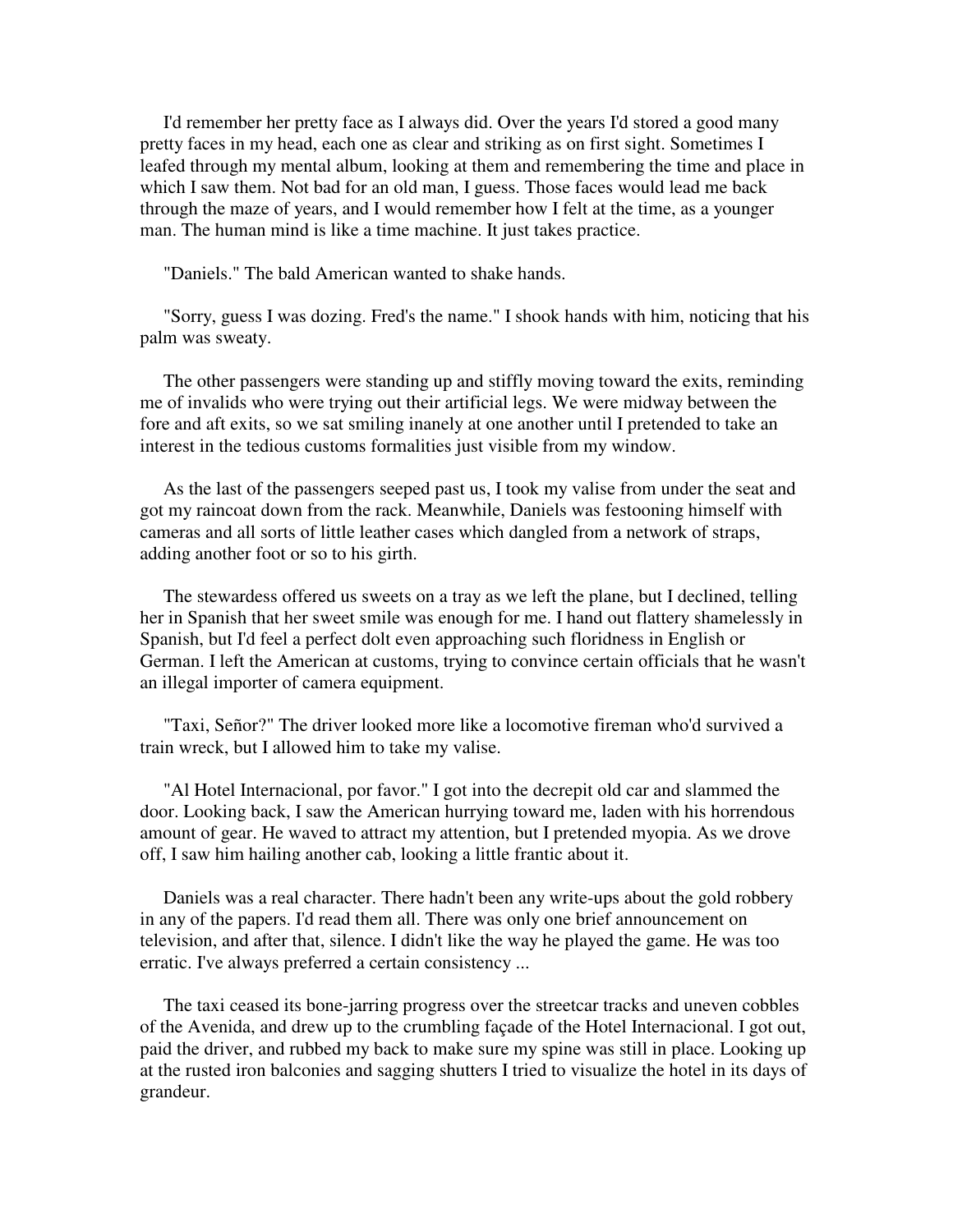I'd remember her pretty face as I always did. Over the years I'd stored a good many pretty faces in my head, each one as clear and striking as on first sight. Sometimes I leafed through my mental album, looking at them and remembering the time and place in which I saw them. Not bad for an old man, I guess. Those faces would lead me back through the maze of years, and I would remember how I felt at the time, as a younger man. The human mind is like a time machine. It just takes practice.

"Daniels." The bald American wanted to shake hands.

"Sorry, guess I was dozing. Fred's the name." I shook hands with him, noticing that his palm was sweaty.

The other passengers were standing up and stiffly moving toward the exits, reminding me of invalids who were trying out their artificial legs. We were midway between the fore and aft exits, so we sat smiling inanely at one another until I pretended to take an interest in the tedious customs formalities just visible from my window.

As the last of the passengers seeped past us, I took my valise from under the seat and got my raincoat down from the rack. Meanwhile, Daniels was festooning himself with cameras and all sorts of little leather cases which dangled from a network of straps, adding another foot or so to his girth.

The stewardess offered us sweets on a tray as we left the plane, but I declined, telling her in Spanish that her sweet smile was enough for me. I hand out flattery shamelessly in Spanish, but I'd feel a perfect dolt even approaching such floridness in English or German. I left the American at customs, trying to convince certain officials that he wasn't an illegal importer of camera equipment.

"Taxi, Señor?" The driver looked more like a locomotive fireman who'd survived a train wreck, but I allowed him to take my valise.

"Al Hotel Internacional, por favor." I got into the decrepit old car and slammed the door. Looking back, I saw the American hurrying toward me, laden with his horrendous amount of gear. He waved to attract my attention, but I pretended myopia. As we drove off, I saw him hailing another cab, looking a little frantic about it.

Daniels was a real character. There hadn't been any write-ups about the gold robbery in any of the papers. I'd read them all. There was only one brief announcement on television, and after that, silence. I didn't like the way he played the game. He was too erratic. I've always preferred a certain consistency ...

The taxi ceased its bone-jarring progress over the streetcar tracks and uneven cobbles of the Avenida, and drew up to the crumbling façade of the Hotel Internacional. I got out, paid the driver, and rubbed my back to make sure my spine was still in place. Looking up at the rusted iron balconies and sagging shutters I tried to visualize the hotel in its days of grandeur.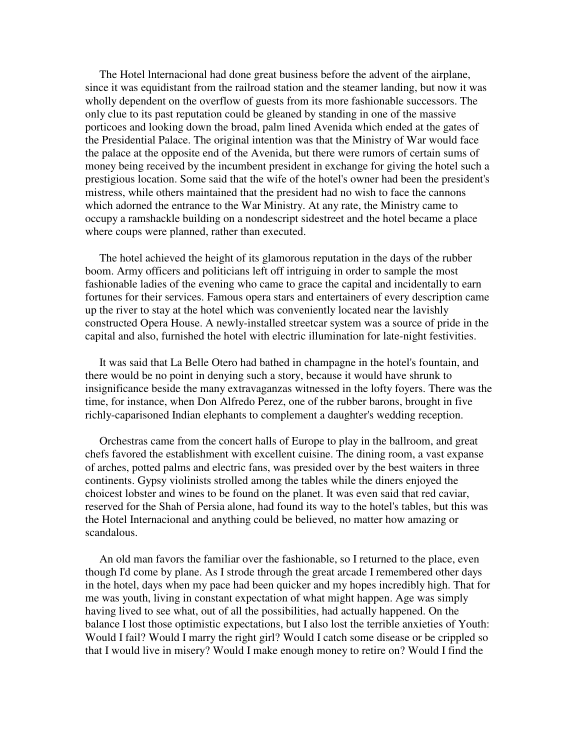The Hotel lnternacional had done great business before the advent of the airplane, since it was equidistant from the railroad station and the steamer landing, but now it was wholly dependent on the overflow of guests from its more fashionable successors. The only clue to its past reputation could be gleaned by standing in one of the massive porticoes and looking down the broad, palm lined Avenida which ended at the gates of the Presidential Palace. The original intention was that the Ministry of War would face the palace at the opposite end of the Avenida, but there were rumors of certain sums of money being received by the incumbent president in exchange for giving the hotel such a prestigious location. Some said that the wife of the hotel's owner had been the president's mistress, while others maintained that the president had no wish to face the cannons which adorned the entrance to the War Ministry. At any rate, the Ministry came to occupy a ramshackle building on a nondescript sidestreet and the hotel became a place where coups were planned, rather than executed.

The hotel achieved the height of its glamorous reputation in the days of the rubber boom. Army officers and politicians left off intriguing in order to sample the most fashionable ladies of the evening who came to grace the capital and incidentally to earn fortunes for their services. Famous opera stars and entertainers of every description came up the river to stay at the hotel which was conveniently located near the lavishly constructed Opera House. A newly-installed streetcar system was a source of pride in the capital and also, furnished the hotel with electric illumination for late-night festivities.

It was said that La Belle Otero had bathed in champagne in the hotel's fountain, and there would be no point in denying such a story, because it would have shrunk to insignificance beside the many extravaganzas witnessed in the lofty foyers. There was the time, for instance, when Don Alfredo Perez, one of the rubber barons, brought in five richly-caparisoned Indian elephants to complement a daughter's wedding reception.

Orchestras came from the concert halls of Europe to play in the ballroom, and great chefs favored the establishment with excellent cuisine. The dining room, a vast expanse of arches, potted palms and electric fans, was presided over by the best waiters in three continents. Gypsy violinists strolled among the tables while the diners enjoyed the choicest lobster and wines to be found on the planet. It was even said that red caviar, reserved for the Shah of Persia alone, had found its way to the hotel's tables, but this was the Hotel Internacional and anything could be believed, no matter how amazing or scandalous.

An old man favors the familiar over the fashionable, so I returned to the place, even though I'd come by plane. As I strode through the great arcade I remembered other days in the hotel, days when my pace had been quicker and my hopes incredibly high. That for me was youth, living in constant expectation of what might happen. Age was simply having lived to see what, out of all the possibilities, had actually happened. On the balance I lost those optimistic expectations, but I also lost the terrible anxieties of Youth: Would I fail? Would I marry the right girl? Would I catch some disease or be crippled so that I would live in misery? Would I make enough money to retire on? Would I find the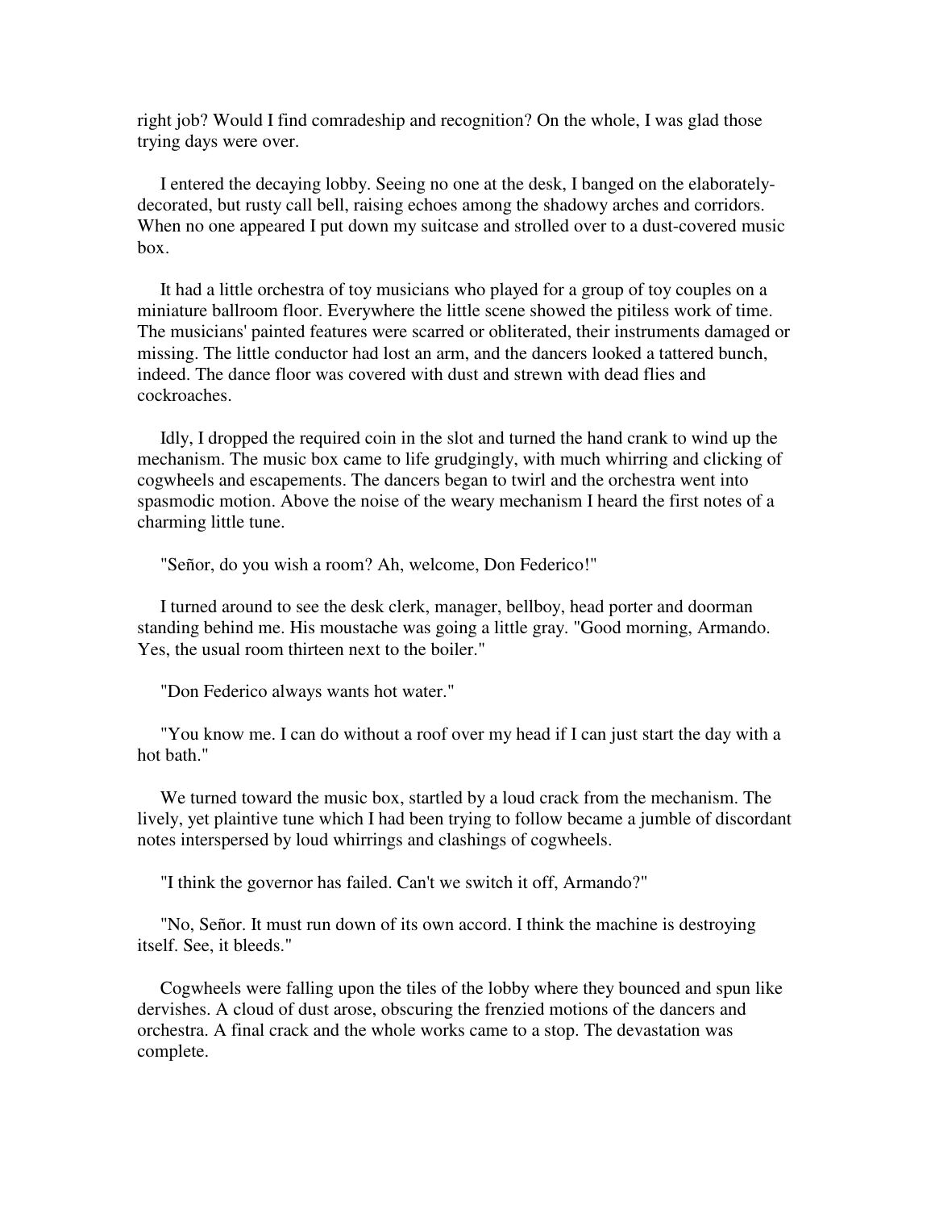right job? Would I find comradeship and recognition? On the whole, I was glad those trying days were over.

I entered the decaying lobby. Seeing no one at the desk, I banged on the elaborately-decorated, but rusty call bell, raising echoes among the shadowy arches and corridors. When no one appeared I put down my suitcase and strolled over to a dust-covered music box.

It had a little orchestra of toy musicians who played for a group of toy couples on a miniature ballroom floor. Everywhere the little scene showed the pitiless work of time. The musicians' painted features were scarred or obliterated, their instruments damaged or missing. The little conductor had lost an arm, and the dancers looked a tattered bunch, indeed. The dance floor was covered with dust and strewn with dead flies and cockroaches.

Idly, I dropped the required coin in the slot and turned the hand crank to wind up the mechanism. The music box came to life grudgingly, with much whirring and clicking of cogwheels and escapements. The dancers began to twirl and the orchestra went into spasmodic motion. Above the noise of the weary mechanism I heard the first notes of a charming little tune.

"Señor, do you wish a room? Ah, welcome, Don Federico!"

I turned around to see the desk clerk, manager, bellboy, head porter and doorman standing behind me. His moustache was going a little gray. "Good morning, Armando. Yes, the usual room thirteen next to the boiler."

"Don Federico always wants hot water."

"You know me. I can do without a roof over my head if I can just start the day with a hot bath."

We turned toward the music box, startled by a loud crack from the mechanism. The lively, yet plaintive tune which I had been trying to follow became a jumble of discordant notes interspersed by loud whirrings and clashings of cogwheels.

"I think the governor has failed. Can't we switch it off, Armando?"

"No, Señor. It must run down of its own accord. I think the machine is destroying itself. See, it bleeds."

Cogwheels were falling upon the tiles of the lobby where they bounced and spun like dervishes. A cloud of dust arose, obscuring the frenzied motions of the dancers and orchestra. A final crack and the whole works came to a stop. The devastation was complete.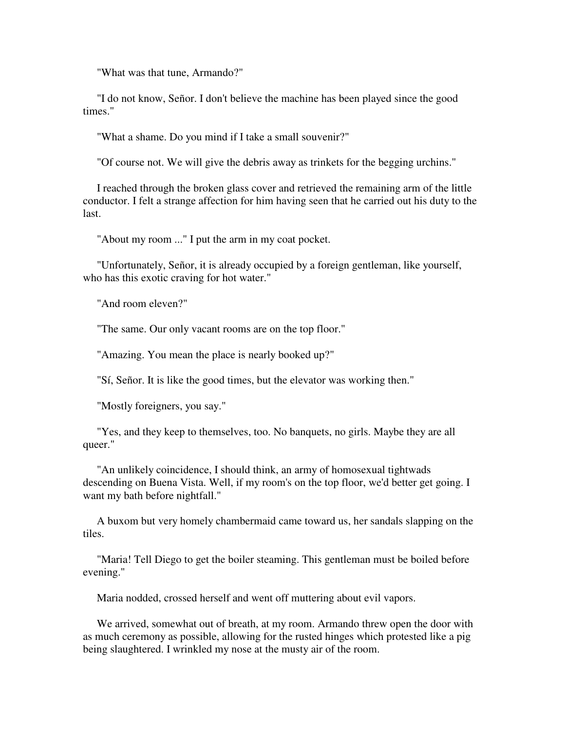"What was that tune, Armando?"

"I do not know, Señor. I don't believe the machine has been played since the good times."

"What a shame. Do you mind if I take a small souvenir?"

"Of course not. We will give the debris away as trinkets for the begging urchins."

I reached through the broken glass cover and retrieved the remaining arm of the little conductor. I felt a strange affection for him having seen that he carried out his duty to the last.

"About my room ..." I put the arm in my coat pocket.

"Unfortunately, Señor, it is already occupied by a foreign gentleman, like yourself, who has this exotic craving for hot water."

"And room eleven?"

"The same. Our only vacant rooms are on the top floor."

"Amazing. You mean the place is nearly booked up?"

"Sí, Señor. It is like the good times, but the elevator was working then."

"Mostly foreigners, you say."

"Yes, and they keep to themselves, too. No banquets, no girls. Maybe they are all queer."

"An unlikely coincidence, I should think, an army of homosexual tightwads descending on Buena Vista. Well, if my room's on the top floor, we'd better get going. I want my bath before nightfall."

A buxom but very homely chambermaid came toward us, her sandals slapping on the tiles.

"Maria! Tell Diego to get the boiler steaming. This gentleman must be boiled before evening."

Maria nodded, crossed herself and went off muttering about evil vapors.

We arrived, somewhat out of breath, at my room. Armando threw open the door with as much ceremony as possible, allowing for the rusted hinges which protested like a pig being slaughtered. I wrinkled my nose at the musty air of the room.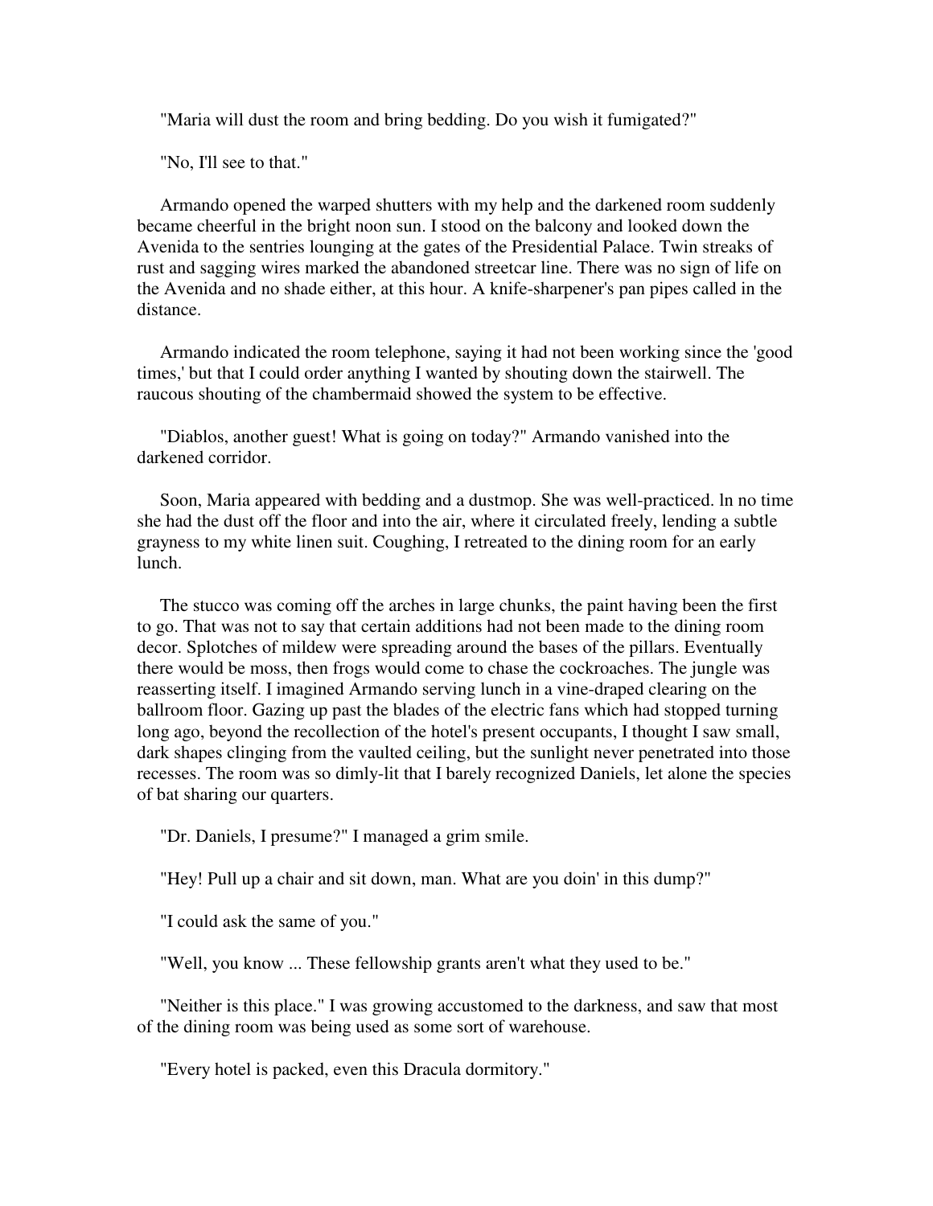"Maria will dust the room and bring bedding. Do you wish it fumigated?"

"No, I'll see to that."

Armando opened the warped shutters with my help and the darkened room suddenly became cheerful in the bright noon sun. I stood on the balcony and looked down the Avenida to the sentries lounging at the gates of the Presidential Palace. Twin streaks of rust and sagging wires marked the abandoned streetcar line. There was no sign of life on the Avenida and no shade either, at this hour. A knife-sharpener's pan pipes called in the distance.

Armando indicated the room telephone, saying it had not been working since the 'good times,' but that I could order anything I wanted by shouting down the stairwell. The raucous shouting of the chambermaid showed the system to be effective.

"Diablos, another guest! What is going on today?" Armando vanished into the darkened corridor.

Soon, Maria appeared with bedding and a dustmop. She was well-practiced. In no time she had the dust off the floor and into the air, where it circulated freely, lending a subtle grayness to my white linen suit. Coughing, I retreated to the dining room for an early lunch.

The stucco was coming off the arches in large chunks, the paint having been the first to go. That was not to say that certain additions had not been made to the dining room decor. Splotches of mildew were spreading around the bases of the pillars. Eventually there would be moss, then frogs would come to chase the cockroaches. The jungle was reasserting itself. I imagined Armando serving lunch in a vine-draped clearing on the ballroom floor. Gazing up past the blades of the electric fans which had stopped turning long ago, beyond the recollection of the hotel's present occupants, I thought I saw small, dark shapes clinging from the vaulted ceiling, but the sunlight never penetrated into those recesses. The room was so dimly-lit that I barely recognized Daniels, let alone the species of bat sharing our quarters.

"Dr. Daniels, I presume?" I managed a grim smile.

"Hey! Pull up a chair and sit down, man. What are you doin' in this dump?"

"I could ask the same of you."

"Well, you know ... These fellowship grants aren't what they used to be."

"Neither is this place." I was growing accustomed to the darkness, and saw that most of the dining room was being used as some sort of warehouse.

"Every hotel is packed, even this Dracula dormitory."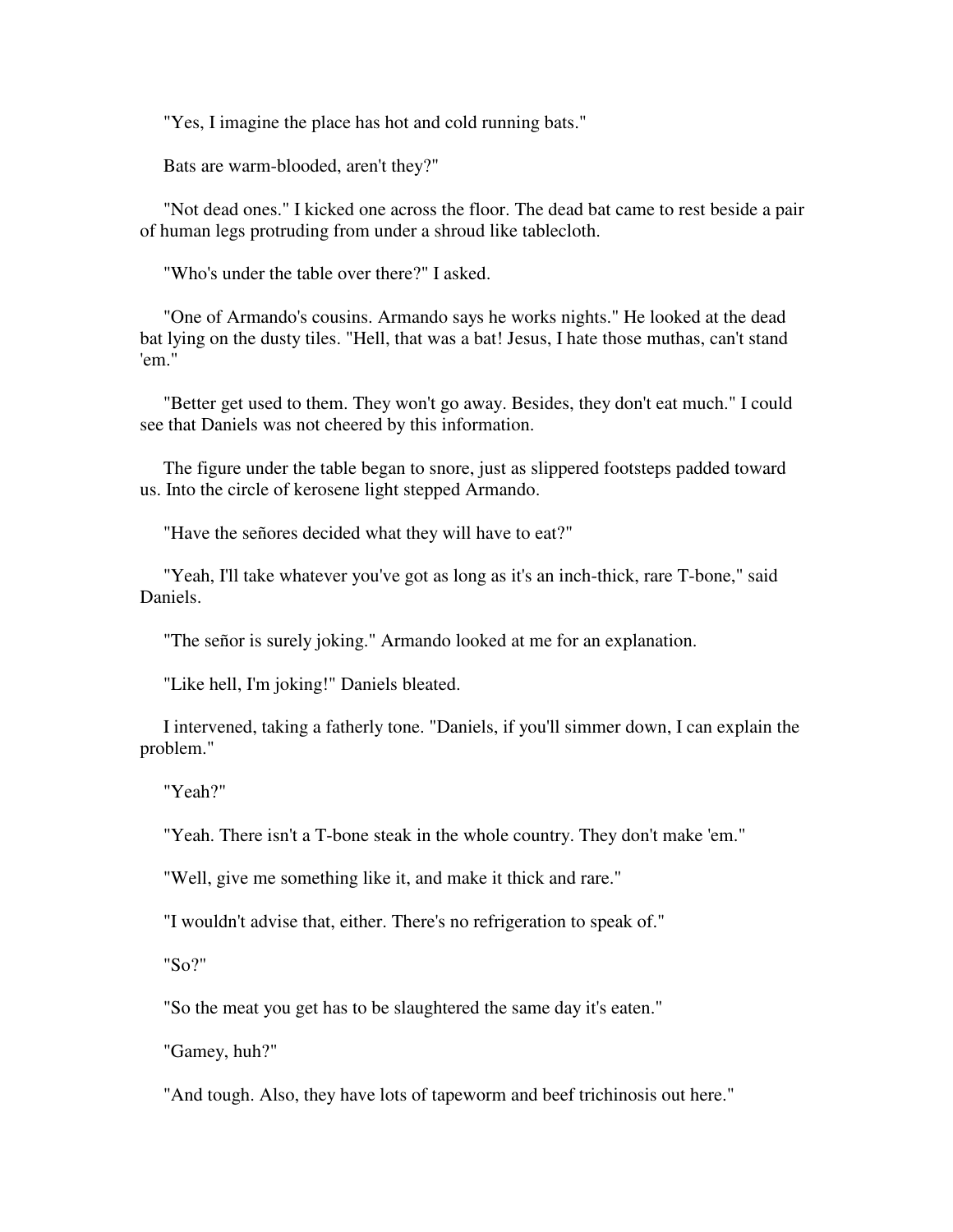"Yes, I imagine the place has hot and cold running bats."

Bats are warm-blooded, aren't they?"

"Not dead ones." I kicked one across the floor. The dead bat came to rest beside a pair of human legs protruding from under a shroud like tablecloth.

"Who's under the table over there?" I asked.

"One of Armando's cousins. Armando says he works nights." He looked at the dead bat lying on the dusty tiles. "Hell, that was a bat! Jesus, I hate those muthas, can't stand 'em."

"Better get used to them. They won't go away. Besides, they don't eat much." I could see that Daniels was not cheered by this information.

The figure under the table began to snore, just as slippered footsteps padded toward us. Into the circle of kerosene light stepped Armando.

"Have the señores decided what they will have to eat?"

"Yeah, I'll take whatever you've got as long as it's an inch-thick, rare T-bone," said Daniels.

"The señor is surely joking." Armando looked at me for an explanation.

"Like hell, I'm joking!" Daniels bleated.

I intervened, taking a fatherly tone. "Daniels, if you'll simmer down, I can explain the problem."

"Yeah?"

"Yeah. There isn't a T-bone steak in the whole country. They don't make 'em."

"Well, give me something like it, and make it thick and rare."

"I wouldn't advise that, either. There's no refrigeration to speak of."

"So?"

"So the meat you get has to be slaughtered the same day it's eaten."

"Gamey, huh?"

"And tough. Also, they have lots of tapeworm and beef trichinosis out here."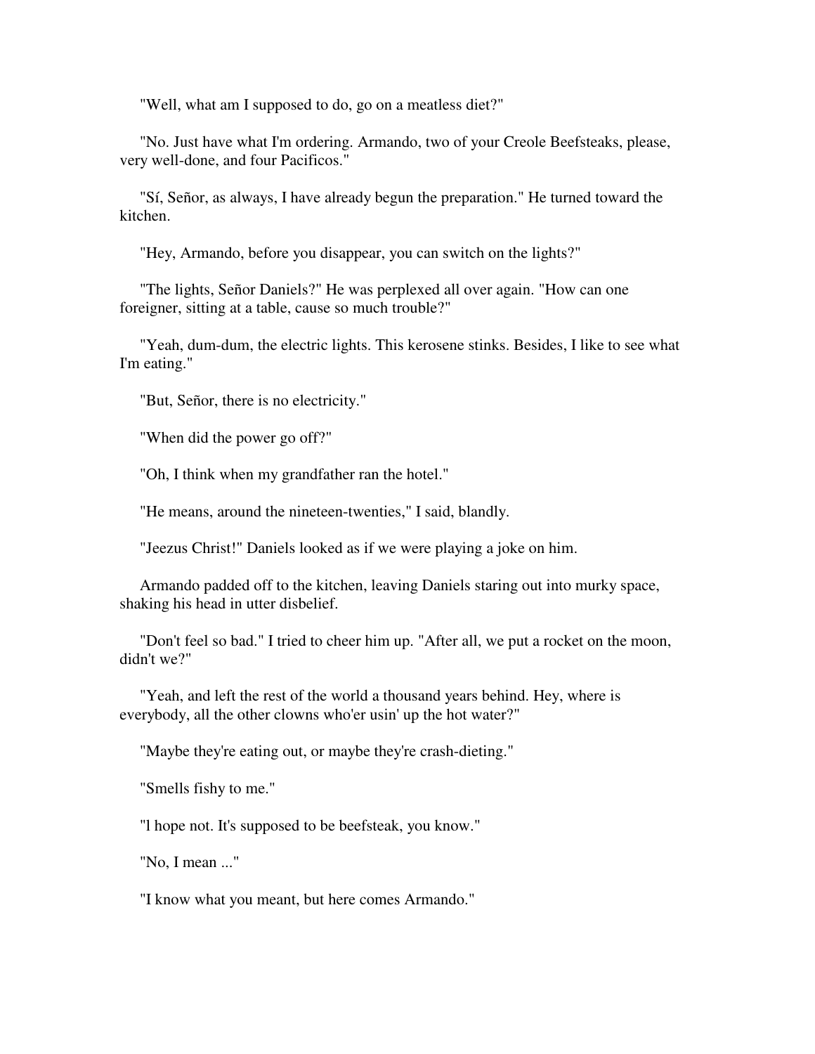"Well, what am I supposed to do, go on a meatless diet?"

"No. Just have what I'm ordering. Armando, two of your Creole Beefsteaks, please, very well-done, and four Pacificos."

"Sí, Señor, as always, I have already begun the preparation." He turned toward the kitchen.

"Hey, Armando, before you disappear, you can switch on the lights?"

"The lights, Señor Daniels?" He was perplexed all over again. "How can one foreigner, sitting at a table, cause so much trouble?"

"Yeah, dum-dum, the electric lights. This kerosene stinks. Besides, I like to see what I'm eating."

"But, Señor, there is no electricity."

"When did the power go off?"

"Oh, I think when my grandfather ran the hotel."

"He means, around the nineteen-twenties," I said, blandly.

"Jeezus Christ!" Daniels looked as if we were playing a joke on him.

Armando padded off to the kitchen, leaving Daniels staring out into murky space, shaking his head in utter disbelief.

"Don't feel so bad." I tried to cheer him up. "After all, we put a rocket on the moon, didn't we?"

"Yeah, and left the rest of the world a thousand years behind. Hey, where is everybody, all the other clowns who'er usin' up the hot water?"

"Maybe they're eating out, or maybe they're crash-dieting."

"Smells fishy to me."

"l hope not. It's supposed to be beefsteak, you know."

"No, I mean ..."

"I know what you meant, but here comes Armando."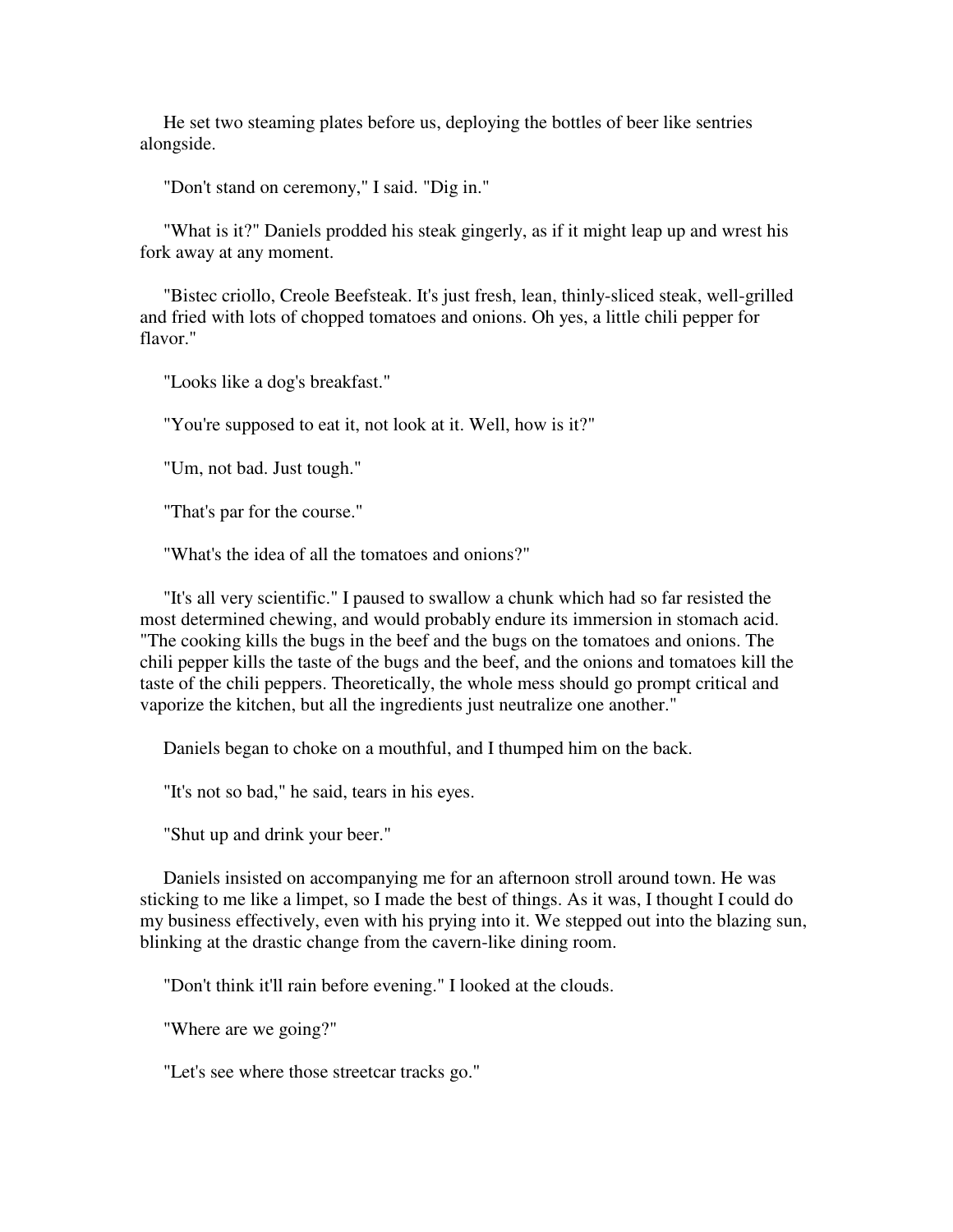He set two steaming plates before us, deploying the bottles of beer like sentries alongside.

"Don't stand on ceremony," I said. "Dig in."

"What is it?" Daniels prodded his steak gingerly, as if it might leap up and wrest his fork away at any moment.

"Bistec criollo, Creole Beefsteak. It's just fresh, lean, thinly-sliced steak, well-grilled and fried with lots of chopped tomatoes and onions. Oh yes, a little chili pepper for flavor."

"Looks like a dog's breakfast."

"You're supposed to eat it, not look at it. Well, how is it?"

"Um, not bad. Just tough."

"That's par for the course."

"What's the idea of all the tomatoes and onions?"

"It's all very scientific." I paused to swallow a chunk which had so far resisted the most determined chewing, and would probably endure its immersion in stomach acid. "The cooking kills the bugs in the beef and the bugs on the tomatoes and onions. The chili pepper kills the taste of the bugs and the beef, and the onions and tomatoes kill the taste of the chili peppers. Theoretically, the whole mess should go prompt critical and vaporize the kitchen, but all the ingredients just neutralize one another."

Daniels began to choke on a mouthful, and I thumped him on the back.

"It's not so bad," he said, tears in his eyes.

"Shut up and drink your beer."

Daniels insisted on accompanying me for an afternoon stroll around town. He was sticking to me like a limpet, so I made the best of things. As it was, I thought I could do my business effectively, even with his prying into it. We stepped out into the blazing sun, blinking at the drastic change from the cavern-like dining room.

"Don't think it'll rain before evening." I looked at the clouds.

"Where are we going?"

"Let's see where those streetcar tracks go."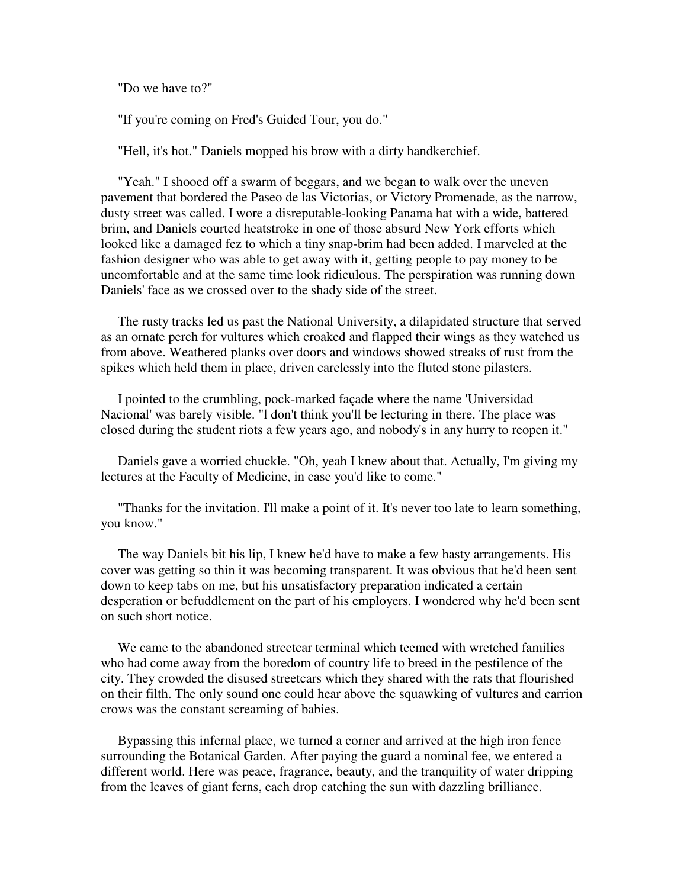"Do we have to?"

"If you're coming on Fred's Guided Tour, you do."

"Hell, it's hot." Daniels mopped his brow with a dirty handkerchief.

"Yeah." I shooed off a swarm of beggars, and we began to walk over the uneven pavement that bordered the Paseo de las Victorias, or Victory Promenade, as the narrow, dusty street was called. I wore a disreputable-looking Panama hat with a wide, battered brim, and Daniels courted heatstroke in one of those absurd New York efforts which looked like a damaged fez to which a tiny snap-brim had been added. I marveled at the fashion designer who was able to get away with it, getting people to pay money to be uncomfortable and at the same time look ridiculous. The perspiration was running down Daniels' face as we crossed over to the shady side of the street.

The rusty tracks led us past the National University, a dilapidated structure that served as an ornate perch for vultures which croaked and flapped their wings as they watched us from above. Weathered planks over doors and windows showed streaks of rust from the spikes which held them in place, driven carelessly into the fluted stone pilasters.

I pointed to the crumbling, pock-marked façade where the name 'Universidad Nacional' was barely visible. "l don't think you'll be lecturing in there. The place was closed during the student riots a few years ago, and nobody's in any hurry to reopen it."

Daniels gave a worried chuckle. "Oh, yeah I knew about that. Actually, I'm giving my lectures at the Faculty of Medicine, in case you'd like to come."

"Thanks for the invitation. I'll make a point of it. It's never too late to learn something, you know."

The way Daniels bit his lip, I knew he'd have to make a few hasty arrangements. His cover was getting so thin it was becoming transparent. It was obvious that he'd been sent down to keep tabs on me, but his unsatisfactory preparation indicated a certain desperation or befuddlement on the part of his employers. I wondered why he'd been sent on such short notice.

We came to the abandoned streetcar terminal which teemed with wretched families who had come away from the boredom of country life to breed in the pestilence of the city. They crowded the disused streetcars which they shared with the rats that flourished on their filth. The only sound one could hear above the squawking of vultures and carrion crows was the constant screaming of babies.

Bypassing this infernal place, we turned a corner and arrived at the high iron fence surrounding the Botanical Garden. After paying the guard a nominal fee, we entered a different world. Here was peace, fragrance, beauty, and the tranquility of water dripping from the leaves of giant ferns, each drop catching the sun with dazzling brilliance.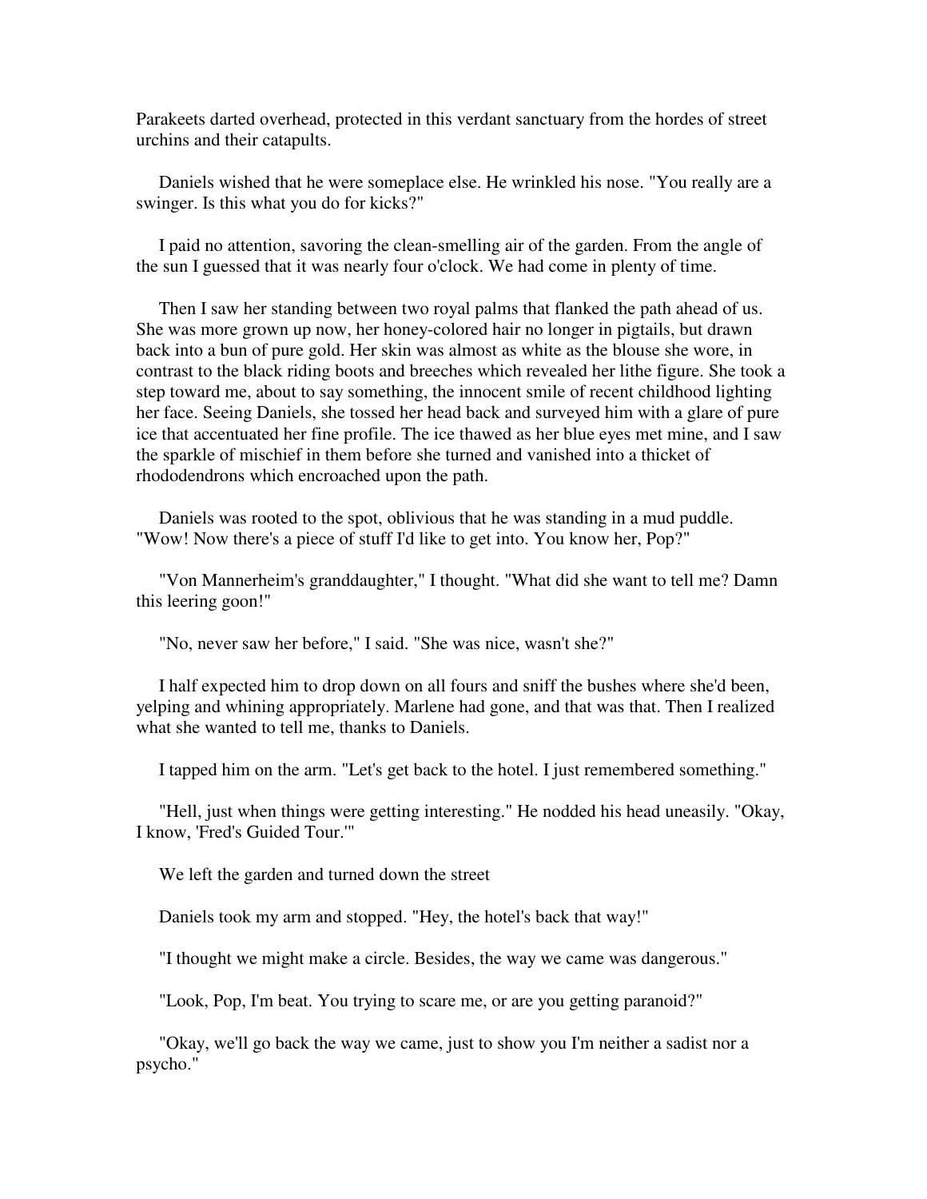Parakeets darted overhead, protected in this verdant sanctuary from the hordes of street urchins and their catapults.

Daniels wished that he were someplace else. He wrinkled his nose. "You really are a swinger. Is this what you do for kicks?"

I paid no attention, savoring the clean-smelling air of the garden. From the angle of the sun I guessed that it was nearly four o'clock. We had come in plenty of time.

Then I saw her standing between two royal palms that flanked the path ahead of us. She was more grown up now, her honey-colored hair no longer in pigtails, but drawn back into a bun of pure gold. Her skin was almost as white as the blouse she wore, in contrast to the black riding boots and breeches which revealed her lithe figure. She took a step toward me, about to say something, the innocent smile of recent childhood lighting her face. Seeing Daniels, she tossed her head back and surveyed him with a glare of pure ice that accentuated her fine profile. The ice thawed as her blue eyes met mine, and I saw the sparkle of mischief in them before she turned and vanished into a thicket of rhododendrons which encroached upon the path.

Daniels was rooted to the spot, oblivious that he was standing in a mud puddle. "Wow! Now there's a piece of stuff I'd like to get into. You know her, Pop?"

"Von Mannerheim's granddaughter," I thought. "What did she want to tell me? Damn this leering goon!"

"No, never saw her before," I said. "She was nice, wasn't she?"

I half expected him to drop down on all fours and sniff the bushes where she'd been, yelping and whining appropriately. Marlene had gone, and that was that. Then I realized what she wanted to tell me, thanks to Daniels.

I tapped him on the arm. "Let's get back to the hotel. I just remembered something."

"Hell, just when things were getting interesting." He nodded his head uneasily. "Okay, I know, 'Fred's Guided Tour.'"

We left the garden and turned down the street

Daniels took my arm and stopped. "Hey, the hotel's back that way!"

"I thought we might make a circle. Besides, the way we came was dangerous."

"Look, Pop, I'm beat. You trying to scare me, or are you getting paranoid?"

"Okay, we'll go back the way we came, just to show you I'm neither a sadist nor a psycho."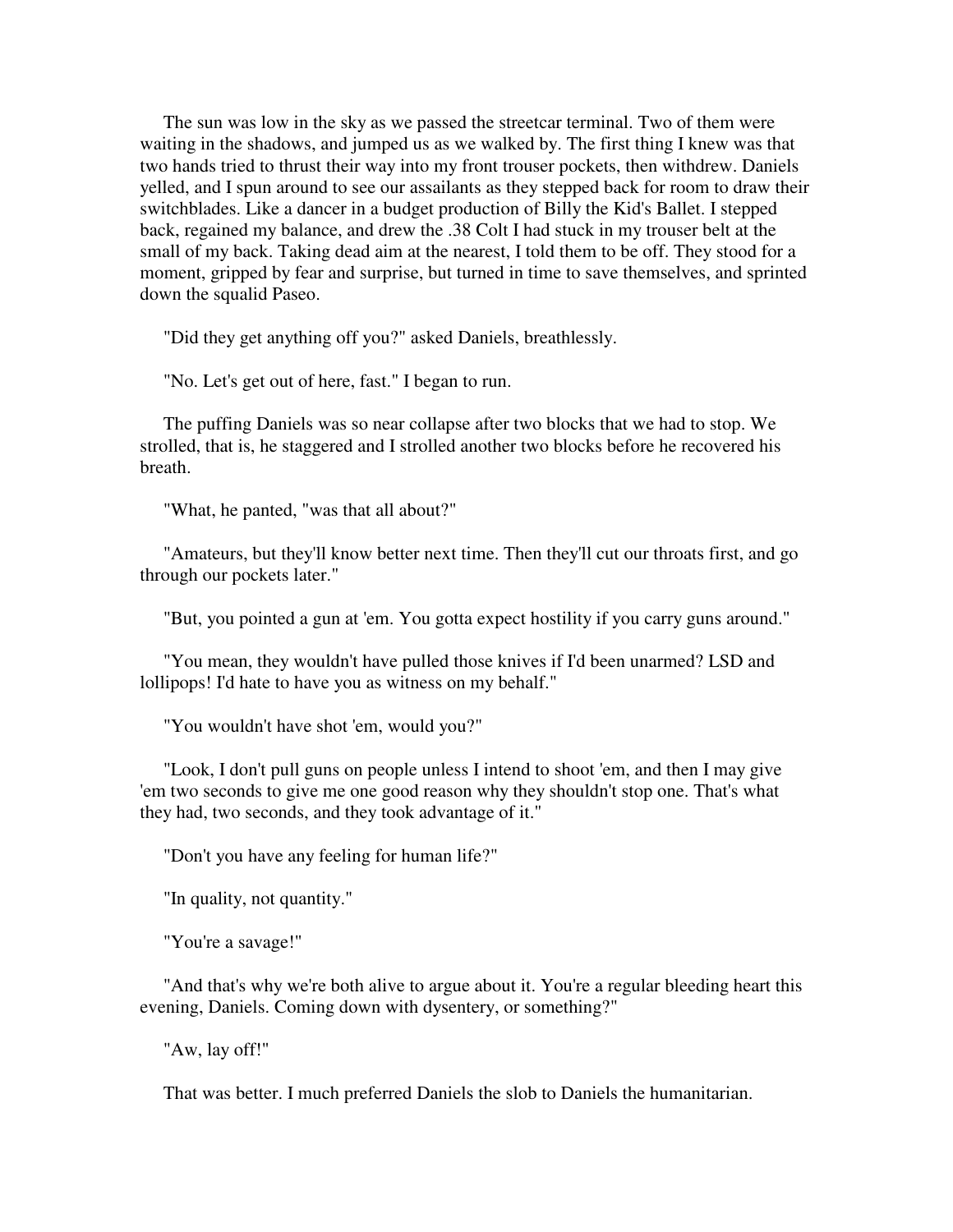The sun was low in the sky as we passed the streetcar terminal. Two of them were waiting in the shadows, and jumped us as we walked by. The first thing I knew was that two hands tried to thrust their way into my front trouser pockets, then withdrew. Daniels yelled, and I spun around to see our assailants as they stepped back for room to draw their switchblades. Like a dancer in a budget production of Billy the Kid's Ballet. I stepped back, regained my balance, and drew the .38 Colt I had stuck in my trouser belt at the small of my back. Taking dead aim at the nearest, I told them to be off. They stood for a moment, gripped by fear and surprise, but turned in time to save themselves, and sprinted down the squalid Paseo.

"Did they get anything off you?" asked Daniels, breathlessly.

"No. Let's get out of here, fast." I began to run.

The puffing Daniels was so near collapse after two blocks that we had to stop. We strolled, that is, he staggered and I strolled another two blocks before he recovered his breath.

"What, he panted, "was that all about?"

"Amateurs, but they'll know better next time. Then they'll cut our throats first, and go through our pockets later."

"But, you pointed a gun at 'em. You gotta expect hostility if you carry guns around."

"You mean, they wouldn't have pulled those knives if I'd been unarmed? LSD and lollipops! I'd hate to have you as witness on my behalf."

"You wouldn't have shot 'em, would you?"

"Look, I don't pull guns on people unless I intend to shoot 'em, and then I may give 'em two seconds to give me one good reason why they shouldn't stop one. That's what they had, two seconds, and they took advantage of it."

"Don't you have any feeling for human life?"

"In quality, not quantity."

"You're a savage!"

"And that's why we're both alive to argue about it. You're a regular bleeding heart this evening, Daniels. Coming down with dysentery, or something?"

"Aw, lay off!"

That was better. I much preferred Daniels the slob to Daniels the humanitarian.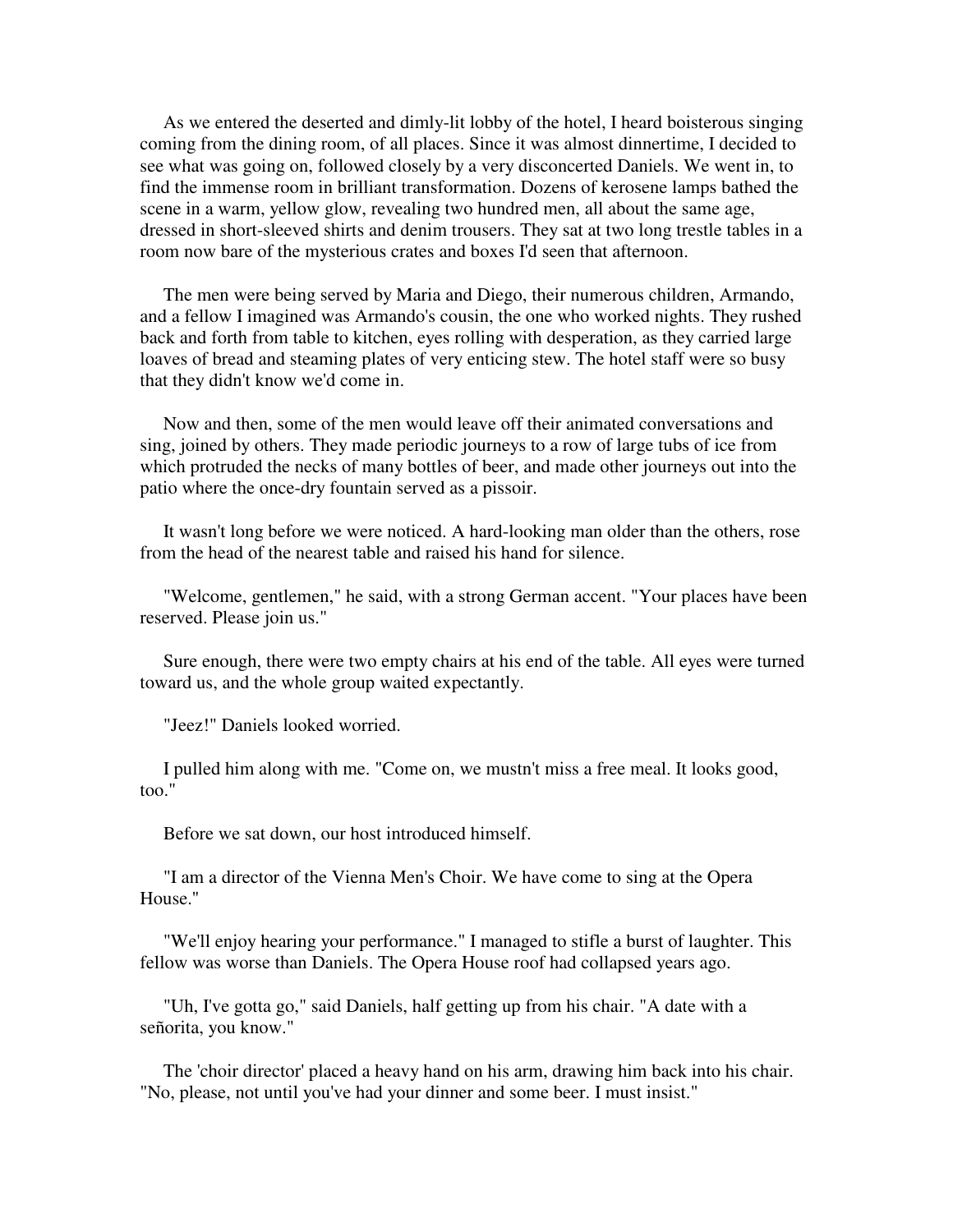As we entered the deserted and dimly-lit lobby of the hotel, I heard boisterous singing coming from the dining room, of all places. Since it was almost dinnertime, I decided to see what was going on, followed closely by a very disconcerted Daniels. We went in, to find the immense room in brilliant transformation. Dozens of kerosene lamps bathed the scene in a warm, yellow glow, revealing two hundred men, all about the same age, dressed in short-sleeved shirts and denim trousers. They sat at two long trestle tables in a room now bare of the mysterious crates and boxes I'd seen that afternoon.

The men were being served by Maria and Diego, their numerous children, Armando, and a fellow I imagined was Armando's cousin, the one who worked nights. They rushed back and forth from table to kitchen, eyes rolling with desperation, as they carried large loaves of bread and steaming plates of very enticing stew. The hotel staff were so busy that they didn't know we'd come in.

Now and then, some of the men would leave off their animated conversations and sing, joined by others. They made periodic journeys to a row of large tubs of ice from which protruded the necks of many bottles of beer, and made other journeys out into the patio where the once-dry fountain served as a pissoir.

It wasn't long before we were noticed. A hard-looking man older than the others, rose from the head of the nearest table and raised his hand for silence.

"Welcome, gentlemen," he said, with a strong German accent. "Your places have been reserved. Please join us."

Sure enough, there were two empty chairs at his end of the table. All eyes were turned toward us, and the whole group waited expectantly.

"Jeez!" Daniels looked worried.

I pulled him along with me. "Come on, we mustn't miss a free meal. It looks good, too."

Before we sat down, our host introduced himself.

"I am a director of the Vienna Men's Choir. We have come to sing at the Opera House."

"We'll enjoy hearing your performance." I managed to stifle a burst of laughter. This fellow was worse than Daniels. The Opera House roof had collapsed years ago.

"Uh, I've gotta go," said Daniels, half getting up from his chair. "A date with a señorita, you know."

The 'choir director' placed a heavy hand on his arm, drawing him back into his chair. "No, please, not until you've had your dinner and some beer. I must insist."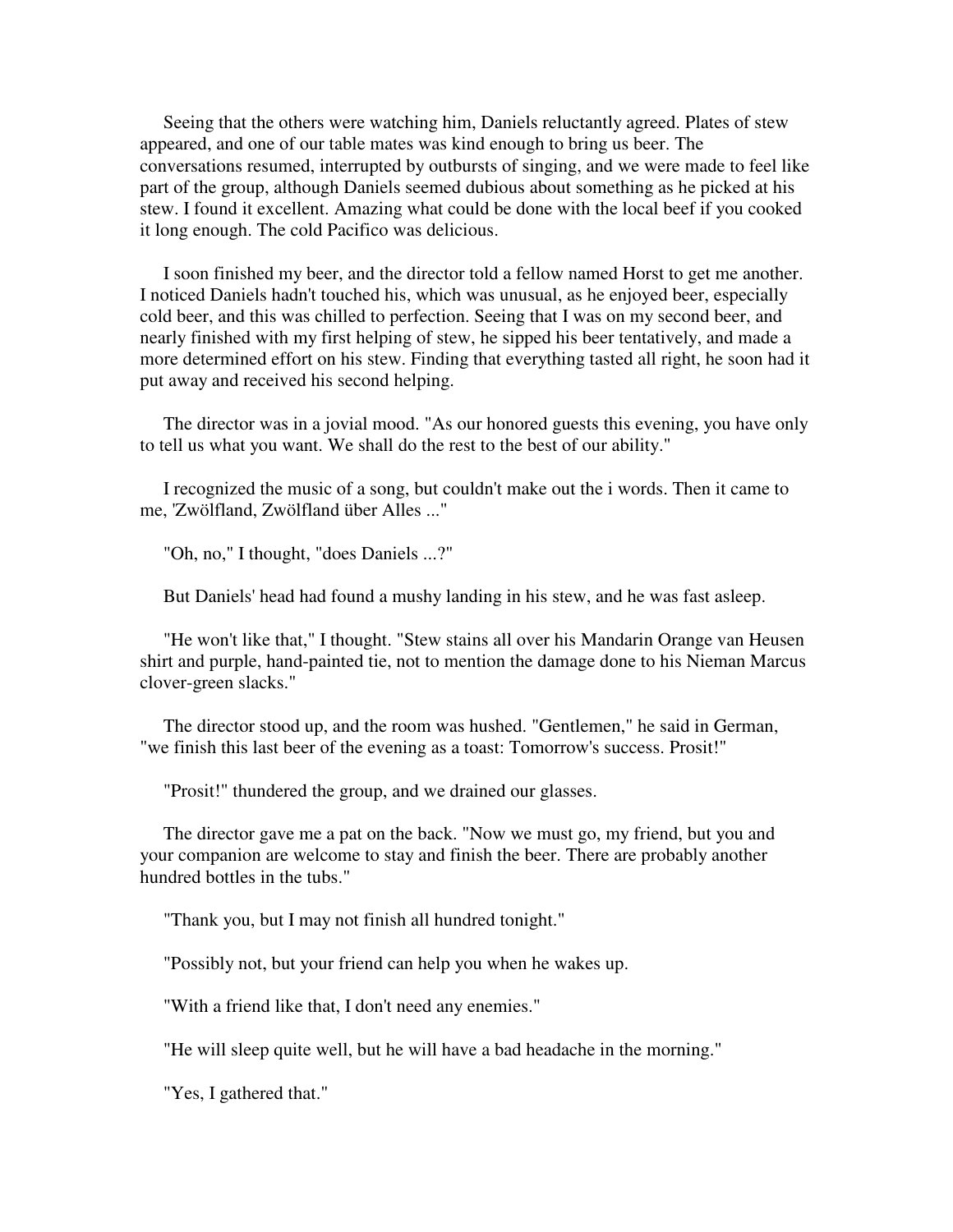Seeing that the others were watching him, Daniels reluctantly agreed. Plates of stew appeared, and one of our table mates was kind enough to bring us beer. The conversations resumed, interrupted by outbursts of singing, and we were made to feel like part of the group, although Daniels seemed dubious about something as he picked at his stew. I found it excellent. Amazing what could be done with the local beef if you cooked it long enough. The cold Pacifico was delicious.

I soon finished my beer, and the director told a fellow named Horst to get me another. I noticed Daniels hadn't touched his, which was unusual, as he enjoyed beer, especially cold beer, and this was chilled to perfection. Seeing that I was on my second beer, and nearly finished with my first helping of stew, he sipped his beer tentatively, and made a more determined effort on his stew. Finding that everything tasted all right, he soon had it put away and received his second helping.

The director was in a jovial mood. "As our honored guests this evening, you have only to tell us what you want. We shall do the rest to the best of our ability."

I recognized the music of a song, but couldn't make out the i words. Then it came to me, 'Zwölfland, Zwölfland über Alles ..."

"Oh, no," I thought, "does Daniels ...?"

But Daniels' head had found a mushy landing in his stew, and he was fast asleep.

"He won't like that," I thought. "Stew stains all over his Mandarin Orange van Heusen shirt and purple, hand-painted tie, not to mention the damage done to his Nieman Marcus clover-green slacks."

The director stood up, and the room was hushed. "Gentlemen," he said in German, "we finish this last beer of the evening as a toast: Tomorrow's success. Prosit!"

"Prosit!" thundered the group, and we drained our glasses.

The director gave me a pat on the back. "Now we must go, my friend, but you and your companion are welcome to stay and finish the beer. There are probably another hundred bottles in the tubs."

"Thank you, but I may not finish all hundred tonight."

"Possibly not, but your friend can help you when he wakes up.

"With a friend like that, I don't need any enemies."

"He will sleep quite well, but he will have a bad headache in the morning."

"Yes, I gathered that."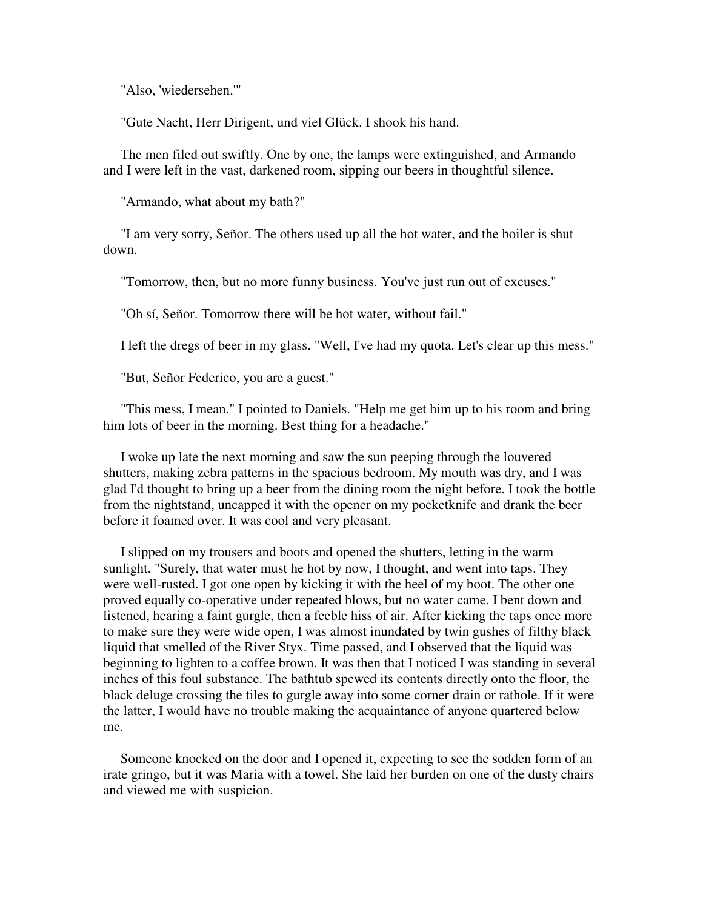"Also, 'wiedersehen.'"

"Gute Nacht, Herr Dirigent, und viel Glück. I shook his hand.

The men filed out swiftly. One by one, the lamps were extinguished, and Armando and I were left in the vast, darkened room, sipping our beers in thoughtful silence.

"Armando, what about my bath?"

"I am very sorry, Señor. The others used up all the hot water, and the boiler is shut down.

"Tomorrow, then, but no more funny business. You've just run out of excuses."

"Oh sí, Señor. Tomorrow there will be hot water, without fail."

I left the dregs of beer in my glass. "Well, I've had my quota. Let's clear up this mess."

"But, Señor Federico, you are a guest."

"This mess, I mean." I pointed to Daniels. "Help me get him up to his room and bring him lots of beer in the morning. Best thing for a headache."

I woke up late the next morning and saw the sun peeping through the louvered shutters, making zebra patterns in the spacious bedroom. My mouth was dry, and I was glad I'd thought to bring up a beer from the dining room the night before. I took the bottle from the nightstand, uncapped it with the opener on my pocketknife and drank the beer before it foamed over. It was cool and very pleasant.

I slipped on my trousers and boots and opened the shutters, letting in the warm sunlight. "Surely, that water must he hot by now, I thought, and went into taps. They were well-rusted. I got one open by kicking it with the heel of my boot. The other one proved equally co-operative under repeated blows, but no water came. I bent down and listened, hearing a faint gurgle, then a feeble hiss of air. After kicking the taps once more to make sure they were wide open, I was almost inundated by twin gushes of filthy black liquid that smelled of the River Styx. Time passed, and I observed that the liquid was beginning to lighten to a coffee brown. It was then that I noticed I was standing in several inches of this foul substance. The bathtub spewed its contents directly onto the floor, the black deluge crossing the tiles to gurgle away into some corner drain or rathole. If it were the latter, I would have no trouble making the acquaintance of anyone quartered below me.

Someone knocked on the door and I opened it, expecting to see the sodden form of an irate gringo, but it was Maria with a towel. She laid her burden on one of the dusty chairs and viewed me with suspicion.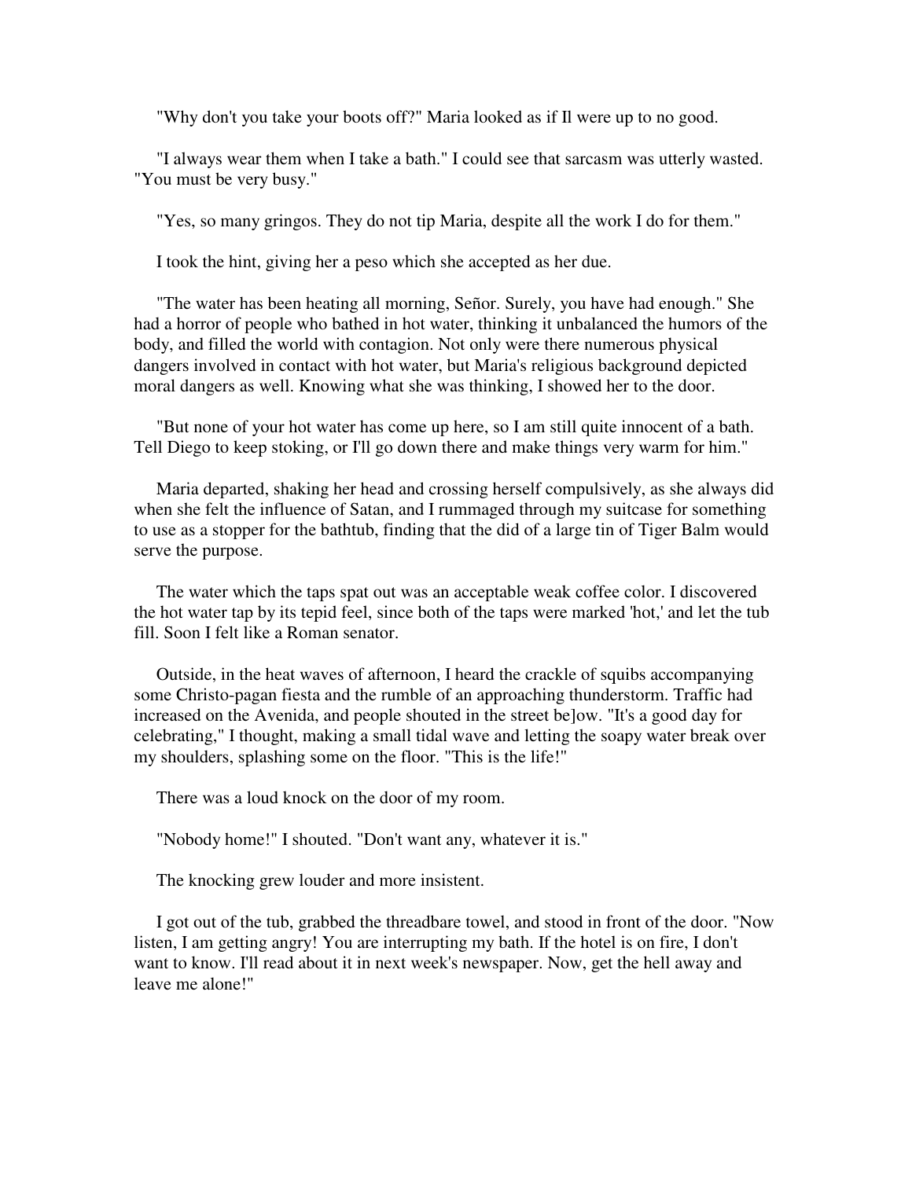"Why don't you take your boots off?" Maria looked as if Il were up to no good.

"I always wear them when I take a bath." I could see that sarcasm was utterly wasted. "You must be very busy."

"Yes, so many gringos. They do not tip Maria, despite all the work I do for them."

I took the hint, giving her a peso which she accepted as her due.

"The water has been heating all morning, Señor. Surely, you have had enough." She had a horror of people who bathed in hot water, thinking it unbalanced the humors of the body, and filled the world with contagion. Not only were there numerous physical dangers involved in contact with hot water, but Maria's religious background depicted moral dangers as well. Knowing what she was thinking, I showed her to the door.

"But none of your hot water has come up here, so I am still quite innocent of a bath. Tell Diego to keep stoking, or I'll go down there and make things very warm for him."

Maria departed, shaking her head and crossing herself compulsively, as she always did when she felt the influence of Satan, and I rummaged through my suitcase for something to use as a stopper for the bathtub, finding that the did of a large tin of Tiger Balm would serve the purpose.

The water which the taps spat out was an acceptable weak coffee color. I discovered the hot water tap by its tepid feel, since both of the taps were marked 'hot,' and let the tub fill. Soon I felt like a Roman senator.

Outside, in the heat waves of afternoon, I heard the crackle of squibs accompanying some Christo-pagan fiesta and the rumble of an approaching thunderstorm. Traffic had increased on the Avenida, and people shouted in the street be]ow. "It's a good day for celebrating," I thought, making a small tidal wave and letting the soapy water break over my shoulders, splashing some on the floor. "This is the life!"

There was a loud knock on the door of my room.

"Nobody home!" I shouted. "Don't want any, whatever it is."

The knocking grew louder and more insistent.

I got out of the tub, grabbed the threadbare towel, and stood in front of the door. "Now listen, I am getting angry! You are interrupting my bath. If the hotel is on fire, I don't want to know. I'll read about it in next week's newspaper. Now, get the hell away and leave me alone!"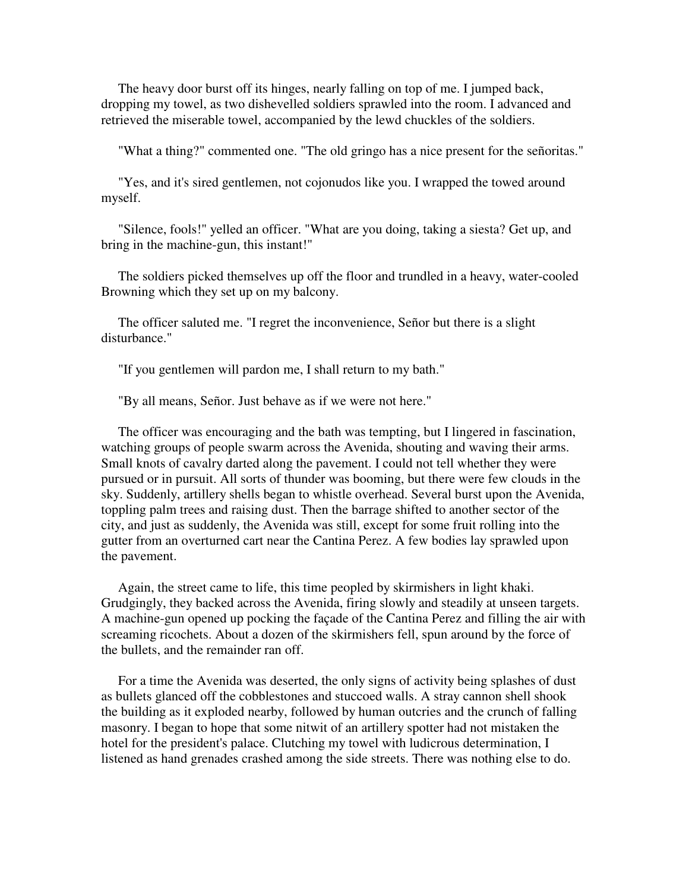The heavy door burst off its hinges, nearly falling on top of me. I jumped back, dropping my towel, as two dishevelled soldiers sprawled into the room. I advanced and retrieved the miserable towel, accompanied by the lewd chuckles of the soldiers.

"What a thing?" commented one. "The old gringo has a nice present for the señoritas."

"Yes, and it's sired gentlemen, not cojonudos like you. I wrapped the towed around myself.

"Silence, fools!" yelled an officer. "What are you doing, taking a siesta? Get up, and bring in the machine-gun, this instant!"

The soldiers picked themselves up off the floor and trundled in a heavy, water-cooled Browning which they set up on my balcony.

The officer saluted me. "I regret the inconvenience, Señor but there is a slight disturbance."

"If you gentlemen will pardon me, I shall return to my bath."

"By all means, Señor. Just behave as if we were not here."

The officer was encouraging and the bath was tempting, but I lingered in fascination, watching groups of people swarm across the Avenida, shouting and waving their arms. Small knots of cavalry darted along the pavement. I could not tell whether they were pursued or in pursuit. All sorts of thunder was booming, but there were few clouds in the sky. Suddenly, artillery shells began to whistle overhead. Several burst upon the Avenida, toppling palm trees and raising dust. Then the barrage shifted to another sector of the city, and just as suddenly, the Avenida was still, except for some fruit rolling into the gutter from an overturned cart near the Cantina Perez. A few bodies lay sprawled upon the pavement.

Again, the street came to life, this time peopled by skirmishers in light khaki. Grudgingly, they backed across the Avenida, firing slowly and steadily at unseen targets. A machine-gun opened up pocking the façade of the Cantina Perez and filling the air with screaming ricochets. About a dozen of the skirmishers fell, spun around by the force of the bullets, and the remainder ran off.

For a time the Avenida was deserted, the only signs of activity being splashes of dust as bullets glanced off the cobblestones and stuccoed walls. A stray cannon shell shook the building as it exploded nearby, followed by human outcries and the crunch of falling masonry. I began to hope that some nitwit of an artillery spotter had not mistaken the hotel for the president's palace. Clutching my towel with ludicrous determination, I listened as hand grenades crashed among the side streets. There was nothing else to do.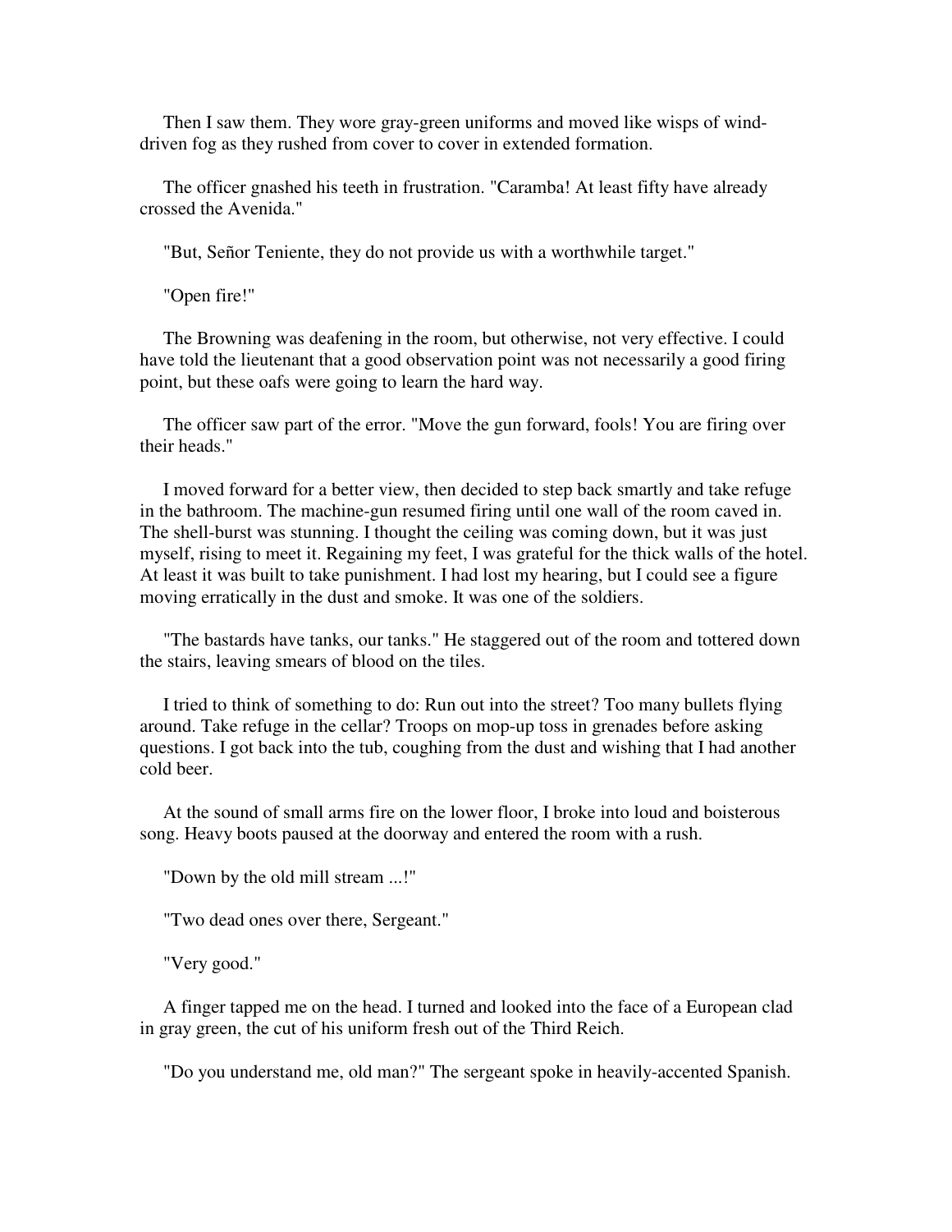Then I saw them. They wore gray-green uniforms and moved like wisps of wind-driven fog as they rushed from cover to cover in extended formation.

The officer gnashed his teeth in frustration. "Caramba! At least fifty have already crossed the Avenida."

"But, Señor Teniente, they do not provide us with a worthwhile target."

"Open fire!"

The Browning was deafening in the room, but otherwise, not very effective. I could have told the lieutenant that a good observation point was not necessarily a good firing point, but these oafs were going to learn the hard way.

The officer saw part of the error. "Move the gun forward, fools! You are firing over their heads."

I moved forward for a better view, then decided to step back smartly and take refuge in the bathroom. The machine-gun resumed firing until one wall of the room caved in. The shell-burst was stunning. I thought the ceiling was coming down, but it was just myself, rising to meet it. Regaining my feet, I was grateful for the thick walls of the hotel. At least it was built to take punishment. I had lost my hearing, but I could see a figure moving erratically in the dust and smoke. It was one of the soldiers.

"The bastards have tanks, our tanks." He staggered out of the room and tottered down the stairs, leaving smears of blood on the tiles.

I tried to think of something to do: Run out into the street? Too many bullets flying around. Take refuge in the cellar? Troops on mop-up toss in grenades before asking questions. I got back into the tub, coughing from the dust and wishing that I had another cold beer.

At the sound of small arms fire on the lower floor, I broke into loud and boisterous song. Heavy boots paused at the doorway and entered the room with a rush.

"Down by the old mill stream ...!"

"Two dead ones over there, Sergeant."

"Very good."

A finger tapped me on the head. I turned and looked into the face of a European clad in gray green, the cut of his uniform fresh out of the Third Reich.

"Do you understand me, old man?" The sergeant spoke in heavily-accented Spanish.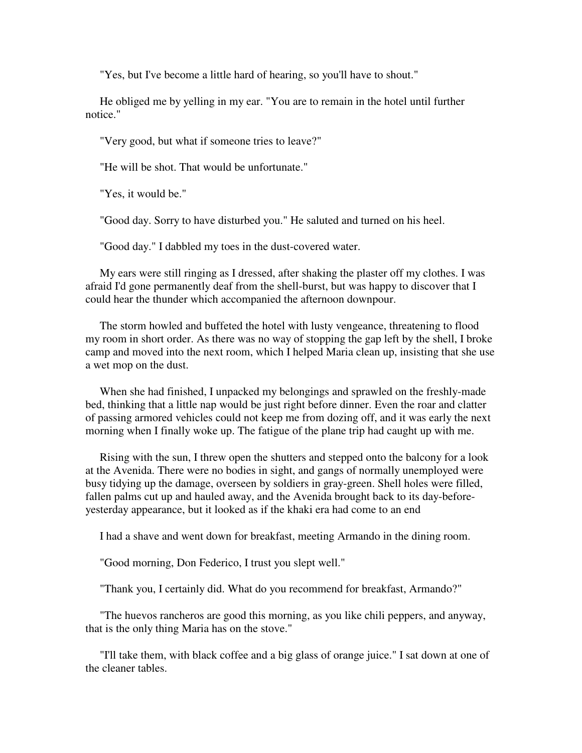"Yes, but I've become a little hard of hearing, so you'll have to shout."

He obliged me by yelling in my ear. "You are to remain in the hotel until further notice."

"Very good, but what if someone tries to leave?"

"He will be shot. That would be unfortunate."

"Yes, it would be."

"Good day. Sorry to have disturbed you." He saluted and turned on his heel.

"Good day." I dabbled my toes in the dust-covered water.

My ears were still ringing as I dressed, after shaking the plaster off my clothes. I was afraid I'd gone permanently deaf from the shell-burst, but was happy to discover that I could hear the thunder which accompanied the afternoon downpour.

The storm howled and buffeted the hotel with lusty vengeance, threatening to flood my room in short order. As there was no way of stopping the gap left by the shell, I broke camp and moved into the next room, which I helped Maria clean up, insisting that she use a wet mop on the dust.

When she had finished, I unpacked my belongings and sprawled on the freshly-made bed, thinking that a little nap would be just right before dinner. Even the roar and clatter of passing armored vehicles could not keep me from dozing off, and it was early the next morning when I finally woke up. The fatigue of the plane trip had caught up with me.

Rising with the sun, I threw open the shutters and stepped onto the balcony for a look at the Avenida. There were no bodies in sight, and gangs of normally unemployed were busy tidying up the damage, overseen by soldiers in gray-green. Shell holes were filled, fallen palms cut up and hauled away, and the Avenida brought back to its day-before-yesterday appearance, but it looked as if the khaki era had come to an end

I had a shave and went down for breakfast, meeting Armando in the dining room.

"Good morning, Don Federico, I trust you slept well."

"Thank you, I certainly did. What do you recommend for breakfast, Armando?"

"The huevos rancheros are good this morning, as you like chili peppers, and anyway, that is the only thing Maria has on the stove."

"I'll take them, with black coffee and a big glass of orange juice." I sat down at one of the cleaner tables.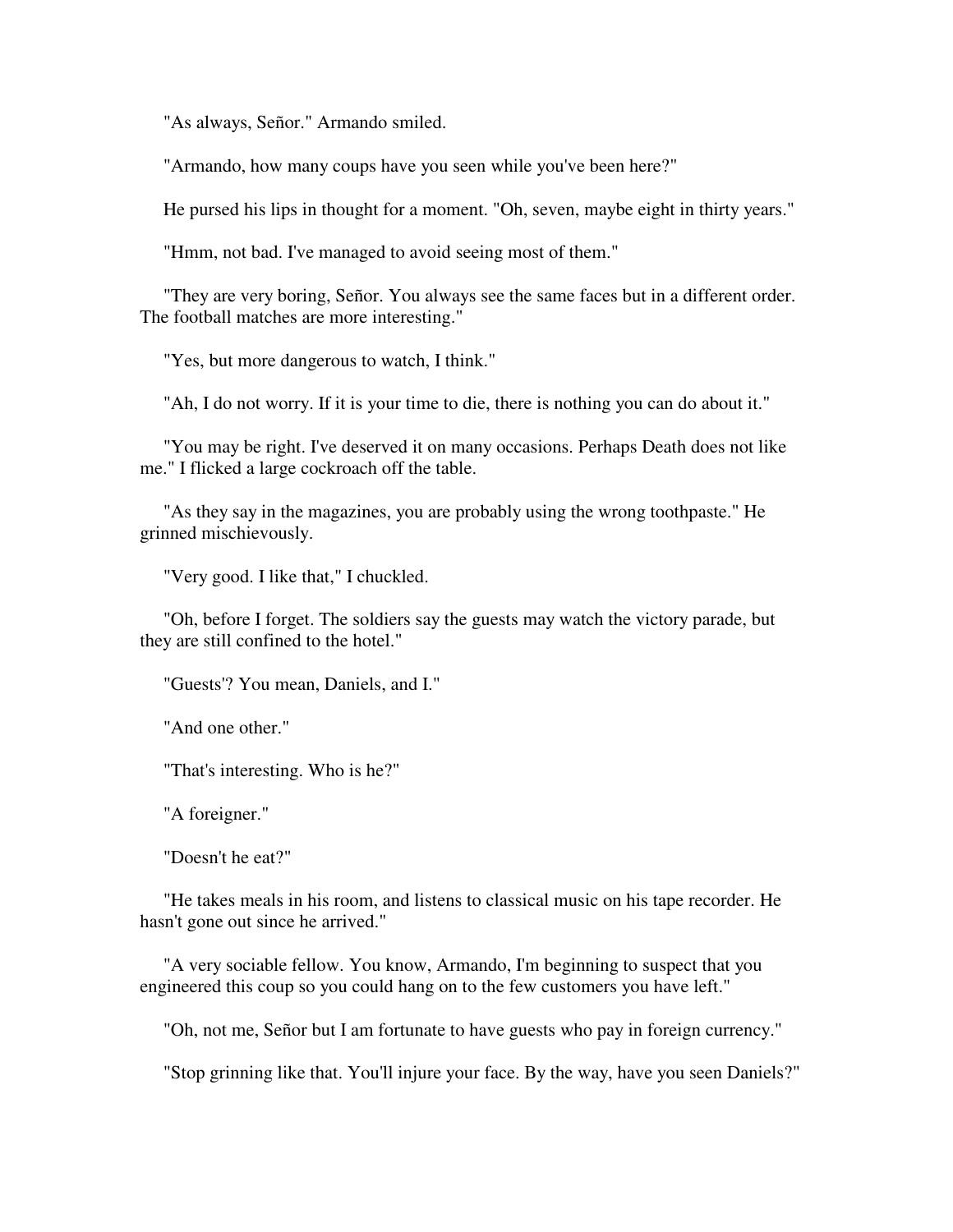"As always, Señor." Armando smiled.

"Armando, how many coups have you seen while you've been here?"

He pursed his lips in thought for a moment. "Oh, seven, maybe eight in thirty years."

"Hmm, not bad. I've managed to avoid seeing most of them."

"They are very boring, Señor. You always see the same faces but in a different order. The football matches are more interesting."

"Yes, but more dangerous to watch, I think."

"Ah, I do not worry. If it is your time to die, there is nothing you can do about it."

"You may be right. I've deserved it on many occasions. Perhaps Death does not like me." I flicked a large cockroach off the table.

"As they say in the magazines, you are probably using the wrong toothpaste." He grinned mischievously.

"Very good. I like that," I chuckled.

"Oh, before I forget. The soldiers say the guests may watch the victory parade, but they are still confined to the hotel."

"Guests'? You mean, Daniels, and I."

"And one other."

"That's interesting. Who is he?"

"A foreigner."

"Doesn't he eat?"

"He takes meals in his room, and listens to classical music on his tape recorder. He hasn't gone out since he arrived."

"A very sociable fellow. You know, Armando, I'm beginning to suspect that you engineered this coup so you could hang on to the few customers you have left."

"Oh, not me, Señor but I am fortunate to have guests who pay in foreign currency."

"Stop grinning like that. You'll injure your face. By the way, have you seen Daniels?"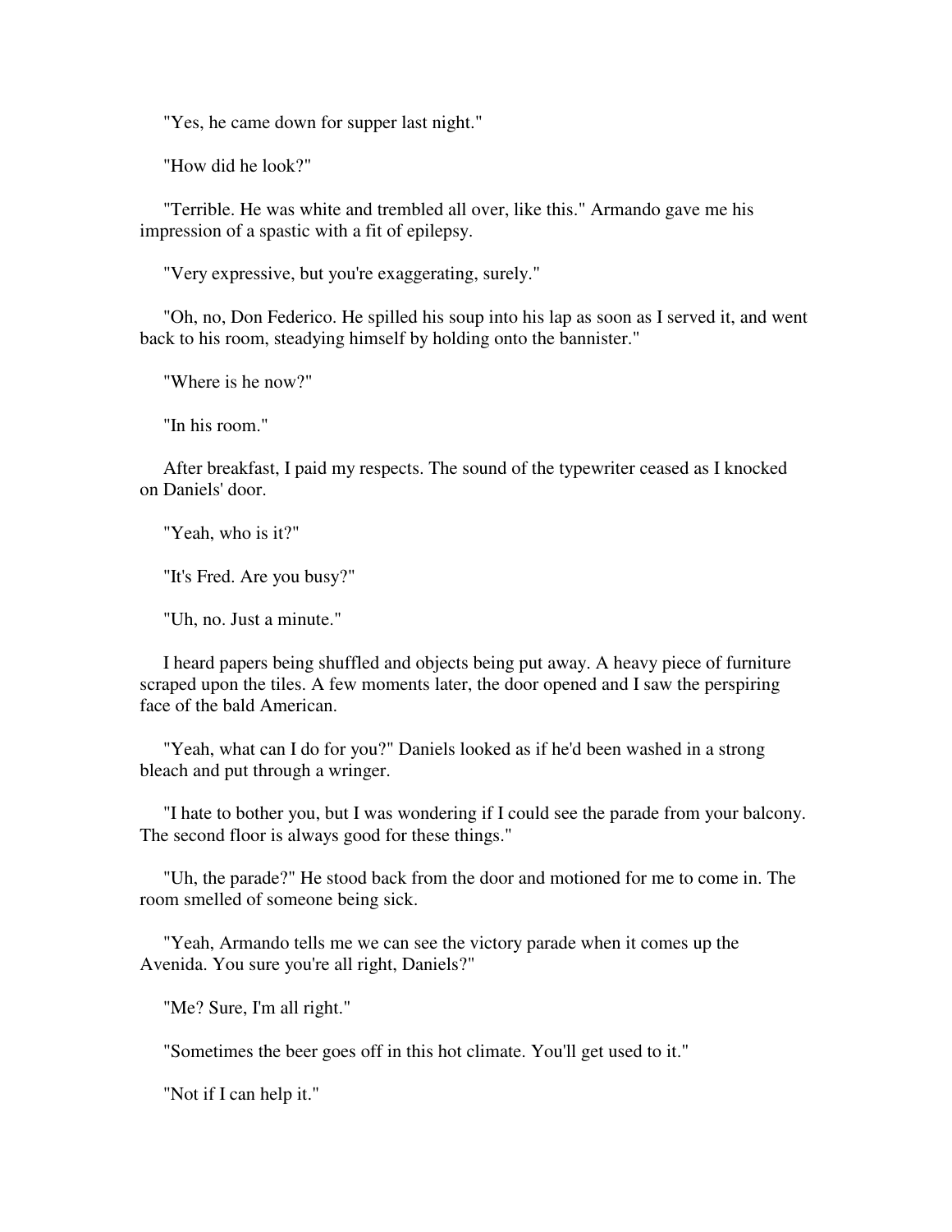"Yes, he came down for supper last night."

"How did he look?"

"Terrible. He was white and trembled all over, like this." Armando gave me his impression of a spastic with a fit of epilepsy.

"Very expressive, but you're exaggerating, surely."

"Oh, no, Don Federico. He spilled his soup into his lap as soon as I served it, and went back to his room, steadying himself by holding onto the bannister."

"Where is he now?"

"In his room."

After breakfast, I paid my respects. The sound of the typewriter ceased as I knocked on Daniels' door.

"Yeah, who is it?"

"It's Fred. Are you busy?"

"Uh, no. Just a minute."

I heard papers being shuffled and objects being put away. A heavy piece of furniture scraped upon the tiles. A few moments later, the door opened and I saw the perspiring face of the bald American.

"Yeah, what can I do for you?" Daniels looked as if he'd been washed in a strong bleach and put through a wringer.

"I hate to bother you, but I was wondering if I could see the parade from your balcony. The second floor is always good for these things."

"Uh, the parade?" He stood back from the door and motioned for me to come in. The room smelled of someone being sick.

"Yeah, Armando tells me we can see the victory parade when it comes up the Avenida. You sure you're all right, Daniels?"

"Me? Sure, I'm all right."

"Sometimes the beer goes off in this hot climate. You'll get used to it."

"Not if I can help it."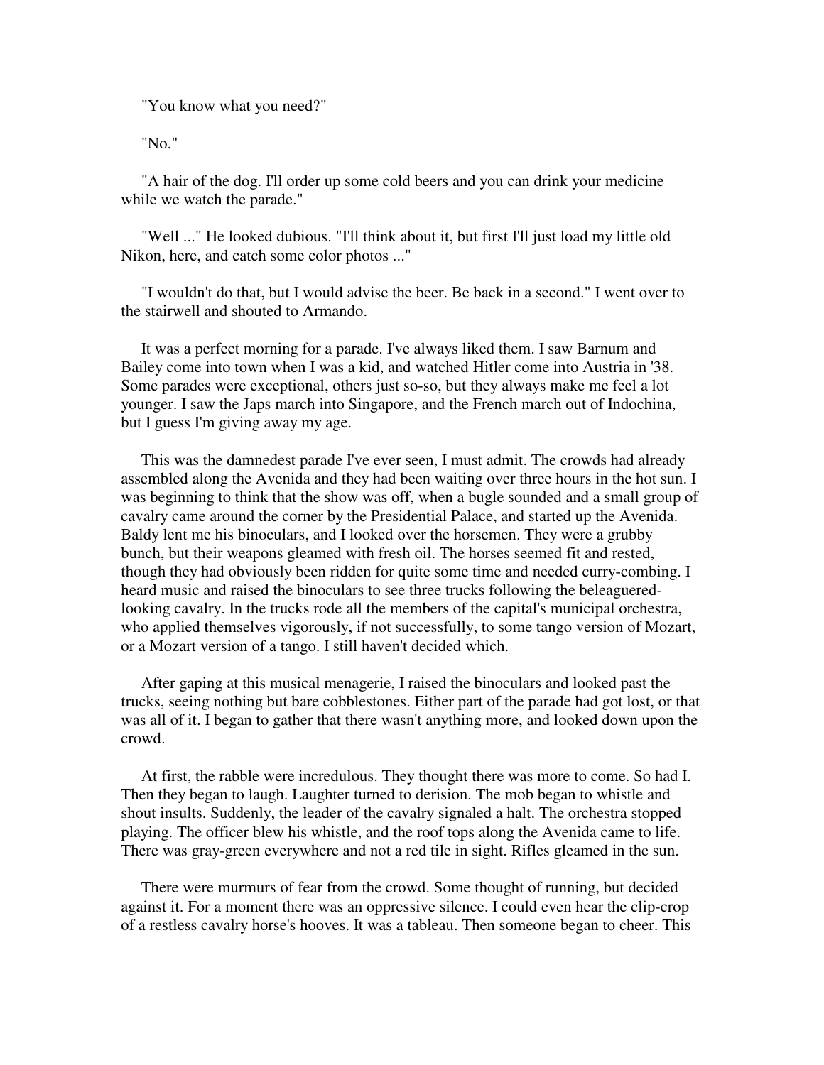"You know what you need?"

"No."

"A hair of the dog. I'll order up some cold beers and you can drink your medicine while we watch the parade."

"Well ..." He looked dubious. "I'll think about it, but first I'll just load my little old Nikon, here, and catch some color photos ..."

"I wouldn't do that, but I would advise the beer. Be back in a second." I went over to the stairwell and shouted to Armando.

It was a perfect morning for a parade. I've always liked them. I saw Barnum and Bailey come into town when I was a kid, and watched Hitler come into Austria in '38. Some parades were exceptional, others just so-so, but they always make me feel a lot younger. I saw the Japs march into Singapore, and the French march out of Indochina, but I guess I'm giving away my age.

This was the damnedest parade I've ever seen, I must admit. The crowds had already assembled along the Avenida and they had been waiting over three hours in the hot sun. I was beginning to think that the show was off, when a bugle sounded and a small group of cavalry came around the corner by the Presidential Palace, and started up the Avenida. Baldy lent me his binoculars, and I looked over the horsemen. They were a grubby bunch, but their weapons gleamed with fresh oil. The horses seemed fit and rested, though they had obviously been ridden for quite some time and needed curry-combing. I heard music and raised the binoculars to see three trucks following the beleaguered-looking cavalry. In the trucks rode all the members of the capital's municipal orchestra, who applied themselves vigorously, if not successfully, to some tango version of Mozart, or a Mozart version of a tango. I still haven't decided which.

After gaping at this musical menagerie, I raised the binoculars and looked past the trucks, seeing nothing but bare cobblestones. Either part of the parade had got lost, or that was all of it. I began to gather that there wasn't anything more, and looked down upon the crowd.

At first, the rabble were incredulous. They thought there was more to come. So had I. Then they began to laugh. Laughter turned to derision. The mob began to whistle and shout insults. Suddenly, the leader of the cavalry signaled a halt. The orchestra stopped playing. The officer blew his whistle, and the roof tops along the Avenida came to life. There was gray-green everywhere and not a red tile in sight. Rifles gleamed in the sun.

There were murmurs of fear from the crowd. Some thought of running, but decided against it. For a moment there was an oppressive silence. I could even hear the clip-crop of a restless cavalry horse's hooves. It was a tableau. Then someone began to cheer. This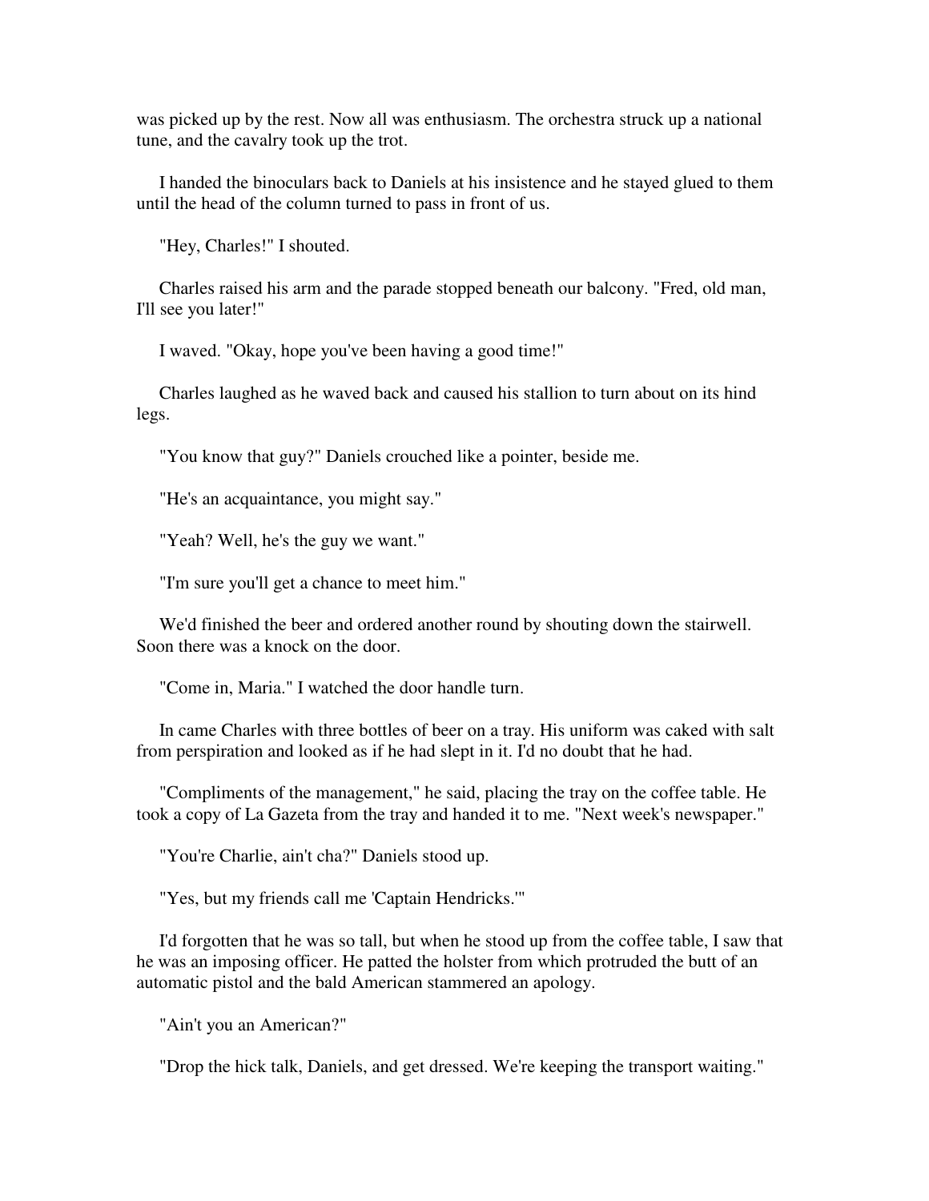was picked up by the rest. Now all was enthusiasm. The orchestra struck up a national tune, and the cavalry took up the trot.

I handed the binoculars back to Daniels at his insistence and he stayed glued to them until the head of the column turned to pass in front of us.

"Hey, Charles!" I shouted.

Charles raised his arm and the parade stopped beneath our balcony. "Fred, old man, I'll see you later!"

I waved. "Okay, hope you've been having a good time!"

Charles laughed as he waved back and caused his stallion to turn about on its hind legs.

"You know that guy?" Daniels crouched like a pointer, beside me.

"He's an acquaintance, you might say."

"Yeah? Well, he's the guy we want."

"I'm sure you'll get a chance to meet him."

We'd finished the beer and ordered another round by shouting down the stairwell. Soon there was a knock on the door.

"Come in, Maria." I watched the door handle turn.

In came Charles with three bottles of beer on a tray. His uniform was caked with salt from perspiration and looked as if he had slept in it. I'd no doubt that he had.

"Compliments of the management," he said, placing the tray on the coffee table. He took a copy of La Gazeta from the tray and handed it to me. "Next week's newspaper."

"You're Charlie, ain't cha?" Daniels stood up.

"Yes, but my friends call me 'Captain Hendricks.'"

I'd forgotten that he was so tall, but when he stood up from the coffee table, I saw that he was an imposing officer. He patted the holster from which protruded the butt of an automatic pistol and the bald American stammered an apology.

"Ain't you an American?"

"Drop the hick talk, Daniels, and get dressed. We're keeping the transport waiting."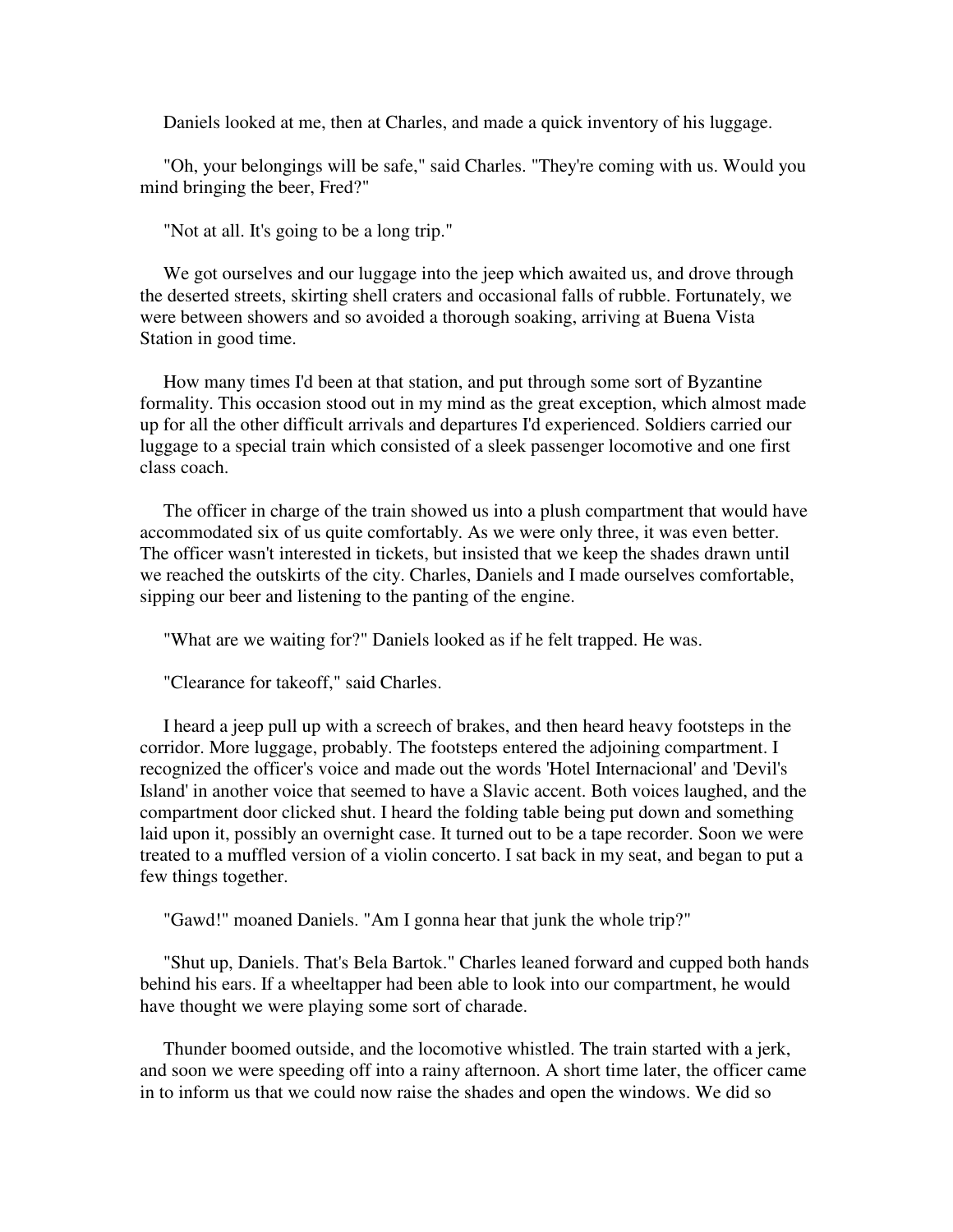Daniels looked at me, then at Charles, and made a quick inventory of his luggage.

"Oh, your belongings will be safe," said Charles. "They're coming with us. Would you mind bringing the beer, Fred?"

"Not at all. It's going to be a long trip."

We got ourselves and our luggage into the jeep which awaited us, and drove through the deserted streets, skirting shell craters and occasional falls of rubble. Fortunately, we were between showers and so avoided a thorough soaking, arriving at Buena Vista Station in good time.

How many times I'd been at that station, and put through some sort of Byzantine formality. This occasion stood out in my mind as the great exception, which almost made up for all the other difficult arrivals and departures I'd experienced. Soldiers carried our luggage to a special train which consisted of a sleek passenger locomotive and one first class coach.

The officer in charge of the train showed us into a plush compartment that would have accommodated six of us quite comfortably. As we were only three, it was even better. The officer wasn't interested in tickets, but insisted that we keep the shades drawn until we reached the outskirts of the city. Charles, Daniels and I made ourselves comfortable, sipping our beer and listening to the panting of the engine.

"What are we waiting for?" Daniels looked as if he felt trapped. He was.

"Clearance for takeoff," said Charles.

I heard a jeep pull up with a screech of brakes, and then heard heavy footsteps in the corridor. More luggage, probably. The footsteps entered the adjoining compartment. I recognized the officer's voice and made out the words 'Hotel Internacional' and 'Devil's Island' in another voice that seemed to have a Slavic accent. Both voices laughed, and the compartment door clicked shut. I heard the folding table being put down and something laid upon it, possibly an overnight case. It turned out to be a tape recorder. Soon we were treated to a muffled version of a violin concerto. I sat back in my seat, and began to put a few things together.

"Gawd!" moaned Daniels. "Am I gonna hear that junk the whole trip?"

"Shut up, Daniels. That's Bela Bartok." Charles leaned forward and cupped both hands behind his ears. If a wheeltapper had been able to look into our compartment, he would have thought we were playing some sort of charade.

Thunder boomed outside, and the locomotive whistled. The train started with a jerk, and soon we were speeding off into a rainy afternoon. A short time later, the officer came in to inform us that we could now raise the shades and open the windows. We did so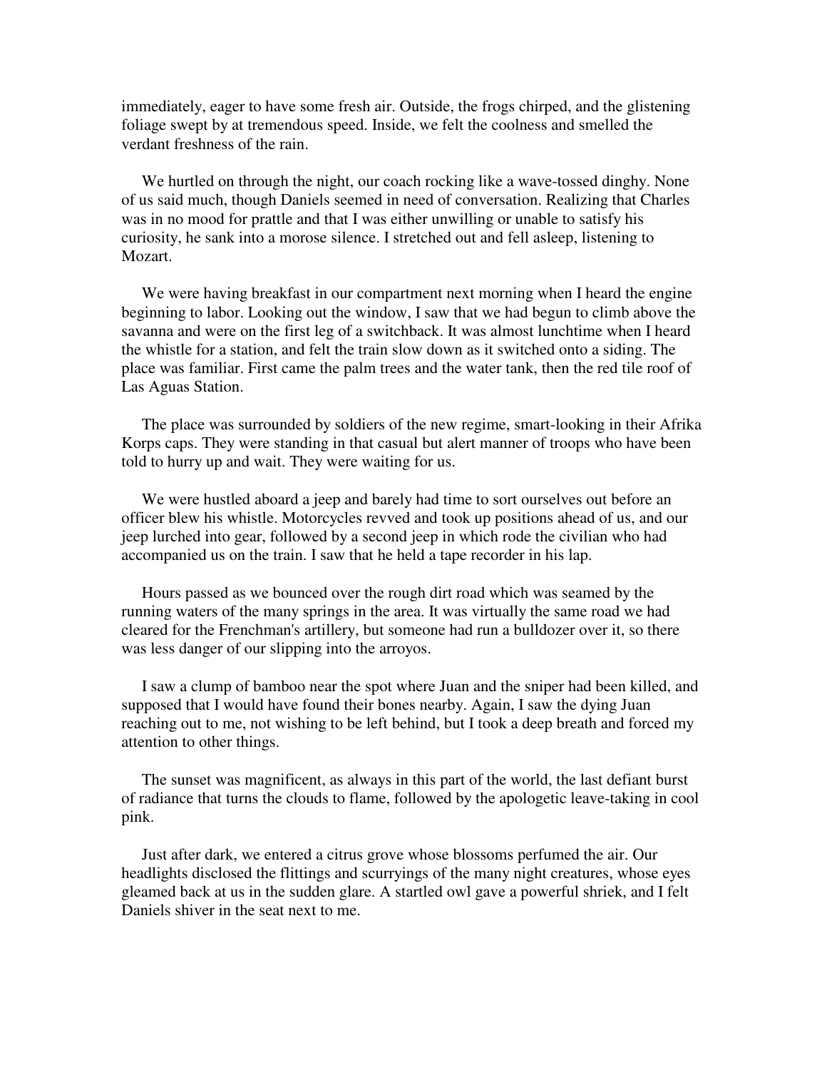immediately, eager to have some fresh air. Outside, the frogs chirped, and the glistening foliage swept by at tremendous speed. Inside, we felt the coolness and smelled the verdant freshness of the rain.

We hurtled on through the night, our coach rocking like a wave-tossed dinghy. None of us said much, though Daniels seemed in need of conversation. Realizing that Charles was in no mood for prattle and that I was either unwilling or unable to satisfy his curiosity, he sank into a morose silence. I stretched out and fell asleep, listening to Mozart.

We were having breakfast in our compartment next morning when I heard the engine beginning to labor. Looking out the window, I saw that we had begun to climb above the savanna and were on the first leg of a switchback. It was almost lunchtime when I heard the whistle for a station, and felt the train slow down as it switched onto a siding. The place was familiar. First came the palm trees and the water tank, then the red tile roof of Las Aguas Station.

The place was surrounded by soldiers of the new regime, smart-looking in their Afrika Korps caps. They were standing in that casual but alert manner of troops who have been told to hurry up and wait. They were waiting for us.

We were hustled aboard a jeep and barely had time to sort ourselves out before an officer blew his whistle. Motorcycles revved and took up positions ahead of us, and our jeep lurched into gear, followed by a second jeep in which rode the civilian who had accompanied us on the train. I saw that he held a tape recorder in his lap.

Hours passed as we bounced over the rough dirt road which was seamed by the running waters of the many springs in the area. It was virtually the same road we had cleared for the Frenchman's artillery, but someone had run a bulldozer over it, so there was less danger of our slipping into the arroyos.

I saw a clump of bamboo near the spot where Juan and the sniper had been killed, and supposed that I would have found their bones nearby. Again, I saw the dying Juan reaching out to me, not wishing to be left behind, but I took a deep breath and forced my attention to other things.

The sunset was magnificent, as always in this part of the world, the last defiant burst of radiance that turns the clouds to flame, followed by the apologetic leave-taking in cool pink.

Just after dark, we entered a citrus grove whose blossoms perfumed the air. Our headlights disclosed the flittings and scurryings of the many night creatures, whose eyes gleamed back at us in the sudden glare. A startled owl gave a powerful shriek, and I felt Daniels shiver in the seat next to me.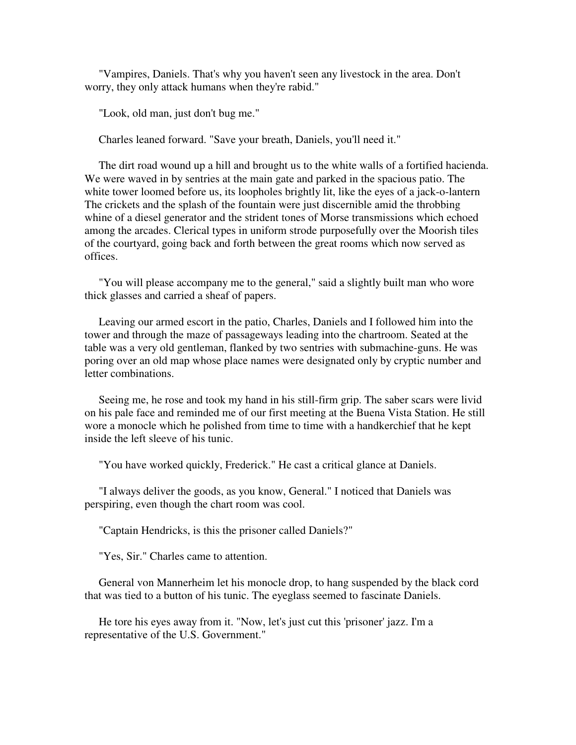"Vampires, Daniels. That's why you haven't seen any livestock in the area. Don't worry, they only attack humans when they're rabid."

"Look, old man, just don't bug me."

Charles leaned forward. "Save your breath, Daniels, you'll need it."

The dirt road wound up a hill and brought us to the white walls of a fortified hacienda. We were waved in by sentries at the main gate and parked in the spacious patio. The white tower loomed before us, its loopholes brightly lit, like the eyes of a jack-o-lantern The crickets and the splash of the fountain were just discernible amid the throbbing whine of a diesel generator and the strident tones of Morse transmissions which echoed among the arcades. Clerical types in uniform strode purposefully over the Moorish tiles of the courtyard, going back and forth between the great rooms which now served as offices.

"You will please accompany me to the general," said a slightly built man who wore thick glasses and carried a sheaf of papers.

Leaving our armed escort in the patio, Charles, Daniels and I followed him into the tower and through the maze of passageways leading into the chartroom. Seated at the table was a very old gentleman, flanked by two sentries with submachine-guns. He was poring over an old map whose place names were designated only by cryptic number and letter combinations.

Seeing me, he rose and took my hand in his still-firm grip. The saber scars were livid on his pale face and reminded me of our first meeting at the Buena Vista Station. He still wore a monocle which he polished from time to time with a handkerchief that he kept inside the left sleeve of his tunic.

"You have worked quickly, Frederick." He cast a critical glance at Daniels.

"I always deliver the goods, as you know, General." I noticed that Daniels was perspiring, even though the chart room was cool.

"Captain Hendricks, is this the prisoner called Daniels?"

"Yes, Sir." Charles came to attention.

General von Mannerheim let his monocle drop, to hang suspended by the black cord that was tied to a button of his tunic. The eyeglass seemed to fascinate Daniels.

He tore his eyes away from it. "Now, let's just cut this 'prisoner' jazz. I'm a representative of the U.S. Government."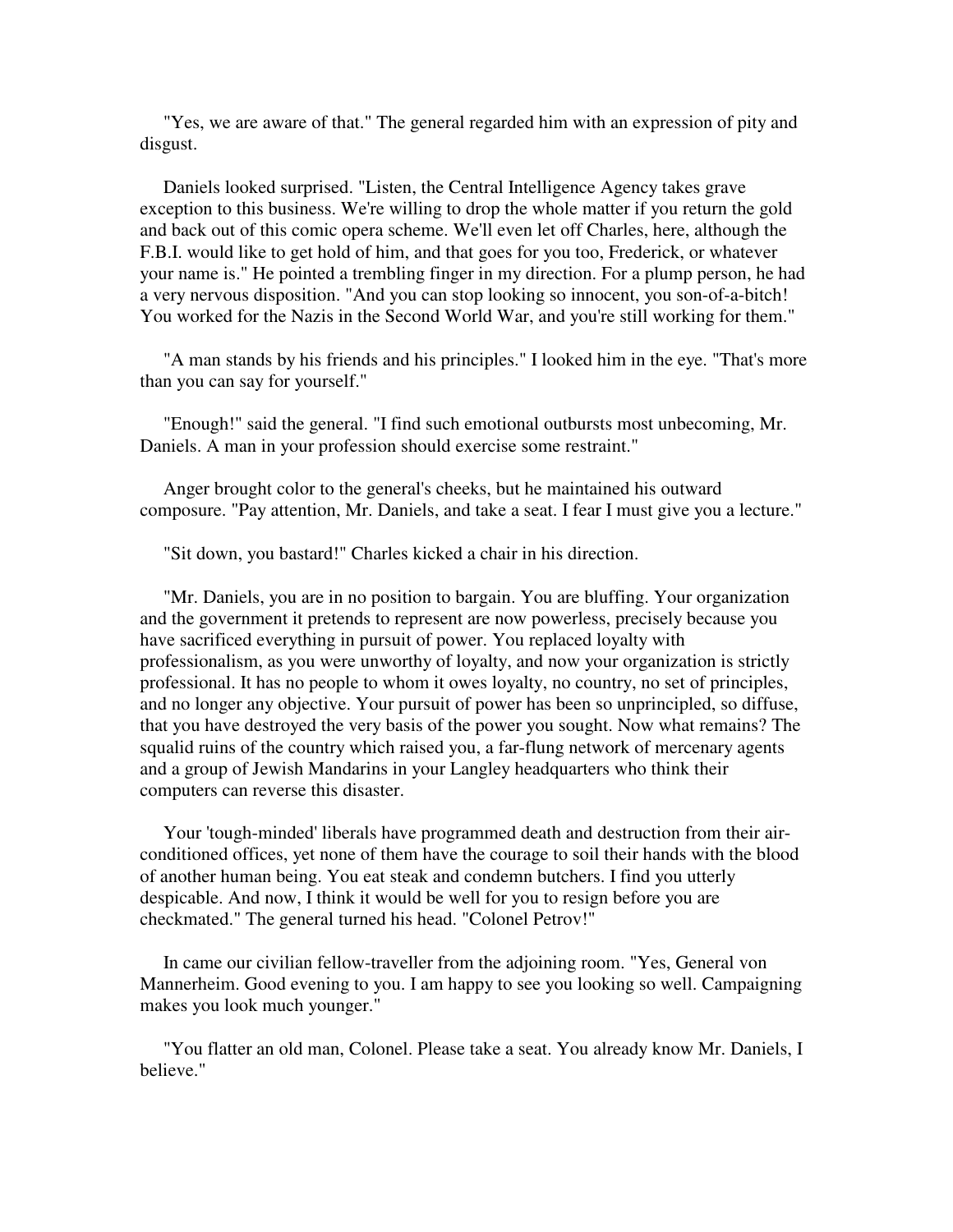"Yes, we are aware of that." The general regarded him with an expression of pity and disgust.

Daniels looked surprised. "Listen, the Central Intelligence Agency takes grave exception to this business. We're willing to drop the whole matter if you return the gold and back out of this comic opera scheme. We'll even let off Charles, here, although the F.B.I. would like to get hold of him, and that goes for you too, Frederick, or whatever your name is." He pointed a trembling finger in my direction. For a plump person, he had a very nervous disposition. "And you can stop looking so innocent, you son-of-a-bitch! You worked for the Nazis in the Second World War, and you're still working for them."

"A man stands by his friends and his principles." I looked him in the eye. "That's more than you can say for yourself."

"Enough!" said the general. "I find such emotional outbursts most unbecoming, Mr. Daniels. A man in your profession should exercise some restraint."

Anger brought color to the general's cheeks, but he maintained his outward composure. "Pay attention, Mr. Daniels, and take a seat. I fear I must give you a lecture."

"Sit down, you bastard!" Charles kicked a chair in his direction.

"Mr. Daniels, you are in no position to bargain. You are bluffing. Your organization and the government it pretends to represent are now powerless, precisely because you have sacrificed everything in pursuit of power. You replaced loyalty with professionalism, as you were unworthy of loyalty, and now your organization is strictly professional. It has no people to whom it owes loyalty, no country, no set of principles, and no longer any objective. Your pursuit of power has been so unprincipled, so diffuse, that you have destroyed the very basis of the power you sought. Now what remains? The squalid ruins of the country which raised you, a far-flung network of mercenary agents and a group of Jewish Mandarins in your Langley headquarters who think their computers can reverse this disaster.

Your 'tough-minded' liberals have programmed death and destruction from their air-conditioned offices, yet none of them have the courage to soil their hands with the blood of another human being. You eat steak and condemn butchers. I find you utterly despicable. And now, I think it would be well for you to resign before you are checkmated." The general turned his head. "Colonel Petrov!"

In came our civilian fellow-traveller from the adjoining room. "Yes, General von Mannerheim. Good evening to you. I am happy to see you looking so well. Campaigning makes you look much younger."

"You flatter an old man, Colonel. Please take a seat. You already know Mr. Daniels, I believe."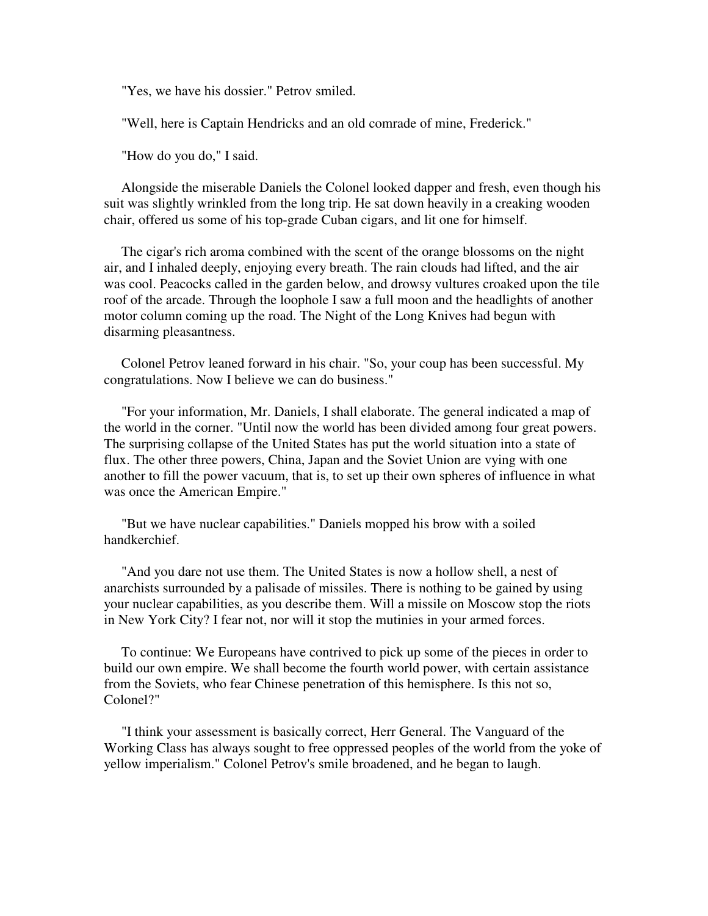"Yes, we have his dossier." Petrov smiled.

"Well, here is Captain Hendricks and an old comrade of mine, Frederick."

"How do you do," I said.

Alongside the miserable Daniels the Colonel looked dapper and fresh, even though his suit was slightly wrinkled from the long trip. He sat down heavily in a creaking wooden chair, offered us some of his top-grade Cuban cigars, and lit one for himself.

The cigar's rich aroma combined with the scent of the orange blossoms on the night air, and I inhaled deeply, enjoying every breath. The rain clouds had lifted, and the air was cool. Peacocks called in the garden below, and drowsy vultures croaked upon the tile roof of the arcade. Through the loophole I saw a full moon and the headlights of another motor column coming up the road. The Night of the Long Knives had begun with disarming pleasantness.

Colonel Petrov leaned forward in his chair. "So, your coup has been successful. My congratulations. Now I believe we can do business."

"For your information, Mr. Daniels, I shall elaborate. The general indicated a map of the world in the corner. "Until now the world has been divided among four great powers. The surprising collapse of the United States has put the world situation into a state of flux. The other three powers, China, Japan and the Soviet Union are vying with one another to fill the power vacuum, that is, to set up their own spheres of influence in what was once the American Empire."

"But we have nuclear capabilities." Daniels mopped his brow with a soiled handkerchief.

"And you dare not use them. The United States is now a hollow shell, a nest of anarchists surrounded by a palisade of missiles. There is nothing to be gained by using your nuclear capabilities, as you describe them. Will a missile on Moscow stop the riots in New York City? I fear not, nor will it stop the mutinies in your armed forces.

To continue: We Europeans have contrived to pick up some of the pieces in order to build our own empire. We shall become the fourth world power, with certain assistance from the Soviets, who fear Chinese penetration of this hemisphere. Is this not so, Colonel?"

"I think your assessment is basically correct, Herr General. The Vanguard of the Working Class has always sought to free oppressed peoples of the world from the yoke of yellow imperialism." Colonel Petrov's smile broadened, and he began to laugh.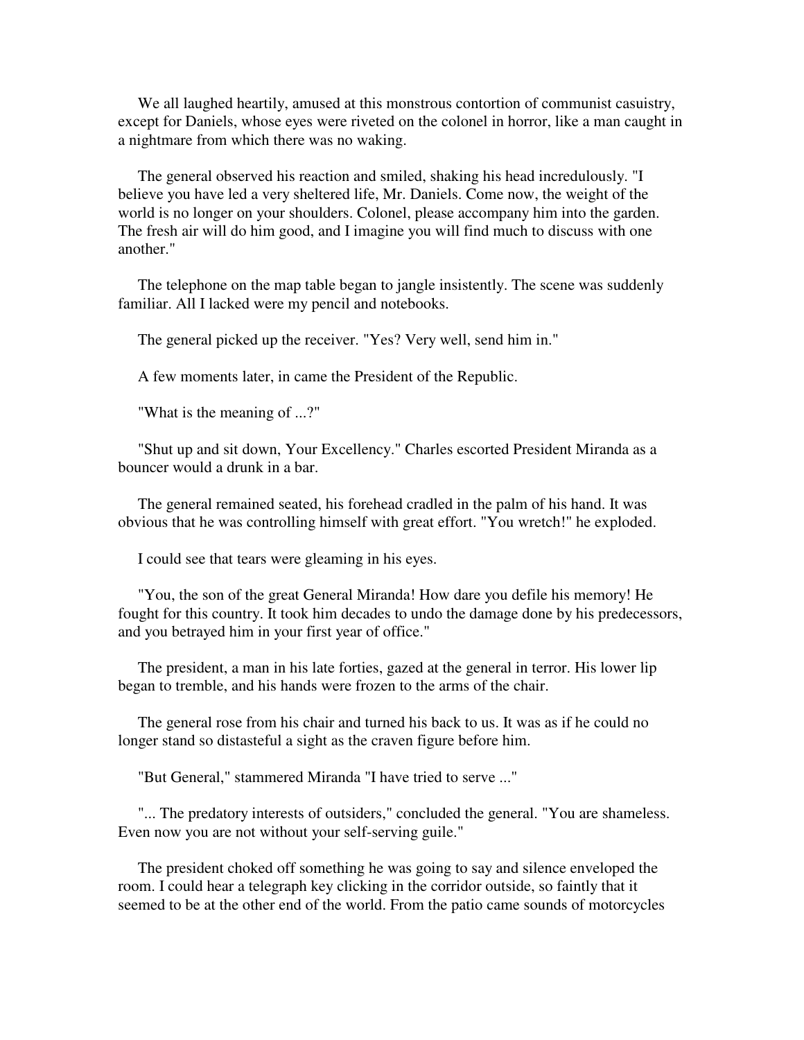We all laughed heartily, amused at this monstrous contortion of communist casuistry, except for Daniels, whose eyes were riveted on the colonel in horror, like a man caught in a nightmare from which there was no waking.

The general observed his reaction and smiled, shaking his head incredulously. "I believe you have led a very sheltered life, Mr. Daniels. Come now, the weight of the world is no longer on your shoulders. Colonel, please accompany him into the garden. The fresh air will do him good, and I imagine you will find much to discuss with one another."

The telephone on the map table began to jangle insistently. The scene was suddenly familiar. All I lacked were my pencil and notebooks.

The general picked up the receiver. "Yes? Very well, send him in."

A few moments later, in came the President of the Republic.

"What is the meaning of ...?"

"Shut up and sit down, Your Excellency." Charles escorted President Miranda as a bouncer would a drunk in a bar.

The general remained seated, his forehead cradled in the palm of his hand. It was obvious that he was controlling himself with great effort. "You wretch!" he exploded.

I could see that tears were gleaming in his eyes.

"You, the son of the great General Miranda! How dare you defile his memory! He fought for this country. It took him decades to undo the damage done by his predecessors, and you betrayed him in your first year of office."

The president, a man in his late forties, gazed at the general in terror. His lower lip began to tremble, and his hands were frozen to the arms of the chair.

The general rose from his chair and turned his back to us. It was as if he could no longer stand so distasteful a sight as the craven figure before him.

"But General," stammered Miranda "I have tried to serve ..."

"... The predatory interests of outsiders," concluded the general. "You are shameless. Even now you are not without your self-serving guile."

The president choked off something he was going to say and silence enveloped the room. I could hear a telegraph key clicking in the corridor outside, so faintly that it seemed to be at the other end of the world. From the patio came sounds of motorcycles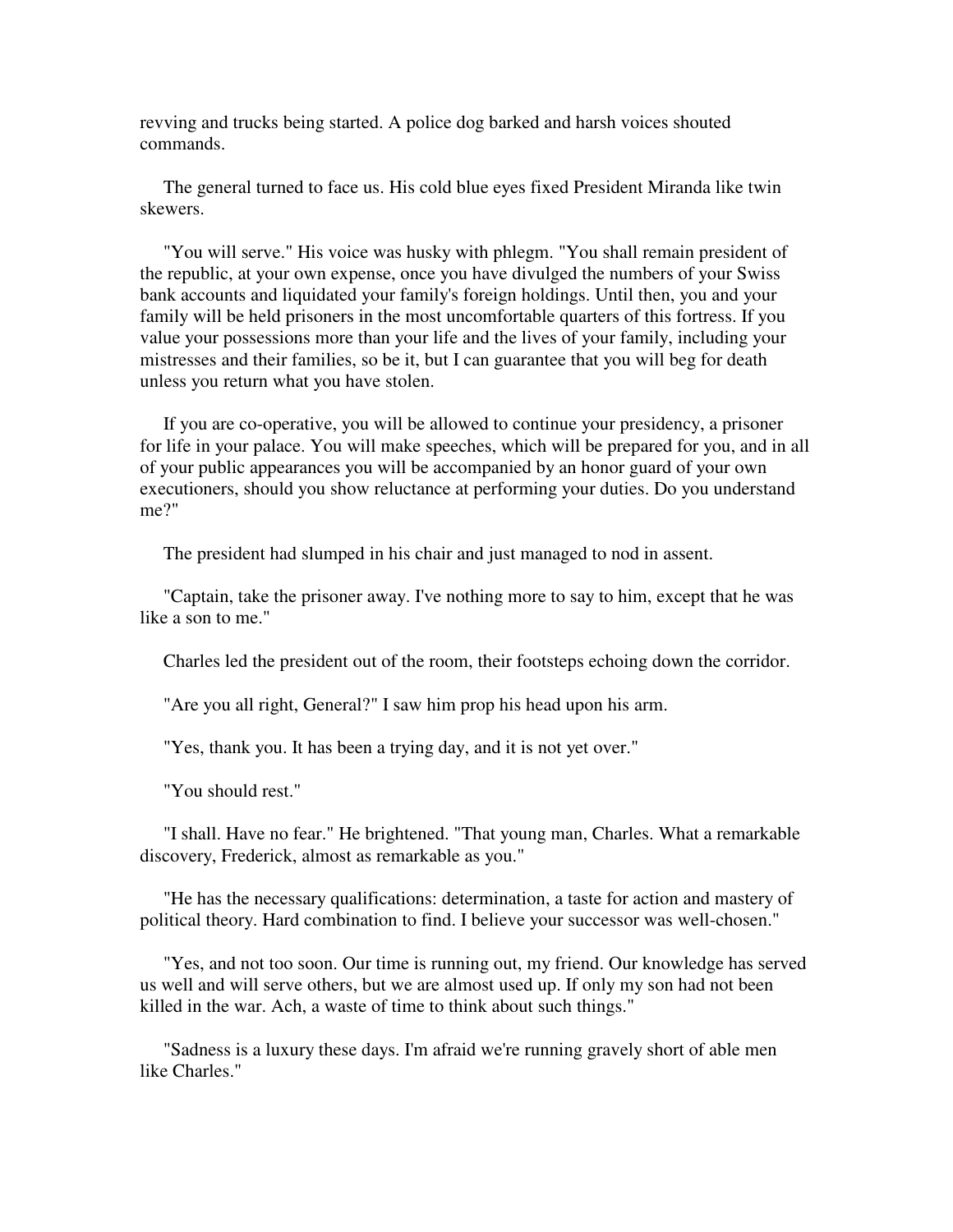revving and trucks being started. A police dog barked and harsh voices shouted commands.

The general turned to face us. His cold blue eyes fixed President Miranda like twin skewers.

"You will serve." His voice was husky with phlegm. "You shall remain president of the republic, at your own expense, once you have divulged the numbers of your Swiss bank accounts and liquidated your family's foreign holdings. Until then, you and your family will be held prisoners in the most uncomfortable quarters of this fortress. If you value your possessions more than your life and the lives of your family, including your mistresses and their families, so be it, but I can guarantee that you will beg for death unless you return what you have stolen.

If you are co-operative, you will be allowed to continue your presidency, a prisoner for life in your palace. You will make speeches, which will be prepared for you, and in all of your public appearances you will be accompanied by an honor guard of your own executioners, should you show reluctance at performing your duties. Do you understand me?"

The president had slumped in his chair and just managed to nod in assent.

"Captain, take the prisoner away. I've nothing more to say to him, except that he was like a son to me."

Charles led the president out of the room, their footsteps echoing down the corridor.

"Are you all right, General?" I saw him prop his head upon his arm.

"Yes, thank you. It has been a trying day, and it is not yet over."

"You should rest."

"I shall. Have no fear." He brightened. "That young man, Charles. What a remarkable discovery, Frederick, almost as remarkable as you."

"He has the necessary qualifications: determination, a taste for action and mastery of political theory. Hard combination to find. I believe your successor was well-chosen."

"Yes, and not too soon. Our time is running out, my friend. Our knowledge has served us well and will serve others, but we are almost used up. If only my son had not been killed in the war. Ach, a waste of time to think about such things."

"Sadness is a luxury these days. I'm afraid we're running gravely short of able men like Charles."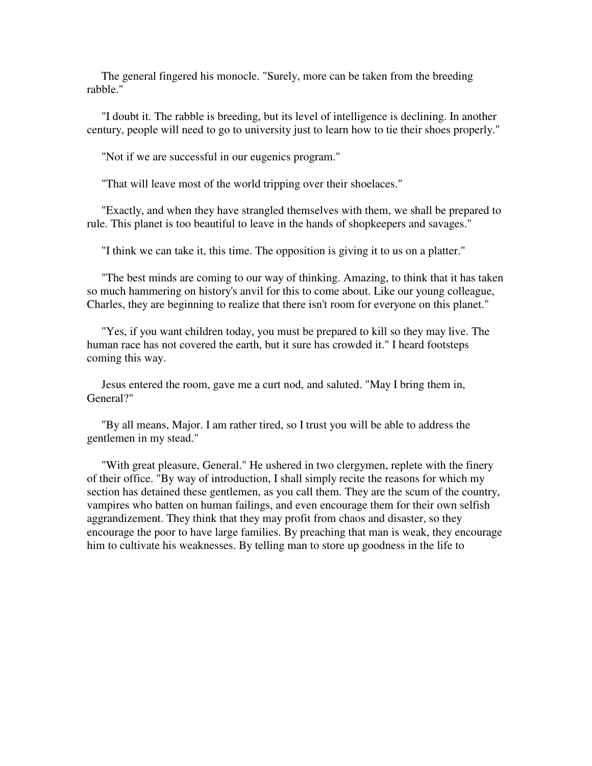The general fingered his monocle. "Surely, more can be taken from the breeding rabble."

"I doubt it. The rabble is breeding, but its level of intelligence is declining. In another century, people will need to go to university just to learn how to tie their shoes properly."

"Not if we are successful in our eugenics program."

"That will leave most of the world tripping over their shoelaces."

"Exactly, and when they have strangled themselves with them, we shall be prepared to rule. This planet is too beautiful to leave in the hands of shopkeepers and savages."

"I think we can take it, this time. The opposition is giving it to us on a platter."

"The best minds are coming to our way of thinking. Amazing, to think that it has taken so much hammering on history's anvil for this to come about. Like our young colleague, Charles, they are beginning to realize that there isn't room for everyone on this planet."

"Yes, if you want children today, you must be prepared to kill so they may live. The human race has not covered the earth, but it sure has crowded it." I heard footsteps coming this way.

Jesus entered the room, gave me a curt nod, and saluted. "May I bring them in, General?"

"By all means, Major. I am rather tired, so I trust you will be able to address the gentlemen in my stead."

"With great pleasure, General." He ushered in two clergymen, replete with the finery of their office. "By way of introduction, I shall simply recite the reasons for which my section has detained these gentlemen, as you call them. They are the scum of the country, vampires who batten on human failings, and even encourage them for their own selfish aggrandizement. They think that they may profit from chaos and disaster, so they encourage the poor to have large families. By preaching that man is weak, they encourage him to cultivate his weaknesses. By telling man to store up goodness in the life to